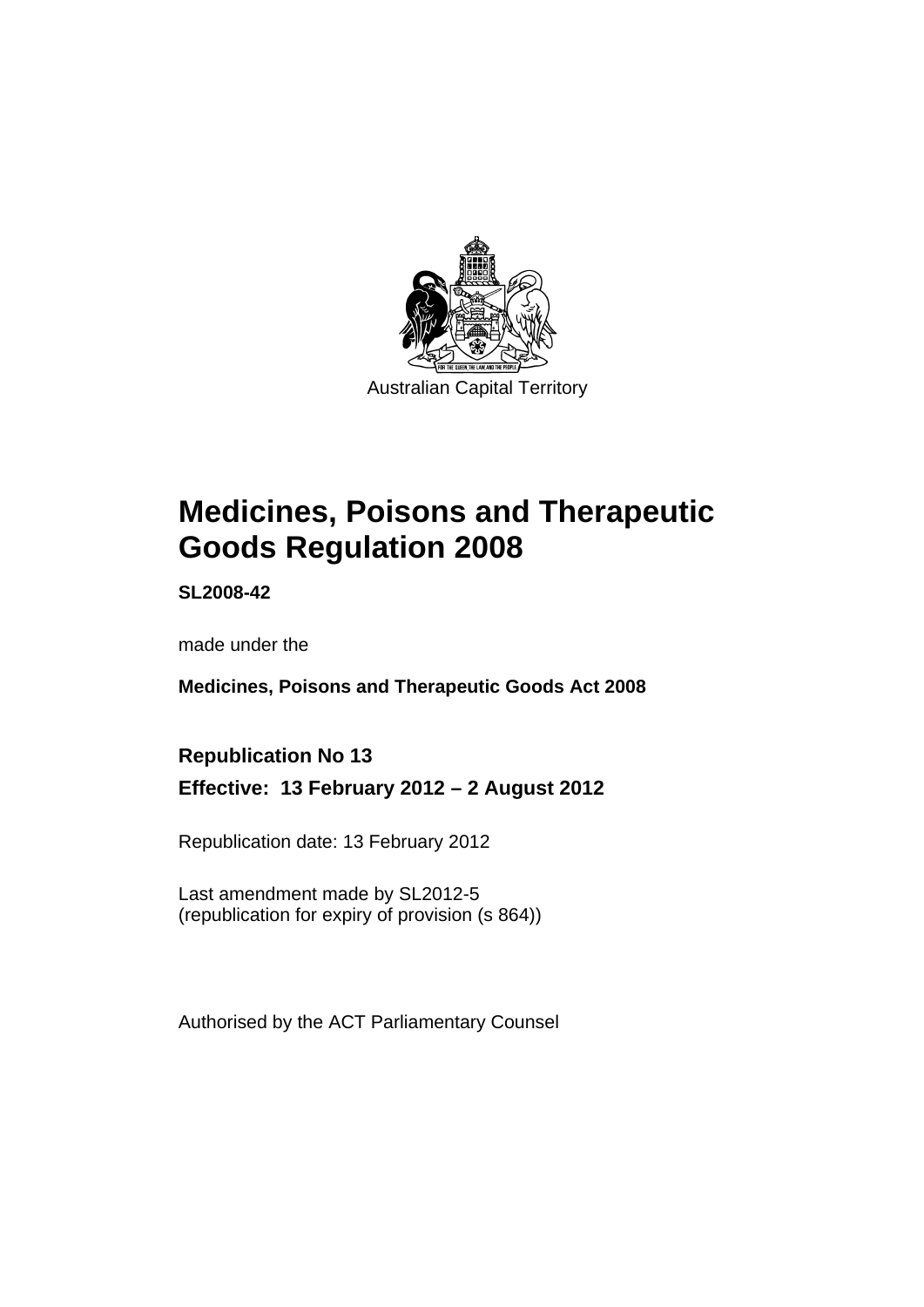Australian Capital Territory

# Medicines, Poisons and Therapeutic Goods Regulation 2008

**SL2008-42**

made under the

**Medicines, Poisons and Therapeutic Goods Act 2008**

## Republication No 13

**Effective: 13 February 2012 – 2 August 2012**

Republication date: 13 February 2012

Last amendment made by SL2012-5
(republication for expiry of provision (s 864))

Authorised by the ACT Parliamentary Counsel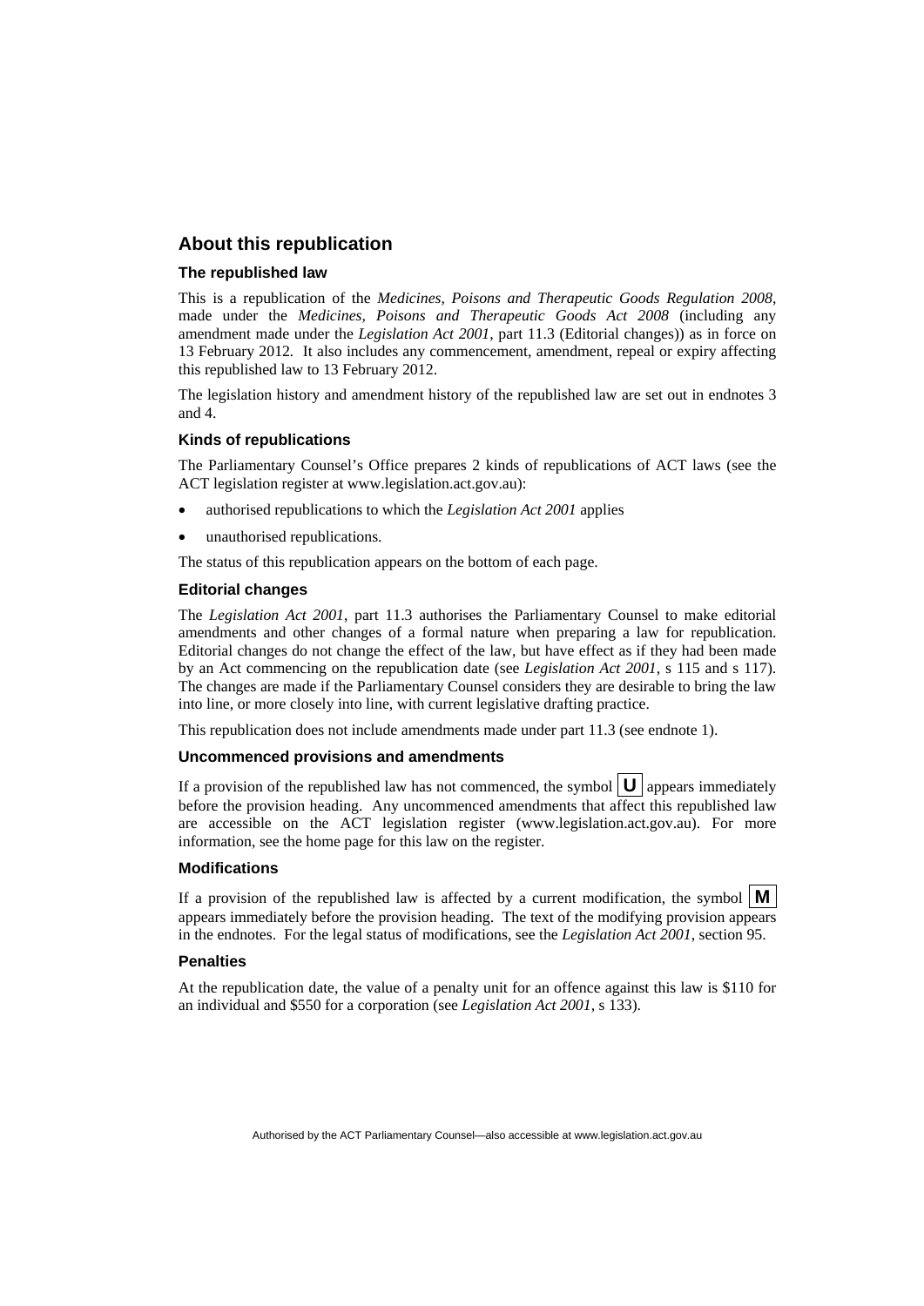## About this republication

### The republished law

This is a republication of the *Medicines, Poisons and Therapeutic Goods Regulation 2008*, made under the *Medicines, Poisons and Therapeutic Goods Act 2008* (including any amendment made under the *Legislation Act 2001*, part 11.3 (Editorial changes)) as in force on 13 February 2012. It also includes any commencement, amendment, repeal or expiry affecting this republished law to 13 February 2012.

The legislation history and amendment history of the republished law are set out in endnotes 3 and 4.

### Kinds of republications

The Parliamentary Counsel's Office prepares 2 kinds of republications of ACT laws (see the ACT legislation register at www.legislation.act.gov.au):

- authorised republications to which the *Legislation Act 2001* applies
- unauthorised republications.

The status of this republication appears on the bottom of each page.

### Editorial changes

The *Legislation Act 2001*, part 11.3 authorises the Parliamentary Counsel to make editorial amendments and other changes of a formal nature when preparing a law for republication. Editorial changes do not change the effect of the law, but have effect as if they had been made by an Act commencing on the republication date (see *Legislation Act 2001*, s 115 and s 117). The changes are made if the Parliamentary Counsel considers they are desirable to bring the law into line, or more closely into line, with current legislative drafting practice.

This republication does not include amendments made under part 11.3 (see endnote 1).

### Uncommenced provisions and amendments

If a provision of the republished law has not commenced, the symbol **U** appears immediately before the provision heading. Any uncommenced amendments that affect this republished law are accessible on the ACT legislation register (www.legislation.act.gov.au). For more information, see the home page for this law on the register.

### Modifications

If a provision of the republished law is affected by a current modification, the symbol **M** appears immediately before the provision heading. The text of the modifying provision appears in the endnotes. For the legal status of modifications, see the *Legislation Act 2001*, section 95.

### Penalties

At the republication date, the value of a penalty unit for an offence against this law is $110 for an individual and $550 for a corporation (see *Legislation Act 2001*, s 133).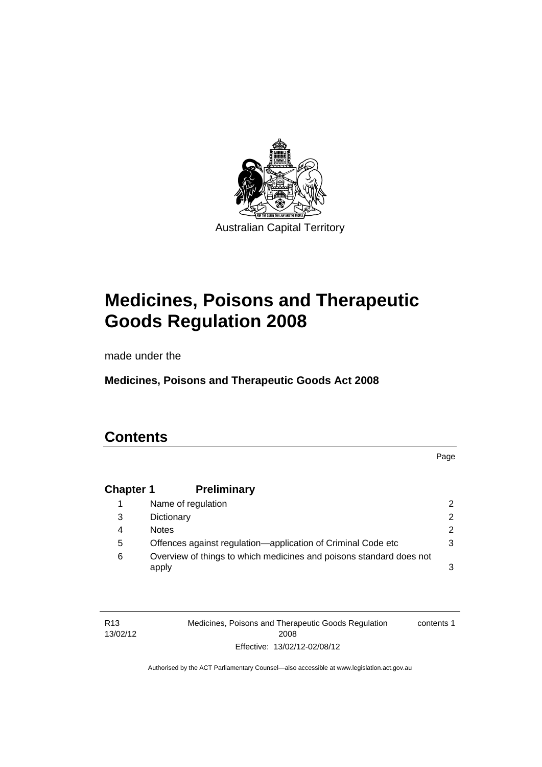Australian Capital Territory

# Medicines, Poisons and Therapeutic Goods Regulation 2008

made under the

**Medicines, Poisons and Therapeutic Goods Act 2008**

## Contents

| | | Page |
|---|---|---|
| **Chapter 1** | **Preliminary** | |
| 1 | Name of regulation | 2 |
| 3 | Dictionary | 2 |
| 4 | Notes | 2 |
| 5 | Offences against regulation—application of Criminal Code etc | 3 |
| 6 | Overview of things to which medicines and poisons standard does not apply | 3 |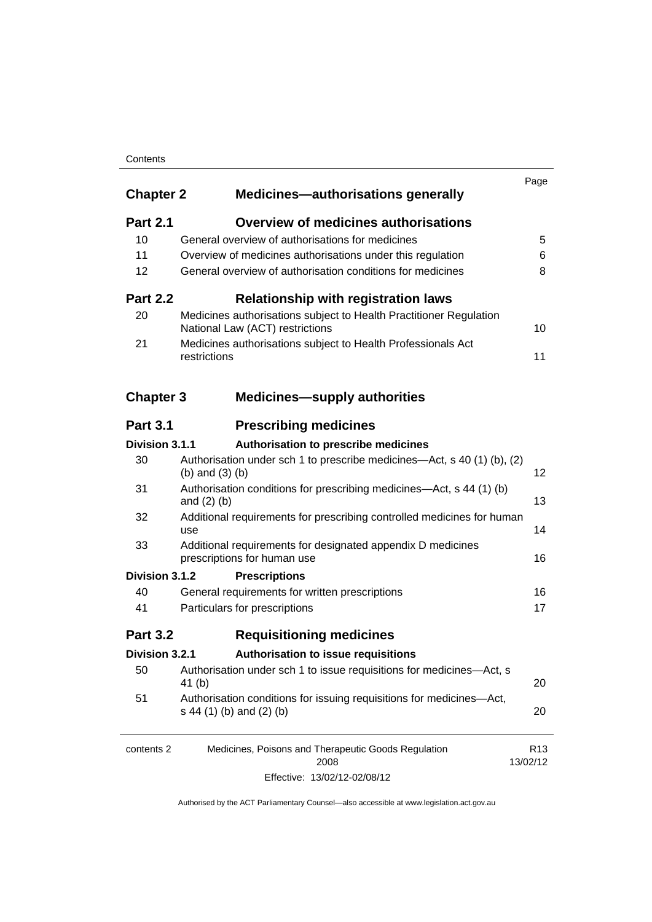| | | Page |
|---|---|---|
| **Chapter 2** | **Medicines—authorisations generally** | |
| **Part 2.1** | **Overview of medicines authorisations** | |
| 10 | General overview of authorisations for medicines | 5 |
| 11 | Overview of medicines authorisations under this regulation | 6 |
| 12 | General overview of authorisation conditions for medicines | 8 |
| **Part 2.2** | **Relationship with registration laws** | |
| 20 | Medicines authorisations subject to Health Practitioner Regulation National Law (ACT) restrictions | 10 |
| 21 | Medicines authorisations subject to Health Professionals Act restrictions | 11 |
| **Chapter 3** | **Medicines—supply authorities** | |
| **Part 3.1** | **Prescribing medicines** | |
| **Division 3.1.1** | **Authorisation to prescribe medicines** | |
| 30 | Authorisation under sch 1 to prescribe medicines—Act, s 40 (1) (b), (2) (b) and (3) (b) | 12 |
| 31 | Authorisation conditions for prescribing medicines—Act, s 44 (1) (b) and (2) (b) | 13 |
| 32 | Additional requirements for prescribing controlled medicines for human use | 14 |
| 33 | Additional requirements for designated appendix D medicines prescriptions for human use | 16 |
| **Division 3.1.2** | **Prescriptions** | |
| 40 | General requirements for written prescriptions | 16 |
| 41 | Particulars for prescriptions | 17 |
| **Part 3.2** | **Requisitioning medicines** | |
| **Division 3.2.1** | **Authorisation to issue requisitions** | |
| 50 | Authorisation under sch 1 to issue requisitions for medicines—Act, s 41 (b) | 20 |
| 51 | Authorisation conditions for issuing requisitions for medicines—Act, s 44 (1) (b) and (2) (b) | 20 |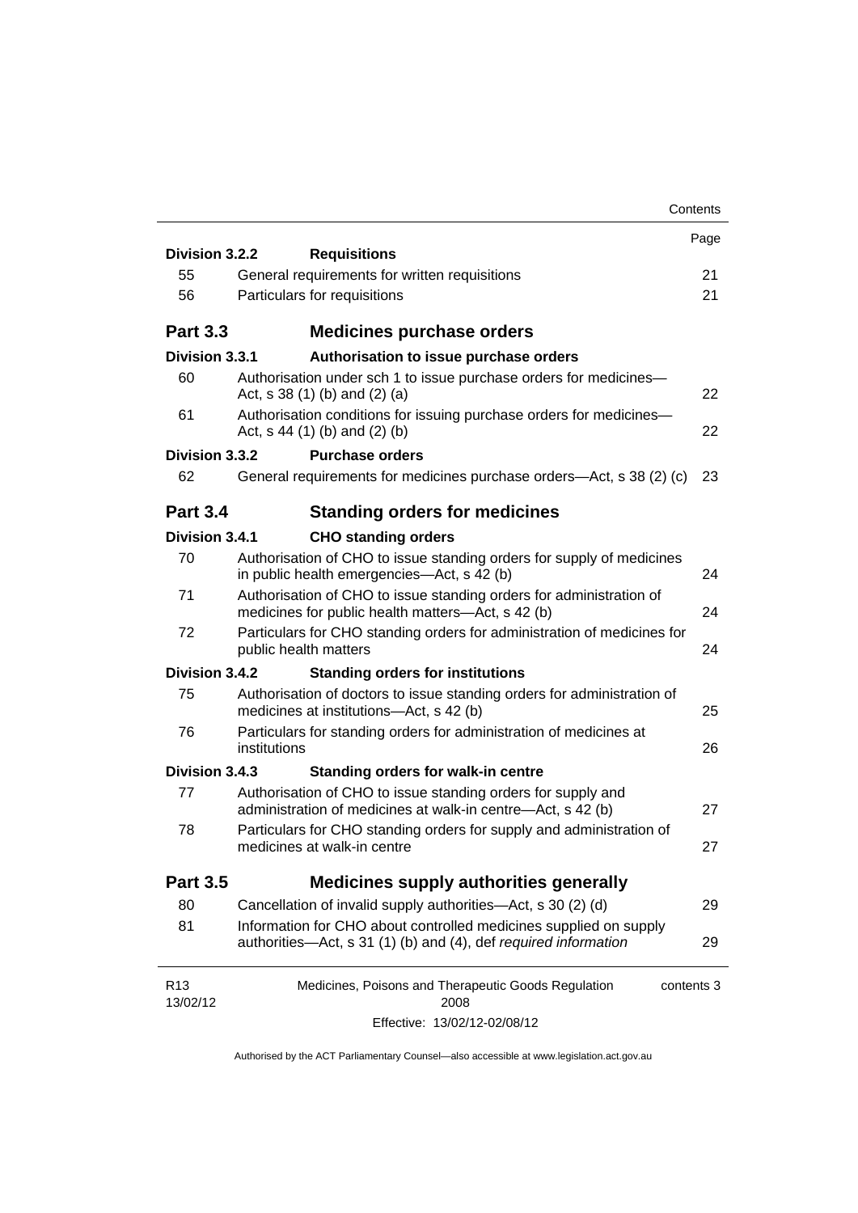| | | Page |
|---|---|---|
| **Division 3.2.2** | **Requisitions** | |
| 55 | General requirements for written requisitions | 21 |
| 56 | Particulars for requisitions | 21 |
| **Part 3.3** | **Medicines purchase orders** | |
| **Division 3.3.1** | **Authorisation to issue purchase orders** | |
| 60 | Authorisation under sch 1 to issue purchase orders for medicines—Act, s 38 (1) (b) and (2) (a) | 22 |
| 61 | Authorisation conditions for issuing purchase orders for medicines—Act, s 44 (1) (b) and (2) (b) | 22 |
| **Division 3.3.2** | **Purchase orders** | |
| 62 | General requirements for medicines purchase orders—Act, s 38 (2) (c) | 23 |
| **Part 3.4** | **Standing orders for medicines** | |
| **Division 3.4.1** | **CHO standing orders** | |
| 70 | Authorisation of CHO to issue standing orders for supply of medicines in public health emergencies—Act, s 42 (b) | 24 |
| 71 | Authorisation of CHO to issue standing orders for administration of medicines for public health matters—Act, s 42 (b) | 24 |
| 72 | Particulars for CHO standing orders for administration of medicines for public health matters | 24 |
| **Division 3.4.2** | **Standing orders for institutions** | |
| 75 | Authorisation of doctors to issue standing orders for administration of medicines at institutions—Act, s 42 (b) | 25 |
| 76 | Particulars for standing orders for administration of medicines at institutions | 26 |
| **Division 3.4.3** | **Standing orders for walk-in centre** | |
| 77 | Authorisation of CHO to issue standing orders for supply and administration of medicines at walk-in centre—Act, s 42 (b) | 27 |
| 78 | Particulars for CHO standing orders for supply and administration of medicines at walk-in centre | 27 |
| **Part 3.5** | **Medicines supply authorities generally** | |
| 80 | Cancellation of invalid supply authorities—Act, s 30 (2) (d) | 29 |
| 81 | Information for CHO about controlled medicines supplied on supply authorities—Act, s 31 (1) (b) and (4), def *required information* | 29 |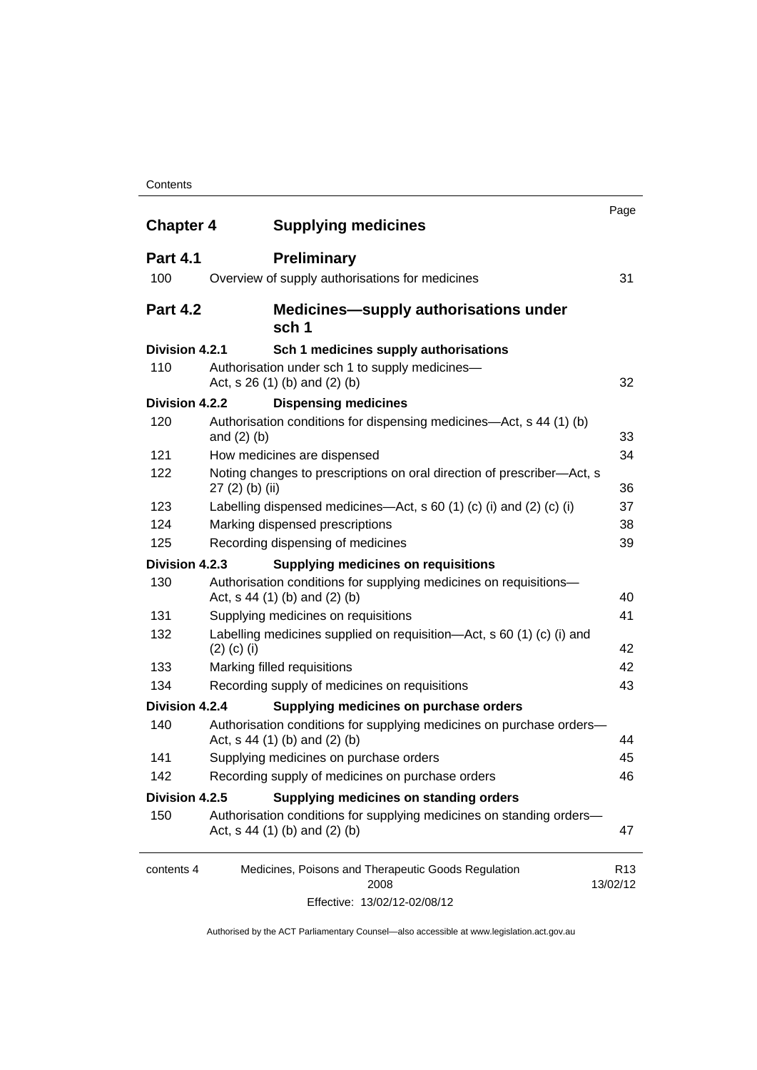| | | Page |
|---|---|---|
| **Chapter 4** | **Supplying medicines** | |
| **Part 4.1** | **Preliminary** | |
| 100 | Overview of supply authorisations for medicines | 31 |
| **Part 4.2** | **Medicines—supply authorisations under sch 1** | |
| **Division 4.2.1** | **Sch 1 medicines supply authorisations** | |
| 110 | Authorisation under sch 1 to supply medicines—Act, s 26 (1) (b) and (2) (b) | 32 |
| **Division 4.2.2** | **Dispensing medicines** | |
| 120 | Authorisation conditions for dispensing medicines—Act, s 44 (1) (b) and (2) (b) | 33 |
| 121 | How medicines are dispensed | 34 |
| 122 | Noting changes to prescriptions on oral direction of prescriber—Act, s 27 (2) (b) (ii) | 36 |
| 123 | Labelling dispensed medicines—Act, s 60 (1) (c) (i) and (2) (c) (i) | 37 |
| 124 | Marking dispensed prescriptions | 38 |
| 125 | Recording dispensing of medicines | 39 |
| **Division 4.2.3** | **Supplying medicines on requisitions** | |
| 130 | Authorisation conditions for supplying medicines on requisitions—Act, s 44 (1) (b) and (2) (b) | 40 |
| 131 | Supplying medicines on requisitions | 41 |
| 132 | Labelling medicines supplied on requisition—Act, s 60 (1) (c) (i) and (2) (c) (i) | 42 |
| 133 | Marking filled requisitions | 42 |
| 134 | Recording supply of medicines on requisitions | 43 |
| **Division 4.2.4** | **Supplying medicines on purchase orders** | |
| 140 | Authorisation conditions for supplying medicines on purchase orders—Act, s 44 (1) (b) and (2) (b) | 44 |
| 141 | Supplying medicines on purchase orders | 45 |
| 142 | Recording supply of medicines on purchase orders | 46 |
| **Division 4.2.5** | **Supplying medicines on standing orders** | |
| 150 | Authorisation conditions for supplying medicines on standing orders—Act, s 44 (1) (b) and (2) (b) | 47 |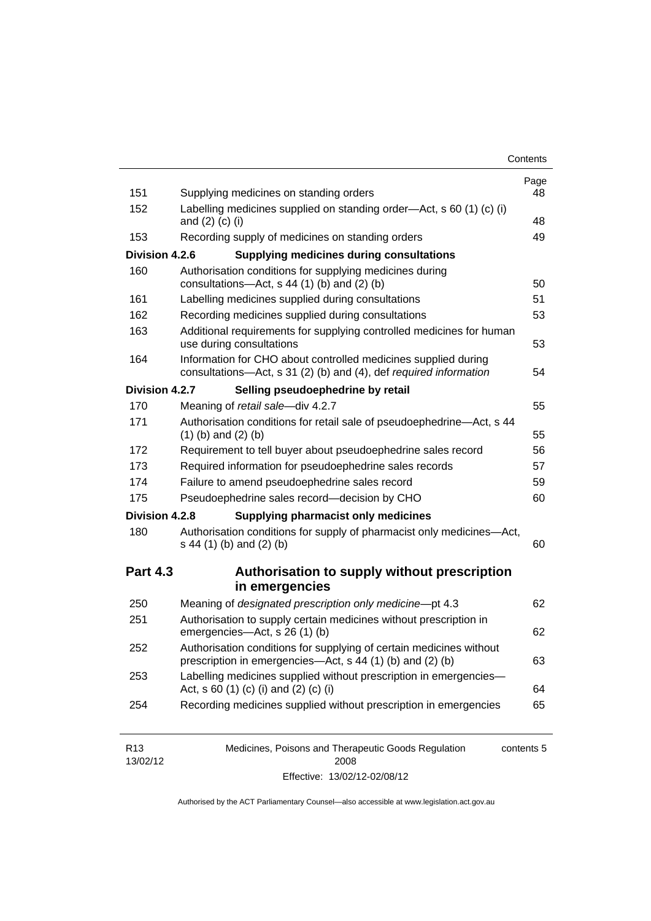| | | Page |
|---|---|---|
| 151 | Supplying medicines on standing orders | 48 |
| 152 | Labelling medicines supplied on standing order—Act, s 60 (1) (c) (i) and (2) (c) (i) | 48 |
| 153 | Recording supply of medicines on standing orders | 49 |
| **Division 4.2.6** | **Supplying medicines during consultations** | |
| 160 | Authorisation conditions for supplying medicines during consultations—Act, s 44 (1) (b) and (2) (b) | 50 |
| 161 | Labelling medicines supplied during consultations | 51 |
| 162 | Recording medicines supplied during consultations | 53 |
| 163 | Additional requirements for supplying controlled medicines for human use during consultations | 53 |
| 164 | Information for CHO about controlled medicines supplied during consultations—Act, s 31 (2) (b) and (4), def *required information* | 54 |
| **Division 4.2.7** | **Selling pseudoephedrine by retail** | |
| 170 | Meaning of *retail sale*—div 4.2.7 | 55 |
| 171 | Authorisation conditions for retail sale of pseudoephedrine—Act, s 44 (1) (b) and (2) (b) | 55 |
| 172 | Requirement to tell buyer about pseudoephedrine sales record | 56 |
| 173 | Required information for pseudoephedrine sales records | 57 |
| 174 | Failure to amend pseudoephedrine sales record | 59 |
| 175 | Pseudoephedrine sales record—decision by CHO | 60 |
| **Division 4.2.8** | **Supplying pharmacist only medicines** | |
| 180 | Authorisation conditions for supply of pharmacist only medicines—Act, s 44 (1) (b) and (2) (b) | 60 |

## Part 4.3 Authorisation to supply without prescription in emergencies

| | | |
|---|---|---|
| 250 | Meaning of *designated prescription only medicine*—pt 4.3 | 62 |
| 251 | Authorisation to supply certain medicines without prescription in emergencies—Act, s 26 (1) (b) | 62 |
| 252 | Authorisation conditions for supplying of certain medicines without prescription in emergencies—Act, s 44 (1) (b) and (2) (b) | 63 |
| 253 | Labelling medicines supplied without prescription in emergencies—Act, s 60 (1) (c) (i) and (2) (c) (i) | 64 |
| 254 | Recording medicines supplied without prescription in emergencies | 65 |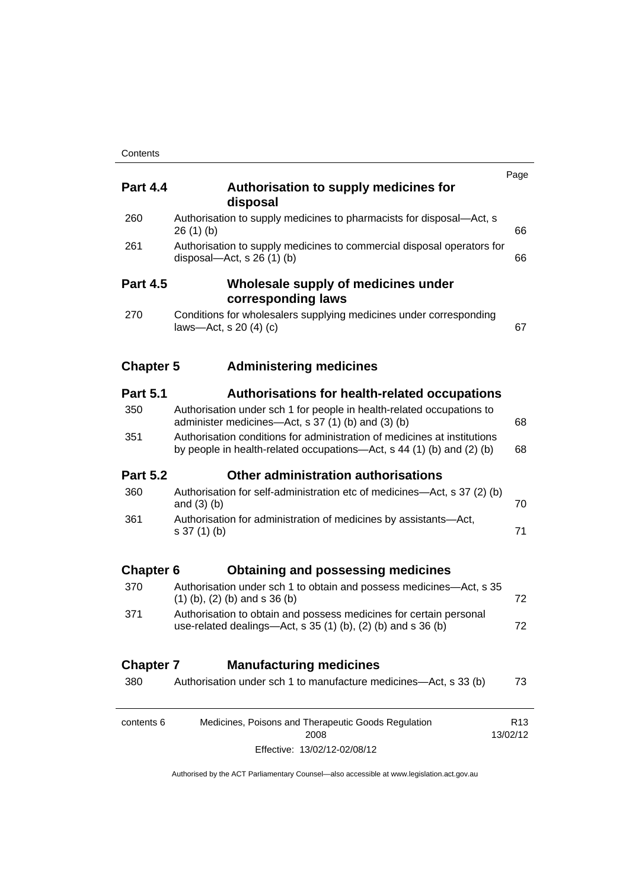| | | Page |
|---|---|---|
| **Part 4.4** | **Authorisation to supply medicines for disposal** | |
| 260 | Authorisation to supply medicines to pharmacists for disposal—Act, s 26 (1) (b) | 66 |
| 261 | Authorisation to supply medicines to commercial disposal operators for disposal—Act, s 26 (1) (b) | 66 |
| **Part 4.5** | **Wholesale supply of medicines under corresponding laws** | |
| 270 | Conditions for wholesalers supplying medicines under corresponding laws—Act, s 20 (4) (c) | 67 |
| **Chapter 5** | **Administering medicines** | |
| **Part 5.1** | **Authorisations for health-related occupations** | |
| 350 | Authorisation under sch 1 for people in health-related occupations to administer medicines—Act, s 37 (1) (b) and (3) (b) | 68 |
| 351 | Authorisation conditions for administration of medicines at institutions by people in health-related occupations—Act, s 44 (1) (b) and (2) (b) | 68 |
| **Part 5.2** | **Other administration authorisations** | |
| 360 | Authorisation for self-administration etc of medicines—Act, s 37 (2) (b) and (3) (b) | 70 |
| 361 | Authorisation for administration of medicines by assistants—Act, s 37 (1) (b) | 71 |
| **Chapter 6** | **Obtaining and possessing medicines** | |
| 370 | Authorisation under sch 1 to obtain and possess medicines—Act, s 35 (1) (b), (2) (b) and s 36 (b) | 72 |
| 371 | Authorisation to obtain and possess medicines for certain personal use-related dealings—Act, s 35 (1) (b), (2) (b) and s 36 (b) | 72 |
| **Chapter 7** | **Manufacturing medicines** | |
| 380 | Authorisation under sch 1 to manufacture medicines—Act, s 33 (b) | 73 |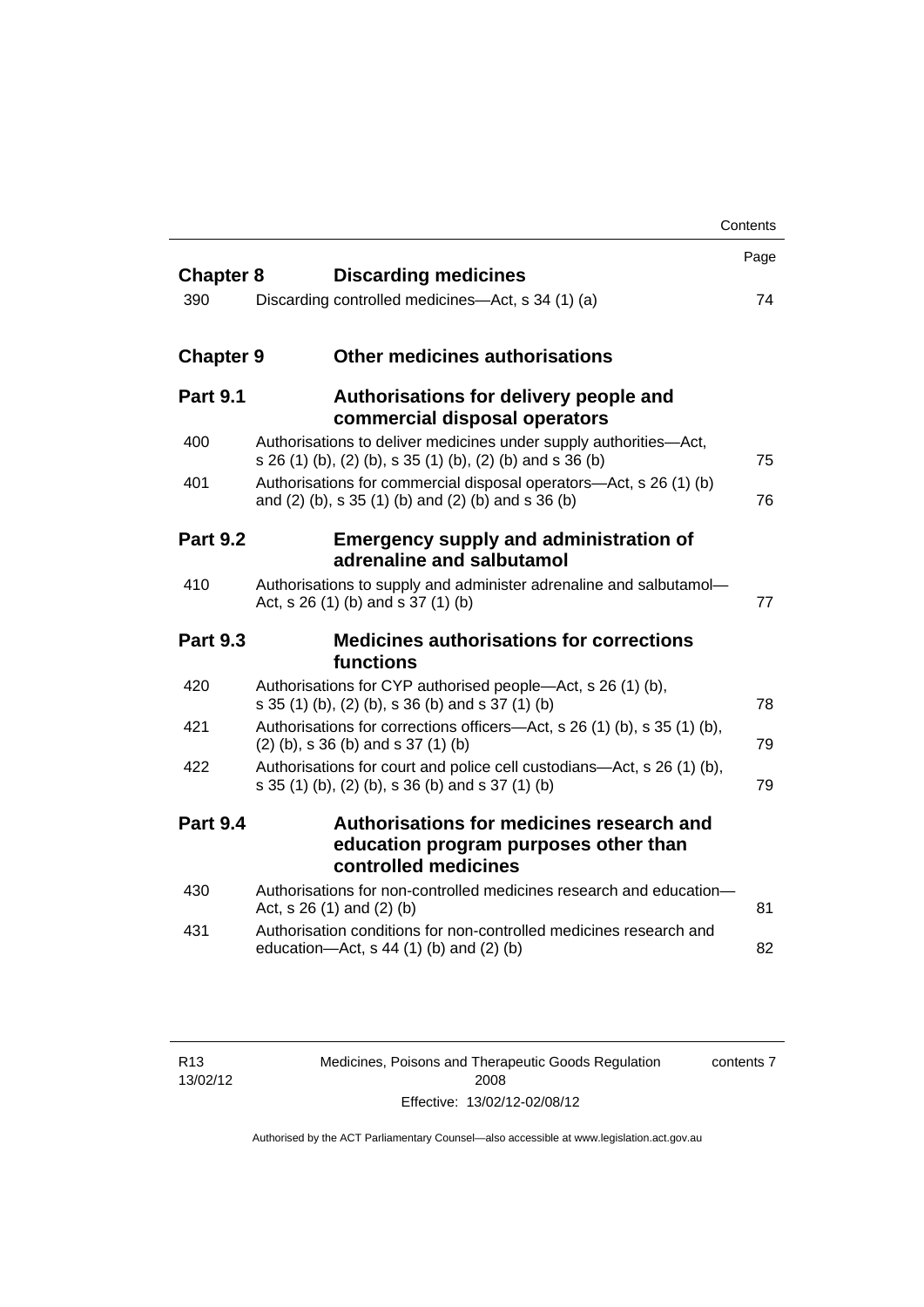| | | Page |
|---|---|---|
| **Chapter 8** | **Discarding medicines** | |
| 390 | Discarding controlled medicines—Act, s 34 (1) (a) | 74 |
| **Chapter 9** | **Other medicines authorisations** | |
| **Part 9.1** | **Authorisations for delivery people and commercial disposal operators** | |
| 400 | Authorisations to deliver medicines under supply authorities—Act, s 26 (1) (b), (2) (b), s 35 (1) (b), (2) (b) and s 36 (b) | 75 |
| 401 | Authorisations for commercial disposal operators—Act, s 26 (1) (b) and (2) (b), s 35 (1) (b) and (2) (b) and s 36 (b) | 76 |
| **Part 9.2** | **Emergency supply and administration of adrenaline and salbutamol** | |
| 410 | Authorisations to supply and administer adrenaline and salbutamol—Act, s 26 (1) (b) and s 37 (1) (b) | 77 |
| **Part 9.3** | **Medicines authorisations for corrections functions** | |
| 420 | Authorisations for CYP authorised people—Act, s 26 (1) (b), s 35 (1) (b), (2) (b), s 36 (b) and s 37 (1) (b) | 78 |
| 421 | Authorisations for corrections officers—Act, s 26 (1) (b), s 35 (1) (b), (2) (b), s 36 (b) and s 37 (1) (b) | 79 |
| 422 | Authorisations for court and police cell custodians—Act, s 26 (1) (b), s 35 (1) (b), (2) (b), s 36 (b) and s 37 (1) (b) | 79 |
| **Part 9.4** | **Authorisations for medicines research and education program purposes other than controlled medicines** | |
| 430 | Authorisations for non-controlled medicines research and education—Act, s 26 (1) and (2) (b) | 81 |
| 431 | Authorisation conditions for non-controlled medicines research and education—Act, s 44 (1) (b) and (2) (b) | 82 |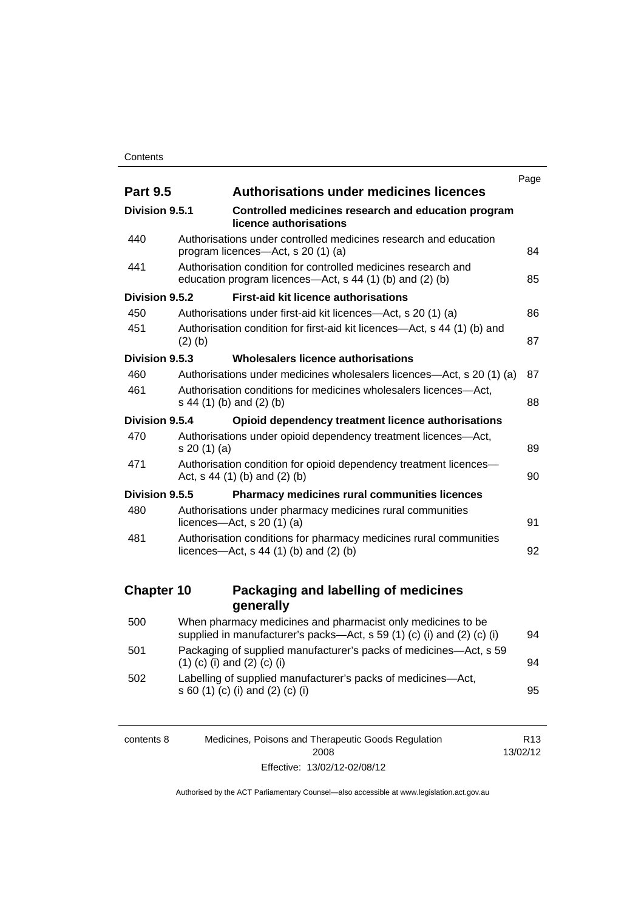| | | Page |
|---|---|---|
| **Part 9.5** | **Authorisations under medicines licences** | |
| **Division 9.5.1** | **Controlled medicines research and education program licence authorisations** | |
| 440 | Authorisations under controlled medicines research and education program licences—Act, s 20 (1) (a) | 84 |
| 441 | Authorisation condition for controlled medicines research and education program licences—Act, s 44 (1) (b) and (2) (b) | 85 |
| **Division 9.5.2** | **First-aid kit licence authorisations** | |
| 450 | Authorisations under first-aid kit licences—Act, s 20 (1) (a) | 86 |
| 451 | Authorisation condition for first-aid kit licences—Act, s 44 (1) (b) and (2) (b) | 87 |
| **Division 9.5.3** | **Wholesalers licence authorisations** | |
| 460 | Authorisations under medicines wholesalers licences—Act, s 20 (1) (a) | 87 |
| 461 | Authorisation conditions for medicines wholesalers licences—Act, s 44 (1) (b) and (2) (b) | 88 |
| **Division 9.5.4** | **Opioid dependency treatment licence authorisations** | |
| 470 | Authorisations under opioid dependency treatment licences—Act, s 20 (1) (a) | 89 |
| 471 | Authorisation condition for opioid dependency treatment licences—Act, s 44 (1) (b) and (2) (b) | 90 |
| **Division 9.5.5** | **Pharmacy medicines rural communities licences** | |
| 480 | Authorisations under pharmacy medicines rural communities licences—Act, s 20 (1) (a) | 91 |
| 481 | Authorisation conditions for pharmacy medicines rural communities licences—Act, s 44 (1) (b) and (2) (b) | 92 |
| **Chapter 10** | **Packaging and labelling of medicines generally** | |
| 500 | When pharmacy medicines and pharmacist only medicines to be supplied in manufacturer's packs—Act, s 59 (1) (c) (i) and (2) (c) (i) | 94 |
| 501 | Packaging of supplied manufacturer's packs of medicines—Act, s 59 (1) (c) (i) and (2) (c) (i) | 94 |
| 502 | Labelling of supplied manufacturer's packs of medicines—Act, s 60 (1) (c) (i) and (2) (c) (i) | 95 |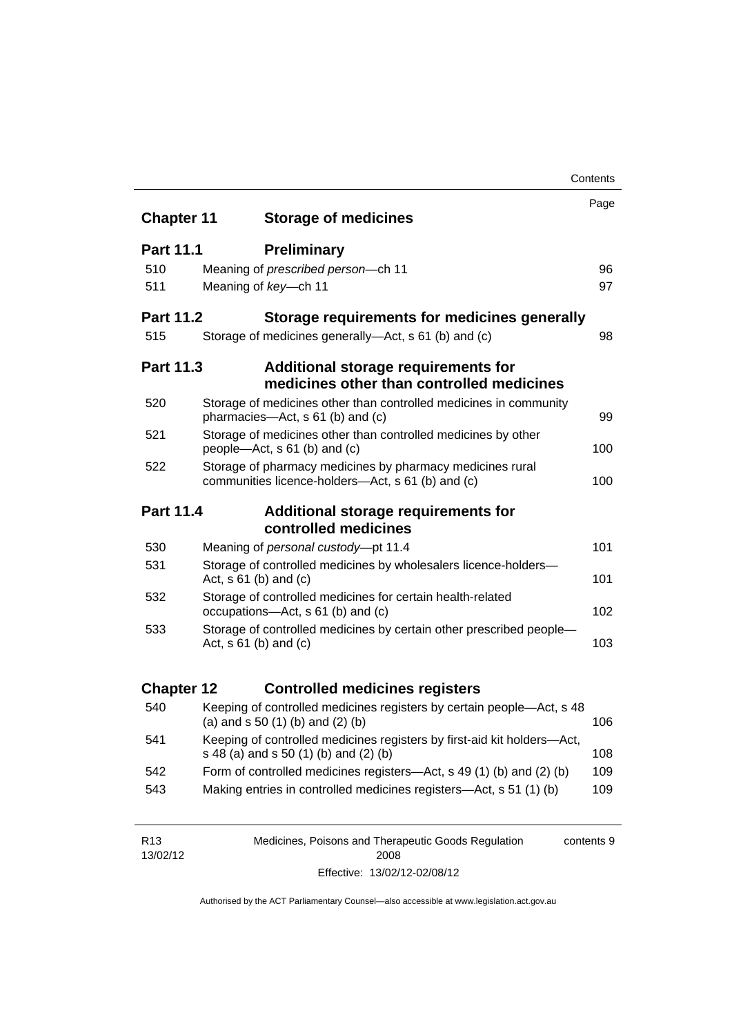| | | Page |
|---|---|---|
| **Chapter 11** | **Storage of medicines** | |
| **Part 11.1** | **Preliminary** | |
| 510 | Meaning of *prescribed person*—ch 11 | 96 |
| 511 | Meaning of *key*—ch 11 | 97 |
| **Part 11.2** | **Storage requirements for medicines generally** | |
| 515 | Storage of medicines generally—Act, s 61 (b) and (c) | 98 |
| **Part 11.3** | **Additional storage requirements for medicines other than controlled medicines** | |
| 520 | Storage of medicines other than controlled medicines in community pharmacies—Act, s 61 (b) and (c) | 99 |
| 521 | Storage of medicines other than controlled medicines by other people—Act, s 61 (b) and (c) | 100 |
| 522 | Storage of pharmacy medicines by pharmacy medicines rural communities licence-holders—Act, s 61 (b) and (c) | 100 |
| **Part 11.4** | **Additional storage requirements for controlled medicines** | |
| 530 | Meaning of *personal custody*—pt 11.4 | 101 |
| 531 | Storage of controlled medicines by wholesalers licence-holders—Act, s 61 (b) and (c) | 101 |
| 532 | Storage of controlled medicines for certain health-related occupations—Act, s 61 (b) and (c) | 102 |
| 533 | Storage of controlled medicines by certain other prescribed people—Act, s 61 (b) and (c) | 103 |
| **Chapter 12** | **Controlled medicines registers** | |
| 540 | Keeping of controlled medicines registers by certain people—Act, s 48 (a) and s 50 (1) (b) and (2) (b) | 106 |
| 541 | Keeping of controlled medicines registers by first-aid kit holders—Act, s 48 (a) and s 50 (1) (b) and (2) (b) | 108 |
| 542 | Form of controlled medicines registers—Act, s 49 (1) (b) and (2) (b) | 109 |
| 543 | Making entries in controlled medicines registers—Act, s 51 (1) (b) | 109 |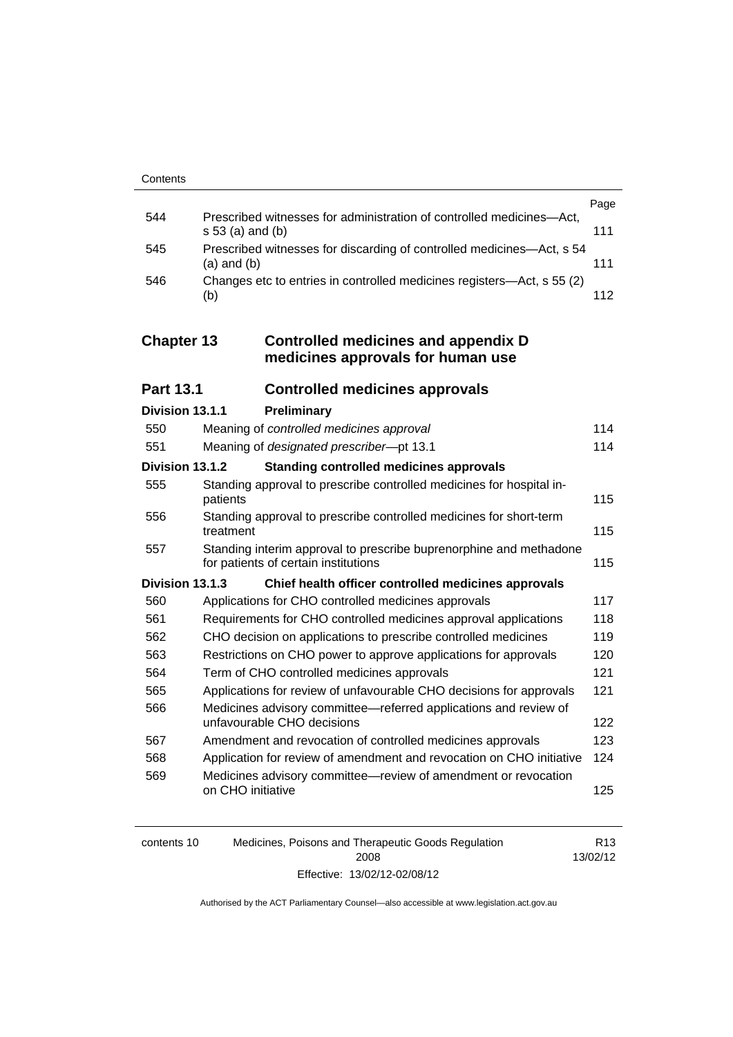| | | Page |
|---|---|---|
| 544 | Prescribed witnesses for administration of controlled medicines—Act, s 53 (a) and (b) | 111 |
| 545 | Prescribed witnesses for discarding of controlled medicines—Act, s 54 (a) and (b) | 111 |
| 546 | Changes etc to entries in controlled medicines registers—Act, s 55 (2) (b) | 112 |

## Chapter 13 Controlled medicines and appendix D medicines approvals for human use

### Part 13.1 Controlled medicines approvals

#### Division 13.1.1 Preliminary

| | | |
|---|---|---|
| 550 | Meaning of *controlled medicines approval* | 114 |
| 551 | Meaning of *designated prescriber*—pt 13.1 | 114 |

#### Division 13.1.2 Standing controlled medicines approvals

| | | |
|---|---|---|
| 555 | Standing approval to prescribe controlled medicines for hospital in-patients | 115 |
| 556 | Standing approval to prescribe controlled medicines for short-term treatment | 115 |
| 557 | Standing interim approval to prescribe buprenorphine and methadone for patients of certain institutions | 115 |

#### Division 13.1.3 Chief health officer controlled medicines approvals

| | | |
|---|---|---|
| 560 | Applications for CHO controlled medicines approvals | 117 |
| 561 | Requirements for CHO controlled medicines approval applications | 118 |
| 562 | CHO decision on applications to prescribe controlled medicines | 119 |
| 563 | Restrictions on CHO power to approve applications for approvals | 120 |
| 564 | Term of CHO controlled medicines approvals | 121 |
| 565 | Applications for review of unfavourable CHO decisions for approvals | 121 |
| 566 | Medicines advisory committee—referred applications and review of unfavourable CHO decisions | 122 |
| 567 | Amendment and revocation of controlled medicines approvals | 123 |
| 568 | Application for review of amendment and revocation on CHO initiative | 124 |
| 569 | Medicines advisory committee—review of amendment or revocation on CHO initiative | 125 |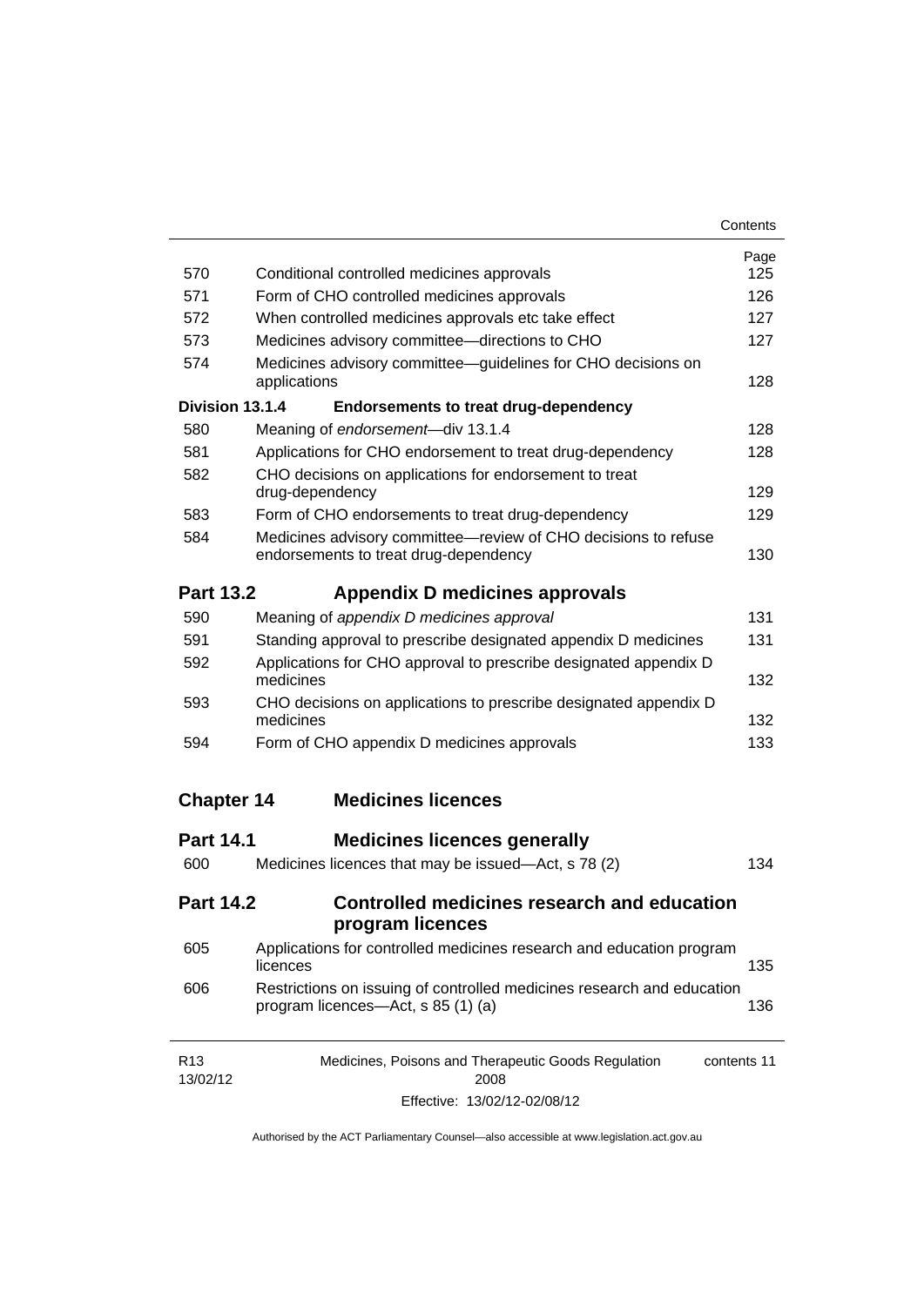| | | Page |
|---|---|---|
| 570 | Conditional controlled medicines approvals | 125 |
| 571 | Form of CHO controlled medicines approvals | 126 |
| 572 | When controlled medicines approvals etc take effect | 127 |
| 573 | Medicines advisory committee—directions to CHO | 127 |
| 574 | Medicines advisory committee—guidelines for CHO decisions on applications | 128 |
| **Division 13.1.4** | **Endorsements to treat drug-dependency** | |
| 580 | Meaning of *endorsement*—div 13.1.4 | 128 |
| 581 | Applications for CHO endorsement to treat drug-dependency | 128 |
| 582 | CHO decisions on applications for endorsement to treat drug-dependency | 129 |
| 583 | Form of CHO endorsements to treat drug-dependency | 129 |
| 584 | Medicines advisory committee—review of CHO decisions to refuse endorsements to treat drug-dependency | 130 |

## Part 13.2 Appendix D medicines approvals

| | | |
|---|---|---|
| 590 | Meaning of *appendix D medicines approval* | 131 |
| 591 | Standing approval to prescribe designated appendix D medicines | 131 |
| 592 | Applications for CHO approval to prescribe designated appendix D medicines | 132 |
| 593 | CHO decisions on applications to prescribe designated appendix D medicines | 132 |
| 594 | Form of CHO appendix D medicines approvals | 133 |

# Chapter 14 Medicines licences

## Part 14.1 Medicines licences generally

| | | |
|---|---|---|
| 600 | Medicines licences that may be issued—Act, s 78 (2) | 134 |

## Part 14.2 Controlled medicines research and education program licences

| | | |
|---|---|---|
| 605 | Applications for controlled medicines research and education program licences | 135 |
| 606 | Restrictions on issuing of controlled medicines research and education program licences—Act, s 85 (1) (a) | 136 |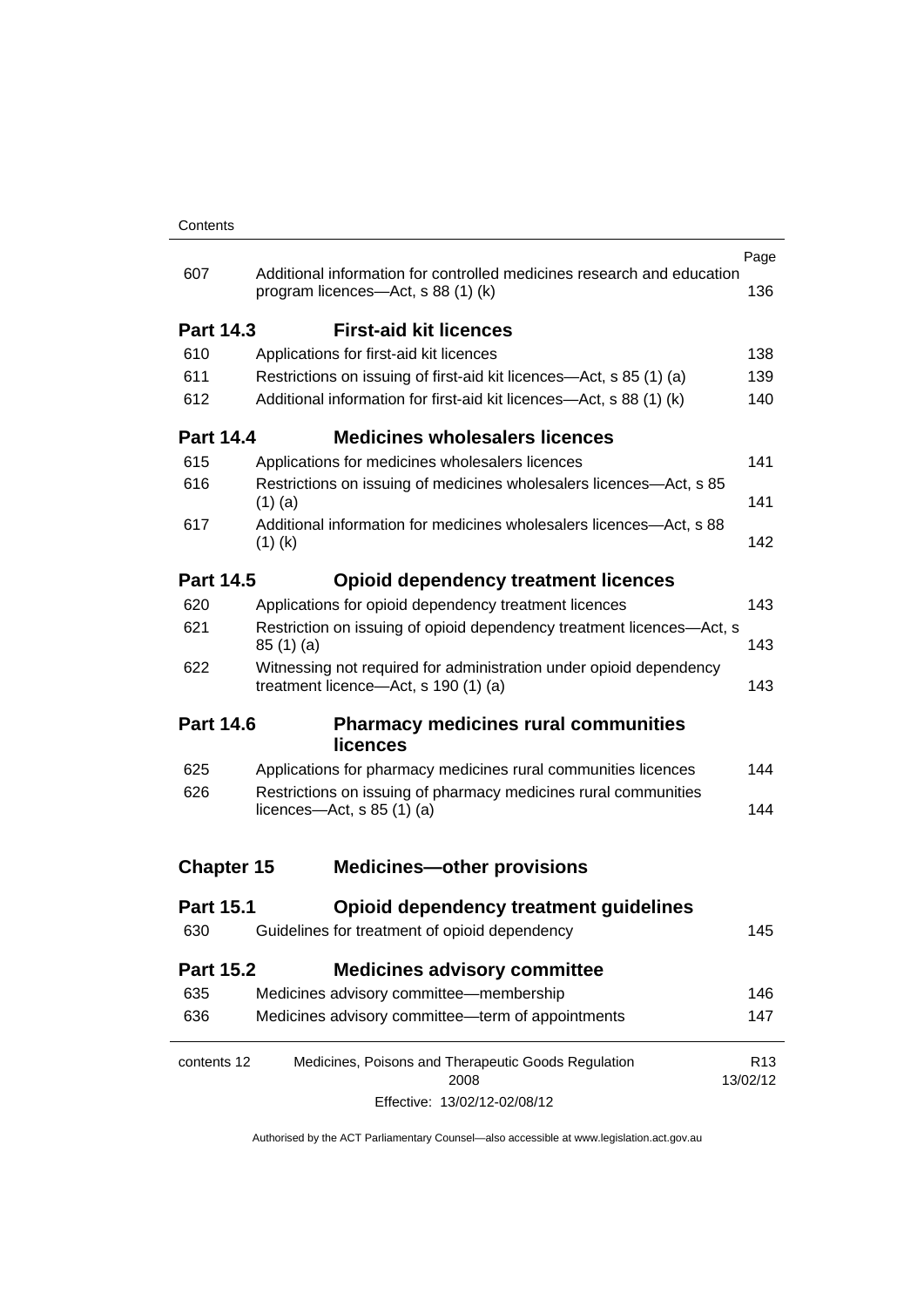| | | Page |
|---|---|---|
| 607 | Additional information for controlled medicines research and education program licences—Act, s 88 (1) (k) | 136 |
| **Part 14.3** | **First-aid kit licences** | |
| 610 | Applications for first-aid kit licences | 138 |
| 611 | Restrictions on issuing of first-aid kit licences—Act, s 85 (1) (a) | 139 |
| 612 | Additional information for first-aid kit licences—Act, s 88 (1) (k) | 140 |
| **Part 14.4** | **Medicines wholesalers licences** | |
| 615 | Applications for medicines wholesalers licences | 141 |
| 616 | Restrictions on issuing of medicines wholesalers licences—Act, s 85 (1) (a) | 141 |
| 617 | Additional information for medicines wholesalers licences—Act, s 88 (1) (k) | 142 |
| **Part 14.5** | **Opioid dependency treatment licences** | |
| 620 | Applications for opioid dependency treatment licences | 143 |
| 621 | Restriction on issuing of opioid dependency treatment licences—Act, s 85 (1) (a) | 143 |
| 622 | Witnessing not required for administration under opioid dependency treatment licence—Act, s 190 (1) (a) | 143 |
| **Part 14.6** | **Pharmacy medicines rural communities licences** | |
| 625 | Applications for pharmacy medicines rural communities licences | 144 |
| 626 | Restrictions on issuing of pharmacy medicines rural communities licences—Act, s 85 (1) (a) | 144 |
| **Chapter 15** | **Medicines—other provisions** | |
| **Part 15.1** | **Opioid dependency treatment guidelines** | |
| 630 | Guidelines for treatment of opioid dependency | 145 |
| **Part 15.2** | **Medicines advisory committee** | |
| 635 | Medicines advisory committee—membership | 146 |
| 636 | Medicines advisory committee—term of appointments | 147 |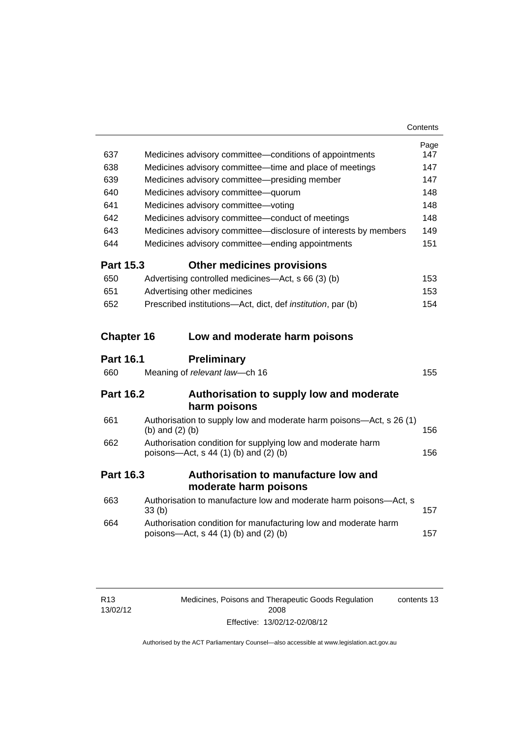| | | Page |
|---|---|---|
| 637 | Medicines advisory committee—conditions of appointments | 147 |
| 638 | Medicines advisory committee—time and place of meetings | 147 |
| 639 | Medicines advisory committee—presiding member | 147 |
| 640 | Medicines advisory committee—quorum | 148 |
| 641 | Medicines advisory committee—voting | 148 |
| 642 | Medicines advisory committee—conduct of meetings | 148 |
| 643 | Medicines advisory committee—disclosure of interests by members | 149 |
| 644 | Medicines advisory committee—ending appointments | 151 |

### Part 15.3 Other medicines provisions

| | | |
|---|---|---|
| 650 | Advertising controlled medicines—Act, s 66 (3) (b) | 153 |
| 651 | Advertising other medicines | 153 |
| 652 | Prescribed institutions—Act, dict, def *institution*, par (b) | 154 |

## Chapter 16 Low and moderate harm poisons

### Part 16.1 Preliminary

| | | |
|---|---|---|
| 660 | Meaning of *relevant law*—ch 16 | 155 |

### Part 16.2 Authorisation to supply low and moderate harm poisons

| | | |
|---|---|---|
| 661 | Authorisation to supply low and moderate harm poisons—Act, s 26 (1) (b) and (2) (b) | 156 |
| 662 | Authorisation condition for supplying low and moderate harm poisons—Act, s 44 (1) (b) and (2) (b) | 156 |

### Part 16.3 Authorisation to manufacture low and moderate harm poisons

| | | |
|---|---|---|
| 663 | Authorisation to manufacture low and moderate harm poisons—Act, s 33 (b) | 157 |
| 664 | Authorisation condition for manufacturing low and moderate harm poisons—Act, s 44 (1) (b) and (2) (b) | 157 |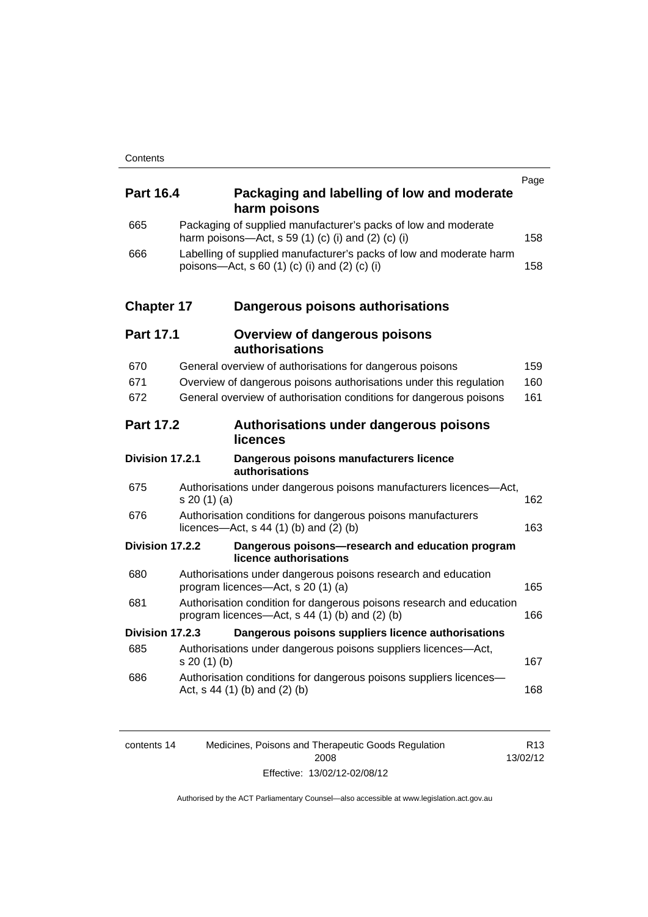| | | Page |
|---|---|---|
| **Part 16.4** | **Packaging and labelling of low and moderate harm poisons** | |
| 665 | Packaging of supplied manufacturer's packs of low and moderate harm poisons—Act, s 59 (1) (c) (i) and (2) (c) (i) | 158 |
| 666 | Labelling of supplied manufacturer's packs of low and moderate harm poisons—Act, s 60 (1) (c) (i) and (2) (c) (i) | 158 |
| **Chapter 17** | **Dangerous poisons authorisations** | |
| **Part 17.1** | **Overview of dangerous poisons authorisations** | |
| 670 | General overview of authorisations for dangerous poisons | 159 |
| 671 | Overview of dangerous poisons authorisations under this regulation | 160 |
| 672 | General overview of authorisation conditions for dangerous poisons | 161 |
| **Part 17.2** | **Authorisations under dangerous poisons licences** | |
| **Division 17.2.1** | **Dangerous poisons manufacturers licence authorisations** | |
| 675 | Authorisations under dangerous poisons manufacturers licences—Act, s 20 (1) (a) | 162 |
| 676 | Authorisation conditions for dangerous poisons manufacturers licences—Act, s 44 (1) (b) and (2) (b) | 163 |
| **Division 17.2.2** | **Dangerous poisons—research and education program licence authorisations** | |
| 680 | Authorisations under dangerous poisons research and education program licences—Act, s 20 (1) (a) | 165 |
| 681 | Authorisation condition for dangerous poisons research and education program licences—Act, s 44 (1) (b) and (2) (b) | 166 |
| **Division 17.2.3** | **Dangerous poisons suppliers licence authorisations** | |
| 685 | Authorisations under dangerous poisons suppliers licences—Act, s 20 (1) (b) | 167 |
| 686 | Authorisation conditions for dangerous poisons suppliers licences—Act, s 44 (1) (b) and (2) (b) | 168 |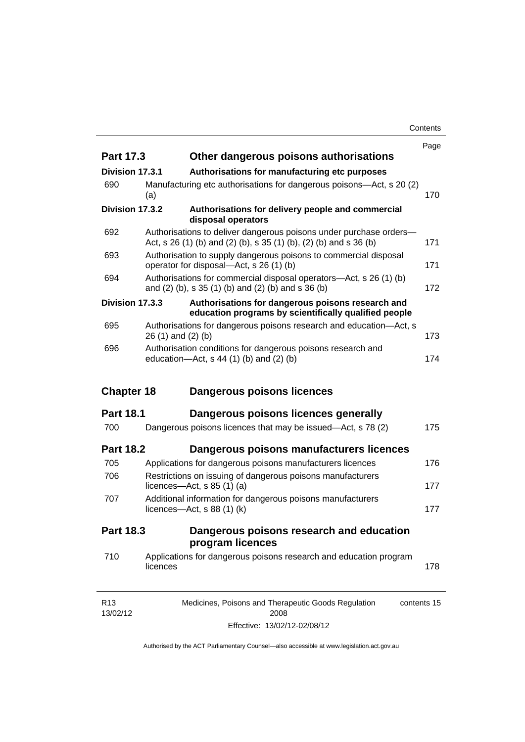| | | Page |
|---|---|---|
| **Part 17.3** | **Other dangerous poisons authorisations** | |
| **Division 17.3.1** | **Authorisations for manufacturing etc purposes** | |
| 690 | Manufacturing etc authorisations for dangerous poisons—Act, s 20 (2) (a) | 170 |
| **Division 17.3.2** | **Authorisations for delivery people and commercial disposal operators** | |
| 692 | Authorisations to deliver dangerous poisons under purchase orders—Act, s 26 (1) (b) and (2) (b), s 35 (1) (b), (2) (b) and s 36 (b) | 171 |
| 693 | Authorisation to supply dangerous poisons to commercial disposal operator for disposal—Act, s 26 (1) (b) | 171 |
| 694 | Authorisations for commercial disposal operators—Act, s 26 (1) (b) and (2) (b), s 35 (1) (b) and (2) (b) and s 36 (b) | 172 |
| **Division 17.3.3** | **Authorisations for dangerous poisons research and education programs by scientifically qualified people** | |
| 695 | Authorisations for dangerous poisons research and education—Act, s 26 (1) and (2) (b) | 173 |
| 696 | Authorisation conditions for dangerous poisons research and education—Act, s 44 (1) (b) and (2) (b) | 174 |
| **Chapter 18** | **Dangerous poisons licences** | |
| **Part 18.1** | **Dangerous poisons licences generally** | |
| 700 | Dangerous poisons licences that may be issued—Act, s 78 (2) | 175 |
| **Part 18.2** | **Dangerous poisons manufacturers licences** | |
| 705 | Applications for dangerous poisons manufacturers licences | 176 |
| 706 | Restrictions on issuing of dangerous poisons manufacturers licences—Act, s 85 (1) (a) | 177 |
| 707 | Additional information for dangerous poisons manufacturers licences—Act, s 88 (1) (k) | 177 |
| **Part 18.3** | **Dangerous poisons research and education program licences** | |
| 710 | Applications for dangerous poisons research and education program licences | 178 |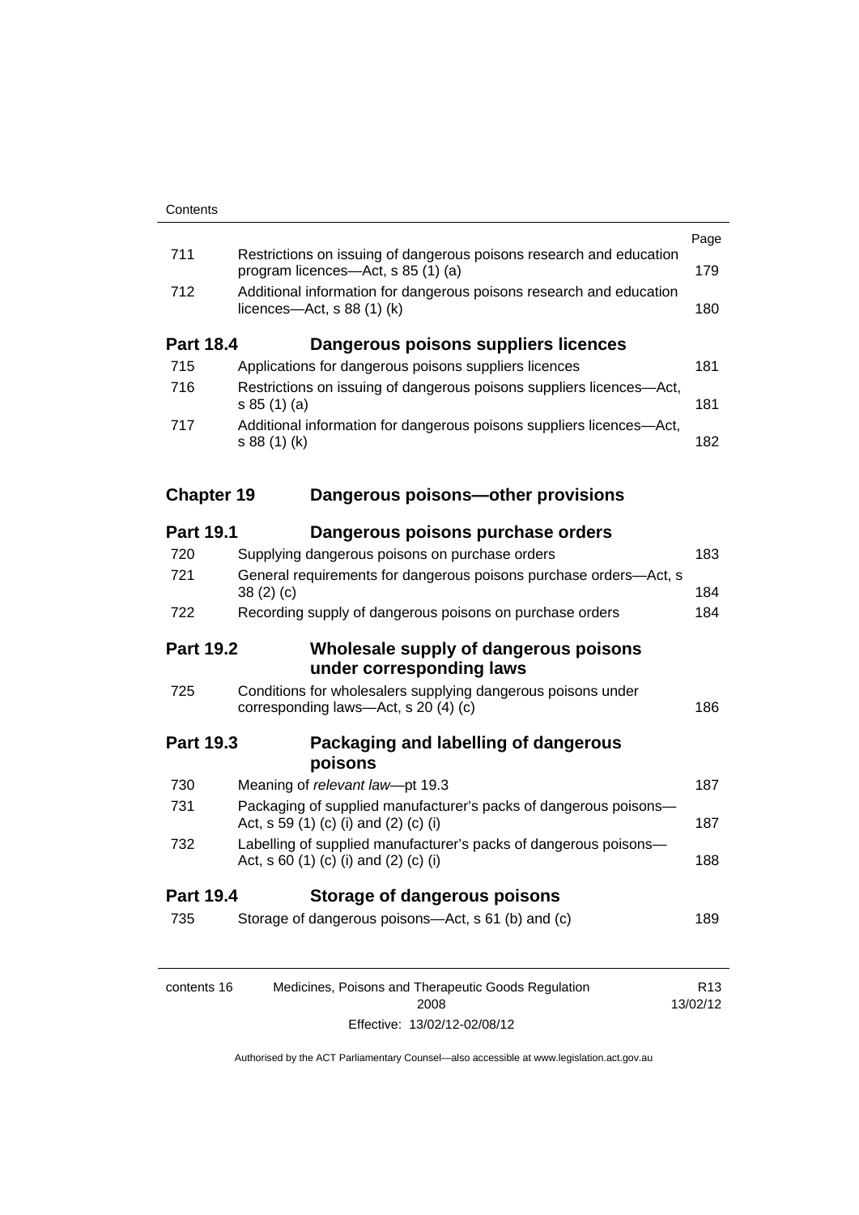| | | Page |
|---|---|---|
| 711 | Restrictions on issuing of dangerous poisons research and education program licences—Act, s 85 (1) (a) | 179 |
| 712 | Additional information for dangerous poisons research and education licences—Act, s 88 (1) (k) | 180 |
| **Part 18.4** | **Dangerous poisons suppliers licences** | |
| 715 | Applications for dangerous poisons suppliers licences | 181 |
| 716 | Restrictions on issuing of dangerous poisons suppliers licences—Act, s 85 (1) (a) | 181 |
| 717 | Additional information for dangerous poisons suppliers licences—Act, s 88 (1) (k) | 182 |
| **Chapter 19** | **Dangerous poisons—other provisions** | |
| **Part 19.1** | **Dangerous poisons purchase orders** | |
| 720 | Supplying dangerous poisons on purchase orders | 183 |
| 721 | General requirements for dangerous poisons purchase orders—Act, s 38 (2) (c) | 184 |
| 722 | Recording supply of dangerous poisons on purchase orders | 184 |
| **Part 19.2** | **Wholesale supply of dangerous poisons under corresponding laws** | |
| 725 | Conditions for wholesalers supplying dangerous poisons under corresponding laws—Act, s 20 (4) (c) | 186 |
| **Part 19.3** | **Packaging and labelling of dangerous poisons** | |
| 730 | Meaning of *relevant law*—pt 19.3 | 187 |
| 731 | Packaging of supplied manufacturer's packs of dangerous poisons—Act, s 59 (1) (c) (i) and (2) (c) (i) | 187 |
| 732 | Labelling of supplied manufacturer's packs of dangerous poisons—Act, s 60 (1) (c) (i) and (2) (c) (i) | 188 |
| **Part 19.4** | **Storage of dangerous poisons** | |
| 735 | Storage of dangerous poisons—Act, s 61 (b) and (c) | 189 |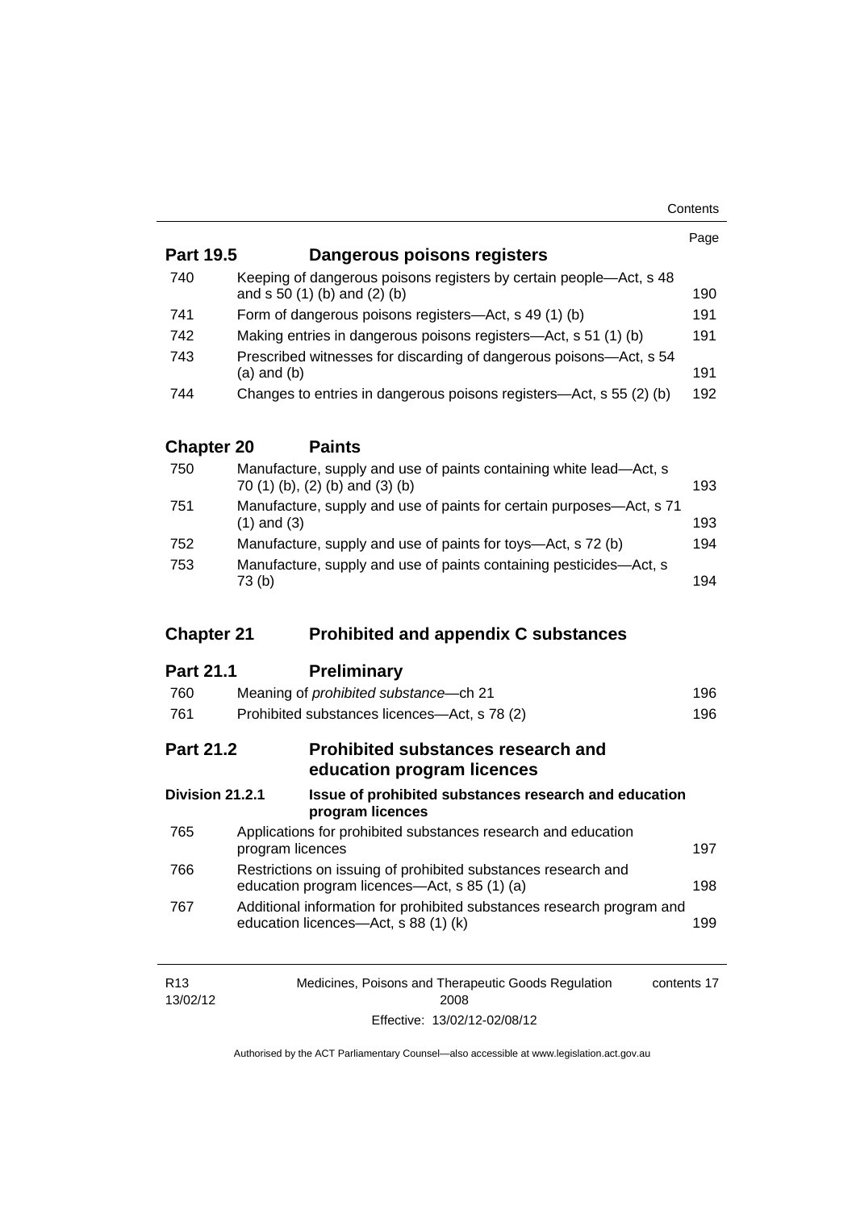| | | Page |
|---|---|---|
| **Part 19.5** | **Dangerous poisons registers** | |
| 740 | Keeping of dangerous poisons registers by certain people—Act, s 48 and s 50 (1) (b) and (2) (b) | 190 |
| 741 | Form of dangerous poisons registers—Act, s 49 (1) (b) | 191 |
| 742 | Making entries in dangerous poisons registers—Act, s 51 (1) (b) | 191 |
| 743 | Prescribed witnesses for discarding of dangerous poisons—Act, s 54 (a) and (b) | 191 |
| 744 | Changes to entries in dangerous poisons registers—Act, s 55 (2) (b) | 192 |
| **Chapter 20** | **Paints** | |
| 750 | Manufacture, supply and use of paints containing white lead—Act, s 70 (1) (b), (2) (b) and (3) (b) | 193 |
| 751 | Manufacture, supply and use of paints for certain purposes—Act, s 71 (1) and (3) | 193 |
| 752 | Manufacture, supply and use of paints for toys—Act, s 72 (b) | 194 |
| 753 | Manufacture, supply and use of paints containing pesticides—Act, s 73 (b) | 194 |
| **Chapter 21** | **Prohibited and appendix C substances** | |
| **Part 21.1** | **Preliminary** | |
| 760 | Meaning of *prohibited substance*—ch 21 | 196 |
| 761 | Prohibited substances licences—Act, s 78 (2) | 196 |
| **Part 21.2** | **Prohibited substances research and education program licences** | |
| **Division 21.2.1** | **Issue of prohibited substances research and education program licences** | |
| 765 | Applications for prohibited substances research and education program licences | 197 |
| 766 | Restrictions on issuing of prohibited substances research and education program licences—Act, s 85 (1) (a) | 198 |
| 767 | Additional information for prohibited substances research program and education licences—Act, s 88 (1) (k) | 199 |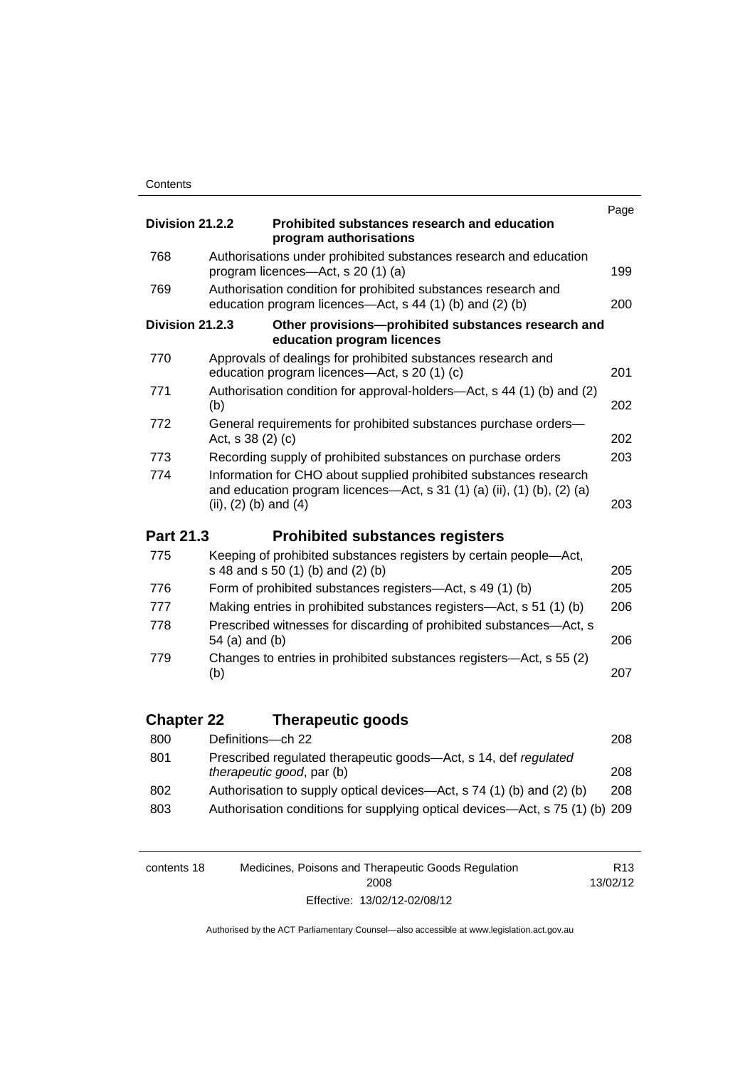| | | Page |
|---|---|---|
| **Division 21.2.2** | **Prohibited substances research and education program authorisations** | |
| 768 | Authorisations under prohibited substances research and education program licences—Act, s 20 (1) (a) | 199 |
| 769 | Authorisation condition for prohibited substances research and education program licences—Act, s 44 (1) (b) and (2) (b) | 200 |
| **Division 21.2.3** | **Other provisions—prohibited substances research and education program licences** | |
| 770 | Approvals of dealings for prohibited substances research and education program licences—Act, s 20 (1) (c) | 201 |
| 771 | Authorisation condition for approval-holders—Act, s 44 (1) (b) and (2) (b) | 202 |
| 772 | General requirements for prohibited substances purchase orders—Act, s 38 (2) (c) | 202 |
| 773 | Recording supply of prohibited substances on purchase orders | 203 |
| 774 | Information for CHO about supplied prohibited substances research and education program licences—Act, s 31 (1) (a) (ii), (1) (b), (2) (a) (ii), (2) (b) and (4) | 203 |
| **Part 21.3** | **Prohibited substances registers** | |
| 775 | Keeping of prohibited substances registers by certain people—Act, s 48 and s 50 (1) (b) and (2) (b) | 205 |
| 776 | Form of prohibited substances registers—Act, s 49 (1) (b) | 205 |
| 777 | Making entries in prohibited substances registers—Act, s 51 (1) (b) | 206 |
| 778 | Prescribed witnesses for discarding of prohibited substances—Act, s 54 (a) and (b) | 206 |
| 779 | Changes to entries in prohibited substances registers—Act, s 55 (2) (b) | 207 |
| **Chapter 22** | **Therapeutic goods** | |
| 800 | Definitions—ch 22 | 208 |
| 801 | Prescribed regulated therapeutic goods—Act, s 14, def *regulated therapeutic good*, par (b) | 208 |
| 802 | Authorisation to supply optical devices—Act, s 74 (1) (b) and (2) (b) | 208 |
| 803 | Authorisation conditions for supplying optical devices—Act, s 75 (1) (b) | 209 |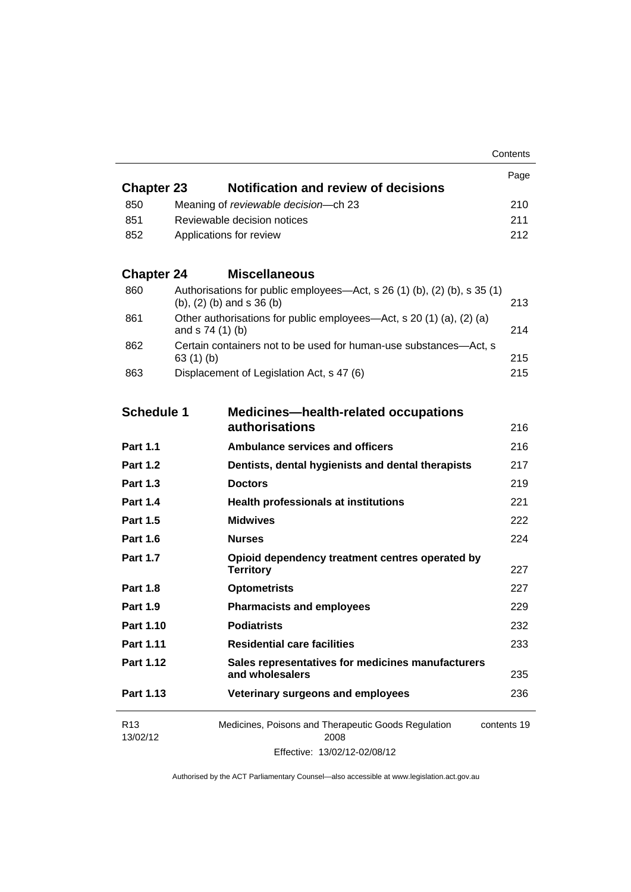| | | Page |
|---|---|---|
| **Chapter 23** | **Notification and review of decisions** | |
| 850 | Meaning of *reviewable decision*—ch 23 | 210 |
| 851 | Reviewable decision notices | 211 |
| 852 | Applications for review | 212 |
| **Chapter 24** | **Miscellaneous** | |
| 860 | Authorisations for public employees—Act, s 26 (1) (b), (2) (b), s 35 (1) (b), (2) (b) and s 36 (b) | 213 |
| 861 | Other authorisations for public employees—Act, s 20 (1) (a), (2) (a) and s 74 (1) (b) | 214 |
| 862 | Certain containers not to be used for human-use substances—Act, s 63 (1) (b) | 215 |
| 863 | Displacement of Legislation Act, s 47 (6) | 215 |
| **Schedule 1** | **Medicines—health-related occupations authorisations** | 216 |
| **Part 1.1** | **Ambulance services and officers** | 216 |
| **Part 1.2** | **Dentists, dental hygienists and dental therapists** | 217 |
| **Part 1.3** | **Doctors** | 219 |
| **Part 1.4** | **Health professionals at institutions** | 221 |
| **Part 1.5** | **Midwives** | 222 |
| **Part 1.6** | **Nurses** | 224 |
| **Part 1.7** | **Opioid dependency treatment centres operated by Territory** | 227 |
| **Part 1.8** | **Optometrists** | 227 |
| **Part 1.9** | **Pharmacists and employees** | 229 |
| **Part 1.10** | **Podiatrists** | 232 |
| **Part 1.11** | **Residential care facilities** | 233 |
| **Part 1.12** | **Sales representatives for medicines manufacturers and wholesalers** | 235 |
| **Part 1.13** | **Veterinary surgeons and employees** | 236 |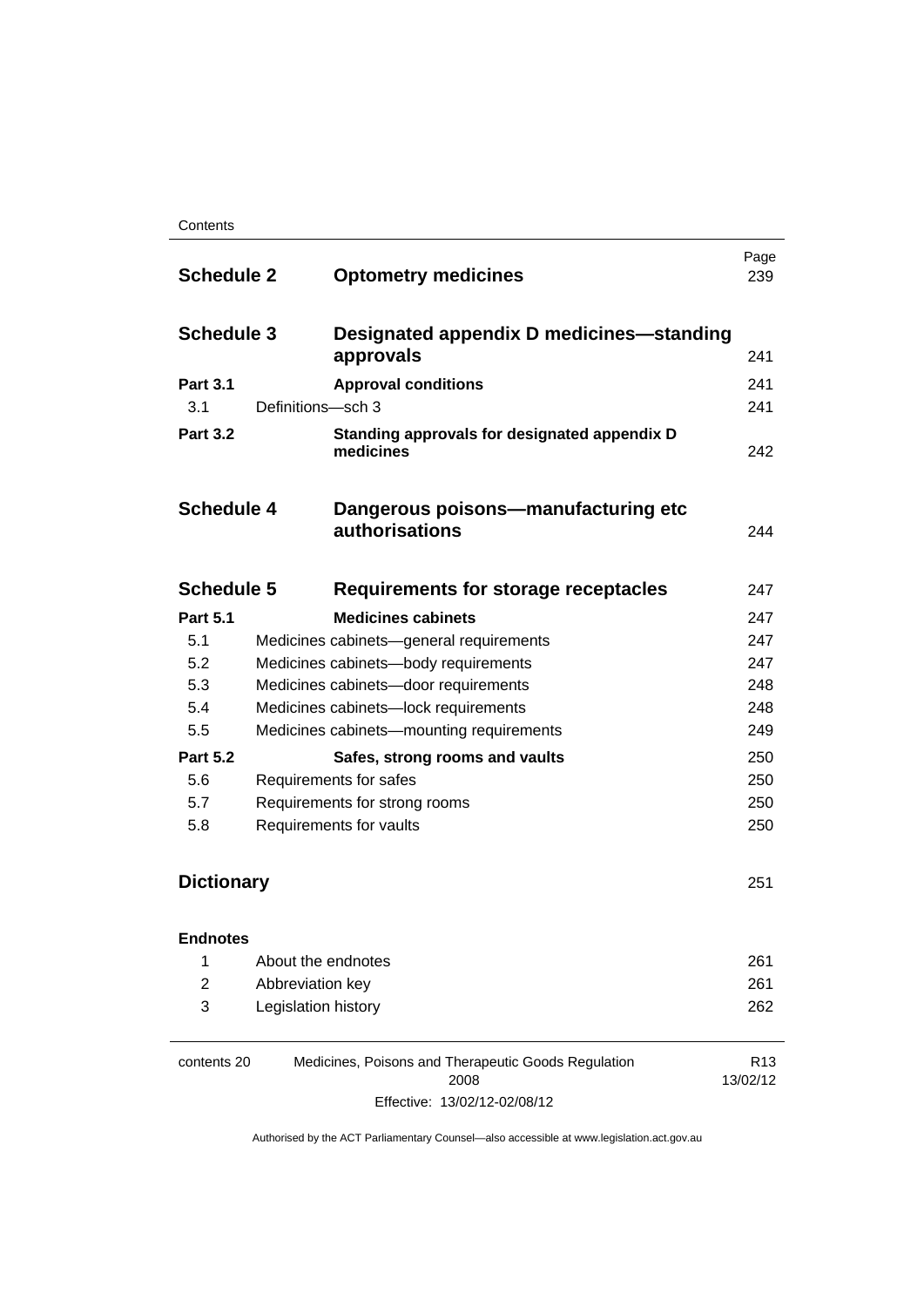| | | Page |
|---|---|---|
| **Schedule 2** | **Optometry medicines** | 239 |
| **Schedule 3** | **Designated appendix D medicines—standing approvals** | 241 |
| **Part 3.1** | **Approval conditions** | 241 |
| 3.1 | Definitions—sch 3 | 241 |
| **Part 3.2** | **Standing approvals for designated appendix D medicines** | 242 |
| **Schedule 4** | **Dangerous poisons—manufacturing etc authorisations** | 244 |
| **Schedule 5** | **Requirements for storage receptacles** | 247 |
| **Part 5.1** | **Medicines cabinets** | 247 |
| 5.1 | Medicines cabinets—general requirements | 247 |
| 5.2 | Medicines cabinets—body requirements | 247 |
| 5.3 | Medicines cabinets—door requirements | 248 |
| 5.4 | Medicines cabinets—lock requirements | 248 |
| 5.5 | Medicines cabinets—mounting requirements | 249 |
| **Part 5.2** | **Safes, strong rooms and vaults** | 250 |
| 5.6 | Requirements for safes | 250 |
| 5.7 | Requirements for strong rooms | 250 |
| 5.8 | Requirements for vaults | 250 |
| **Dictionary** | | 251 |
| **Endnotes** | | |
| 1 | About the endnotes | 261 |
| 2 | Abbreviation key | 261 |
| 3 | Legislation history | 262 |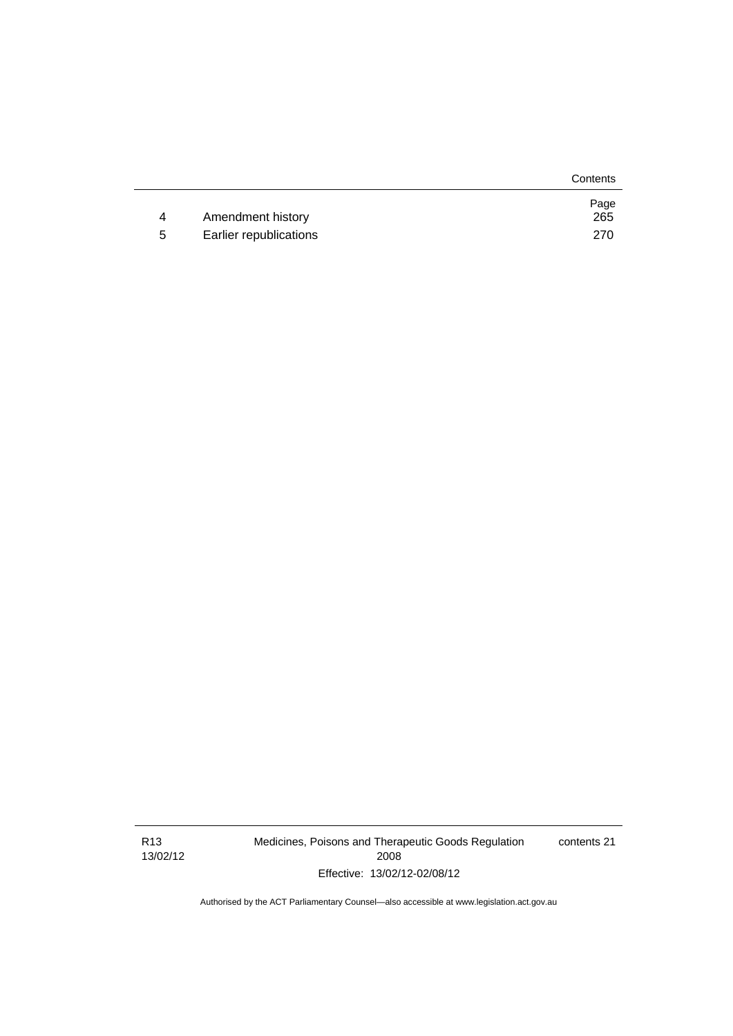|   |   | Page |
|---|---|---|
| 4 | Amendment history | 265 |
| 5 | Earlier republications | 270 |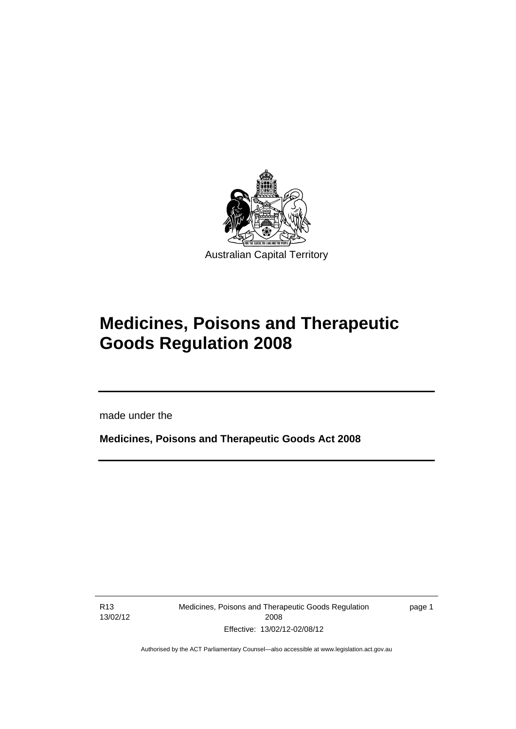Australian Capital Territory

# Medicines, Poisons and Therapeutic Goods Regulation 2008

made under the

**Medicines, Poisons and Therapeutic Goods Act 2008**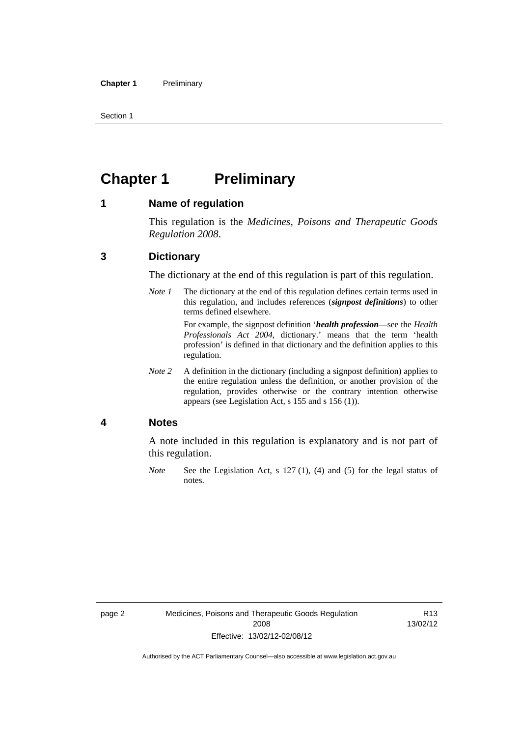# Chapter 1 Preliminary

## 1 Name of regulation

This regulation is the *Medicines, Poisons and Therapeutic Goods Regulation 2008*.

## 3 Dictionary

The dictionary at the end of this regulation is part of this regulation.

*Note 1* The dictionary at the end of this regulation defines certain terms used in this regulation, and includes references (***signpost definitions***) to other terms defined elsewhere.

For example, the signpost definition '***health profession***—see the *Health Professionals Act 2004*, dictionary.' means that the term 'health profession' is defined in that dictionary and the definition applies to this regulation.

*Note 2* A definition in the dictionary (including a signpost definition) applies to the entire regulation unless the definition, or another provision of the regulation, provides otherwise or the contrary intention otherwise appears (see Legislation Act, s 155 and s 156 (1)).

## 4 Notes

A note included in this regulation is explanatory and is not part of this regulation.

*Note* See the Legislation Act, s 127 (1), (4) and (5) for the legal status of notes.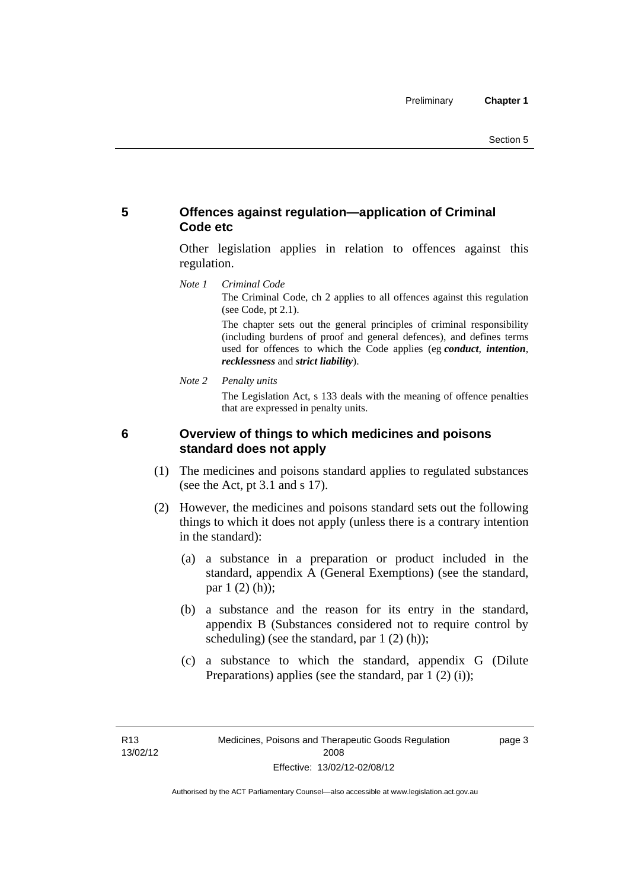## 5 Offences against regulation—application of Criminal Code etc

Other legislation applies in relation to offences against this regulation.

*Note 1 Criminal Code*

The Criminal Code, ch 2 applies to all offences against this regulation (see Code, pt 2.1).

The chapter sets out the general principles of criminal responsibility (including burdens of proof and general defences), and defines terms used for offences to which the Code applies (eg ***conduct***, ***intention***, ***recklessness*** and ***strict liability***).

*Note 2 Penalty units*

The Legislation Act, s 133 deals with the meaning of offence penalties that are expressed in penalty units.

## 6 Overview of things to which medicines and poisons standard does not apply

(1) The medicines and poisons standard applies to regulated substances (see the Act, pt 3.1 and s 17).

(2) However, the medicines and poisons standard sets out the following things to which it does not apply (unless there is a contrary intention in the standard):

- (a) a substance in a preparation or product included in the standard, appendix A (General Exemptions) (see the standard, par 1 (2) (h));
- (b) a substance and the reason for its entry in the standard, appendix B (Substances considered not to require control by scheduling) (see the standard, par 1 (2) (h));
- (c) a substance to which the standard, appendix G (Dilute Preparations) applies (see the standard, par 1 (2) (i));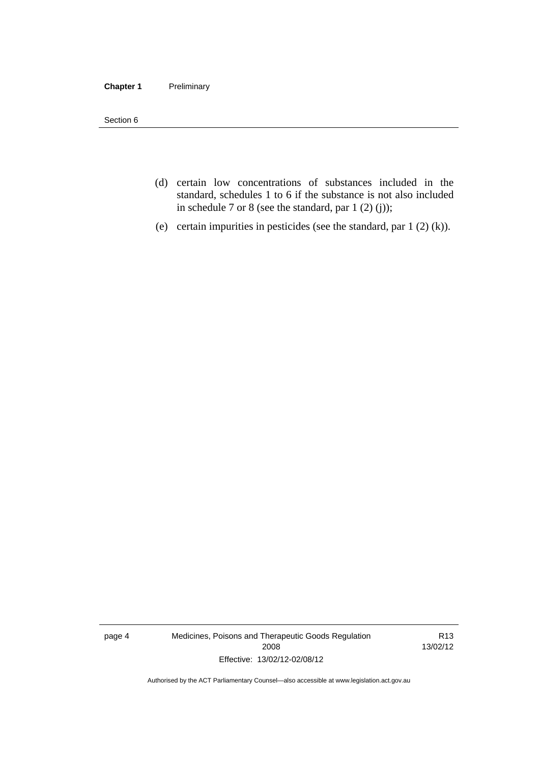(d) certain low concentrations of substances included in the standard, schedules 1 to 6 if the substance is not also included in schedule 7 or 8 (see the standard, par 1 (2) (j));

(e) certain impurities in pesticides (see the standard, par 1 (2) (k)).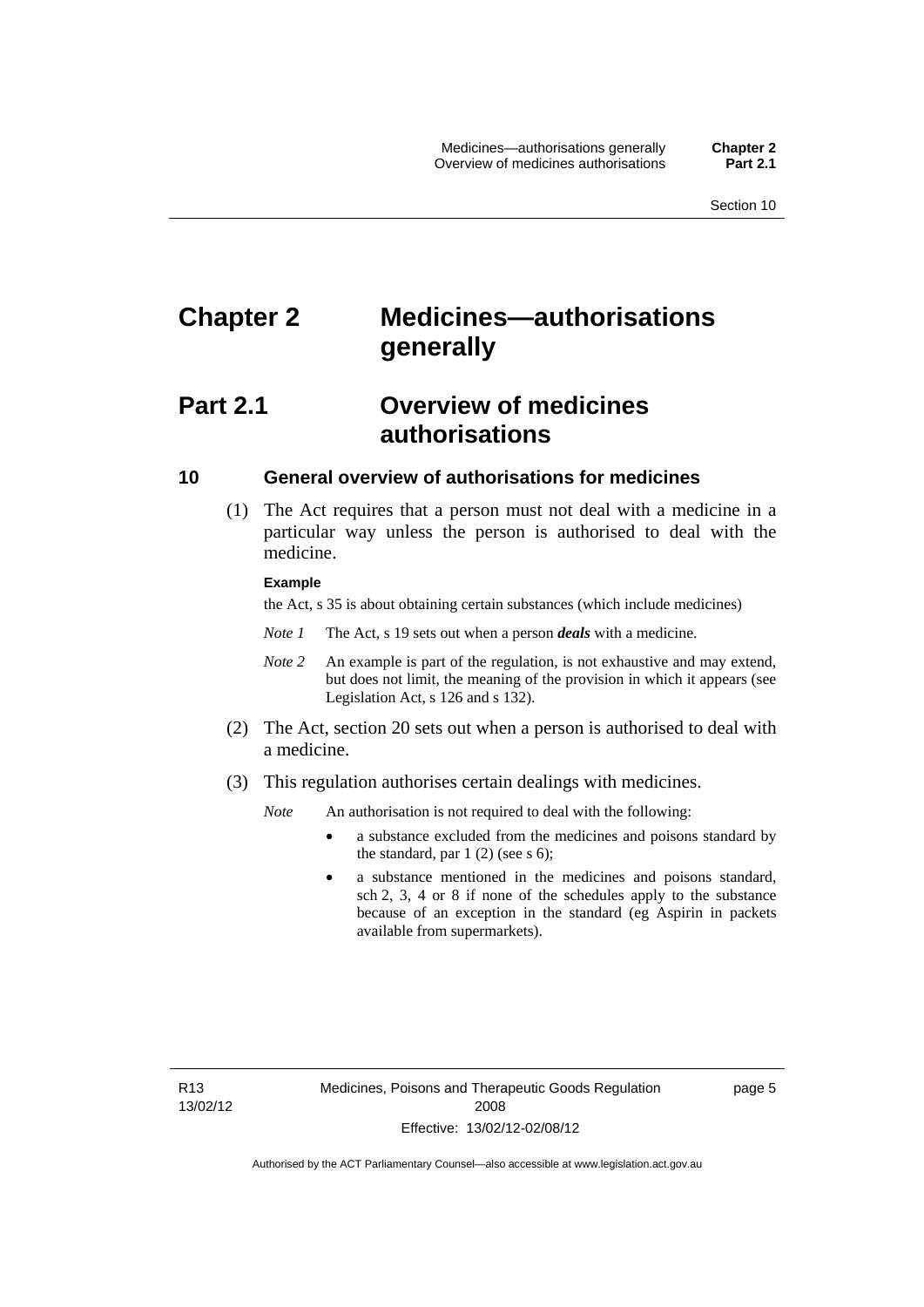# Chapter 2 Medicines—authorisations generally

## Part 2.1 Overview of medicines authorisations

### 10 General overview of authorisations for medicines

(1) The Act requires that a person must not deal with a medicine in a particular way unless the person is authorised to deal with the medicine.

**Example**

the Act, s 35 is about obtaining certain substances (which include medicines)

*Note 1* The Act, s 19 sets out when a person ***deals*** with a medicine.

*Note 2* An example is part of the regulation, is not exhaustive and may extend, but does not limit, the meaning of the provision in which it appears (see Legislation Act, s 126 and s 132).

(2) The Act, section 20 sets out when a person is authorised to deal with a medicine.

(3) This regulation authorises certain dealings with medicines.

*Note* An authorisation is not required to deal with the following:

- a substance excluded from the medicines and poisons standard by the standard, par 1 (2) (see s 6);
- a substance mentioned in the medicines and poisons standard, sch 2, 3, 4 or 8 if none of the schedules apply to the substance because of an exception in the standard (eg Aspirin in packets available from supermarkets).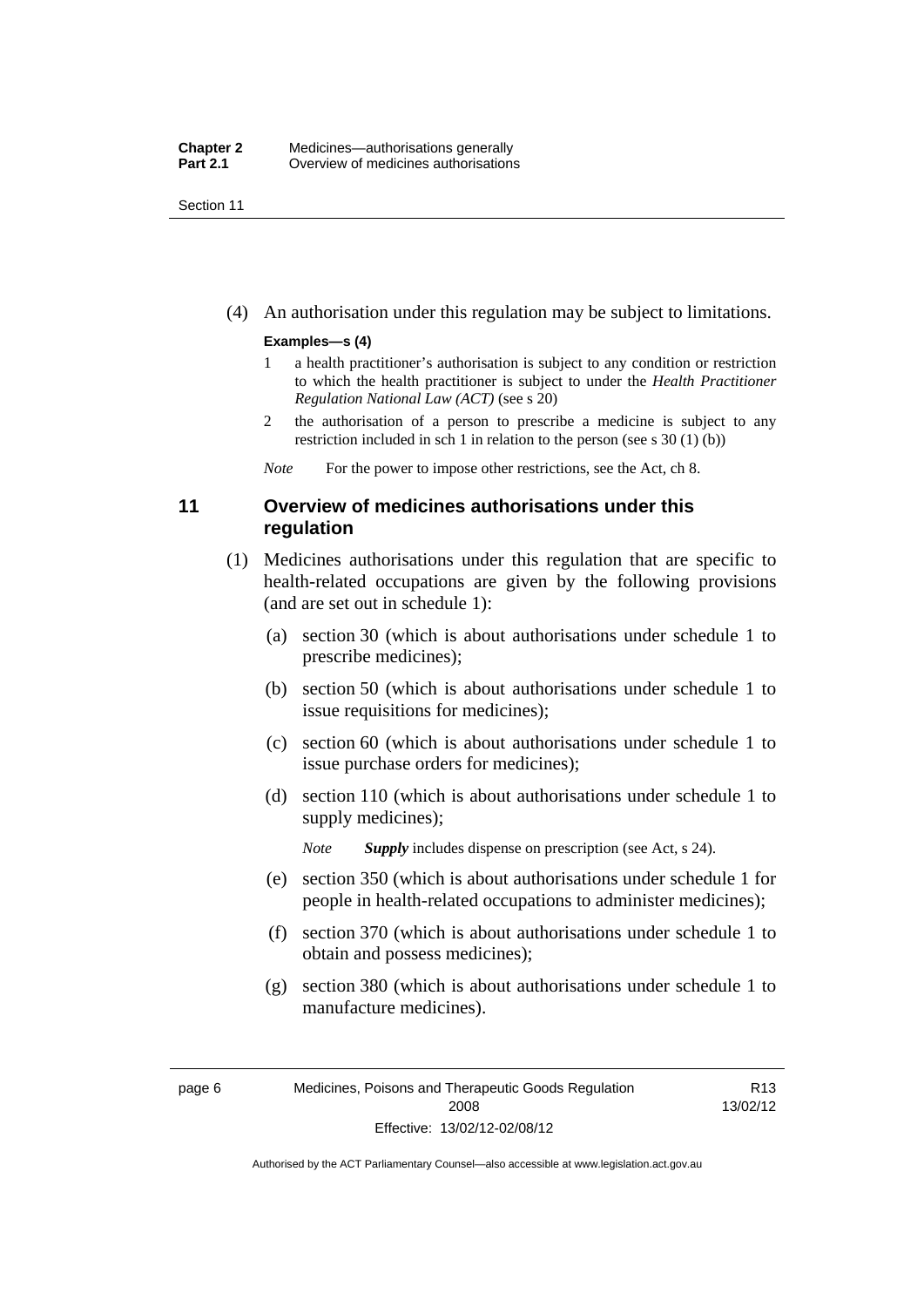(4) An authorisation under this regulation may be subject to limitations.

**Examples—s (4)**

1 a health practitioner's authorisation is subject to any condition or restriction to which the health practitioner is subject to under the *Health Practitioner Regulation National Law (ACT)* (see s 20)

2 the authorisation of a person to prescribe a medicine is subject to any restriction included in sch 1 in relation to the person (see s 30 (1) (b))

*Note* For the power to impose other restrictions, see the Act, ch 8.

## 11 Overview of medicines authorisations under this regulation

(1) Medicines authorisations under this regulation that are specific to health-related occupations are given by the following provisions (and are set out in schedule 1):

(a) section 30 (which is about authorisations under schedule 1 to prescribe medicines);

(b) section 50 (which is about authorisations under schedule 1 to issue requisitions for medicines);

(c) section 60 (which is about authorisations under schedule 1 to issue purchase orders for medicines);

(d) section 110 (which is about authorisations under schedule 1 to supply medicines);

*Note* ***Supply*** includes dispense on prescription (see Act, s 24).

(e) section 350 (which is about authorisations under schedule 1 for people in health-related occupations to administer medicines);

(f) section 370 (which is about authorisations under schedule 1 to obtain and possess medicines);

(g) section 380 (which is about authorisations under schedule 1 to manufacture medicines).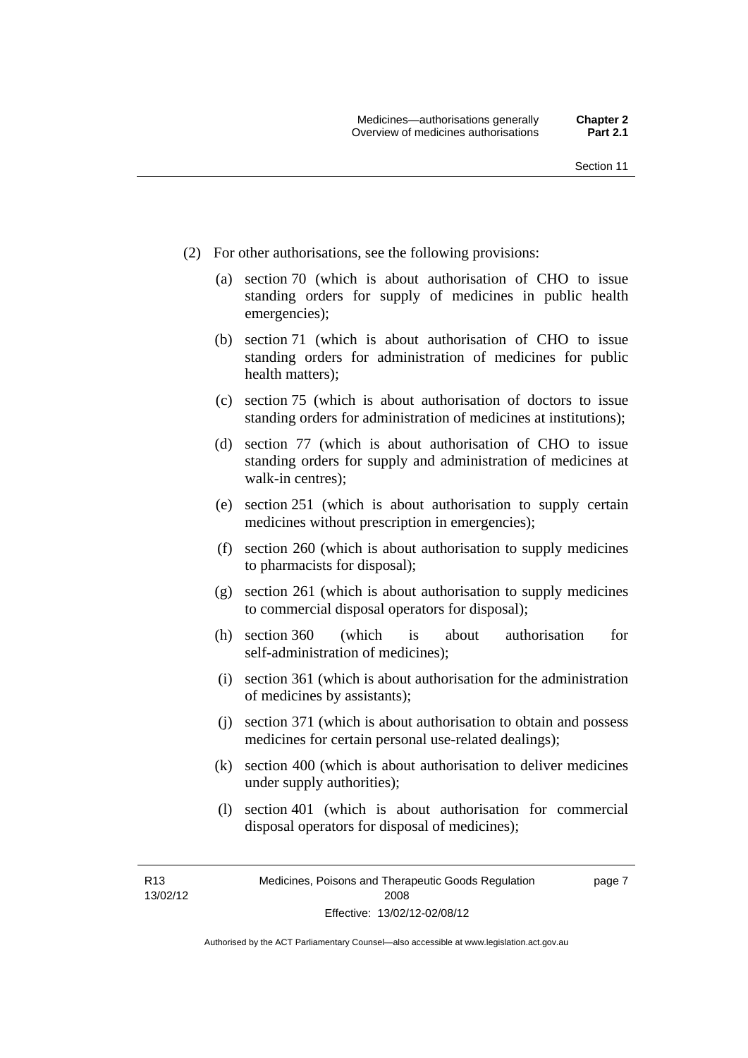(2) For other authorisations, see the following provisions:

(a) section 70 (which is about authorisation of CHO to issue standing orders for supply of medicines in public health emergencies);

(b) section 71 (which is about authorisation of CHO to issue standing orders for administration of medicines for public health matters);

(c) section 75 (which is about authorisation of doctors to issue standing orders for administration of medicines at institutions);

(d) section 77 (which is about authorisation of CHO to issue standing orders for supply and administration of medicines at walk-in centres);

(e) section 251 (which is about authorisation to supply certain medicines without prescription in emergencies);

(f) section 260 (which is about authorisation to supply medicines to pharmacists for disposal);

(g) section 261 (which is about authorisation to supply medicines to commercial disposal operators for disposal);

(h) section 360 (which is about authorisation for self-administration of medicines);

(i) section 361 (which is about authorisation for the administration of medicines by assistants);

(j) section 371 (which is about authorisation to obtain and possess medicines for certain personal use-related dealings);

(k) section 400 (which is about authorisation to deliver medicines under supply authorities);

(l) section 401 (which is about authorisation for commercial disposal operators for disposal of medicines);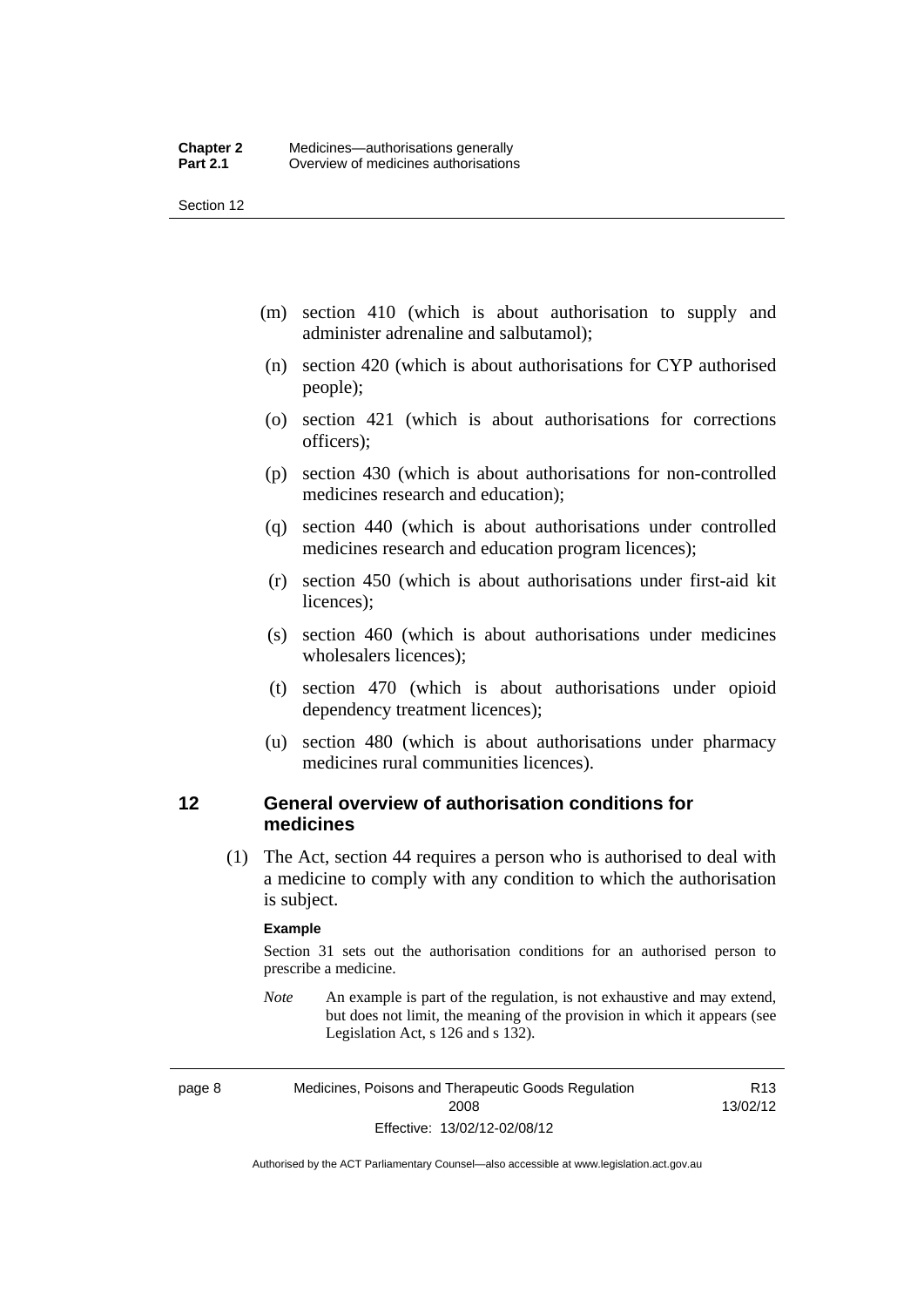(m) section 410 (which is about authorisation to supply and administer adrenaline and salbutamol);

(n) section 420 (which is about authorisations for CYP authorised people);

(o) section 421 (which is about authorisations for corrections officers);

(p) section 430 (which is about authorisations for non-controlled medicines research and education);

(q) section 440 (which is about authorisations under controlled medicines research and education program licences);

(r) section 450 (which is about authorisations under first-aid kit licences);

(s) section 460 (which is about authorisations under medicines wholesalers licences);

(t) section 470 (which is about authorisations under opioid dependency treatment licences);

(u) section 480 (which is about authorisations under pharmacy medicines rural communities licences).

## 12 General overview of authorisation conditions for medicines

(1) The Act, section 44 requires a person who is authorised to deal with a medicine to comply with any condition to which the authorisation is subject.

**Example**

Section 31 sets out the authorisation conditions for an authorised person to prescribe a medicine.

*Note* An example is part of the regulation, is not exhaustive and may extend, but does not limit, the meaning of the provision in which it appears (see Legislation Act, s 126 and s 132).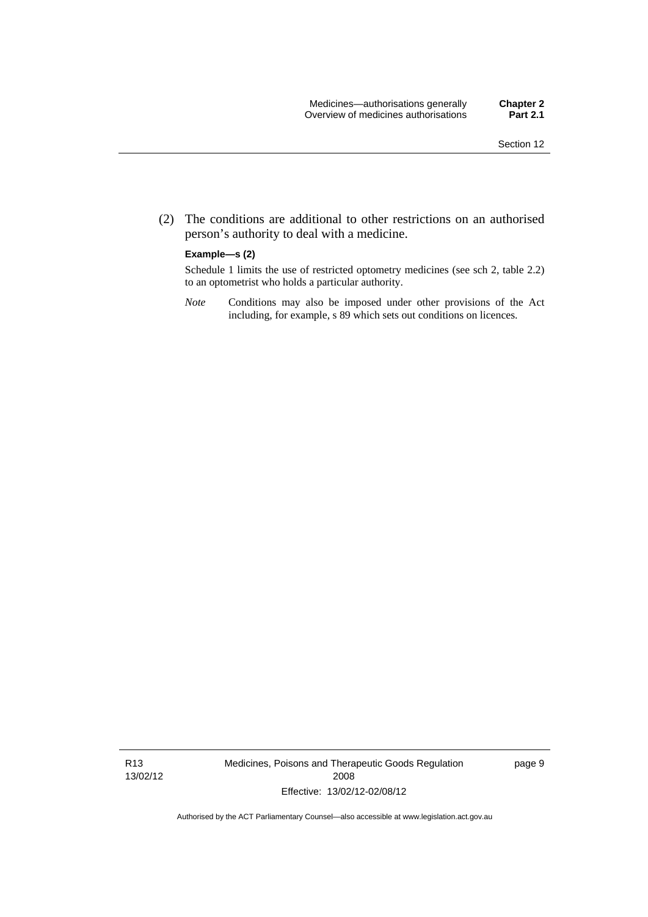(2) The conditions are additional to other restrictions on an authorised person's authority to deal with a medicine.

**Example—s (2)**

Schedule 1 limits the use of restricted optometry medicines (see sch 2, table 2.2) to an optometrist who holds a particular authority.

*Note* Conditions may also be imposed under other provisions of the Act including, for example, s 89 which sets out conditions on licences.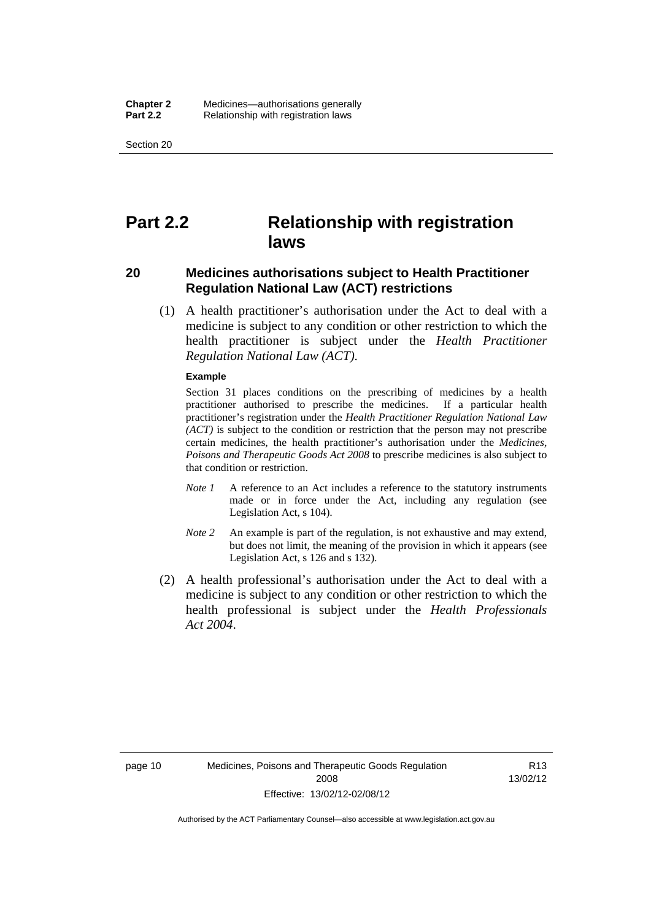# Part 2.2 Relationship with registration laws

## 20 Medicines authorisations subject to Health Practitioner Regulation National Law (ACT) restrictions

(1) A health practitioner's authorisation under the Act to deal with a medicine is subject to any condition or other restriction to which the health practitioner is subject under the *Health Practitioner Regulation National Law (ACT)*.

**Example**

Section 31 places conditions on the prescribing of medicines by a health practitioner authorised to prescribe the medicines. If a particular health practitioner's registration under the *Health Practitioner Regulation National Law (ACT)* is subject to the condition or restriction that the person may not prescribe certain medicines, the health practitioner's authorisation under the *Medicines, Poisons and Therapeutic Goods Act 2008* to prescribe medicines is also subject to that condition or restriction.

*Note 1* A reference to an Act includes a reference to the statutory instruments made or in force under the Act, including any regulation (see Legislation Act, s 104).

*Note 2* An example is part of the regulation, is not exhaustive and may extend, but does not limit, the meaning of the provision in which it appears (see Legislation Act, s 126 and s 132).

(2) A health professional's authorisation under the Act to deal with a medicine is subject to any condition or other restriction to which the health professional is subject under the *Health Professionals Act 2004*.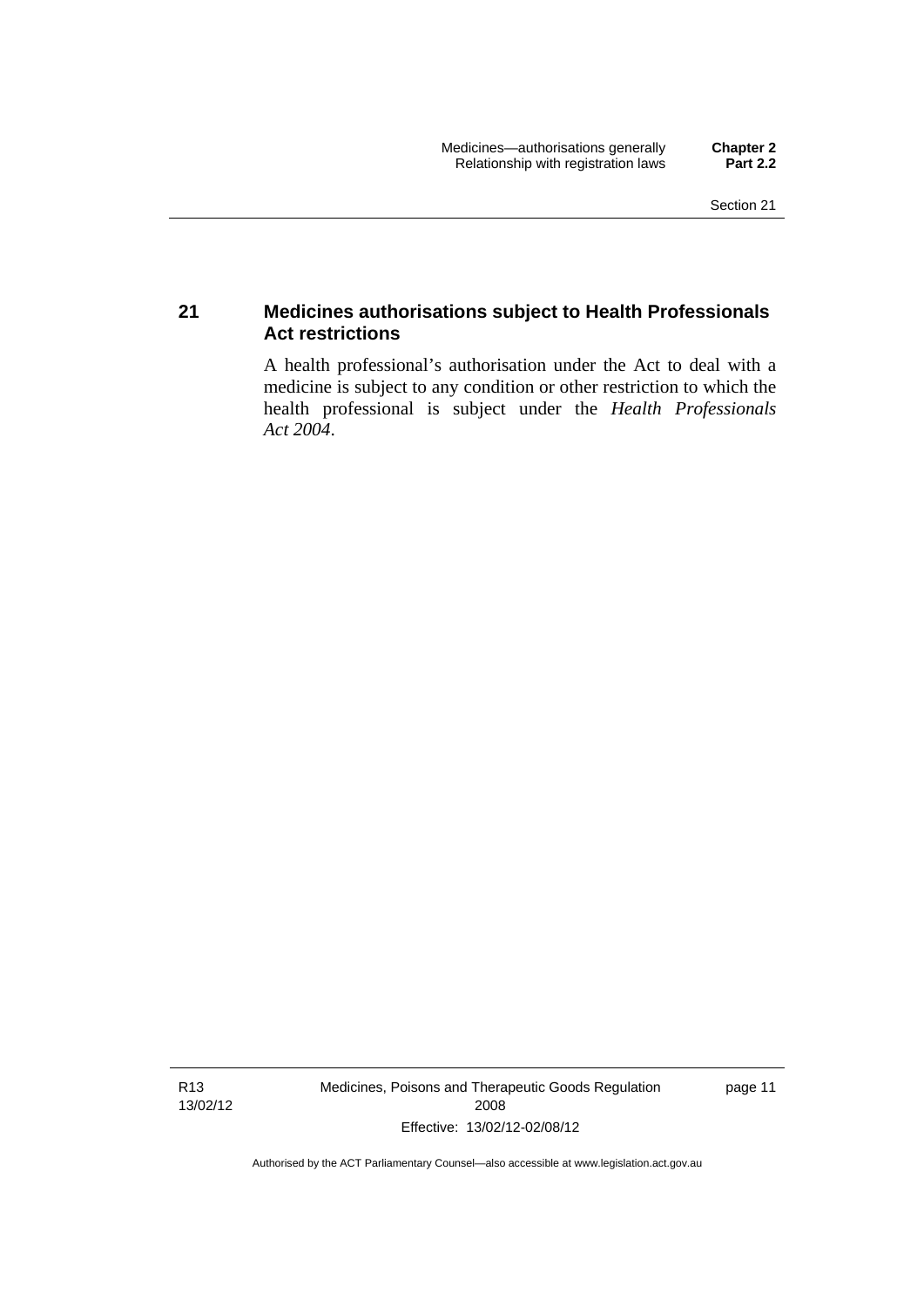## 21 Medicines authorisations subject to Health Professionals Act restrictions

A health professional's authorisation under the Act to deal with a medicine is subject to any condition or other restriction to which the health professional is subject under the *Health Professionals Act 2004*.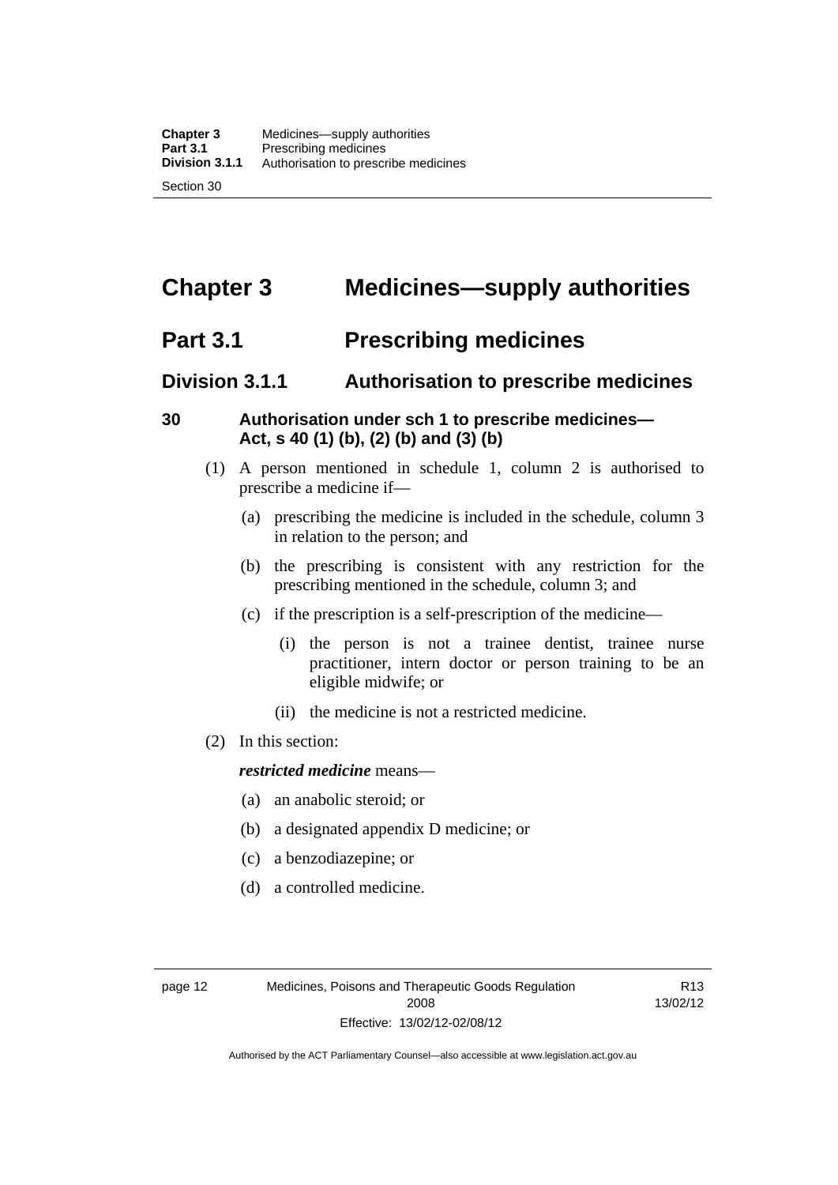# Chapter 3 Medicines—supply authorities

## Part 3.1 Prescribing medicines

### Division 3.1.1 Authorisation to prescribe medicines

#### 30 Authorisation under sch 1 to prescribe medicines—Act, s 40 (1) (b), (2) (b) and (3) (b)

(1) A person mentioned in schedule 1, column 2 is authorised to prescribe a medicine if—

(a) prescribing the medicine is included in the schedule, column 3 in relation to the person; and

(b) the prescribing is consistent with any restriction for the prescribing mentioned in the schedule, column 3; and

(c) if the prescription is a self-prescription of the medicine—

(i) the person is not a trainee dentist, trainee nurse practitioner, intern doctor or person training to be an eligible midwife; or

(ii) the medicine is not a restricted medicine.

(2) In this section:

***restricted medicine*** means—

(a) an anabolic steroid; or

(b) a designated appendix D medicine; or

(c) a benzodiazepine; or

(d) a controlled medicine.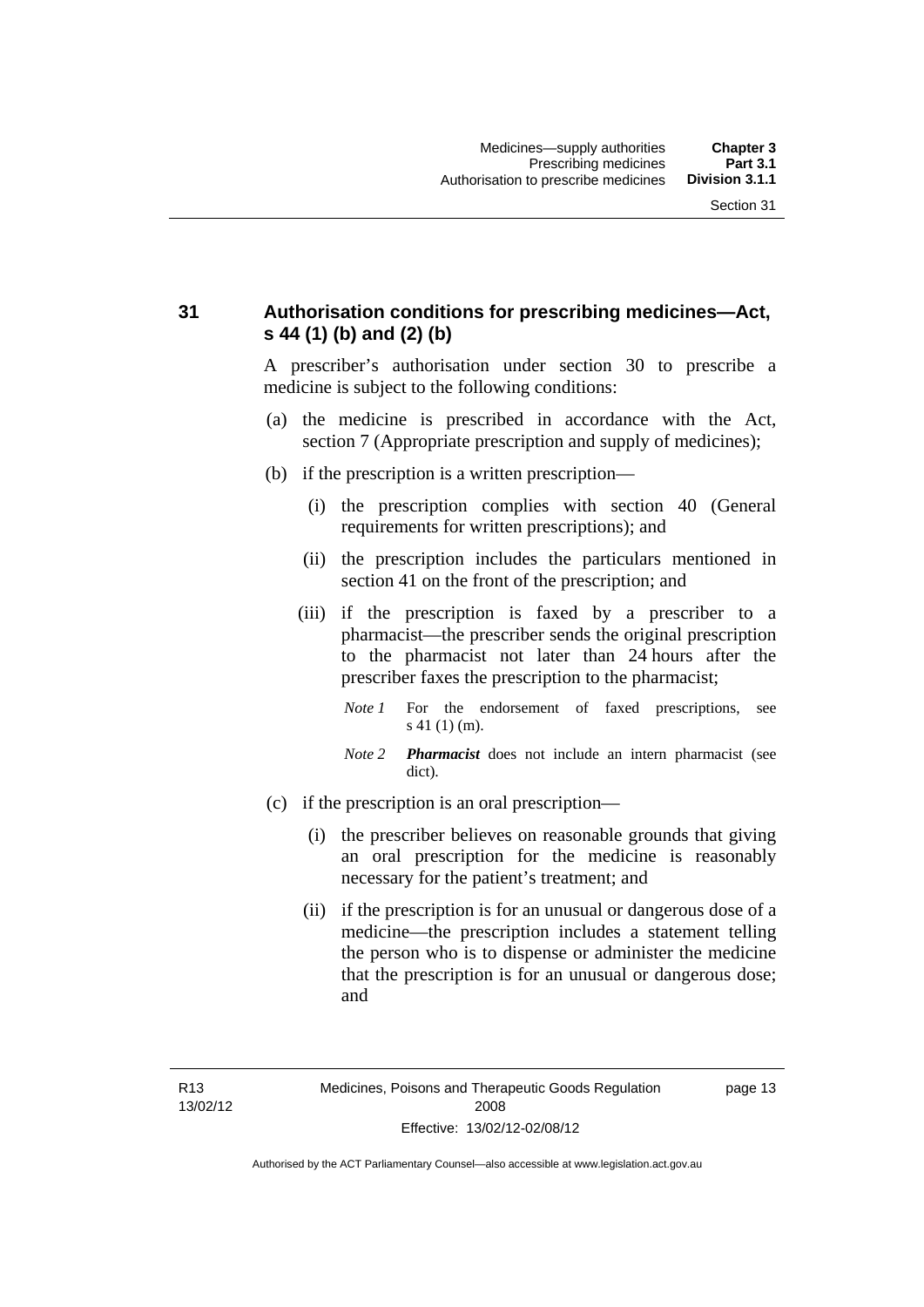## 31 Authorisation conditions for prescribing medicines—Act, s 44 (1) (b) and (2) (b)

A prescriber's authorisation under section 30 to prescribe a medicine is subject to the following conditions:

(a) the medicine is prescribed in accordance with the Act, section 7 (Appropriate prescription and supply of medicines);

(b) if the prescription is a written prescription—

(i) the prescription complies with section 40 (General requirements for written prescriptions); and

(ii) the prescription includes the particulars mentioned in section 41 on the front of the prescription; and

(iii) if the prescription is faxed by a prescriber to a pharmacist—the prescriber sends the original prescription to the pharmacist not later than 24 hours after the prescriber faxes the prescription to the pharmacist;

*Note 1* For the endorsement of faxed prescriptions, see s 41 (1) (m).

*Note 2* ***Pharmacist*** does not include an intern pharmacist (see dict).

(c) if the prescription is an oral prescription—

(i) the prescriber believes on reasonable grounds that giving an oral prescription for the medicine is reasonably necessary for the patient's treatment; and

(ii) if the prescription is for an unusual or dangerous dose of a medicine—the prescription includes a statement telling the person who is to dispense or administer the medicine that the prescription is for an unusual or dangerous dose; and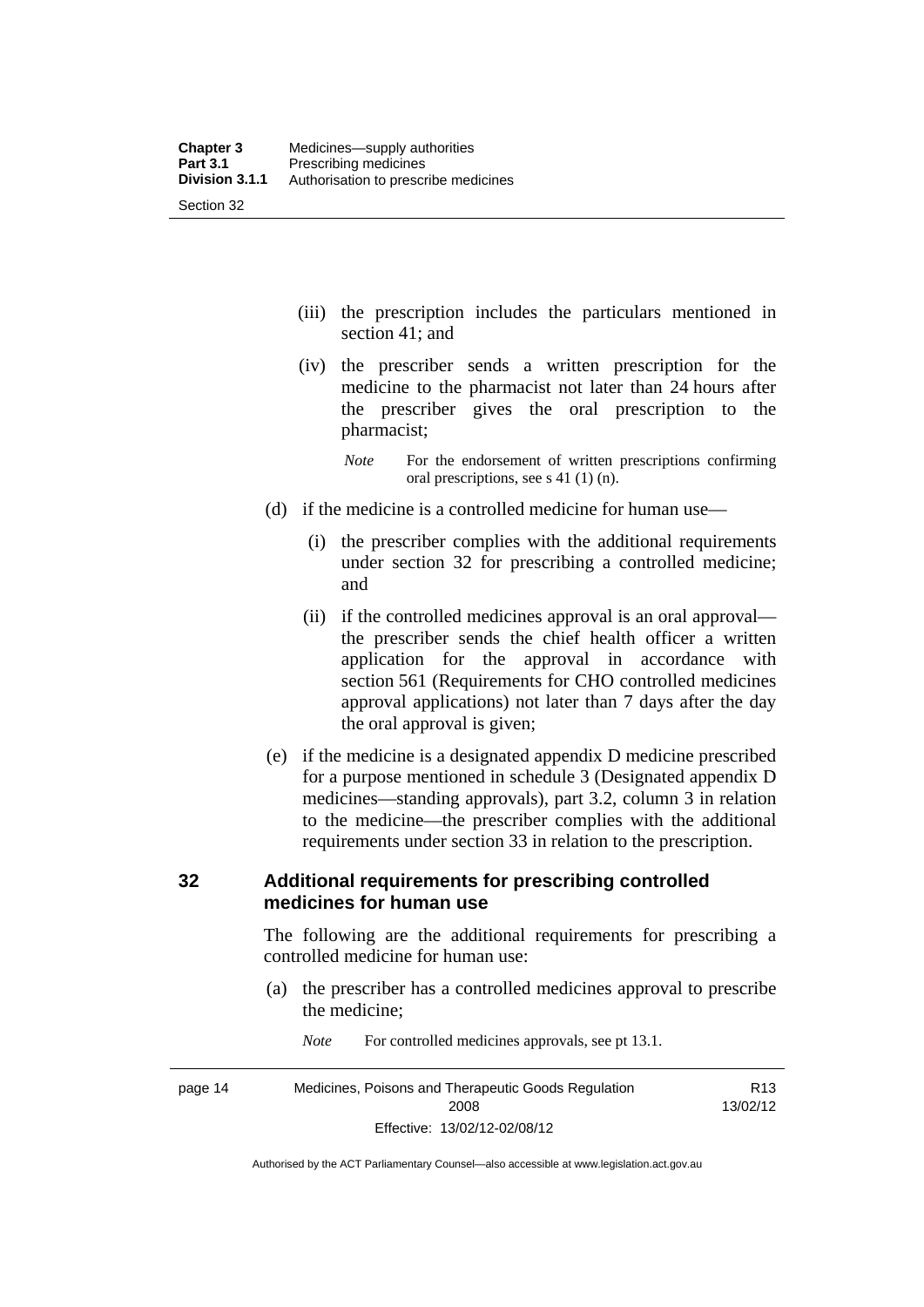(iii) the prescription includes the particulars mentioned in section 41; and

(iv) the prescriber sends a written prescription for the medicine to the pharmacist not later than 24 hours after the prescriber gives the oral prescription to the pharmacist;

*Note* For the endorsement of written prescriptions confirming oral prescriptions, see s 41 (1) (n).

(d) if the medicine is a controlled medicine for human use—

(i) the prescriber complies with the additional requirements under section 32 for prescribing a controlled medicine; and

(ii) if the controlled medicines approval is an oral approval—the prescriber sends the chief health officer a written application for the approval in accordance with section 561 (Requirements for CHO controlled medicines approval applications) not later than 7 days after the day the oral approval is given;

(e) if the medicine is a designated appendix D medicine prescribed for a purpose mentioned in schedule 3 (Designated appendix D medicines—standing approvals), part 3.2, column 3 in relation to the medicine—the prescriber complies with the additional requirements under section 33 in relation to the prescription.

## 32 Additional requirements for prescribing controlled medicines for human use

The following are the additional requirements for prescribing a controlled medicine for human use:

(a) the prescriber has a controlled medicines approval to prescribe the medicine;

*Note* For controlled medicines approvals, see pt 13.1.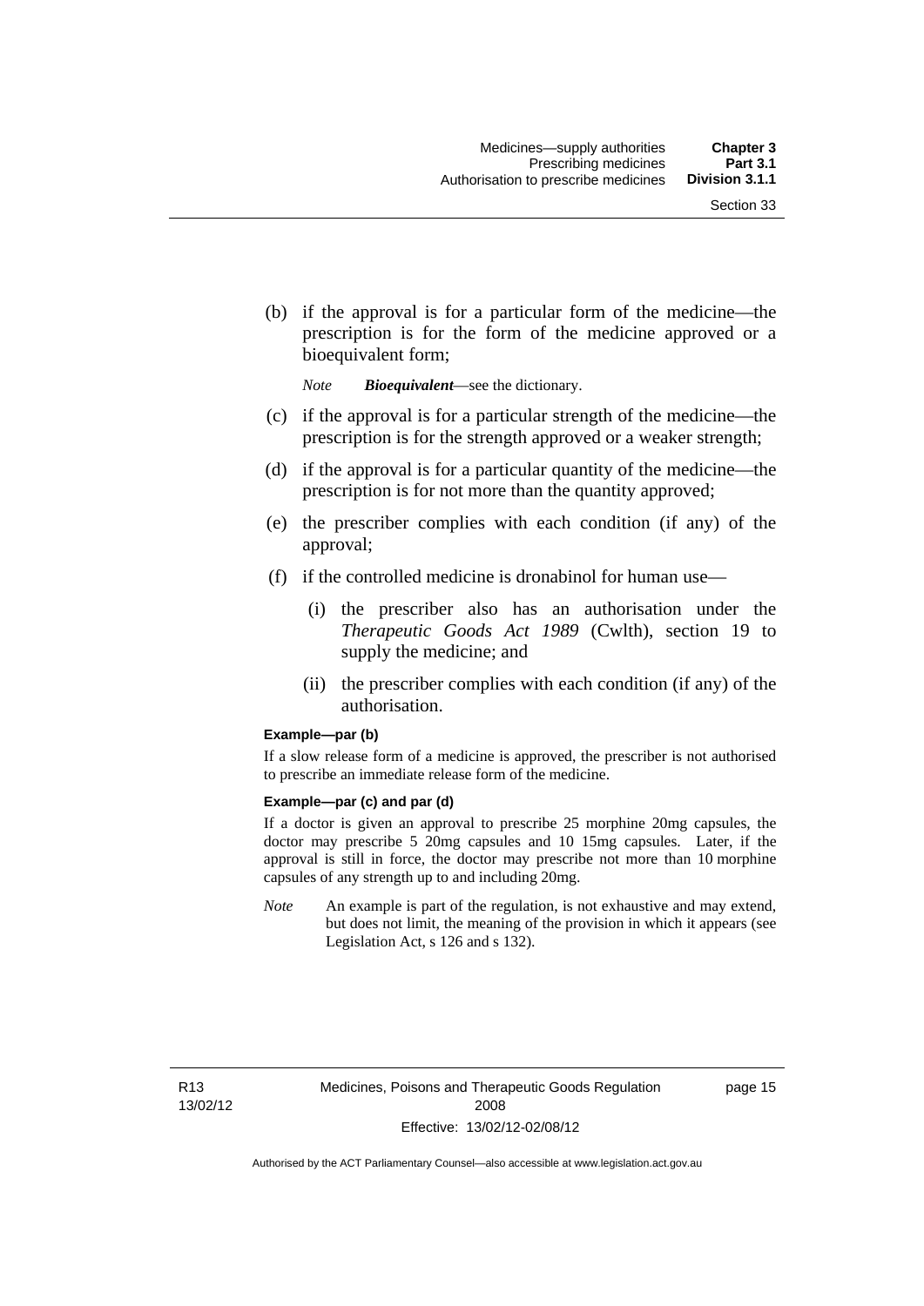(b) if the approval is for a particular form of the medicine—the prescription is for the form of the medicine approved or a bioequivalent form;

*Note* ***Bioequivalent***—see the dictionary.

(c) if the approval is for a particular strength of the medicine—the prescription is for the strength approved or a weaker strength;

(d) if the approval is for a particular quantity of the medicine—the prescription is for not more than the quantity approved;

(e) the prescriber complies with each condition (if any) of the approval;

(f) if the controlled medicine is dronabinol for human use—

(i) the prescriber also has an authorisation under the *Therapeutic Goods Act 1989* (Cwlth), section 19 to supply the medicine; and

(ii) the prescriber complies with each condition (if any) of the authorisation.

**Example—par (b)**

If a slow release form of a medicine is approved, the prescriber is not authorised to prescribe an immediate release form of the medicine.

**Example—par (c) and par (d)**

If a doctor is given an approval to prescribe 25 morphine 20mg capsules, the doctor may prescribe 5 20mg capsules and 10 15mg capsules. Later, if the approval is still in force, the doctor may prescribe not more than 10 morphine capsules of any strength up to and including 20mg.

*Note* An example is part of the regulation, is not exhaustive and may extend, but does not limit, the meaning of the provision in which it appears (see Legislation Act, s 126 and s 132).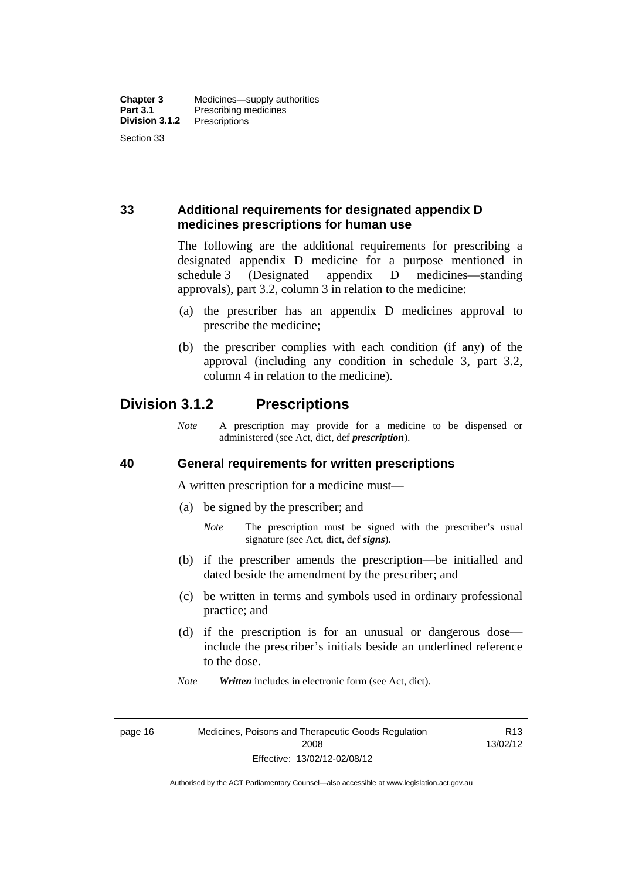### 33 Additional requirements for designated appendix D medicines prescriptions for human use

The following are the additional requirements for prescribing a designated appendix D medicine for a purpose mentioned in schedule 3 (Designated appendix D medicines—standing approvals), part 3.2, column 3 in relation to the medicine:

(a) the prescriber has an appendix D medicines approval to prescribe the medicine;

(b) the prescriber complies with each condition (if any) of the approval (including any condition in schedule 3, part 3.2, column 4 in relation to the medicine).

## Division 3.1.2 Prescriptions

*Note* A prescription may provide for a medicine to be dispensed or administered (see Act, dict, def ***prescription***).

### 40 General requirements for written prescriptions

A written prescription for a medicine must—

(a) be signed by the prescriber; and

*Note* The prescription must be signed with the prescriber's usual signature (see Act, dict, def ***signs***).

(b) if the prescriber amends the prescription—be initialled and dated beside the amendment by the prescriber; and

(c) be written in terms and symbols used in ordinary professional practice; and

(d) if the prescription is for an unusual or dangerous dose—include the prescriber's initials beside an underlined reference to the dose.

*Note* ***Written*** includes in electronic form (see Act, dict).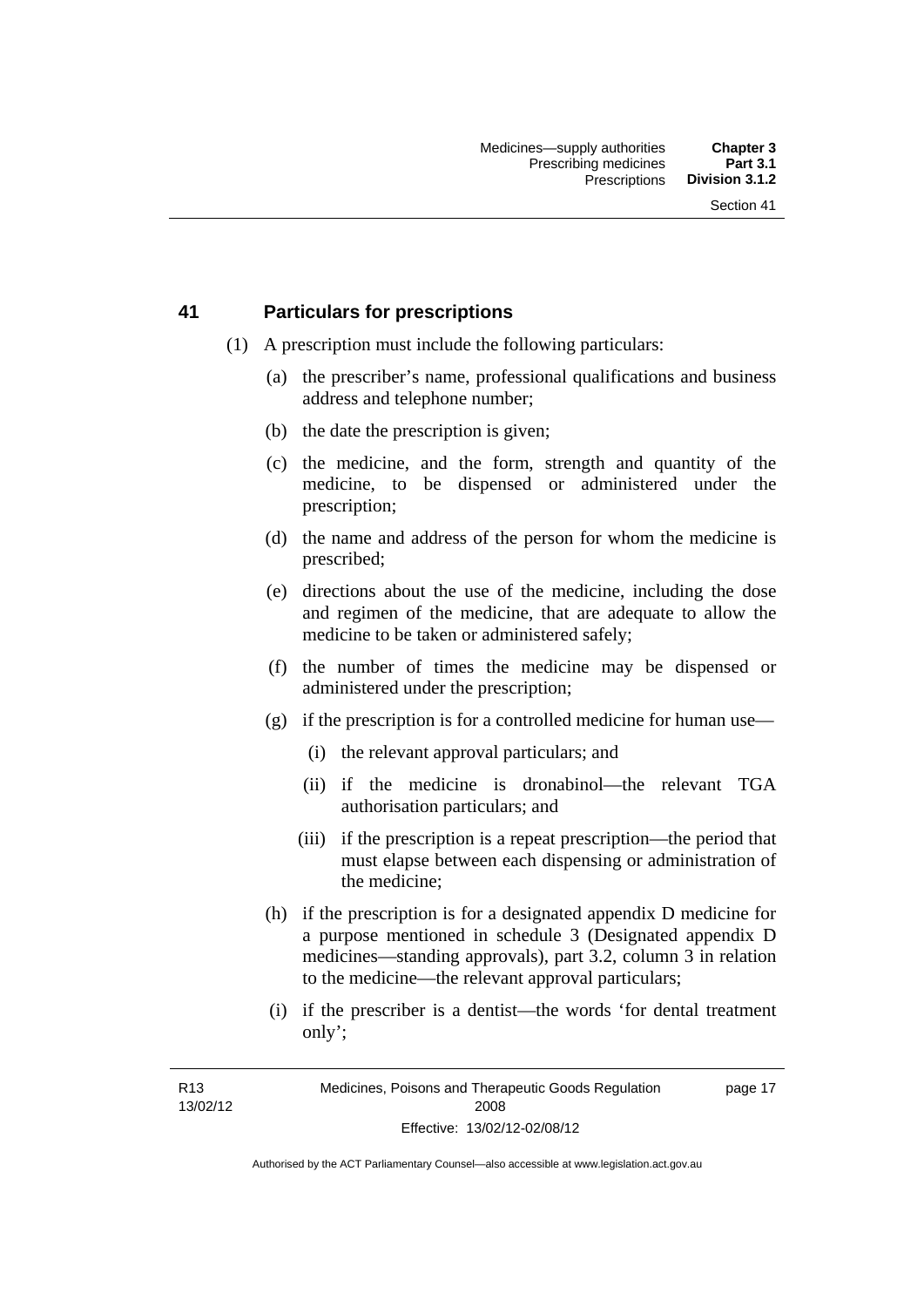## 41 Particulars for prescriptions

(1) A prescription must include the following particulars:

(a) the prescriber's name, professional qualifications and business address and telephone number;

(b) the date the prescription is given;

(c) the medicine, and the form, strength and quantity of the medicine, to be dispensed or administered under the prescription;

(d) the name and address of the person for whom the medicine is prescribed;

(e) directions about the use of the medicine, including the dose and regimen of the medicine, that are adequate to allow the medicine to be taken or administered safely;

(f) the number of times the medicine may be dispensed or administered under the prescription;

(g) if the prescription is for a controlled medicine for human use—

(i) the relevant approval particulars; and

(ii) if the medicine is dronabinol—the relevant TGA authorisation particulars; and

(iii) if the prescription is a repeat prescription—the period that must elapse between each dispensing or administration of the medicine;

(h) if the prescription is for a designated appendix D medicine for a purpose mentioned in schedule 3 (Designated appendix D medicines—standing approvals), part 3.2, column 3 in relation to the medicine—the relevant approval particulars;

(i) if the prescriber is a dentist—the words 'for dental treatment only';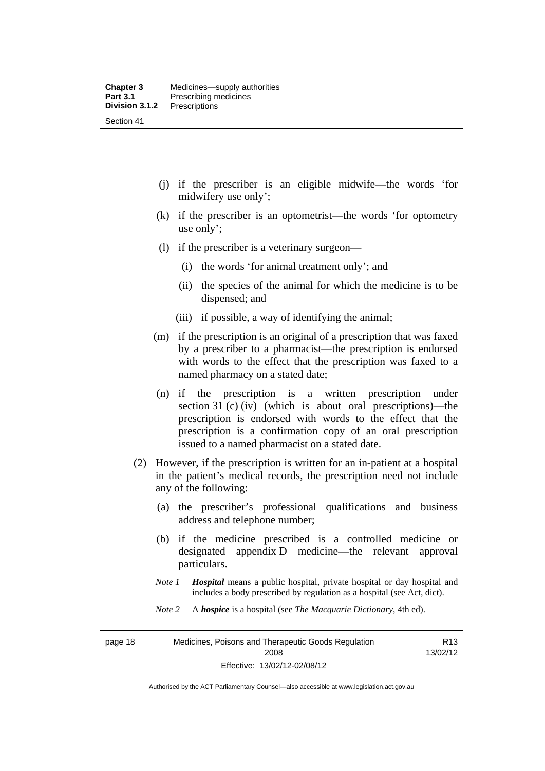(j) if the prescriber is an eligible midwife—the words 'for midwifery use only';

(k) if the prescriber is an optometrist—the words 'for optometry use only';

(l) if the prescriber is a veterinary surgeon—

(i) the words 'for animal treatment only'; and

(ii) the species of the animal for which the medicine is to be dispensed; and

(iii) if possible, a way of identifying the animal;

(m) if the prescription is an original of a prescription that was faxed by a prescriber to a pharmacist—the prescription is endorsed with words to the effect that the prescription was faxed to a named pharmacy on a stated date;

(n) if the prescription is a written prescription under section 31 (c) (iv) (which is about oral prescriptions)—the prescription is endorsed with words to the effect that the prescription is a confirmation copy of an oral prescription issued to a named pharmacist on a stated date.

(2) However, if the prescription is written for an in-patient at a hospital in the patient's medical records, the prescription need not include any of the following:

(a) the prescriber's professional qualifications and business address and telephone number;

(b) if the medicine prescribed is a controlled medicine or designated appendix D medicine—the relevant approval particulars.

*Note 1* ***Hospital*** means a public hospital, private hospital or day hospital and includes a body prescribed by regulation as a hospital (see Act, dict).

*Note 2* A ***hospice*** is a hospital (see *The Macquarie Dictionary*, 4th ed).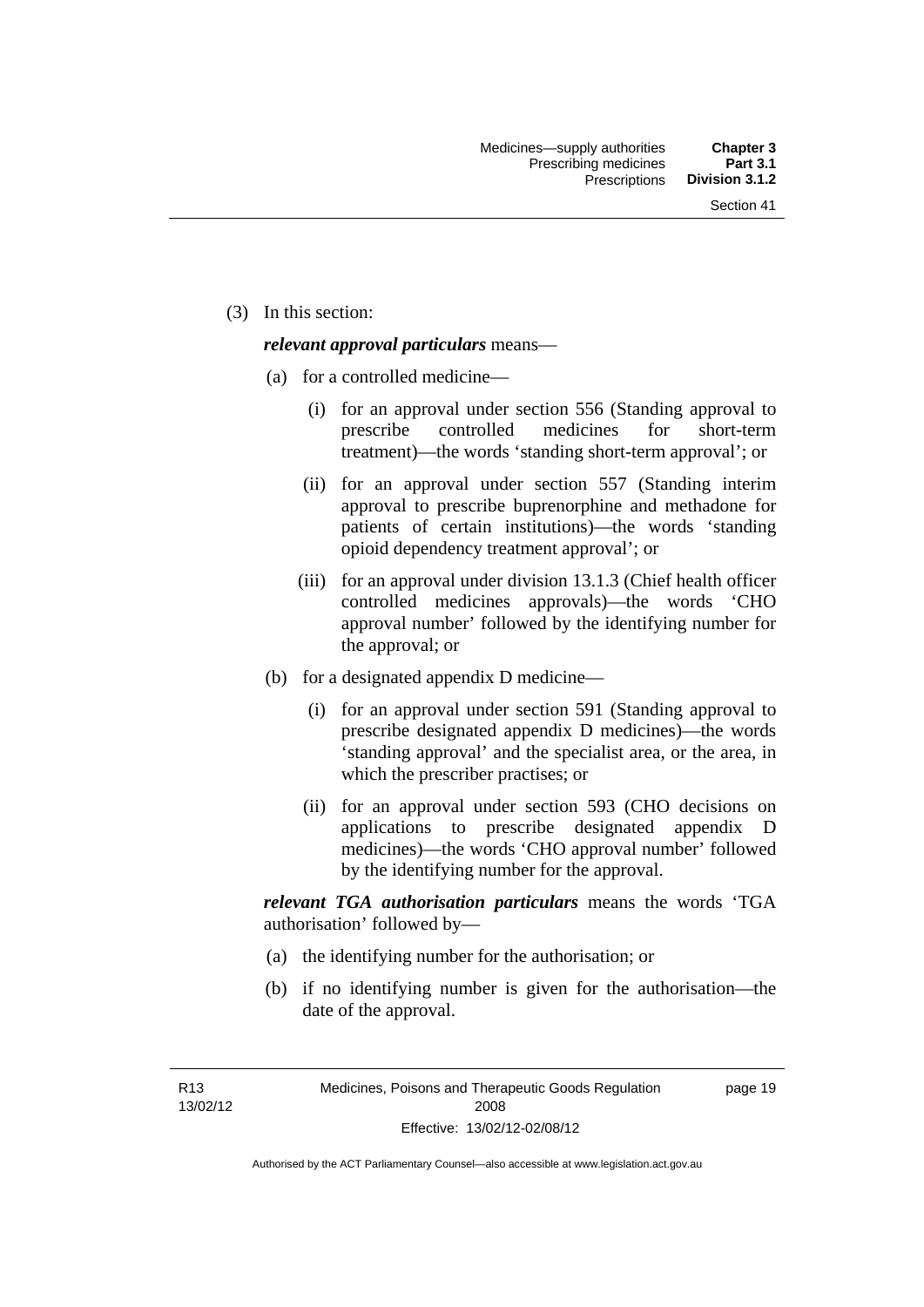(3) In this section:

***relevant approval particulars*** means—

(a) for a controlled medicine—

(i) for an approval under section 556 (Standing approval to prescribe controlled medicines for short-term treatment)—the words 'standing short-term approval'; or

(ii) for an approval under section 557 (Standing interim approval to prescribe buprenorphine and methadone for patients of certain institutions)—the words 'standing opioid dependency treatment approval'; or

(iii) for an approval under division 13.1.3 (Chief health officer controlled medicines approvals)—the words 'CHO approval number' followed by the identifying number for the approval; or

(b) for a designated appendix D medicine—

(i) for an approval under section 591 (Standing approval to prescribe designated appendix D medicines)—the words 'standing approval' and the specialist area, or the area, in which the prescriber practises; or

(ii) for an approval under section 593 (CHO decisions on applications to prescribe designated appendix D medicines)—the words 'CHO approval number' followed by the identifying number for the approval.

***relevant TGA authorisation particulars*** means the words 'TGA authorisation' followed by—

(a) the identifying number for the authorisation; or

(b) if no identifying number is given for the authorisation—the date of the approval.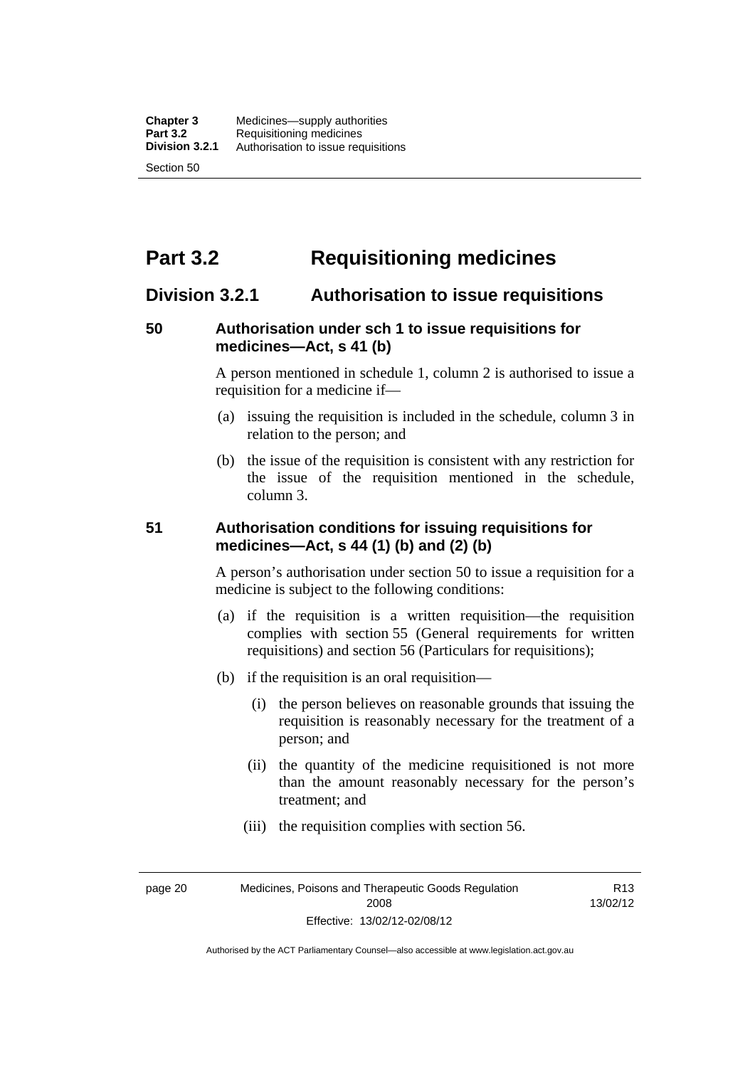# Part 3.2 Requisitioning medicines

## Division 3.2.1 Authorisation to issue requisitions

### 50 Authorisation under sch 1 to issue requisitions for medicines—Act, s 41 (b)

A person mentioned in schedule 1, column 2 is authorised to issue a requisition for a medicine if—

(a) issuing the requisition is included in the schedule, column 3 in relation to the person; and

(b) the issue of the requisition is consistent with any restriction for the issue of the requisition mentioned in the schedule, column 3.

### 51 Authorisation conditions for issuing requisitions for medicines—Act, s 44 (1) (b) and (2) (b)

A person's authorisation under section 50 to issue a requisition for a medicine is subject to the following conditions:

(a) if the requisition is a written requisition—the requisition complies with section 55 (General requirements for written requisitions) and section 56 (Particulars for requisitions);

(b) if the requisition is an oral requisition—

(i) the person believes on reasonable grounds that issuing the requisition is reasonably necessary for the treatment of a person; and

(ii) the quantity of the medicine requisitioned is not more than the amount reasonably necessary for the person's treatment; and

(iii) the requisition complies with section 56.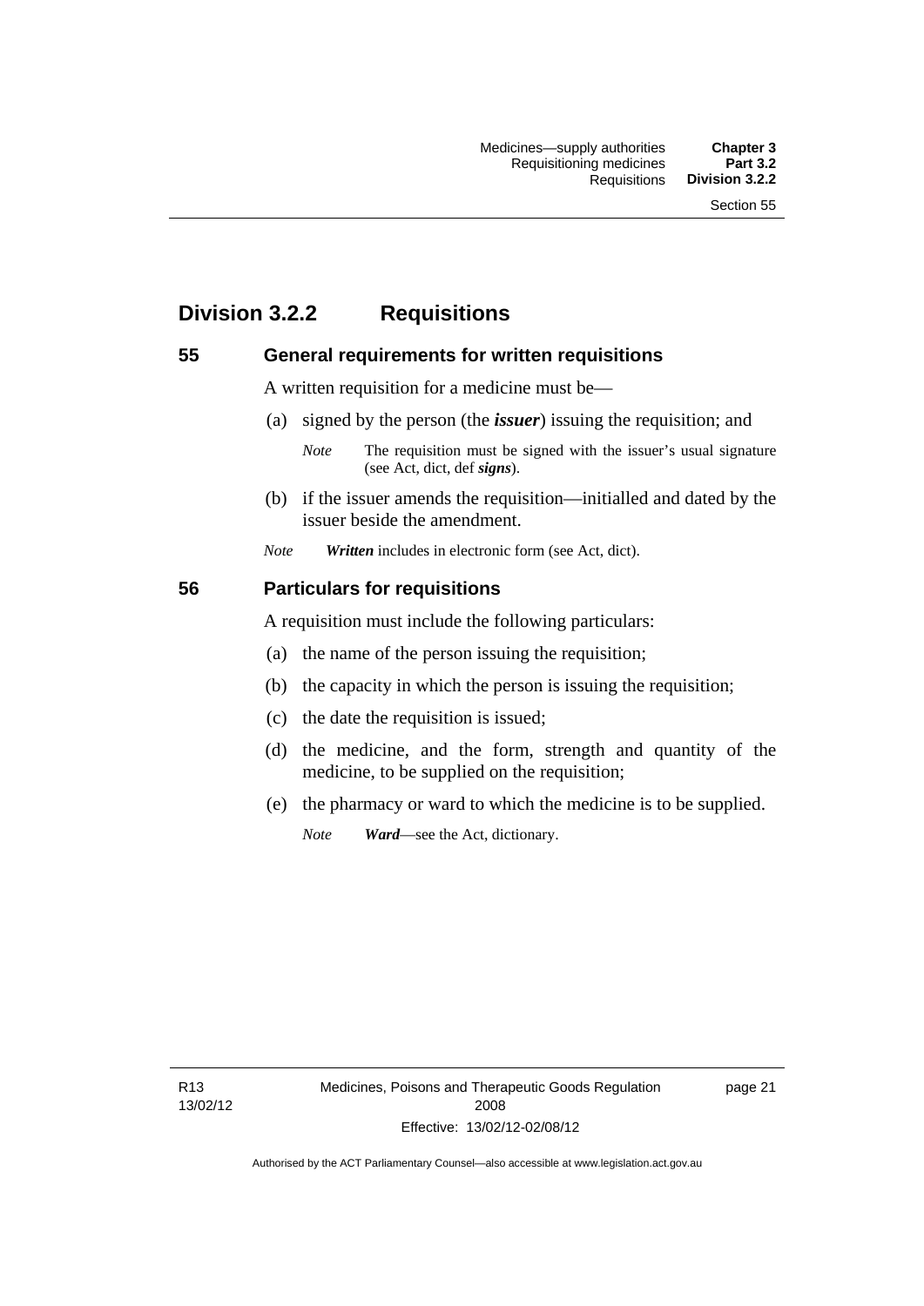## Division 3.2.2 Requisitions

### 55 General requirements for written requisitions

A written requisition for a medicine must be—

(a) signed by the person (the ***issuer***) issuing the requisition; and

*Note* The requisition must be signed with the issuer's usual signature (see Act, dict, def ***signs***).

(b) if the issuer amends the requisition—initialled and dated by the issuer beside the amendment.

*Note* ***Written*** includes in electronic form (see Act, dict).

### 56 Particulars for requisitions

A requisition must include the following particulars:

(a) the name of the person issuing the requisition;

(b) the capacity in which the person is issuing the requisition;

(c) the date the requisition is issued;

(d) the medicine, and the form, strength and quantity of the medicine, to be supplied on the requisition;

(e) the pharmacy or ward to which the medicine is to be supplied.

*Note* ***Ward***—see the Act, dictionary.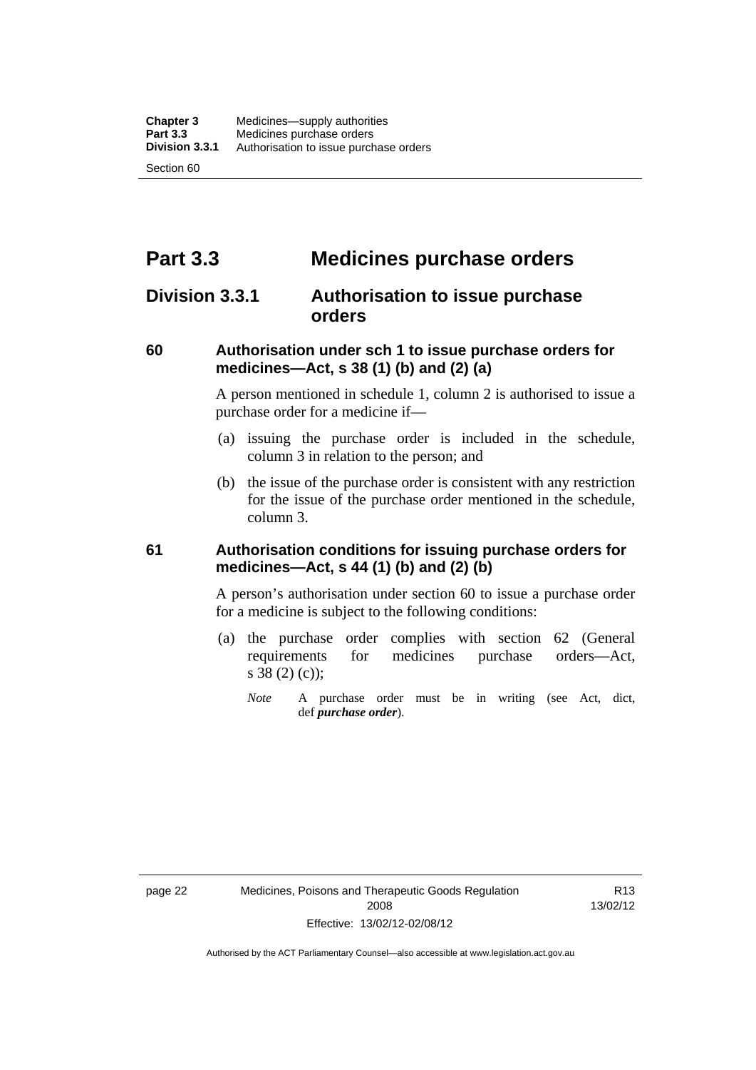# Part 3.3 Medicines purchase orders

## Division 3.3.1 Authorisation to issue purchase orders

### 60 Authorisation under sch 1 to issue purchase orders for medicines—Act, s 38 (1) (b) and (2) (a)

A person mentioned in schedule 1, column 2 is authorised to issue a purchase order for a medicine if—

(a) issuing the purchase order is included in the schedule, column 3 in relation to the person; and

(b) the issue of the purchase order is consistent with any restriction for the issue of the purchase order mentioned in the schedule, column 3.

### 61 Authorisation conditions for issuing purchase orders for medicines—Act, s 44 (1) (b) and (2) (b)

A person's authorisation under section 60 to issue a purchase order for a medicine is subject to the following conditions:

(a) the purchase order complies with section 62 (General requirements for medicines purchase orders—Act, s 38 (2) (c));

*Note* A purchase order must be in writing (see Act, dict, def ***purchase order***).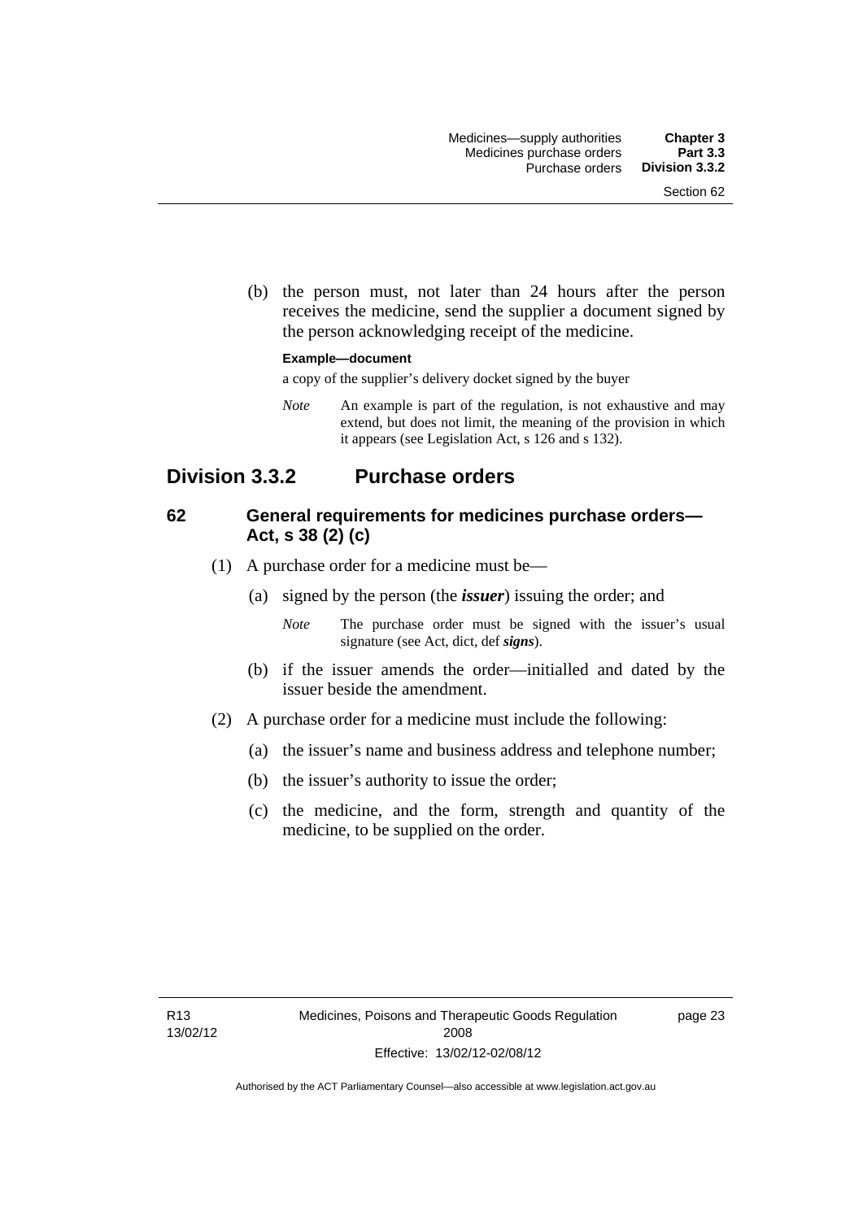(b) the person must, not later than 24 hours after the person receives the medicine, send the supplier a document signed by the person acknowledging receipt of the medicine.

**Example—document**

a copy of the supplier's delivery docket signed by the buyer

*Note* An example is part of the regulation, is not exhaustive and may extend, but does not limit, the meaning of the provision in which it appears (see Legislation Act, s 126 and s 132).

## Division 3.3.2 Purchase orders

### 62 General requirements for medicines purchase orders—Act, s 38 (2) (c)

(1) A purchase order for a medicine must be—

(a) signed by the person (the ***issuer***) issuing the order; and

*Note* The purchase order must be signed with the issuer's usual signature (see Act, dict, def ***signs***).

(b) if the issuer amends the order—initialled and dated by the issuer beside the amendment.

(2) A purchase order for a medicine must include the following:

(a) the issuer's name and business address and telephone number;

(b) the issuer's authority to issue the order;

(c) the medicine, and the form, strength and quantity of the medicine, to be supplied on the order.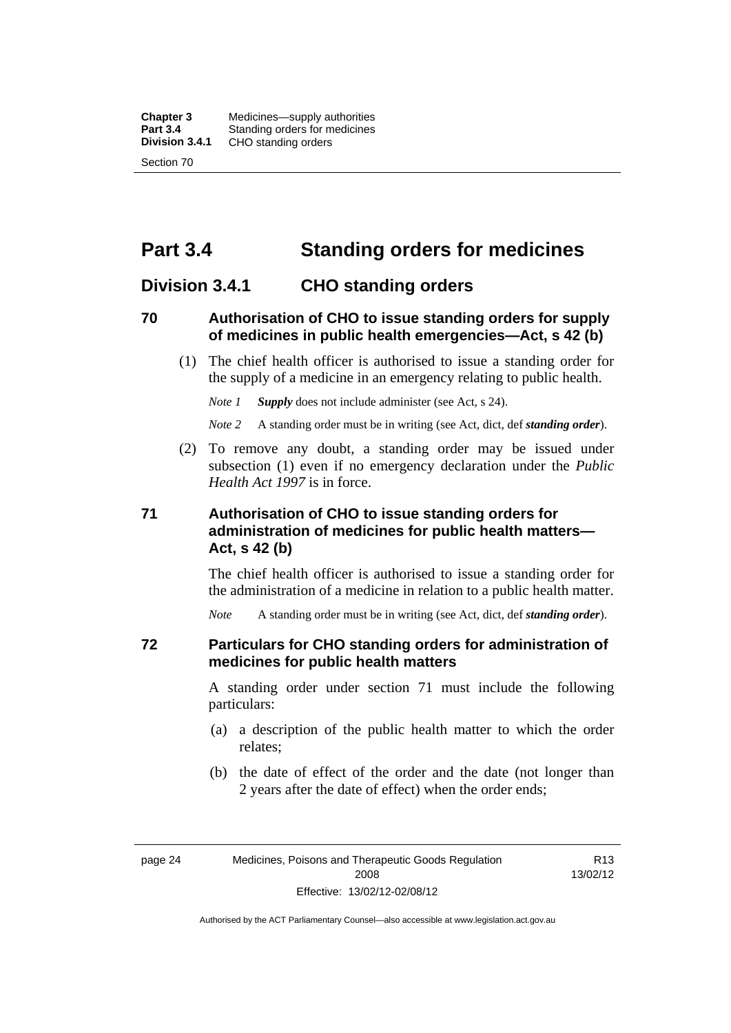# Part 3.4 Standing orders for medicines

## Division 3.4.1 CHO standing orders

### 70 Authorisation of CHO to issue standing orders for supply of medicines in public health emergencies—Act, s 42 (b)

(1) The chief health officer is authorised to issue a standing order for the supply of a medicine in an emergency relating to public health.

*Note 1* ***Supply*** does not include administer (see Act, s 24).

*Note 2* A standing order must be in writing (see Act, dict, def ***standing order***).

(2) To remove any doubt, a standing order may be issued under subsection (1) even if no emergency declaration under the *Public Health Act 1997* is in force.

### 71 Authorisation of CHO to issue standing orders for administration of medicines for public health matters—Act, s 42 (b)

The chief health officer is authorised to issue a standing order for the administration of a medicine in relation to a public health matter.

*Note* A standing order must be in writing (see Act, dict, def ***standing order***).

### 72 Particulars for CHO standing orders for administration of medicines for public health matters

A standing order under section 71 must include the following particulars:

(a) a description of the public health matter to which the order relates;

(b) the date of effect of the order and the date (not longer than 2 years after the date of effect) when the order ends;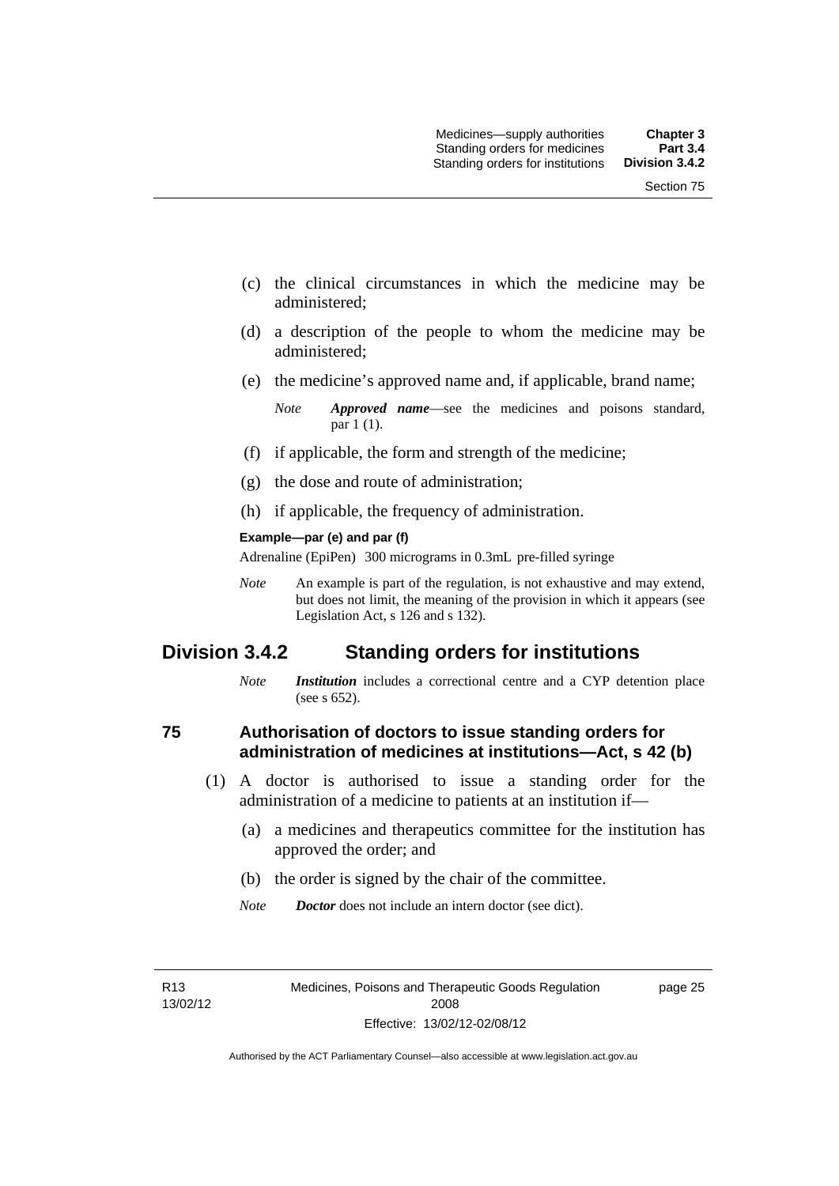(c) the clinical circumstances in which the medicine may be administered;

(d) a description of the people to whom the medicine may be administered;

(e) the medicine's approved name and, if applicable, brand name;

*Note* ***Approved name***—see the medicines and poisons standard, par 1 (1).

(f) if applicable, the form and strength of the medicine;

(g) the dose and route of administration;

(h) if applicable, the frequency of administration.

**Example—par (e) and par (f)**

Adrenaline (EpiPen) 300 micrograms in 0.3mL pre-filled syringe

*Note* An example is part of the regulation, is not exhaustive and may extend, but does not limit, the meaning of the provision in which it appears (see Legislation Act, s 126 and s 132).

## Division 3.4.2 Standing orders for institutions

*Note* ***Institution*** includes a correctional centre and a CYP detention place (see s 652).

### 75 Authorisation of doctors to issue standing orders for administration of medicines at institutions—Act, s 42 (b)

(1) A doctor is authorised to issue a standing order for the administration of a medicine to patients at an institution if—

(a) a medicines and therapeutics committee for the institution has approved the order; and

(b) the order is signed by the chair of the committee.

*Note* ***Doctor*** does not include an intern doctor (see dict).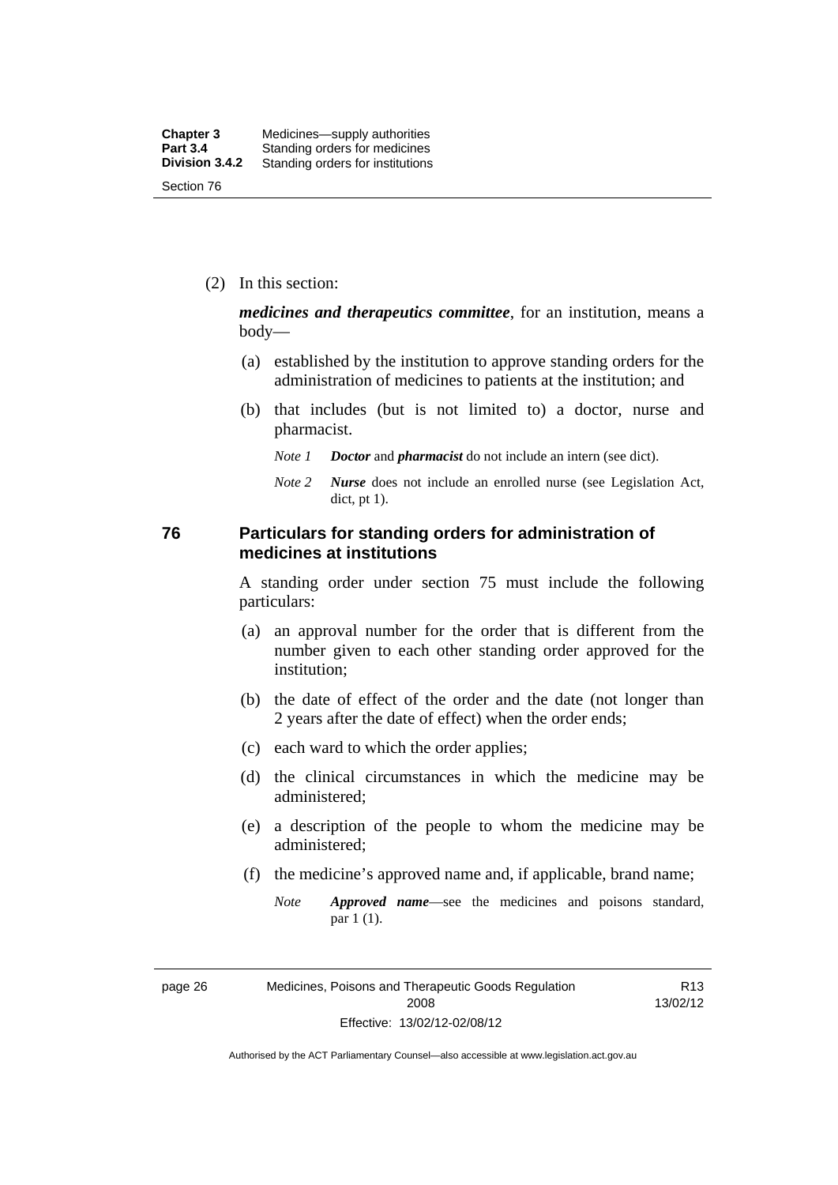(2) In this section:

***medicines and therapeutics committee***, for an institution, means a body—

(a) established by the institution to approve standing orders for the administration of medicines to patients at the institution; and

(b) that includes (but is not limited to) a doctor, nurse and pharmacist.

*Note 1* ***Doctor*** and ***pharmacist*** do not include an intern (see dict).

*Note 2* ***Nurse*** does not include an enrolled nurse (see Legislation Act, dict, pt 1).

## 76 Particulars for standing orders for administration of medicines at institutions

A standing order under section 75 must include the following particulars:

(a) an approval number for the order that is different from the number given to each other standing order approved for the institution;

(b) the date of effect of the order and the date (not longer than 2 years after the date of effect) when the order ends;

(c) each ward to which the order applies;

(d) the clinical circumstances in which the medicine may be administered;

(e) a description of the people to whom the medicine may be administered;

(f) the medicine's approved name and, if applicable, brand name;

*Note* ***Approved name***—see the medicines and poisons standard, par 1 (1).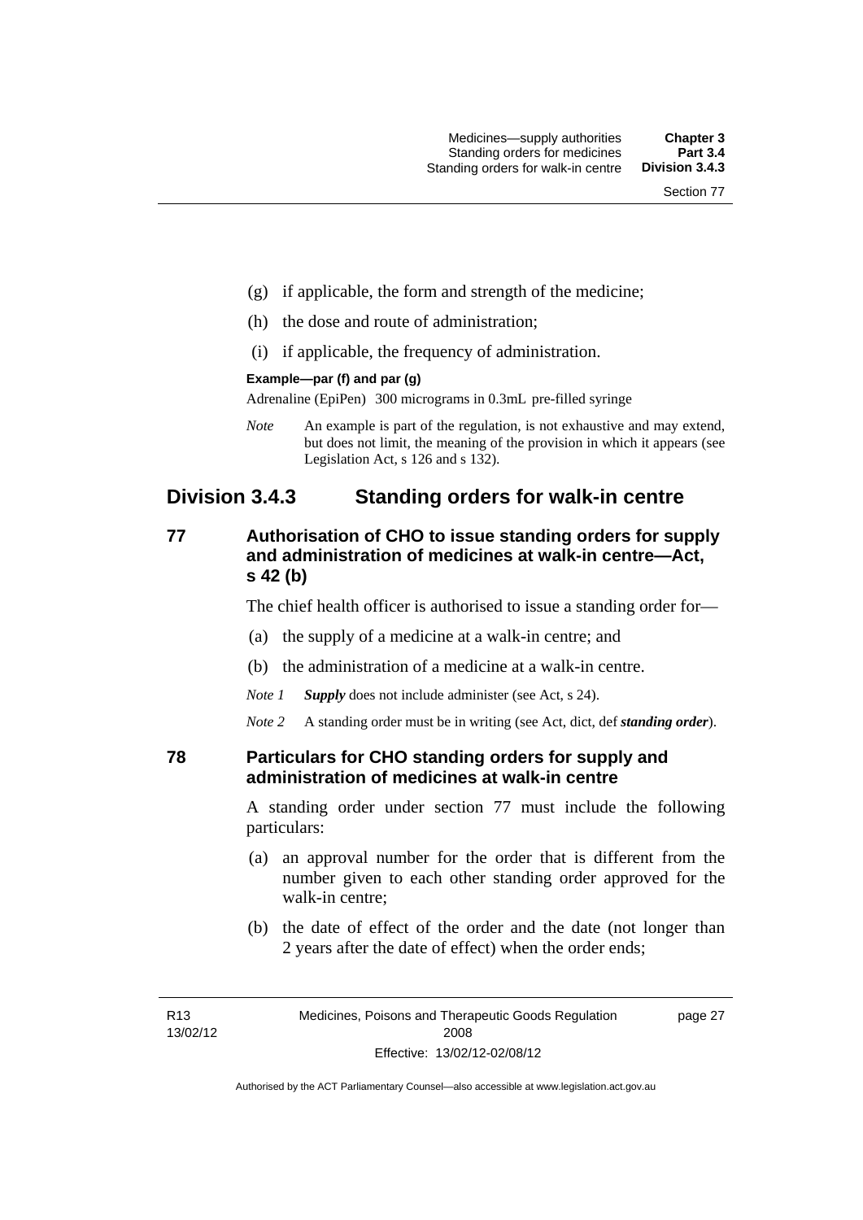(g) if applicable, the form and strength of the medicine;

(h) the dose and route of administration;

(i) if applicable, the frequency of administration.

**Example—par (f) and par (g)**

Adrenaline (EpiPen) 300 micrograms in 0.3mL pre-filled syringe

*Note* An example is part of the regulation, is not exhaustive and may extend, but does not limit, the meaning of the provision in which it appears (see Legislation Act, s 126 and s 132).

## Division 3.4.3 Standing orders for walk-in centre

### 77 Authorisation of CHO to issue standing orders for supply and administration of medicines at walk-in centre—Act, s 42 (b)

The chief health officer is authorised to issue a standing order for—

(a) the supply of a medicine at a walk-in centre; and

(b) the administration of a medicine at a walk-in centre.

*Note 1* ***Supply*** does not include administer (see Act, s 24).

*Note 2* A standing order must be in writing (see Act, dict, def ***standing order***).

### 78 Particulars for CHO standing orders for supply and administration of medicines at walk-in centre

A standing order under section 77 must include the following particulars:

(a) an approval number for the order that is different from the number given to each other standing order approved for the walk-in centre;

(b) the date of effect of the order and the date (not longer than 2 years after the date of effect) when the order ends;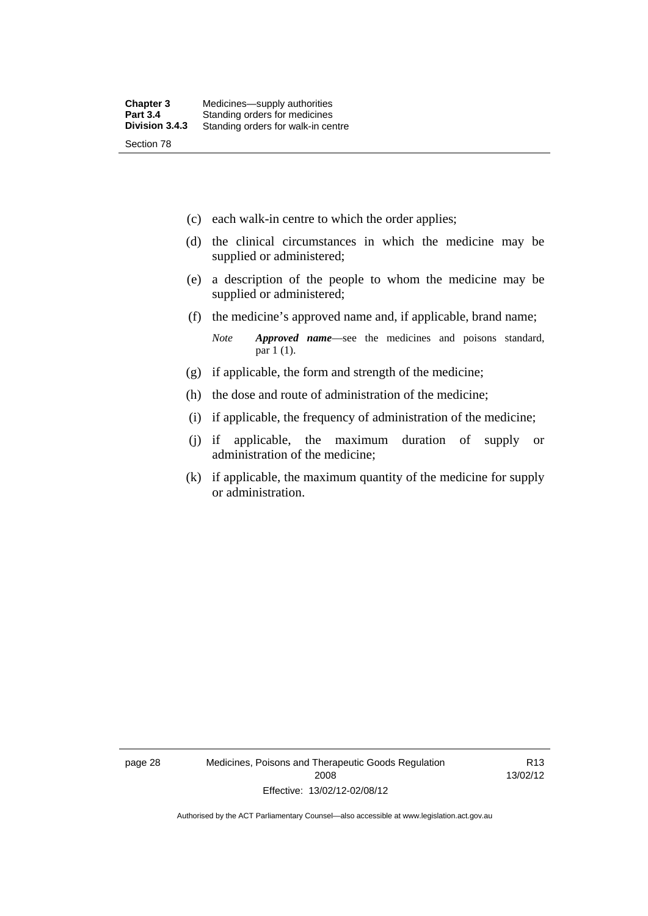(c) each walk-in centre to which the order applies;

(d) the clinical circumstances in which the medicine may be supplied or administered;

(e) a description of the people to whom the medicine may be supplied or administered;

(f) the medicine's approved name and, if applicable, brand name;

*Note* ***Approved name***—see the medicines and poisons standard, par 1 (1).

(g) if applicable, the form and strength of the medicine;

(h) the dose and route of administration of the medicine;

(i) if applicable, the frequency of administration of the medicine;

(j) if applicable, the maximum duration of supply or administration of the medicine;

(k) if applicable, the maximum quantity of the medicine for supply or administration.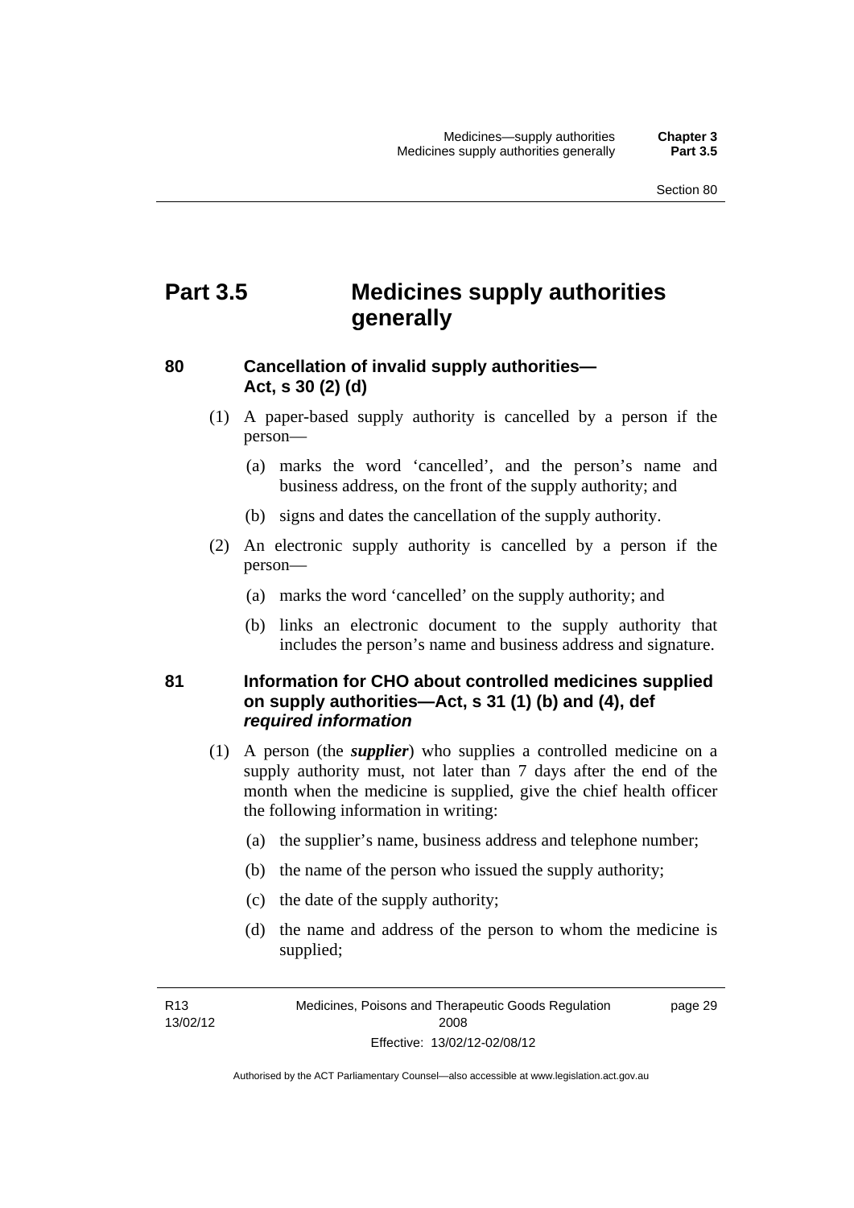# Part 3.5 Medicines supply authorities generally

## 80 Cancellation of invalid supply authorities—Act, s 30 (2) (d)

(1) A paper-based supply authority is cancelled by a person if the person—

(a) marks the word 'cancelled', and the person's name and business address, on the front of the supply authority; and

(b) signs and dates the cancellation of the supply authority.

(2) An electronic supply authority is cancelled by a person if the person—

(a) marks the word 'cancelled' on the supply authority; and

(b) links an electronic document to the supply authority that includes the person's name and business address and signature.

## 81 Information for CHO about controlled medicines supplied on supply authorities—Act, s 31 (1) (b) and (4), def *required information*

(1) A person (the ***supplier***) who supplies a controlled medicine on a supply authority must, not later than 7 days after the end of the month when the medicine is supplied, give the chief health officer the following information in writing:

(a) the supplier's name, business address and telephone number;

(b) the name of the person who issued the supply authority;

(c) the date of the supply authority;

(d) the name and address of the person to whom the medicine is supplied;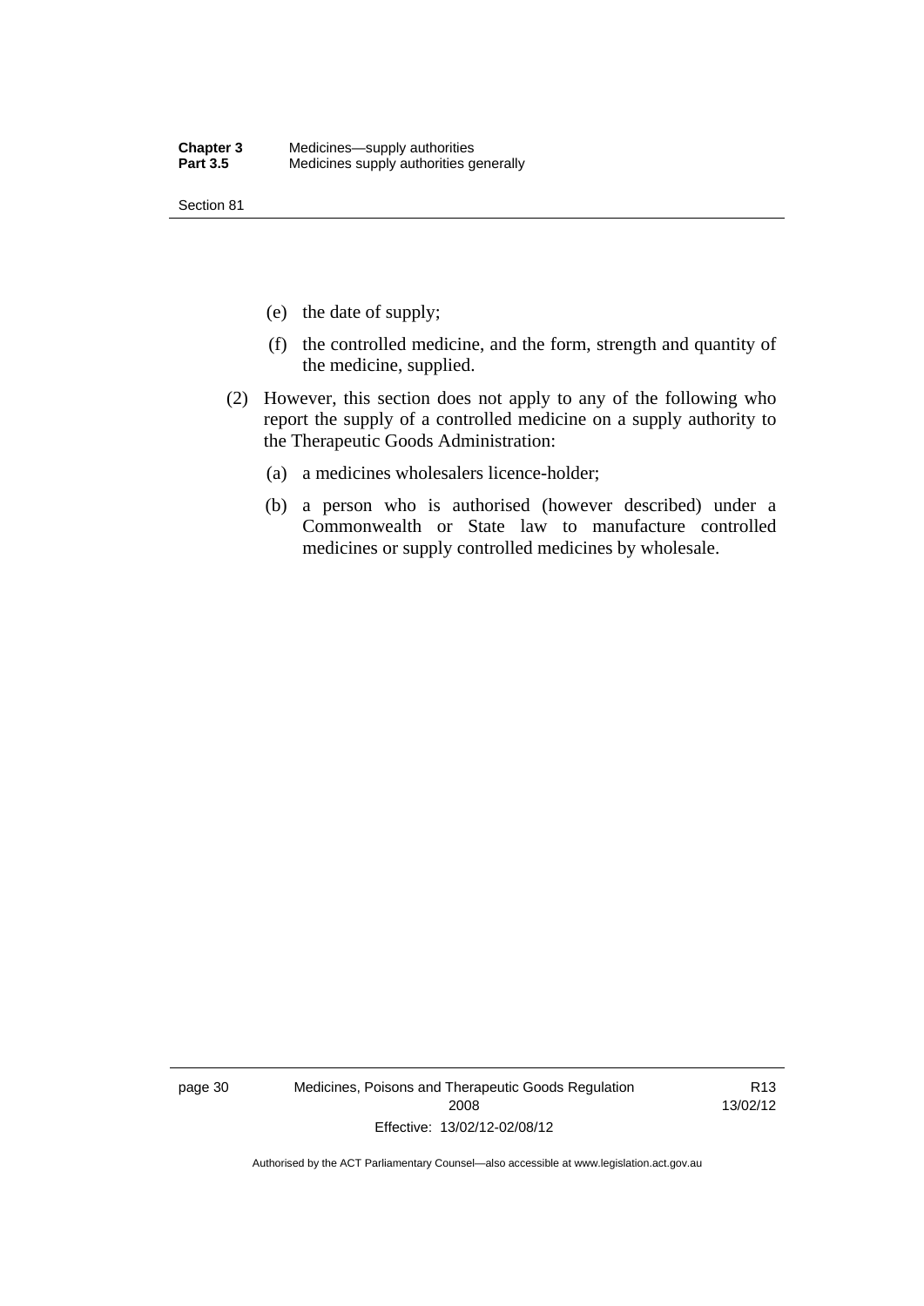(e) the date of supply;

(f) the controlled medicine, and the form, strength and quantity of the medicine, supplied.

(2) However, this section does not apply to any of the following who report the supply of a controlled medicine on a supply authority to the Therapeutic Goods Administration:

(a) a medicines wholesalers licence-holder;

(b) a person who is authorised (however described) under a Commonwealth or State law to manufacture controlled medicines or supply controlled medicines by wholesale.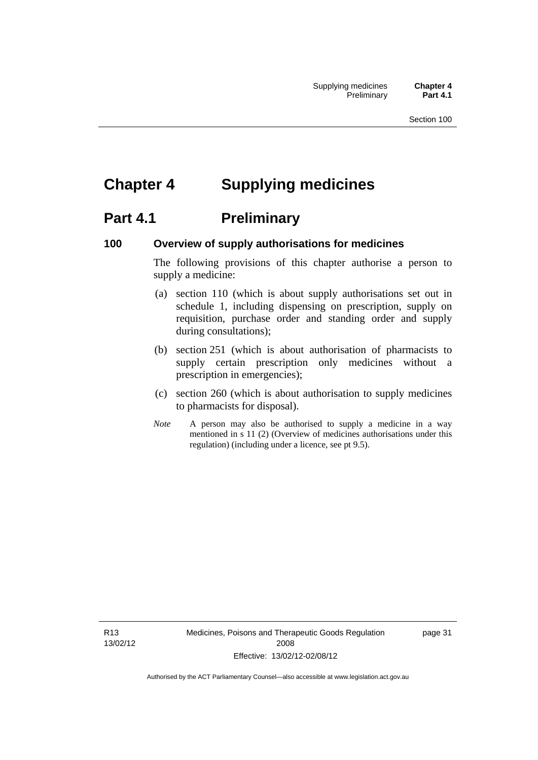# Chapter 4 Supplying medicines

## Part 4.1 Preliminary

### 100 Overview of supply authorisations for medicines

The following provisions of this chapter authorise a person to supply a medicine:

(a) section 110 (which is about supply authorisations set out in schedule 1, including dispensing on prescription, supply on requisition, purchase order and standing order and supply during consultations);

(b) section 251 (which is about authorisation of pharmacists to supply certain prescription only medicines without a prescription in emergencies);

(c) section 260 (which is about authorisation to supply medicines to pharmacists for disposal).

*Note* A person may also be authorised to supply a medicine in a way mentioned in s 11 (2) (Overview of medicines authorisations under this regulation) (including under a licence, see pt 9.5).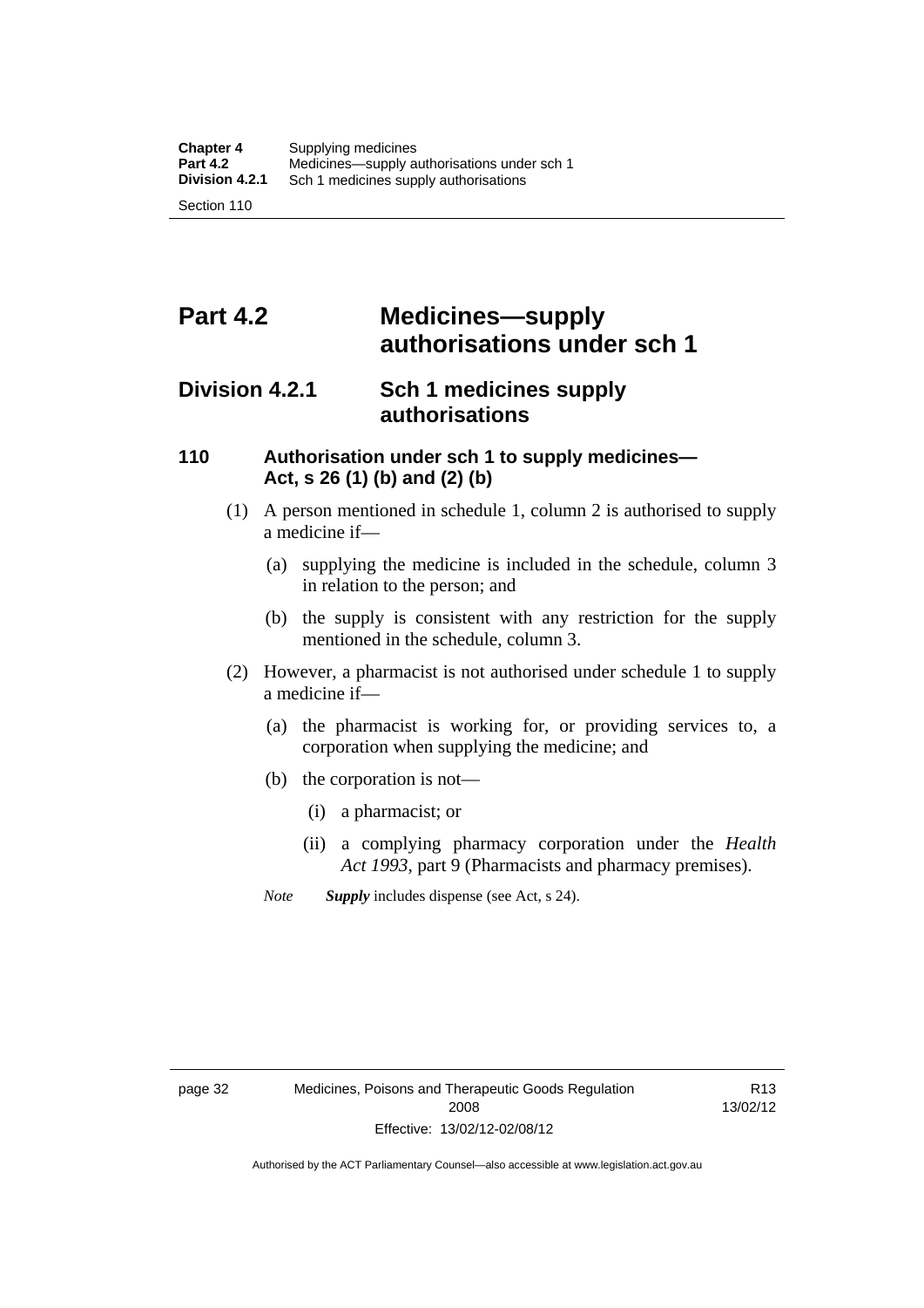# Part 4.2 Medicines—supply authorisations under sch 1

## Division 4.2.1 Sch 1 medicines supply authorisations

### 110 Authorisation under sch 1 to supply medicines—Act, s 26 (1) (b) and (2) (b)

(1) A person mentioned in schedule 1, column 2 is authorised to supply a medicine if—

(a) supplying the medicine is included in the schedule, column 3 in relation to the person; and

(b) the supply is consistent with any restriction for the supply mentioned in the schedule, column 3.

(2) However, a pharmacist is not authorised under schedule 1 to supply a medicine if—

(a) the pharmacist is working for, or providing services to, a corporation when supplying the medicine; and

(b) the corporation is not—

(i) a pharmacist; or

(ii) a complying pharmacy corporation under the *Health Act 1993*, part 9 (Pharmacists and pharmacy premises).

*Note* ***Supply*** includes dispense (see Act, s 24).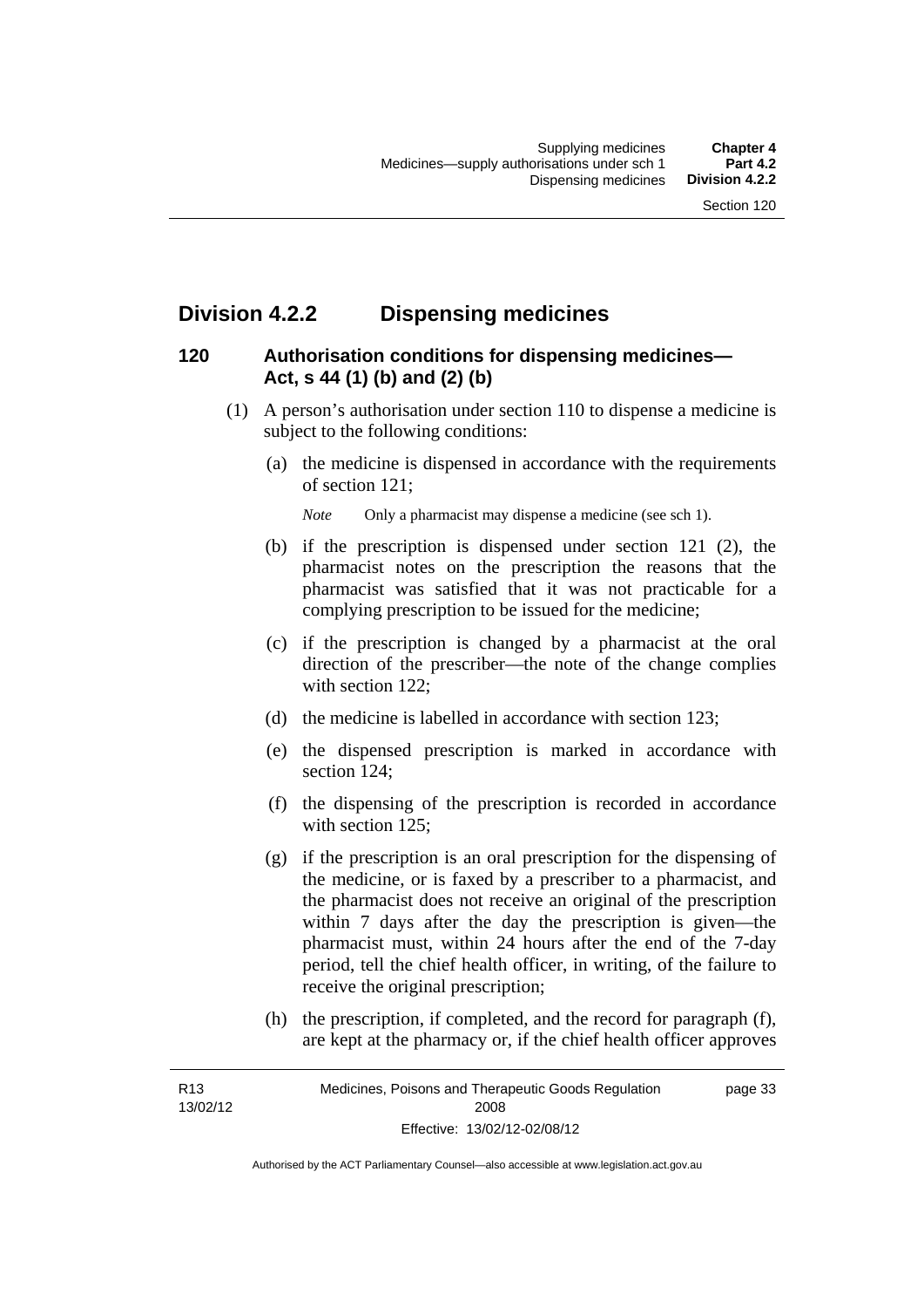## Division 4.2.2 Dispensing medicines

### 120 Authorisation conditions for dispensing medicines—Act, s 44 (1) (b) and (2) (b)

(1) A person's authorisation under section 110 to dispense a medicine is subject to the following conditions:

(a) the medicine is dispensed in accordance with the requirements of section 121;

*Note* Only a pharmacist may dispense a medicine (see sch 1).

(b) if the prescription is dispensed under section 121 (2), the pharmacist notes on the prescription the reasons that the pharmacist was satisfied that it was not practicable for a complying prescription to be issued for the medicine;

(c) if the prescription is changed by a pharmacist at the oral direction of the prescriber—the note of the change complies with section 122;

(d) the medicine is labelled in accordance with section 123;

(e) the dispensed prescription is marked in accordance with section 124;

(f) the dispensing of the prescription is recorded in accordance with section 125;

(g) if the prescription is an oral prescription for the dispensing of the medicine, or is faxed by a prescriber to a pharmacist, and the pharmacist does not receive an original of the prescription within 7 days after the day the prescription is given—the pharmacist must, within 24 hours after the end of the 7-day period, tell the chief health officer, in writing, of the failure to receive the original prescription;

(h) the prescription, if completed, and the record for paragraph (f), are kept at the pharmacy or, if the chief health officer approves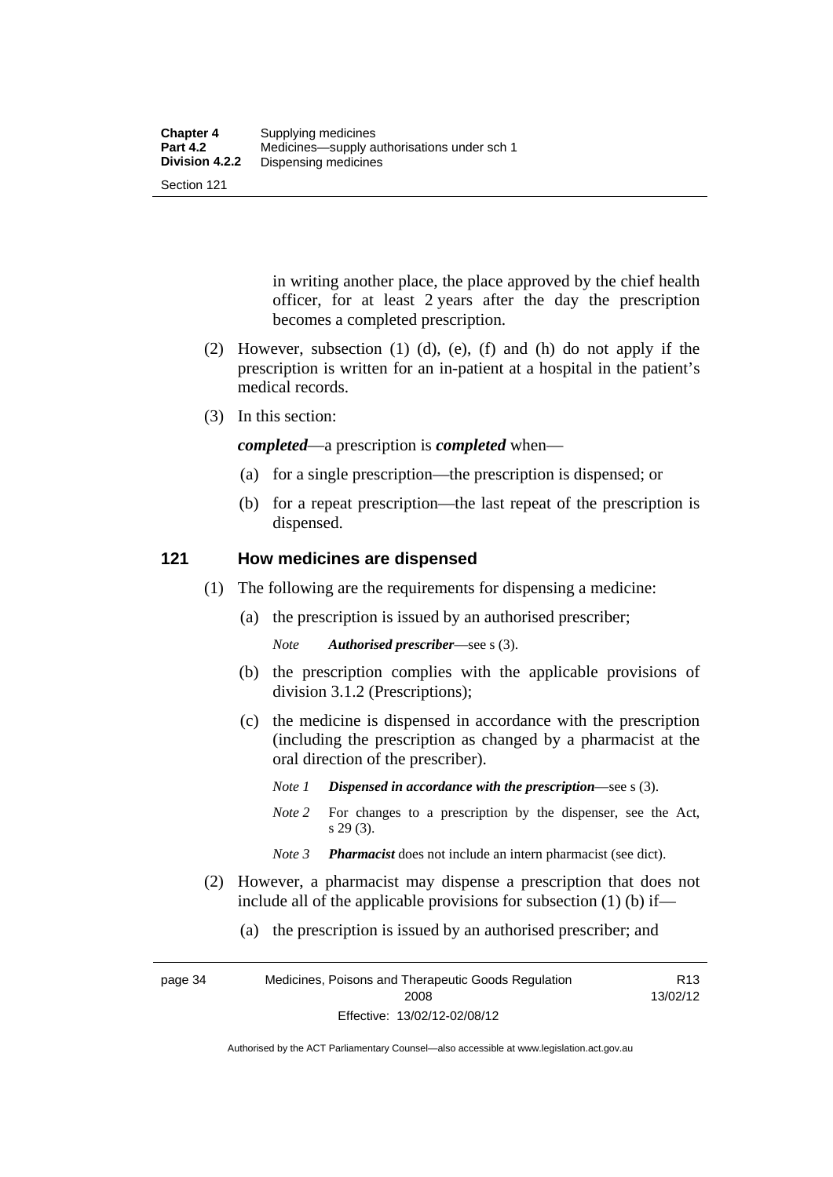in writing another place, the place approved by the chief health officer, for at least 2 years after the day the prescription becomes a completed prescription.

(2) However, subsection (1) (d), (e), (f) and (h) do not apply if the prescription is written for an in-patient at a hospital in the patient's medical records.

(3) In this section:

***completed***—a prescription is ***completed*** when—

(a) for a single prescription—the prescription is dispensed; or

(b) for a repeat prescription—the last repeat of the prescription is dispensed.

## 121 How medicines are dispensed

(1) The following are the requirements for dispensing a medicine:

(a) the prescription is issued by an authorised prescriber;

*Note* ***Authorised prescriber***—see s (3).

(b) the prescription complies with the applicable provisions of division 3.1.2 (Prescriptions);

(c) the medicine is dispensed in accordance with the prescription (including the prescription as changed by a pharmacist at the oral direction of the prescriber).

*Note 1* ***Dispensed in accordance with the prescription***—see s (3).

*Note 2* For changes to a prescription by the dispenser, see the Act, s 29 (3).

*Note 3* ***Pharmacist*** does not include an intern pharmacist (see dict).

(2) However, a pharmacist may dispense a prescription that does not include all of the applicable provisions for subsection (1) (b) if—

(a) the prescription is issued by an authorised prescriber; and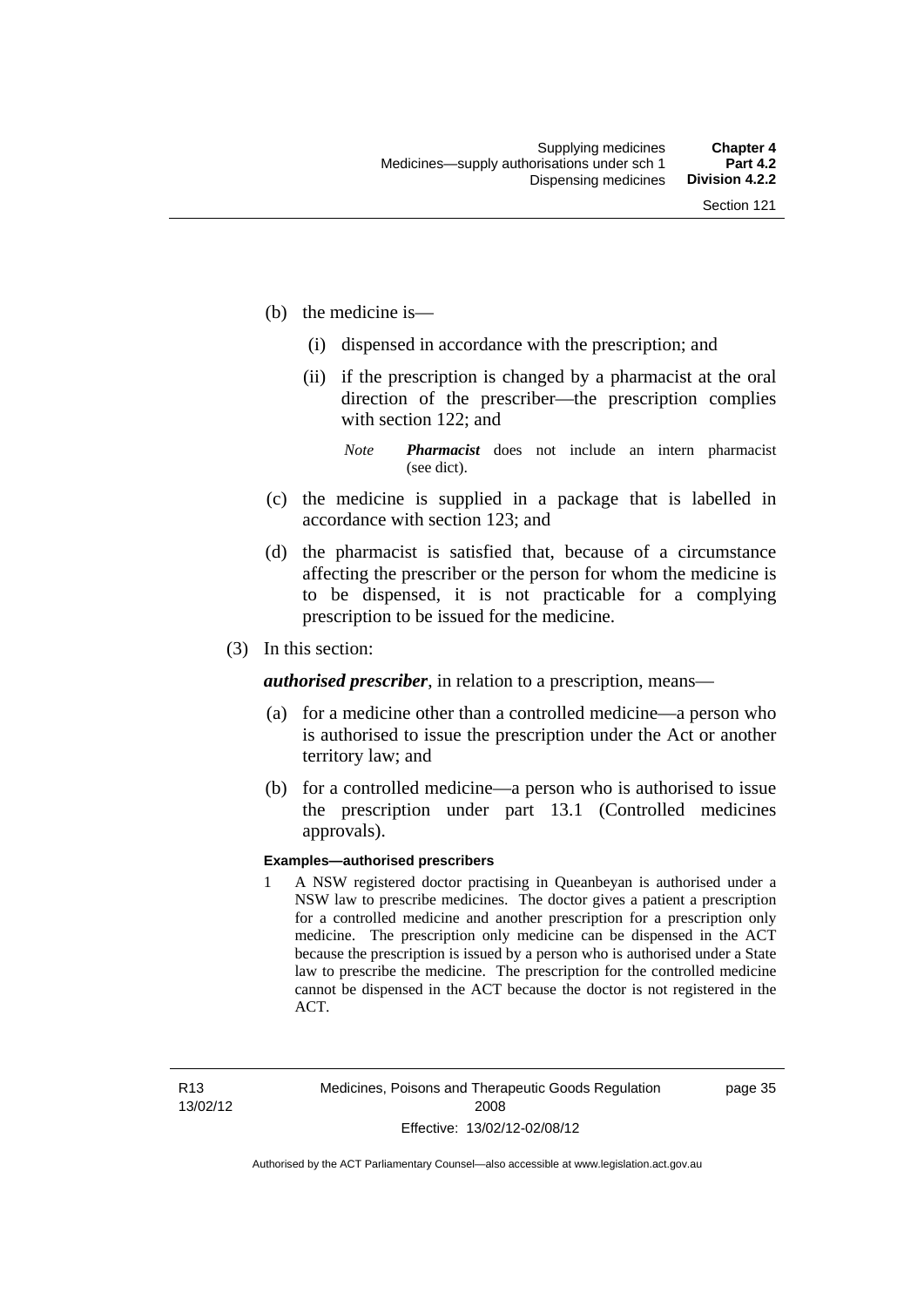(b) the medicine is—

  (i) dispensed in accordance with the prescription; and

  (ii) if the prescription is changed by a pharmacist at the oral direction of the prescriber—the prescription complies with section 122; and

  *Note* ***Pharmacist*** does not include an intern pharmacist (see dict).

(c) the medicine is supplied in a package that is labelled in accordance with section 123; and

(d) the pharmacist is satisfied that, because of a circumstance affecting the prescriber or the person for whom the medicine is to be dispensed, it is not practicable for a complying prescription to be issued for the medicine.

(3) In this section:

***authorised prescriber***, in relation to a prescription, means—

(a) for a medicine other than a controlled medicine—a person who is authorised to issue the prescription under the Act or another territory law; and

(b) for a controlled medicine—a person who is authorised to issue the prescription under part 13.1 (Controlled medicines approvals).

**Examples—authorised prescribers**

1 A NSW registered doctor practising in Queanbeyan is authorised under a NSW law to prescribe medicines. The doctor gives a patient a prescription for a controlled medicine and another prescription for a prescription only medicine. The prescription only medicine can be dispensed in the ACT because the prescription is issued by a person who is authorised under a State law to prescribe the medicine. The prescription for the controlled medicine cannot be dispensed in the ACT because the doctor is not registered in the ACT.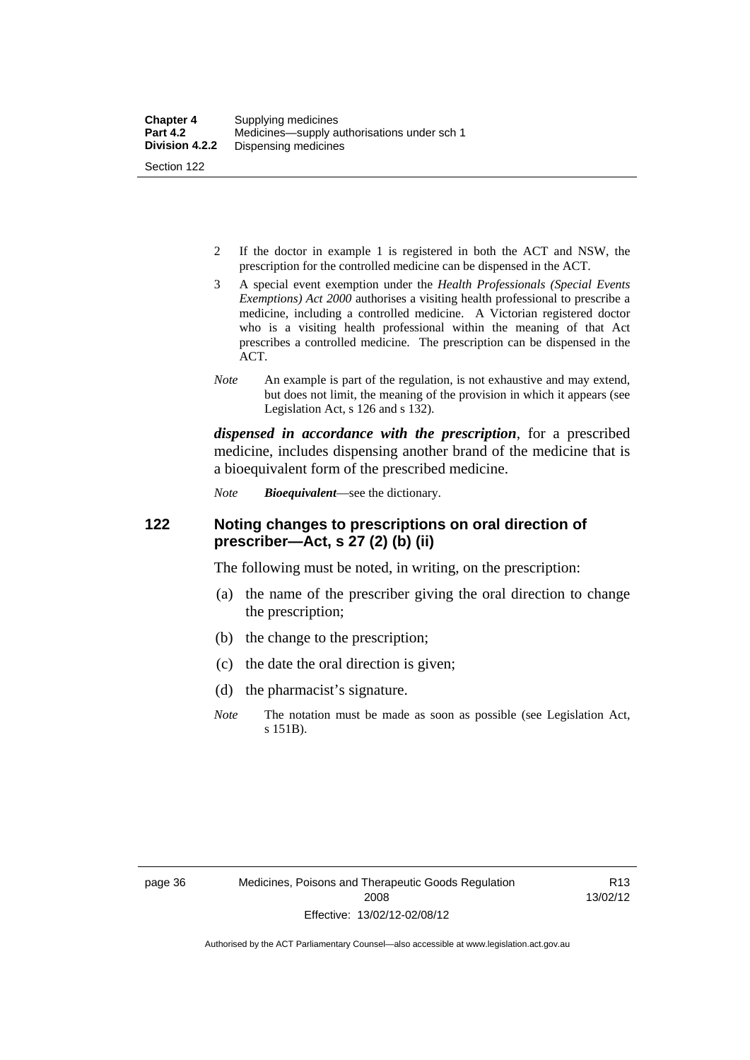2 If the doctor in example 1 is registered in both the ACT and NSW, the prescription for the controlled medicine can be dispensed in the ACT.

3 A special event exemption under the *Health Professionals (Special Events Exemptions) Act 2000* authorises a visiting health professional to prescribe a medicine, including a controlled medicine. A Victorian registered doctor who is a visiting health professional within the meaning of that Act prescribes a controlled medicine. The prescription can be dispensed in the ACT.

*Note* An example is part of the regulation, is not exhaustive and may extend, but does not limit, the meaning of the provision in which it appears (see Legislation Act, s 126 and s 132).

***dispensed in accordance with the prescription***, for a prescribed medicine, includes dispensing another brand of the medicine that is a bioequivalent form of the prescribed medicine.

*Note* ***Bioequivalent***—see the dictionary.

## 122 Noting changes to prescriptions on oral direction of prescriber—Act, s 27 (2) (b) (ii)

The following must be noted, in writing, on the prescription:

(a) the name of the prescriber giving the oral direction to change the prescription;

(b) the change to the prescription;

(c) the date the oral direction is given;

(d) the pharmacist's signature.

*Note* The notation must be made as soon as possible (see Legislation Act, s 151B).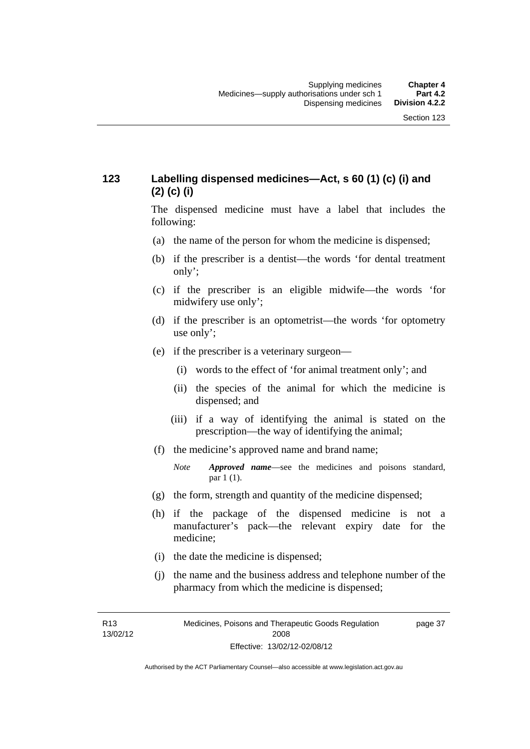## 123 Labelling dispensed medicines—Act, s 60 (1) (c) (i) and (2) (c) (i)

The dispensed medicine must have a label that includes the following:

(a) the name of the person for whom the medicine is dispensed;

(b) if the prescriber is a dentist—the words 'for dental treatment only';

(c) if the prescriber is an eligible midwife—the words 'for midwifery use only';

(d) if the prescriber is an optometrist—the words 'for optometry use only';

(e) if the prescriber is a veterinary surgeon—

  (i) words to the effect of 'for animal treatment only'; and

  (ii) the species of the animal for which the medicine is dispensed; and

  (iii) if a way of identifying the animal is stated on the prescription—the way of identifying the animal;

(f) the medicine's approved name and brand name;

*Note* ***Approved name***—see the medicines and poisons standard, par 1 (1).

(g) the form, strength and quantity of the medicine dispensed;

(h) if the package of the dispensed medicine is not a manufacturer's pack—the relevant expiry date for the medicine;

(i) the date the medicine is dispensed;

(j) the name and the business address and telephone number of the pharmacy from which the medicine is dispensed;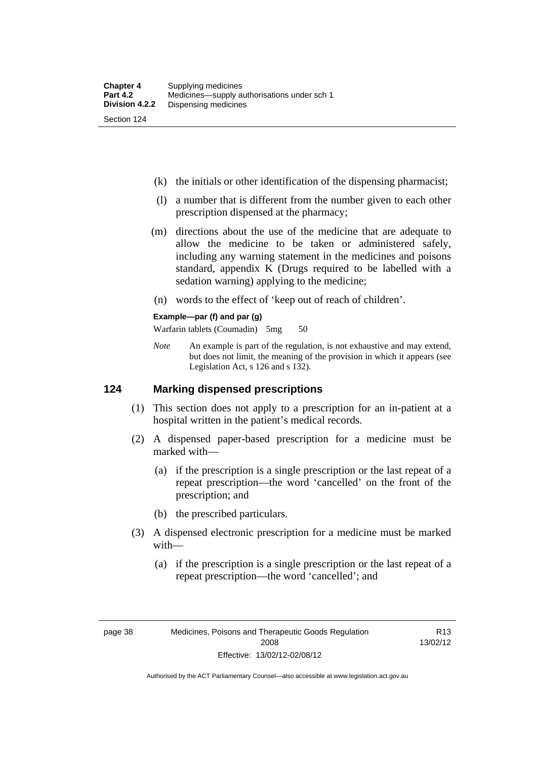(k) the initials or other identification of the dispensing pharmacist;

(l) a number that is different from the number given to each other prescription dispensed at the pharmacy;

(m) directions about the use of the medicine that are adequate to allow the medicine to be taken or administered safely, including any warning statement in the medicines and poisons standard, appendix K (Drugs required to be labelled with a sedation warning) applying to the medicine;

(n) words to the effect of 'keep out of reach of children'.

**Example—par (f) and par (g)**

Warfarin tablets (Coumadin) 5mg 50

*Note* An example is part of the regulation, is not exhaustive and may extend, but does not limit, the meaning of the provision in which it appears (see Legislation Act, s 126 and s 132).

## 124 Marking dispensed prescriptions

(1) This section does not apply to a prescription for an in-patient at a hospital written in the patient's medical records.

(2) A dispensed paper-based prescription for a medicine must be marked with—

(a) if the prescription is a single prescription or the last repeat of a repeat prescription—the word 'cancelled' on the front of the prescription; and

(b) the prescribed particulars.

(3) A dispensed electronic prescription for a medicine must be marked with—

(a) if the prescription is a single prescription or the last repeat of a repeat prescription—the word 'cancelled'; and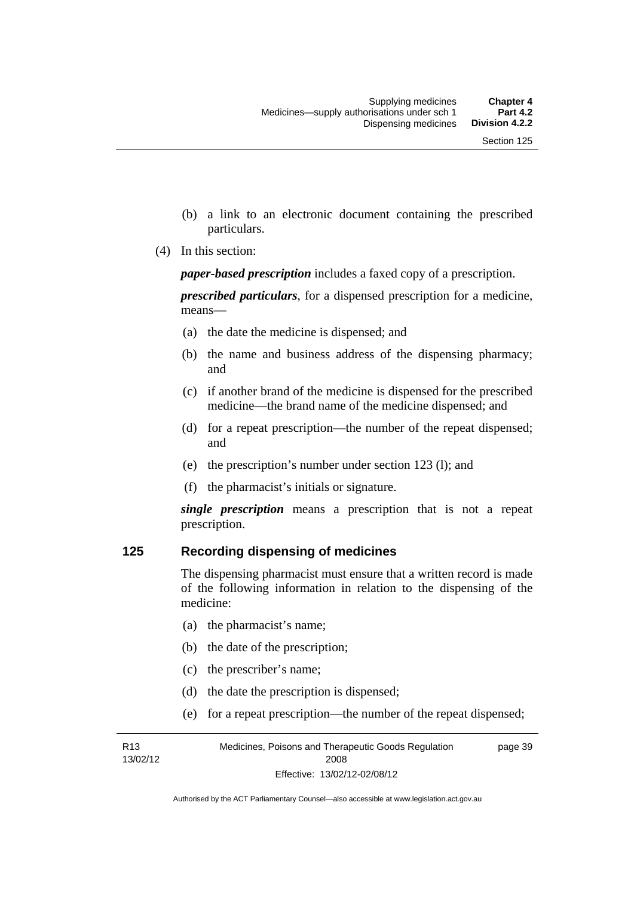(b) a link to an electronic document containing the prescribed particulars.

(4) In this section:

***paper-based prescription*** includes a faxed copy of a prescription.

***prescribed particulars***, for a dispensed prescription for a medicine, means—

(a) the date the medicine is dispensed; and

(b) the name and business address of the dispensing pharmacy; and

(c) if another brand of the medicine is dispensed for the prescribed medicine—the brand name of the medicine dispensed; and

(d) for a repeat prescription—the number of the repeat dispensed; and

(e) the prescription's number under section 123 (l); and

(f) the pharmacist's initials or signature.

***single prescription*** means a prescription that is not a repeat prescription.

## 125 Recording dispensing of medicines

The dispensing pharmacist must ensure that a written record is made of the following information in relation to the dispensing of the medicine:

(a) the pharmacist's name;

(b) the date of the prescription;

(c) the prescriber's name;

(d) the date the prescription is dispensed;

(e) for a repeat prescription—the number of the repeat dispensed;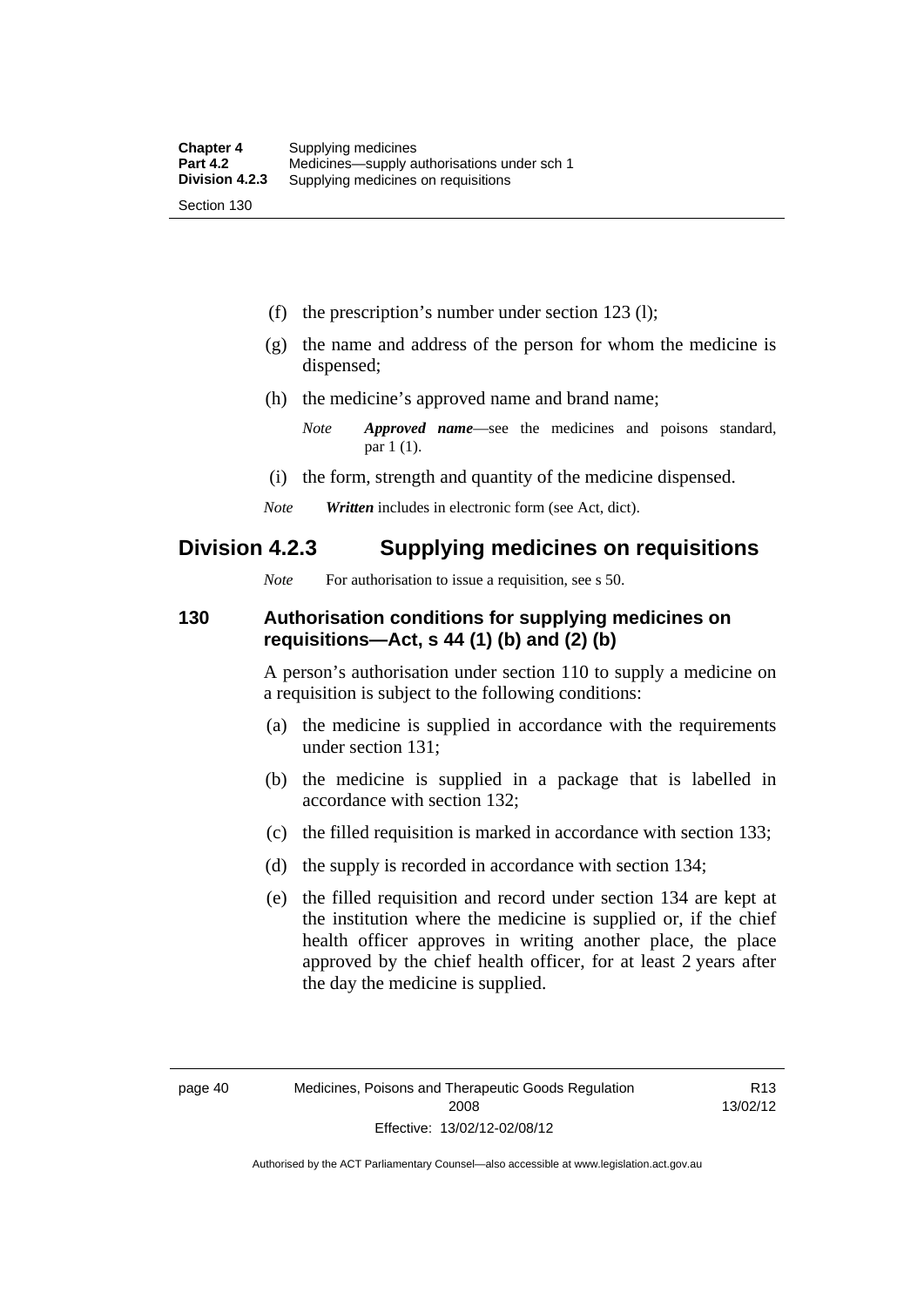(f) the prescription's number under section 123 (l);

(g) the name and address of the person for whom the medicine is dispensed;

(h) the medicine's approved name and brand name;

*Note* ***Approved name***—see the medicines and poisons standard, par 1 (1).

(i) the form, strength and quantity of the medicine dispensed.

*Note* ***Written*** includes in electronic form (see Act, dict).

## Division 4.2.3 Supplying medicines on requisitions

*Note* For authorisation to issue a requisition, see s 50.

### 130 Authorisation conditions for supplying medicines on requisitions—Act, s 44 (1) (b) and (2) (b)

A person's authorisation under section 110 to supply a medicine on a requisition is subject to the following conditions:

(a) the medicine is supplied in accordance with the requirements under section 131;

(b) the medicine is supplied in a package that is labelled in accordance with section 132;

(c) the filled requisition is marked in accordance with section 133;

(d) the supply is recorded in accordance with section 134;

(e) the filled requisition and record under section 134 are kept at the institution where the medicine is supplied or, if the chief health officer approves in writing another place, the place approved by the chief health officer, for at least 2 years after the day the medicine is supplied.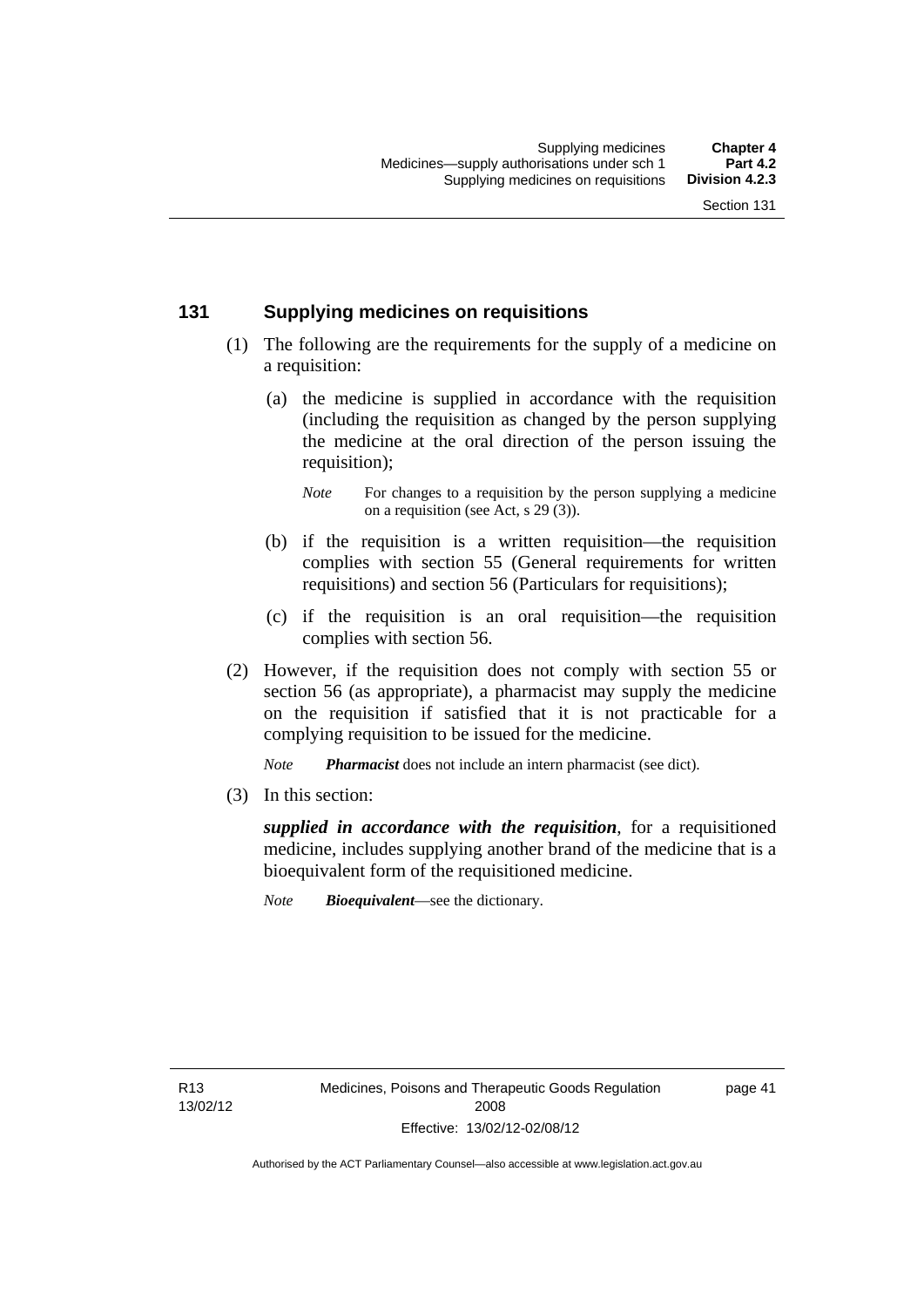## 131 Supplying medicines on requisitions

(1) The following are the requirements for the supply of a medicine on a requisition:

(a) the medicine is supplied in accordance with the requisition (including the requisition as changed by the person supplying the medicine at the oral direction of the person issuing the requisition);

*Note* For changes to a requisition by the person supplying a medicine on a requisition (see Act, s 29 (3)).

(b) if the requisition is a written requisition—the requisition complies with section 55 (General requirements for written requisitions) and section 56 (Particulars for requisitions);

(c) if the requisition is an oral requisition—the requisition complies with section 56.

(2) However, if the requisition does not comply with section 55 or section 56 (as appropriate), a pharmacist may supply the medicine on the requisition if satisfied that it is not practicable for a complying requisition to be issued for the medicine.

*Note* ***Pharmacist*** does not include an intern pharmacist (see dict).

(3) In this section:

***supplied in accordance with the requisition***, for a requisitioned medicine, includes supplying another brand of the medicine that is a bioequivalent form of the requisitioned medicine.

*Note* ***Bioequivalent***—see the dictionary.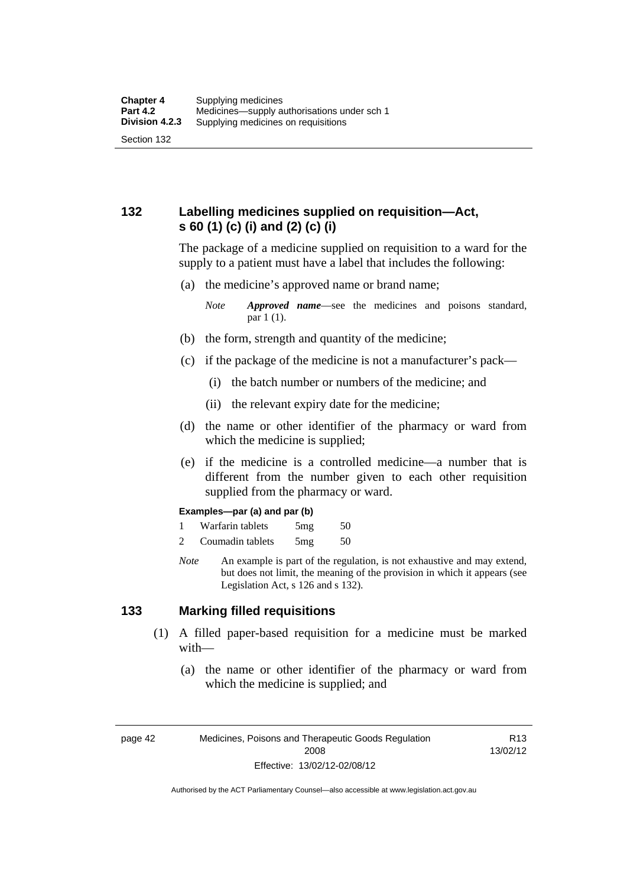## 132 Labelling medicines supplied on requisition—Act, s 60 (1) (c) (i) and (2) (c) (i)

The package of a medicine supplied on requisition to a ward for the supply to a patient must have a label that includes the following:

(a) the medicine's approved name or brand name;

*Note* ***Approved name***—see the medicines and poisons standard, par 1 (1).

(b) the form, strength and quantity of the medicine;

(c) if the package of the medicine is not a manufacturer's pack—

(i) the batch number or numbers of the medicine; and

(ii) the relevant expiry date for the medicine;

(d) the name or other identifier of the pharmacy or ward from which the medicine is supplied;

(e) if the medicine is a controlled medicine—a number that is different from the number given to each other requisition supplied from the pharmacy or ward.

**Examples—par (a) and par (b)**

| | | | |
|---|---|---|---|
| 1 | Warfarin tablets | 5mg | 50 |
| 2 | Coumadin tablets | 5mg | 50 |

*Note* An example is part of the regulation, is not exhaustive and may extend, but does not limit, the meaning of the provision in which it appears (see Legislation Act, s 126 and s 132).

## 133 Marking filled requisitions

(1) A filled paper-based requisition for a medicine must be marked with—

(a) the name or other identifier of the pharmacy or ward from which the medicine is supplied; and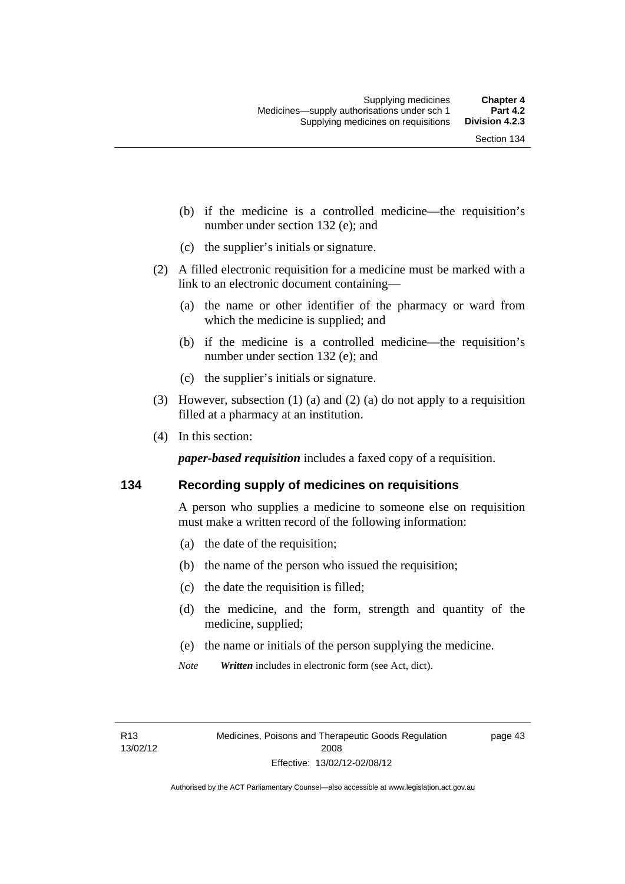(b) if the medicine is a controlled medicine—the requisition's number under section 132 (e); and

(c) the supplier's initials or signature.

(2) A filled electronic requisition for a medicine must be marked with a link to an electronic document containing—

(a) the name or other identifier of the pharmacy or ward from which the medicine is supplied; and

(b) if the medicine is a controlled medicine—the requisition's number under section 132 (e); and

(c) the supplier's initials or signature.

(3) However, subsection (1) (a) and (2) (a) do not apply to a requisition filled at a pharmacy at an institution.

(4) In this section:

***paper-based requisition*** includes a faxed copy of a requisition.

## 134 Recording supply of medicines on requisitions

A person who supplies a medicine to someone else on requisition must make a written record of the following information:

(a) the date of the requisition;

(b) the name of the person who issued the requisition;

(c) the date the requisition is filled;

(d) the medicine, and the form, strength and quantity of the medicine, supplied;

(e) the name or initials of the person supplying the medicine.

*Note* ***Written*** includes in electronic form (see Act, dict).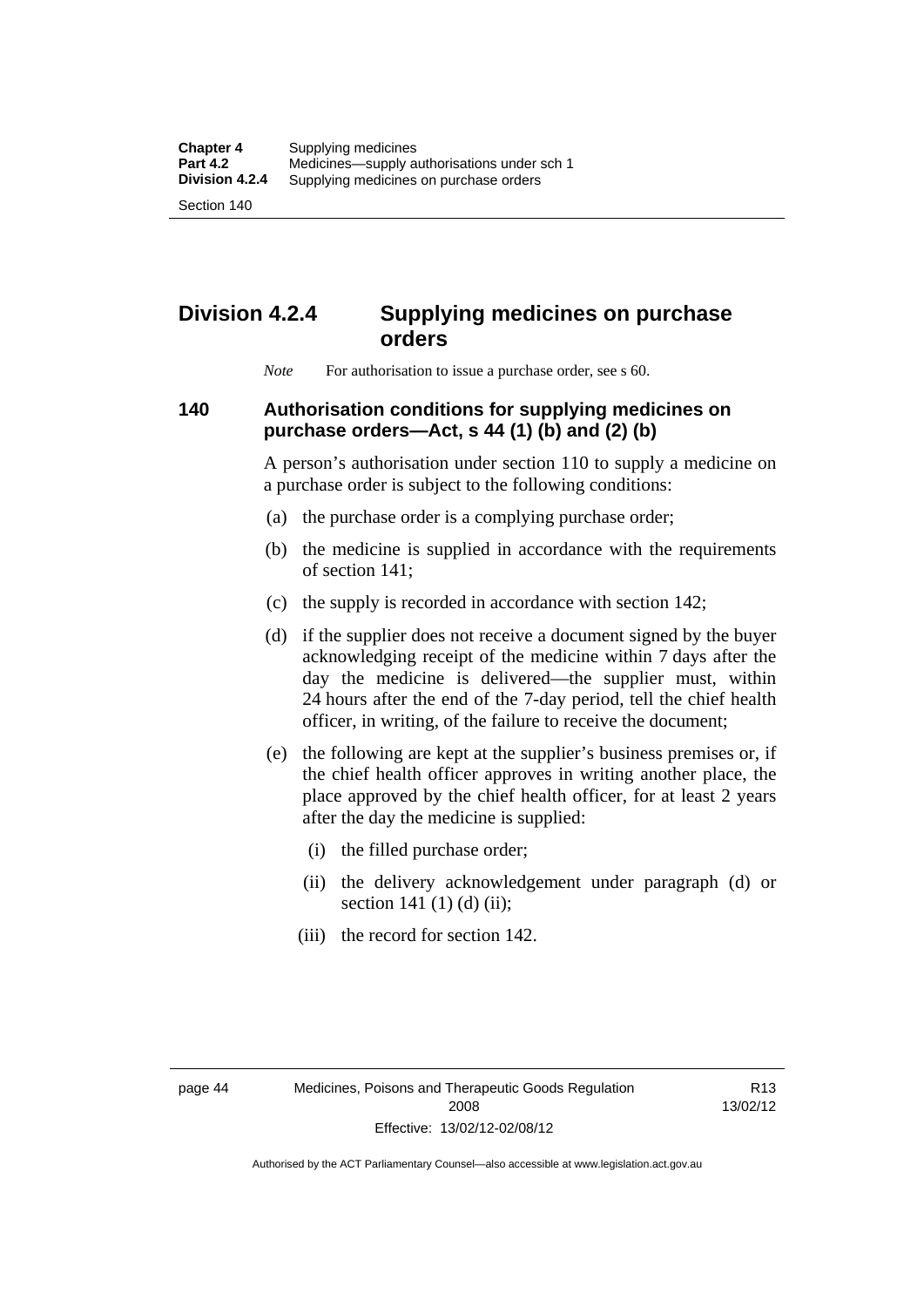## Division 4.2.4 Supplying medicines on purchase orders

*Note* For authorisation to issue a purchase order, see s 60.

### 140 Authorisation conditions for supplying medicines on purchase orders—Act, s 44 (1) (b) and (2) (b)

A person's authorisation under section 110 to supply a medicine on a purchase order is subject to the following conditions:

(a) the purchase order is a complying purchase order;

(b) the medicine is supplied in accordance with the requirements of section 141;

(c) the supply is recorded in accordance with section 142;

(d) if the supplier does not receive a document signed by the buyer acknowledging receipt of the medicine within 7 days after the day the medicine is delivered—the supplier must, within 24 hours after the end of the 7-day period, tell the chief health officer, in writing, of the failure to receive the document;

(e) the following are kept at the supplier's business premises or, if the chief health officer approves in writing another place, the place approved by the chief health officer, for at least 2 years after the day the medicine is supplied:

(i) the filled purchase order;

(ii) the delivery acknowledgement under paragraph (d) or section 141 (1) (d) (ii);

(iii) the record for section 142.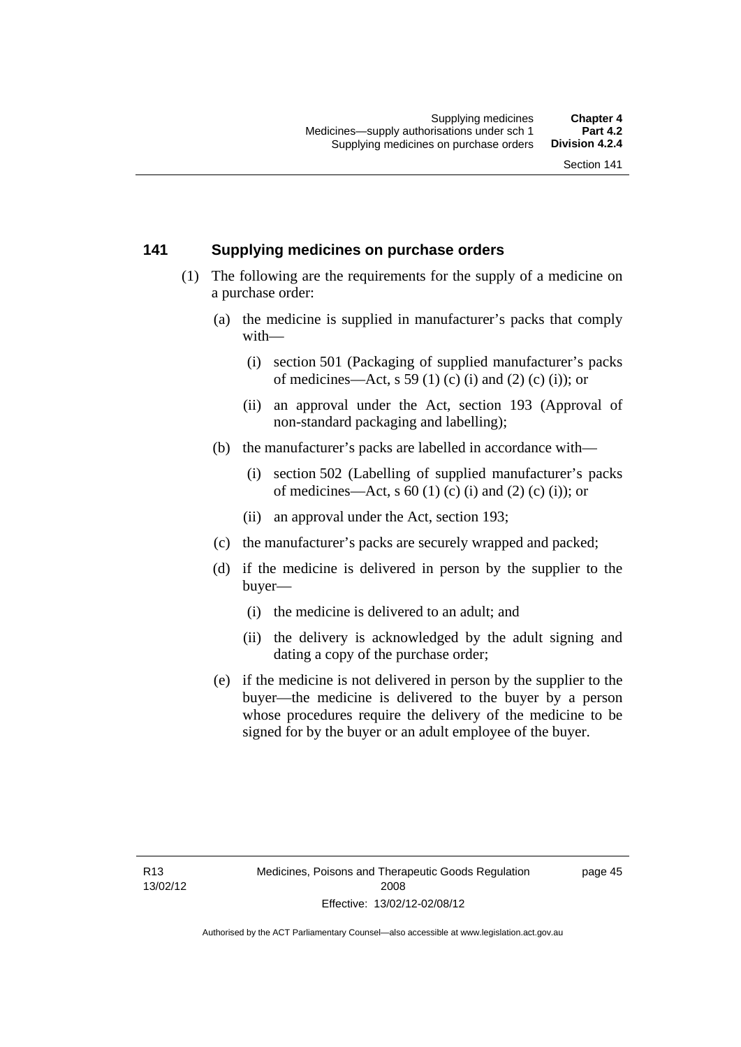## 141 Supplying medicines on purchase orders

(1) The following are the requirements for the supply of a medicine on a purchase order:

(a) the medicine is supplied in manufacturer's packs that comply with—

(i) section 501 (Packaging of supplied manufacturer's packs of medicines—Act, s 59 (1) (c) (i) and (2) (c) (i)); or

(ii) an approval under the Act, section 193 (Approval of non-standard packaging and labelling);

(b) the manufacturer's packs are labelled in accordance with—

(i) section 502 (Labelling of supplied manufacturer's packs of medicines—Act, s 60 (1) (c) (i) and (2) (c) (i)); or

(ii) an approval under the Act, section 193;

(c) the manufacturer's packs are securely wrapped and packed;

(d) if the medicine is delivered in person by the supplier to the buyer—

(i) the medicine is delivered to an adult; and

(ii) the delivery is acknowledged by the adult signing and dating a copy of the purchase order;

(e) if the medicine is not delivered in person by the supplier to the buyer—the medicine is delivered to the buyer by a person whose procedures require the delivery of the medicine to be signed for by the buyer or an adult employee of the buyer.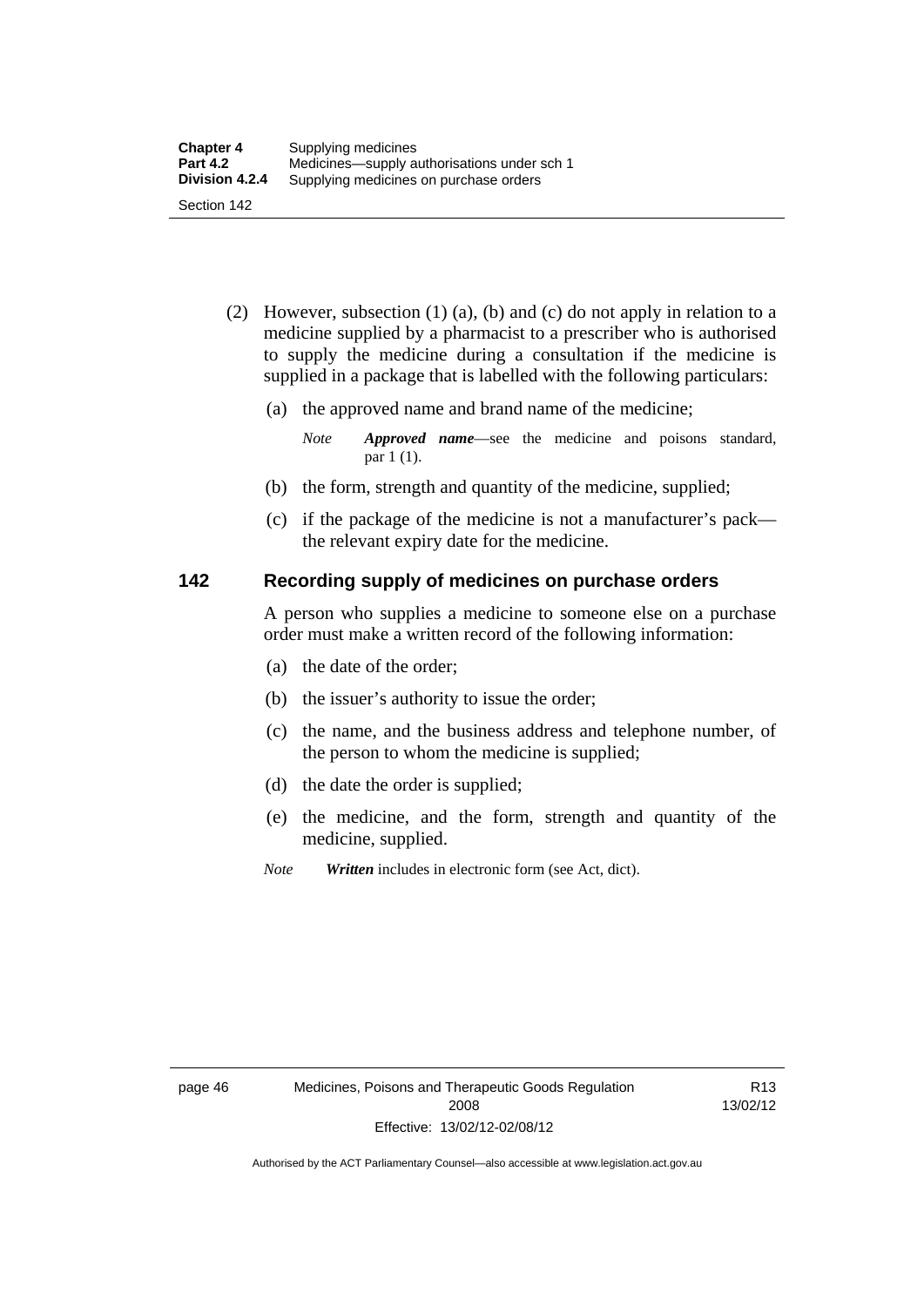(2) However, subsection (1) (a), (b) and (c) do not apply in relation to a medicine supplied by a pharmacist to a prescriber who is authorised to supply the medicine during a consultation if the medicine is supplied in a package that is labelled with the following particulars:

(a) the approved name and brand name of the medicine;

*Note* ***Approved name***—see the medicine and poisons standard, par 1 (1).

(b) the form, strength and quantity of the medicine, supplied;

(c) if the package of the medicine is not a manufacturer's pack—the relevant expiry date for the medicine.

## 142 Recording supply of medicines on purchase orders

A person who supplies a medicine to someone else on a purchase order must make a written record of the following information:

(a) the date of the order;

(b) the issuer's authority to issue the order;

(c) the name, and the business address and telephone number, of the person to whom the medicine is supplied;

(d) the date the order is supplied;

(e) the medicine, and the form, strength and quantity of the medicine, supplied.

*Note* ***Written*** includes in electronic form (see Act, dict).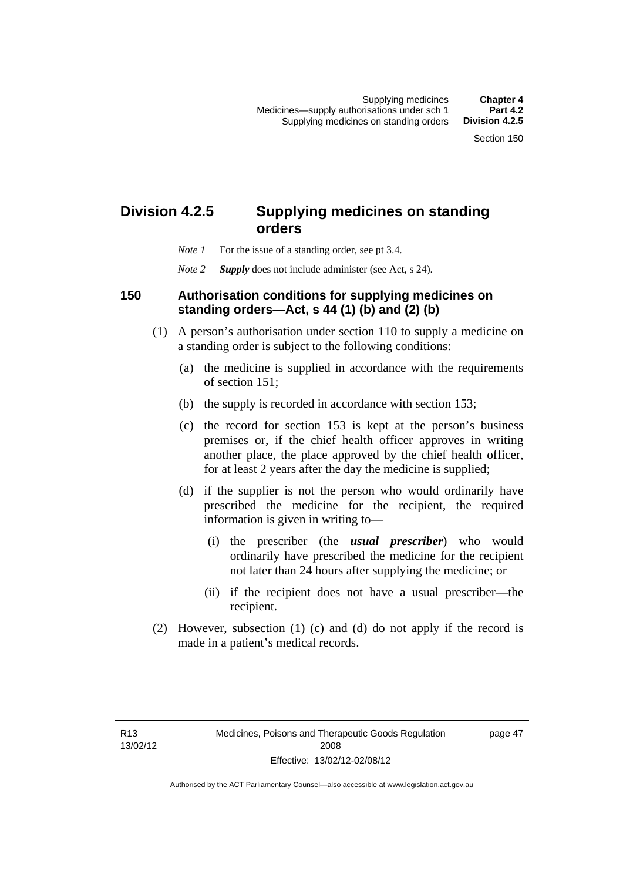## Division 4.2.5 Supplying medicines on standing orders

*Note 1* For the issue of a standing order, see pt 3.4.

*Note 2* ***Supply*** does not include administer (see Act, s 24).

### 150 Authorisation conditions for supplying medicines on standing orders—Act, s 44 (1) (b) and (2) (b)

(1) A person's authorisation under section 110 to supply a medicine on a standing order is subject to the following conditions:

- (a) the medicine is supplied in accordance with the requirements of section 151;
- (b) the supply is recorded in accordance with section 153;
- (c) the record for section 153 is kept at the person's business premises or, if the chief health officer approves in writing another place, the place approved by the chief health officer, for at least 2 years after the day the medicine is supplied;
- (d) if the supplier is not the person who would ordinarily have prescribed the medicine for the recipient, the required information is given in writing to—
  - (i) the prescriber (the ***usual prescriber***) who would ordinarily have prescribed the medicine for the recipient not later than 24 hours after supplying the medicine; or
  - (ii) if the recipient does not have a usual prescriber—the recipient.

(2) However, subsection (1) (c) and (d) do not apply if the record is made in a patient's medical records.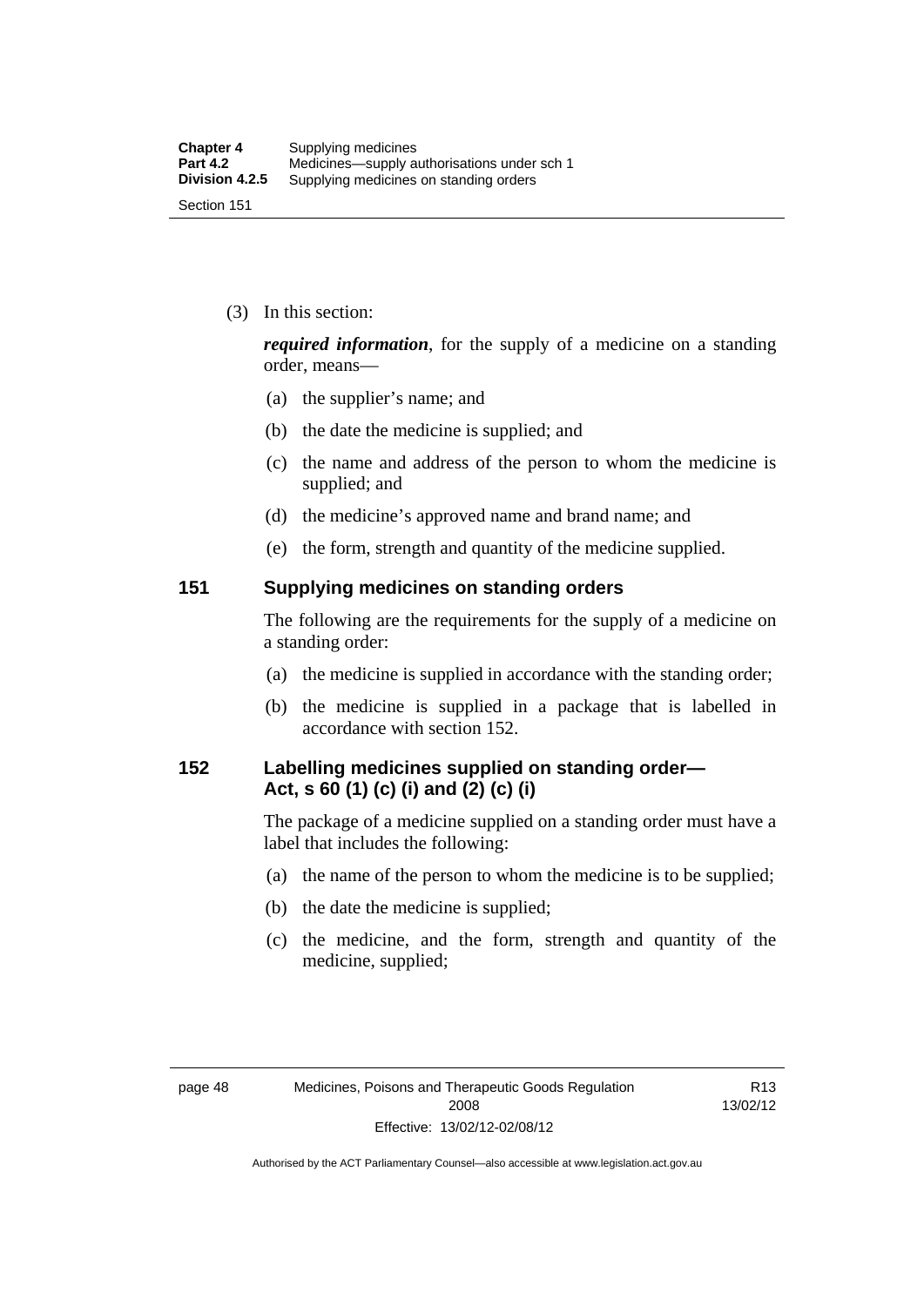(3) In this section:

***required information***, for the supply of a medicine on a standing order, means—

(a) the supplier's name; and

(b) the date the medicine is supplied; and

(c) the name and address of the person to whom the medicine is supplied; and

(d) the medicine's approved name and brand name; and

(e) the form, strength and quantity of the medicine supplied.

## 151 Supplying medicines on standing orders

The following are the requirements for the supply of a medicine on a standing order:

(a) the medicine is supplied in accordance with the standing order;

(b) the medicine is supplied in a package that is labelled in accordance with section 152.

## 152 Labelling medicines supplied on standing order—Act, s 60 (1) (c) (i) and (2) (c) (i)

The package of a medicine supplied on a standing order must have a label that includes the following:

(a) the name of the person to whom the medicine is to be supplied;

(b) the date the medicine is supplied;

(c) the medicine, and the form, strength and quantity of the medicine, supplied;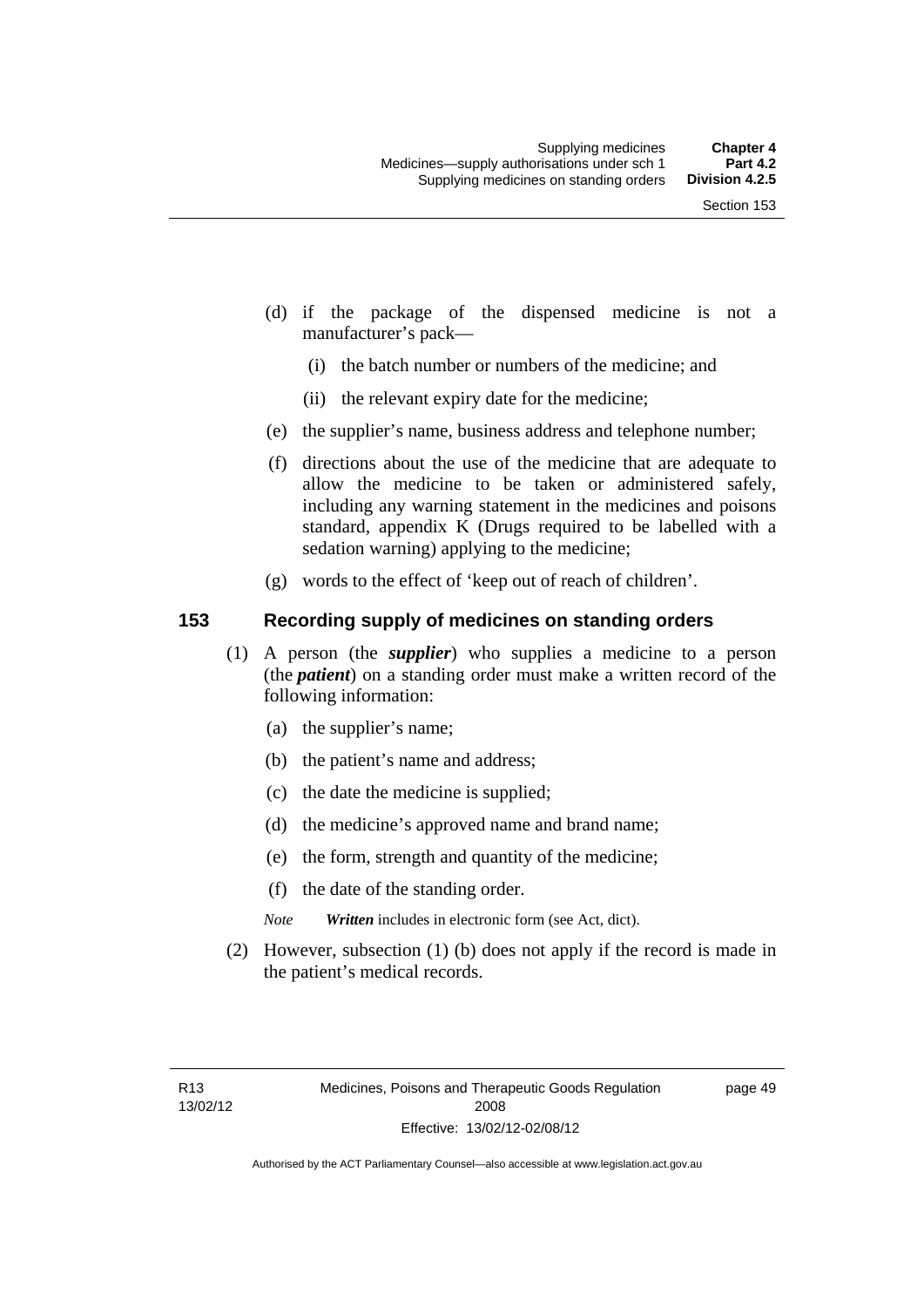(d) if the package of the dispensed medicine is not a manufacturer's pack—

  (i) the batch number or numbers of the medicine; and

  (ii) the relevant expiry date for the medicine;

(e) the supplier's name, business address and telephone number;

(f) directions about the use of the medicine that are adequate to allow the medicine to be taken or administered safely, including any warning statement in the medicines and poisons standard, appendix K (Drugs required to be labelled with a sedation warning) applying to the medicine;

(g) words to the effect of 'keep out of reach of children'.

## 153 Recording supply of medicines on standing orders

(1) A person (the ***supplier***) who supplies a medicine to a person (the ***patient***) on a standing order must make a written record of the following information:

  (a) the supplier's name;

  (b) the patient's name and address;

  (c) the date the medicine is supplied;

  (d) the medicine's approved name and brand name;

  (e) the form, strength and quantity of the medicine;

  (f) the date of the standing order.

*Note* ***Written*** includes in electronic form (see Act, dict).

(2) However, subsection (1) (b) does not apply if the record is made in the patient's medical records.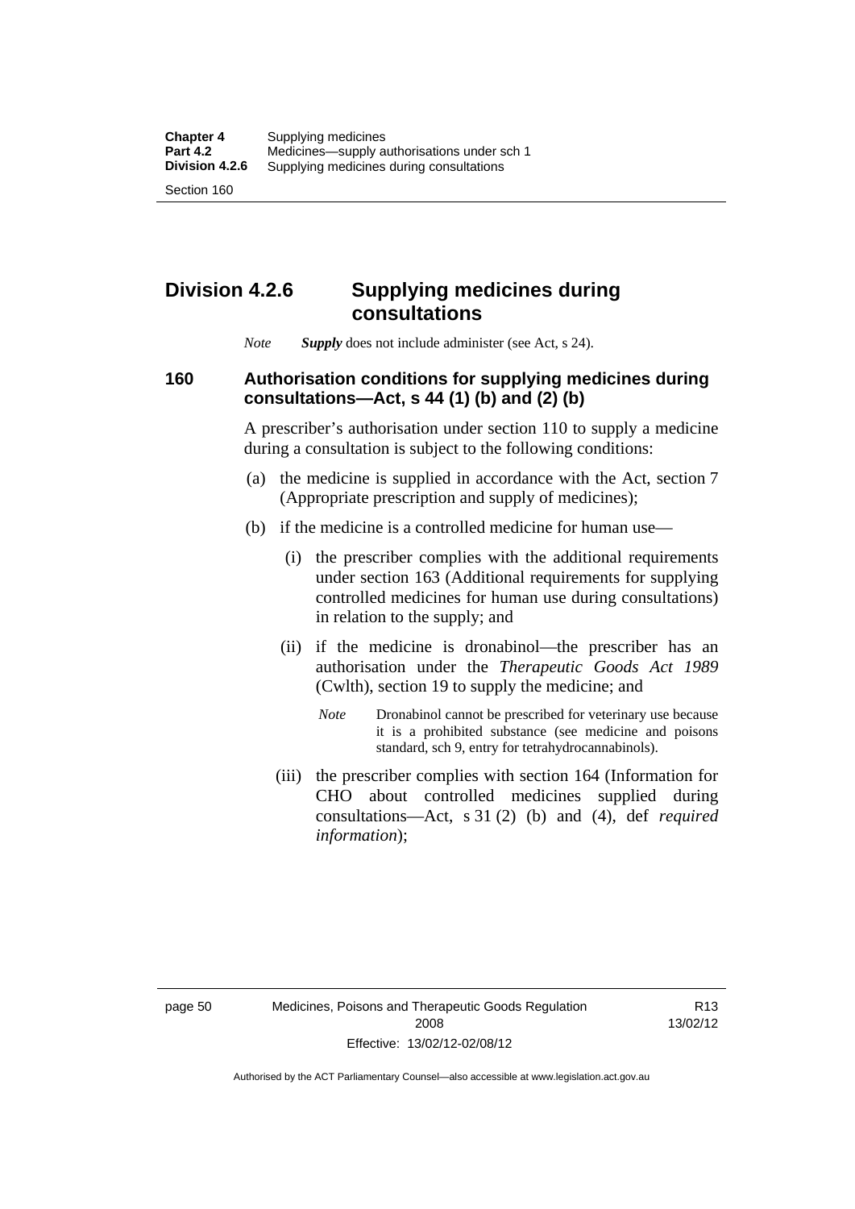## Division 4.2.6 Supplying medicines during consultations

*Note* ***Supply*** does not include administer (see Act, s 24).

### 160 Authorisation conditions for supplying medicines during consultations—Act, s 44 (1) (b) and (2) (b)

A prescriber's authorisation under section 110 to supply a medicine during a consultation is subject to the following conditions:

(a) the medicine is supplied in accordance with the Act, section 7 (Appropriate prescription and supply of medicines);

(b) if the medicine is a controlled medicine for human use—

(i) the prescriber complies with the additional requirements under section 163 (Additional requirements for supplying controlled medicines for human use during consultations) in relation to the supply; and

(ii) if the medicine is dronabinol—the prescriber has an authorisation under the *Therapeutic Goods Act 1989* (Cwlth), section 19 to supply the medicine; and

*Note* Dronabinol cannot be prescribed for veterinary use because it is a prohibited substance (see medicine and poisons standard, sch 9, entry for tetrahydrocannabinols).

(iii) the prescriber complies with section 164 (Information for CHO about controlled medicines supplied during consultations—Act, s 31 (2) (b) and (4), def *required information*);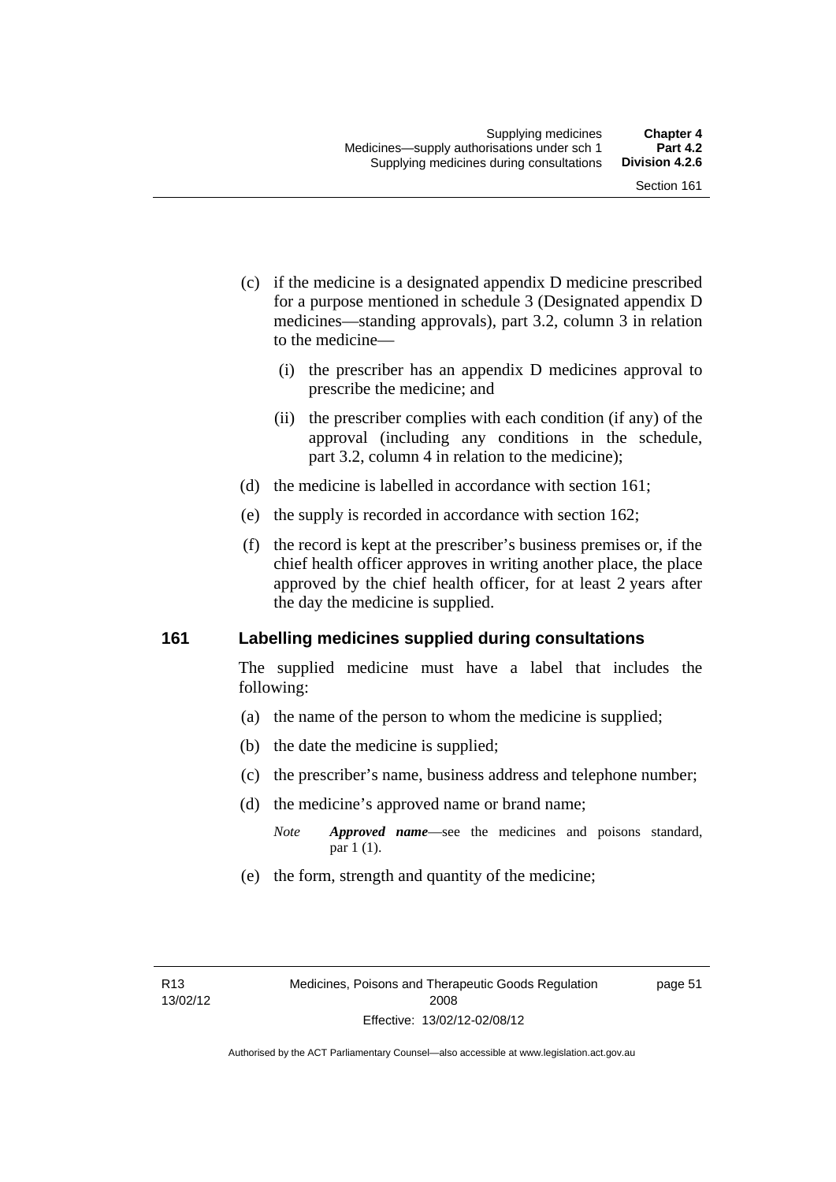(c) if the medicine is a designated appendix D medicine prescribed for a purpose mentioned in schedule 3 (Designated appendix D medicines—standing approvals), part 3.2, column 3 in relation to the medicine—

   (i) the prescriber has an appendix D medicines approval to prescribe the medicine; and

   (ii) the prescriber complies with each condition (if any) of the approval (including any conditions in the schedule, part 3.2, column 4 in relation to the medicine);

(d) the medicine is labelled in accordance with section 161;

(e) the supply is recorded in accordance with section 162;

(f) the record is kept at the prescriber's business premises or, if the chief health officer approves in writing another place, the place approved by the chief health officer, for at least 2 years after the day the medicine is supplied.

## 161 Labelling medicines supplied during consultations

The supplied medicine must have a label that includes the following:

(a) the name of the person to whom the medicine is supplied;

(b) the date the medicine is supplied;

(c) the prescriber's name, business address and telephone number;

(d) the medicine's approved name or brand name;

*Note* ***Approved name***—see the medicines and poisons standard, par 1 (1).

(e) the form, strength and quantity of the medicine;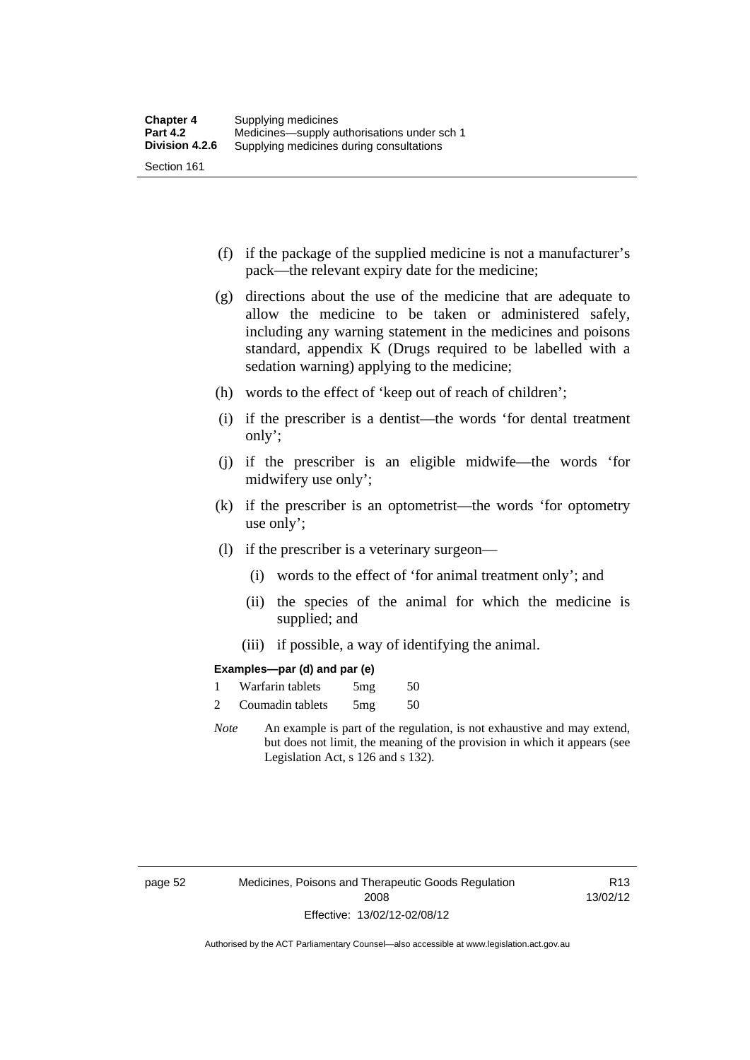(f) if the package of the supplied medicine is not a manufacturer's pack—the relevant expiry date for the medicine;

(g) directions about the use of the medicine that are adequate to allow the medicine to be taken or administered safely, including any warning statement in the medicines and poisons standard, appendix K (Drugs required to be labelled with a sedation warning) applying to the medicine;

(h) words to the effect of 'keep out of reach of children';

(i) if the prescriber is a dentist—the words 'for dental treatment only';

(j) if the prescriber is an eligible midwife—the words 'for midwifery use only';

(k) if the prescriber is an optometrist—the words 'for optometry use only';

(l) if the prescriber is a veterinary surgeon—

(i) words to the effect of 'for animal treatment only'; and

(ii) the species of the animal for which the medicine is supplied; and

(iii) if possible, a way of identifying the animal.

**Examples—par (d) and par (e)**

1 Warfarin tablets 5mg 50

2 Coumadin tablets 5mg 50

*Note* An example is part of the regulation, is not exhaustive and may extend, but does not limit, the meaning of the provision in which it appears (see Legislation Act, s 126 and s 132).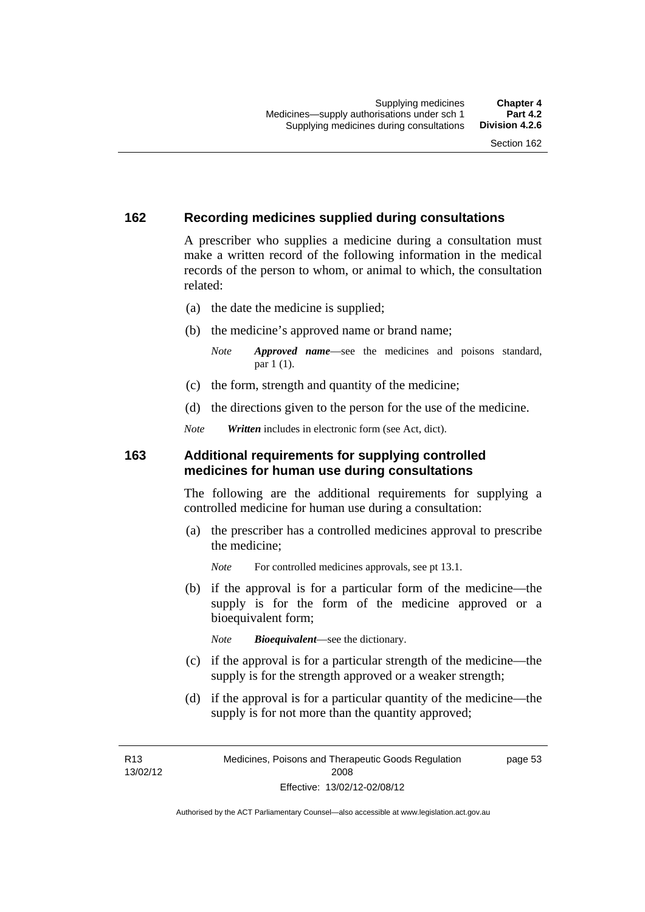## 162 Recording medicines supplied during consultations

A prescriber who supplies a medicine during a consultation must make a written record of the following information in the medical records of the person to whom, or animal to which, the consultation related:

(a) the date the medicine is supplied;

(b) the medicine's approved name or brand name;

*Note* ***Approved name***—see the medicines and poisons standard, par 1 (1).

(c) the form, strength and quantity of the medicine;

(d) the directions given to the person for the use of the medicine.

*Note* ***Written*** includes in electronic form (see Act, dict).

## 163 Additional requirements for supplying controlled medicines for human use during consultations

The following are the additional requirements for supplying a controlled medicine for human use during a consultation:

(a) the prescriber has a controlled medicines approval to prescribe the medicine;

*Note* For controlled medicines approvals, see pt 13.1.

(b) if the approval is for a particular form of the medicine—the supply is for the form of the medicine approved or a bioequivalent form;

*Note* ***Bioequivalent***—see the dictionary.

(c) if the approval is for a particular strength of the medicine—the supply is for the strength approved or a weaker strength;

(d) if the approval is for a particular quantity of the medicine—the supply is for not more than the quantity approved;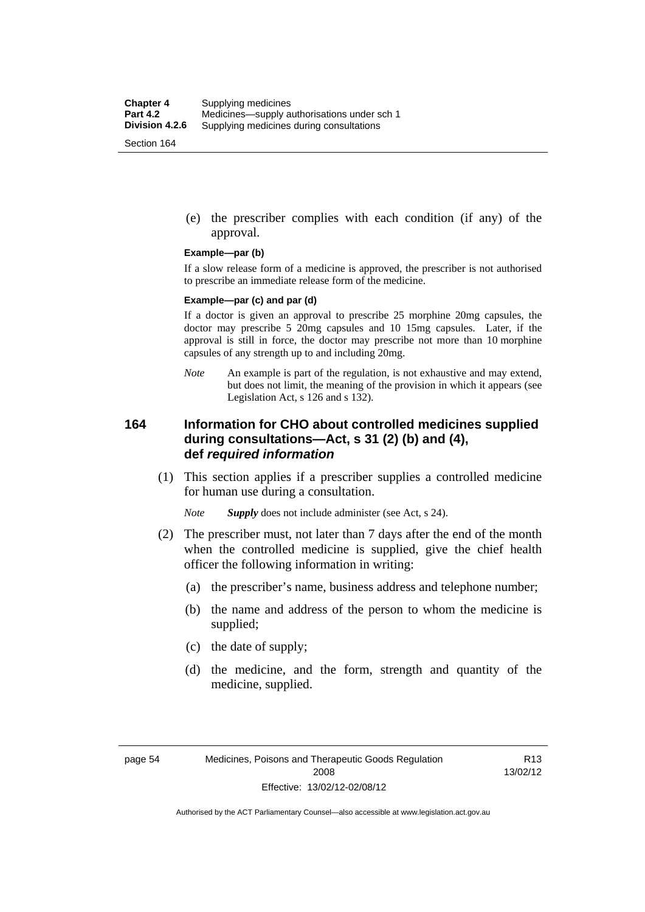(e) the prescriber complies with each condition (if any) of the approval.

**Example—par (b)**

If a slow release form of a medicine is approved, the prescriber is not authorised to prescribe an immediate release form of the medicine.

**Example—par (c) and par (d)**

If a doctor is given an approval to prescribe 25 morphine 20mg capsules, the doctor may prescribe 5 20mg capsules and 10 15mg capsules. Later, if the approval is still in force, the doctor may prescribe not more than 10 morphine capsules of any strength up to and including 20mg.

*Note* An example is part of the regulation, is not exhaustive and may extend, but does not limit, the meaning of the provision in which it appears (see Legislation Act, s 126 and s 132).

## 164 Information for CHO about controlled medicines supplied during consultations—Act, s 31 (2) (b) and (4), def *required information*

(1) This section applies if a prescriber supplies a controlled medicine for human use during a consultation.

*Note* ***Supply*** does not include administer (see Act, s 24).

(2) The prescriber must, not later than 7 days after the end of the month when the controlled medicine is supplied, give the chief health officer the following information in writing:

(a) the prescriber's name, business address and telephone number;

(b) the name and address of the person to whom the medicine is supplied;

(c) the date of supply;

(d) the medicine, and the form, strength and quantity of the medicine, supplied.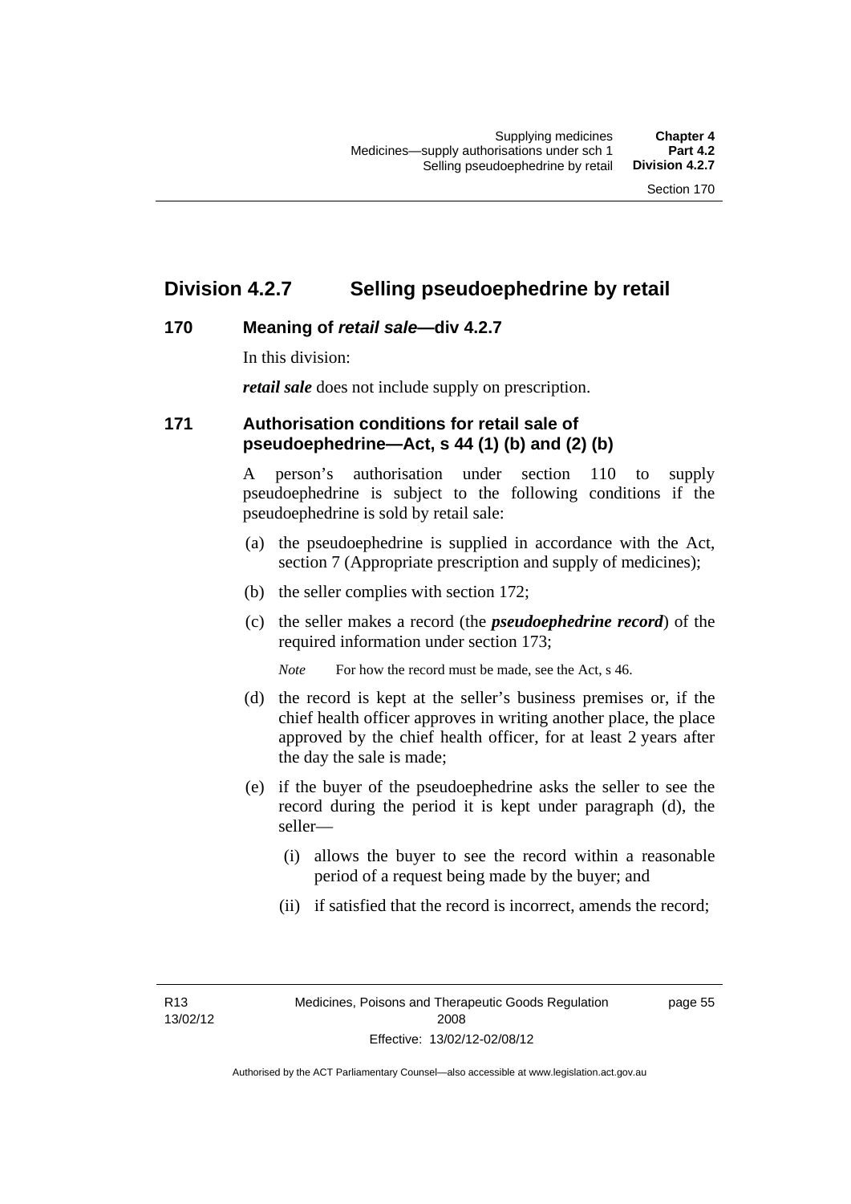## Division 4.2.7 Selling pseudoephedrine by retail

### 170 Meaning of *retail sale*—div 4.2.7

In this division:

***retail sale*** does not include supply on prescription.

### 171 Authorisation conditions for retail sale of pseudoephedrine—Act, s 44 (1) (b) and (2) (b)

A person's authorisation under section 110 to supply pseudoephedrine is subject to the following conditions if the pseudoephedrine is sold by retail sale:

(a) the pseudoephedrine is supplied in accordance with the Act, section 7 (Appropriate prescription and supply of medicines);

(b) the seller complies with section 172;

(c) the seller makes a record (the ***pseudoephedrine record***) of the required information under section 173;

*Note* For how the record must be made, see the Act, s 46.

(d) the record is kept at the seller's business premises or, if the chief health officer approves in writing another place, the place approved by the chief health officer, for at least 2 years after the day the sale is made;

(e) if the buyer of the pseudoephedrine asks the seller to see the record during the period it is kept under paragraph (d), the seller—

(i) allows the buyer to see the record within a reasonable period of a request being made by the buyer; and

(ii) if satisfied that the record is incorrect, amends the record;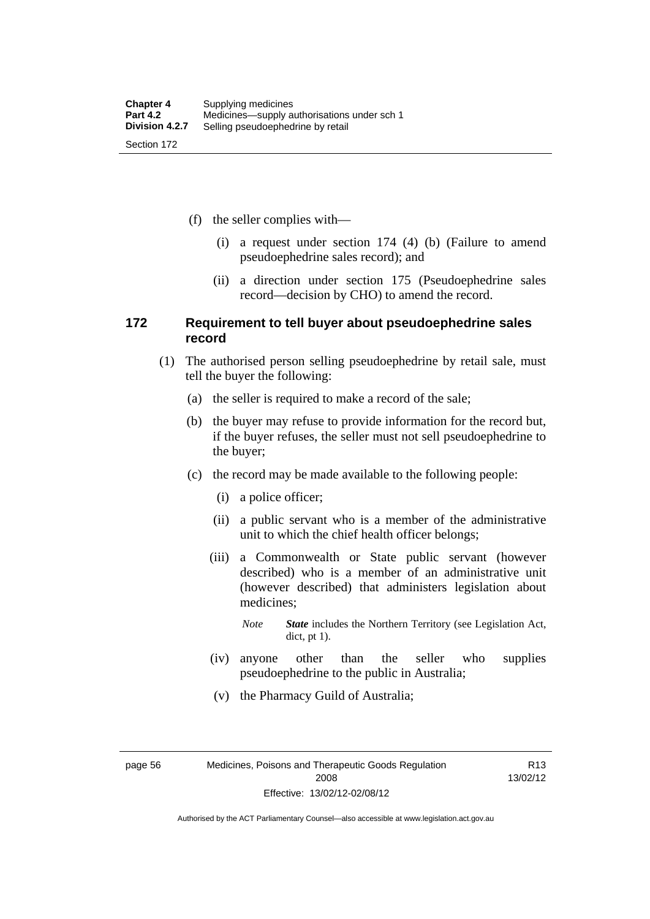(f) the seller complies with—

(i) a request under section 174 (4) (b) (Failure to amend pseudoephedrine sales record); and

(ii) a direction under section 175 (Pseudoephedrine sales record—decision by CHO) to amend the record.

### 172 Requirement to tell buyer about pseudoephedrine sales record

(1) The authorised person selling pseudoephedrine by retail sale, must tell the buyer the following:

(a) the seller is required to make a record of the sale;

(b) the buyer may refuse to provide information for the record but, if the buyer refuses, the seller must not sell pseudoephedrine to the buyer;

(c) the record may be made available to the following people:

(i) a police officer;

(ii) a public servant who is a member of the administrative unit to which the chief health officer belongs;

(iii) a Commonwealth or State public servant (however described) who is a member of an administrative unit (however described) that administers legislation about medicines;

*Note* ***State*** includes the Northern Territory (see Legislation Act, dict, pt 1).

(iv) anyone other than the seller who supplies pseudoephedrine to the public in Australia;

(v) the Pharmacy Guild of Australia;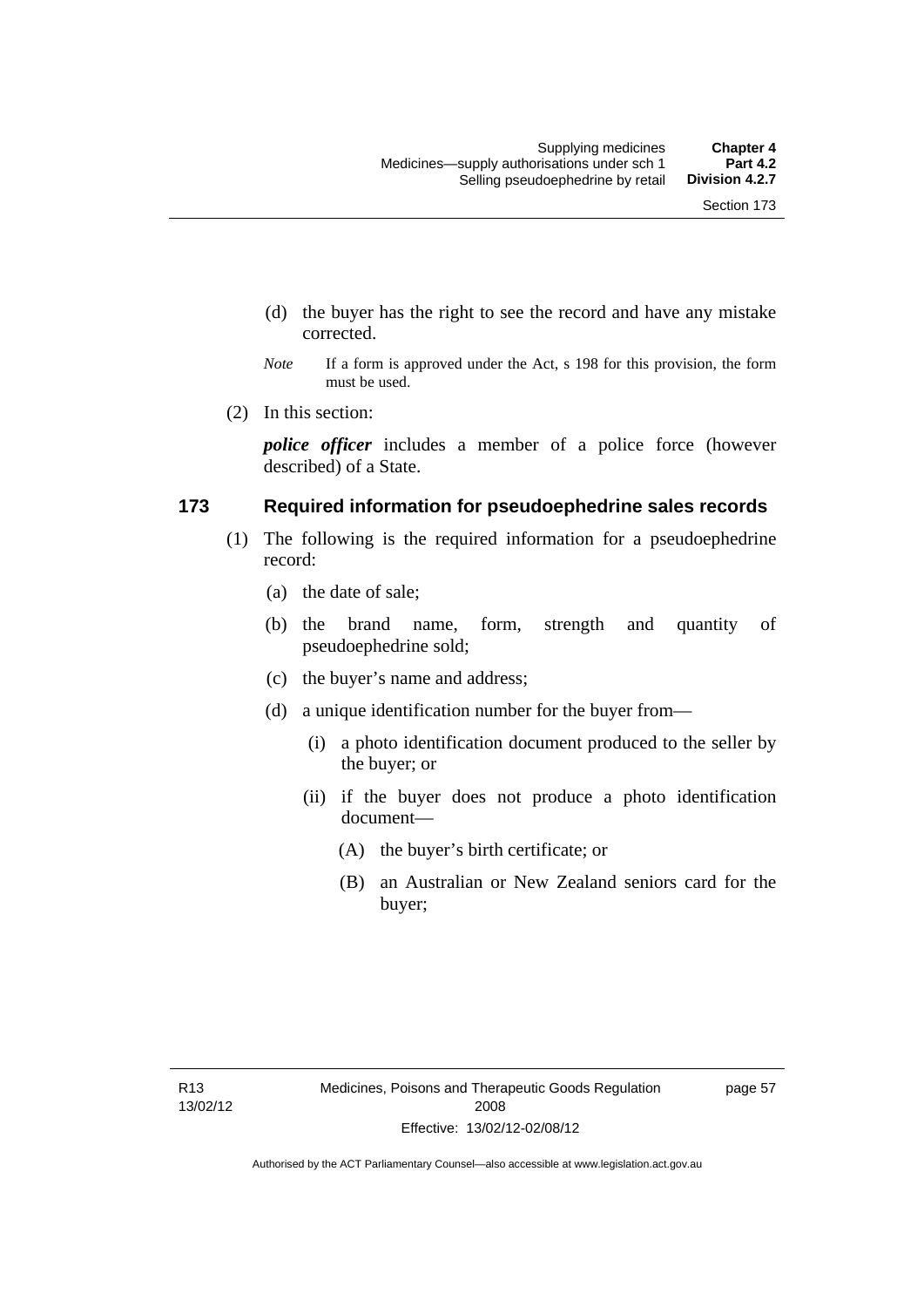(d) the buyer has the right to see the record and have any mistake corrected.

*Note* If a form is approved under the Act, s 198 for this provision, the form must be used.

(2) In this section:

***police officer*** includes a member of a police force (however described) of a State.

### 173 Required information for pseudoephedrine sales records

(1) The following is the required information for a pseudoephedrine record:

(a) the date of sale;

(b) the brand name, form, strength and quantity of pseudoephedrine sold;

(c) the buyer's name and address;

(d) a unique identification number for the buyer from—

(i) a photo identification document produced to the seller by the buyer; or

(ii) if the buyer does not produce a photo identification document—

(A) the buyer's birth certificate; or

(B) an Australian or New Zealand seniors card for the buyer;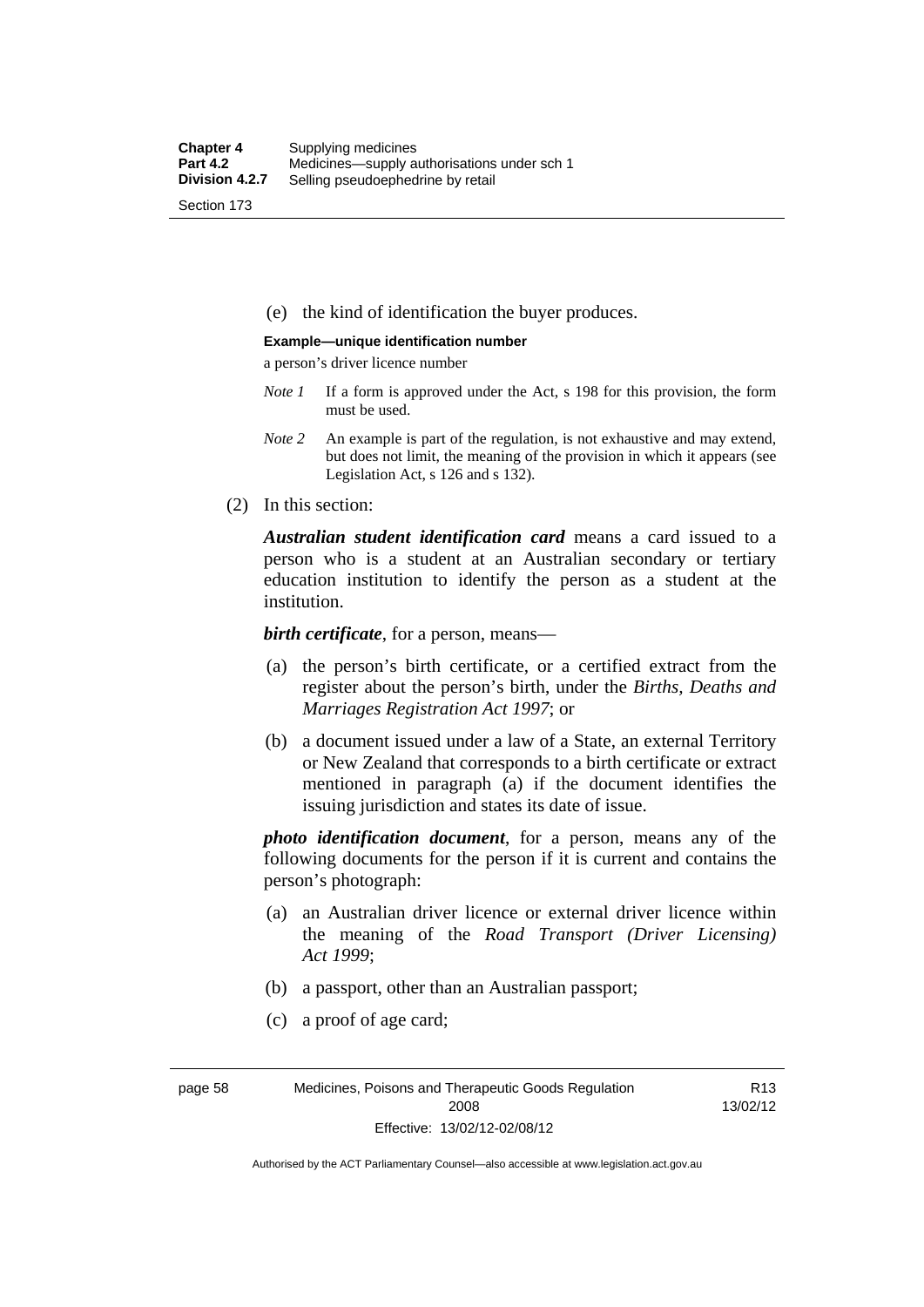(e) the kind of identification the buyer produces.

**Example—unique identification number**

a person's driver licence number

*Note 1* If a form is approved under the Act, s 198 for this provision, the form must be used.

*Note 2* An example is part of the regulation, is not exhaustive and may extend, but does not limit, the meaning of the provision in which it appears (see Legislation Act, s 126 and s 132).

(2) In this section:

***Australian student identification card*** means a card issued to a person who is a student at an Australian secondary or tertiary education institution to identify the person as a student at the institution.

***birth certificate***, for a person, means—

(a) the person's birth certificate, or a certified extract from the register about the person's birth, under the *Births, Deaths and Marriages Registration Act 1997*; or

(b) a document issued under a law of a State, an external Territory or New Zealand that corresponds to a birth certificate or extract mentioned in paragraph (a) if the document identifies the issuing jurisdiction and states its date of issue.

***photo identification document***, for a person, means any of the following documents for the person if it is current and contains the person's photograph:

(a) an Australian driver licence or external driver licence within the meaning of the *Road Transport (Driver Licensing) Act 1999*;

(b) a passport, other than an Australian passport;

(c) a proof of age card;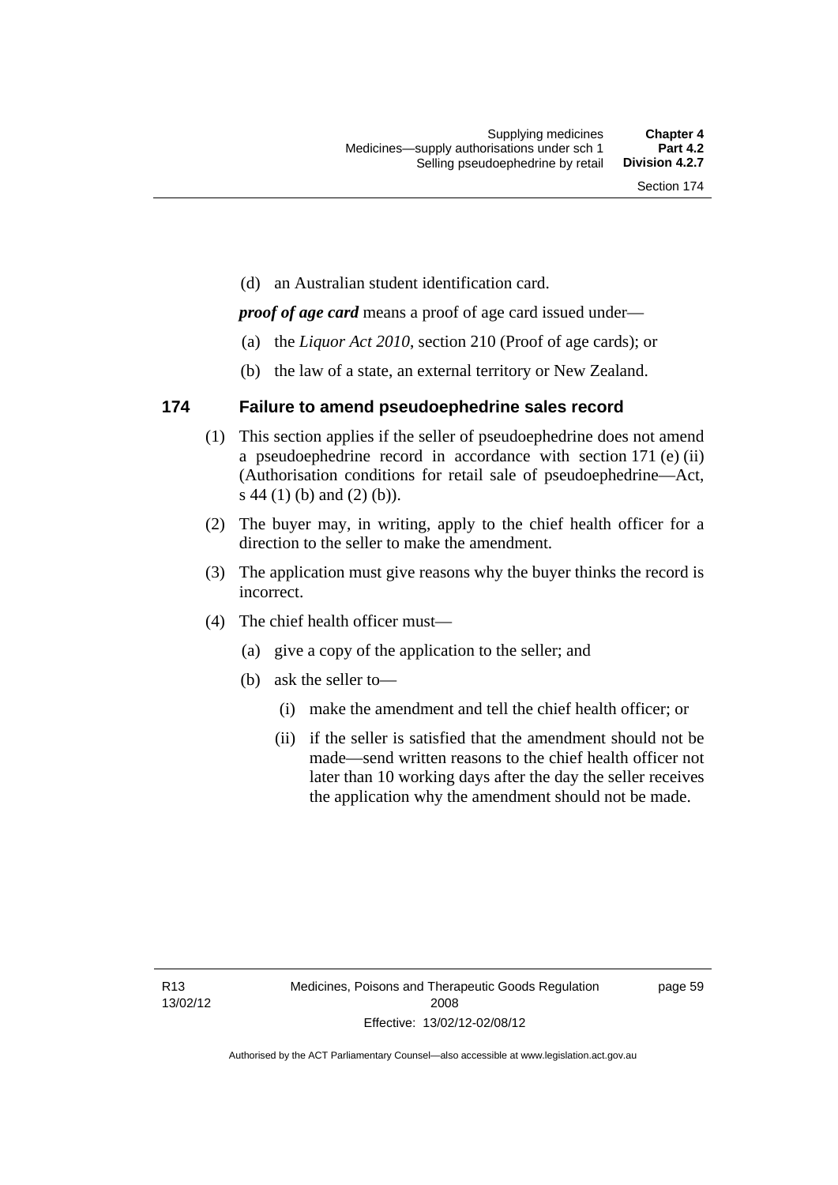(d) an Australian student identification card.

***proof of age card*** means a proof of age card issued under—

(a) the *Liquor Act 2010*, section 210 (Proof of age cards); or

(b) the law of a state, an external territory or New Zealand.

## 174 Failure to amend pseudoephedrine sales record

(1) This section applies if the seller of pseudoephedrine does not amend a pseudoephedrine record in accordance with section 171 (e) (ii) (Authorisation conditions for retail sale of pseudoephedrine—Act, s 44 (1) (b) and (2) (b)).

(2) The buyer may, in writing, apply to the chief health officer for a direction to the seller to make the amendment.

(3) The application must give reasons why the buyer thinks the record is incorrect.

(4) The chief health officer must—

(a) give a copy of the application to the seller; and

(b) ask the seller to—

(i) make the amendment and tell the chief health officer; or

(ii) if the seller is satisfied that the amendment should not be made—send written reasons to the chief health officer not later than 10 working days after the day the seller receives the application why the amendment should not be made.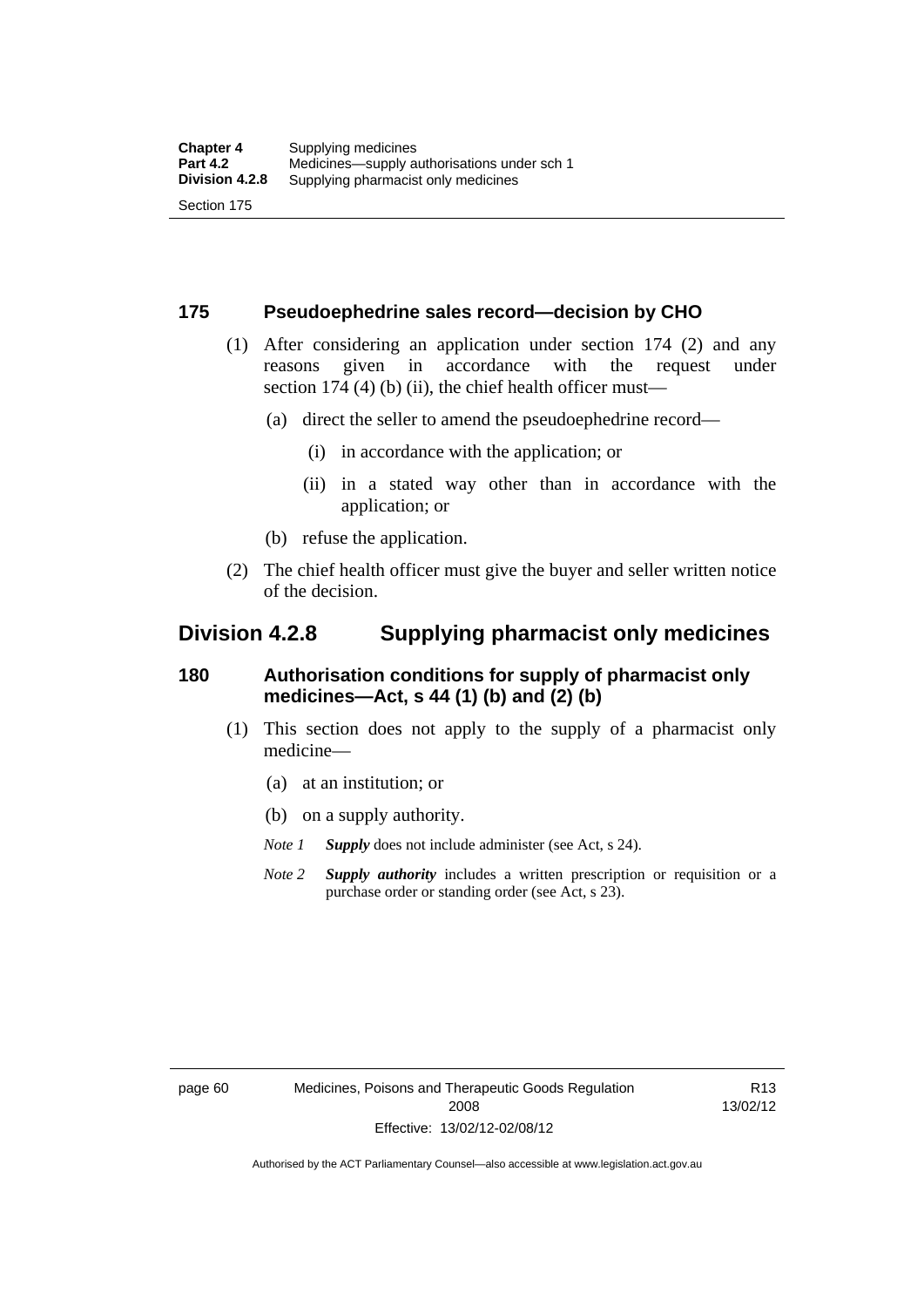### 175 Pseudoephedrine sales record—decision by CHO

(1) After considering an application under section 174 (2) and any reasons given in accordance with the request under section 174 (4) (b) (ii), the chief health officer must—

(a) direct the seller to amend the pseudoephedrine record—

(i) in accordance with the application; or

(ii) in a stated way other than in accordance with the application; or

(b) refuse the application.

(2) The chief health officer must give the buyer and seller written notice of the decision.

## Division 4.2.8 Supplying pharmacist only medicines

### 180 Authorisation conditions for supply of pharmacist only medicines—Act, s 44 (1) (b) and (2) (b)

(1) This section does not apply to the supply of a pharmacist only medicine—

(a) at an institution; or

(b) on a supply authority.

*Note 1* ***Supply*** does not include administer (see Act, s 24).

*Note 2* ***Supply authority*** includes a written prescription or requisition or a purchase order or standing order (see Act, s 23).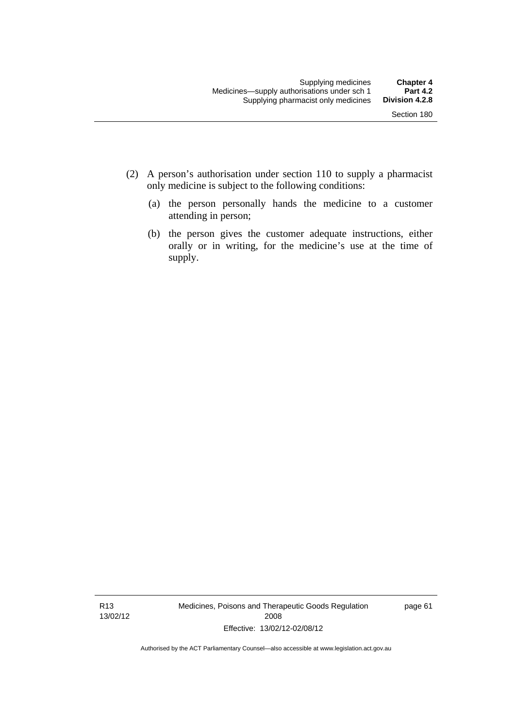(2) A person's authorisation under section 110 to supply a pharmacist only medicine is subject to the following conditions:

(a) the person personally hands the medicine to a customer attending in person;

(b) the person gives the customer adequate instructions, either orally or in writing, for the medicine's use at the time of supply.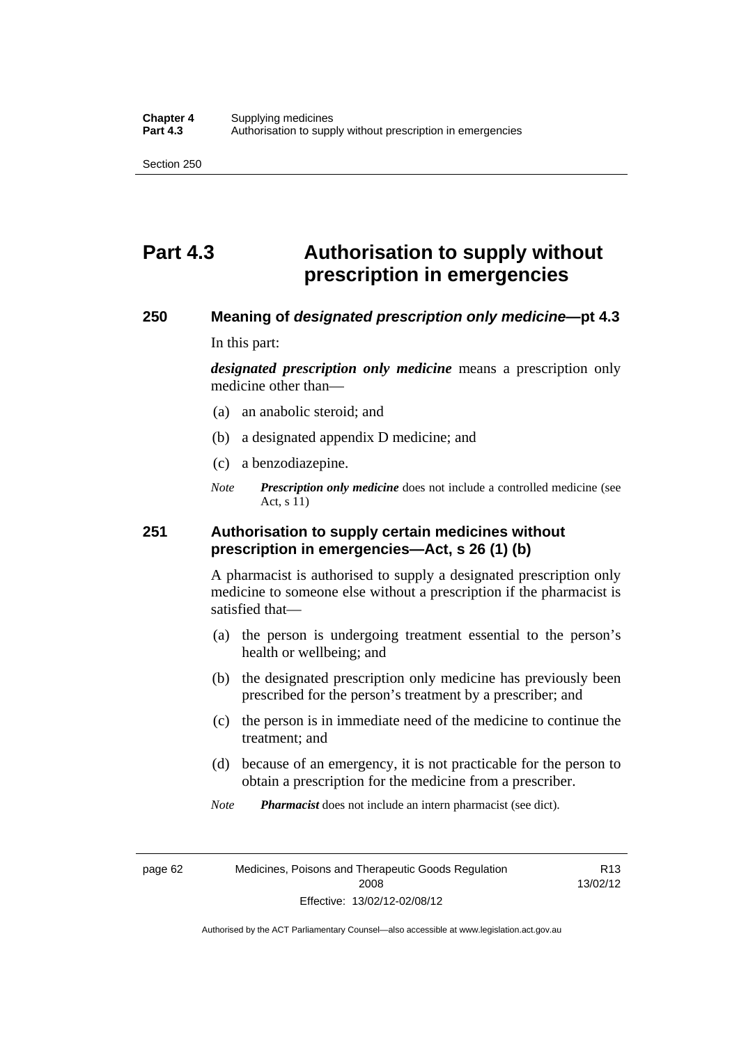# Part 4.3 Authorisation to supply without prescription in emergencies

## 250 Meaning of *designated prescription only medicine*—pt 4.3

In this part:

***designated prescription only medicine*** means a prescription only medicine other than—

(a) an anabolic steroid; and

(b) a designated appendix D medicine; and

(c) a benzodiazepine.

*Note* ***Prescription only medicine*** does not include a controlled medicine (see Act, s 11)

## 251 Authorisation to supply certain medicines without prescription in emergencies—Act, s 26 (1) (b)

A pharmacist is authorised to supply a designated prescription only medicine to someone else without a prescription if the pharmacist is satisfied that—

(a) the person is undergoing treatment essential to the person's health or wellbeing; and

(b) the designated prescription only medicine has previously been prescribed for the person's treatment by a prescriber; and

(c) the person is in immediate need of the medicine to continue the treatment; and

(d) because of an emergency, it is not practicable for the person to obtain a prescription for the medicine from a prescriber.

*Note* ***Pharmacist*** does not include an intern pharmacist (see dict).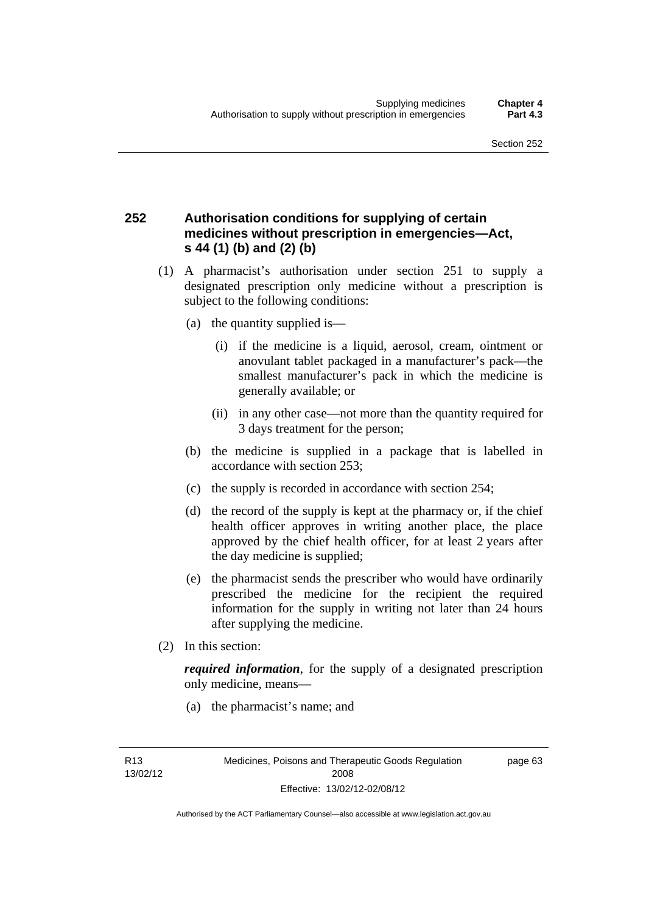## 252 Authorisation conditions for supplying of certain medicines without prescription in emergencies—Act, s 44 (1) (b) and (2) (b)

(1) A pharmacist's authorisation under section 251 to supply a designated prescription only medicine without a prescription is subject to the following conditions:

(a) the quantity supplied is—

(i) if the medicine is a liquid, aerosol, cream, ointment or anovulant tablet packaged in a manufacturer's pack—the smallest manufacturer's pack in which the medicine is generally available; or

(ii) in any other case—not more than the quantity required for 3 days treatment for the person;

(b) the medicine is supplied in a package that is labelled in accordance with section 253;

(c) the supply is recorded in accordance with section 254;

(d) the record of the supply is kept at the pharmacy or, if the chief health officer approves in writing another place, the place approved by the chief health officer, for at least 2 years after the day medicine is supplied;

(e) the pharmacist sends the prescriber who would have ordinarily prescribed the medicine for the recipient the required information for the supply in writing not later than 24 hours after supplying the medicine.

(2) In this section:

***required information***, for the supply of a designated prescription only medicine, means—

(a) the pharmacist's name; and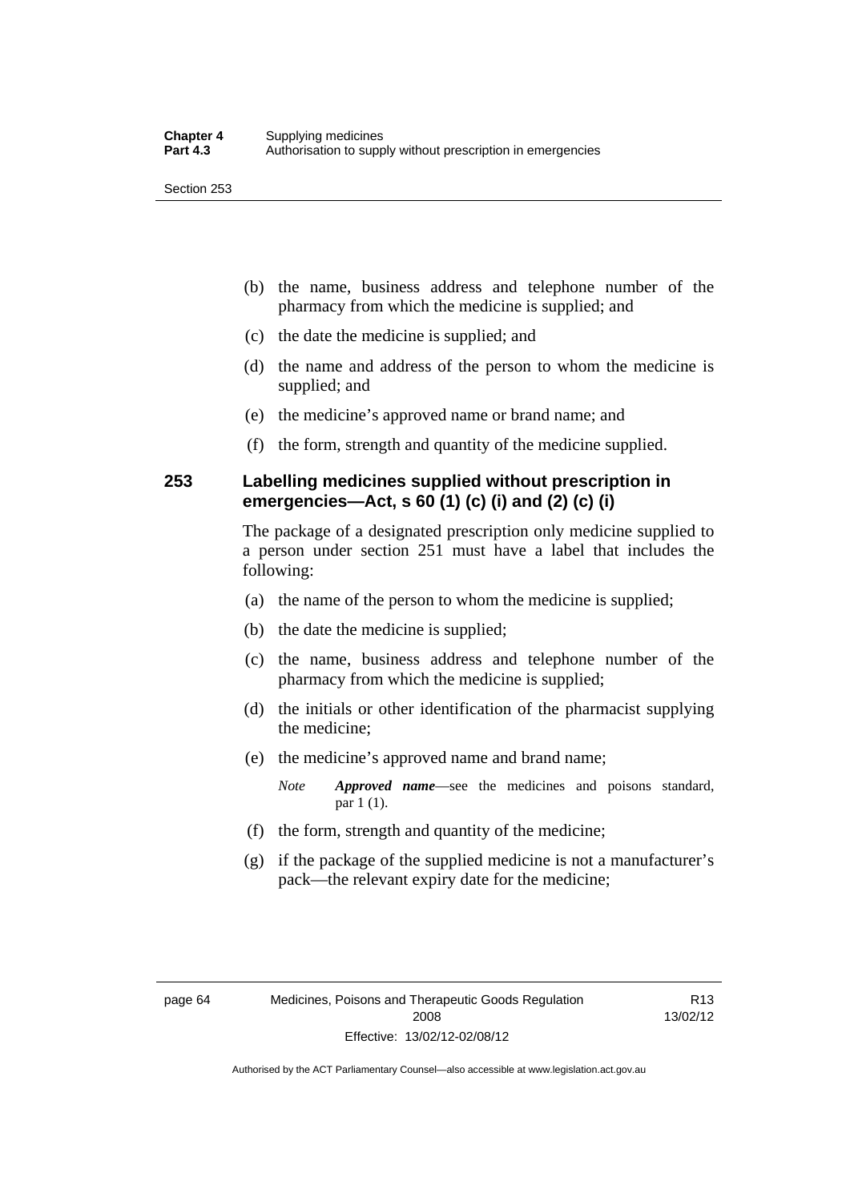(b) the name, business address and telephone number of the pharmacy from which the medicine is supplied; and

(c) the date the medicine is supplied; and

(d) the name and address of the person to whom the medicine is supplied; and

(e) the medicine's approved name or brand name; and

(f) the form, strength and quantity of the medicine supplied.

### 253 Labelling medicines supplied without prescription in emergencies—Act, s 60 (1) (c) (i) and (2) (c) (i)

The package of a designated prescription only medicine supplied to a person under section 251 must have a label that includes the following:

(a) the name of the person to whom the medicine is supplied;

(b) the date the medicine is supplied;

(c) the name, business address and telephone number of the pharmacy from which the medicine is supplied;

(d) the initials or other identification of the pharmacist supplying the medicine;

(e) the medicine's approved name and brand name;

*Note* ***Approved name***—see the medicines and poisons standard, par 1 (1).

(f) the form, strength and quantity of the medicine;

(g) if the package of the supplied medicine is not a manufacturer's pack—the relevant expiry date for the medicine;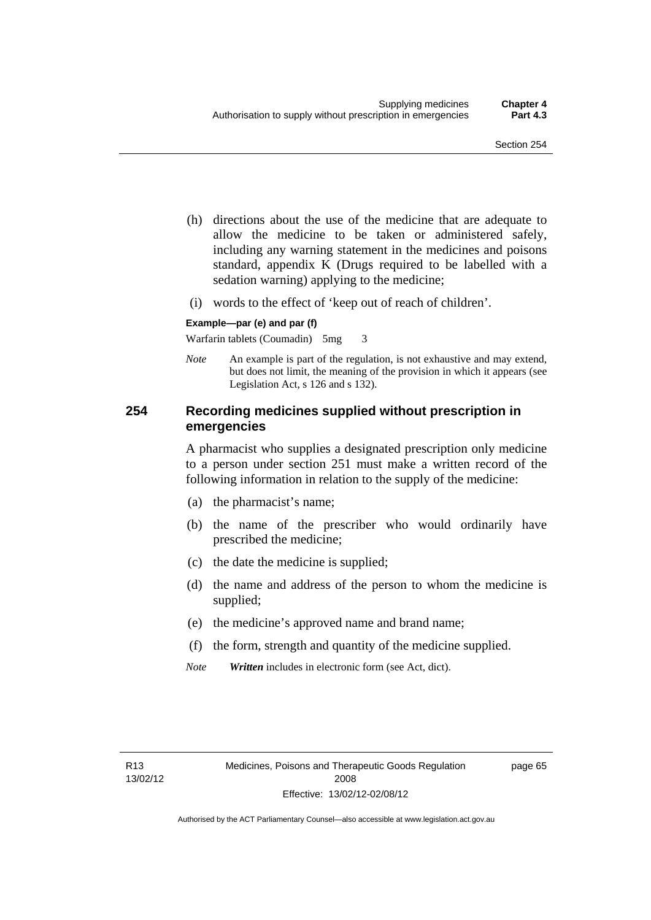(h) directions about the use of the medicine that are adequate to allow the medicine to be taken or administered safely, including any warning statement in the medicines and poisons standard, appendix K (Drugs required to be labelled with a sedation warning) applying to the medicine;

(i) words to the effect of 'keep out of reach of children'.

**Example—par (e) and par (f)**

Warfarin tablets (Coumadin) 5mg 3

*Note* An example is part of the regulation, is not exhaustive and may extend, but does not limit, the meaning of the provision in which it appears (see Legislation Act, s 126 and s 132).

## 254 Recording medicines supplied without prescription in emergencies

A pharmacist who supplies a designated prescription only medicine to a person under section 251 must make a written record of the following information in relation to the supply of the medicine:

(a) the pharmacist's name;

(b) the name of the prescriber who would ordinarily have prescribed the medicine;

(c) the date the medicine is supplied;

(d) the name and address of the person to whom the medicine is supplied;

(e) the medicine's approved name and brand name;

(f) the form, strength and quantity of the medicine supplied.

*Note* ***Written*** includes in electronic form (see Act, dict).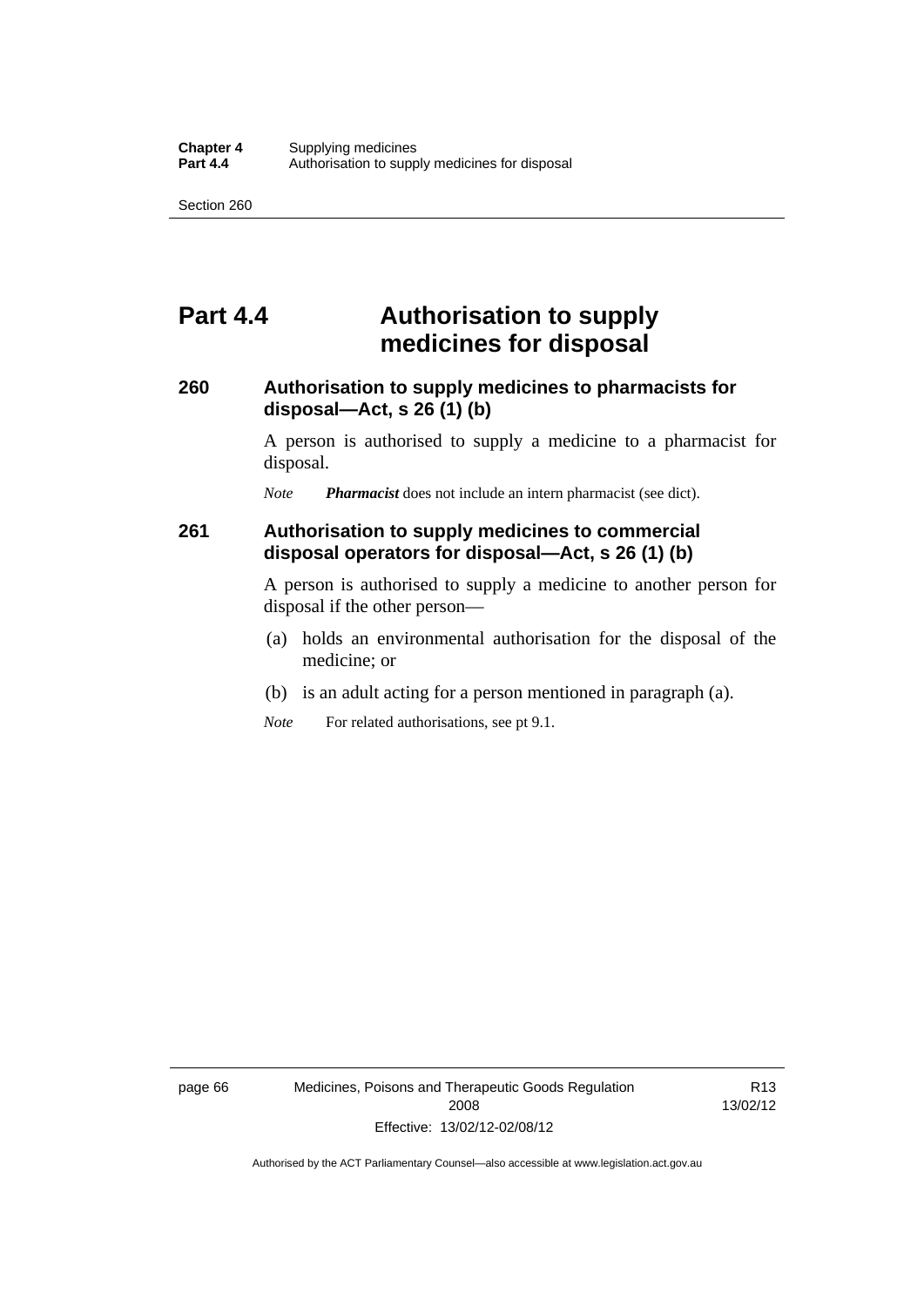# Part 4.4 Authorisation to supply medicines for disposal

### 260 Authorisation to supply medicines to pharmacists for disposal—Act, s 26 (1) (b)

A person is authorised to supply a medicine to a pharmacist for disposal.

*Note* ***Pharmacist*** does not include an intern pharmacist (see dict).

### 261 Authorisation to supply medicines to commercial disposal operators for disposal—Act, s 26 (1) (b)

A person is authorised to supply a medicine to another person for disposal if the other person—

(a) holds an environmental authorisation for the disposal of the medicine; or

(b) is an adult acting for a person mentioned in paragraph (a).

*Note* For related authorisations, see pt 9.1.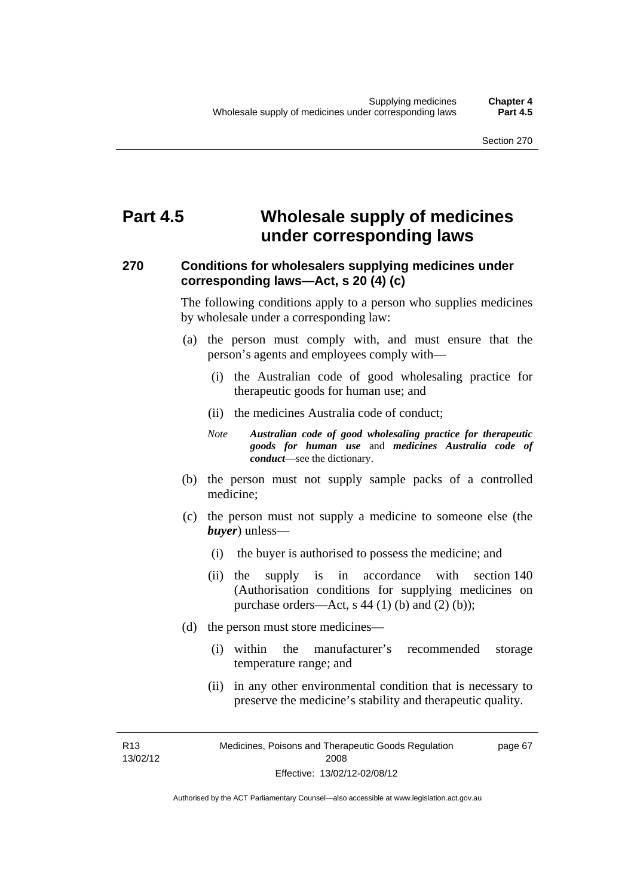# Part 4.5 Wholesale supply of medicines under corresponding laws

## 270 Conditions for wholesalers supplying medicines under corresponding laws—Act, s 20 (4) (c)

The following conditions apply to a person who supplies medicines by wholesale under a corresponding law:

(a) the person must comply with, and must ensure that the person's agents and employees comply with—

(i) the Australian code of good wholesaling practice for therapeutic goods for human use; and

(ii) the medicines Australia code of conduct;

*Note* ***Australian code of good wholesaling practice for therapeutic goods for human use*** and ***medicines Australia code of conduct***—see the dictionary.

(b) the person must not supply sample packs of a controlled medicine;

(c) the person must not supply a medicine to someone else (the ***buyer***) unless—

(i) the buyer is authorised to possess the medicine; and

(ii) the supply is in accordance with section 140 (Authorisation conditions for supplying medicines on purchase orders—Act, s 44 (1) (b) and (2) (b));

(d) the person must store medicines—

(i) within the manufacturer's recommended storage temperature range; and

(ii) in any other environmental condition that is necessary to preserve the medicine's stability and therapeutic quality.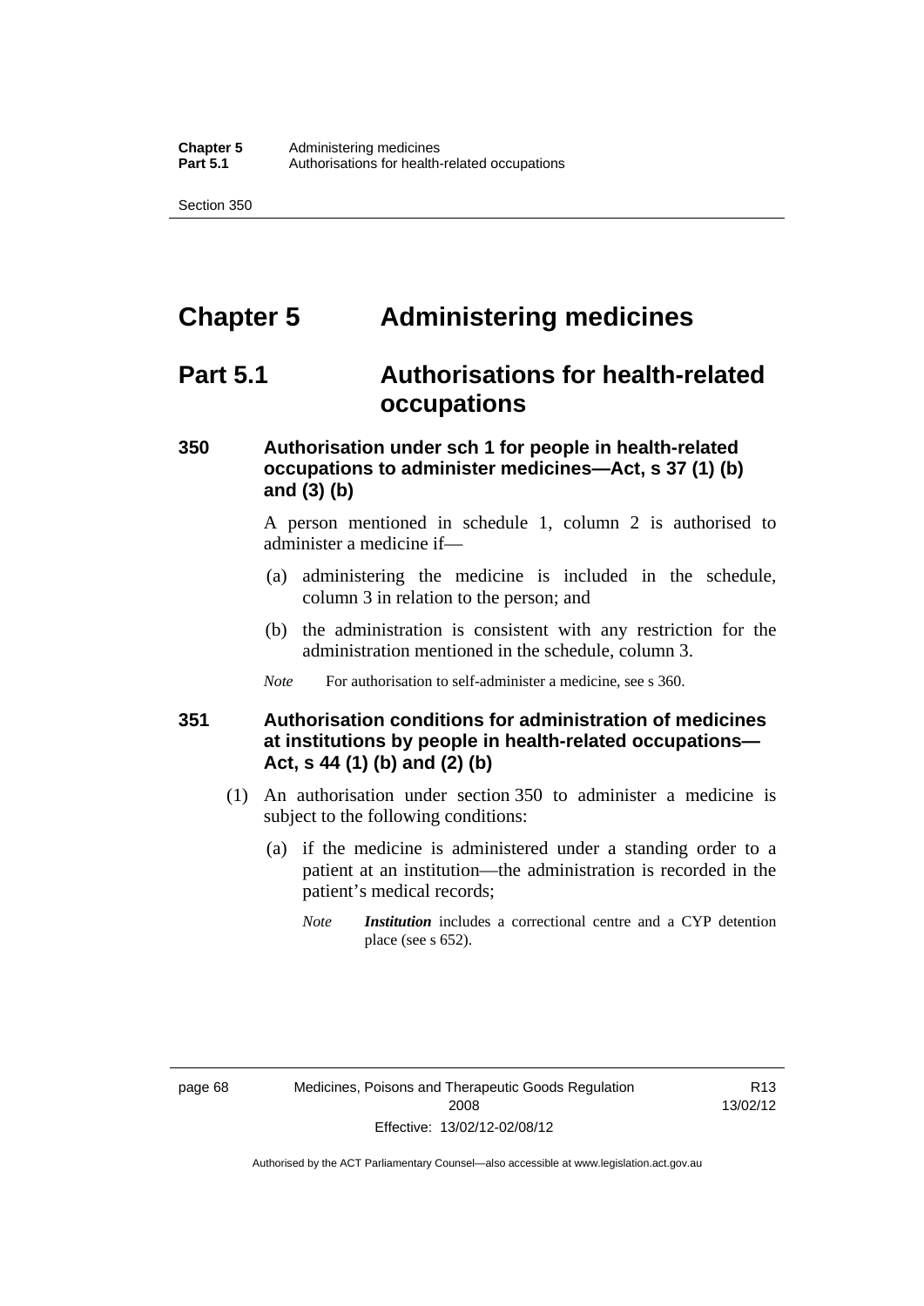# Chapter 5 Administering medicines

## Part 5.1 Authorisations for health-related occupations

### 350 Authorisation under sch 1 for people in health-related occupations to administer medicines—Act, s 37 (1) (b) and (3) (b)

A person mentioned in schedule 1, column 2 is authorised to administer a medicine if—

(a) administering the medicine is included in the schedule, column 3 in relation to the person; and

(b) the administration is consistent with any restriction for the administration mentioned in the schedule, column 3.

*Note* For authorisation to self-administer a medicine, see s 360.

### 351 Authorisation conditions for administration of medicines at institutions by people in health-related occupations—Act, s 44 (1) (b) and (2) (b)

(1) An authorisation under section 350 to administer a medicine is subject to the following conditions:

(a) if the medicine is administered under a standing order to a patient at an institution—the administration is recorded in the patient's medical records;

*Note* ***Institution*** includes a correctional centre and a CYP detention place (see s 652).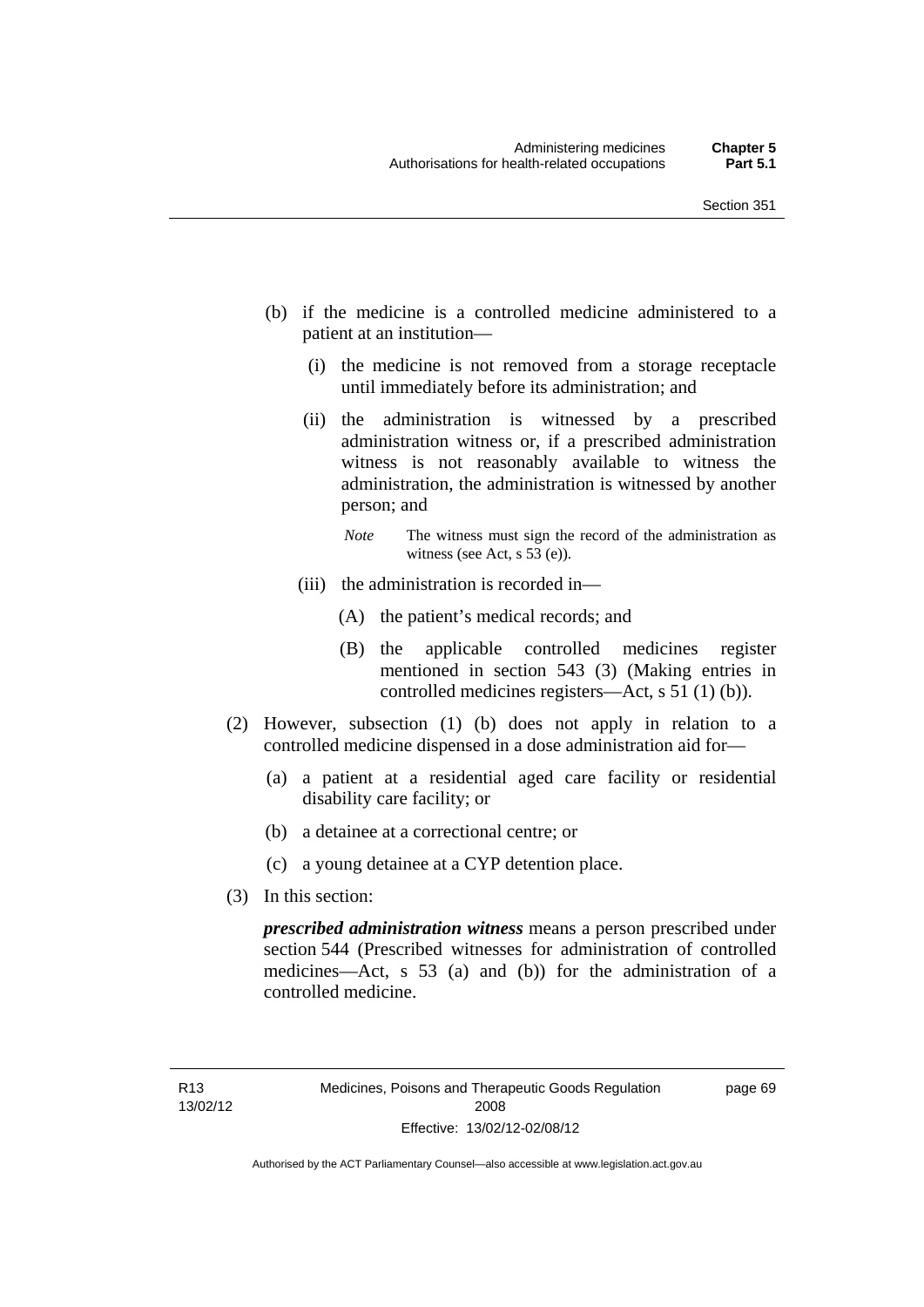(b) if the medicine is a controlled medicine administered to a patient at an institution—

   (i) the medicine is not removed from a storage receptacle until immediately before its administration; and

   (ii) the administration is witnessed by a prescribed administration witness or, if a prescribed administration witness is not reasonably available to witness the administration, the administration is witnessed by another person; and

   *Note* The witness must sign the record of the administration as witness (see Act, s 53 (e)).

   (iii) the administration is recorded in—

      (A) the patient's medical records; and

      (B) the applicable controlled medicines register mentioned in section 543 (3) (Making entries in controlled medicines registers—Act, s 51 (1) (b)).

(2) However, subsection (1) (b) does not apply in relation to a controlled medicine dispensed in a dose administration aid for—

   (a) a patient at a residential aged care facility or residential disability care facility; or

   (b) a detainee at a correctional centre; or

   (c) a young detainee at a CYP detention place.

(3) In this section:

***prescribed administration witness*** means a person prescribed under section 544 (Prescribed witnesses for administration of controlled medicines—Act, s 53 (a) and (b)) for the administration of a controlled medicine.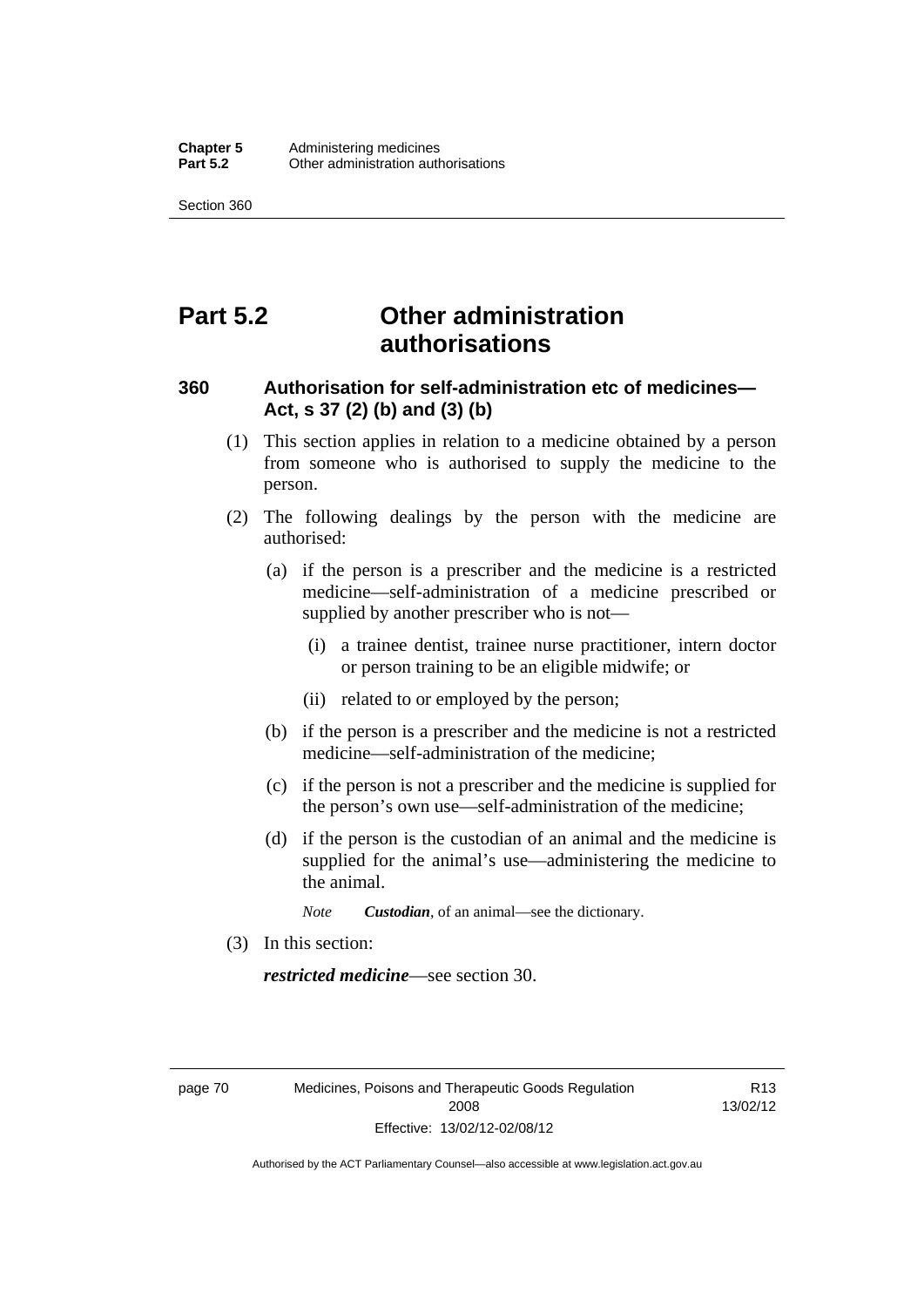# Part 5.2 Other administration authorisations

## 360 Authorisation for self-administration etc of medicines—Act, s 37 (2) (b) and (3) (b)

(1) This section applies in relation to a medicine obtained by a person from someone who is authorised to supply the medicine to the person.

(2) The following dealings by the person with the medicine are authorised:

(a) if the person is a prescriber and the medicine is a restricted medicine—self-administration of a medicine prescribed or supplied by another prescriber who is not—

(i) a trainee dentist, trainee nurse practitioner, intern doctor or person training to be an eligible midwife; or

(ii) related to or employed by the person;

(b) if the person is a prescriber and the medicine is not a restricted medicine—self-administration of the medicine;

(c) if the person is not a prescriber and the medicine is supplied for the person's own use—self-administration of the medicine;

(d) if the person is the custodian of an animal and the medicine is supplied for the animal's use—administering the medicine to the animal.

*Note* ***Custodian***, of an animal—see the dictionary.

(3) In this section:

***restricted medicine***—see section 30.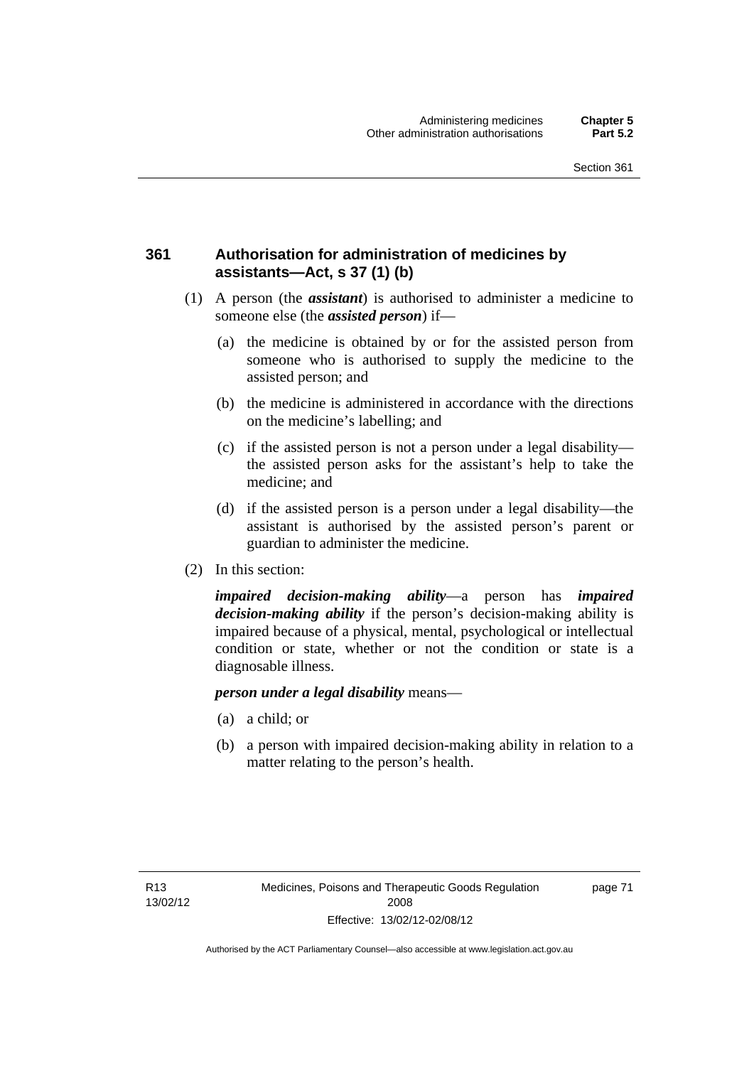## 361 Authorisation for administration of medicines by assistants—Act, s 37 (1) (b)

(1) A person (the ***assistant***) is authorised to administer a medicine to someone else (the ***assisted person***) if—

(a) the medicine is obtained by or for the assisted person from someone who is authorised to supply the medicine to the assisted person; and

(b) the medicine is administered in accordance with the directions on the medicine's labelling; and

(c) if the assisted person is not a person under a legal disability—the assisted person asks for the assistant's help to take the medicine; and

(d) if the assisted person is a person under a legal disability—the assistant is authorised by the assisted person's parent or guardian to administer the medicine.

(2) In this section:

***impaired decision-making ability***—a person has ***impaired decision-making ability*** if the person's decision-making ability is impaired because of a physical, mental, psychological or intellectual condition or state, whether or not the condition or state is a diagnosable illness.

***person under a legal disability*** means—

(a) a child; or

(b) a person with impaired decision-making ability in relation to a matter relating to the person's health.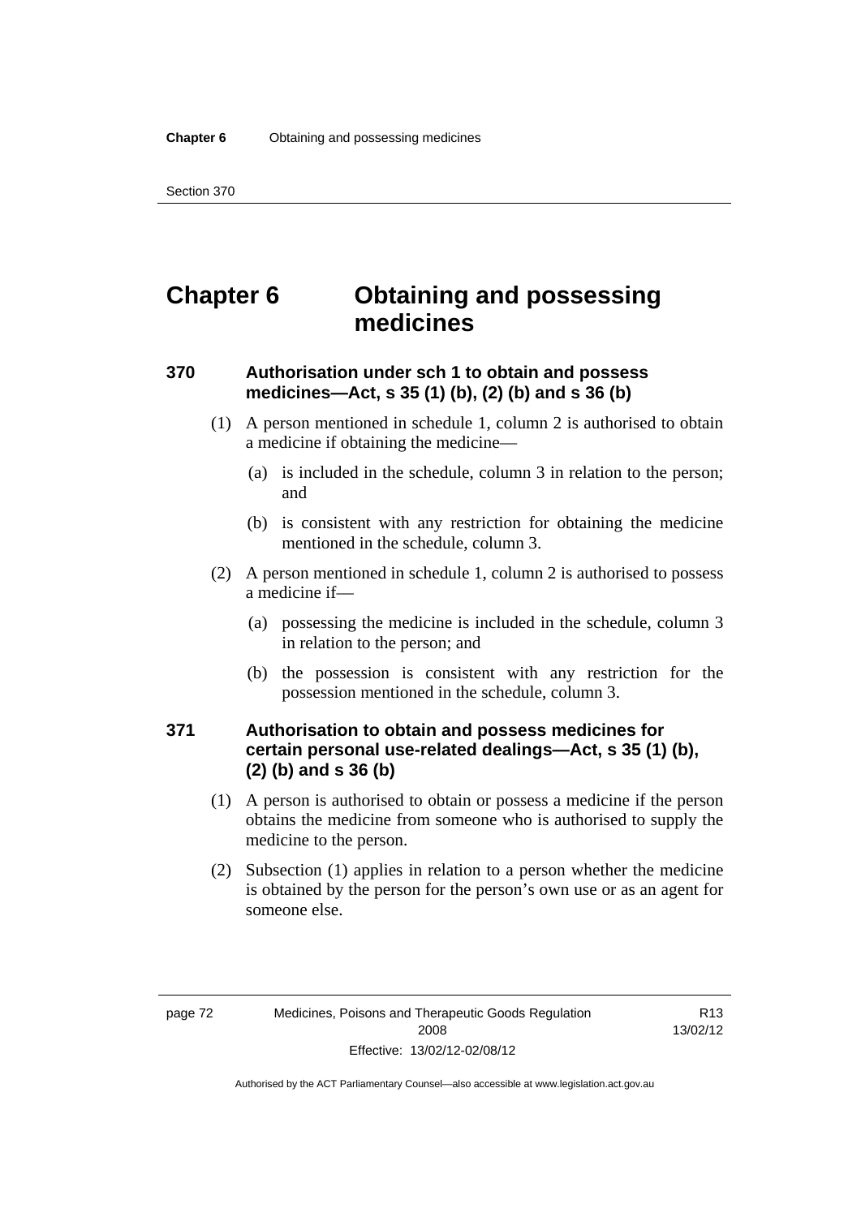# Chapter 6 Obtaining and possessing medicines

## 370 Authorisation under sch 1 to obtain and possess medicines—Act, s 35 (1) (b), (2) (b) and s 36 (b)

(1) A person mentioned in schedule 1, column 2 is authorised to obtain a medicine if obtaining the medicine—

(a) is included in the schedule, column 3 in relation to the person; and

(b) is consistent with any restriction for obtaining the medicine mentioned in the schedule, column 3.

(2) A person mentioned in schedule 1, column 2 is authorised to possess a medicine if—

(a) possessing the medicine is included in the schedule, column 3 in relation to the person; and

(b) the possession is consistent with any restriction for the possession mentioned in the schedule, column 3.

## 371 Authorisation to obtain and possess medicines for certain personal use-related dealings—Act, s 35 (1) (b), (2) (b) and s 36 (b)

(1) A person is authorised to obtain or possess a medicine if the person obtains the medicine from someone who is authorised to supply the medicine to the person.

(2) Subsection (1) applies in relation to a person whether the medicine is obtained by the person for the person's own use or as an agent for someone else.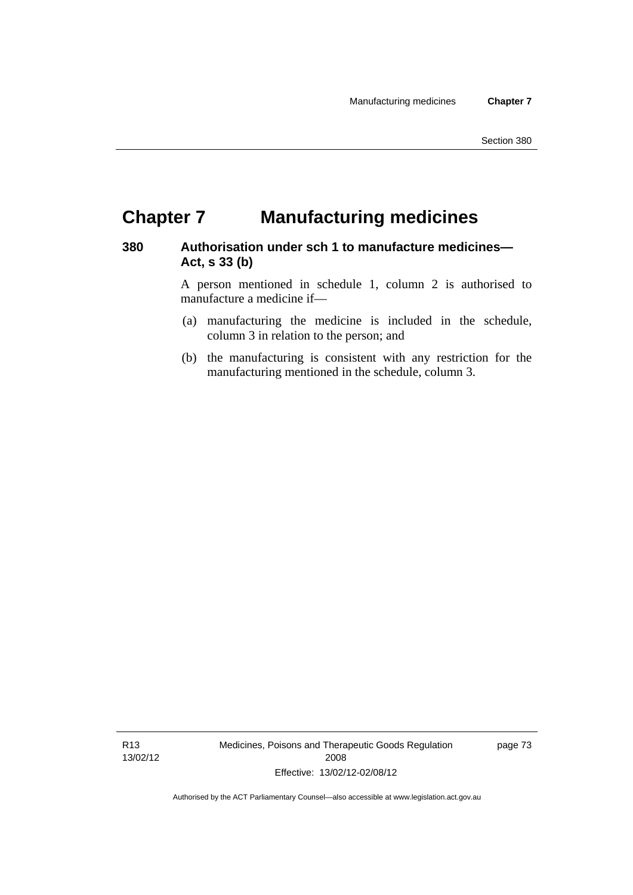# Chapter 7 Manufacturing medicines

### 380 Authorisation under sch 1 to manufacture medicines—Act, s 33 (b)

A person mentioned in schedule 1, column 2 is authorised to manufacture a medicine if—

(a) manufacturing the medicine is included in the schedule, column 3 in relation to the person; and

(b) the manufacturing is consistent with any restriction for the manufacturing mentioned in the schedule, column 3.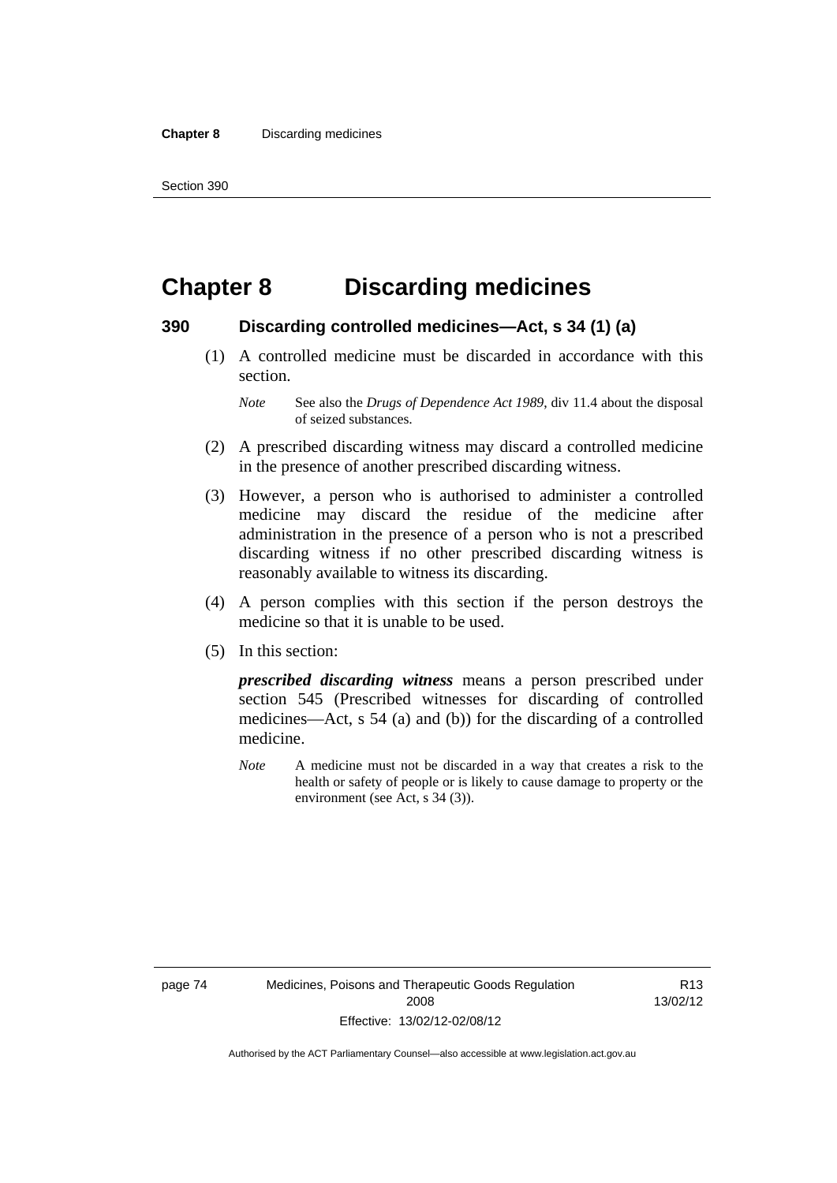# Chapter 8 Discarding medicines

## 390 Discarding controlled medicines—Act, s 34 (1) (a)

(1) A controlled medicine must be discarded in accordance with this section.

*Note* See also the *Drugs of Dependence Act 1989*, div 11.4 about the disposal of seized substances.

(2) A prescribed discarding witness may discard a controlled medicine in the presence of another prescribed discarding witness.

(3) However, a person who is authorised to administer a controlled medicine may discard the residue of the medicine after administration in the presence of a person who is not a prescribed discarding witness if no other prescribed discarding witness is reasonably available to witness its discarding.

(4) A person complies with this section if the person destroys the medicine so that it is unable to be used.

(5) In this section:

***prescribed discarding witness*** means a person prescribed under section 545 (Prescribed witnesses for discarding of controlled medicines—Act, s 54 (a) and (b)) for the discarding of a controlled medicine.

*Note* A medicine must not be discarded in a way that creates a risk to the health or safety of people or is likely to cause damage to property or the environment (see Act, s 34 (3)).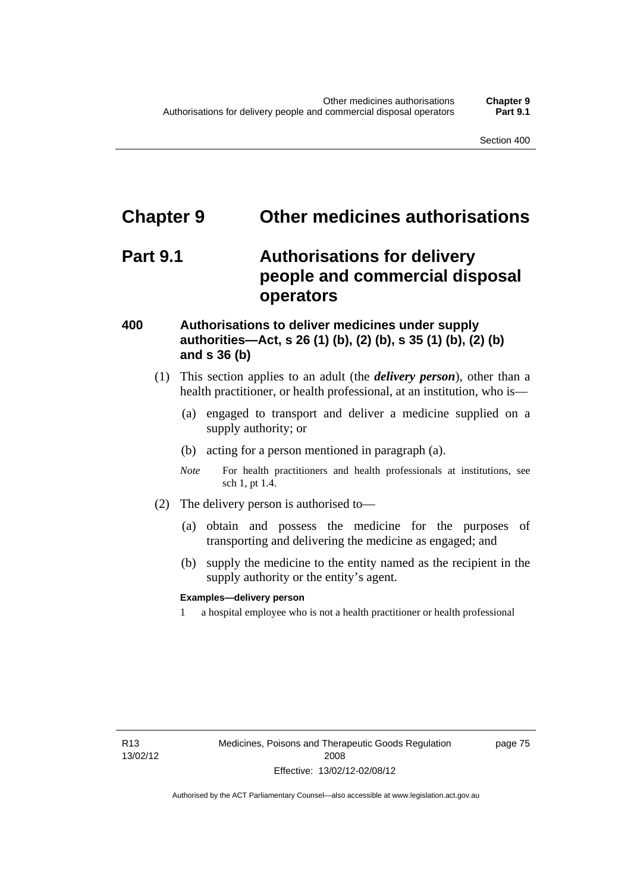# Chapter 9 Other medicines authorisations

## Part 9.1 Authorisations for delivery people and commercial disposal operators

### 400 Authorisations to deliver medicines under supply authorities—Act, s 26 (1) (b), (2) (b), s 35 (1) (b), (2) (b) and s 36 (b)

(1) This section applies to an adult (the ***delivery person***), other than a health practitioner, or health professional, at an institution, who is—

(a) engaged to transport and deliver a medicine supplied on a supply authority; or

(b) acting for a person mentioned in paragraph (a).

*Note* For health practitioners and health professionals at institutions, see sch 1, pt 1.4.

(2) The delivery person is authorised to—

(a) obtain and possess the medicine for the purposes of transporting and delivering the medicine as engaged; and

(b) supply the medicine to the entity named as the recipient in the supply authority or the entity's agent.

**Examples—delivery person**

1 a hospital employee who is not a health practitioner or health professional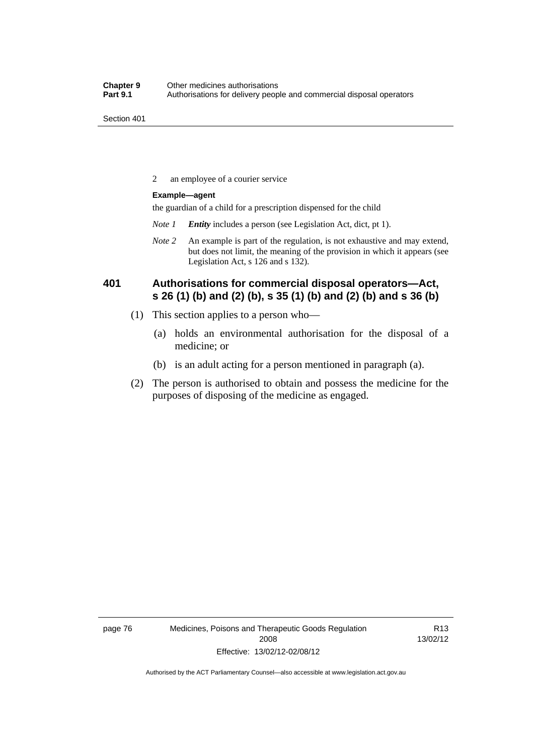2 an employee of a courier service

**Example—agent**

the guardian of a child for a prescription dispensed for the child

*Note 1* ***Entity*** includes a person (see Legislation Act, dict, pt 1).

*Note 2* An example is part of the regulation, is not exhaustive and may extend, but does not limit, the meaning of the provision in which it appears (see Legislation Act, s 126 and s 132).

## 401 Authorisations for commercial disposal operators—Act, s 26 (1) (b) and (2) (b), s 35 (1) (b) and (2) (b) and s 36 (b)

(1) This section applies to a person who—

(a) holds an environmental authorisation for the disposal of a medicine; or

(b) is an adult acting for a person mentioned in paragraph (a).

(2) The person is authorised to obtain and possess the medicine for the purposes of disposing of the medicine as engaged.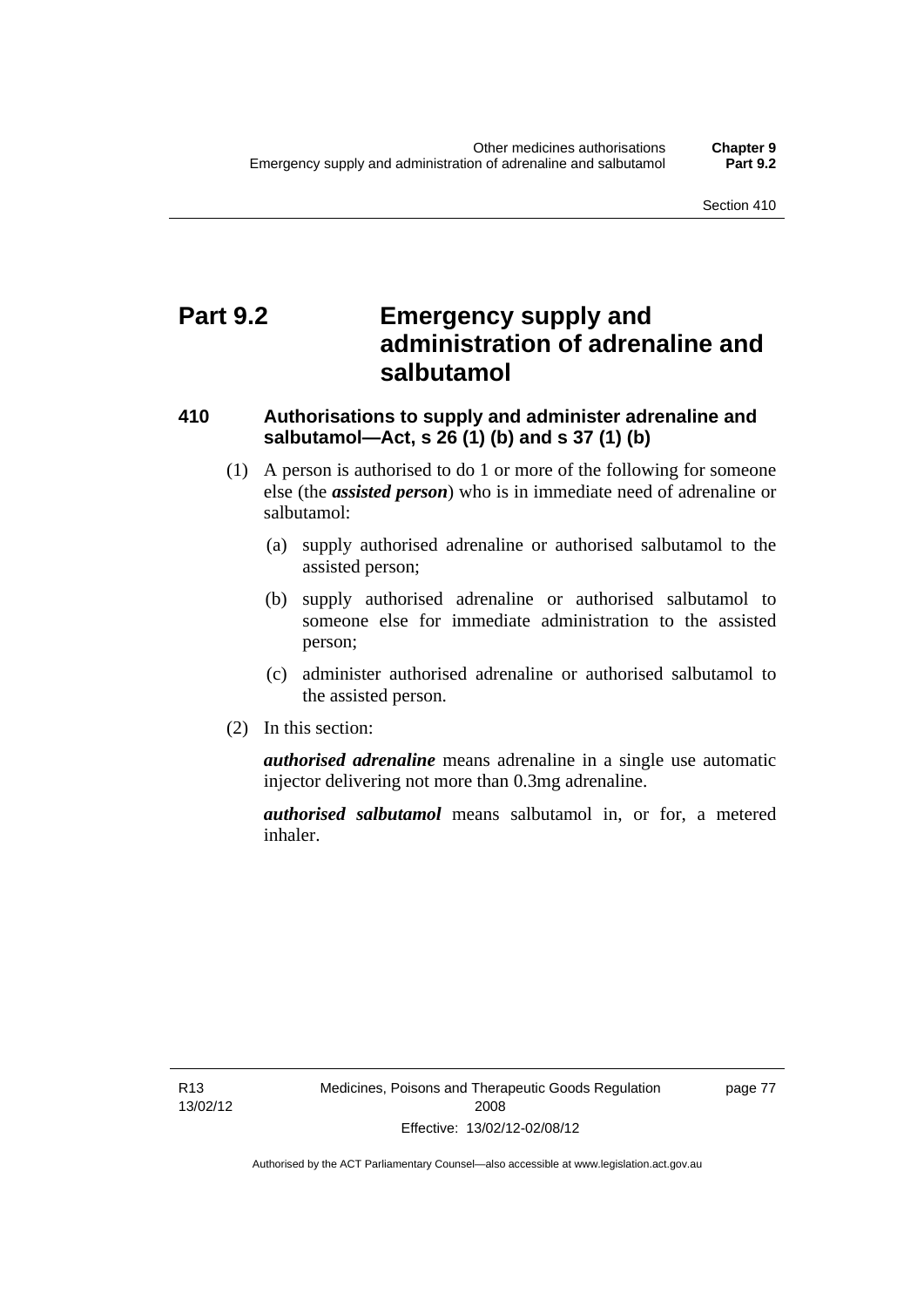# Part 9.2 Emergency supply and administration of adrenaline and salbutamol

## 410 Authorisations to supply and administer adrenaline and salbutamol—Act, s 26 (1) (b) and s 37 (1) (b)

(1) A person is authorised to do 1 or more of the following for someone else (the ***assisted person***) who is in immediate need of adrenaline or salbutamol:

(a) supply authorised adrenaline or authorised salbutamol to the assisted person;

(b) supply authorised adrenaline or authorised salbutamol to someone else for immediate administration to the assisted person;

(c) administer authorised adrenaline or authorised salbutamol to the assisted person.

(2) In this section:

***authorised adrenaline*** means adrenaline in a single use automatic injector delivering not more than 0.3mg adrenaline.

***authorised salbutamol*** means salbutamol in, or for, a metered inhaler.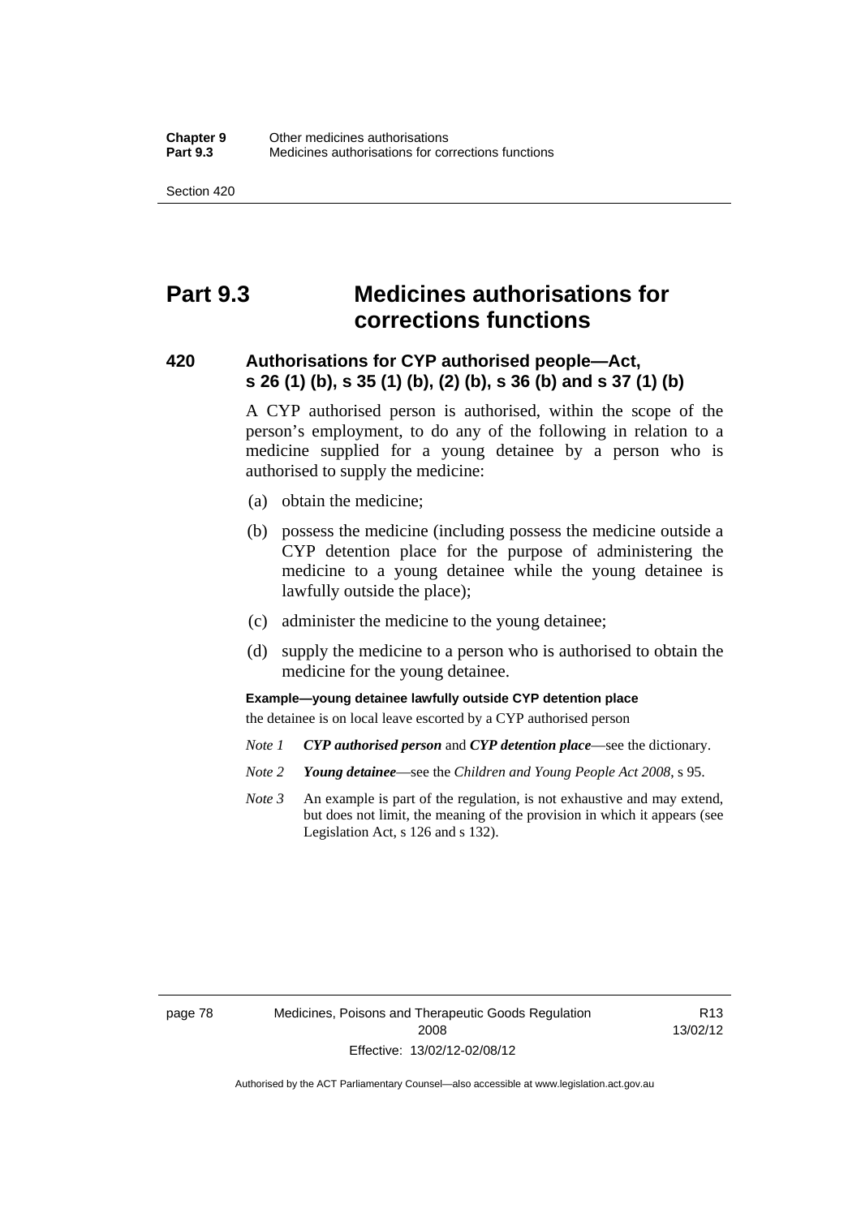# Part 9.3 Medicines authorisations for corrections functions

## 420 Authorisations for CYP authorised people—Act, s 26 (1) (b), s 35 (1) (b), (2) (b), s 36 (b) and s 37 (1) (b)

A CYP authorised person is authorised, within the scope of the person's employment, to do any of the following in relation to a medicine supplied for a young detainee by a person who is authorised to supply the medicine:

(a) obtain the medicine;

(b) possess the medicine (including possess the medicine outside a CYP detention place for the purpose of administering the medicine to a young detainee while the young detainee is lawfully outside the place);

(c) administer the medicine to the young detainee;

(d) supply the medicine to a person who is authorised to obtain the medicine for the young detainee.

**Example—young detainee lawfully outside CYP detention place**

the detainee is on local leave escorted by a CYP authorised person

*Note 1* ***CYP authorised person*** and ***CYP detention place***—see the dictionary.

*Note 2* ***Young detainee***—see the *Children and Young People Act 2008*, s 95.

*Note 3* An example is part of the regulation, is not exhaustive and may extend, but does not limit, the meaning of the provision in which it appears (see Legislation Act, s 126 and s 132).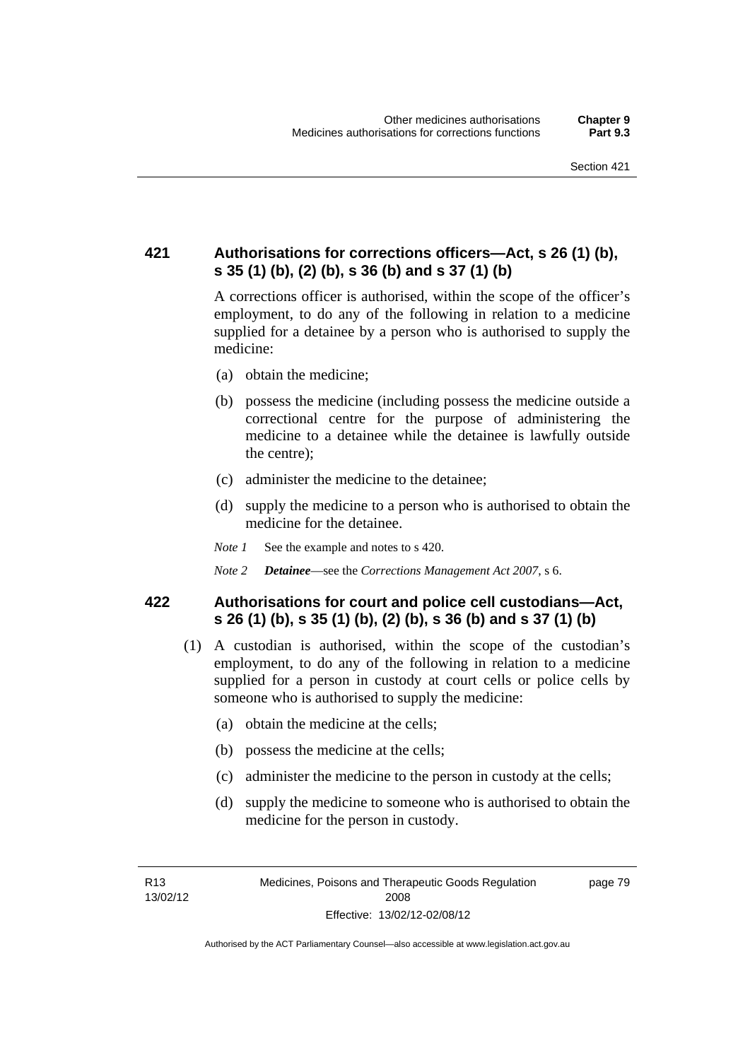### 421 Authorisations for corrections officers—Act, s 26 (1) (b), s 35 (1) (b), (2) (b), s 36 (b) and s 37 (1) (b)

A corrections officer is authorised, within the scope of the officer's employment, to do any of the following in relation to a medicine supplied for a detainee by a person who is authorised to supply the medicine:

(a) obtain the medicine;

(b) possess the medicine (including possess the medicine outside a correctional centre for the purpose of administering the medicine to a detainee while the detainee is lawfully outside the centre);

(c) administer the medicine to the detainee;

(d) supply the medicine to a person who is authorised to obtain the medicine for the detainee.

*Note 1* See the example and notes to s 420.

*Note 2* ***Detainee***—see the *Corrections Management Act 2007*, s 6.

### 422 Authorisations for court and police cell custodians—Act, s 26 (1) (b), s 35 (1) (b), (2) (b), s 36 (b) and s 37 (1) (b)

(1) A custodian is authorised, within the scope of the custodian's employment, to do any of the following in relation to a medicine supplied for a person in custody at court cells or police cells by someone who is authorised to supply the medicine:

(a) obtain the medicine at the cells;

(b) possess the medicine at the cells;

(c) administer the medicine to the person in custody at the cells;

(d) supply the medicine to someone who is authorised to obtain the medicine for the person in custody.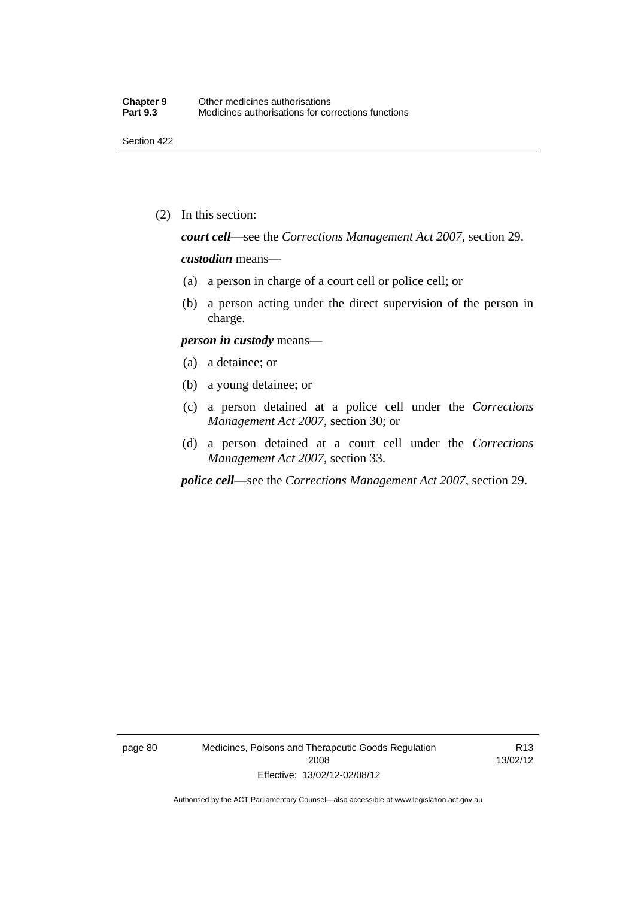(2) In this section:

***court cell***—see the *Corrections Management Act 2007*, section 29.

***custodian*** means—

(a) a person in charge of a court cell or police cell; or

(b) a person acting under the direct supervision of the person in charge.

***person in custody*** means—

(a) a detainee; or

(b) a young detainee; or

(c) a person detained at a police cell under the *Corrections Management Act 2007*, section 30; or

(d) a person detained at a court cell under the *Corrections Management Act 2007*, section 33.

***police cell***—see the *Corrections Management Act 2007*, section 29.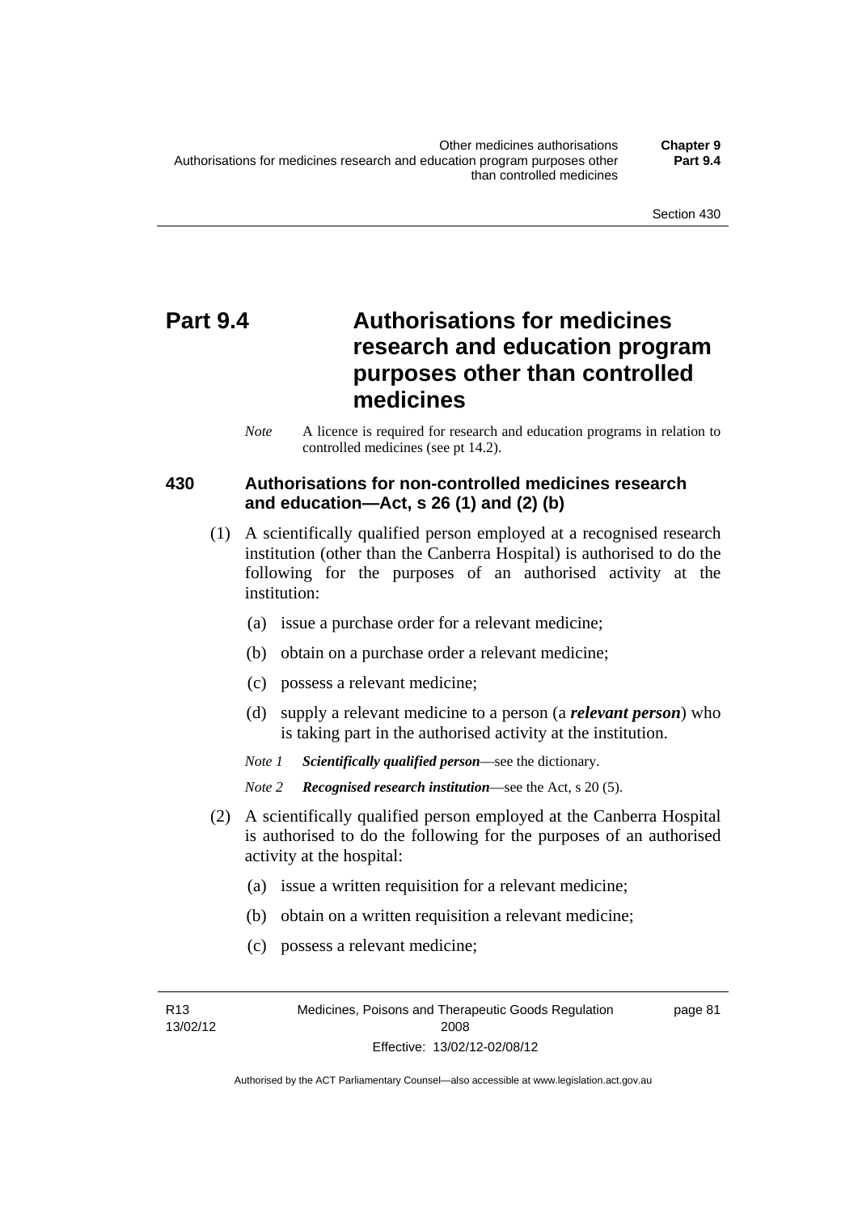# Part 9.4 Authorisations for medicines research and education program purposes other than controlled medicines

*Note* A licence is required for research and education programs in relation to controlled medicines (see pt 14.2).

## 430 Authorisations for non-controlled medicines research and education—Act, s 26 (1) and (2) (b)

(1) A scientifically qualified person employed at a recognised research institution (other than the Canberra Hospital) is authorised to do the following for the purposes of an authorised activity at the institution:

(a) issue a purchase order for a relevant medicine;

(b) obtain on a purchase order a relevant medicine;

(c) possess a relevant medicine;

(d) supply a relevant medicine to a person (a ***relevant person***) who is taking part in the authorised activity at the institution.

*Note 1* ***Scientifically qualified person***—see the dictionary.

*Note 2* ***Recognised research institution***—see the Act, s 20 (5).

(2) A scientifically qualified person employed at the Canberra Hospital is authorised to do the following for the purposes of an authorised activity at the hospital:

(a) issue a written requisition for a relevant medicine;

(b) obtain on a written requisition a relevant medicine;

(c) possess a relevant medicine;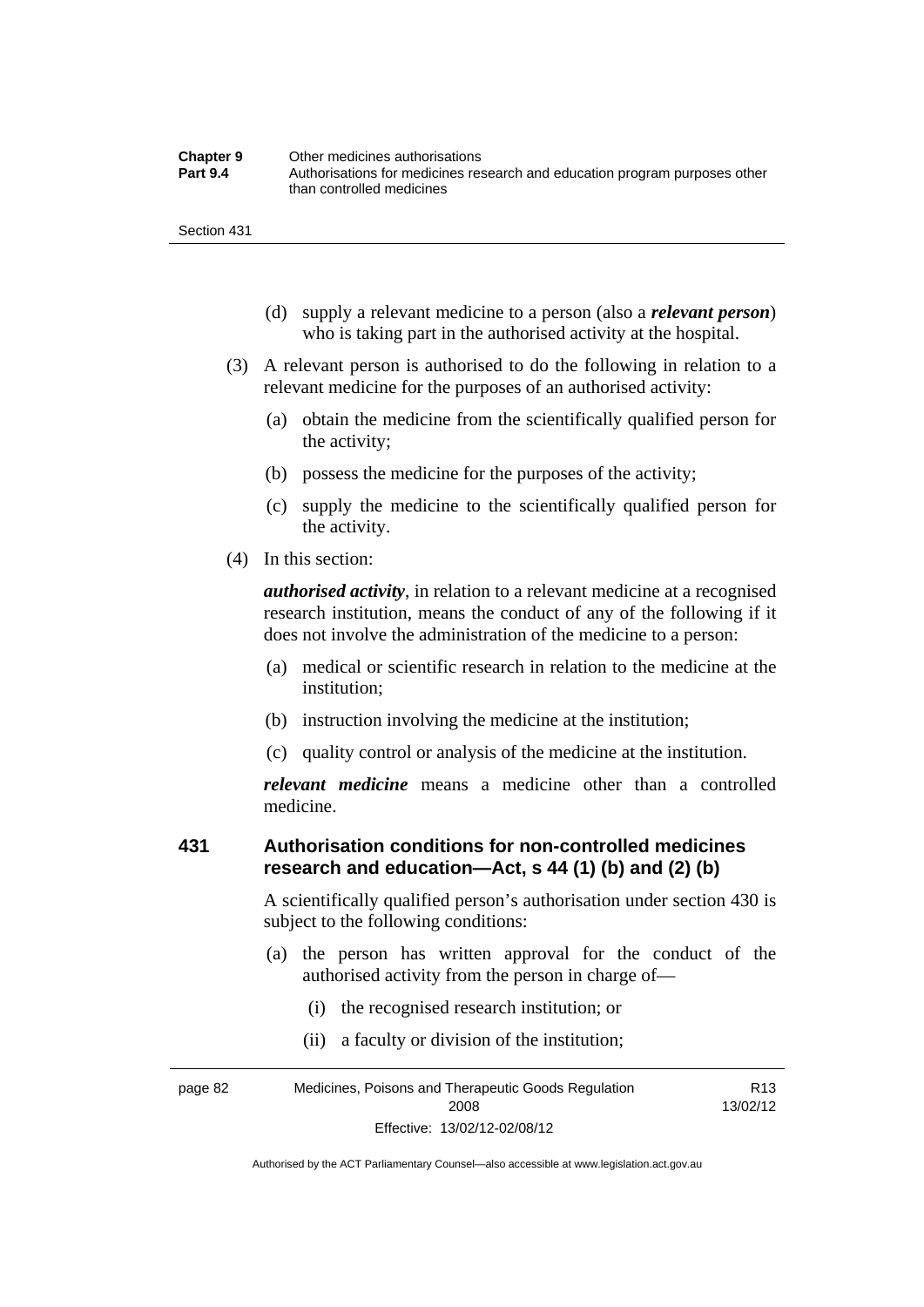(d) supply a relevant medicine to a person (also a ***relevant person***) who is taking part in the authorised activity at the hospital.

(3) A relevant person is authorised to do the following in relation to a relevant medicine for the purposes of an authorised activity:

(a) obtain the medicine from the scientifically qualified person for the activity;

(b) possess the medicine for the purposes of the activity;

(c) supply the medicine to the scientifically qualified person for the activity.

(4) In this section:

***authorised activity***, in relation to a relevant medicine at a recognised research institution, means the conduct of any of the following if it does not involve the administration of the medicine to a person:

(a) medical or scientific research in relation to the medicine at the institution;

(b) instruction involving the medicine at the institution;

(c) quality control or analysis of the medicine at the institution.

***relevant medicine*** means a medicine other than a controlled medicine.

### 431 Authorisation conditions for non-controlled medicines research and education—Act, s 44 (1) (b) and (2) (b)

A scientifically qualified person's authorisation under section 430 is subject to the following conditions:

(a) the person has written approval for the conduct of the authorised activity from the person in charge of—

(i) the recognised research institution; or

(ii) a faculty or division of the institution;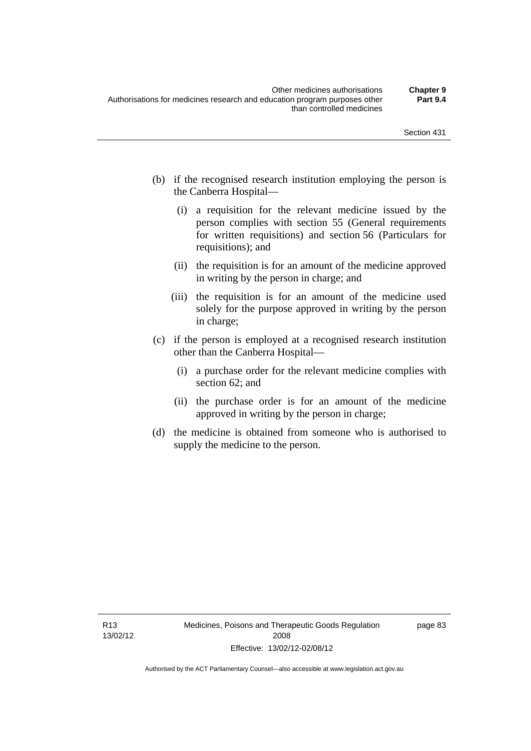(b) if the recognised research institution employing the person is the Canberra Hospital—

 (i) a requisition for the relevant medicine issued by the person complies with section 55 (General requirements for written requisitions) and section 56 (Particulars for requisitions); and

 (ii) the requisition is for an amount of the medicine approved in writing by the person in charge; and

 (iii) the requisition is for an amount of the medicine used solely for the purpose approved in writing by the person in charge;

(c) if the person is employed at a recognised research institution other than the Canberra Hospital—

 (i) a purchase order for the relevant medicine complies with section 62; and

 (ii) the purchase order is for an amount of the medicine approved in writing by the person in charge;

(d) the medicine is obtained from someone who is authorised to supply the medicine to the person.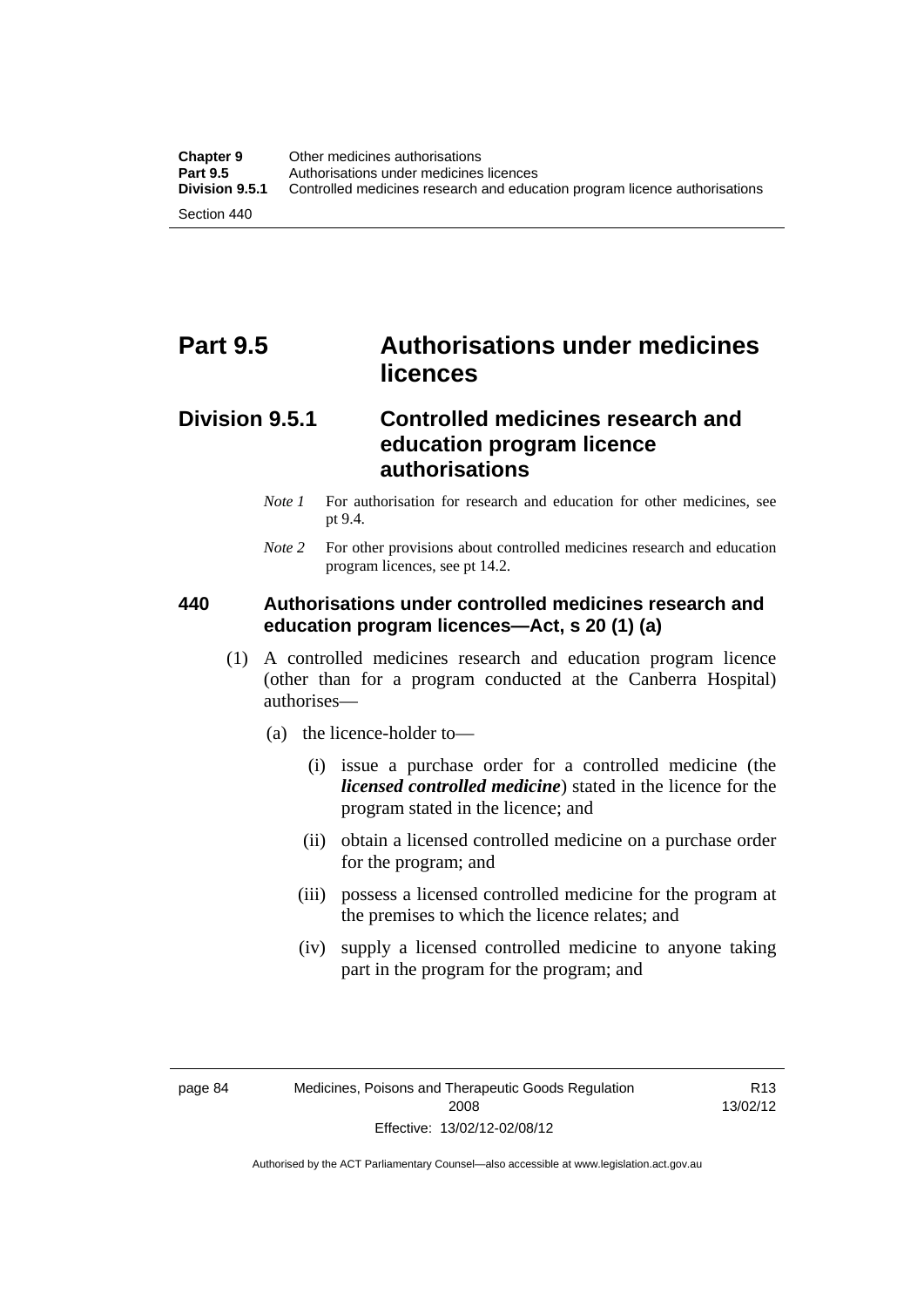# Part 9.5 Authorisations under medicines licences

## Division 9.5.1 Controlled medicines research and education program licence authorisations

*Note 1* For authorisation for research and education for other medicines, see pt 9.4.

*Note 2* For other provisions about controlled medicines research and education program licences, see pt 14.2.

### 440 Authorisations under controlled medicines research and education program licences—Act, s 20 (1) (a)

(1) A controlled medicines research and education program licence (other than for a program conducted at the Canberra Hospital) authorises—

(a) the licence-holder to—

(i) issue a purchase order for a controlled medicine (the ***licensed controlled medicine***) stated in the licence for the program stated in the licence; and

(ii) obtain a licensed controlled medicine on a purchase order for the program; and

(iii) possess a licensed controlled medicine for the program at the premises to which the licence relates; and

(iv) supply a licensed controlled medicine to anyone taking part in the program for the program; and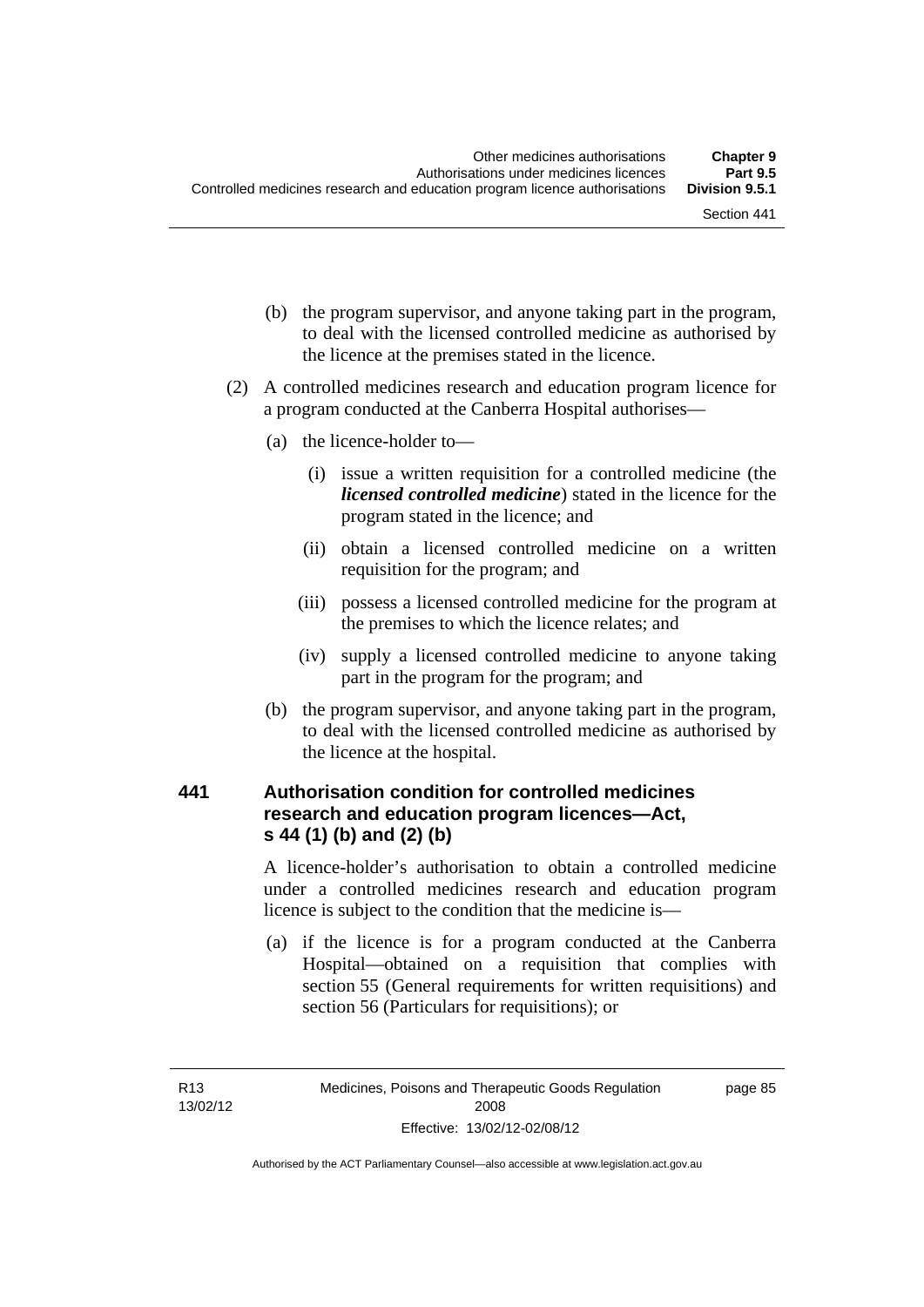(b) the program supervisor, and anyone taking part in the program, to deal with the licensed controlled medicine as authorised by the licence at the premises stated in the licence.

(2) A controlled medicines research and education program licence for a program conducted at the Canberra Hospital authorises—

(a) the licence-holder to—

(i) issue a written requisition for a controlled medicine (the ***licensed controlled medicine***) stated in the licence for the program stated in the licence; and

(ii) obtain a licensed controlled medicine on a written requisition for the program; and

(iii) possess a licensed controlled medicine for the program at the premises to which the licence relates; and

(iv) supply a licensed controlled medicine to anyone taking part in the program for the program; and

(b) the program supervisor, and anyone taking part in the program, to deal with the licensed controlled medicine as authorised by the licence at the hospital.

### 441 Authorisation condition for controlled medicines research and education program licences—Act, s 44 (1) (b) and (2) (b)

A licence-holder's authorisation to obtain a controlled medicine under a controlled medicines research and education program licence is subject to the condition that the medicine is—

(a) if the licence is for a program conducted at the Canberra Hospital—obtained on a requisition that complies with section 55 (General requirements for written requisitions) and section 56 (Particulars for requisitions); or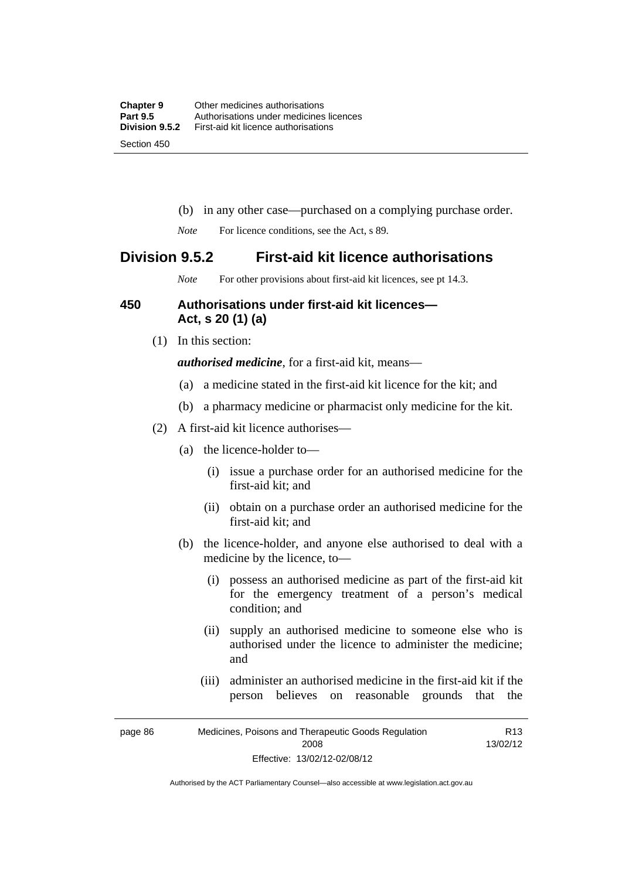(b) in any other case—purchased on a complying purchase order.

*Note* For licence conditions, see the Act, s 89.

## Division 9.5.2 First-aid kit licence authorisations

*Note* For other provisions about first-aid kit licences, see pt 14.3.

### 450 Authorisations under first-aid kit licences—Act, s 20 (1) (a)

(1) In this section:

***authorised medicine***, for a first-aid kit, means—

(a) a medicine stated in the first-aid kit licence for the kit; and

(b) a pharmacy medicine or pharmacist only medicine for the kit.

(2) A first-aid kit licence authorises—

(a) the licence-holder to—

(i) issue a purchase order for an authorised medicine for the first-aid kit; and

(ii) obtain on a purchase order an authorised medicine for the first-aid kit; and

(b) the licence-holder, and anyone else authorised to deal with a medicine by the licence, to—

(i) possess an authorised medicine as part of the first-aid kit for the emergency treatment of a person's medical condition; and

(ii) supply an authorised medicine to someone else who is authorised under the licence to administer the medicine; and

(iii) administer an authorised medicine in the first-aid kit if the person believes on reasonable grounds that the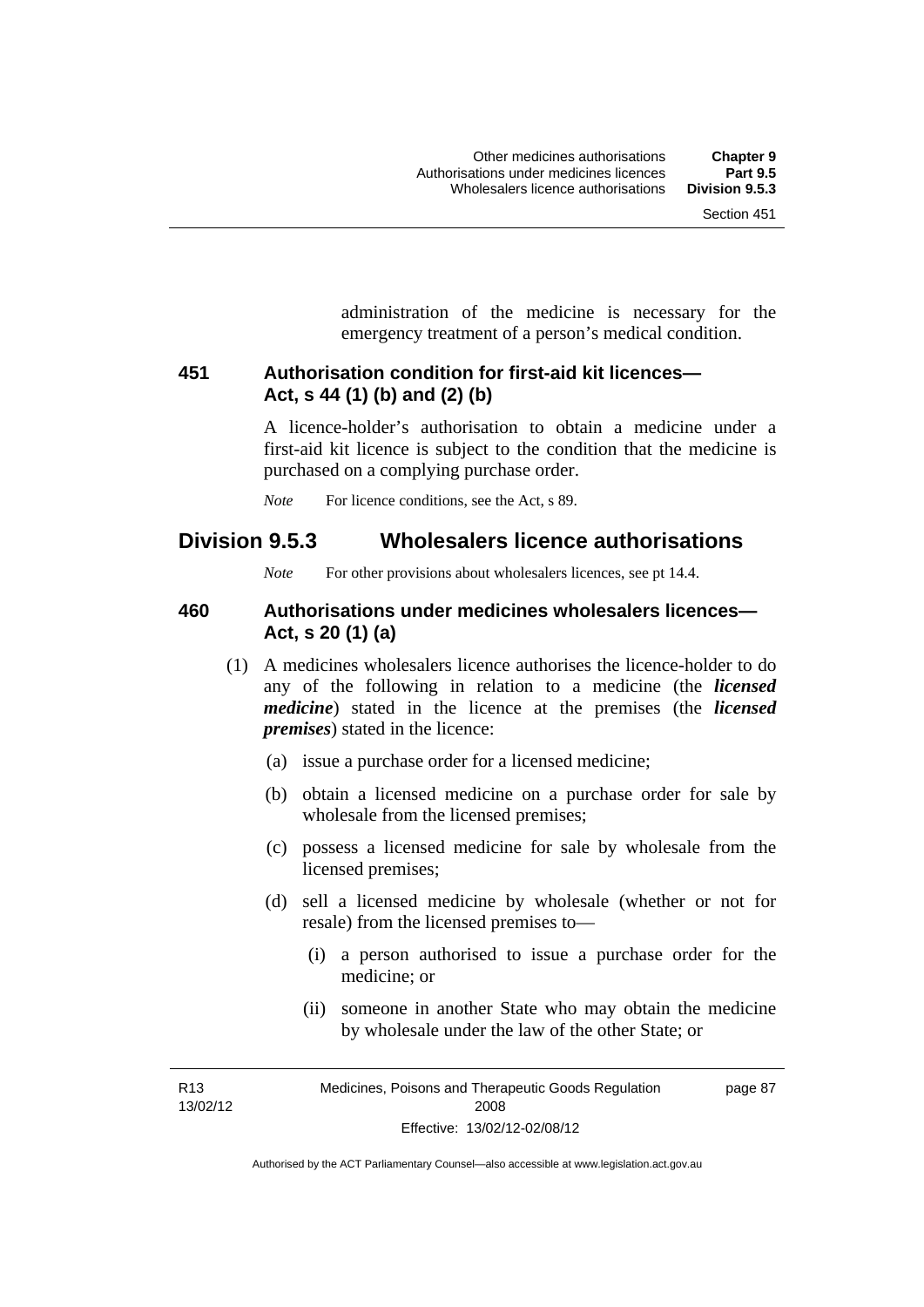administration of the medicine is necessary for the emergency treatment of a person's medical condition.

### 451 Authorisation condition for first-aid kit licences—Act, s 44 (1) (b) and (2) (b)

A licence-holder's authorisation to obtain a medicine under a first-aid kit licence is subject to the condition that the medicine is purchased on a complying purchase order.

*Note* For licence conditions, see the Act, s 89.

## Division 9.5.3 Wholesalers licence authorisations

*Note* For other provisions about wholesalers licences, see pt 14.4.

### 460 Authorisations under medicines wholesalers licences—Act, s 20 (1) (a)

(1) A medicines wholesalers licence authorises the licence-holder to do any of the following in relation to a medicine (the ***licensed medicine***) stated in the licence at the premises (the ***licensed premises***) stated in the licence:

(a) issue a purchase order for a licensed medicine;

(b) obtain a licensed medicine on a purchase order for sale by wholesale from the licensed premises;

(c) possess a licensed medicine for sale by wholesale from the licensed premises;

(d) sell a licensed medicine by wholesale (whether or not for resale) from the licensed premises to—

(i) a person authorised to issue a purchase order for the medicine; or

(ii) someone in another State who may obtain the medicine by wholesale under the law of the other State; or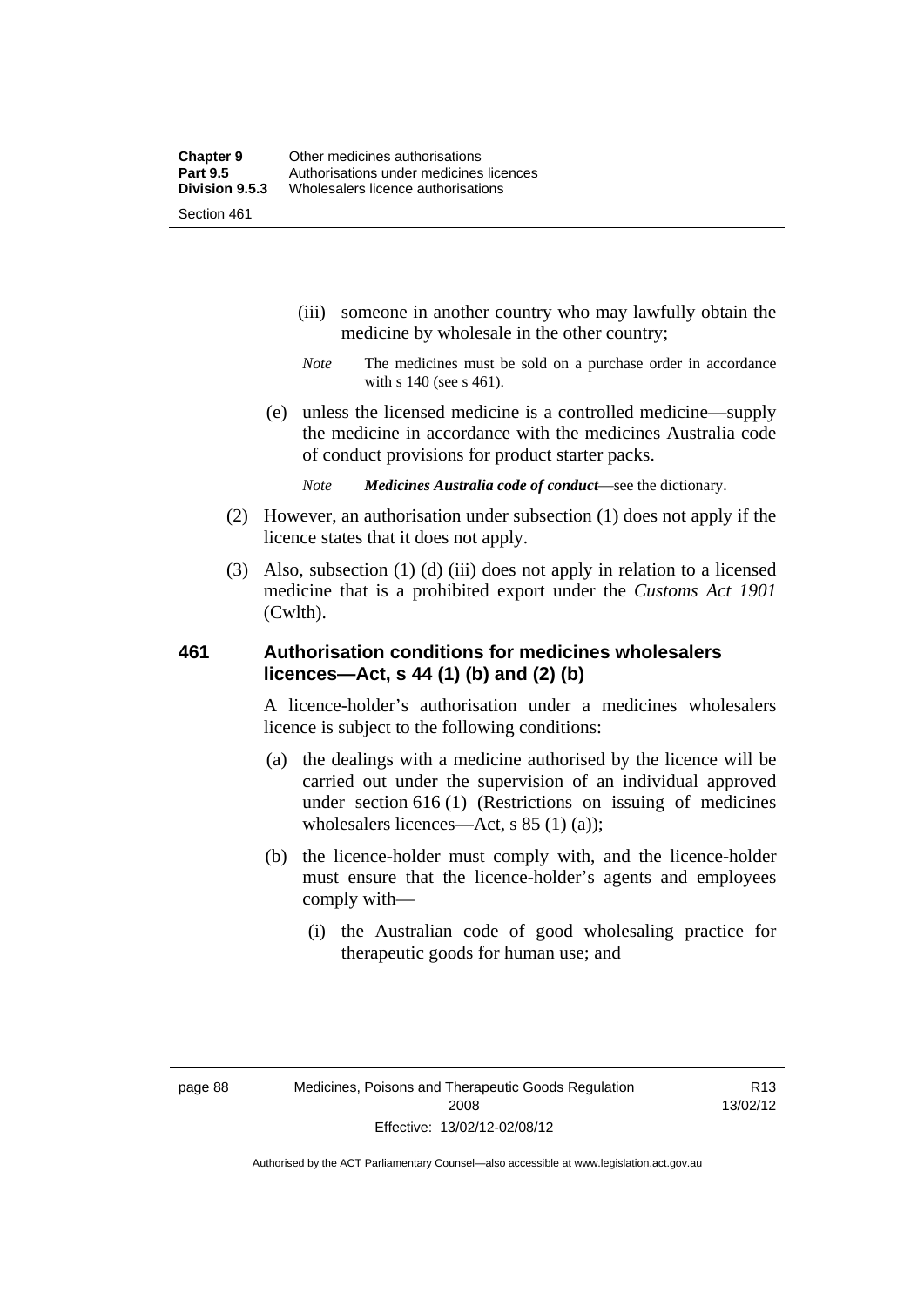(iii) someone in another country who may lawfully obtain the medicine by wholesale in the other country;

*Note* The medicines must be sold on a purchase order in accordance with s 140 (see s 461).

(e) unless the licensed medicine is a controlled medicine—supply the medicine in accordance with the medicines Australia code of conduct provisions for product starter packs.

*Note* ***Medicines Australia code of conduct***—see the dictionary.

(2) However, an authorisation under subsection (1) does not apply if the licence states that it does not apply.

(3) Also, subsection (1) (d) (iii) does not apply in relation to a licensed medicine that is a prohibited export under the *Customs Act 1901* (Cwlth).

### 461 Authorisation conditions for medicines wholesalers licences—Act, s 44 (1) (b) and (2) (b)

A licence-holder's authorisation under a medicines wholesalers licence is subject to the following conditions:

(a) the dealings with a medicine authorised by the licence will be carried out under the supervision of an individual approved under section 616 (1) (Restrictions on issuing of medicines wholesalers licences—Act, s 85 (1) (a));

(b) the licence-holder must comply with, and the licence-holder must ensure that the licence-holder's agents and employees comply with—

(i) the Australian code of good wholesaling practice for therapeutic goods for human use; and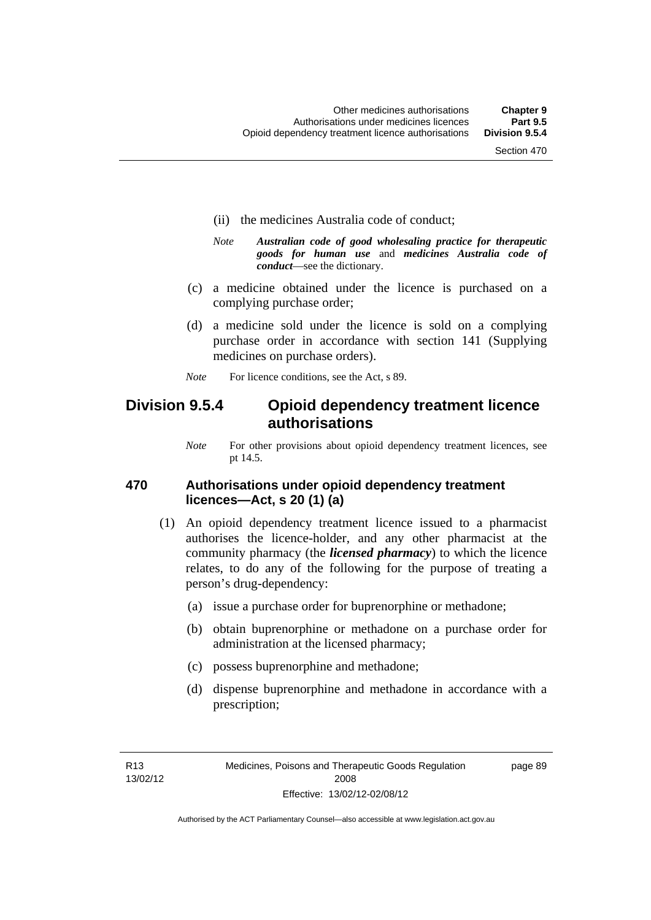(ii) the medicines Australia code of conduct;

*Note* ***Australian code of good wholesaling practice for therapeutic goods for human use*** and ***medicines Australia code of conduct***—see the dictionary.

(c) a medicine obtained under the licence is purchased on a complying purchase order;

(d) a medicine sold under the licence is sold on a complying purchase order in accordance with section 141 (Supplying medicines on purchase orders).

*Note* For licence conditions, see the Act, s 89.

## Division 9.5.4 Opioid dependency treatment licence authorisations

*Note* For other provisions about opioid dependency treatment licences, see pt 14.5.

### 470 Authorisations under opioid dependency treatment licences—Act, s 20 (1) (a)

(1) An opioid dependency treatment licence issued to a pharmacist authorises the licence-holder, and any other pharmacist at the community pharmacy (the ***licensed pharmacy***) to which the licence relates, to do any of the following for the purpose of treating a person's drug-dependency:

(a) issue a purchase order for buprenorphine or methadone;

(b) obtain buprenorphine or methadone on a purchase order for administration at the licensed pharmacy;

(c) possess buprenorphine and methadone;

(d) dispense buprenorphine and methadone in accordance with a prescription;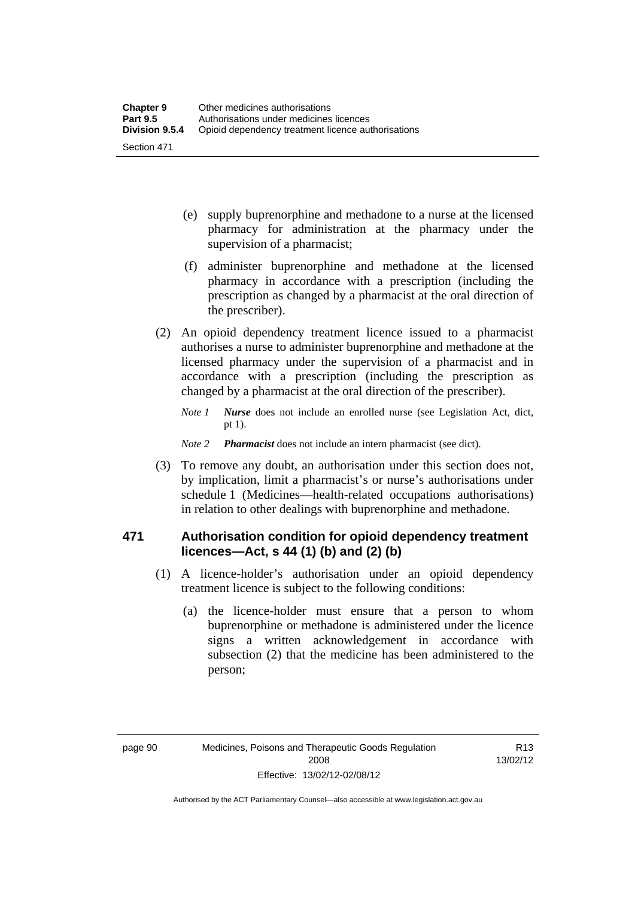(e) supply buprenorphine and methadone to a nurse at the licensed pharmacy for administration at the pharmacy under the supervision of a pharmacist;

(f) administer buprenorphine and methadone at the licensed pharmacy in accordance with a prescription (including the prescription as changed by a pharmacist at the oral direction of the prescriber).

(2) An opioid dependency treatment licence issued to a pharmacist authorises a nurse to administer buprenorphine and methadone at the licensed pharmacy under the supervision of a pharmacist and in accordance with a prescription (including the prescription as changed by a pharmacist at the oral direction of the prescriber).

*Note 1* ***Nurse*** does not include an enrolled nurse (see Legislation Act, dict, pt 1).

*Note 2* ***Pharmacist*** does not include an intern pharmacist (see dict).

(3) To remove any doubt, an authorisation under this section does not, by implication, limit a pharmacist's or nurse's authorisations under schedule 1 (Medicines—health-related occupations authorisations) in relation to other dealings with buprenorphine and methadone.

### 471 Authorisation condition for opioid dependency treatment licences—Act, s 44 (1) (b) and (2) (b)

(1) A licence-holder's authorisation under an opioid dependency treatment licence is subject to the following conditions:

(a) the licence-holder must ensure that a person to whom buprenorphine or methadone is administered under the licence signs a written acknowledgement in accordance with subsection (2) that the medicine has been administered to the person;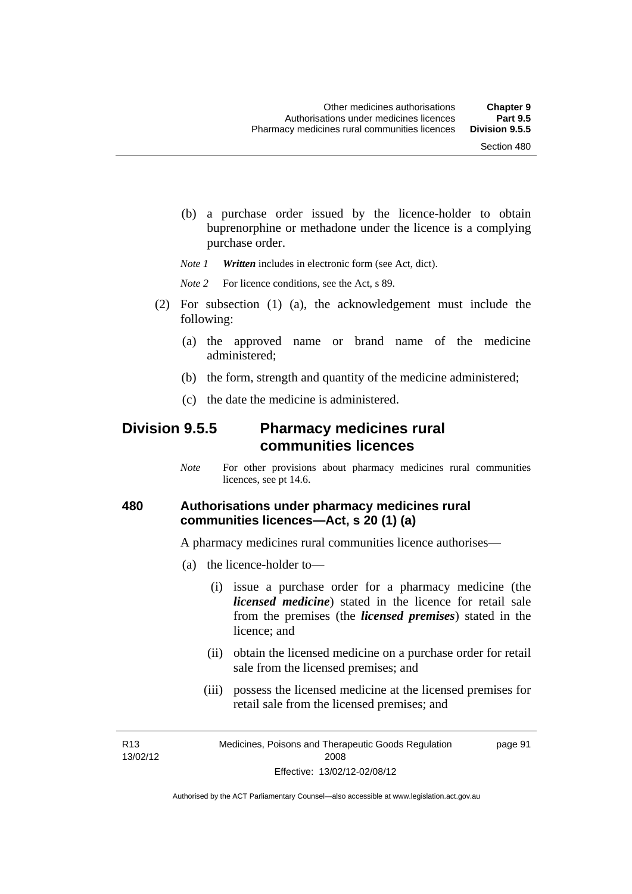(b) a purchase order issued by the licence-holder to obtain buprenorphine or methadone under the licence is a complying purchase order.

*Note 1* ***Written*** includes in electronic form (see Act, dict).

*Note 2* For licence conditions, see the Act, s 89.

(2) For subsection (1) (a), the acknowledgement must include the following:

(a) the approved name or brand name of the medicine administered;

(b) the form, strength and quantity of the medicine administered;

(c) the date the medicine is administered.

## Division 9.5.5 Pharmacy medicines rural communities licences

*Note* For other provisions about pharmacy medicines rural communities licences, see pt 14.6.

### 480 Authorisations under pharmacy medicines rural communities licences—Act, s 20 (1) (a)

A pharmacy medicines rural communities licence authorises—

(a) the licence-holder to—

(i) issue a purchase order for a pharmacy medicine (the ***licensed medicine***) stated in the licence for retail sale from the premises (the ***licensed premises***) stated in the licence; and

(ii) obtain the licensed medicine on a purchase order for retail sale from the licensed premises; and

(iii) possess the licensed medicine at the licensed premises for retail sale from the licensed premises; and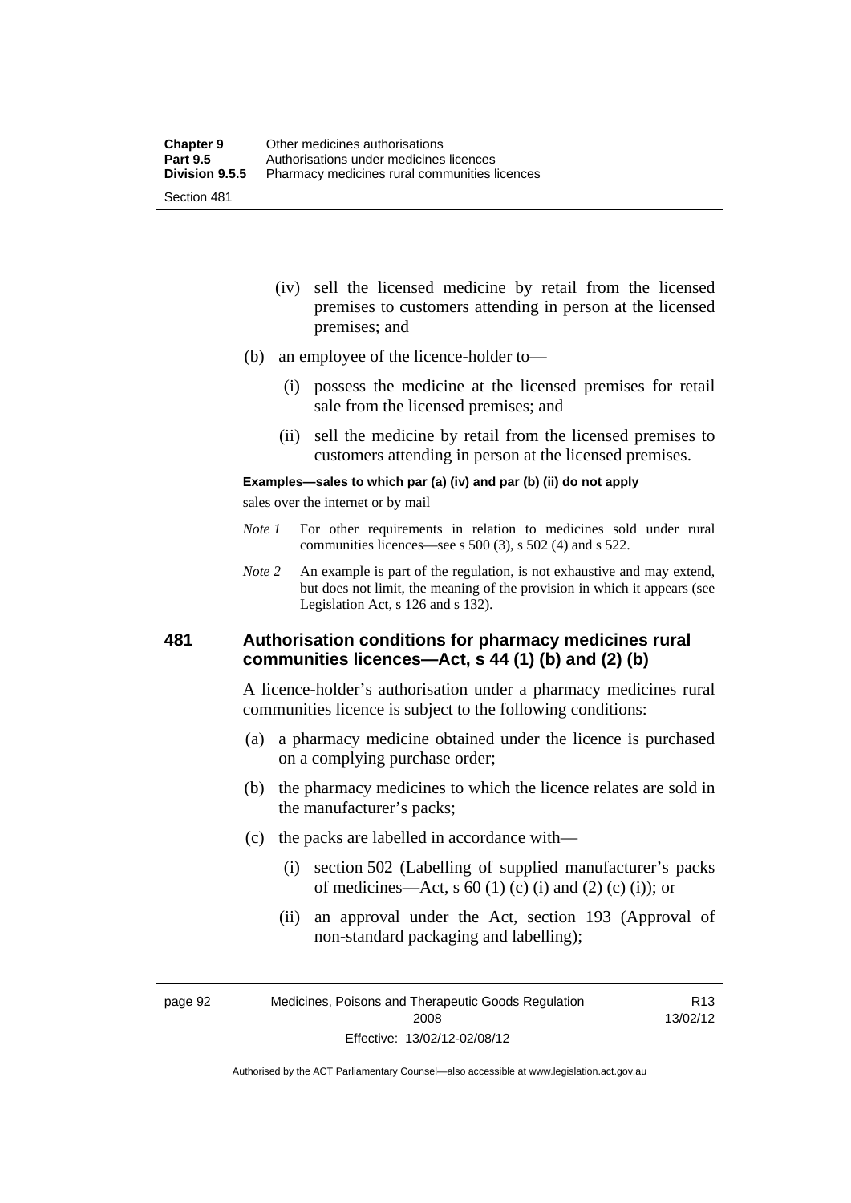(iv) sell the licensed medicine by retail from the licensed premises to customers attending in person at the licensed premises; and

(b) an employee of the licence-holder to—

(i) possess the medicine at the licensed premises for retail sale from the licensed premises; and

(ii) sell the medicine by retail from the licensed premises to customers attending in person at the licensed premises.

**Examples—sales to which par (a) (iv) and par (b) (ii) do not apply**

sales over the internet or by mail

*Note 1* For other requirements in relation to medicines sold under rural communities licences—see s 500 (3), s 502 (4) and s 522.

*Note 2* An example is part of the regulation, is not exhaustive and may extend, but does not limit, the meaning of the provision in which it appears (see Legislation Act, s 126 and s 132).

## 481 Authorisation conditions for pharmacy medicines rural communities licences—Act, s 44 (1) (b) and (2) (b)

A licence-holder's authorisation under a pharmacy medicines rural communities licence is subject to the following conditions:

(a) a pharmacy medicine obtained under the licence is purchased on a complying purchase order;

(b) the pharmacy medicines to which the licence relates are sold in the manufacturer's packs;

(c) the packs are labelled in accordance with—

(i) section 502 (Labelling of supplied manufacturer's packs of medicines—Act, s 60 (1) (c) (i) and (2) (c) (i)); or

(ii) an approval under the Act, section 193 (Approval of non-standard packaging and labelling);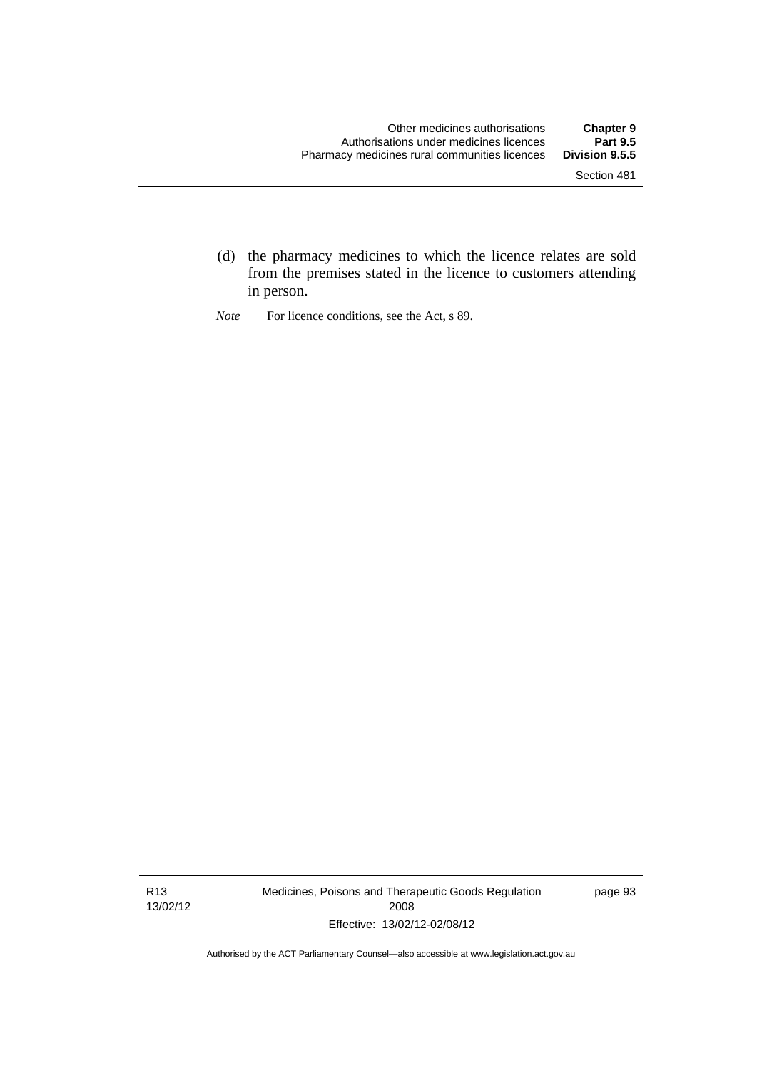(d) the pharmacy medicines to which the licence relates are sold from the premises stated in the licence to customers attending in person.

*Note* For licence conditions, see the Act, s 89.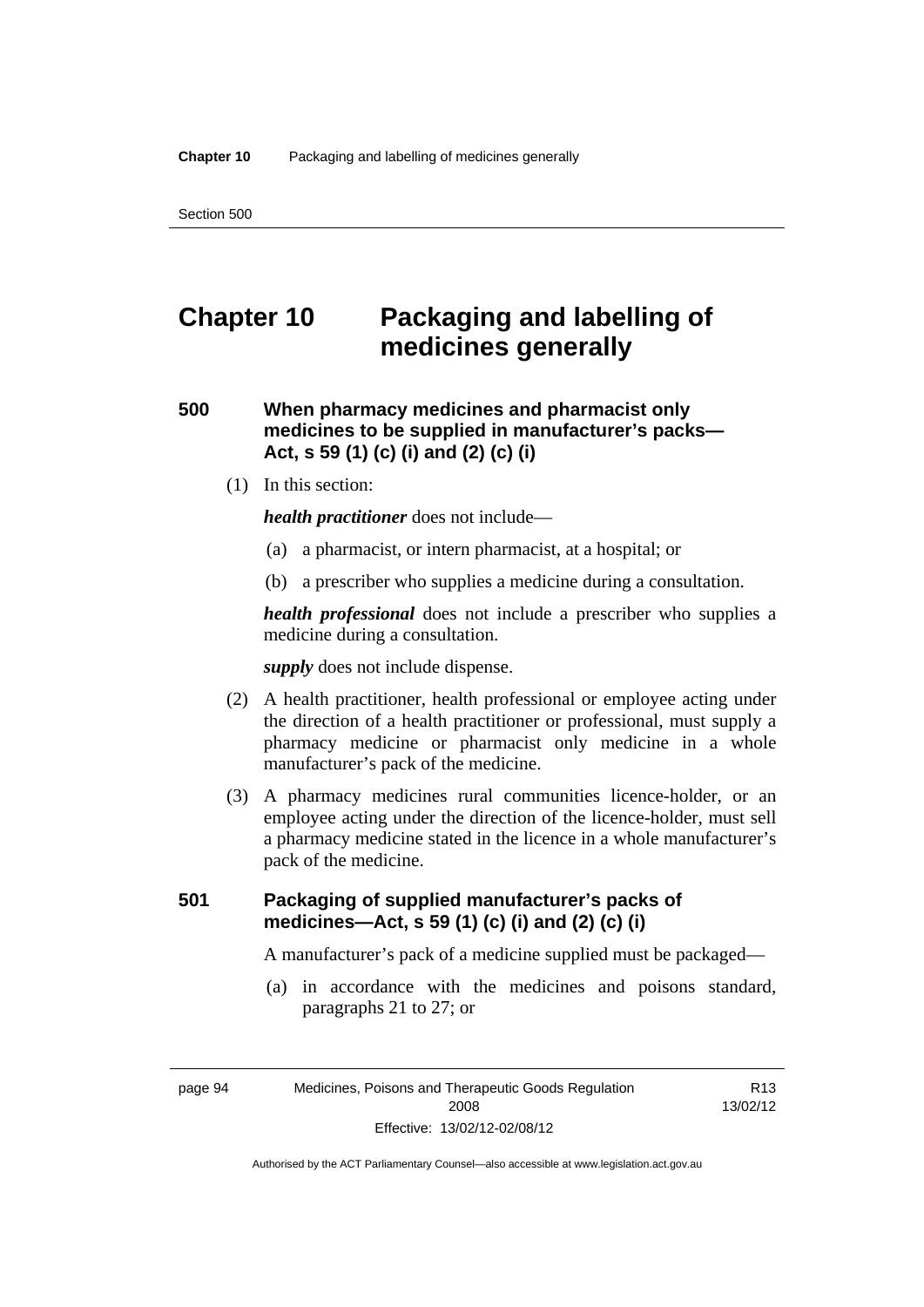# Chapter 10 Packaging and labelling of medicines generally

### 500 When pharmacy medicines and pharmacist only medicines to be supplied in manufacturer's packs—Act, s 59 (1) (c) (i) and (2) (c) (i)

(1) In this section:

***health practitioner*** does not include—

(a) a pharmacist, or intern pharmacist, at a hospital; or

(b) a prescriber who supplies a medicine during a consultation.

***health professional*** does not include a prescriber who supplies a medicine during a consultation.

***supply*** does not include dispense.

(2) A health practitioner, health professional or employee acting under the direction of a health practitioner or professional, must supply a pharmacy medicine or pharmacist only medicine in a whole manufacturer's pack of the medicine.

(3) A pharmacy medicines rural communities licence-holder, or an employee acting under the direction of the licence-holder, must sell a pharmacy medicine stated in the licence in a whole manufacturer's pack of the medicine.

### 501 Packaging of supplied manufacturer's packs of medicines—Act, s 59 (1) (c) (i) and (2) (c) (i)

A manufacturer's pack of a medicine supplied must be packaged—

(a) in accordance with the medicines and poisons standard, paragraphs 21 to 27; or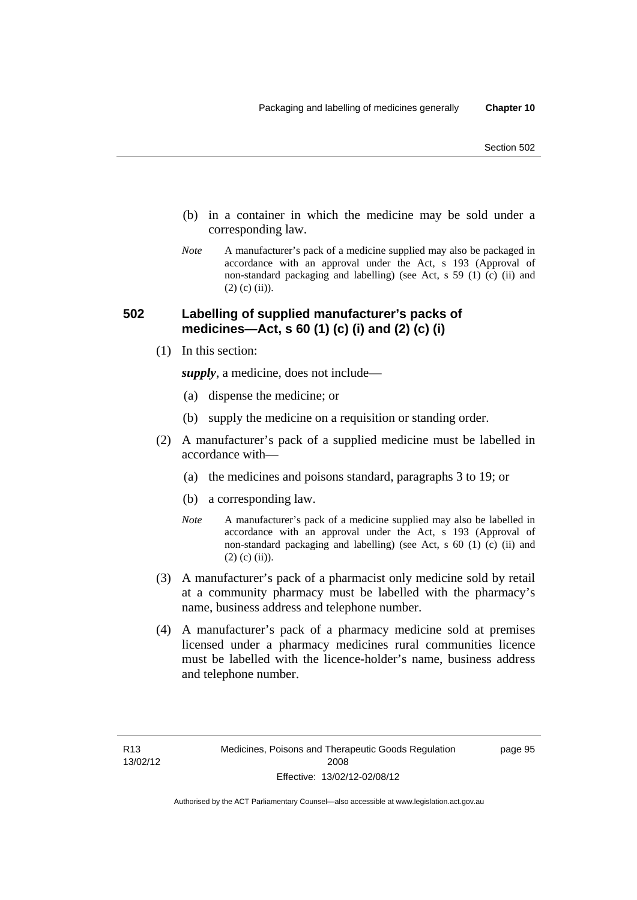(b) in a container in which the medicine may be sold under a corresponding law.

*Note* A manufacturer's pack of a medicine supplied may also be packaged in accordance with an approval under the Act, s 193 (Approval of non-standard packaging and labelling) (see Act, s 59 (1) (c) (ii) and (2) (c) (ii)).

## 502 Labelling of supplied manufacturer's packs of medicines—Act, s 60 (1) (c) (i) and (2) (c) (i)

(1) In this section:

***supply***, a medicine, does not include—

(a) dispense the medicine; or

(b) supply the medicine on a requisition or standing order.

(2) A manufacturer's pack of a supplied medicine must be labelled in accordance with—

(a) the medicines and poisons standard, paragraphs 3 to 19; or

(b) a corresponding law.

*Note* A manufacturer's pack of a medicine supplied may also be labelled in accordance with an approval under the Act, s 193 (Approval of non-standard packaging and labelling) (see Act, s 60 (1) (c) (ii) and (2) (c) (ii)).

(3) A manufacturer's pack of a pharmacist only medicine sold by retail at a community pharmacy must be labelled with the pharmacy's name, business address and telephone number.

(4) A manufacturer's pack of a pharmacy medicine sold at premises licensed under a pharmacy medicines rural communities licence must be labelled with the licence-holder's name, business address and telephone number.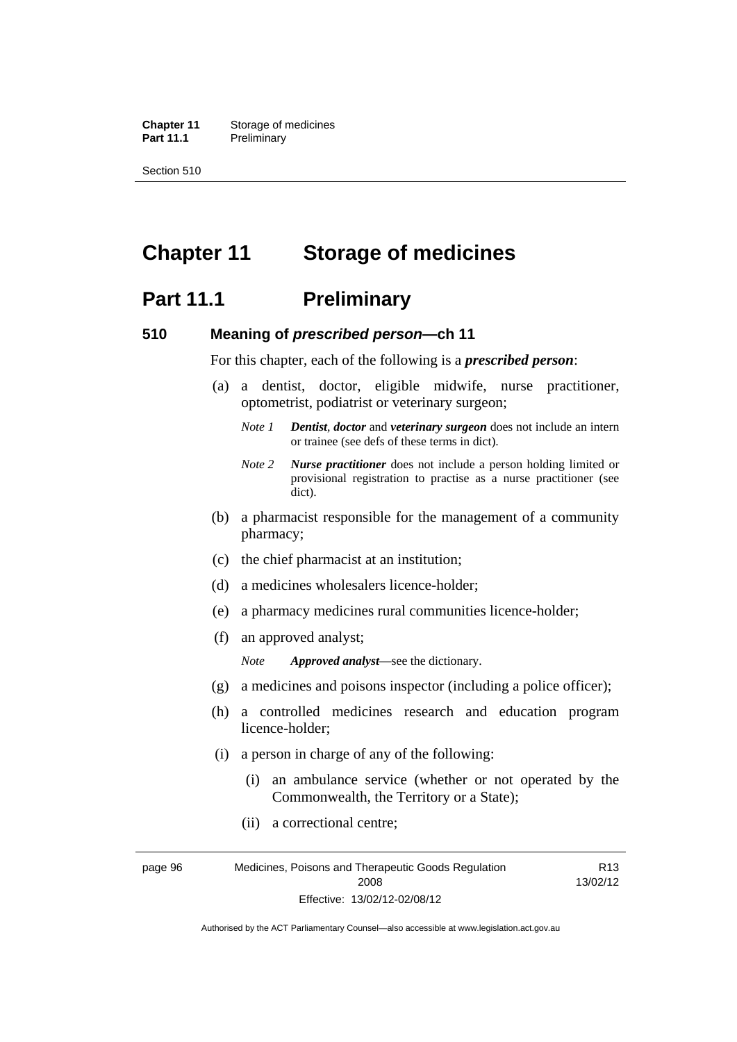# Chapter 11 Storage of medicines

## Part 11.1 Preliminary

### 510 Meaning of *prescribed person*—ch 11

For this chapter, each of the following is a ***prescribed person***:

(a) a dentist, doctor, eligible midwife, nurse practitioner, optometrist, podiatrist or veterinary surgeon;

*Note 1* ***Dentist***, ***doctor*** and ***veterinary surgeon*** does not include an intern or trainee (see defs of these terms in dict).

*Note 2* ***Nurse practitioner*** does not include a person holding limited or provisional registration to practise as a nurse practitioner (see dict).

(b) a pharmacist responsible for the management of a community pharmacy;

(c) the chief pharmacist at an institution;

(d) a medicines wholesalers licence-holder;

(e) a pharmacy medicines rural communities licence-holder;

(f) an approved analyst;

*Note* ***Approved analyst***—see the dictionary.

(g) a medicines and poisons inspector (including a police officer);

(h) a controlled medicines research and education program licence-holder;

(i) a person in charge of any of the following:

(i) an ambulance service (whether or not operated by the Commonwealth, the Territory or a State);

(ii) a correctional centre;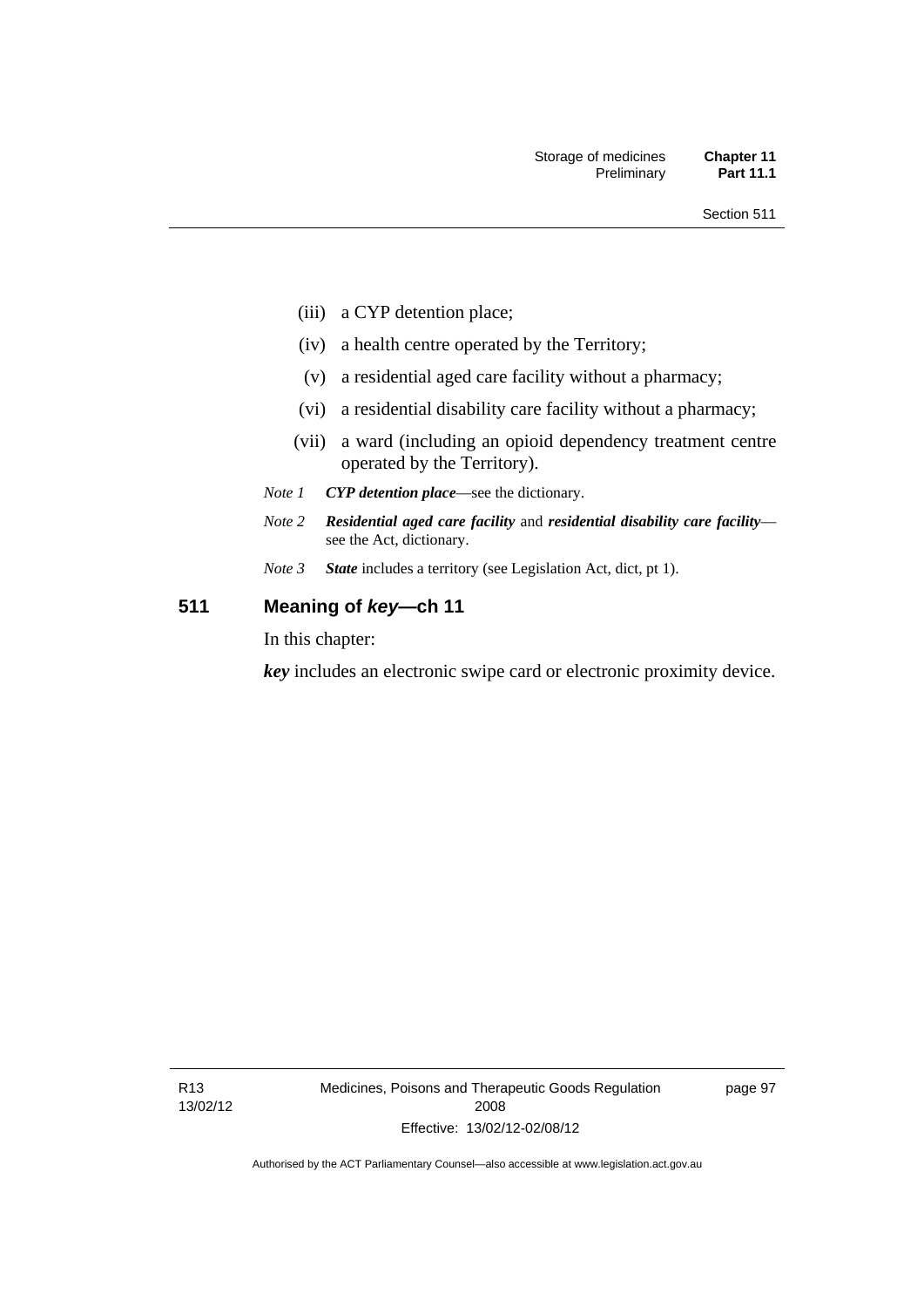(iii) a CYP detention place;

(iv) a health centre operated by the Territory;

(v) a residential aged care facility without a pharmacy;

(vi) a residential disability care facility without a pharmacy;

(vii) a ward (including an opioid dependency treatment centre operated by the Territory).

*Note 1* ***CYP detention place***—see the dictionary.

*Note 2* ***Residential aged care facility*** and ***residential disability care facility***—see the Act, dictionary.

*Note 3* ***State*** includes a territory (see Legislation Act, dict, pt 1).

## 511 Meaning of *key*—ch 11

In this chapter:

***key*** includes an electronic swipe card or electronic proximity device.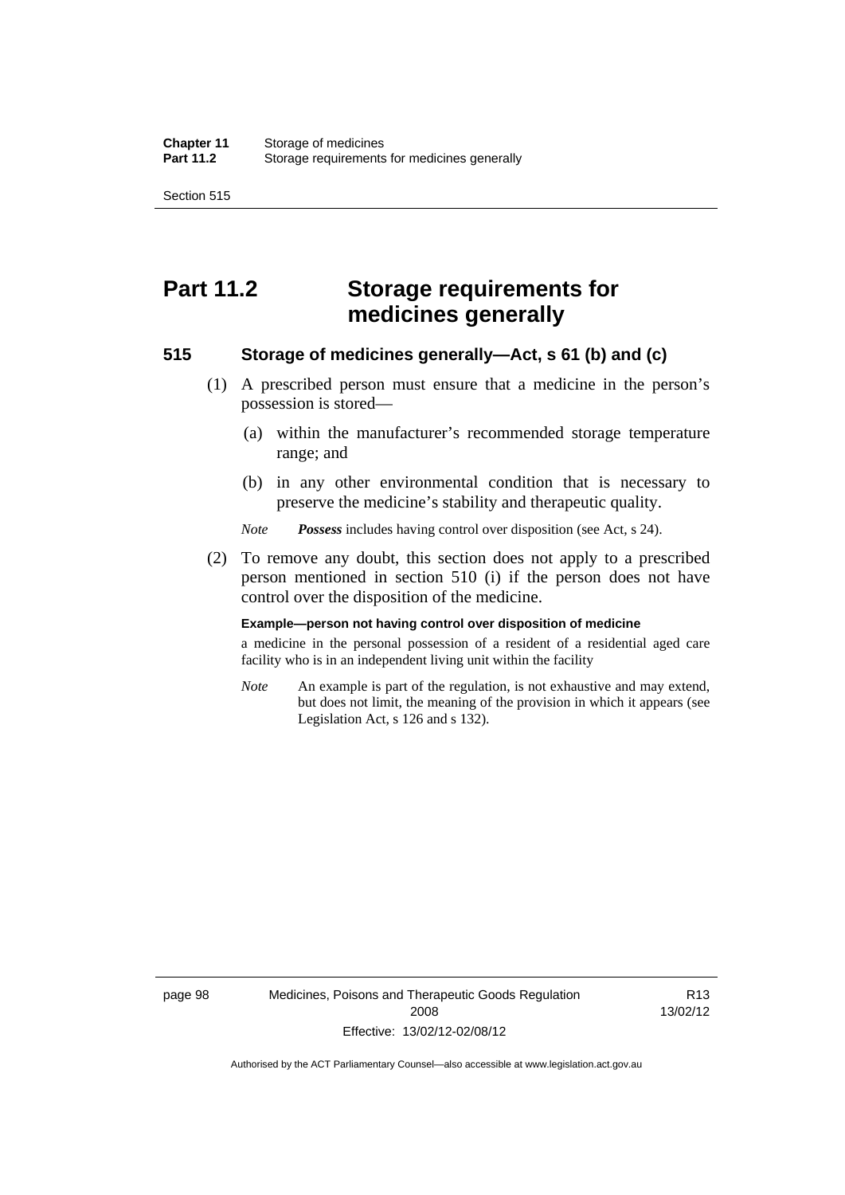# Part 11.2 Storage requirements for medicines generally

## 515 Storage of medicines generally—Act, s 61 (b) and (c)

(1) A prescribed person must ensure that a medicine in the person's possession is stored—

(a) within the manufacturer's recommended storage temperature range; and

(b) in any other environmental condition that is necessary to preserve the medicine's stability and therapeutic quality.

*Note* ***Possess*** includes having control over disposition (see Act, s 24).

(2) To remove any doubt, this section does not apply to a prescribed person mentioned in section 510 (i) if the person does not have control over the disposition of the medicine.

**Example—person not having control over disposition of medicine**

a medicine in the personal possession of a resident of a residential aged care facility who is in an independent living unit within the facility

*Note* An example is part of the regulation, is not exhaustive and may extend, but does not limit, the meaning of the provision in which it appears (see Legislation Act, s 126 and s 132).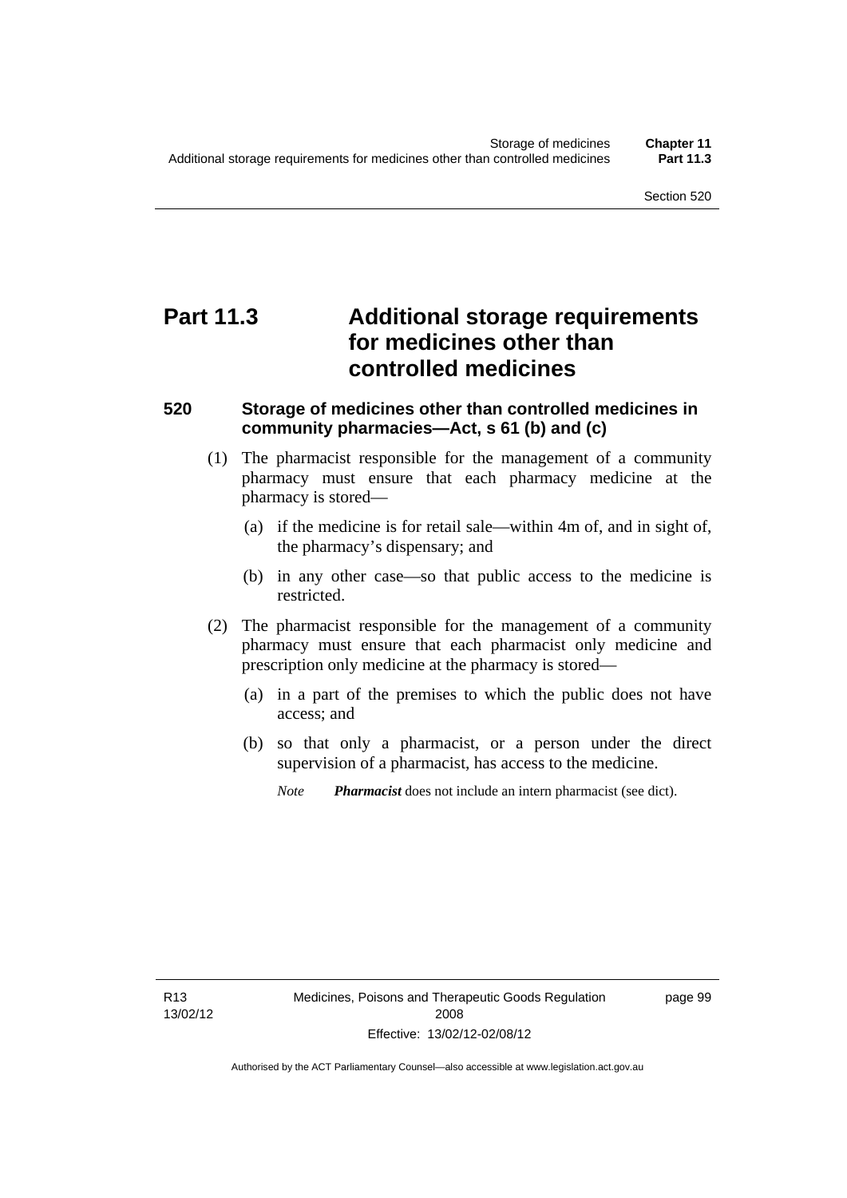# Part 11.3 Additional storage requirements for medicines other than controlled medicines

## 520 Storage of medicines other than controlled medicines in community pharmacies—Act, s 61 (b) and (c)

(1) The pharmacist responsible for the management of a community pharmacy must ensure that each pharmacy medicine at the pharmacy is stored—

(a) if the medicine is for retail sale—within 4m of, and in sight of, the pharmacy's dispensary; and

(b) in any other case—so that public access to the medicine is restricted.

(2) The pharmacist responsible for the management of a community pharmacy must ensure that each pharmacist only medicine and prescription only medicine at the pharmacy is stored—

(a) in a part of the premises to which the public does not have access; and

(b) so that only a pharmacist, or a person under the direct supervision of a pharmacist, has access to the medicine.

*Note* ***Pharmacist*** does not include an intern pharmacist (see dict).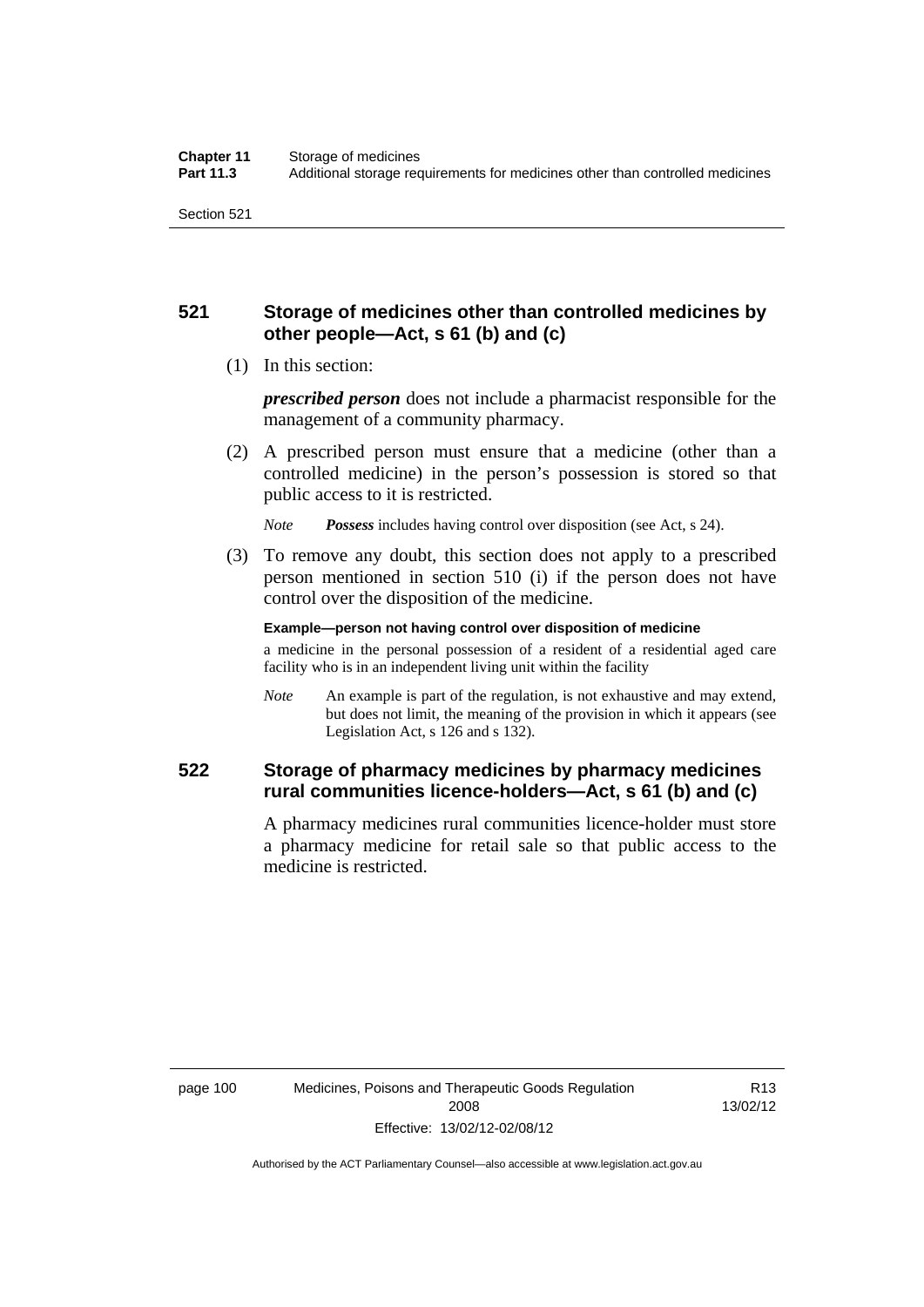## 521 Storage of medicines other than controlled medicines by other people—Act, s 61 (b) and (c)

(1) In this section:

***prescribed person*** does not include a pharmacist responsible for the management of a community pharmacy.

(2) A prescribed person must ensure that a medicine (other than a controlled medicine) in the person's possession is stored so that public access to it is restricted.

*Note* ***Possess*** includes having control over disposition (see Act, s 24).

(3) To remove any doubt, this section does not apply to a prescribed person mentioned in section 510 (i) if the person does not have control over the disposition of the medicine.

**Example—person not having control over disposition of medicine**

a medicine in the personal possession of a resident of a residential aged care facility who is in an independent living unit within the facility

*Note* An example is part of the regulation, is not exhaustive and may extend, but does not limit, the meaning of the provision in which it appears (see Legislation Act, s 126 and s 132).

## 522 Storage of pharmacy medicines by pharmacy medicines rural communities licence-holders—Act, s 61 (b) and (c)

A pharmacy medicines rural communities licence-holder must store a pharmacy medicine for retail sale so that public access to the medicine is restricted.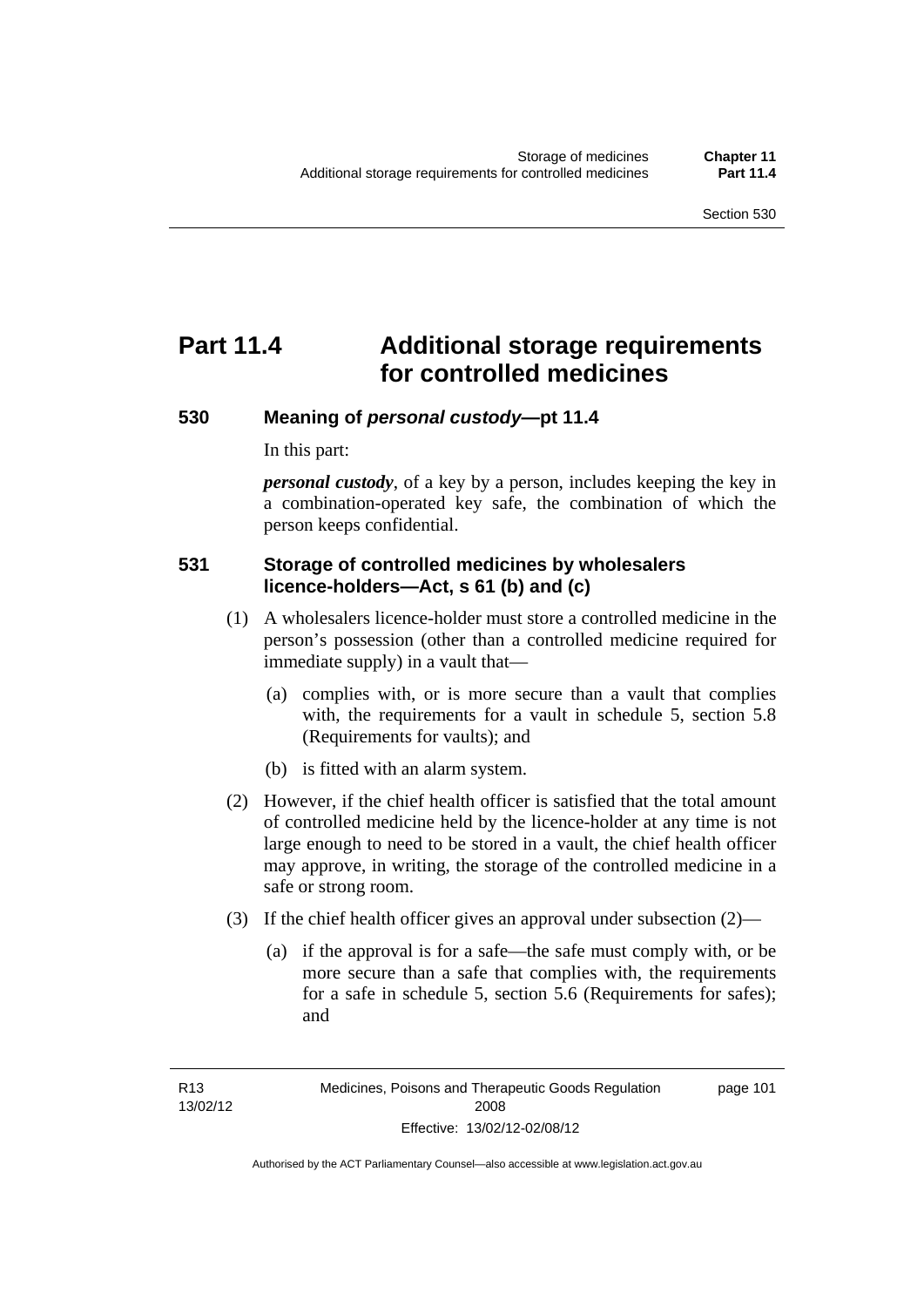# Part 11.4 Additional storage requirements for controlled medicines

## 530 Meaning of *personal custody*—pt 11.4

In this part:

***personal custody***, of a key by a person, includes keeping the key in a combination-operated key safe, the combination of which the person keeps confidential.

## 531 Storage of controlled medicines by wholesalers licence-holders—Act, s 61 (b) and (c)

(1) A wholesalers licence-holder must store a controlled medicine in the person's possession (other than a controlled medicine required for immediate supply) in a vault that—

   (a) complies with, or is more secure than a vault that complies with, the requirements for a vault in schedule 5, section 5.8 (Requirements for vaults); and

   (b) is fitted with an alarm system.

(2) However, if the chief health officer is satisfied that the total amount of controlled medicine held by the licence-holder at any time is not large enough to need to be stored in a vault, the chief health officer may approve, in writing, the storage of the controlled medicine in a safe or strong room.

(3) If the chief health officer gives an approval under subsection (2)—

   (a) if the approval is for a safe—the safe must comply with, or be more secure than a safe that complies with, the requirements for a safe in schedule 5, section 5.6 (Requirements for safes); and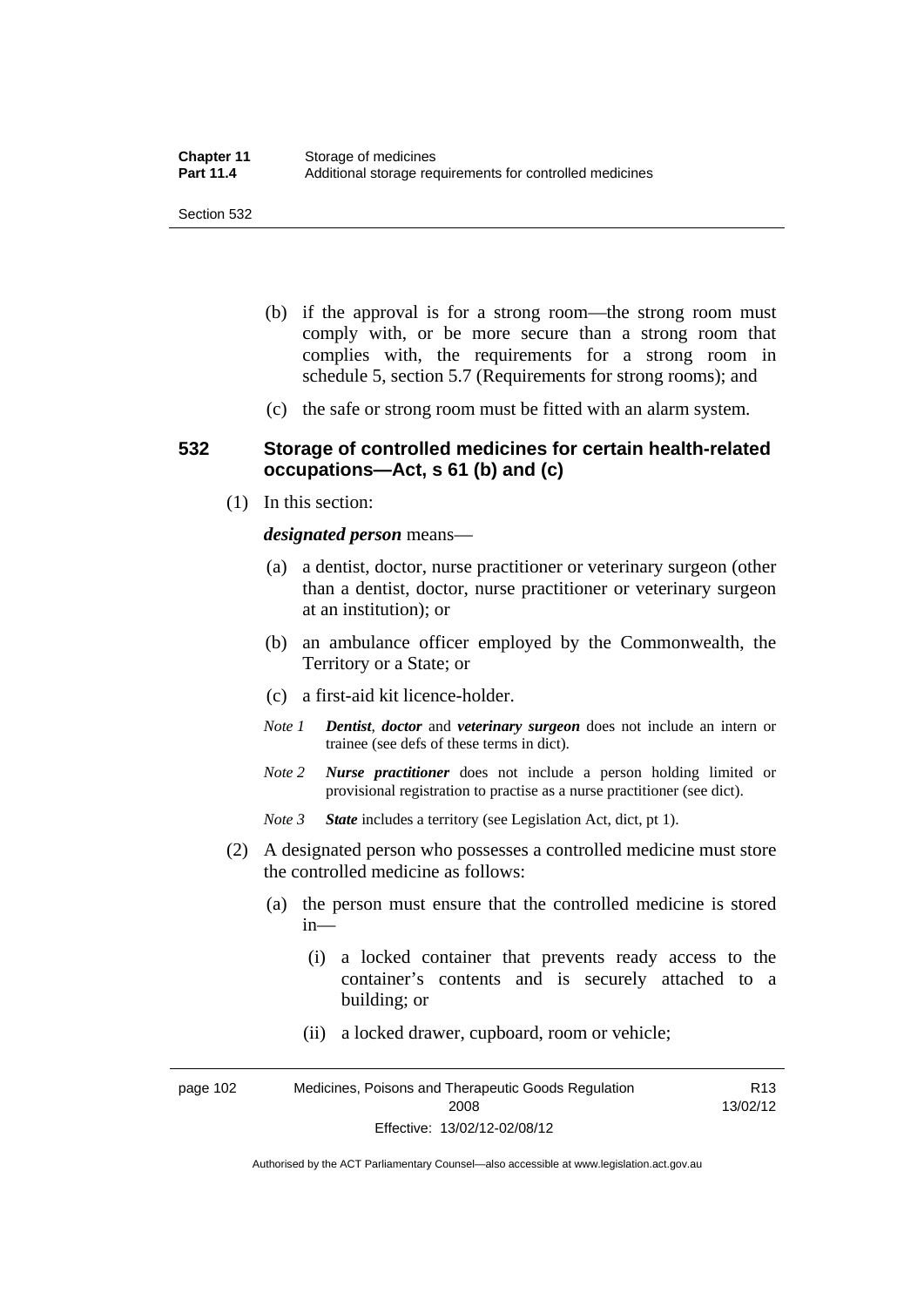(b) if the approval is for a strong room—the strong room must comply with, or be more secure than a strong room that complies with, the requirements for a strong room in schedule 5, section 5.7 (Requirements for strong rooms); and

(c) the safe or strong room must be fitted with an alarm system.

## 532 Storage of controlled medicines for certain health-related occupations—Act, s 61 (b) and (c)

(1) In this section:

***designated person*** means—

(a) a dentist, doctor, nurse practitioner or veterinary surgeon (other than a dentist, doctor, nurse practitioner or veterinary surgeon at an institution); or

(b) an ambulance officer employed by the Commonwealth, the Territory or a State; or

(c) a first-aid kit licence-holder.

*Note 1* ***Dentist****,* ***doctor*** and ***veterinary surgeon*** does not include an intern or trainee (see defs of these terms in dict).

*Note 2* ***Nurse practitioner*** does not include a person holding limited or provisional registration to practise as a nurse practitioner (see dict).

*Note 3* ***State*** includes a territory (see Legislation Act, dict, pt 1).

(2) A designated person who possesses a controlled medicine must store the controlled medicine as follows:

(a) the person must ensure that the controlled medicine is stored in—

(i) a locked container that prevents ready access to the container's contents and is securely attached to a building; or

(ii) a locked drawer, cupboard, room or vehicle;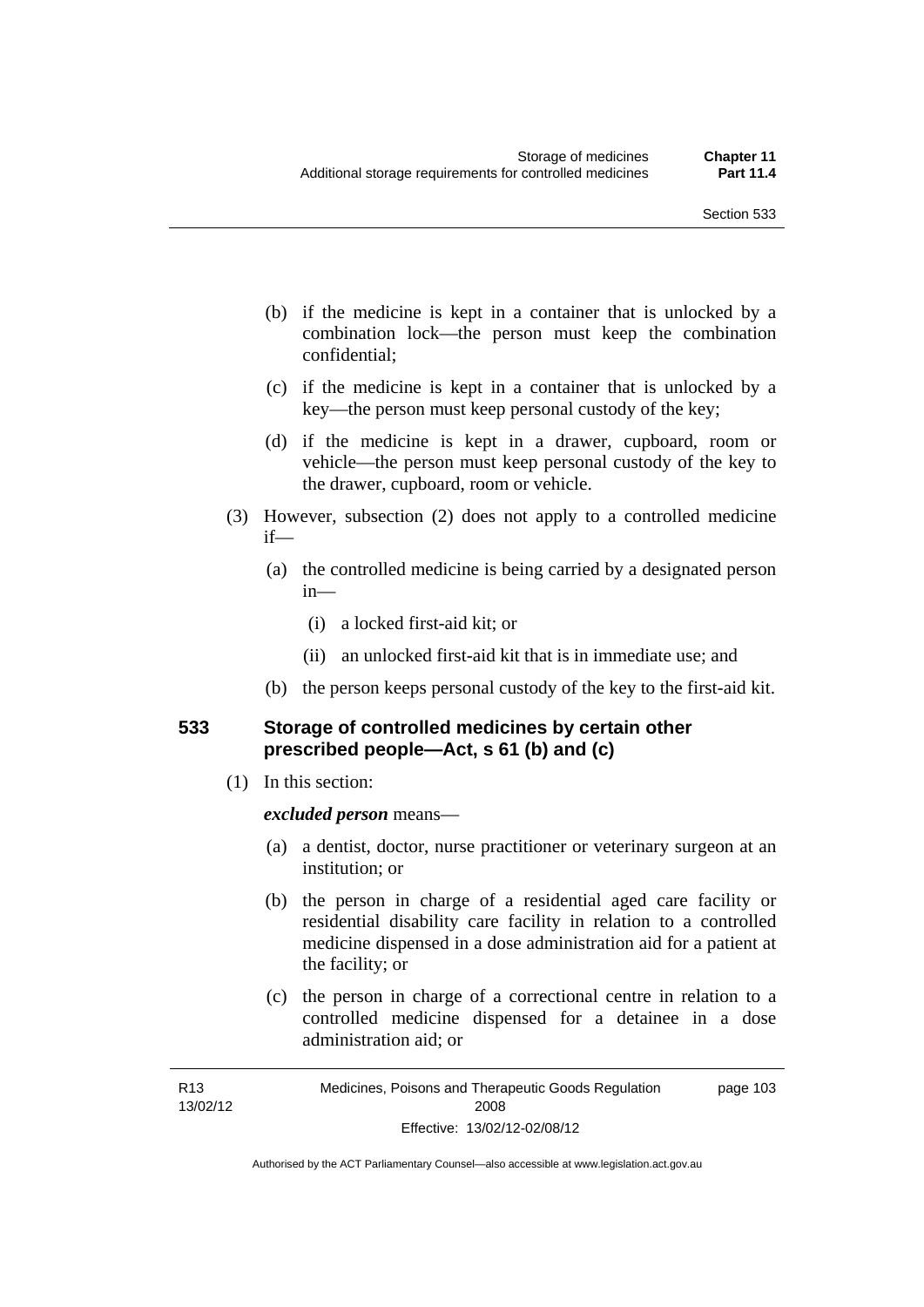(b) if the medicine is kept in a container that is unlocked by a combination lock—the person must keep the combination confidential;

(c) if the medicine is kept in a container that is unlocked by a key—the person must keep personal custody of the key;

(d) if the medicine is kept in a drawer, cupboard, room or vehicle—the person must keep personal custody of the key to the drawer, cupboard, room or vehicle.

(3) However, subsection (2) does not apply to a controlled medicine if—

(a) the controlled medicine is being carried by a designated person in—

(i) a locked first-aid kit; or

(ii) an unlocked first-aid kit that is in immediate use; and

(b) the person keeps personal custody of the key to the first-aid kit.

## 533 Storage of controlled medicines by certain other prescribed people—Act, s 61 (b) and (c)

(1) In this section:

***excluded person*** means—

(a) a dentist, doctor, nurse practitioner or veterinary surgeon at an institution; or

(b) the person in charge of a residential aged care facility or residential disability care facility in relation to a controlled medicine dispensed in a dose administration aid for a patient at the facility; or

(c) the person in charge of a correctional centre in relation to a controlled medicine dispensed for a detainee in a dose administration aid; or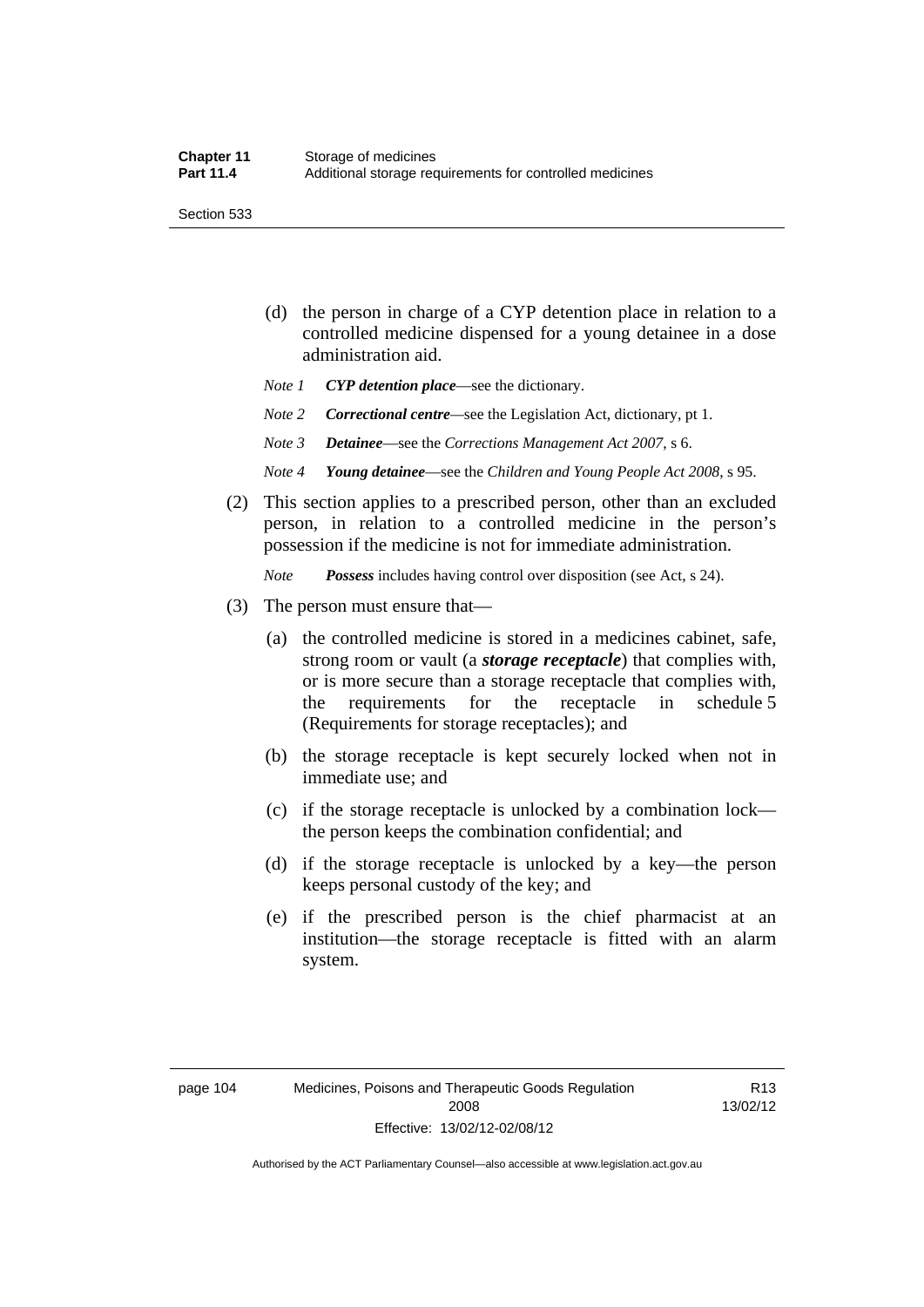(d) the person in charge of a CYP detention place in relation to a controlled medicine dispensed for a young detainee in a dose administration aid.

*Note 1* ***CYP detention place***—see the dictionary.

*Note 2* ***Correctional centre***—see the Legislation Act, dictionary, pt 1.

*Note 3* ***Detainee***—see the *Corrections Management Act 2007*, s 6.

*Note 4* ***Young detainee***—see the *Children and Young People Act 2008*, s 95.

(2) This section applies to a prescribed person, other than an excluded person, in relation to a controlled medicine in the person's possession if the medicine is not for immediate administration.

*Note* ***Possess*** includes having control over disposition (see Act, s 24).

(3) The person must ensure that—

(a) the controlled medicine is stored in a medicines cabinet, safe, strong room or vault (a ***storage receptacle***) that complies with, or is more secure than a storage receptacle that complies with, the requirements for the receptacle in schedule 5 (Requirements for storage receptacles); and

(b) the storage receptacle is kept securely locked when not in immediate use; and

(c) if the storage receptacle is unlocked by a combination lock—the person keeps the combination confidential; and

(d) if the storage receptacle is unlocked by a key—the person keeps personal custody of the key; and

(e) if the prescribed person is the chief pharmacist at an institution—the storage receptacle is fitted with an alarm system.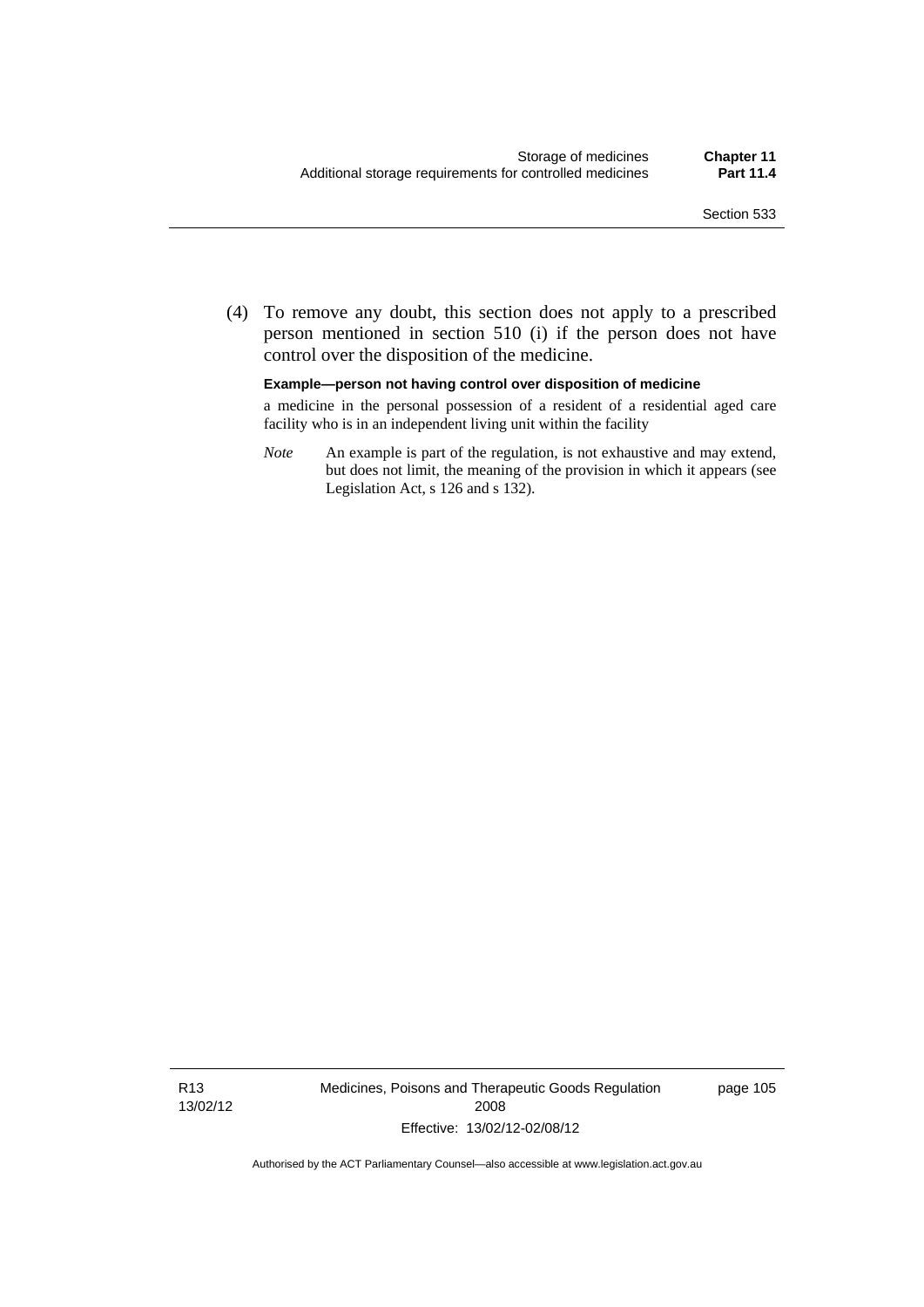(4) To remove any doubt, this section does not apply to a prescribed person mentioned in section 510 (i) if the person does not have control over the disposition of the medicine.

**Example—person not having control over disposition of medicine**

a medicine in the personal possession of a resident of a residential aged care facility who is in an independent living unit within the facility

*Note* An example is part of the regulation, is not exhaustive and may extend, but does not limit, the meaning of the provision in which it appears (see Legislation Act, s 126 and s 132).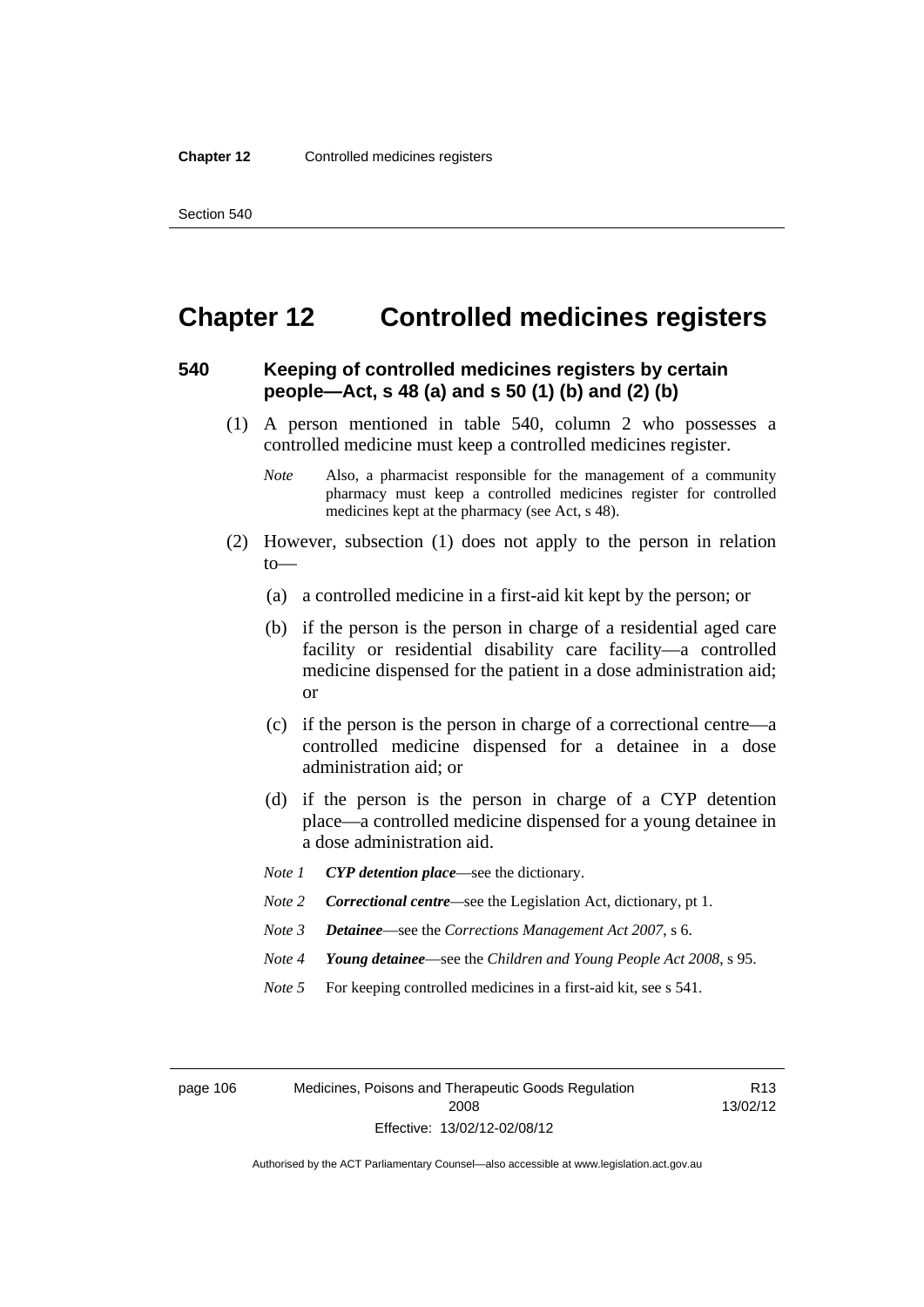# Chapter 12 Controlled medicines registers

### 540 Keeping of controlled medicines registers by certain people—Act, s 48 (a) and s 50 (1) (b) and (2) (b)

(1) A person mentioned in table 540, column 2 who possesses a controlled medicine must keep a controlled medicines register.

*Note* Also, a pharmacist responsible for the management of a community pharmacy must keep a controlled medicines register for controlled medicines kept at the pharmacy (see Act, s 48).

(2) However, subsection (1) does not apply to the person in relation to—

(a) a controlled medicine in a first-aid kit kept by the person; or

(b) if the person is the person in charge of a residential aged care facility or residential disability care facility—a controlled medicine dispensed for the patient in a dose administration aid; or

(c) if the person is the person in charge of a correctional centre—a controlled medicine dispensed for a detainee in a dose administration aid; or

(d) if the person is the person in charge of a CYP detention place—a controlled medicine dispensed for a young detainee in a dose administration aid.

*Note 1* ***CYP detention place***—see the dictionary.

*Note 2* ***Correctional centre***—see the Legislation Act, dictionary, pt 1.

*Note 3* ***Detainee***—see the *Corrections Management Act 2007*, s 6.

*Note 4* ***Young detainee***—see the *Children and Young People Act 2008*, s 95.

*Note 5* For keeping controlled medicines in a first-aid kit, see s 541.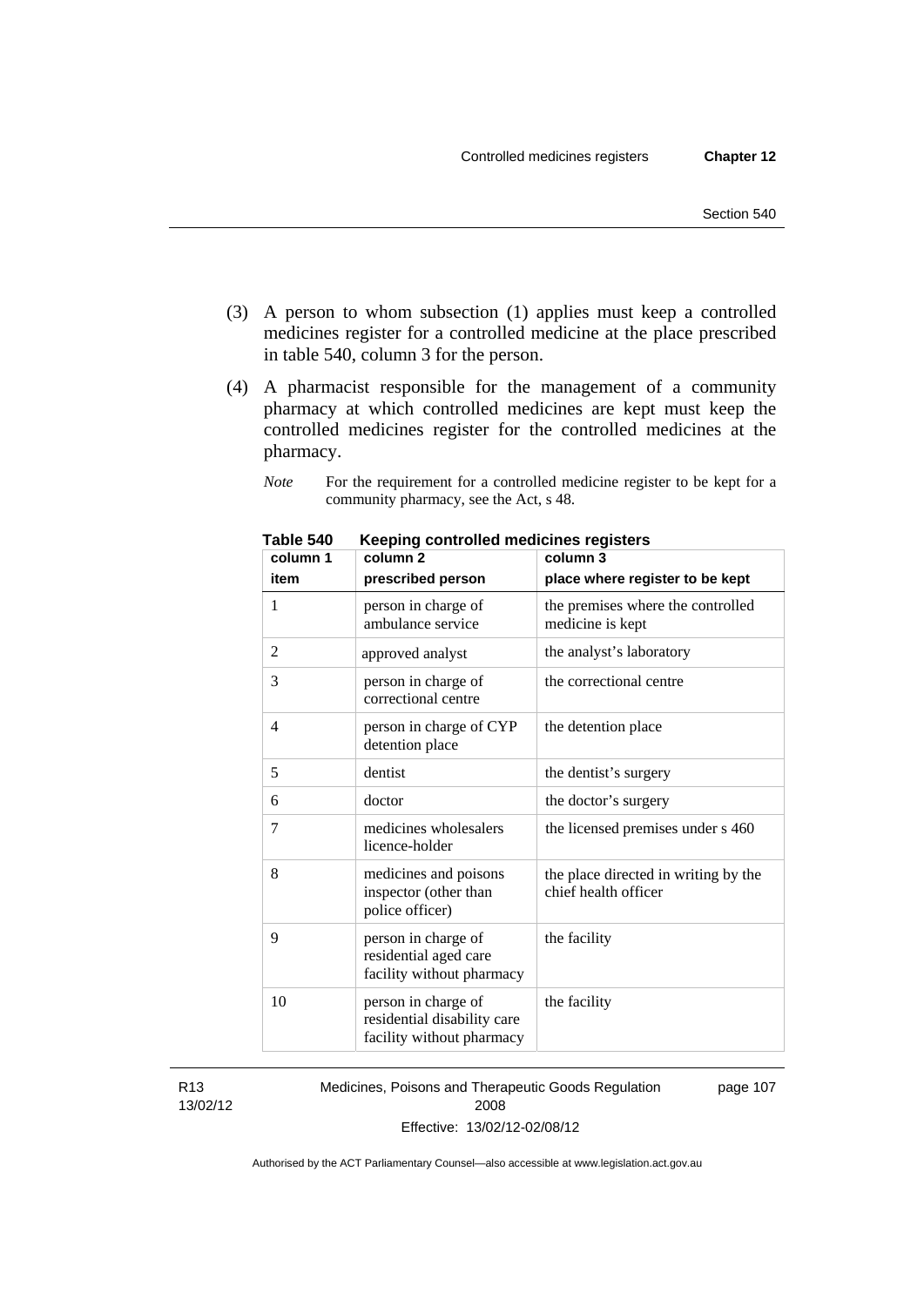(3) A person to whom subsection (1) applies must keep a controlled medicines register for a controlled medicine at the place prescribed in table 540, column 3 for the person.

(4) A pharmacist responsible for the management of a community pharmacy at which controlled medicines are kept must keep the controlled medicines register for the controlled medicines at the pharmacy.

*Note* For the requirement for a controlled medicine register to be kept for a community pharmacy, see the Act, s 48.

**Table 540 Keeping controlled medicines registers**

| column 1<br>item | column 2<br>prescribed person | column 3<br>place where register to be kept |
|---|---|---|
| 1 | person in charge of ambulance service | the premises where the controlled medicine is kept |
| 2 | approved analyst | the analyst's laboratory |
| 3 | person in charge of correctional centre | the correctional centre |
| 4 | person in charge of CYP detention place | the detention place |
| 5 | dentist | the dentist's surgery |
| 6 | doctor | the doctor's surgery |
| 7 | medicines wholesalers licence-holder | the licensed premises under s 460 |
| 8 | medicines and poisons inspector (other than police officer) | the place directed in writing by the chief health officer |
| 9 | person in charge of residential aged care facility without pharmacy | the facility |
| 10 | person in charge of residential disability care facility without pharmacy | the facility |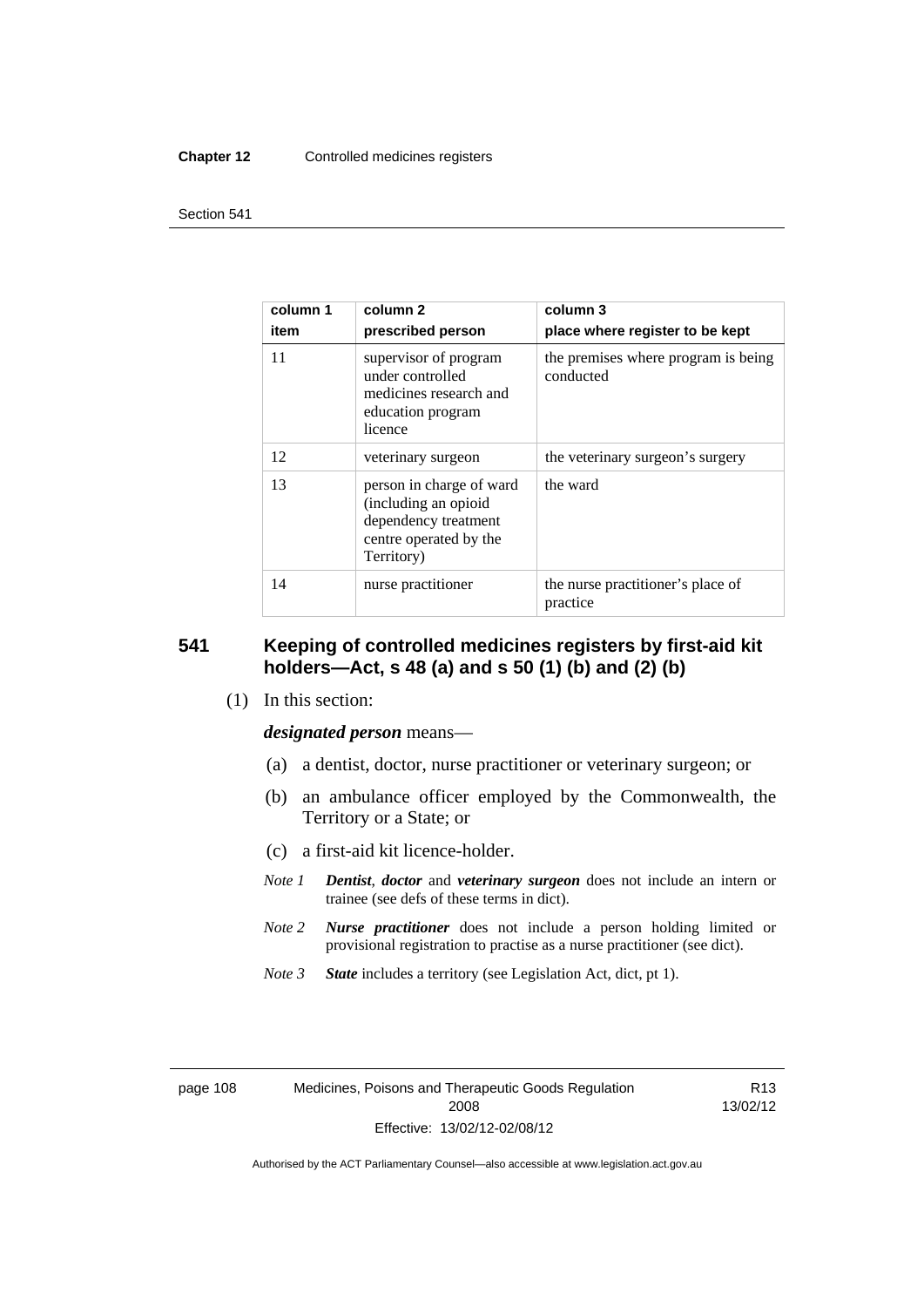| column 1 item | column 2 prescribed person | column 3 place where register to be kept |
|---|---|---|
| 11 | supervisor of program under controlled medicines research and education program licence | the premises where program is being conducted |
| 12 | veterinary surgeon | the veterinary surgeon's surgery |
| 13 | person in charge of ward (including an opioid dependency treatment centre operated by the Territory) | the ward |
| 14 | nurse practitioner | the nurse practitioner's place of practice |

## 541 Keeping of controlled medicines registers by first-aid kit holders—Act, s 48 (a) and s 50 (1) (b) and (2) (b)

(1) In this section:

***designated person*** means—

(a) a dentist, doctor, nurse practitioner or veterinary surgeon; or

(b) an ambulance officer employed by the Commonwealth, the Territory or a State; or

(c) a first-aid kit licence-holder.

*Note 1* ***Dentist***, ***doctor*** and ***veterinary surgeon*** does not include an intern or trainee (see defs of these terms in dict).

*Note 2* ***Nurse practitioner*** does not include a person holding limited or provisional registration to practise as a nurse practitioner (see dict).

*Note 3* ***State*** includes a territory (see Legislation Act, dict, pt 1).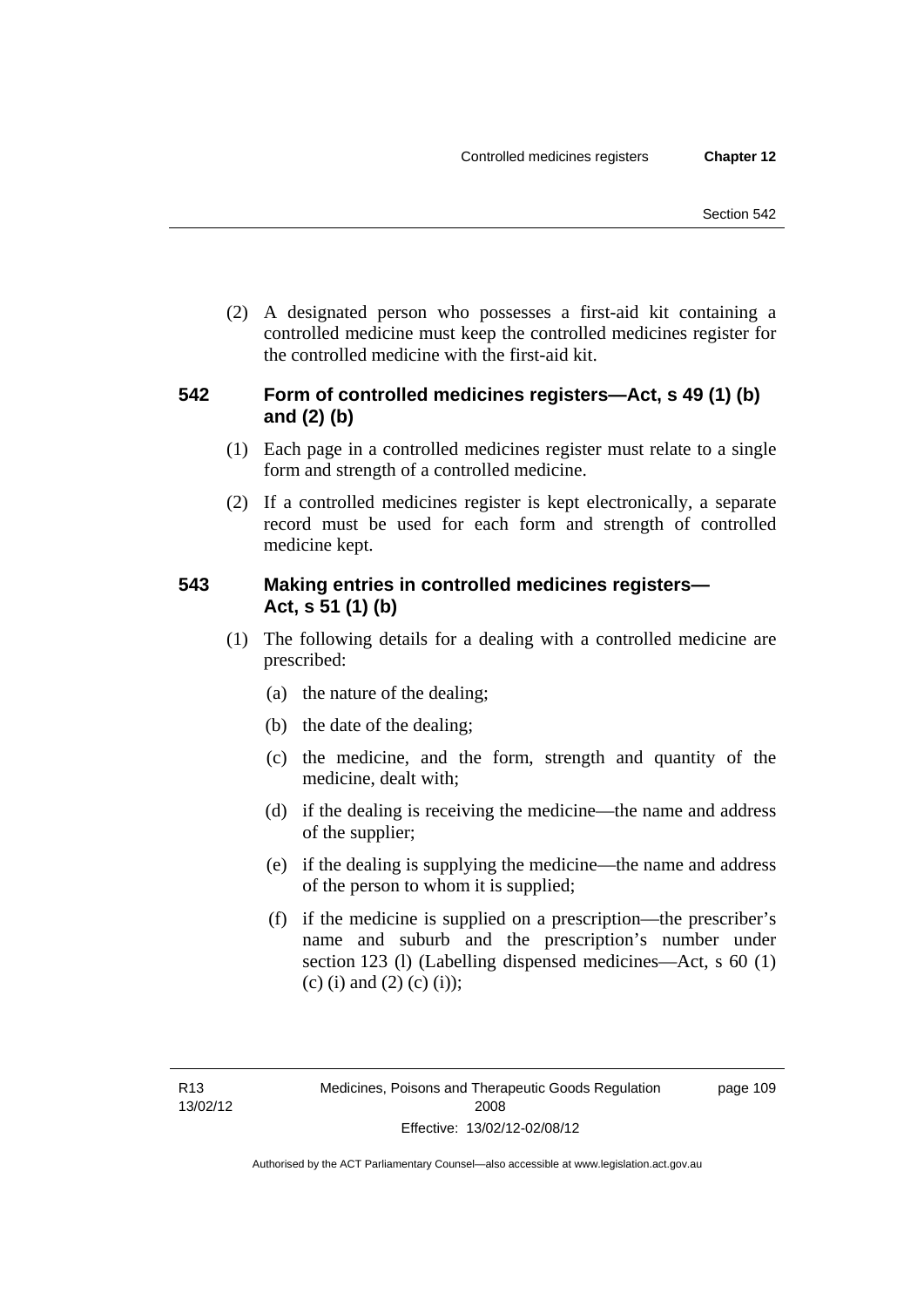(2) A designated person who possesses a first-aid kit containing a controlled medicine must keep the controlled medicines register for the controlled medicine with the first-aid kit.

### 542 Form of controlled medicines registers—Act, s 49 (1) (b) and (2) (b)

(1) Each page in a controlled medicines register must relate to a single form and strength of a controlled medicine.

(2) If a controlled medicines register is kept electronically, a separate record must be used for each form and strength of controlled medicine kept.

### 543 Making entries in controlled medicines registers—Act, s 51 (1) (b)

(1) The following details for a dealing with a controlled medicine are prescribed:

(a) the nature of the dealing;

(b) the date of the dealing;

(c) the medicine, and the form, strength and quantity of the medicine, dealt with;

(d) if the dealing is receiving the medicine—the name and address of the supplier;

(e) if the dealing is supplying the medicine—the name and address of the person to whom it is supplied;

(f) if the medicine is supplied on a prescription—the prescriber's name and suburb and the prescription's number under section 123 (l) (Labelling dispensed medicines—Act, s 60 (1) (c) (i) and (2) (c) (i));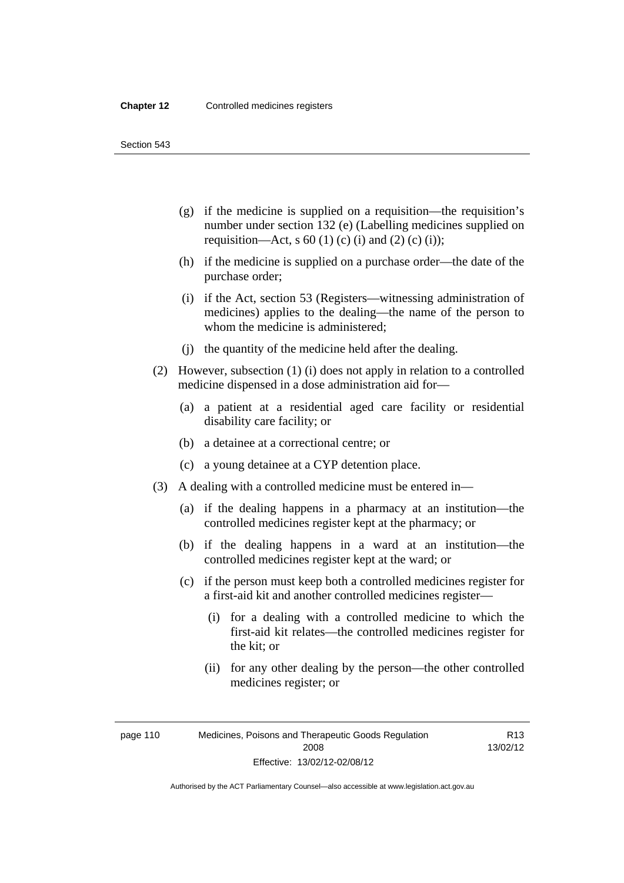(g) if the medicine is supplied on a requisition—the requisition's number under section 132 (e) (Labelling medicines supplied on requisition—Act, s 60 (1) (c) (i) and (2) (c) (i));

(h) if the medicine is supplied on a purchase order—the date of the purchase order;

(i) if the Act, section 53 (Registers—witnessing administration of medicines) applies to the dealing—the name of the person to whom the medicine is administered;

(j) the quantity of the medicine held after the dealing.

(2) However, subsection (1) (i) does not apply in relation to a controlled medicine dispensed in a dose administration aid for—

(a) a patient at a residential aged care facility or residential disability care facility; or

(b) a detainee at a correctional centre; or

(c) a young detainee at a CYP detention place.

(3) A dealing with a controlled medicine must be entered in—

(a) if the dealing happens in a pharmacy at an institution—the controlled medicines register kept at the pharmacy; or

(b) if the dealing happens in a ward at an institution—the controlled medicines register kept at the ward; or

(c) if the person must keep both a controlled medicines register for a first-aid kit and another controlled medicines register—

(i) for a dealing with a controlled medicine to which the first-aid kit relates—the controlled medicines register for the kit; or

(ii) for any other dealing by the person—the other controlled medicines register; or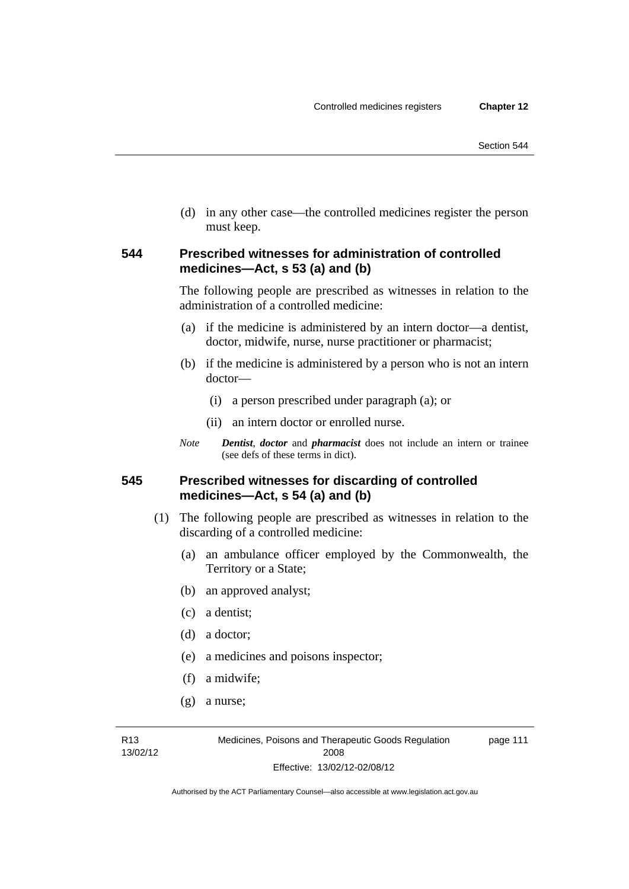(d) in any other case—the controlled medicines register the person must keep.

### 544 Prescribed witnesses for administration of controlled medicines—Act, s 53 (a) and (b)

The following people are prescribed as witnesses in relation to the administration of a controlled medicine:

(a) if the medicine is administered by an intern doctor—a dentist, doctor, midwife, nurse, nurse practitioner or pharmacist;

(b) if the medicine is administered by a person who is not an intern doctor—

(i) a person prescribed under paragraph (a); or

(ii) an intern doctor or enrolled nurse.

*Note* ***Dentist***, ***doctor*** and ***pharmacist*** does not include an intern or trainee (see defs of these terms in dict).

### 545 Prescribed witnesses for discarding of controlled medicines—Act, s 54 (a) and (b)

(1) The following people are prescribed as witnesses in relation to the discarding of a controlled medicine:

(a) an ambulance officer employed by the Commonwealth, the Territory or a State;

(b) an approved analyst;

(c) a dentist;

(d) a doctor;

(e) a medicines and poisons inspector;

(f) a midwife;

(g) a nurse;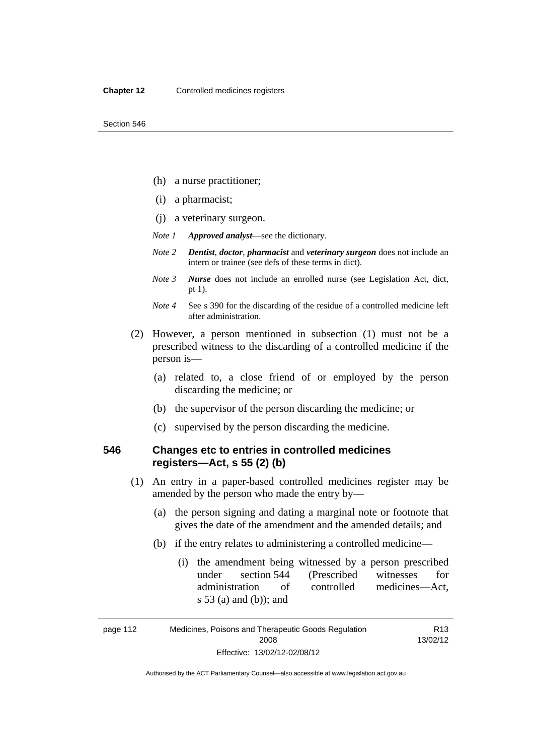(h) a nurse practitioner;

(i) a pharmacist;

(j) a veterinary surgeon.

*Note 1* ***Approved analyst***—see the dictionary.

*Note 2* ***Dentist***, ***doctor***, ***pharmacist*** and ***veterinary surgeon*** does not include an intern or trainee (see defs of these terms in dict).

*Note 3* ***Nurse*** does not include an enrolled nurse (see Legislation Act, dict, pt 1).

*Note 4* See s 390 for the discarding of the residue of a controlled medicine left after administration.

(2) However, a person mentioned in subsection (1) must not be a prescribed witness to the discarding of a controlled medicine if the person is—

(a) related to, a close friend of or employed by the person discarding the medicine; or

(b) the supervisor of the person discarding the medicine; or

(c) supervised by the person discarding the medicine.

### 546 Changes etc to entries in controlled medicines registers—Act, s 55 (2) (b)

(1) An entry in a paper-based controlled medicines register may be amended by the person who made the entry by—

(a) the person signing and dating a marginal note or footnote that gives the date of the amendment and the amended details; and

(b) if the entry relates to administering a controlled medicine—

(i) the amendment being witnessed by a person prescribed under section 544 (Prescribed witnesses for administration of controlled medicines—Act, s 53 (a) and (b)); and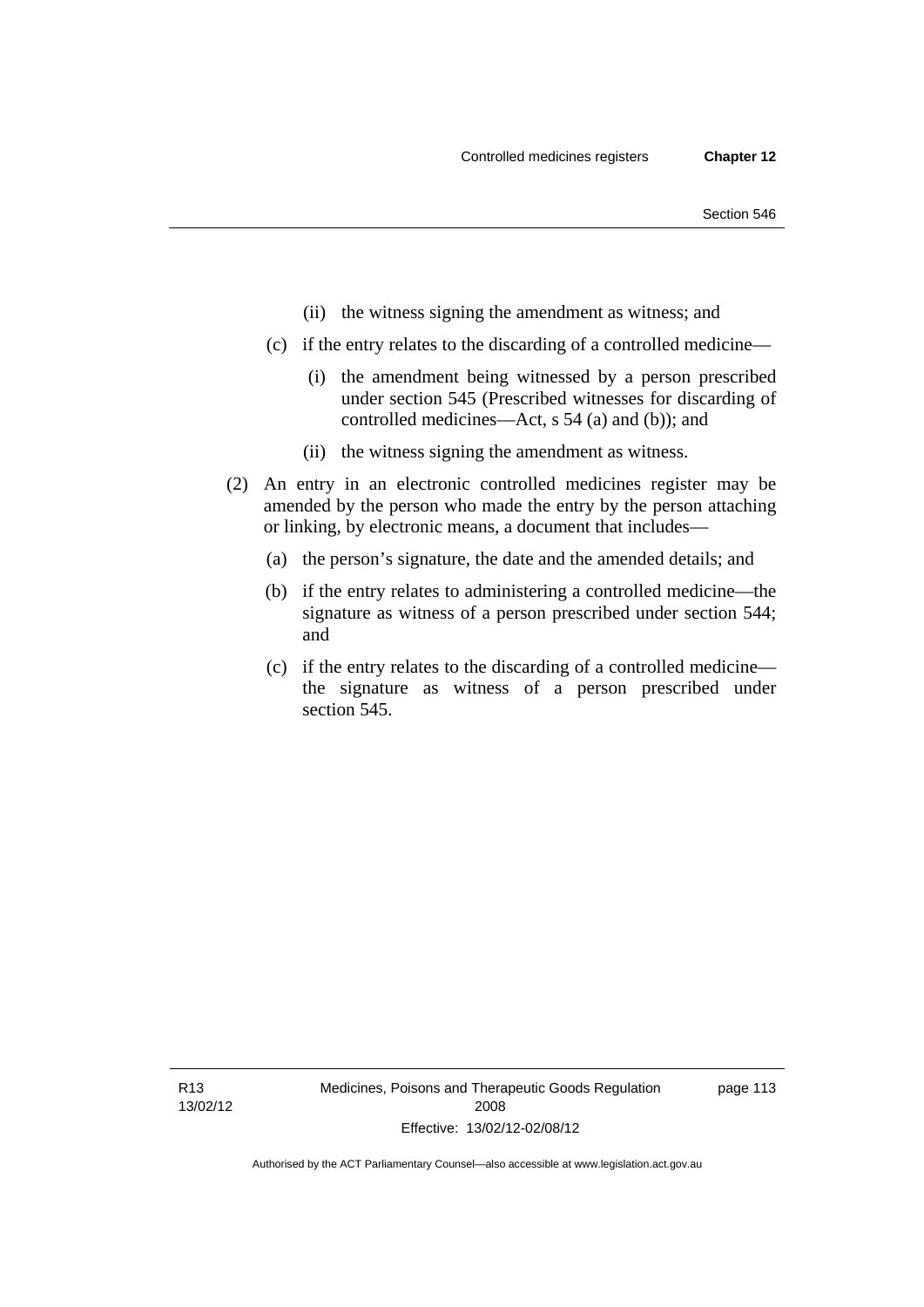(ii) the witness signing the amendment as witness; and

(c) if the entry relates to the discarding of a controlled medicine—

(i) the amendment being witnessed by a person prescribed under section 545 (Prescribed witnesses for discarding of controlled medicines—Act, s 54 (a) and (b)); and

(ii) the witness signing the amendment as witness.

(2) An entry in an electronic controlled medicines register may be amended by the person who made the entry by the person attaching or linking, by electronic means, a document that includes—

(a) the person's signature, the date and the amended details; and

(b) if the entry relates to administering a controlled medicine—the signature as witness of a person prescribed under section 544; and

(c) if the entry relates to the discarding of a controlled medicine—the signature as witness of a person prescribed under section 545.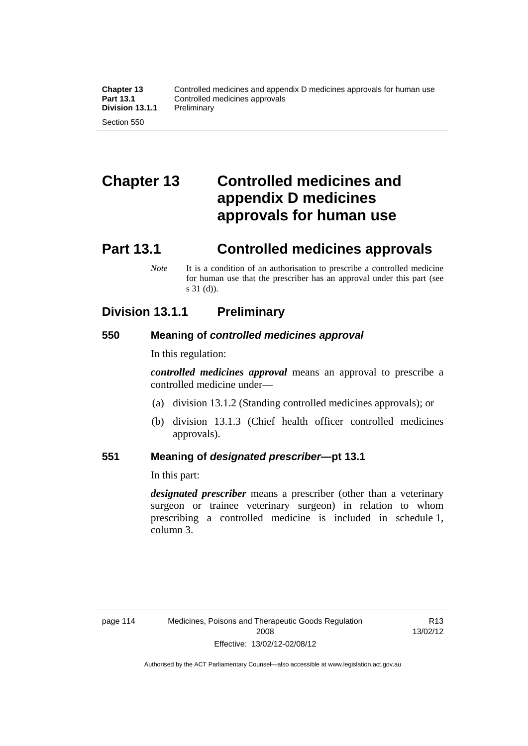# Chapter 13 Controlled medicines and appendix D medicines approvals for human use

## Part 13.1 Controlled medicines approvals

*Note* It is a condition of an authorisation to prescribe a controlled medicine for human use that the prescriber has an approval under this part (see s 31 (d)).

### Division 13.1.1 Preliminary

#### 550 Meaning of *controlled medicines approval*

In this regulation:

***controlled medicines approval*** means an approval to prescribe a controlled medicine under—

(a) division 13.1.2 (Standing controlled medicines approvals); or

(b) division 13.1.3 (Chief health officer controlled medicines approvals).

#### 551 Meaning of *designated prescriber*—pt 13.1

In this part:

***designated prescriber*** means a prescriber (other than a veterinary surgeon or trainee veterinary surgeon) in relation to whom prescribing a controlled medicine is included in schedule 1, column 3.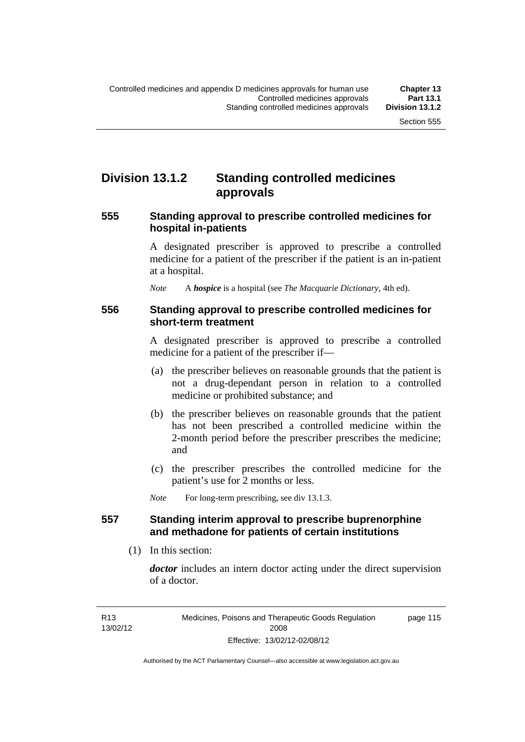## Division 13.1.2 Standing controlled medicines approvals

### 555 Standing approval to prescribe controlled medicines for hospital in-patients

A designated prescriber is approved to prescribe a controlled medicine for a patient of the prescriber if the patient is an in-patient at a hospital.

*Note* A ***hospice*** is a hospital (see *The Macquarie Dictionary*, 4th ed).

### 556 Standing approval to prescribe controlled medicines for short-term treatment

A designated prescriber is approved to prescribe a controlled medicine for a patient of the prescriber if—

(a) the prescriber believes on reasonable grounds that the patient is not a drug-dependant person in relation to a controlled medicine or prohibited substance; and

(b) the prescriber believes on reasonable grounds that the patient has not been prescribed a controlled medicine within the 2-month period before the prescriber prescribes the medicine; and

(c) the prescriber prescribes the controlled medicine for the patient's use for 2 months or less.

*Note* For long-term prescribing, see div 13.1.3.

### 557 Standing interim approval to prescribe buprenorphine and methadone for patients of certain institutions

(1) In this section:

***doctor*** includes an intern doctor acting under the direct supervision of a doctor.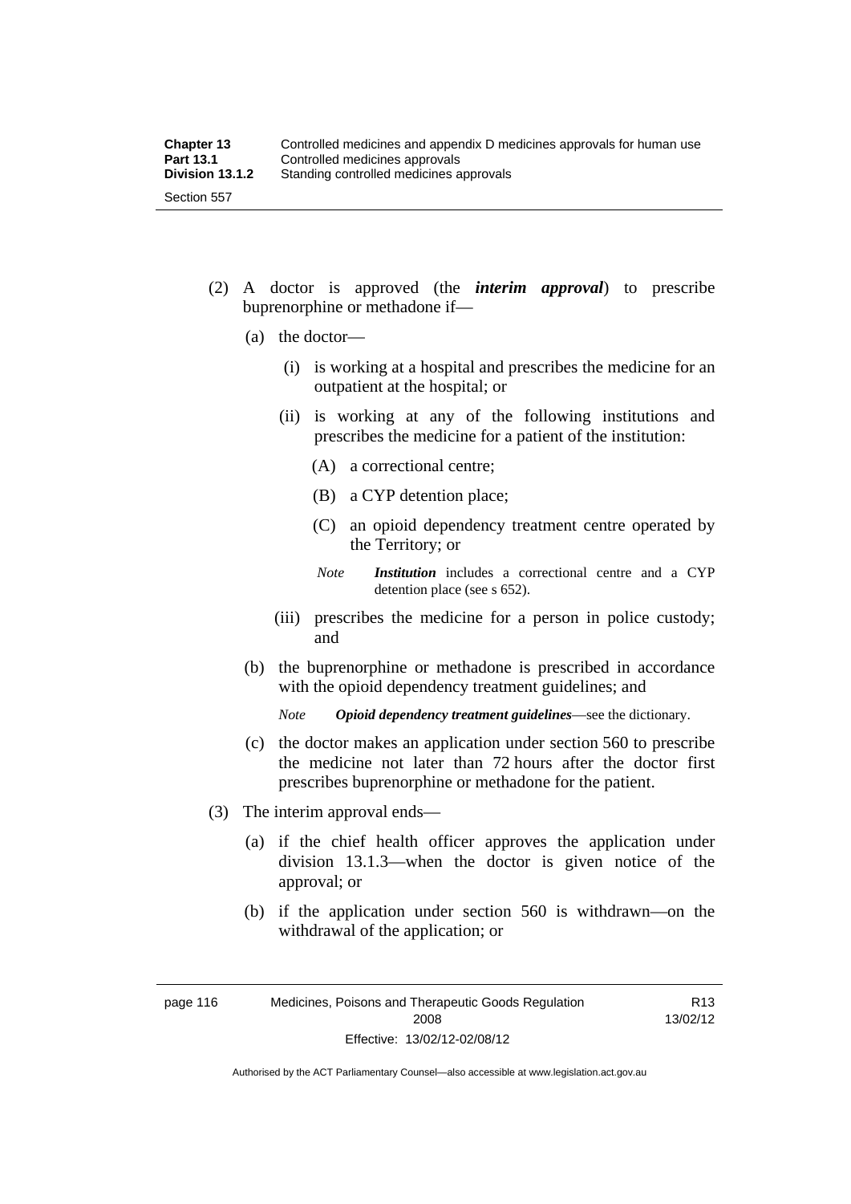(2) A doctor is approved (the ***interim approval***) to prescribe buprenorphine or methadone if—

(a) the doctor—

(i) is working at a hospital and prescribes the medicine for an outpatient at the hospital; or

(ii) is working at any of the following institutions and prescribes the medicine for a patient of the institution:

(A) a correctional centre;

(B) a CYP detention place;

(C) an opioid dependency treatment centre operated by the Territory; or

*Note* ***Institution*** includes a correctional centre and a CYP detention place (see s 652).

(iii) prescribes the medicine for a person in police custody; and

(b) the buprenorphine or methadone is prescribed in accordance with the opioid dependency treatment guidelines; and

*Note* ***Opioid dependency treatment guidelines***—see the dictionary.

(c) the doctor makes an application under section 560 to prescribe the medicine not later than 72 hours after the doctor first prescribes buprenorphine or methadone for the patient.

(3) The interim approval ends—

(a) if the chief health officer approves the application under division 13.1.3—when the doctor is given notice of the approval; or

(b) if the application under section 560 is withdrawn—on the withdrawal of the application; or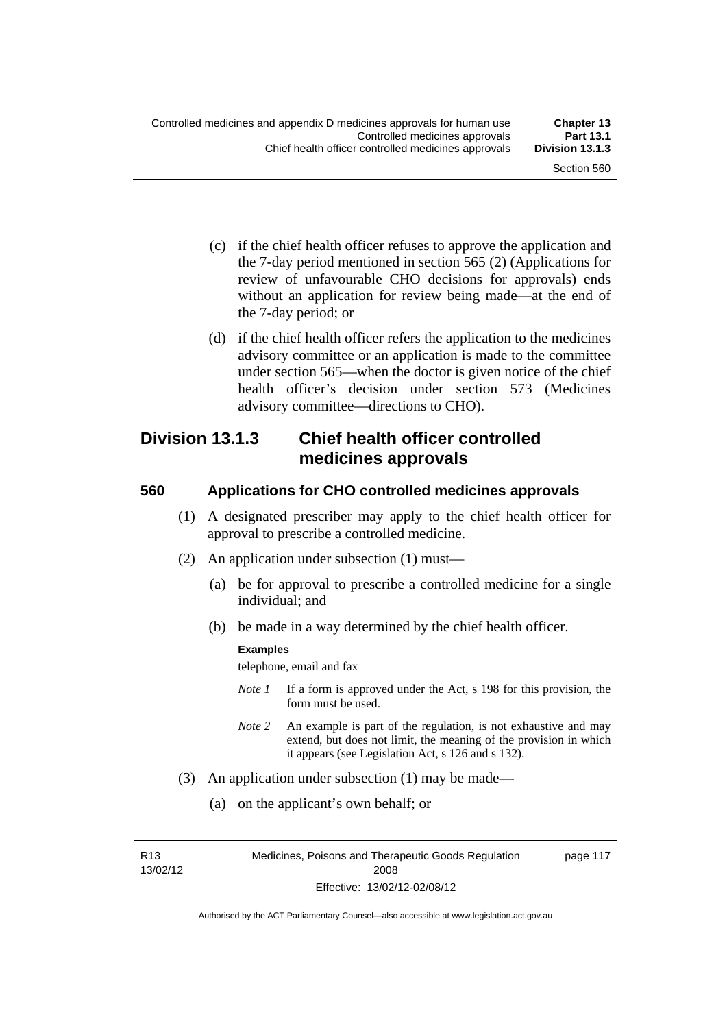(c) if the chief health officer refuses to approve the application and the 7-day period mentioned in section 565 (2) (Applications for review of unfavourable CHO decisions for approvals) ends without an application for review being made—at the end of the 7-day period; or

(d) if the chief health officer refers the application to the medicines advisory committee or an application is made to the committee under section 565—when the doctor is given notice of the chief health officer's decision under section 573 (Medicines advisory committee—directions to CHO).

## Division 13.1.3 Chief health officer controlled medicines approvals

### 560 Applications for CHO controlled medicines approvals

(1) A designated prescriber may apply to the chief health officer for approval to prescribe a controlled medicine.

(2) An application under subsection (1) must—

(a) be for approval to prescribe a controlled medicine for a single individual; and

(b) be made in a way determined by the chief health officer.

**Examples**

telephone, email and fax

*Note 1* If a form is approved under the Act, s 198 for this provision, the form must be used.

*Note 2* An example is part of the regulation, is not exhaustive and may extend, but does not limit, the meaning of the provision in which it appears (see Legislation Act, s 126 and s 132).

(3) An application under subsection (1) may be made—

(a) on the applicant's own behalf; or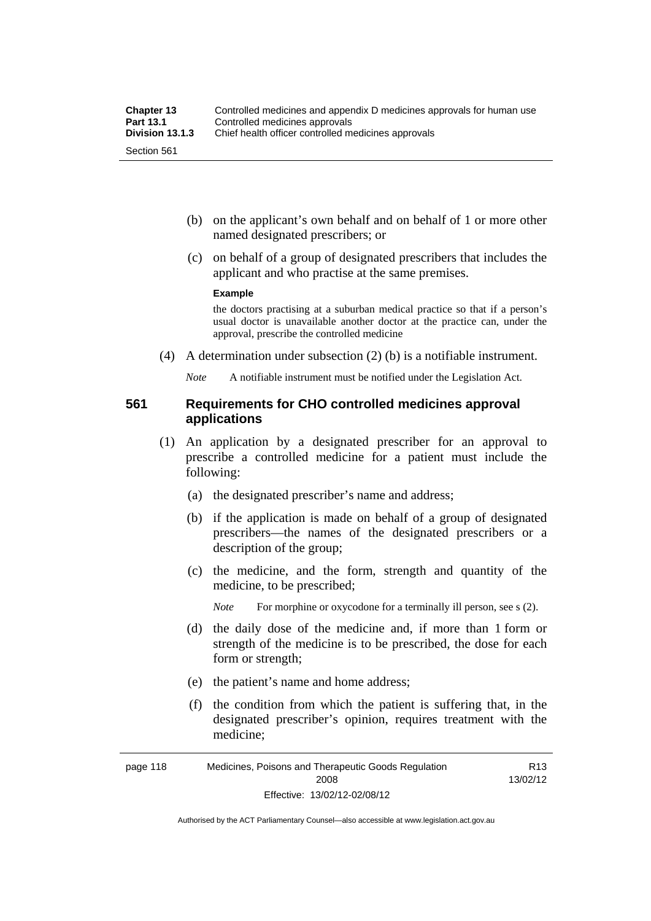(b) on the applicant's own behalf and on behalf of 1 or more other named designated prescribers; or

(c) on behalf of a group of designated prescribers that includes the applicant and who practise at the same premises.

**Example**

the doctors practising at a suburban medical practice so that if a person's usual doctor is unavailable another doctor at the practice can, under the approval, prescribe the controlled medicine

(4) A determination under subsection (2) (b) is a notifiable instrument.

*Note* A notifiable instrument must be notified under the Legislation Act.

### 561 Requirements for CHO controlled medicines approval applications

(1) An application by a designated prescriber for an approval to prescribe a controlled medicine for a patient must include the following:

(a) the designated prescriber's name and address;

(b) if the application is made on behalf of a group of designated prescribers—the names of the designated prescribers or a description of the group;

(c) the medicine, and the form, strength and quantity of the medicine, to be prescribed;

*Note* For morphine or oxycodone for a terminally ill person, see s (2).

(d) the daily dose of the medicine and, if more than 1 form or strength of the medicine is to be prescribed, the dose for each form or strength;

(e) the patient's name and home address;

(f) the condition from which the patient is suffering that, in the designated prescriber's opinion, requires treatment with the medicine;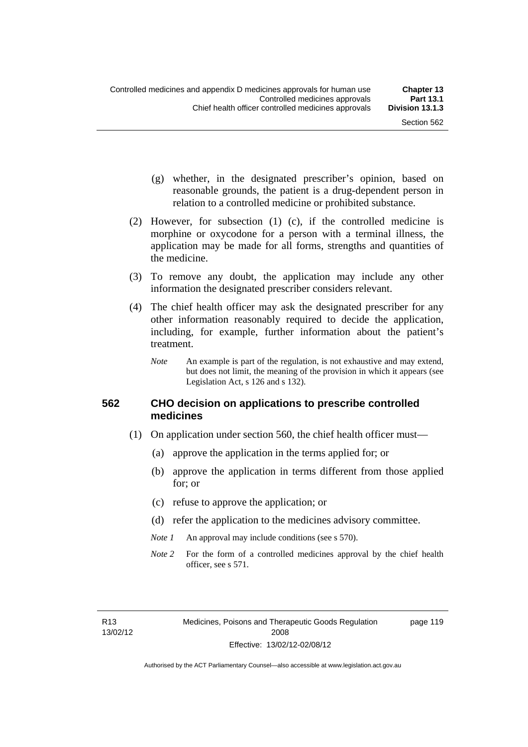(g) whether, in the designated prescriber's opinion, based on reasonable grounds, the patient is a drug-dependent person in relation to a controlled medicine or prohibited substance.

(2) However, for subsection (1) (c), if the controlled medicine is morphine or oxycodone for a person with a terminal illness, the application may be made for all forms, strengths and quantities of the medicine.

(3) To remove any doubt, the application may include any other information the designated prescriber considers relevant.

(4) The chief health officer may ask the designated prescriber for any other information reasonably required to decide the application, including, for example, further information about the patient's treatment.

*Note* An example is part of the regulation, is not exhaustive and may extend, but does not limit, the meaning of the provision in which it appears (see Legislation Act, s 126 and s 132).

### 562 CHO decision on applications to prescribe controlled medicines

(1) On application under section 560, the chief health officer must—

(a) approve the application in the terms applied for; or

(b) approve the application in terms different from those applied for; or

(c) refuse to approve the application; or

(d) refer the application to the medicines advisory committee.

*Note 1* An approval may include conditions (see s 570).

*Note 2* For the form of a controlled medicines approval by the chief health officer, see s 571.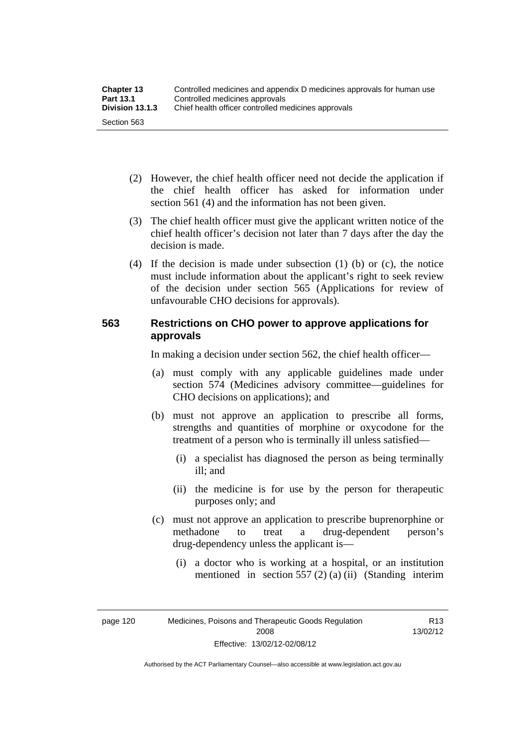(2) However, the chief health officer need not decide the application if the chief health officer has asked for information under section 561 (4) and the information has not been given.

(3) The chief health officer must give the applicant written notice of the chief health officer's decision not later than 7 days after the day the decision is made.

(4) If the decision is made under subsection (1) (b) or (c), the notice must include information about the applicant's right to seek review of the decision under section 565 (Applications for review of unfavourable CHO decisions for approvals).

### 563 Restrictions on CHO power to approve applications for approvals

In making a decision under section 562, the chief health officer—

(a) must comply with any applicable guidelines made under section 574 (Medicines advisory committee—guidelines for CHO decisions on applications); and

(b) must not approve an application to prescribe all forms, strengths and quantities of morphine or oxycodone for the treatment of a person who is terminally ill unless satisfied—

(i) a specialist has diagnosed the person as being terminally ill; and

(ii) the medicine is for use by the person for therapeutic purposes only; and

(c) must not approve an application to prescribe buprenorphine or methadone to treat a drug-dependent person's drug-dependency unless the applicant is—

(i) a doctor who is working at a hospital, or an institution mentioned in section 557 (2) (a) (ii) (Standing interim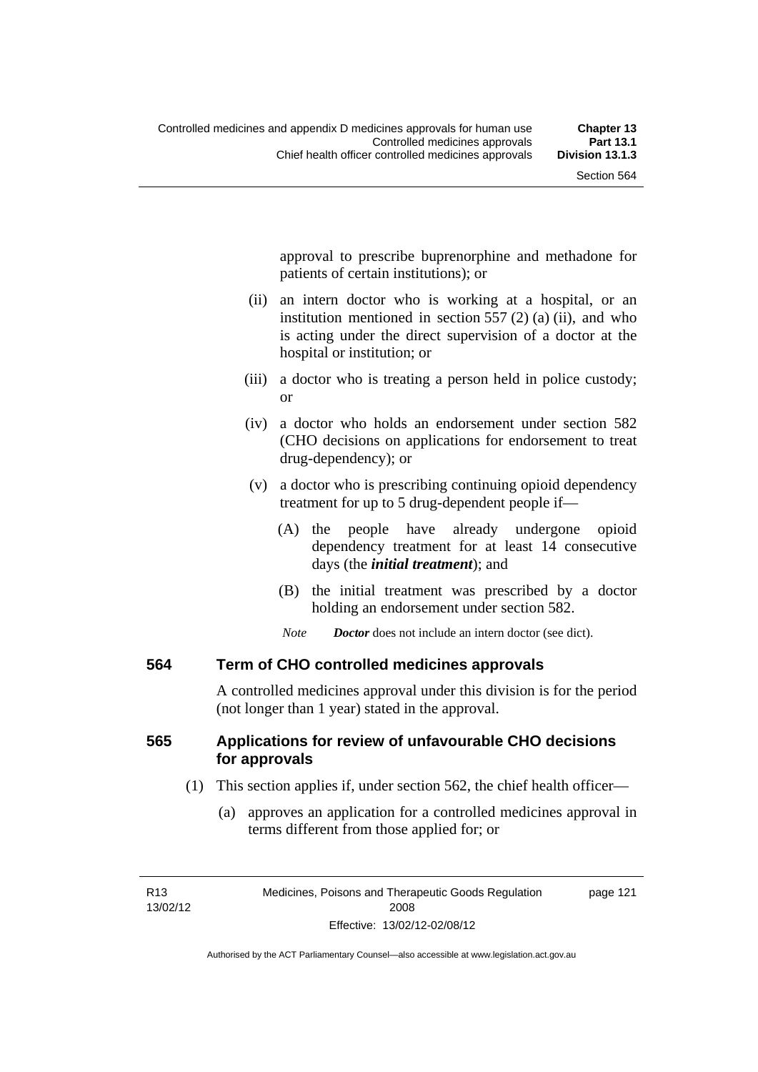approval to prescribe buprenorphine and methadone for patients of certain institutions); or

(ii) an intern doctor who is working at a hospital, or an institution mentioned in section 557 (2) (a) (ii), and who is acting under the direct supervision of a doctor at the hospital or institution; or

(iii) a doctor who is treating a person held in police custody; or

(iv) a doctor who holds an endorsement under section 582 (CHO decisions on applications for endorsement to treat drug-dependency); or

(v) a doctor who is prescribing continuing opioid dependency treatment for up to 5 drug-dependent people if—

(A) the people have already undergone opioid dependency treatment for at least 14 consecutive days (the ***initial treatment***); and

(B) the initial treatment was prescribed by a doctor holding an endorsement under section 582.

*Note* ***Doctor*** does not include an intern doctor (see dict).

## 564 Term of CHO controlled medicines approvals

A controlled medicines approval under this division is for the period (not longer than 1 year) stated in the approval.

## 565 Applications for review of unfavourable CHO decisions for approvals

(1) This section applies if, under section 562, the chief health officer—

(a) approves an application for a controlled medicines approval in terms different from those applied for; or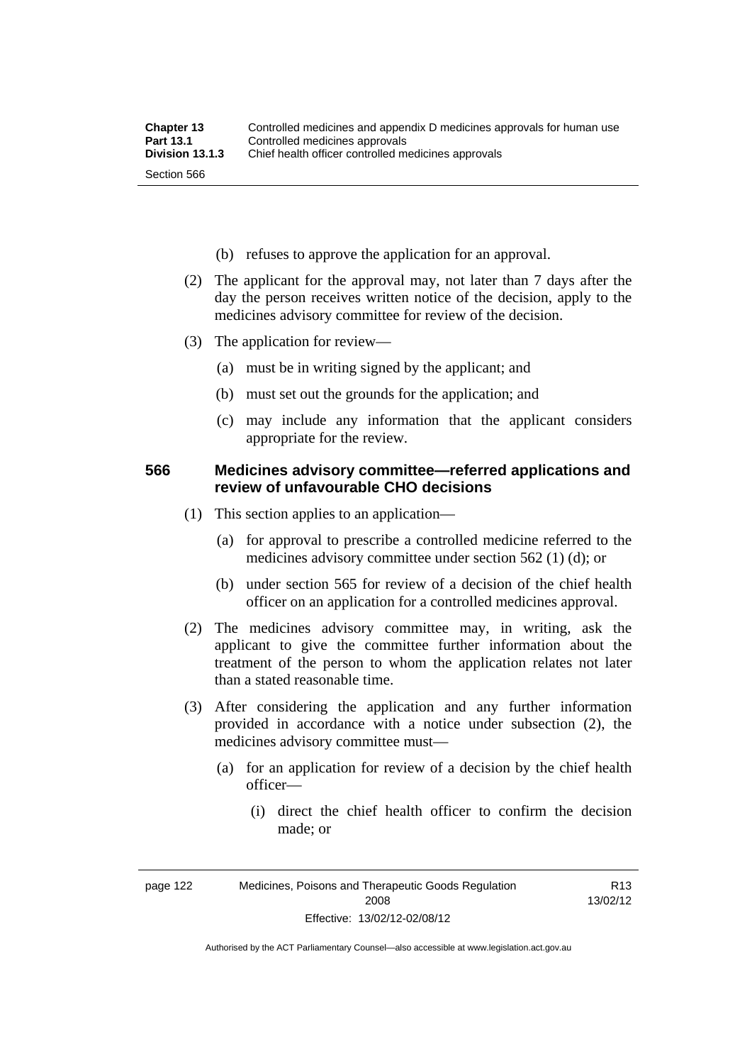(b) refuses to approve the application for an approval.

(2) The applicant for the approval may, not later than 7 days after the day the person receives written notice of the decision, apply to the medicines advisory committee for review of the decision.

(3) The application for review—

(a) must be in writing signed by the applicant; and

(b) must set out the grounds for the application; and

(c) may include any information that the applicant considers appropriate for the review.

### 566 Medicines advisory committee—referred applications and review of unfavourable CHO decisions

(1) This section applies to an application—

(a) for approval to prescribe a controlled medicine referred to the medicines advisory committee under section 562 (1) (d); or

(b) under section 565 for review of a decision of the chief health officer on an application for a controlled medicines approval.

(2) The medicines advisory committee may, in writing, ask the applicant to give the committee further information about the treatment of the person to whom the application relates not later than a stated reasonable time.

(3) After considering the application and any further information provided in accordance with a notice under subsection (2), the medicines advisory committee must—

(a) for an application for review of a decision by the chief health officer—

(i) direct the chief health officer to confirm the decision made; or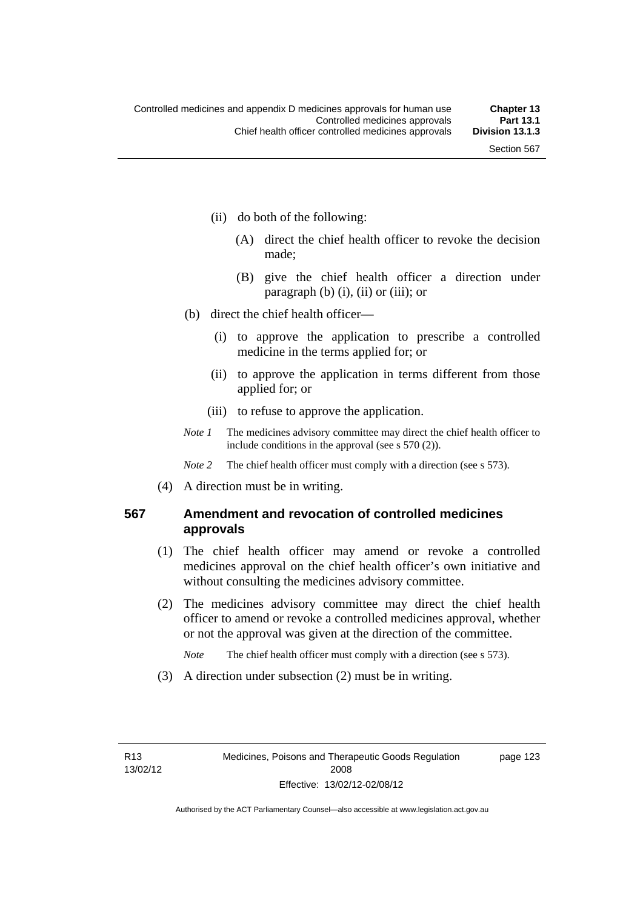(ii) do both of the following:

(A) direct the chief health officer to revoke the decision made;

(B) give the chief health officer a direction under paragraph (b) (i), (ii) or (iii); or

(b) direct the chief health officer—

(i) to approve the application to prescribe a controlled medicine in the terms applied for; or

(ii) to approve the application in terms different from those applied for; or

(iii) to refuse to approve the application.

*Note 1* The medicines advisory committee may direct the chief health officer to include conditions in the approval (see s 570 (2)).

*Note 2* The chief health officer must comply with a direction (see s 573).

(4) A direction must be in writing.

### 567 Amendment and revocation of controlled medicines approvals

(1) The chief health officer may amend or revoke a controlled medicines approval on the chief health officer's own initiative and without consulting the medicines advisory committee.

(2) The medicines advisory committee may direct the chief health officer to amend or revoke a controlled medicines approval, whether or not the approval was given at the direction of the committee.

*Note* The chief health officer must comply with a direction (see s 573).

(3) A direction under subsection (2) must be in writing.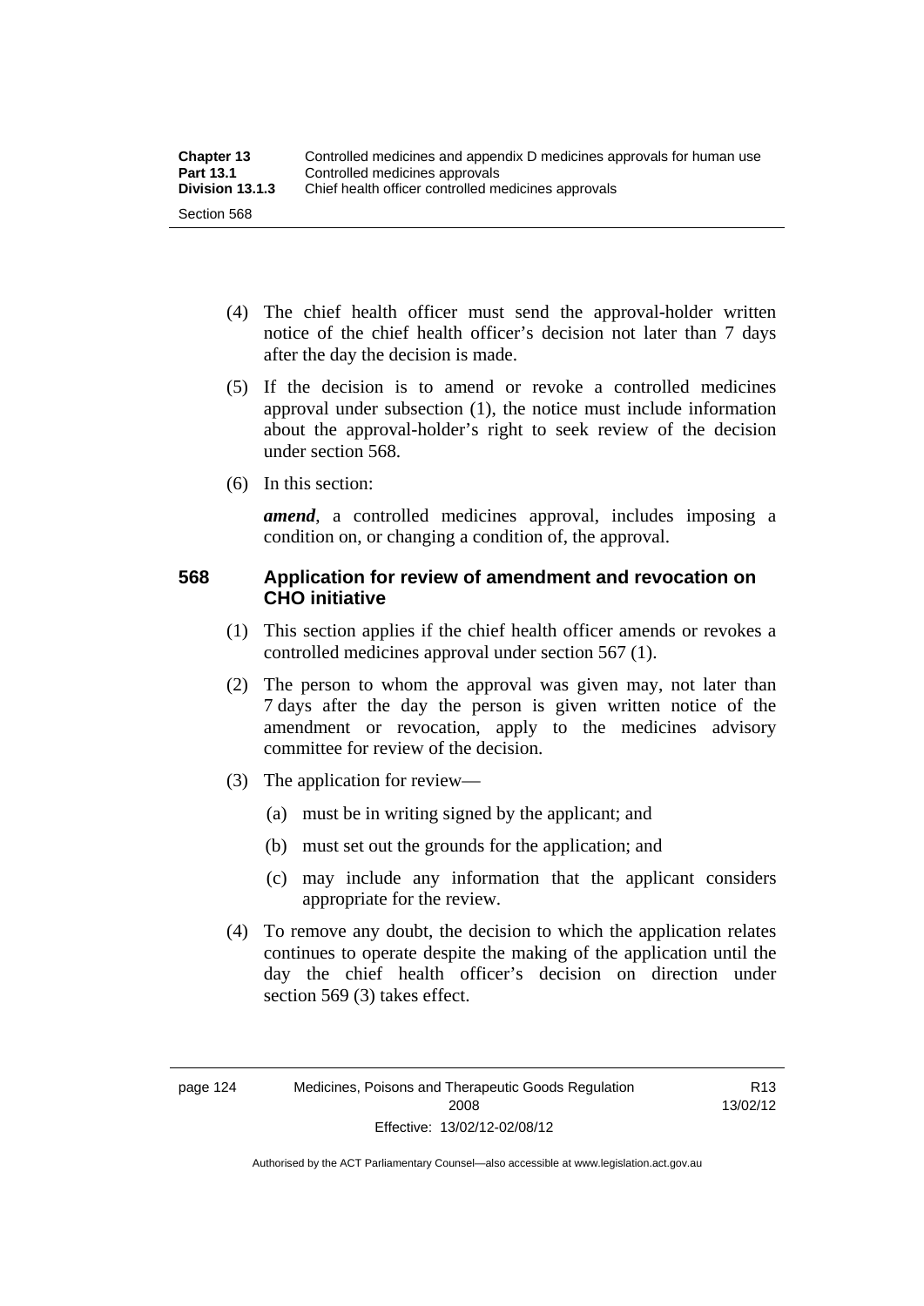(4) The chief health officer must send the approval-holder written notice of the chief health officer's decision not later than 7 days after the day the decision is made.

(5) If the decision is to amend or revoke a controlled medicines approval under subsection (1), the notice must include information about the approval-holder's right to seek review of the decision under section 568.

(6) In this section:

***amend***, a controlled medicines approval, includes imposing a condition on, or changing a condition of, the approval.

### 568 Application for review of amendment and revocation on CHO initiative

(1) This section applies if the chief health officer amends or revokes a controlled medicines approval under section 567 (1).

(2) The person to whom the approval was given may, not later than 7 days after the day the person is given written notice of the amendment or revocation, apply to the medicines advisory committee for review of the decision.

(3) The application for review—

- (a) must be in writing signed by the applicant; and
- (b) must set out the grounds for the application; and
- (c) may include any information that the applicant considers appropriate for the review.

(4) To remove any doubt, the decision to which the application relates continues to operate despite the making of the application until the day the chief health officer's decision on direction under section 569 (3) takes effect.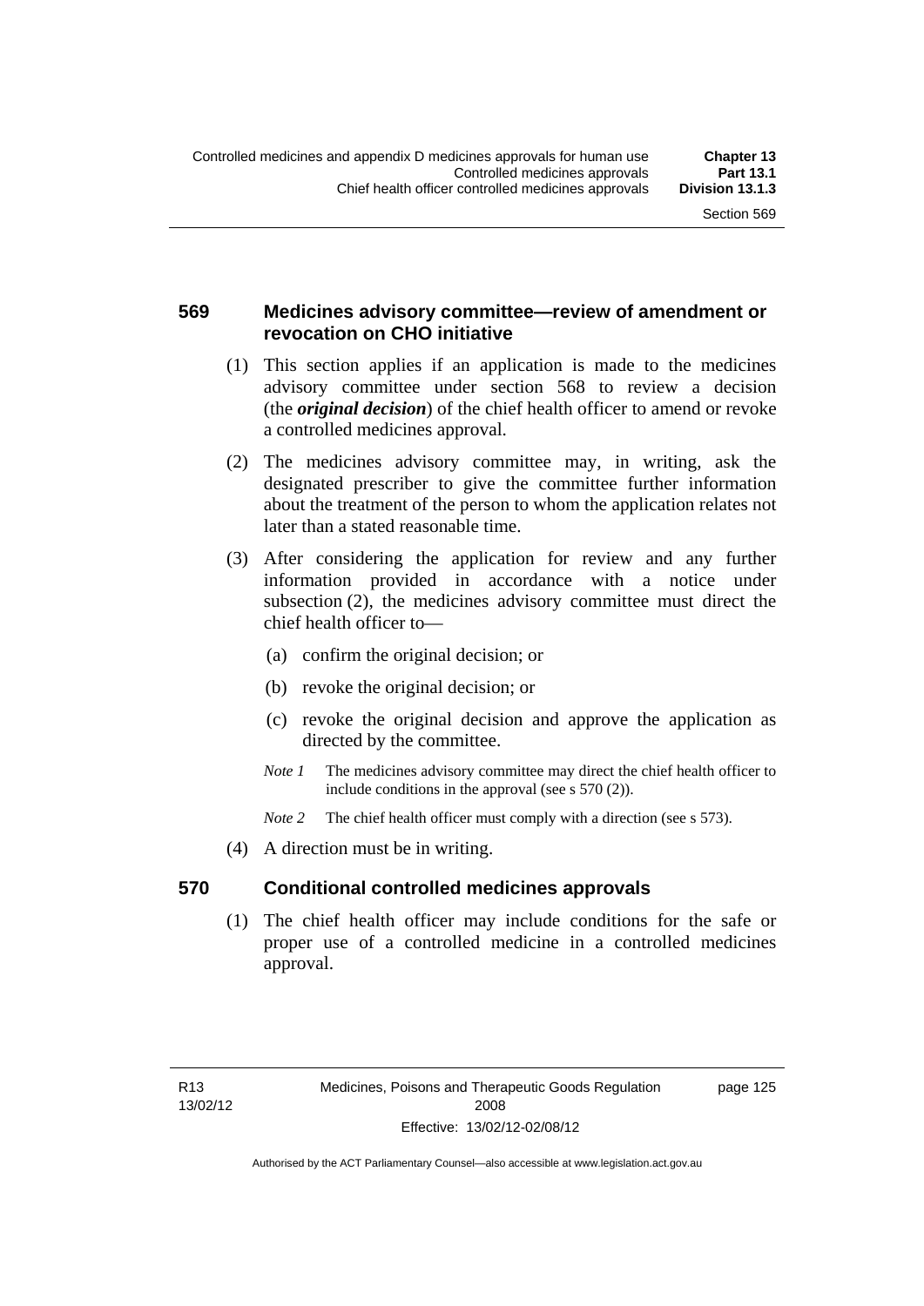### 569 Medicines advisory committee—review of amendment or revocation on CHO initiative

(1) This section applies if an application is made to the medicines advisory committee under section 568 to review a decision (the ***original decision***) of the chief health officer to amend or revoke a controlled medicines approval.

(2) The medicines advisory committee may, in writing, ask the designated prescriber to give the committee further information about the treatment of the person to whom the application relates not later than a stated reasonable time.

(3) After considering the application for review and any further information provided in accordance with a notice under subsection (2), the medicines advisory committee must direct the chief health officer to—

(a) confirm the original decision; or

(b) revoke the original decision; or

(c) revoke the original decision and approve the application as directed by the committee.

*Note 1* The medicines advisory committee may direct the chief health officer to include conditions in the approval (see s 570 (2)).

*Note 2* The chief health officer must comply with a direction (see s 573).

(4) A direction must be in writing.

### 570 Conditional controlled medicines approvals

(1) The chief health officer may include conditions for the safe or proper use of a controlled medicine in a controlled medicines approval.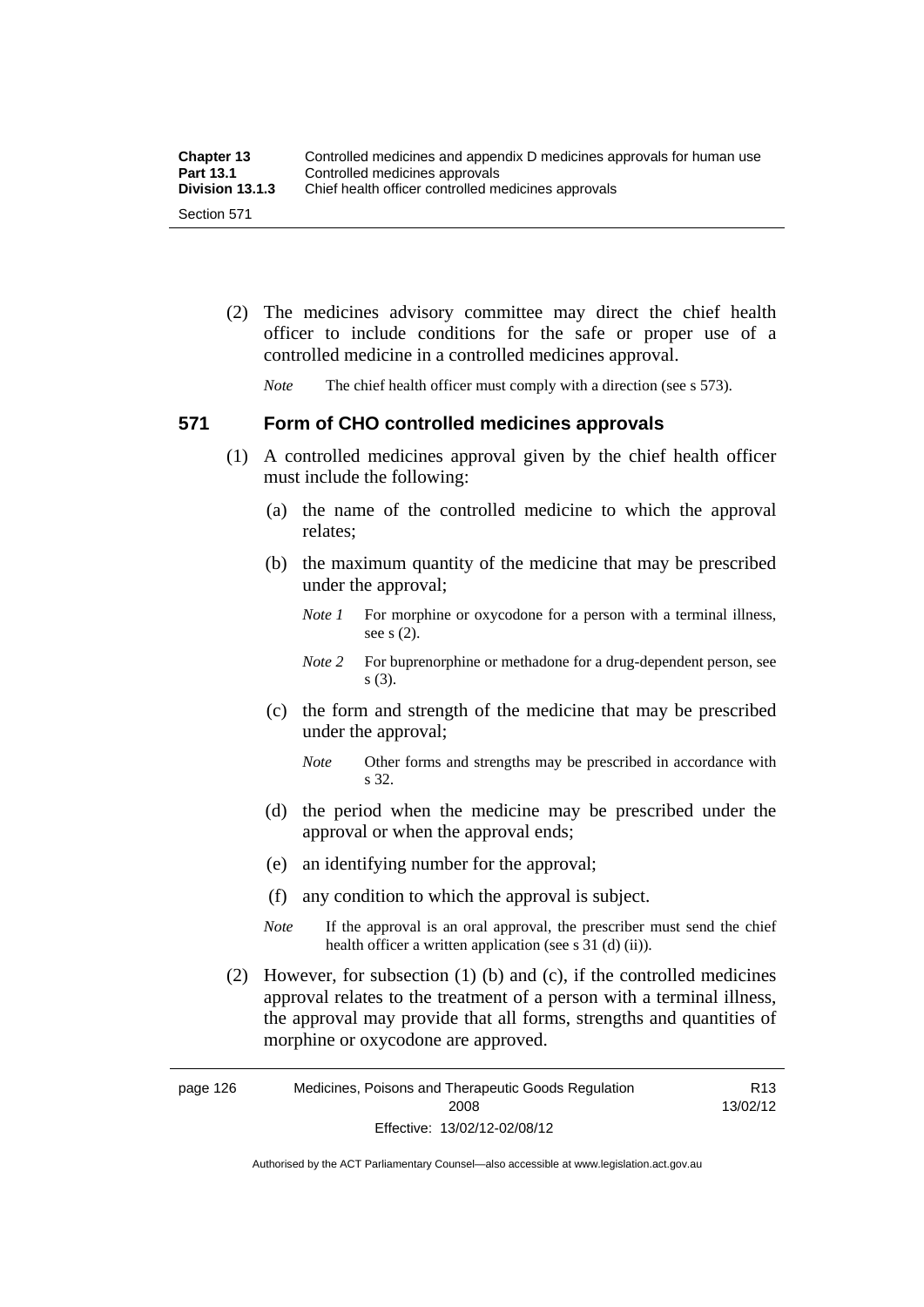(2) The medicines advisory committee may direct the chief health officer to include conditions for the safe or proper use of a controlled medicine in a controlled medicines approval.

*Note* The chief health officer must comply with a direction (see s 573).

### 571 Form of CHO controlled medicines approvals

(1) A controlled medicines approval given by the chief health officer must include the following:

(a) the name of the controlled medicine to which the approval relates;

(b) the maximum quantity of the medicine that may be prescribed under the approval;

*Note 1* For morphine or oxycodone for a person with a terminal illness, see s (2).

*Note 2* For buprenorphine or methadone for a drug-dependent person, see s (3).

(c) the form and strength of the medicine that may be prescribed under the approval;

*Note* Other forms and strengths may be prescribed in accordance with s 32.

(d) the period when the medicine may be prescribed under the approval or when the approval ends;

(e) an identifying number for the approval;

(f) any condition to which the approval is subject.

*Note* If the approval is an oral approval, the prescriber must send the chief health officer a written application (see s 31 (d) (ii)).

(2) However, for subsection (1) (b) and (c), if the controlled medicines approval relates to the treatment of a person with a terminal illness, the approval may provide that all forms, strengths and quantities of morphine or oxycodone are approved.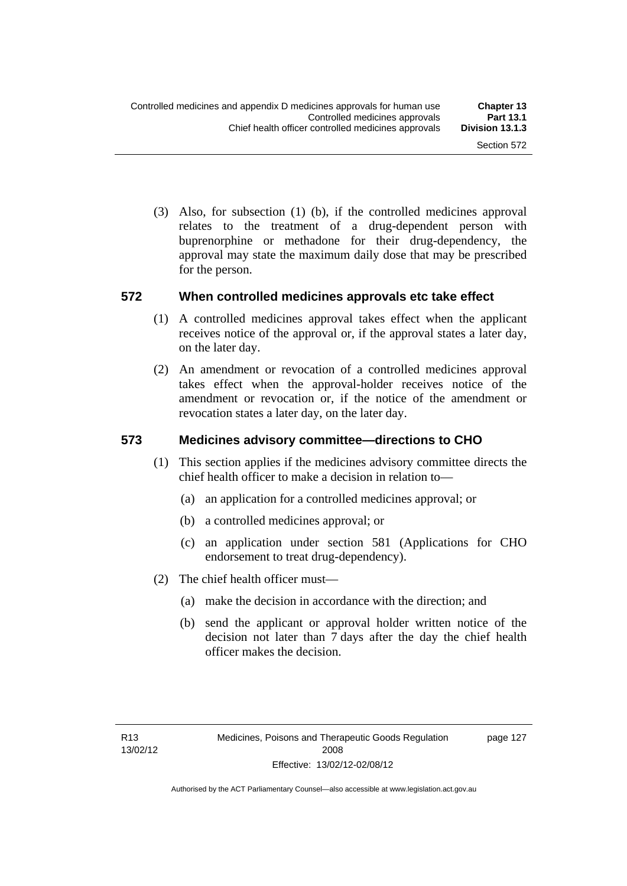(3) Also, for subsection (1) (b), if the controlled medicines approval relates to the treatment of a drug-dependent person with buprenorphine or methadone for their drug-dependency, the approval may state the maximum daily dose that may be prescribed for the person.

## 572 When controlled medicines approvals etc take effect

(1) A controlled medicines approval takes effect when the applicant receives notice of the approval or, if the approval states a later day, on the later day.

(2) An amendment or revocation of a controlled medicines approval takes effect when the approval-holder receives notice of the amendment or revocation or, if the notice of the amendment or revocation states a later day, on the later day.

## 573 Medicines advisory committee—directions to CHO

(1) This section applies if the medicines advisory committee directs the chief health officer to make a decision in relation to—

(a) an application for a controlled medicines approval; or

(b) a controlled medicines approval; or

(c) an application under section 581 (Applications for CHO endorsement to treat drug-dependency).

(2) The chief health officer must—

(a) make the decision in accordance with the direction; and

(b) send the applicant or approval holder written notice of the decision not later than 7 days after the day the chief health officer makes the decision.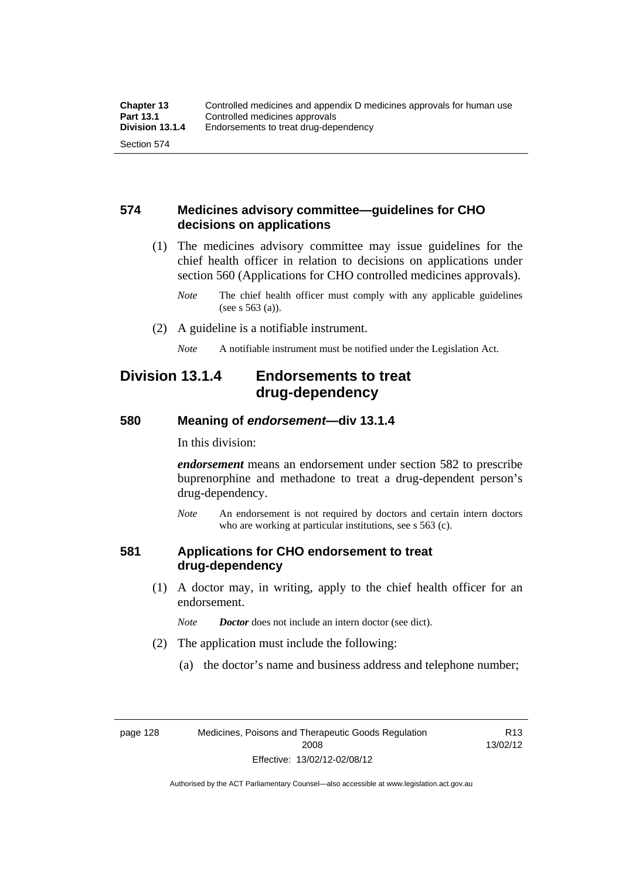## 574 Medicines advisory committee—guidelines for CHO decisions on applications

(1) The medicines advisory committee may issue guidelines for the chief health officer in relation to decisions on applications under section 560 (Applications for CHO controlled medicines approvals).

*Note* The chief health officer must comply with any applicable guidelines (see s 563 (a)).

(2) A guideline is a notifiable instrument.

*Note* A notifiable instrument must be notified under the Legislation Act.

# Division 13.1.4 Endorsements to treat drug-dependency

## 580 Meaning of *endorsement*—div 13.1.4

In this division:

***endorsement*** means an endorsement under section 582 to prescribe buprenorphine and methadone to treat a drug-dependent person's drug-dependency.

*Note* An endorsement is not required by doctors and certain intern doctors who are working at particular institutions, see s 563 (c).

## 581 Applications for CHO endorsement to treat drug-dependency

(1) A doctor may, in writing, apply to the chief health officer for an endorsement.

*Note* ***Doctor*** does not include an intern doctor (see dict).

(2) The application must include the following:

(a) the doctor's name and business address and telephone number;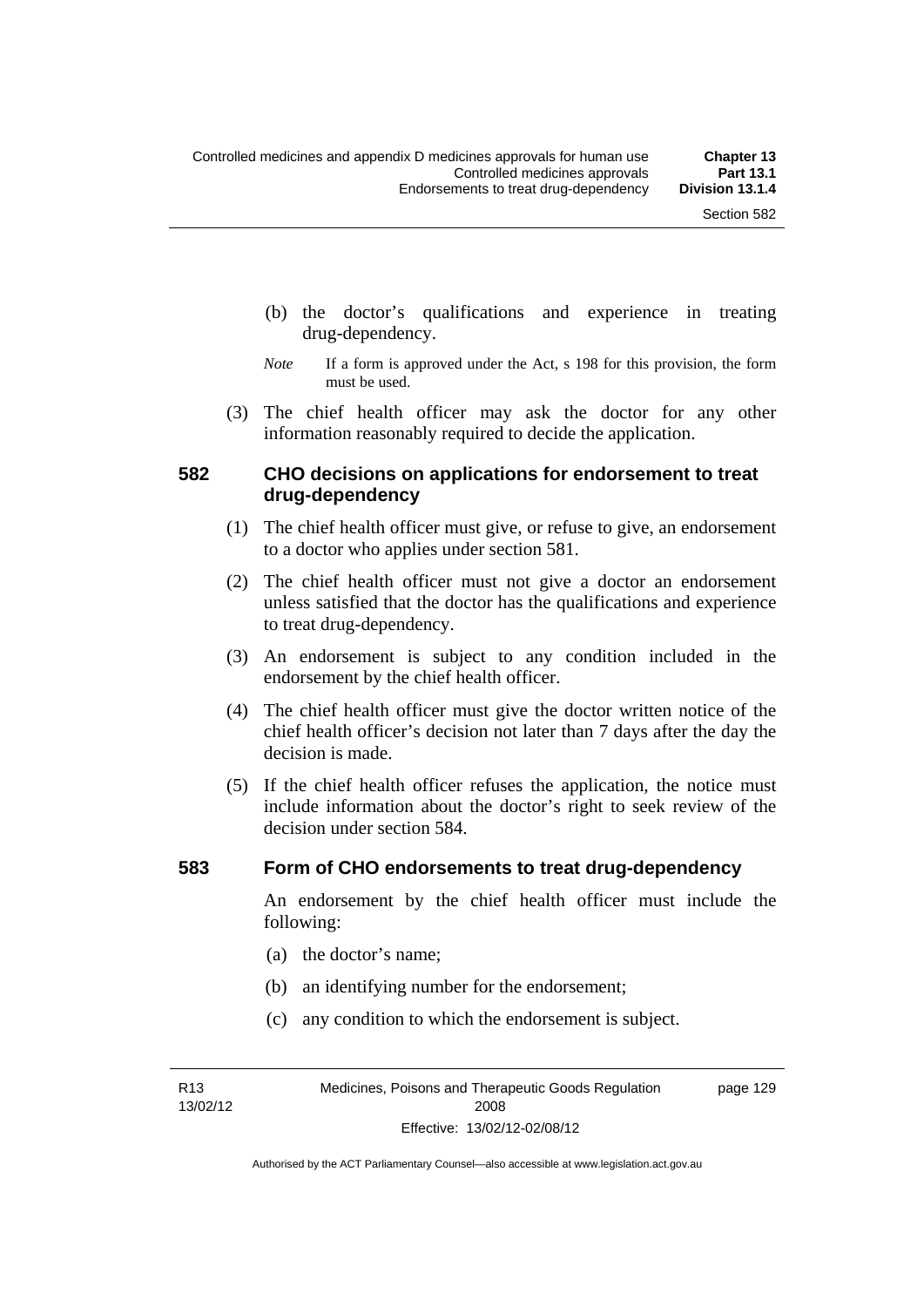(b) the doctor's qualifications and experience in treating drug-dependency.

*Note* If a form is approved under the Act, s 198 for this provision, the form must be used.

(3) The chief health officer may ask the doctor for any other information reasonably required to decide the application.

### 582 CHO decisions on applications for endorsement to treat drug-dependency

(1) The chief health officer must give, or refuse to give, an endorsement to a doctor who applies under section 581.

(2) The chief health officer must not give a doctor an endorsement unless satisfied that the doctor has the qualifications and experience to treat drug-dependency.

(3) An endorsement is subject to any condition included in the endorsement by the chief health officer.

(4) The chief health officer must give the doctor written notice of the chief health officer's decision not later than 7 days after the day the decision is made.

(5) If the chief health officer refuses the application, the notice must include information about the doctor's right to seek review of the decision under section 584.

### 583 Form of CHO endorsements to treat drug-dependency

An endorsement by the chief health officer must include the following:

(a) the doctor's name;

(b) an identifying number for the endorsement;

(c) any condition to which the endorsement is subject.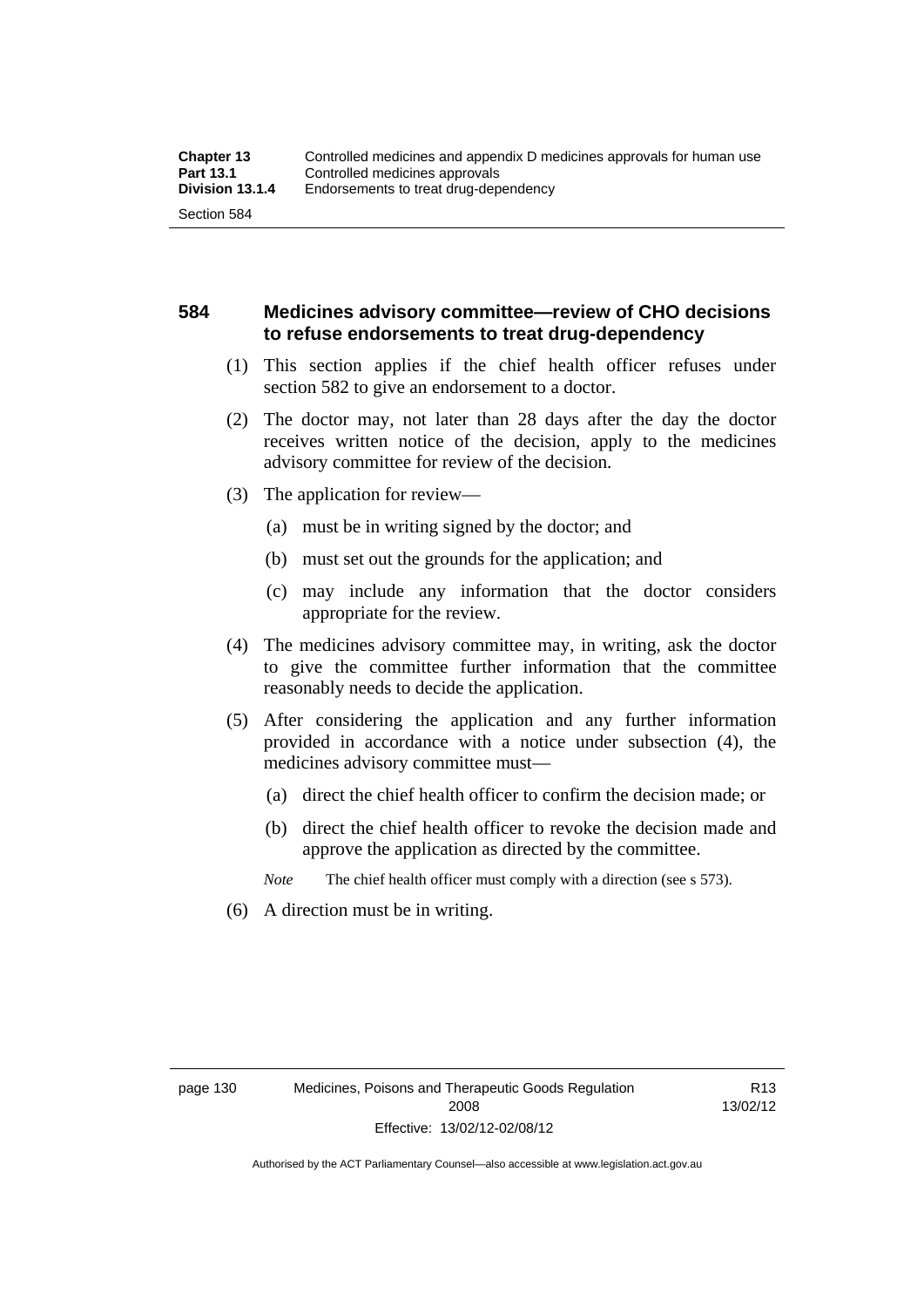## 584 Medicines advisory committee—review of CHO decisions to refuse endorsements to treat drug-dependency

(1) This section applies if the chief health officer refuses under section 582 to give an endorsement to a doctor.

(2) The doctor may, not later than 28 days after the day the doctor receives written notice of the decision, apply to the medicines advisory committee for review of the decision.

(3) The application for review—

(a) must be in writing signed by the doctor; and

(b) must set out the grounds for the application; and

(c) may include any information that the doctor considers appropriate for the review.

(4) The medicines advisory committee may, in writing, ask the doctor to give the committee further information that the committee reasonably needs to decide the application.

(5) After considering the application and any further information provided in accordance with a notice under subsection (4), the medicines advisory committee must—

(a) direct the chief health officer to confirm the decision made; or

(b) direct the chief health officer to revoke the decision made and approve the application as directed by the committee.

*Note* The chief health officer must comply with a direction (see s 573).

(6) A direction must be in writing.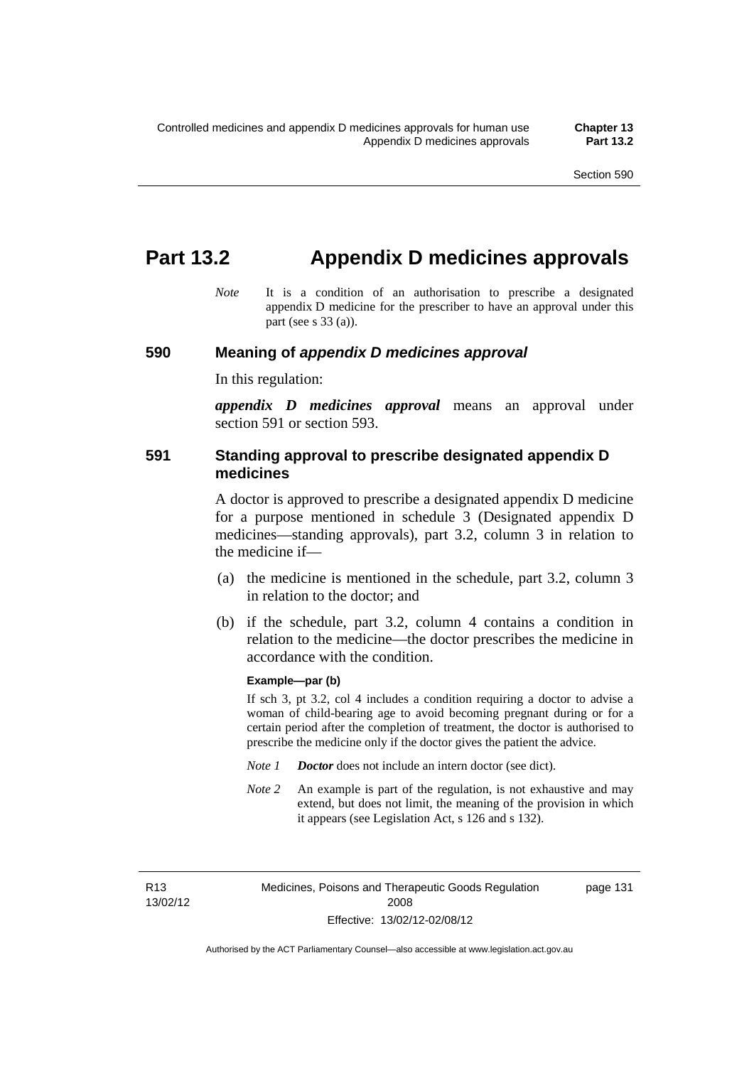# Part 13.2 Appendix D medicines approvals

*Note* It is a condition of an authorisation to prescribe a designated appendix D medicine for the prescriber to have an approval under this part (see s 33 (a)).

## 590 Meaning of *appendix D medicines approval*

In this regulation:

***appendix D medicines approval*** means an approval under section 591 or section 593.

## 591 Standing approval to prescribe designated appendix D medicines

A doctor is approved to prescribe a designated appendix D medicine for a purpose mentioned in schedule 3 (Designated appendix D medicines—standing approvals), part 3.2, column 3 in relation to the medicine if—

(a) the medicine is mentioned in the schedule, part 3.2, column 3 in relation to the doctor; and

(b) if the schedule, part 3.2, column 4 contains a condition in relation to the medicine—the doctor prescribes the medicine in accordance with the condition.

**Example—par (b)**

If sch 3, pt 3.2, col 4 includes a condition requiring a doctor to advise a woman of child-bearing age to avoid becoming pregnant during or for a certain period after the completion of treatment, the doctor is authorised to prescribe the medicine only if the doctor gives the patient the advice.

*Note 1* ***Doctor*** does not include an intern doctor (see dict).

*Note 2* An example is part of the regulation, is not exhaustive and may extend, but does not limit, the meaning of the provision in which it appears (see Legislation Act, s 126 and s 132).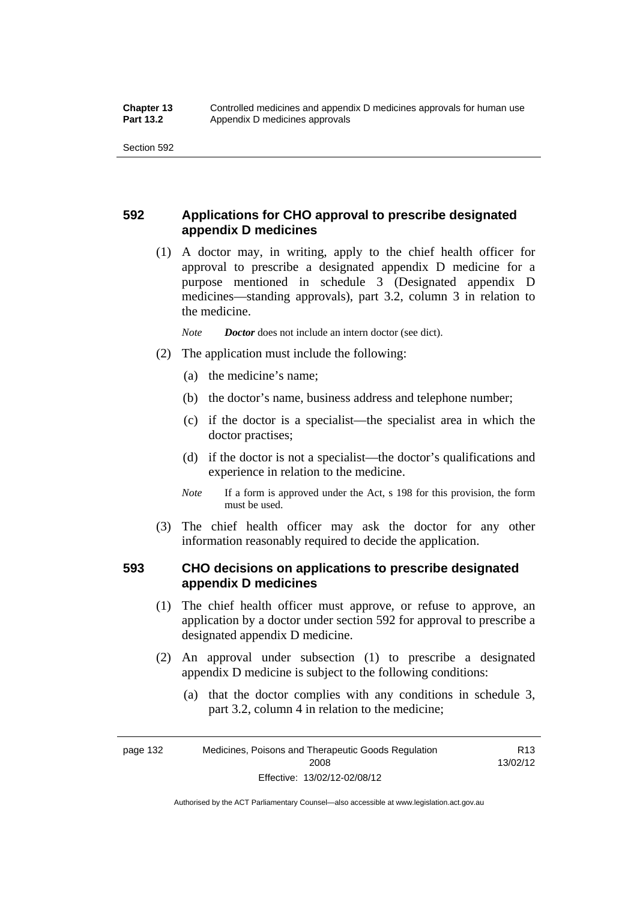## 592 Applications for CHO approval to prescribe designated appendix D medicines

(1) A doctor may, in writing, apply to the chief health officer for approval to prescribe a designated appendix D medicine for a purpose mentioned in schedule 3 (Designated appendix D medicines—standing approvals), part 3.2, column 3 in relation to the medicine.

*Note* ***Doctor*** does not include an intern doctor (see dict).

(2) The application must include the following:

(a) the medicine's name;

(b) the doctor's name, business address and telephone number;

(c) if the doctor is a specialist—the specialist area in which the doctor practises;

(d) if the doctor is not a specialist—the doctor's qualifications and experience in relation to the medicine.

*Note* If a form is approved under the Act, s 198 for this provision, the form must be used.

(3) The chief health officer may ask the doctor for any other information reasonably required to decide the application.

## 593 CHO decisions on applications to prescribe designated appendix D medicines

(1) The chief health officer must approve, or refuse to approve, an application by a doctor under section 592 for approval to prescribe a designated appendix D medicine.

(2) An approval under subsection (1) to prescribe a designated appendix D medicine is subject to the following conditions:

(a) that the doctor complies with any conditions in schedule 3, part 3.2, column 4 in relation to the medicine;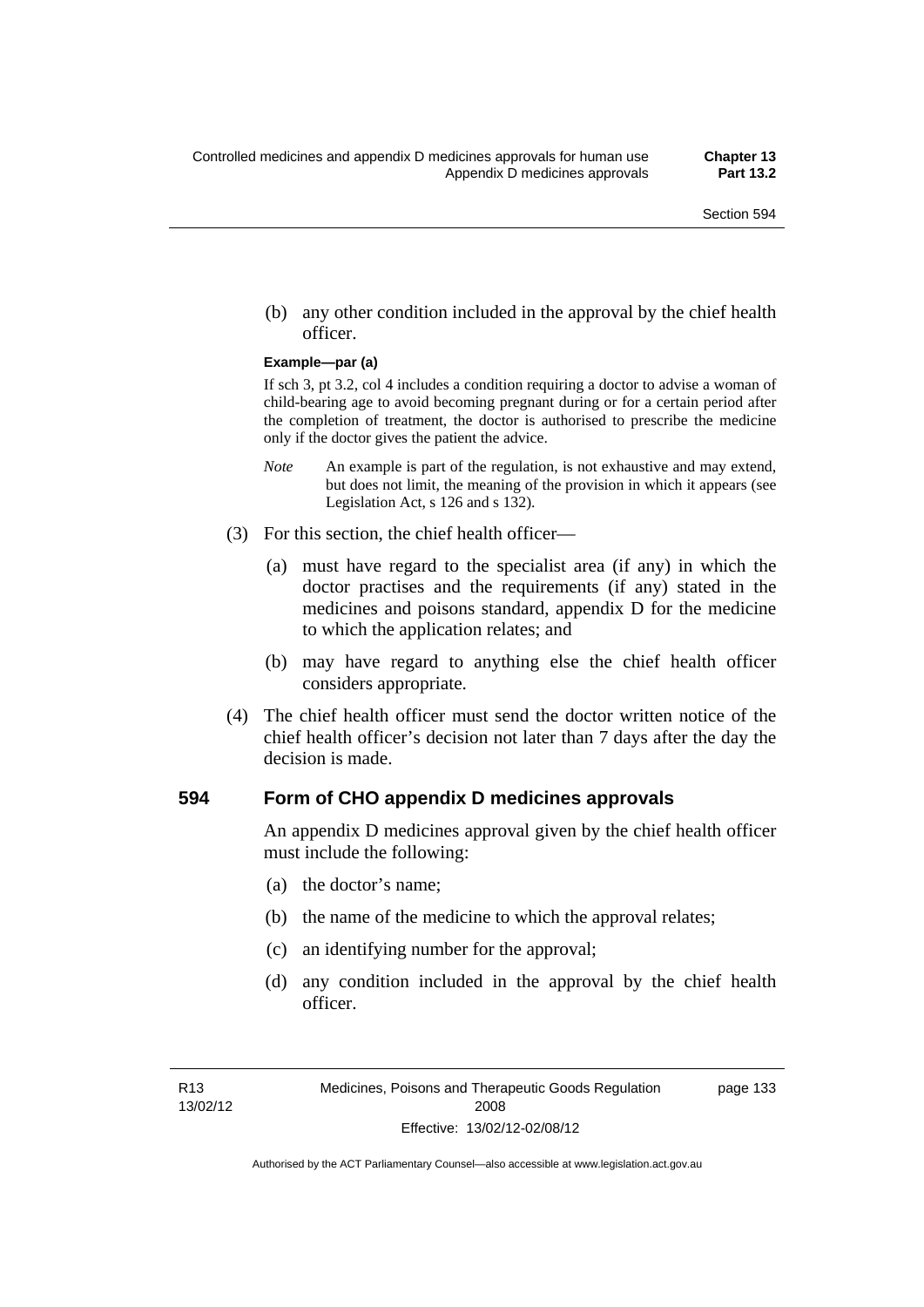(b) any other condition included in the approval by the chief health officer.

**Example—par (a)**

If sch 3, pt 3.2, col 4 includes a condition requiring a doctor to advise a woman of child-bearing age to avoid becoming pregnant during or for a certain period after the completion of treatment, the doctor is authorised to prescribe the medicine only if the doctor gives the patient the advice.

*Note* An example is part of the regulation, is not exhaustive and may extend, but does not limit, the meaning of the provision in which it appears (see Legislation Act, s 126 and s 132).

(3) For this section, the chief health officer—

(a) must have regard to the specialist area (if any) in which the doctor practises and the requirements (if any) stated in the medicines and poisons standard, appendix D for the medicine to which the application relates; and

(b) may have regard to anything else the chief health officer considers appropriate.

(4) The chief health officer must send the doctor written notice of the chief health officer's decision not later than 7 days after the day the decision is made.

## 594 Form of CHO appendix D medicines approvals

An appendix D medicines approval given by the chief health officer must include the following:

(a) the doctor's name;

(b) the name of the medicine to which the approval relates;

(c) an identifying number for the approval;

(d) any condition included in the approval by the chief health officer.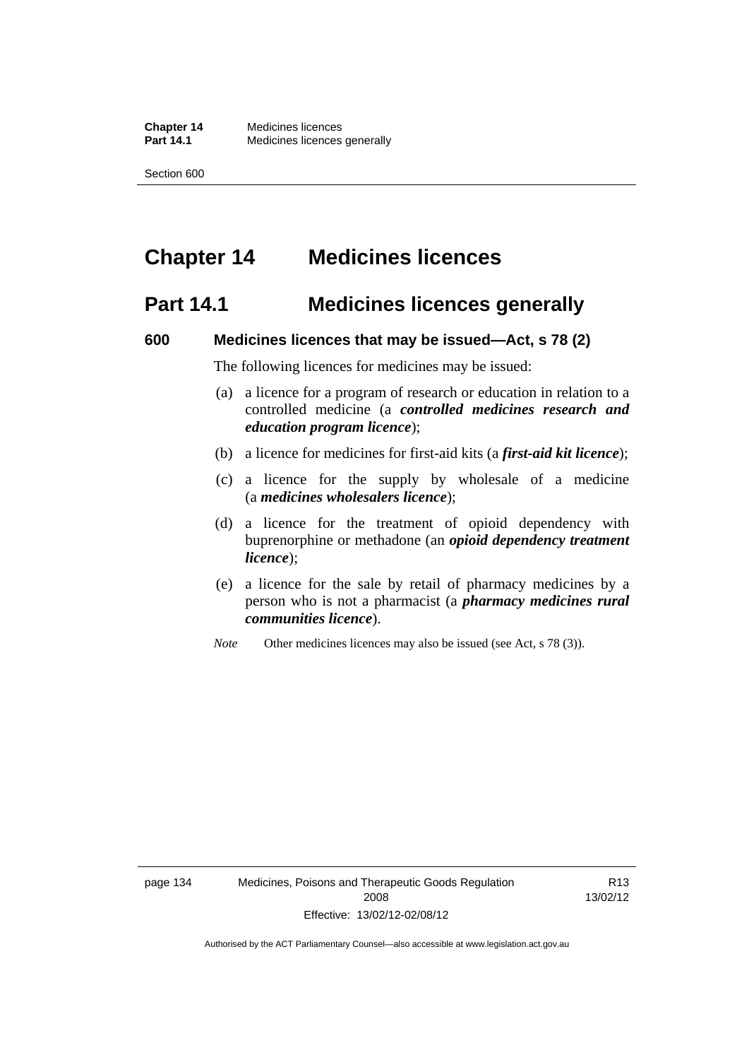# Chapter 14 Medicines licences

## Part 14.1 Medicines licences generally

### 600 Medicines licences that may be issued—Act, s 78 (2)

The following licences for medicines may be issued:

(a) a licence for a program of research or education in relation to a controlled medicine (a ***controlled medicines research and education program licence***);

(b) a licence for medicines for first-aid kits (a ***first-aid kit licence***);

(c) a licence for the supply by wholesale of a medicine (a ***medicines wholesalers licence***);

(d) a licence for the treatment of opioid dependency with buprenorphine or methadone (an ***opioid dependency treatment licence***);

(e) a licence for the sale by retail of pharmacy medicines by a person who is not a pharmacist (a ***pharmacy medicines rural communities licence***).

*Note* Other medicines licences may also be issued (see Act, s 78 (3)).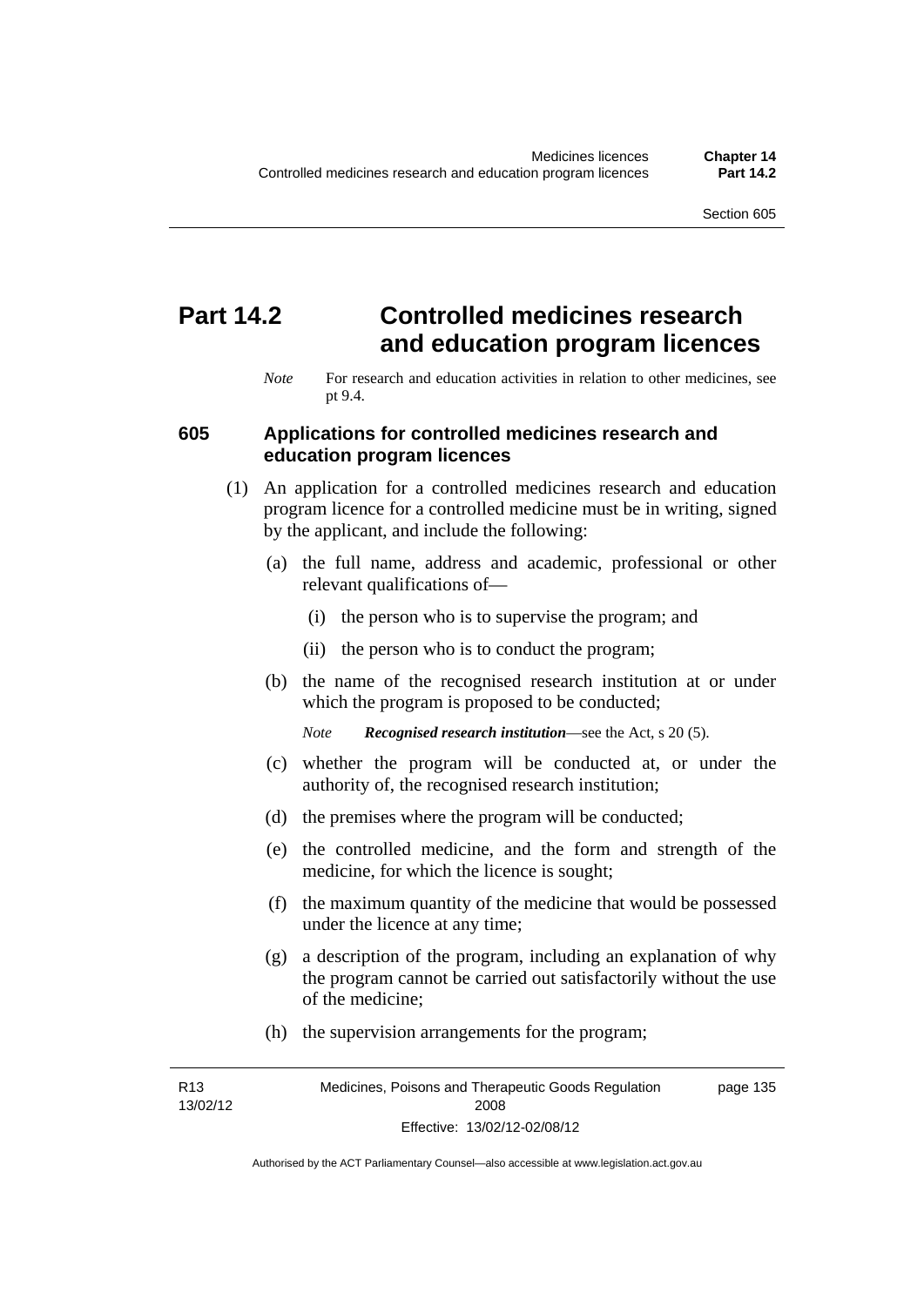# Part 14.2 Controlled medicines research and education program licences

*Note* For research and education activities in relation to other medicines, see pt 9.4.

### 605 Applications for controlled medicines research and education program licences

(1) An application for a controlled medicines research and education program licence for a controlled medicine must be in writing, signed by the applicant, and include the following:

(a) the full name, address and academic, professional or other relevant qualifications of—

(i) the person who is to supervise the program; and

(ii) the person who is to conduct the program;

(b) the name of the recognised research institution at or under which the program is proposed to be conducted;

*Note* ***Recognised research institution***—see the Act, s 20 (5).

(c) whether the program will be conducted at, or under the authority of, the recognised research institution;

(d) the premises where the program will be conducted;

(e) the controlled medicine, and the form and strength of the medicine, for which the licence is sought;

(f) the maximum quantity of the medicine that would be possessed under the licence at any time;

(g) a description of the program, including an explanation of why the program cannot be carried out satisfactorily without the use of the medicine;

(h) the supervision arrangements for the program;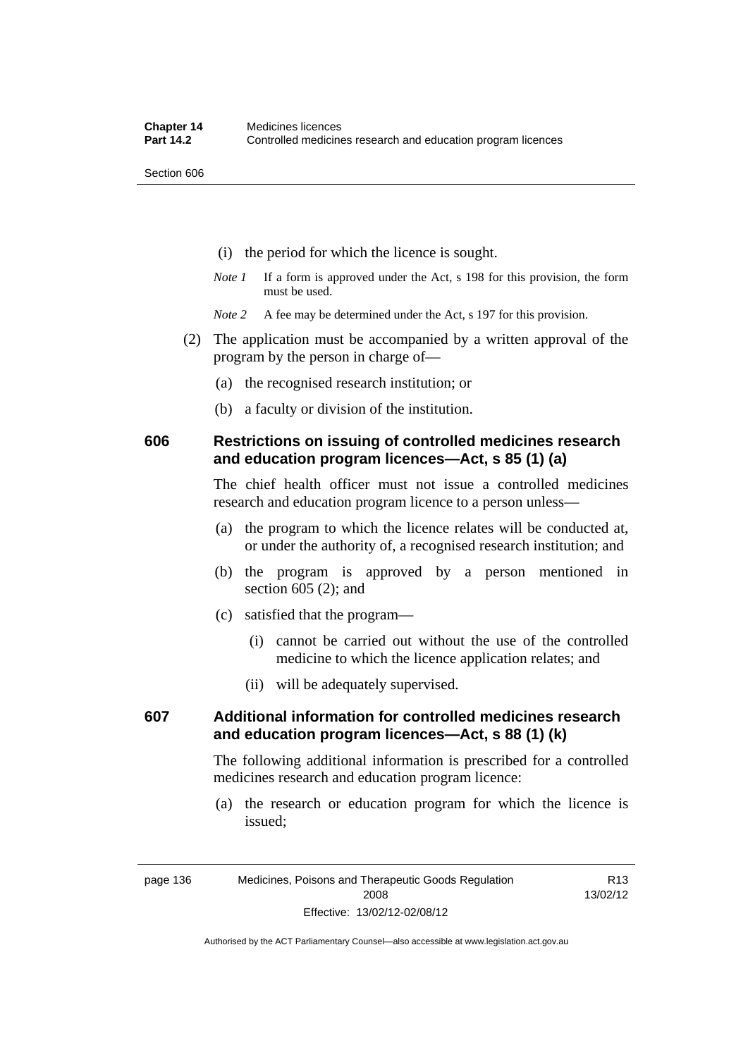(i) the period for which the licence is sought.

*Note 1* If a form is approved under the Act, s 198 for this provision, the form must be used.

*Note 2* A fee may be determined under the Act, s 197 for this provision.

(2) The application must be accompanied by a written approval of the program by the person in charge of—

(a) the recognised research institution; or

(b) a faculty or division of the institution.

## 606 Restrictions on issuing of controlled medicines research and education program licences—Act, s 85 (1) (a)

The chief health officer must not issue a controlled medicines research and education program licence to a person unless—

(a) the program to which the licence relates will be conducted at, or under the authority of, a recognised research institution; and

(b) the program is approved by a person mentioned in section 605 (2); and

(c) satisfied that the program—

(i) cannot be carried out without the use of the controlled medicine to which the licence application relates; and

(ii) will be adequately supervised.

## 607 Additional information for controlled medicines research and education program licences—Act, s 88 (1) (k)

The following additional information is prescribed for a controlled medicines research and education program licence:

(a) the research or education program for which the licence is issued;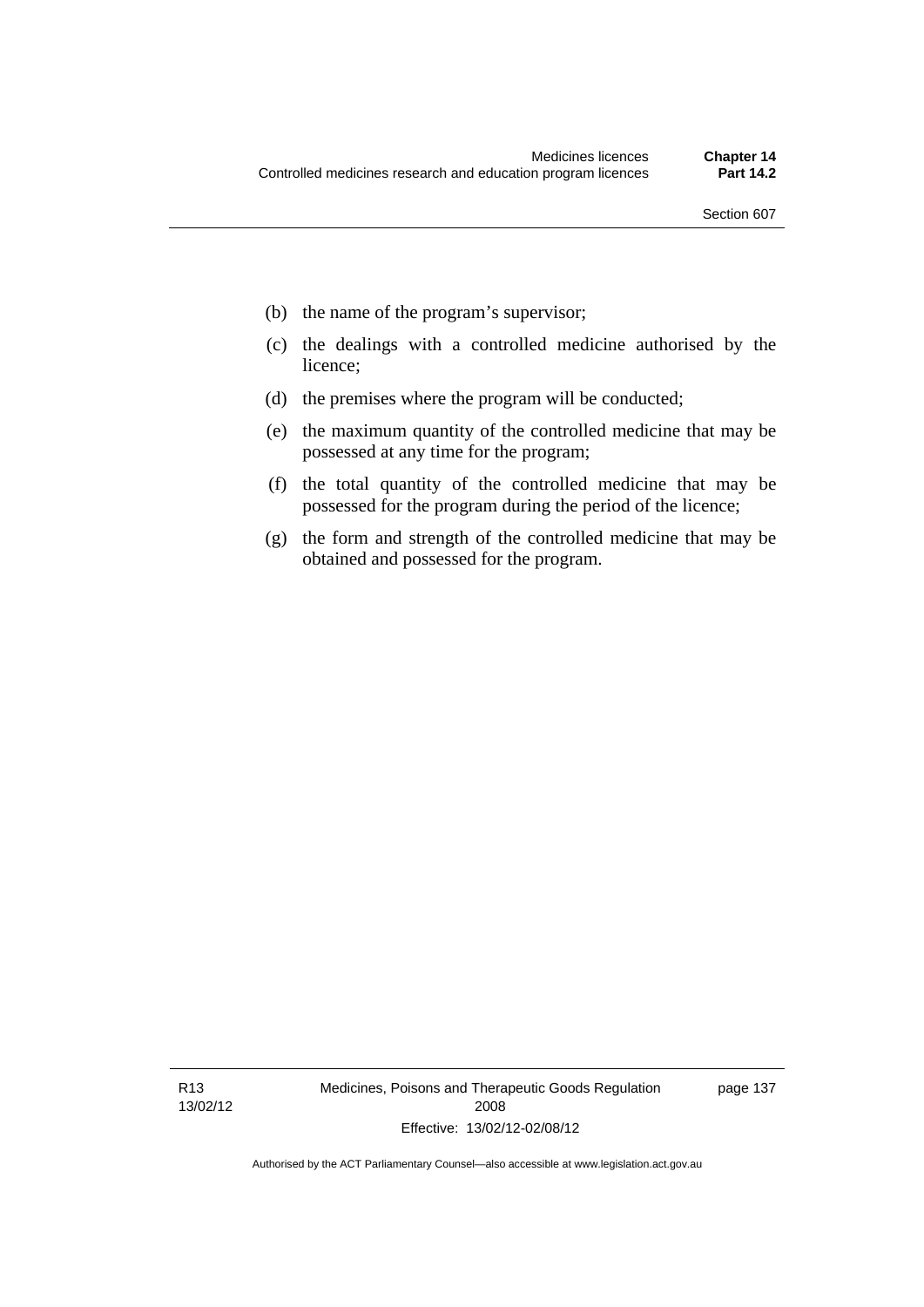(b) the name of the program's supervisor;

(c) the dealings with a controlled medicine authorised by the licence;

(d) the premises where the program will be conducted;

(e) the maximum quantity of the controlled medicine that may be possessed at any time for the program;

(f) the total quantity of the controlled medicine that may be possessed for the program during the period of the licence;

(g) the form and strength of the controlled medicine that may be obtained and possessed for the program.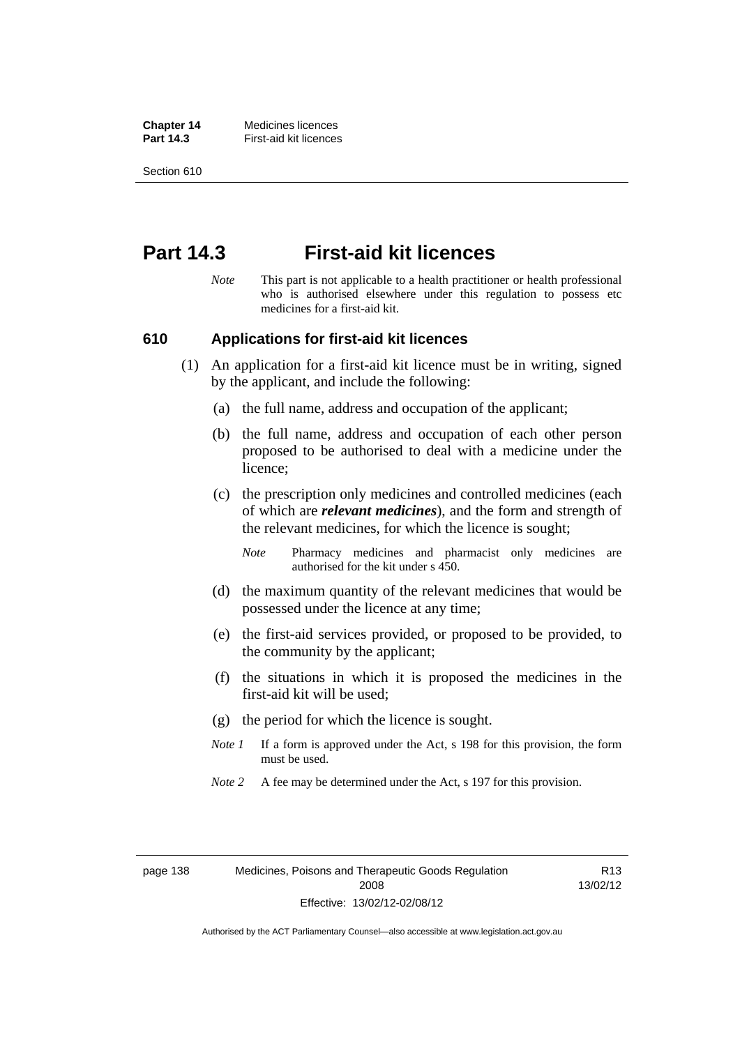# Part 14.3 First-aid kit licences

*Note* This part is not applicable to a health practitioner or health professional who is authorised elsewhere under this regulation to possess etc medicines for a first-aid kit.

## 610 Applications for first-aid kit licences

(1) An application for a first-aid kit licence must be in writing, signed by the applicant, and include the following:

(a) the full name, address and occupation of the applicant;

(b) the full name, address and occupation of each other person proposed to be authorised to deal with a medicine under the licence;

(c) the prescription only medicines and controlled medicines (each of which are ***relevant medicines***), and the form and strength of the relevant medicines, for which the licence is sought;

*Note* Pharmacy medicines and pharmacist only medicines are authorised for the kit under s 450.

(d) the maximum quantity of the relevant medicines that would be possessed under the licence at any time;

(e) the first-aid services provided, or proposed to be provided, to the community by the applicant;

(f) the situations in which it is proposed the medicines in the first-aid kit will be used;

(g) the period for which the licence is sought.

*Note 1* If a form is approved under the Act, s 198 for this provision, the form must be used.

*Note 2* A fee may be determined under the Act, s 197 for this provision.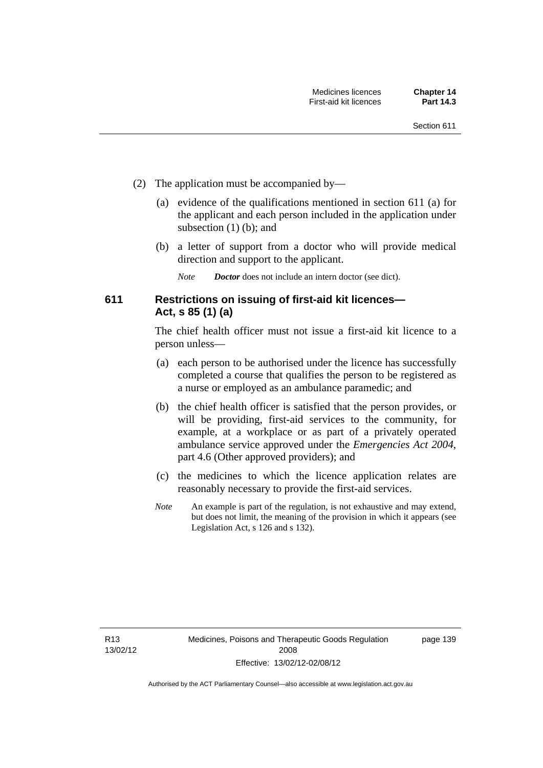(2) The application must be accompanied by—

(a) evidence of the qualifications mentioned in section 611 (a) for the applicant and each person included in the application under subsection (1) (b); and

(b) a letter of support from a doctor who will provide medical direction and support to the applicant.

*Note* ***Doctor*** does not include an intern doctor (see dict).

### 611 Restrictions on issuing of first-aid kit licences—Act, s 85 (1) (a)

The chief health officer must not issue a first-aid kit licence to a person unless—

(a) each person to be authorised under the licence has successfully completed a course that qualifies the person to be registered as a nurse or employed as an ambulance paramedic; and

(b) the chief health officer is satisfied that the person provides, or will be providing, first-aid services to the community, for example, at a workplace or as part of a privately operated ambulance service approved under the *Emergencies Act 2004*, part 4.6 (Other approved providers); and

(c) the medicines to which the licence application relates are reasonably necessary to provide the first-aid services.

*Note* An example is part of the regulation, is not exhaustive and may extend, but does not limit, the meaning of the provision in which it appears (see Legislation Act, s 126 and s 132).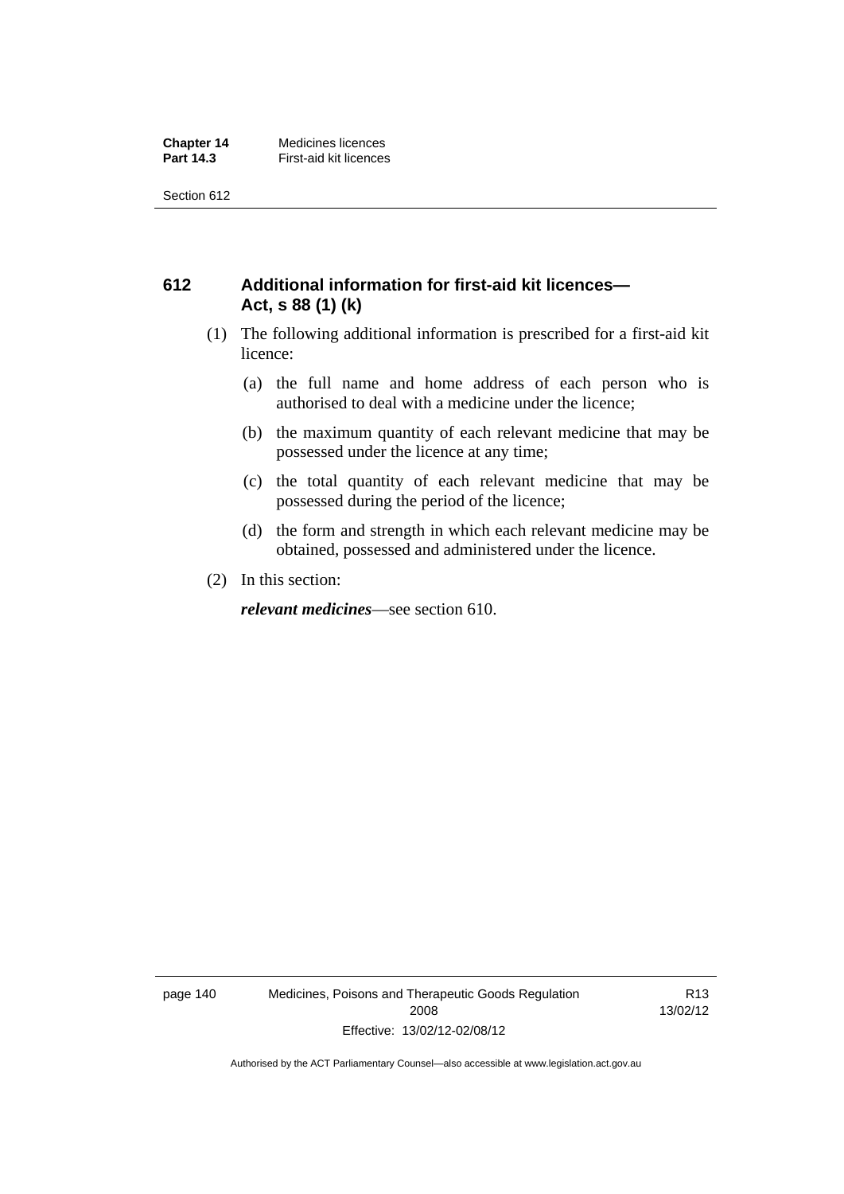## 612 Additional information for first-aid kit licences—Act, s 88 (1) (k)

(1) The following additional information is prescribed for a first-aid kit licence:

  (a) the full name and home address of each person who is authorised to deal with a medicine under the licence;

  (b) the maximum quantity of each relevant medicine that may be possessed under the licence at any time;

  (c) the total quantity of each relevant medicine that may be possessed during the period of the licence;

  (d) the form and strength in which each relevant medicine may be obtained, possessed and administered under the licence.

(2) In this section:

***relevant medicines***—see section 610.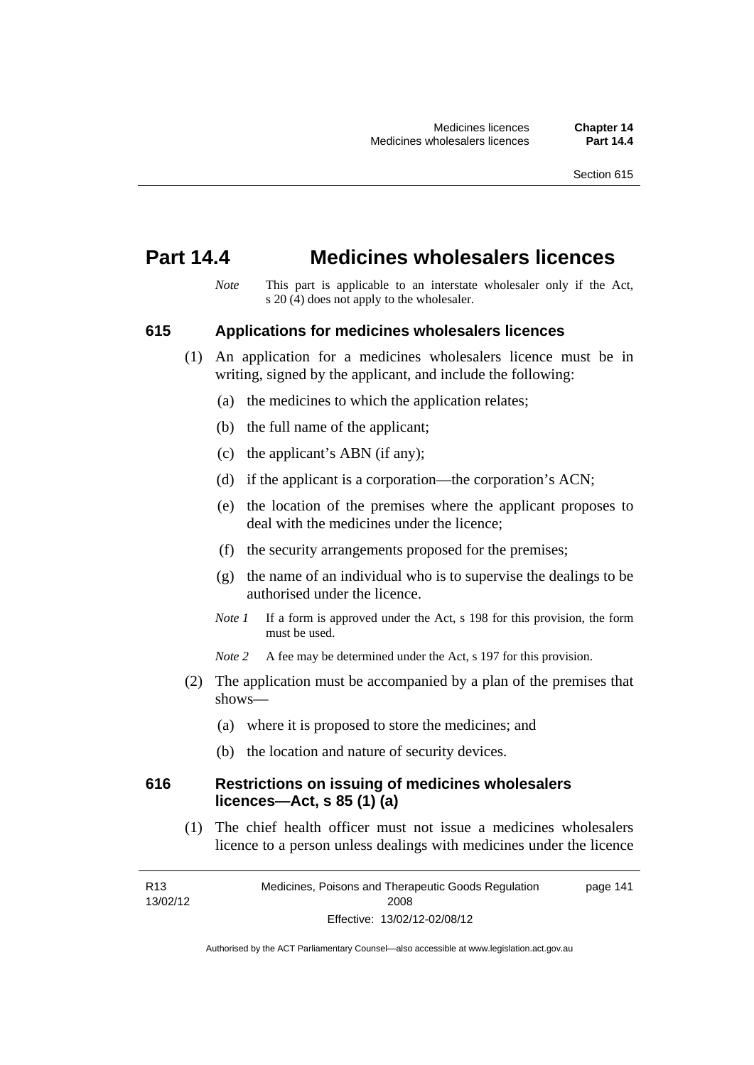# Part 14.4 Medicines wholesalers licences

*Note* This part is applicable to an interstate wholesaler only if the Act, s 20 (4) does not apply to the wholesaler.

## 615 Applications for medicines wholesalers licences

(1) An application for a medicines wholesalers licence must be in writing, signed by the applicant, and include the following:

(a) the medicines to which the application relates;

(b) the full name of the applicant;

(c) the applicant's ABN (if any);

(d) if the applicant is a corporation—the corporation's ACN;

(e) the location of the premises where the applicant proposes to deal with the medicines under the licence;

(f) the security arrangements proposed for the premises;

(g) the name of an individual who is to supervise the dealings to be authorised under the licence.

*Note 1* If a form is approved under the Act, s 198 for this provision, the form must be used.

*Note 2* A fee may be determined under the Act, s 197 for this provision.

(2) The application must be accompanied by a plan of the premises that shows—

(a) where it is proposed to store the medicines; and

(b) the location and nature of security devices.

## 616 Restrictions on issuing of medicines wholesalers licences—Act, s 85 (1) (a)

(1) The chief health officer must not issue a medicines wholesalers licence to a person unless dealings with medicines under the licence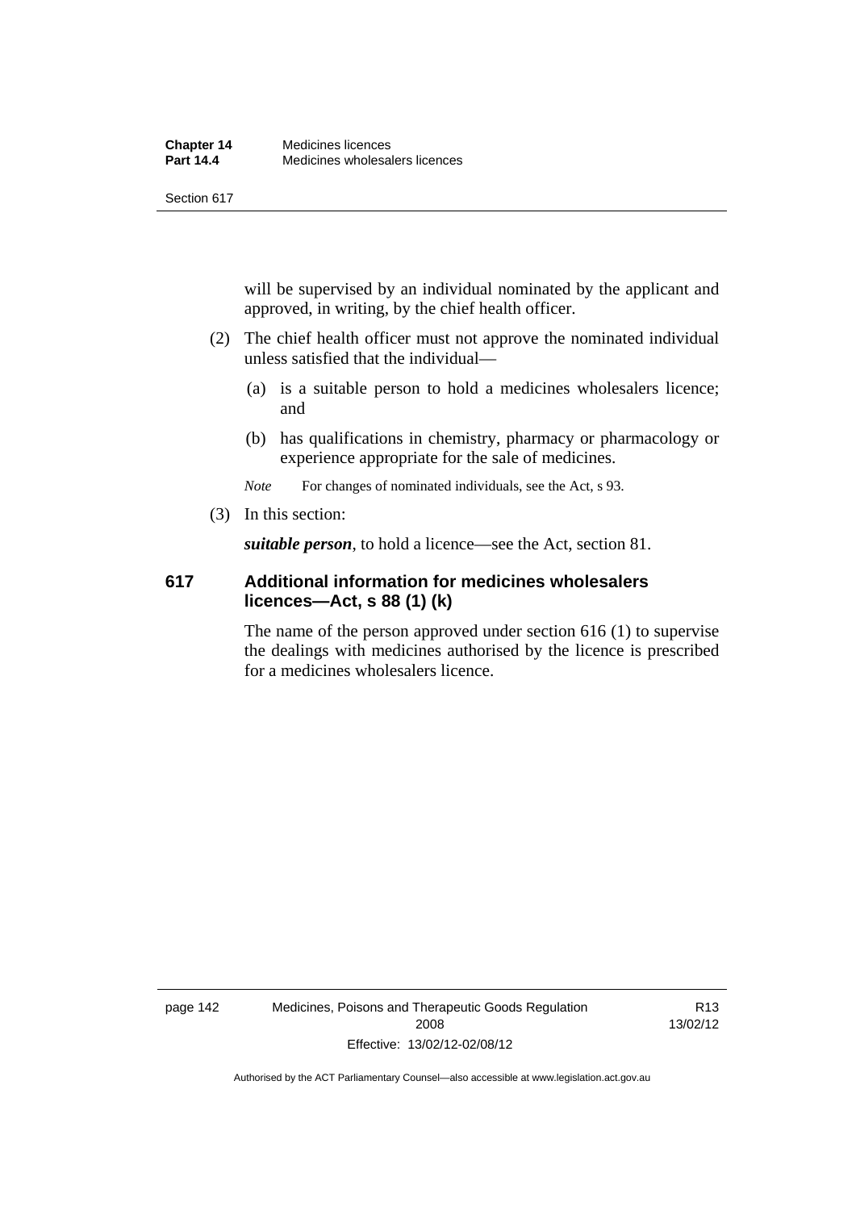will be supervised by an individual nominated by the applicant and approved, in writing, by the chief health officer.

(2) The chief health officer must not approve the nominated individual unless satisfied that the individual—

(a) is a suitable person to hold a medicines wholesalers licence; and

(b) has qualifications in chemistry, pharmacy or pharmacology or experience appropriate for the sale of medicines.

*Note* For changes of nominated individuals, see the Act, s 93.

(3) In this section:

***suitable person***, to hold a licence—see the Act, section 81.

### 617 Additional information for medicines wholesalers licences—Act, s 88 (1) (k)

The name of the person approved under section 616 (1) to supervise the dealings with medicines authorised by the licence is prescribed for a medicines wholesalers licence.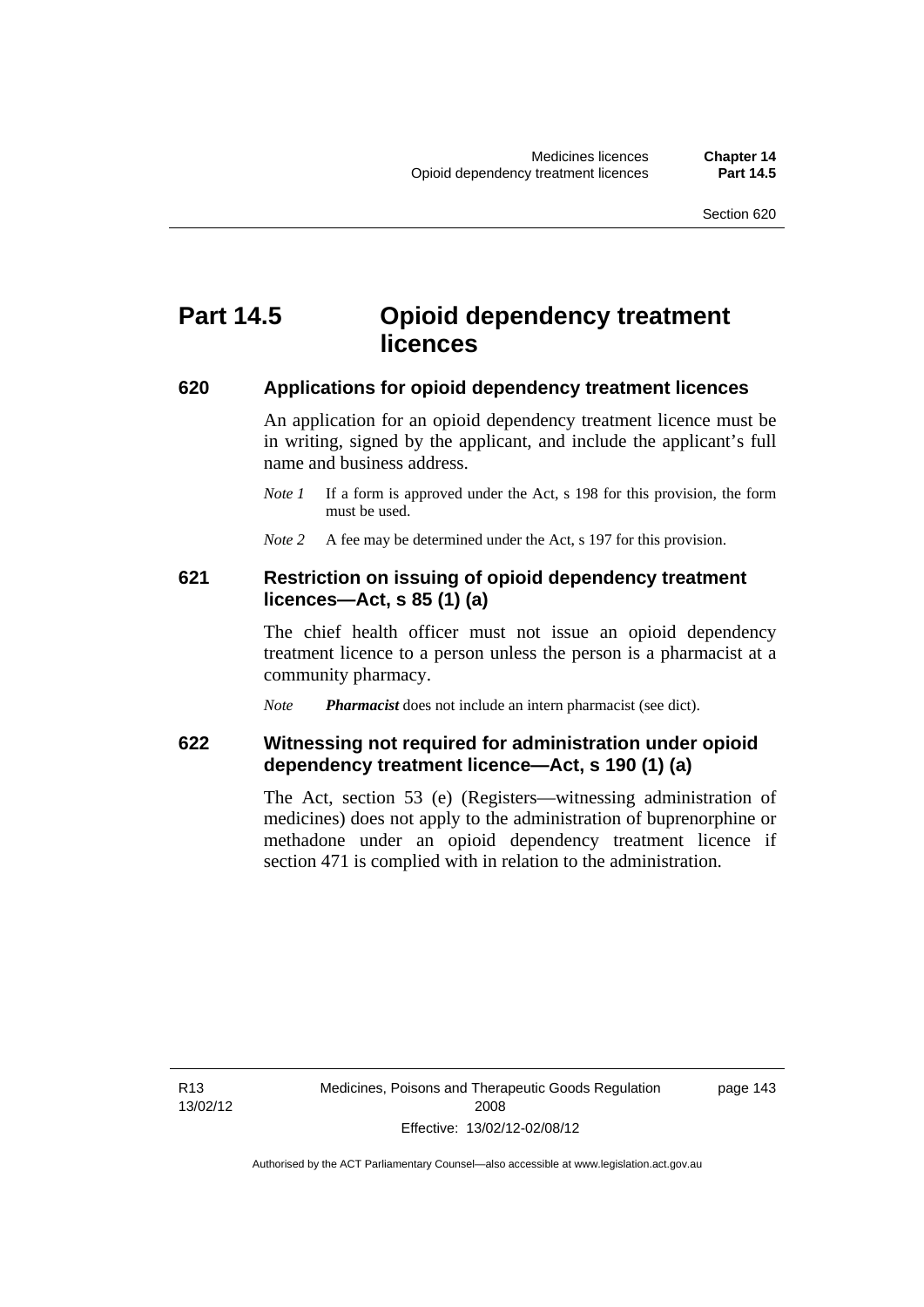# Part 14.5 Opioid dependency treatment licences

## 620 Applications for opioid dependency treatment licences

An application for an opioid dependency treatment licence must be in writing, signed by the applicant, and include the applicant's full name and business address.

*Note 1* If a form is approved under the Act, s 198 for this provision, the form must be used.

*Note 2* A fee may be determined under the Act, s 197 for this provision.

## 621 Restriction on issuing of opioid dependency treatment licences—Act, s 85 (1) (a)

The chief health officer must not issue an opioid dependency treatment licence to a person unless the person is a pharmacist at a community pharmacy.

*Note* ***Pharmacist*** does not include an intern pharmacist (see dict).

## 622 Witnessing not required for administration under opioid dependency treatment licence—Act, s 190 (1) (a)

The Act, section 53 (e) (Registers—witnessing administration of medicines) does not apply to the administration of buprenorphine or methadone under an opioid dependency treatment licence if section 471 is complied with in relation to the administration.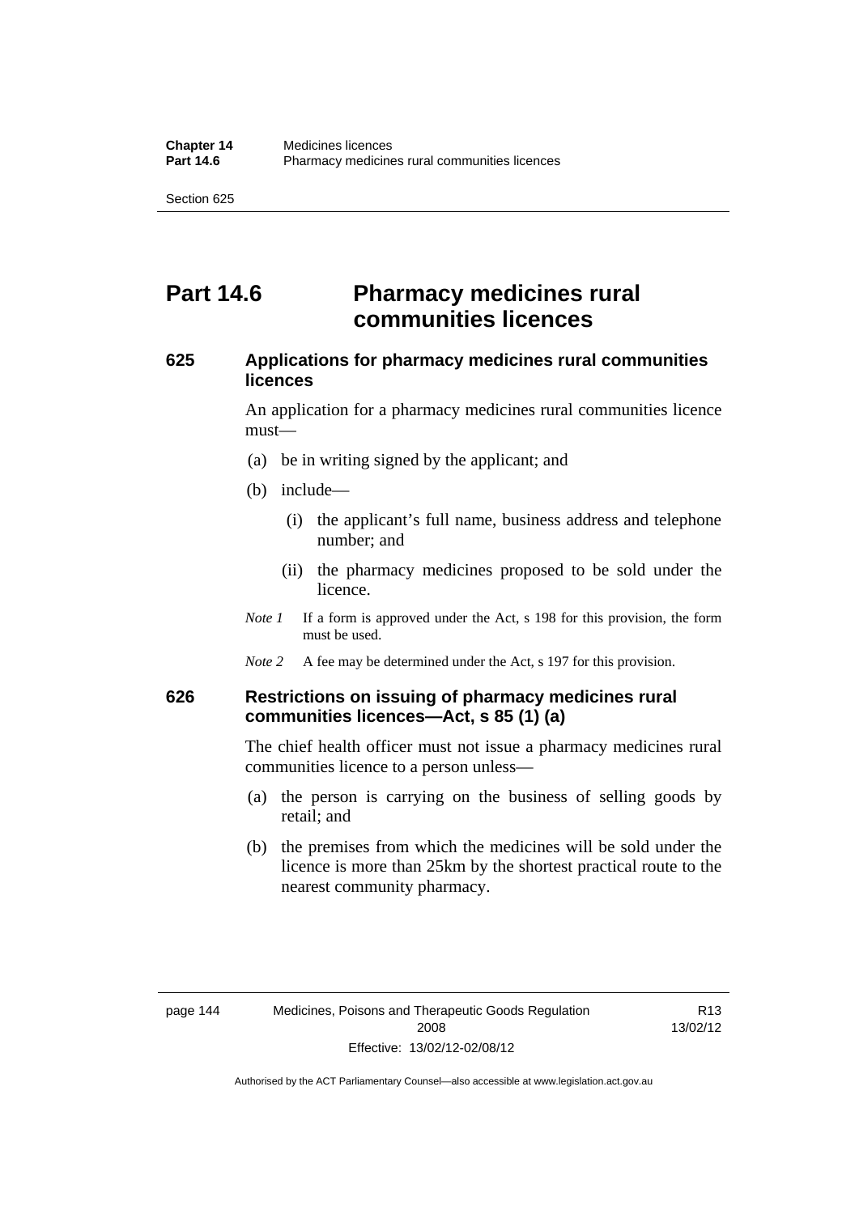# Part 14.6 Pharmacy medicines rural communities licences

### 625 Applications for pharmacy medicines rural communities licences

An application for a pharmacy medicines rural communities licence must—

(a) be in writing signed by the applicant; and

(b) include—

  (i) the applicant's full name, business address and telephone number; and

  (ii) the pharmacy medicines proposed to be sold under the licence.

*Note 1* If a form is approved under the Act, s 198 for this provision, the form must be used.

*Note 2* A fee may be determined under the Act, s 197 for this provision.

### 626 Restrictions on issuing of pharmacy medicines rural communities licences—Act, s 85 (1) (a)

The chief health officer must not issue a pharmacy medicines rural communities licence to a person unless—

(a) the person is carrying on the business of selling goods by retail; and

(b) the premises from which the medicines will be sold under the licence is more than 25km by the shortest practical route to the nearest community pharmacy.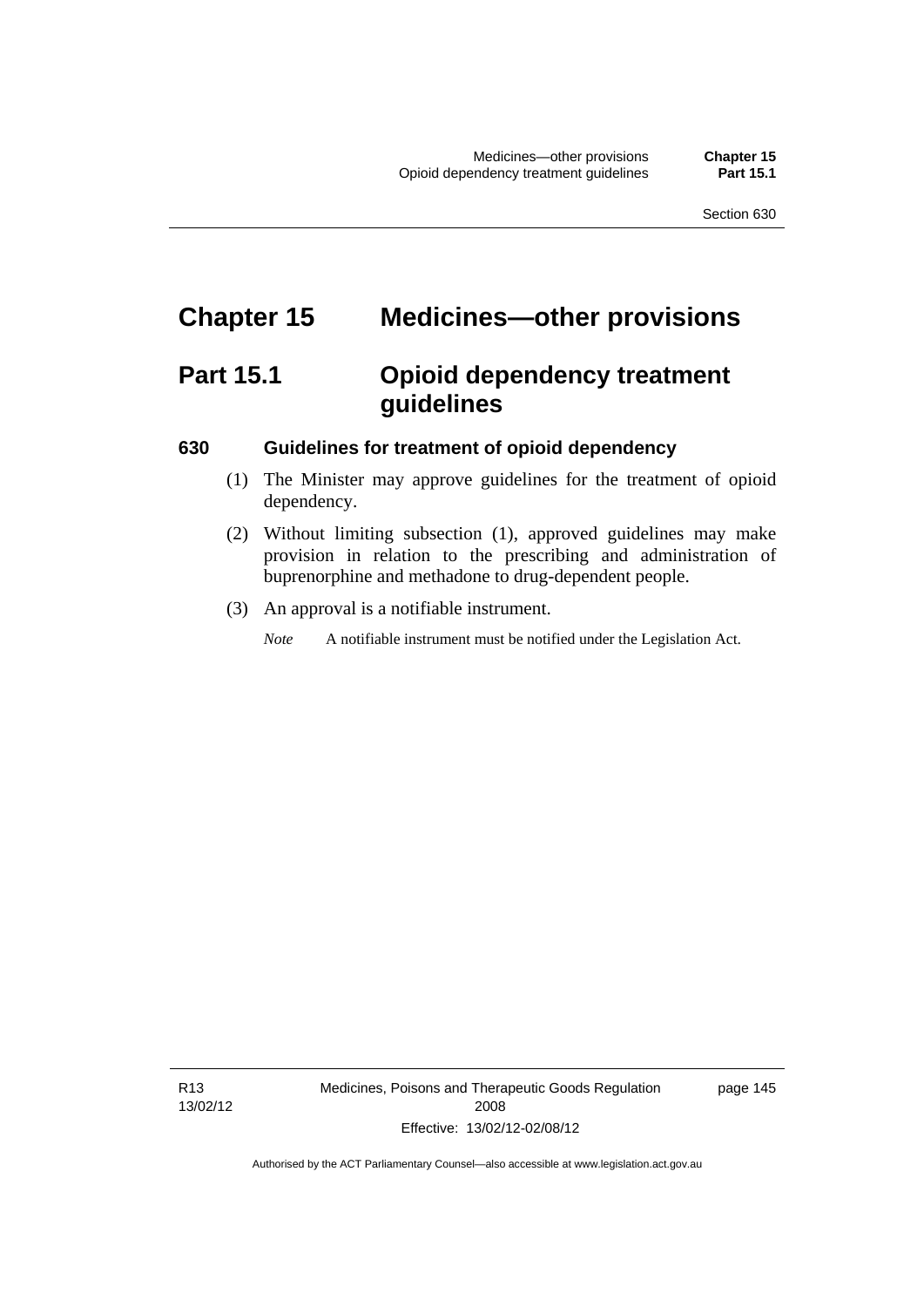# Chapter 15 Medicines—other provisions

## Part 15.1 Opioid dependency treatment guidelines

### 630 Guidelines for treatment of opioid dependency

(1) The Minister may approve guidelines for the treatment of opioid dependency.

(2) Without limiting subsection (1), approved guidelines may make provision in relation to the prescribing and administration of buprenorphine and methadone to drug-dependent people.

(3) An approval is a notifiable instrument.

*Note* A notifiable instrument must be notified under the Legislation Act.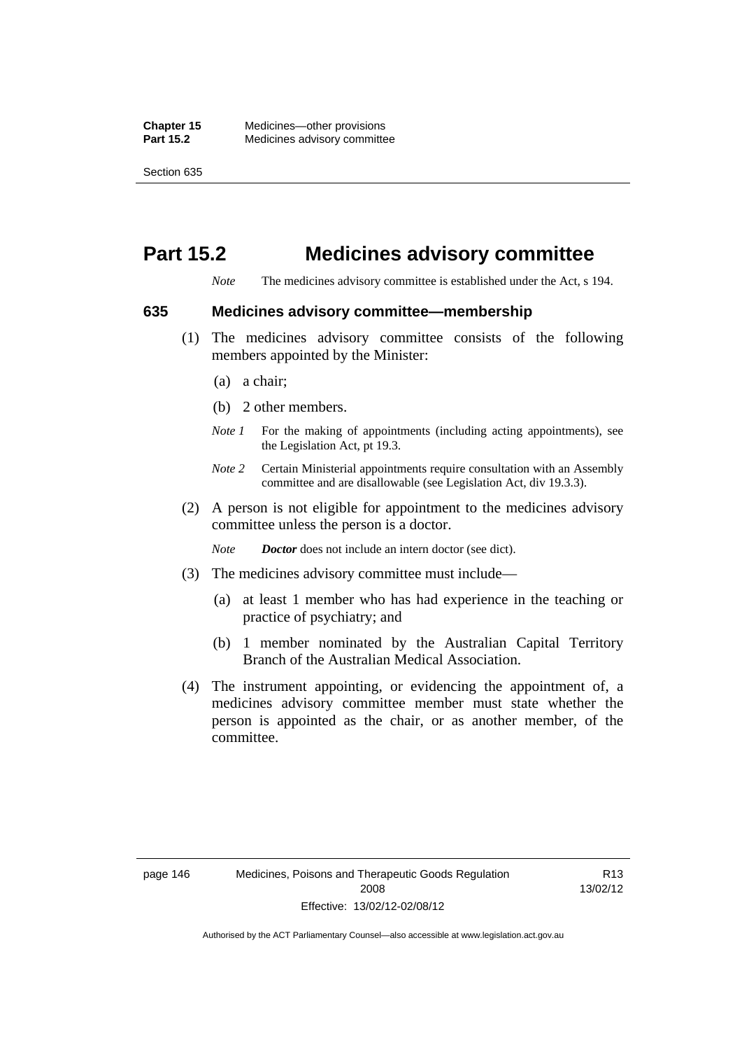# Part 15.2 Medicines advisory committee

*Note* The medicines advisory committee is established under the Act, s 194.

## 635 Medicines advisory committee—membership

(1) The medicines advisory committee consists of the following members appointed by the Minister:

(a) a chair;

(b) 2 other members.

*Note 1* For the making of appointments (including acting appointments), see the Legislation Act, pt 19.3.

*Note 2* Certain Ministerial appointments require consultation with an Assembly committee and are disallowable (see Legislation Act, div 19.3.3).

(2) A person is not eligible for appointment to the medicines advisory committee unless the person is a doctor.

*Note* ***Doctor*** does not include an intern doctor (see dict).

(3) The medicines advisory committee must include—

(a) at least 1 member who has had experience in the teaching or practice of psychiatry; and

(b) 1 member nominated by the Australian Capital Territory Branch of the Australian Medical Association.

(4) The instrument appointing, or evidencing the appointment of, a medicines advisory committee member must state whether the person is appointed as the chair, or as another member, of the committee.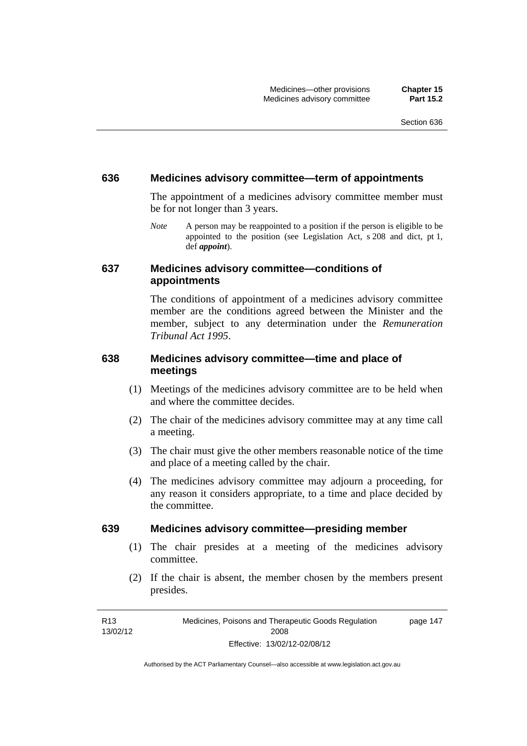### 636 Medicines advisory committee—term of appointments

The appointment of a medicines advisory committee member must be for not longer than 3 years.

*Note* A person may be reappointed to a position if the person is eligible to be appointed to the position (see Legislation Act, s 208 and dict, pt 1, def ***appoint***).

### 637 Medicines advisory committee—conditions of appointments

The conditions of appointment of a medicines advisory committee member are the conditions agreed between the Minister and the member, subject to any determination under the *Remuneration Tribunal Act 1995*.

### 638 Medicines advisory committee—time and place of meetings

(1) Meetings of the medicines advisory committee are to be held when and where the committee decides.

(2) The chair of the medicines advisory committee may at any time call a meeting.

(3) The chair must give the other members reasonable notice of the time and place of a meeting called by the chair.

(4) The medicines advisory committee may adjourn a proceeding, for any reason it considers appropriate, to a time and place decided by the committee.

### 639 Medicines advisory committee—presiding member

(1) The chair presides at a meeting of the medicines advisory committee.

(2) If the chair is absent, the member chosen by the members present presides.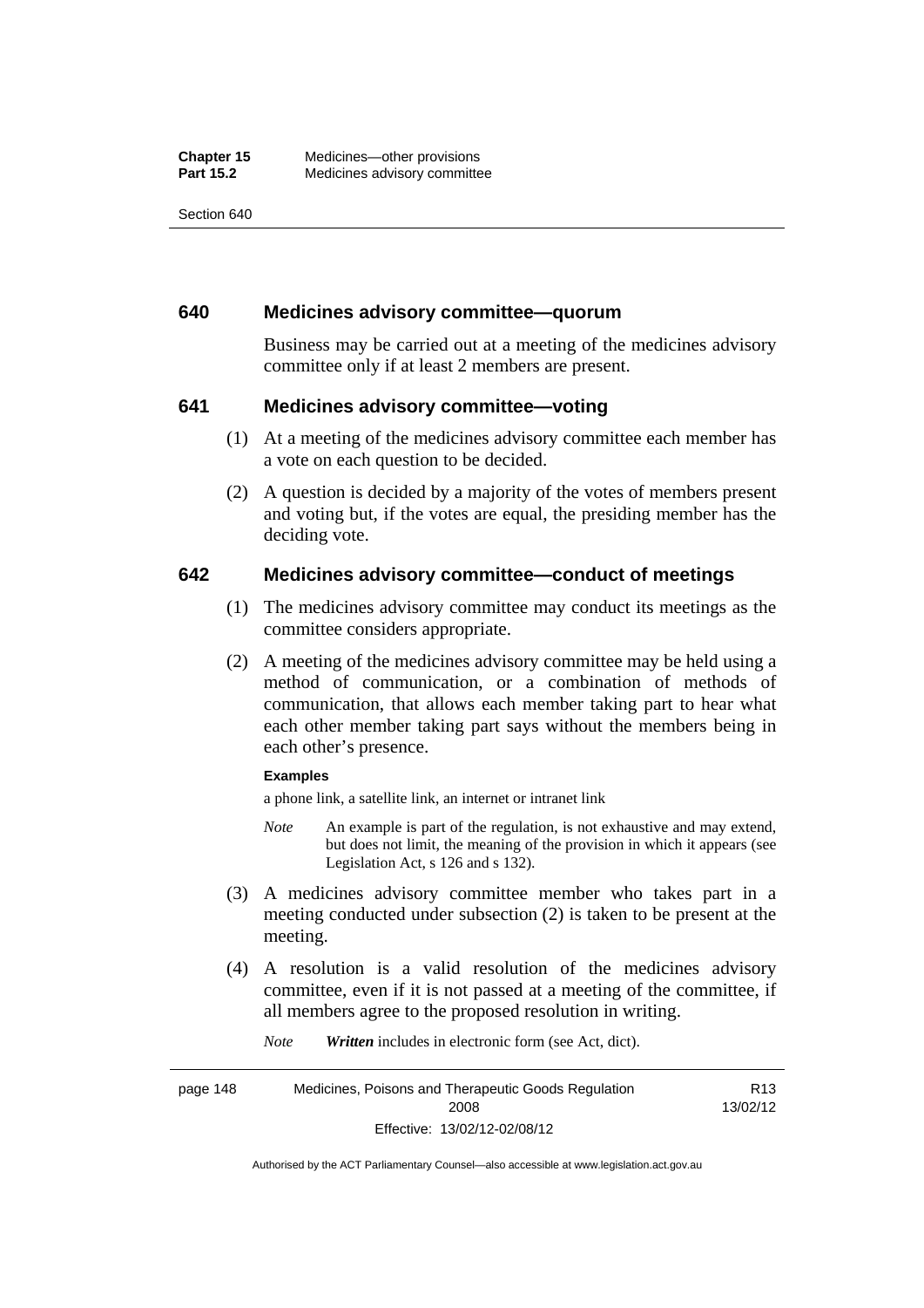## 640 Medicines advisory committee—quorum

Business may be carried out at a meeting of the medicines advisory committee only if at least 2 members are present.

## 641 Medicines advisory committee—voting

(1) At a meeting of the medicines advisory committee each member has a vote on each question to be decided.

(2) A question is decided by a majority of the votes of members present and voting but, if the votes are equal, the presiding member has the deciding vote.

## 642 Medicines advisory committee—conduct of meetings

(1) The medicines advisory committee may conduct its meetings as the committee considers appropriate.

(2) A meeting of the medicines advisory committee may be held using a method of communication, or a combination of methods of communication, that allows each member taking part to hear what each other member taking part says without the members being in each other's presence.

**Examples**

a phone link, a satellite link, an internet or intranet link

*Note* An example is part of the regulation, is not exhaustive and may extend, but does not limit, the meaning of the provision in which it appears (see Legislation Act, s 126 and s 132).

(3) A medicines advisory committee member who takes part in a meeting conducted under subsection (2) is taken to be present at the meeting.

(4) A resolution is a valid resolution of the medicines advisory committee, even if it is not passed at a meeting of the committee, if all members agree to the proposed resolution in writing.

*Note* ***Written*** includes in electronic form (see Act, dict).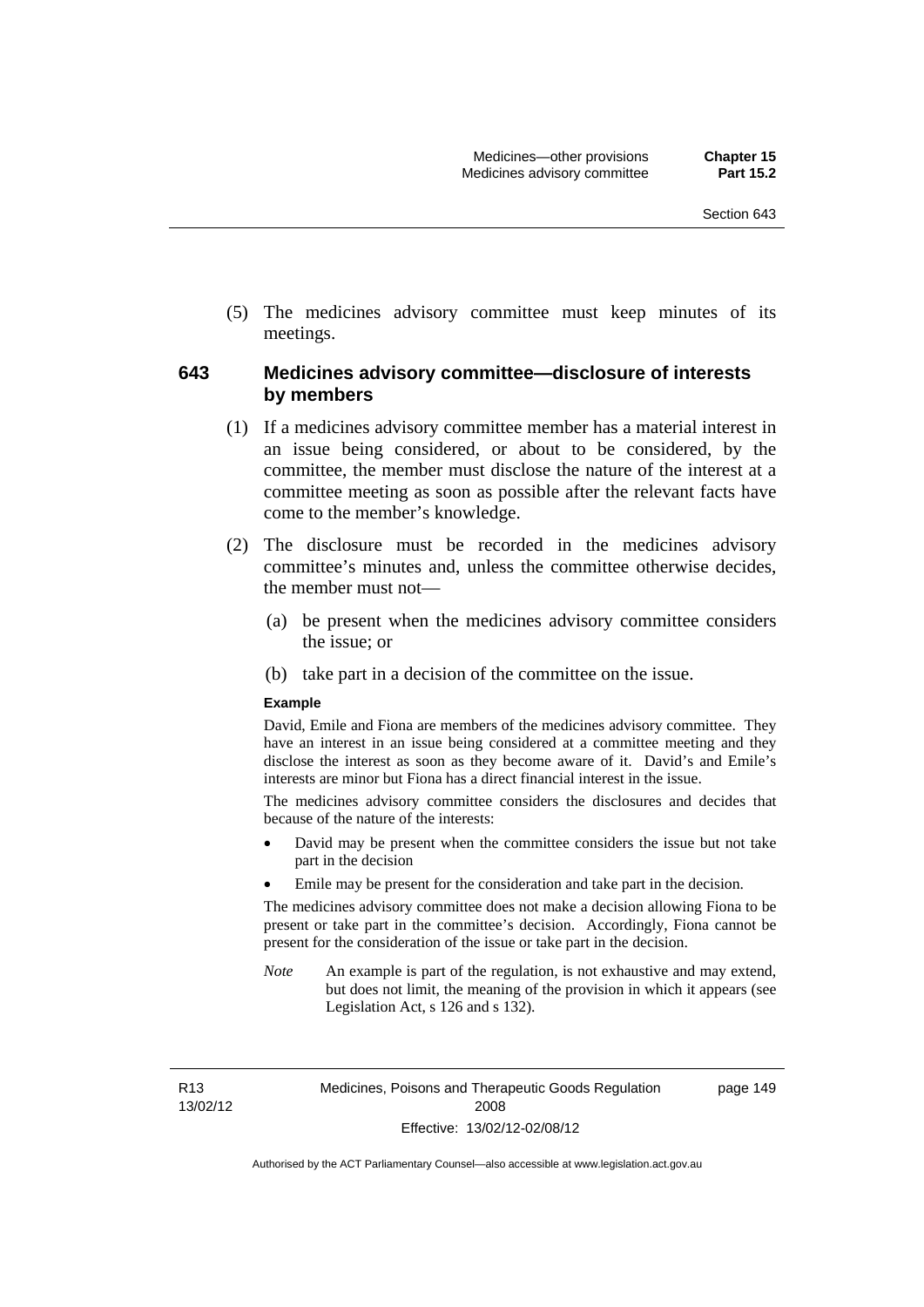(5) The medicines advisory committee must keep minutes of its meetings.

## 643 Medicines advisory committee—disclosure of interests by members

(1) If a medicines advisory committee member has a material interest in an issue being considered, or about to be considered, by the committee, the member must disclose the nature of the interest at a committee meeting as soon as possible after the relevant facts have come to the member's knowledge.

(2) The disclosure must be recorded in the medicines advisory committee's minutes and, unless the committee otherwise decides, the member must not—

  (a) be present when the medicines advisory committee considers the issue; or

  (b) take part in a decision of the committee on the issue.

**Example**

David, Emile and Fiona are members of the medicines advisory committee. They have an interest in an issue being considered at a committee meeting and they disclose the interest as soon as they become aware of it. David's and Emile's interests are minor but Fiona has a direct financial interest in the issue.

The medicines advisory committee considers the disclosures and decides that because of the nature of the interests:

- David may be present when the committee considers the issue but not take part in the decision
- Emile may be present for the consideration and take part in the decision.

The medicines advisory committee does not make a decision allowing Fiona to be present or take part in the committee's decision. Accordingly, Fiona cannot be present for the consideration of the issue or take part in the decision.

*Note* An example is part of the regulation, is not exhaustive and may extend, but does not limit, the meaning of the provision in which it appears (see Legislation Act, s 126 and s 132).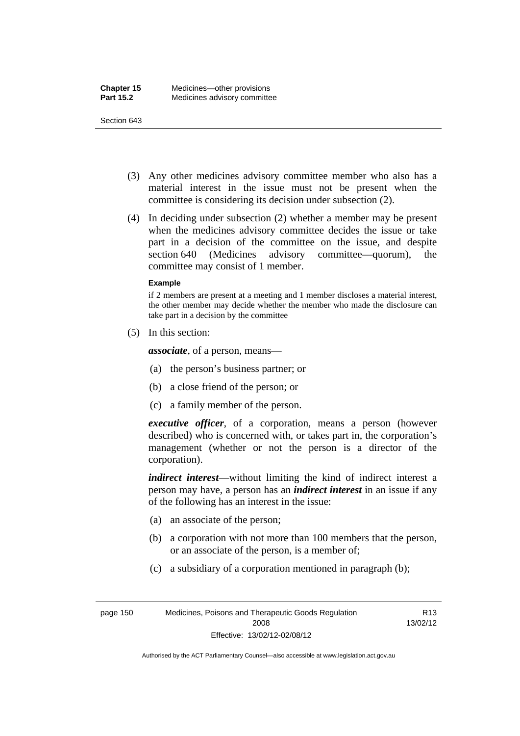(3) Any other medicines advisory committee member who also has a material interest in the issue must not be present when the committee is considering its decision under subsection (2).

(4) In deciding under subsection (2) whether a member may be present when the medicines advisory committee decides the issue or take part in a decision of the committee on the issue, and despite section 640 (Medicines advisory committee—quorum), the committee may consist of 1 member.

**Example**

if 2 members are present at a meeting and 1 member discloses a material interest, the other member may decide whether the member who made the disclosure can take part in a decision by the committee

(5) In this section:

***associate***, of a person, means—

(a) the person's business partner; or

(b) a close friend of the person; or

(c) a family member of the person.

***executive officer***, of a corporation, means a person (however described) who is concerned with, or takes part in, the corporation's management (whether or not the person is a director of the corporation).

***indirect interest***—without limiting the kind of indirect interest a person may have, a person has an ***indirect interest*** in an issue if any of the following has an interest in the issue:

(a) an associate of the person;

(b) a corporation with not more than 100 members that the person, or an associate of the person, is a member of;

(c) a subsidiary of a corporation mentioned in paragraph (b);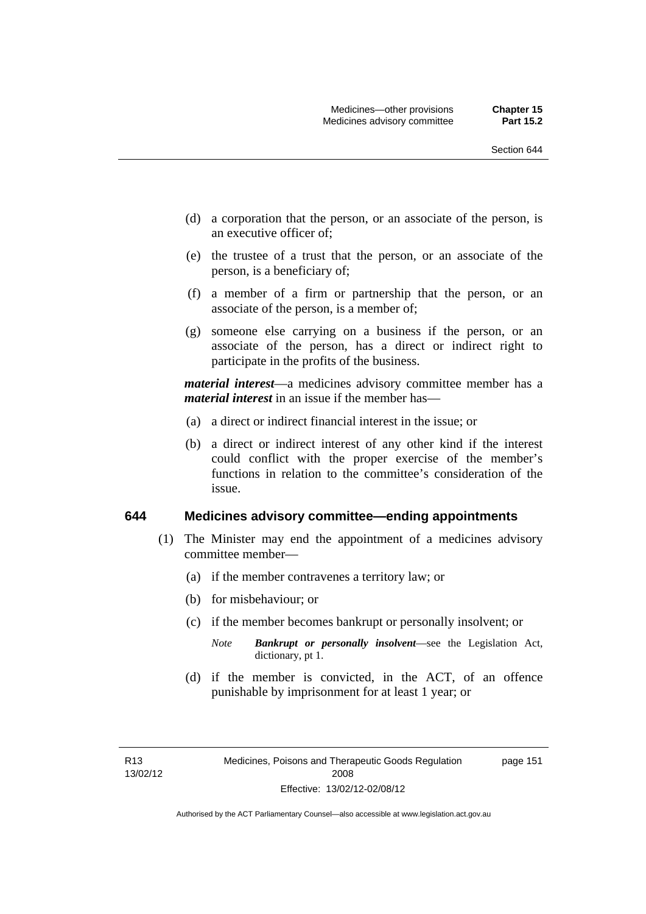(d) a corporation that the person, or an associate of the person, is an executive officer of;

(e) the trustee of a trust that the person, or an associate of the person, is a beneficiary of;

(f) a member of a firm or partnership that the person, or an associate of the person, is a member of;

(g) someone else carrying on a business if the person, or an associate of the person, has a direct or indirect right to participate in the profits of the business.

***material interest***—a medicines advisory committee member has a ***material interest*** in an issue if the member has—

(a) a direct or indirect financial interest in the issue; or

(b) a direct or indirect interest of any other kind if the interest could conflict with the proper exercise of the member's functions in relation to the committee's consideration of the issue.

### 644 Medicines advisory committee—ending appointments

(1) The Minister may end the appointment of a medicines advisory committee member—

(a) if the member contravenes a territory law; or

(b) for misbehaviour; or

(c) if the member becomes bankrupt or personally insolvent; or

*Note* ***Bankrupt or personally insolvent***—see the Legislation Act, dictionary, pt 1.

(d) if the member is convicted, in the ACT, of an offence punishable by imprisonment for at least 1 year; or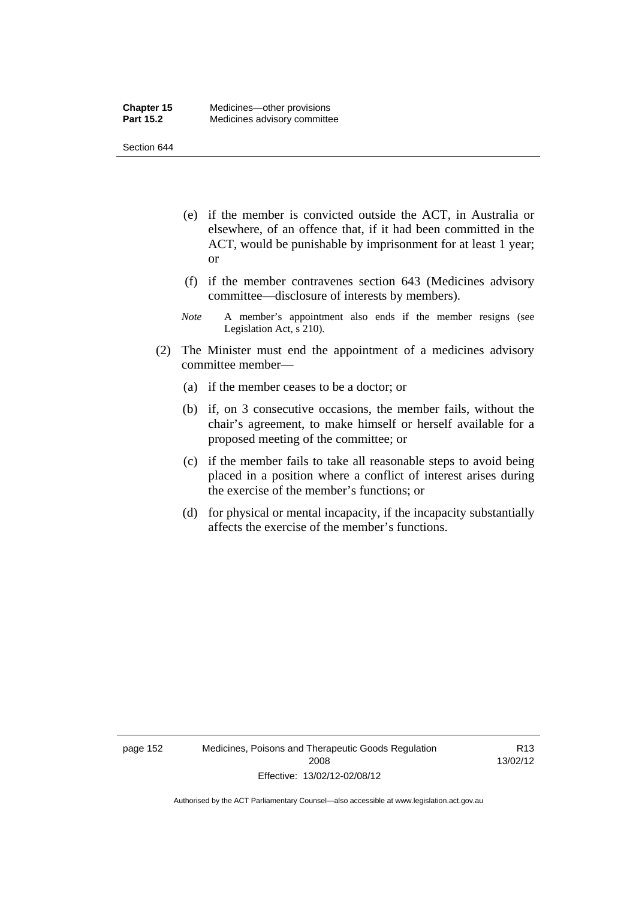(e) if the member is convicted outside the ACT, in Australia or elsewhere, of an offence that, if it had been committed in the ACT, would be punishable by imprisonment for at least 1 year; or

(f) if the member contravenes section 643 (Medicines advisory committee—disclosure of interests by members).

*Note* A member's appointment also ends if the member resigns (see Legislation Act, s 210).

(2) The Minister must end the appointment of a medicines advisory committee member—

(a) if the member ceases to be a doctor; or

(b) if, on 3 consecutive occasions, the member fails, without the chair's agreement, to make himself or herself available for a proposed meeting of the committee; or

(c) if the member fails to take all reasonable steps to avoid being placed in a position where a conflict of interest arises during the exercise of the member's functions; or

(d) for physical or mental incapacity, if the incapacity substantially affects the exercise of the member's functions.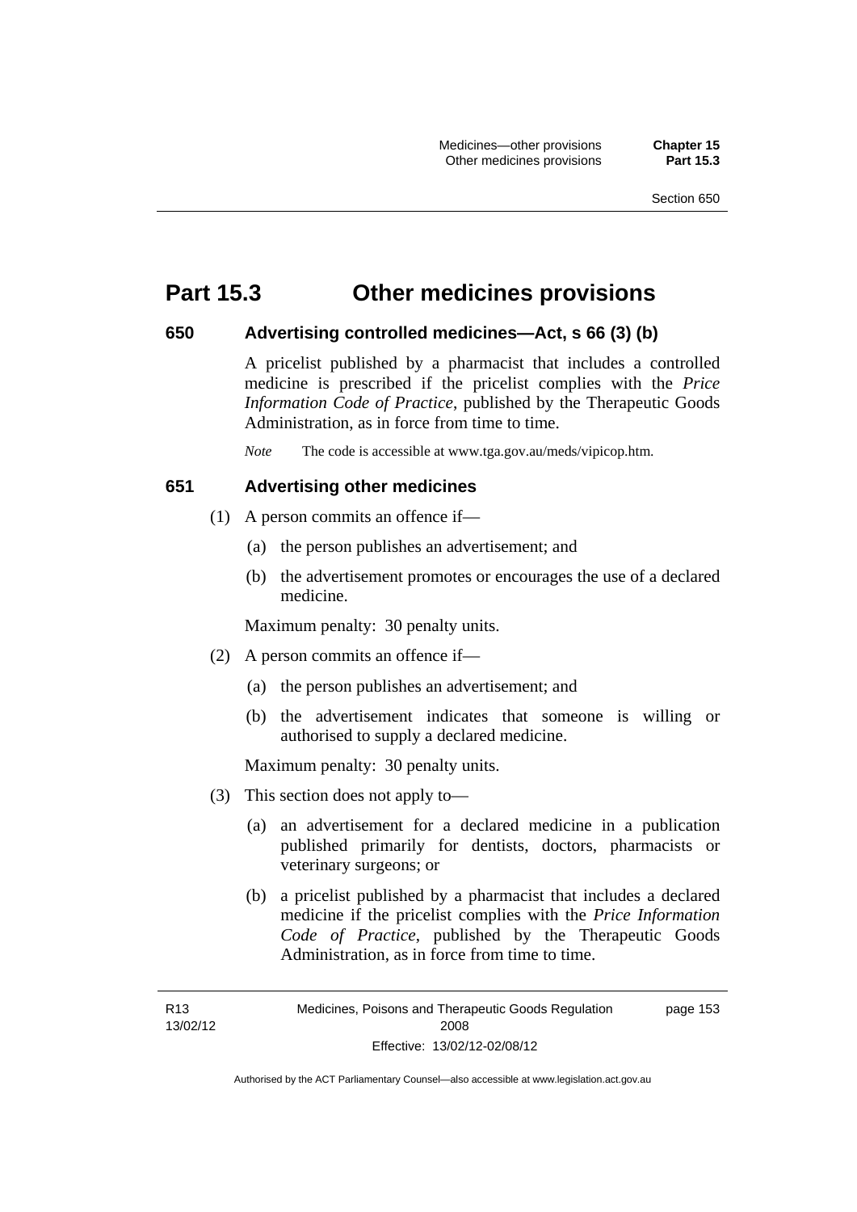# Part 15.3 Other medicines provisions

## 650 Advertising controlled medicines—Act, s 66 (3) (b)

A pricelist published by a pharmacist that includes a controlled medicine is prescribed if the pricelist complies with the *Price Information Code of Practice*, published by the Therapeutic Goods Administration, as in force from time to time.

*Note* The code is accessible at www.tga.gov.au/meds/vipicop.htm.

## 651 Advertising other medicines

(1) A person commits an offence if—

(a) the person publishes an advertisement; and

(b) the advertisement promotes or encourages the use of a declared medicine.

Maximum penalty: 30 penalty units.

(2) A person commits an offence if—

(a) the person publishes an advertisement; and

(b) the advertisement indicates that someone is willing or authorised to supply a declared medicine.

Maximum penalty: 30 penalty units.

(3) This section does not apply to—

(a) an advertisement for a declared medicine in a publication published primarily for dentists, doctors, pharmacists or veterinary surgeons; or

(b) a pricelist published by a pharmacist that includes a declared medicine if the pricelist complies with the *Price Information Code of Practice*, published by the Therapeutic Goods Administration, as in force from time to time.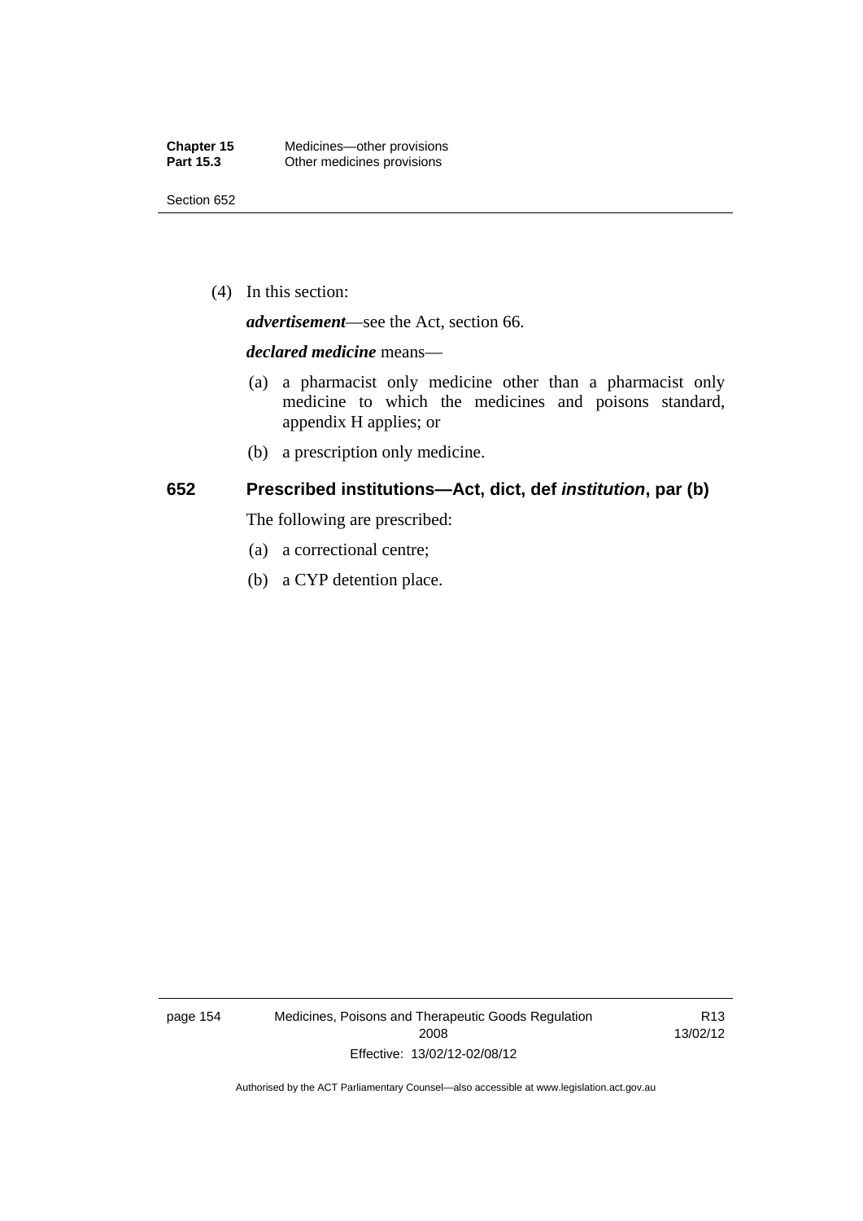(4) In this section:

***advertisement***—see the Act, section 66.

***declared medicine*** means—

(a) a pharmacist only medicine other than a pharmacist only medicine to which the medicines and poisons standard, appendix H applies; or

(b) a prescription only medicine.

## 652 Prescribed institutions—Act, dict, def *institution*, par (b)

The following are prescribed:

(a) a correctional centre;

(b) a CYP detention place.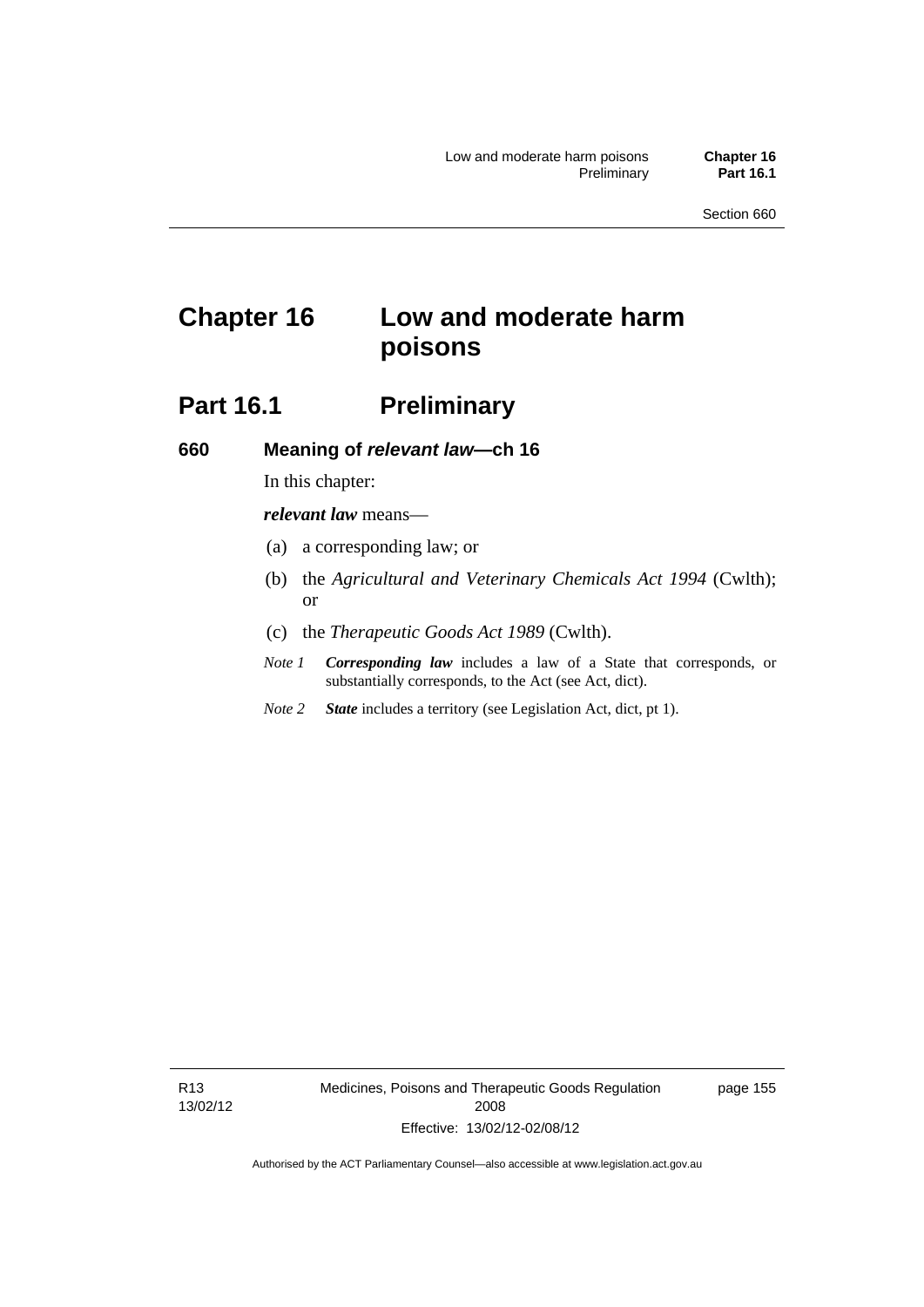# Chapter 16 Low and moderate harm poisons

## Part 16.1 Preliminary

### 660 Meaning of *relevant law*—ch 16

In this chapter:

***relevant law*** means—

(a) a corresponding law; or

(b) the *Agricultural and Veterinary Chemicals Act 1994* (Cwlth); or

(c) the *Therapeutic Goods Act 1989* (Cwlth).

*Note 1* ***Corresponding law*** includes a law of a State that corresponds, or substantially corresponds, to the Act (see Act, dict).

*Note 2* ***State*** includes a territory (see Legislation Act, dict, pt 1).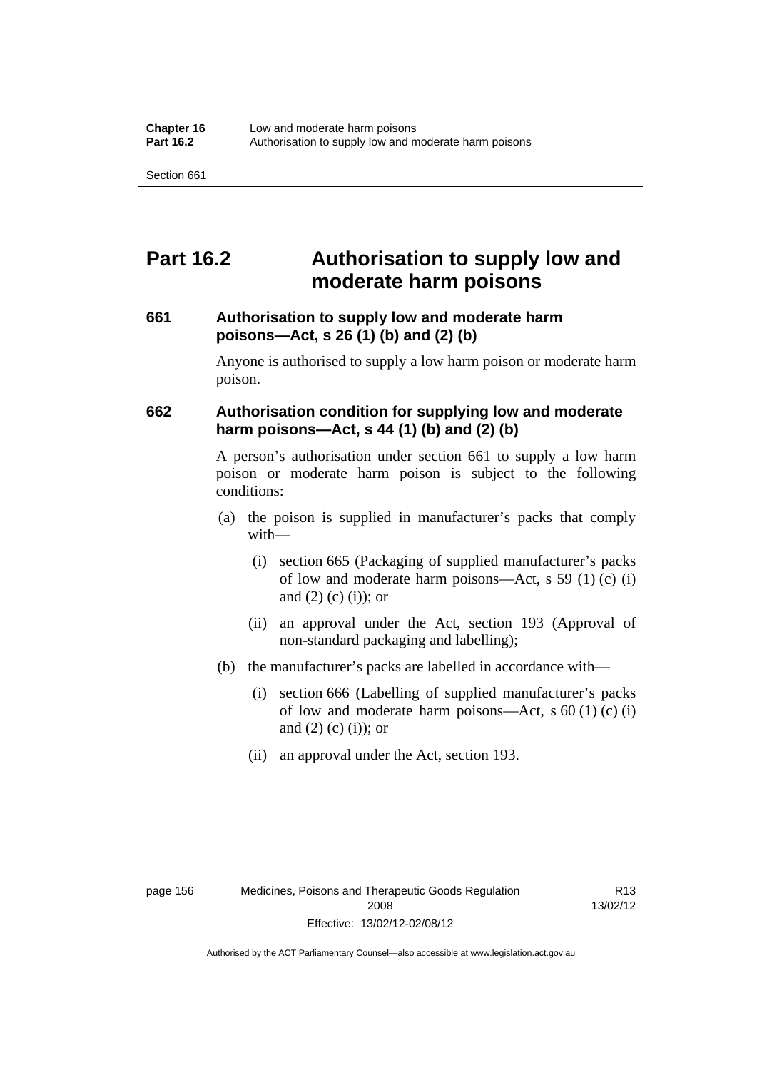# Part 16.2 Authorisation to supply low and moderate harm poisons

### 661 Authorisation to supply low and moderate harm poisons—Act, s 26 (1) (b) and (2) (b)

Anyone is authorised to supply a low harm poison or moderate harm poison.

### 662 Authorisation condition for supplying low and moderate harm poisons—Act, s 44 (1) (b) and (2) (b)

A person's authorisation under section 661 to supply a low harm poison or moderate harm poison is subject to the following conditions:

(a) the poison is supplied in manufacturer's packs that comply with—

  (i) section 665 (Packaging of supplied manufacturer's packs of low and moderate harm poisons—Act, s 59 (1) (c) (i) and (2) (c) (i)); or

  (ii) an approval under the Act, section 193 (Approval of non-standard packaging and labelling);

(b) the manufacturer's packs are labelled in accordance with—

  (i) section 666 (Labelling of supplied manufacturer's packs of low and moderate harm poisons—Act, s 60 (1) (c) (i) and (2) (c) (i)); or

  (ii) an approval under the Act, section 193.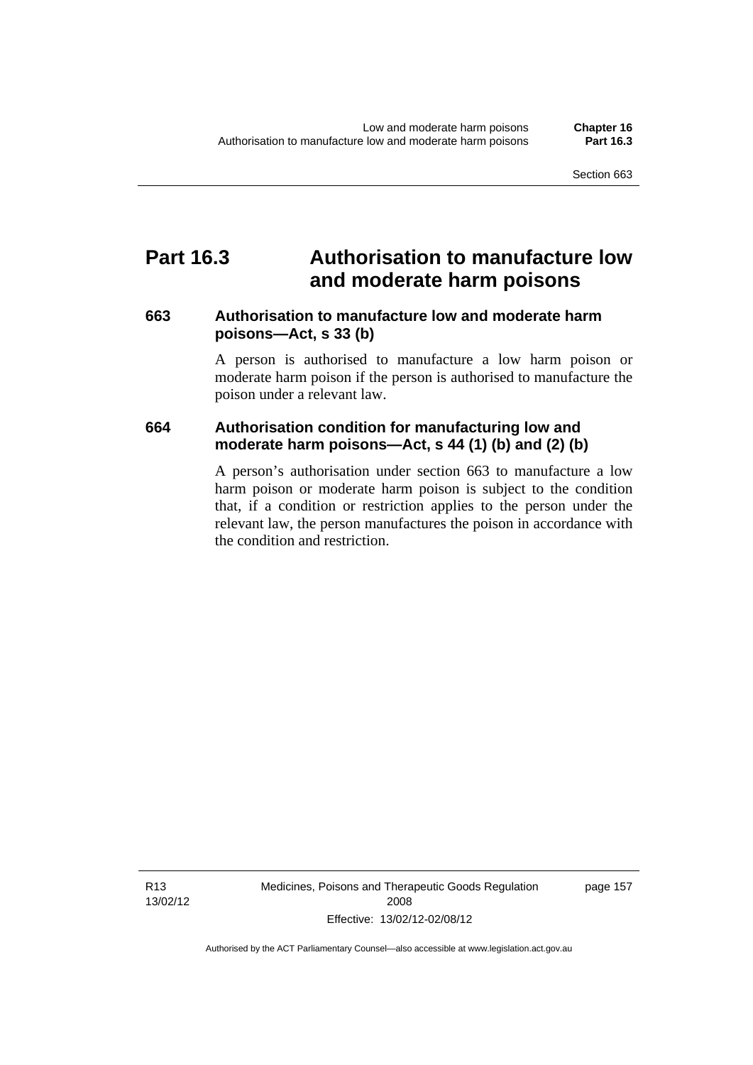# Part 16.3 Authorisation to manufacture low and moderate harm poisons

### 663 Authorisation to manufacture low and moderate harm poisons—Act, s 33 (b)

A person is authorised to manufacture a low harm poison or moderate harm poison if the person is authorised to manufacture the poison under a relevant law.

### 664 Authorisation condition for manufacturing low and moderate harm poisons—Act, s 44 (1) (b) and (2) (b)

A person's authorisation under section 663 to manufacture a low harm poison or moderate harm poison is subject to the condition that, if a condition or restriction applies to the person under the relevant law, the person manufactures the poison in accordance with the condition and restriction.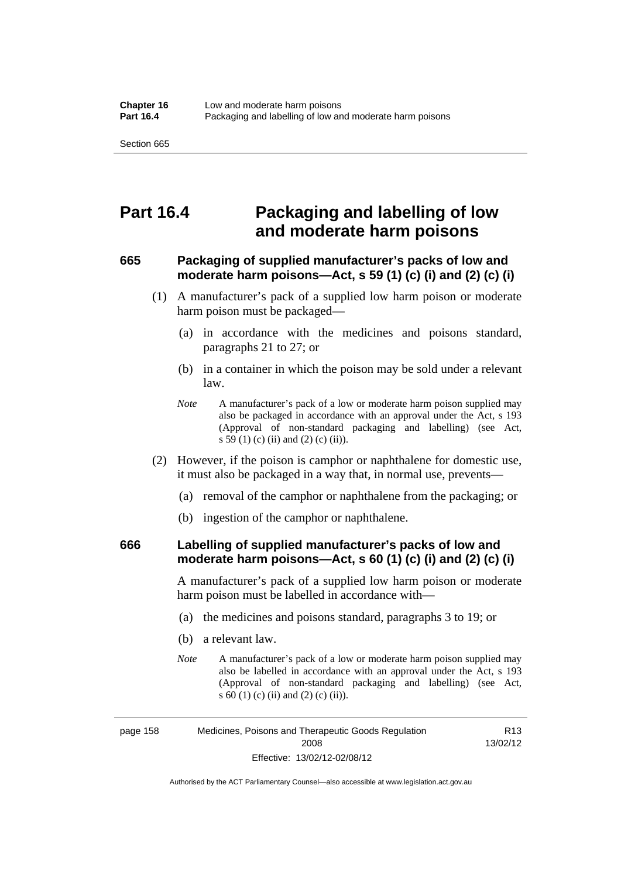# Part 16.4 Packaging and labelling of low and moderate harm poisons

### 665 Packaging of supplied manufacturer's packs of low and moderate harm poisons—Act, s 59 (1) (c) (i) and (2) (c) (i)

(1) A manufacturer's pack of a supplied low harm poison or moderate harm poison must be packaged—

(a) in accordance with the medicines and poisons standard, paragraphs 21 to 27; or

(b) in a container in which the poison may be sold under a relevant law.

*Note* A manufacturer's pack of a low or moderate harm poison supplied may also be packaged in accordance with an approval under the Act, s 193 (Approval of non-standard packaging and labelling) (see Act, s 59 (1) (c) (ii) and (2) (c) (ii)).

(2) However, if the poison is camphor or naphthalene for domestic use, it must also be packaged in a way that, in normal use, prevents—

(a) removal of the camphor or naphthalene from the packaging; or

(b) ingestion of the camphor or naphthalene.

### 666 Labelling of supplied manufacturer's packs of low and moderate harm poisons—Act, s 60 (1) (c) (i) and (2) (c) (i)

A manufacturer's pack of a supplied low harm poison or moderate harm poison must be labelled in accordance with—

(a) the medicines and poisons standard, paragraphs 3 to 19; or

(b) a relevant law.

*Note* A manufacturer's pack of a low or moderate harm poison supplied may also be labelled in accordance with an approval under the Act, s 193 (Approval of non-standard packaging and labelling) (see Act, s 60 (1) (c) (ii) and (2) (c) (ii)).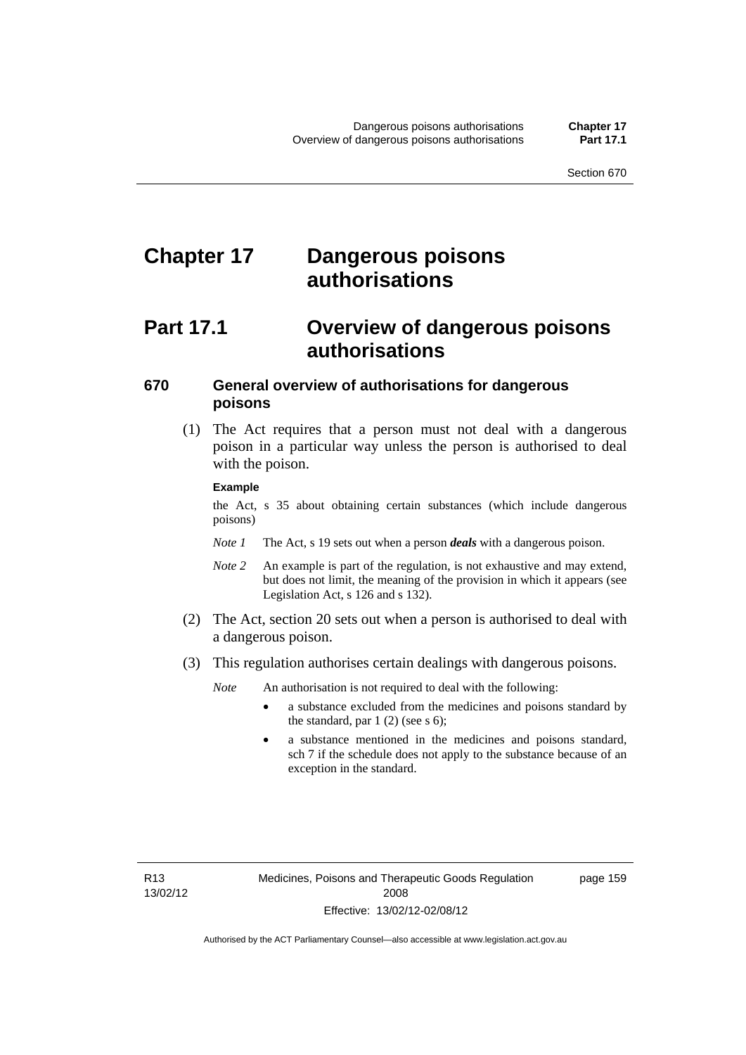# Chapter 17 Dangerous poisons authorisations

## Part 17.1 Overview of dangerous poisons authorisations

### 670 General overview of authorisations for dangerous poisons

(1) The Act requires that a person must not deal with a dangerous poison in a particular way unless the person is authorised to deal with the poison.

**Example**

the Act, s 35 about obtaining certain substances (which include dangerous poisons)

*Note 1* The Act, s 19 sets out when a person ***deals*** with a dangerous poison.

*Note 2* An example is part of the regulation, is not exhaustive and may extend, but does not limit, the meaning of the provision in which it appears (see Legislation Act, s 126 and s 132).

(2) The Act, section 20 sets out when a person is authorised to deal with a dangerous poison.

(3) This regulation authorises certain dealings with dangerous poisons.

*Note* An authorisation is not required to deal with the following:

- a substance excluded from the medicines and poisons standard by the standard, par 1 (2) (see s 6);
- a substance mentioned in the medicines and poisons standard, sch 7 if the schedule does not apply to the substance because of an exception in the standard.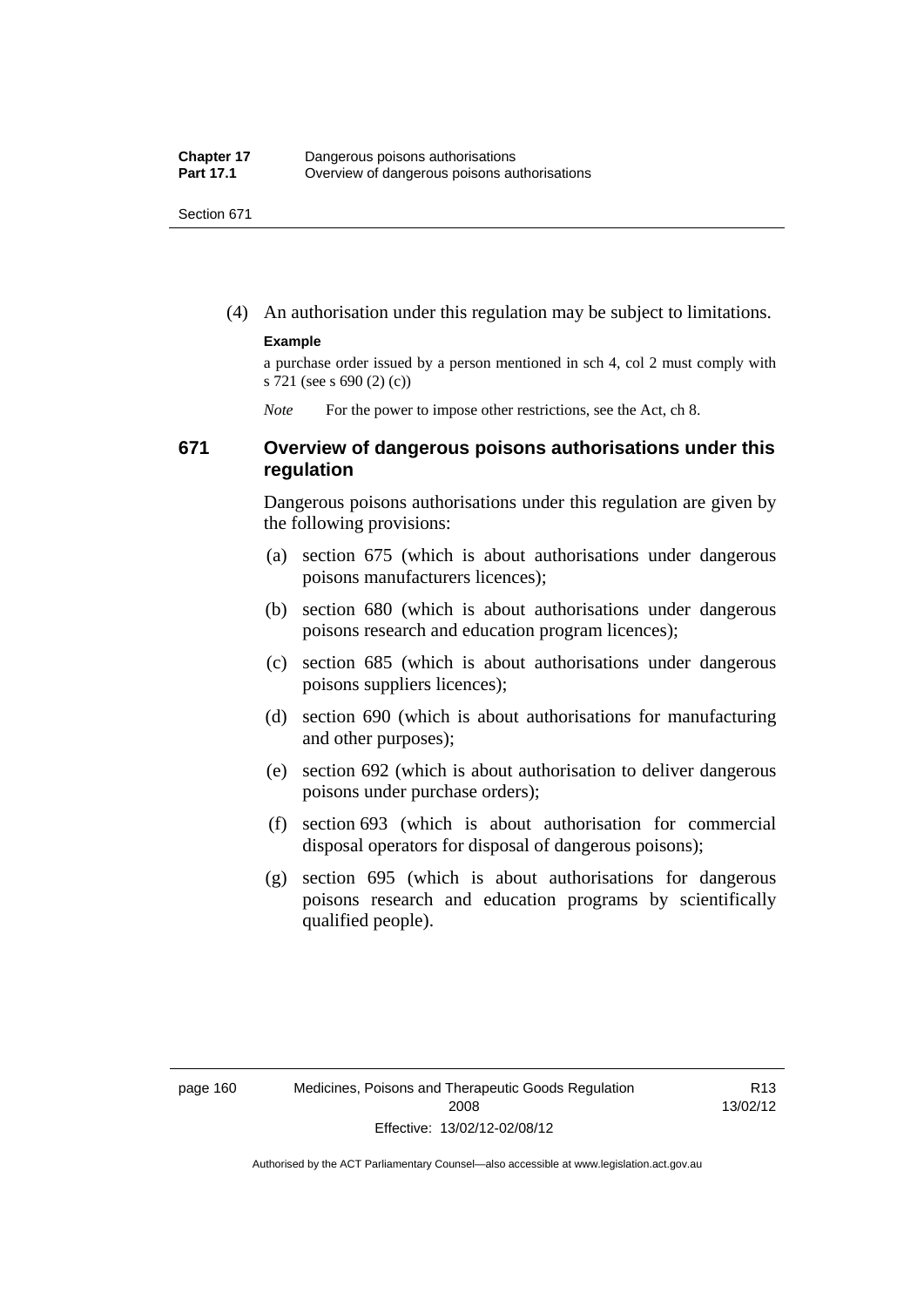(4) An authorisation under this regulation may be subject to limitations.

**Example**

a purchase order issued by a person mentioned in sch 4, col 2 must comply with s 721 (see s 690 (2) (c))

*Note* For the power to impose other restrictions, see the Act, ch 8.

### 671 Overview of dangerous poisons authorisations under this regulation

Dangerous poisons authorisations under this regulation are given by the following provisions:

(a) section 675 (which is about authorisations under dangerous poisons manufacturers licences);

(b) section 680 (which is about authorisations under dangerous poisons research and education program licences);

(c) section 685 (which is about authorisations under dangerous poisons suppliers licences);

(d) section 690 (which is about authorisations for manufacturing and other purposes);

(e) section 692 (which is about authorisation to deliver dangerous poisons under purchase orders);

(f) section 693 (which is about authorisation for commercial disposal operators for disposal of dangerous poisons);

(g) section 695 (which is about authorisations for dangerous poisons research and education programs by scientifically qualified people).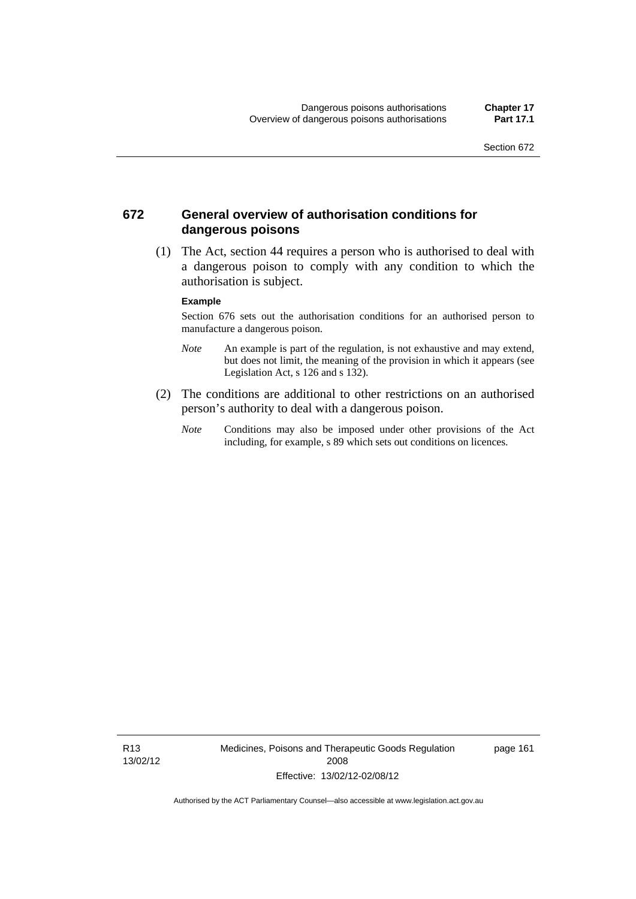## 672 General overview of authorisation conditions for dangerous poisons

(1) The Act, section 44 requires a person who is authorised to deal with a dangerous poison to comply with any condition to which the authorisation is subject.

**Example**

Section 676 sets out the authorisation conditions for an authorised person to manufacture a dangerous poison.

*Note* An example is part of the regulation, is not exhaustive and may extend, but does not limit, the meaning of the provision in which it appears (see Legislation Act, s 126 and s 132).

(2) The conditions are additional to other restrictions on an authorised person's authority to deal with a dangerous poison.

*Note* Conditions may also be imposed under other provisions of the Act including, for example, s 89 which sets out conditions on licences.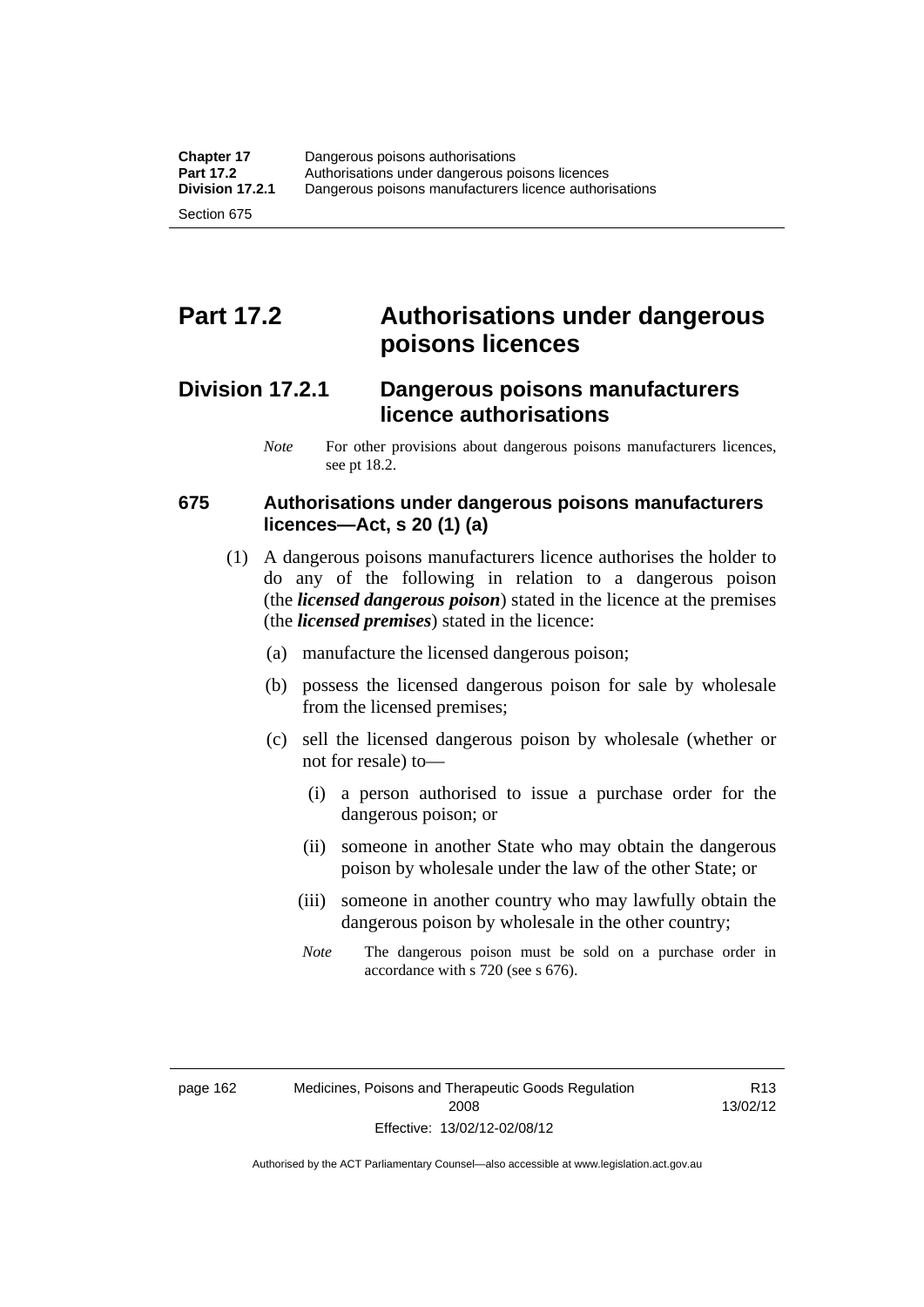# Part 17.2 Authorisations under dangerous poisons licences

## Division 17.2.1 Dangerous poisons manufacturers licence authorisations

*Note* For other provisions about dangerous poisons manufacturers licences, see pt 18.2.

### 675 Authorisations under dangerous poisons manufacturers licences—Act, s 20 (1) (a)

(1) A dangerous poisons manufacturers licence authorises the holder to do any of the following in relation to a dangerous poison (the ***licensed dangerous poison***) stated in the licence at the premises (the ***licensed premises***) stated in the licence:

(a) manufacture the licensed dangerous poison;

(b) possess the licensed dangerous poison for sale by wholesale from the licensed premises;

(c) sell the licensed dangerous poison by wholesale (whether or not for resale) to—

(i) a person authorised to issue a purchase order for the dangerous poison; or

(ii) someone in another State who may obtain the dangerous poison by wholesale under the law of the other State; or

(iii) someone in another country who may lawfully obtain the dangerous poison by wholesale in the other country;

*Note* The dangerous poison must be sold on a purchase order in accordance with s 720 (see s 676).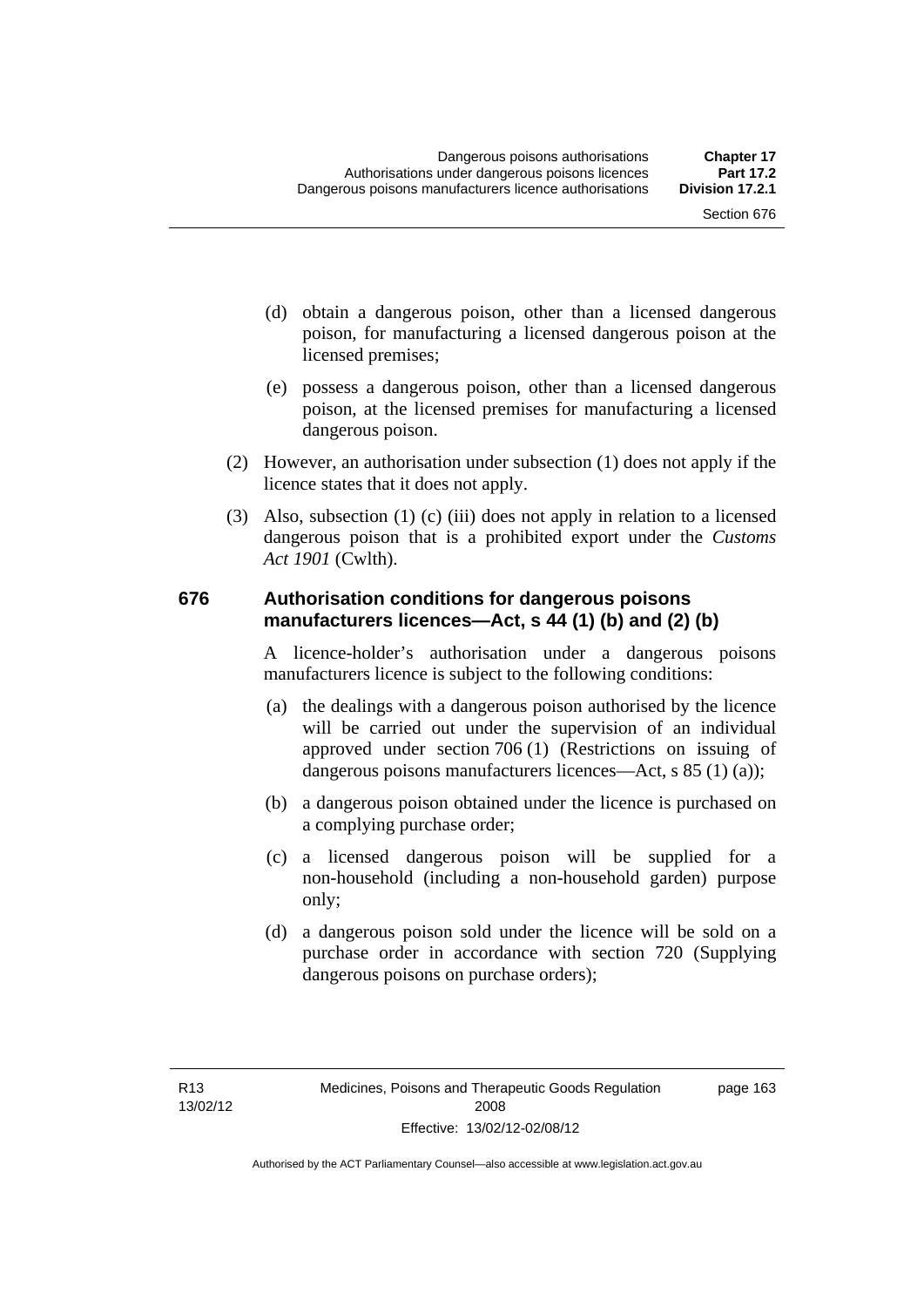(d) obtain a dangerous poison, other than a licensed dangerous poison, for manufacturing a licensed dangerous poison at the licensed premises;

(e) possess a dangerous poison, other than a licensed dangerous poison, at the licensed premises for manufacturing a licensed dangerous poison.

(2) However, an authorisation under subsection (1) does not apply if the licence states that it does not apply.

(3) Also, subsection (1) (c) (iii) does not apply in relation to a licensed dangerous poison that is a prohibited export under the *Customs Act 1901* (Cwlth).

### 676 Authorisation conditions for dangerous poisons manufacturers licences—Act, s 44 (1) (b) and (2) (b)

A licence-holder's authorisation under a dangerous poisons manufacturers licence is subject to the following conditions:

(a) the dealings with a dangerous poison authorised by the licence will be carried out under the supervision of an individual approved under section 706 (1) (Restrictions on issuing of dangerous poisons manufacturers licences—Act, s 85 (1) (a));

(b) a dangerous poison obtained under the licence is purchased on a complying purchase order;

(c) a licensed dangerous poison will be supplied for a non-household (including a non-household garden) purpose only;

(d) a dangerous poison sold under the licence will be sold on a purchase order in accordance with section 720 (Supplying dangerous poisons on purchase orders);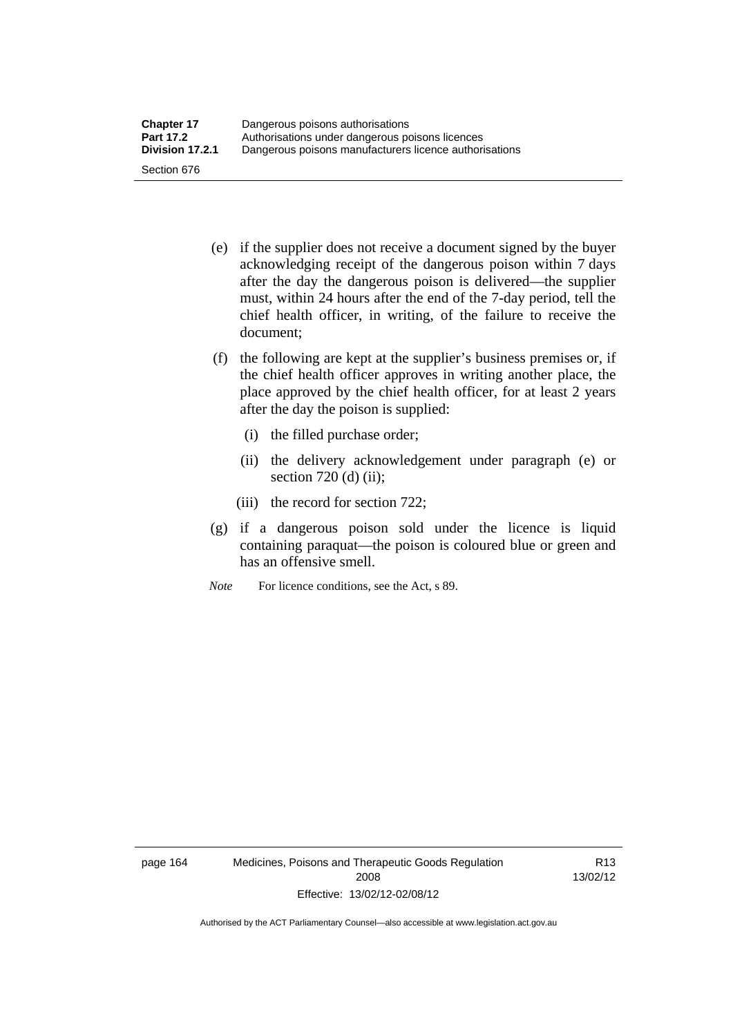(e) if the supplier does not receive a document signed by the buyer acknowledging receipt of the dangerous poison within 7 days after the day the dangerous poison is delivered—the supplier must, within 24 hours after the end of the 7-day period, tell the chief health officer, in writing, of the failure to receive the document;

(f) the following are kept at the supplier's business premises or, if the chief health officer approves in writing another place, the place approved by the chief health officer, for at least 2 years after the day the poison is supplied:

  (i) the filled purchase order;

  (ii) the delivery acknowledgement under paragraph (e) or section 720 (d) (ii);

  (iii) the record for section 722;

(g) if a dangerous poison sold under the licence is liquid containing paraquat—the poison is coloured blue or green and has an offensive smell.

*Note* For licence conditions, see the Act, s 89.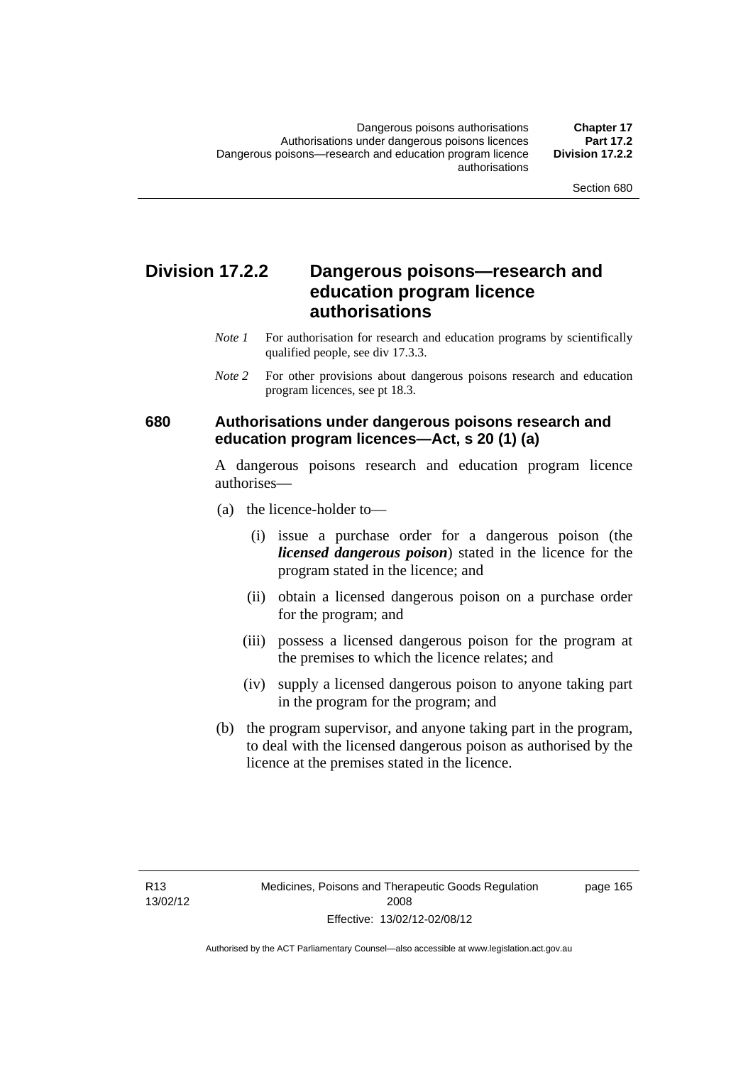## Division 17.2.2 Dangerous poisons—research and education program licence authorisations

*Note 1* For authorisation for research and education programs by scientifically qualified people, see div 17.3.3.

*Note 2* For other provisions about dangerous poisons research and education program licences, see pt 18.3.

### 680 Authorisations under dangerous poisons research and education program licences—Act, s 20 (1) (a)

A dangerous poisons research and education program licence authorises—

(a) the licence-holder to—

(i) issue a purchase order for a dangerous poison (the ***licensed dangerous poison***) stated in the licence for the program stated in the licence; and

(ii) obtain a licensed dangerous poison on a purchase order for the program; and

(iii) possess a licensed dangerous poison for the program at the premises to which the licence relates; and

(iv) supply a licensed dangerous poison to anyone taking part in the program for the program; and

(b) the program supervisor, and anyone taking part in the program, to deal with the licensed dangerous poison as authorised by the licence at the premises stated in the licence.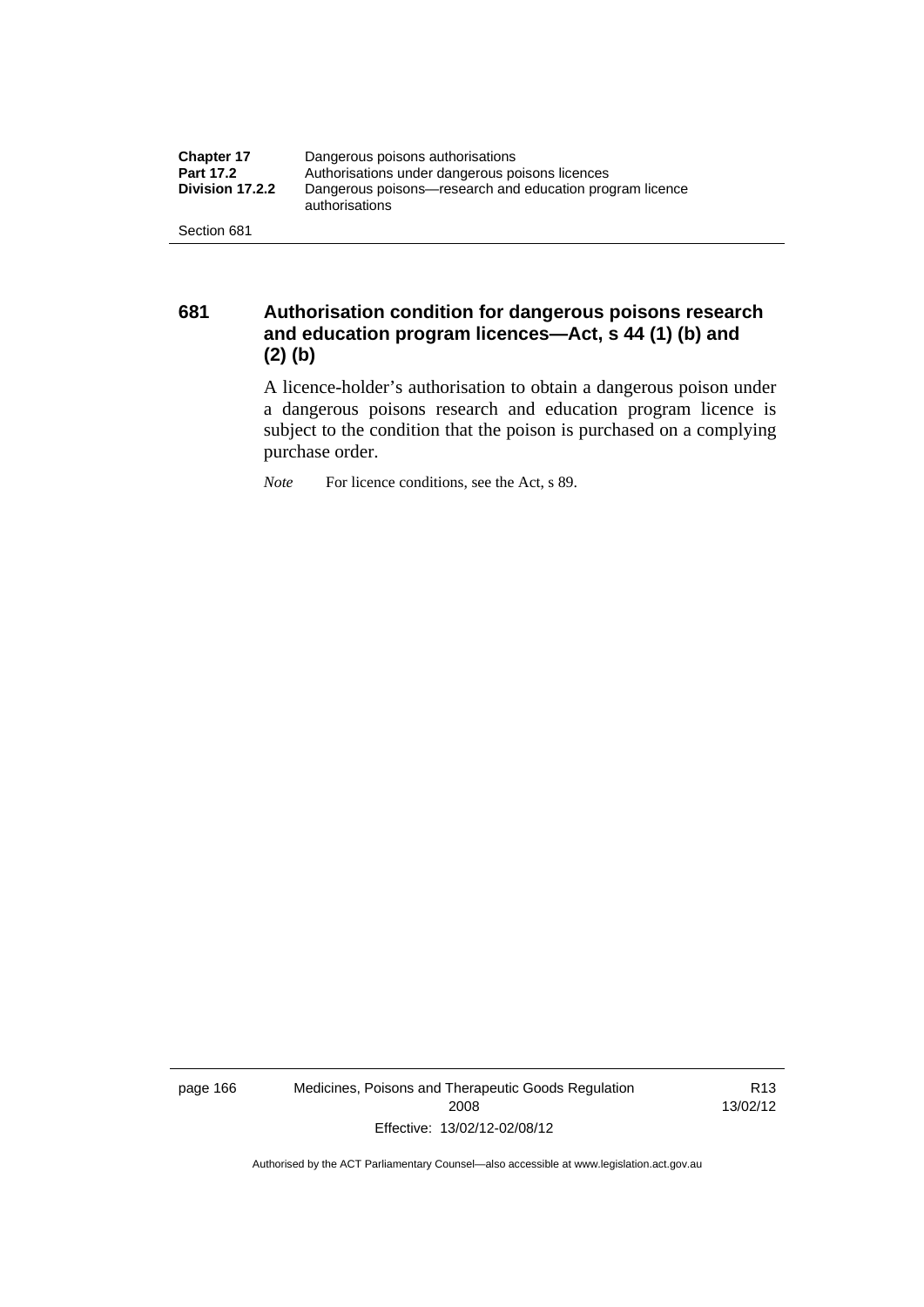### 681 Authorisation condition for dangerous poisons research and education program licences—Act, s 44 (1) (b) and (2) (b)

A licence-holder's authorisation to obtain a dangerous poison under a dangerous poisons research and education program licence is subject to the condition that the poison is purchased on a complying purchase order.

*Note* For licence conditions, see the Act, s 89.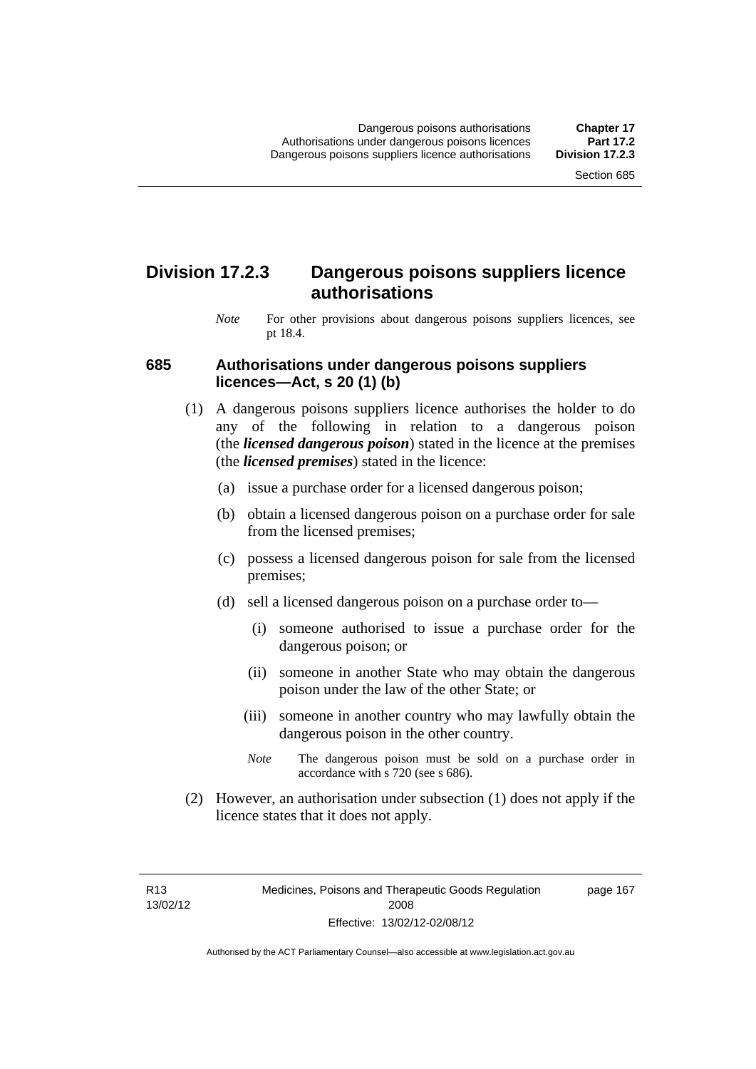## Division 17.2.3 Dangerous poisons suppliers licence authorisations

*Note* For other provisions about dangerous poisons suppliers licences, see pt 18.4.

### 685 Authorisations under dangerous poisons suppliers licences—Act, s 20 (1) (b)

(1) A dangerous poisons suppliers licence authorises the holder to do any of the following in relation to a dangerous poison (the ***licensed dangerous poison***) stated in the licence at the premises (the ***licensed premises***) stated in the licence:

- (a) issue a purchase order for a licensed dangerous poison;
- (b) obtain a licensed dangerous poison on a purchase order for sale from the licensed premises;
- (c) possess a licensed dangerous poison for sale from the licensed premises;
- (d) sell a licensed dangerous poison on a purchase order to—
  - (i) someone authorised to issue a purchase order for the dangerous poison; or
  - (ii) someone in another State who may obtain the dangerous poison under the law of the other State; or
  - (iii) someone in another country who may lawfully obtain the dangerous poison in the other country.

  *Note* The dangerous poison must be sold on a purchase order in accordance with s 720 (see s 686).

(2) However, an authorisation under subsection (1) does not apply if the licence states that it does not apply.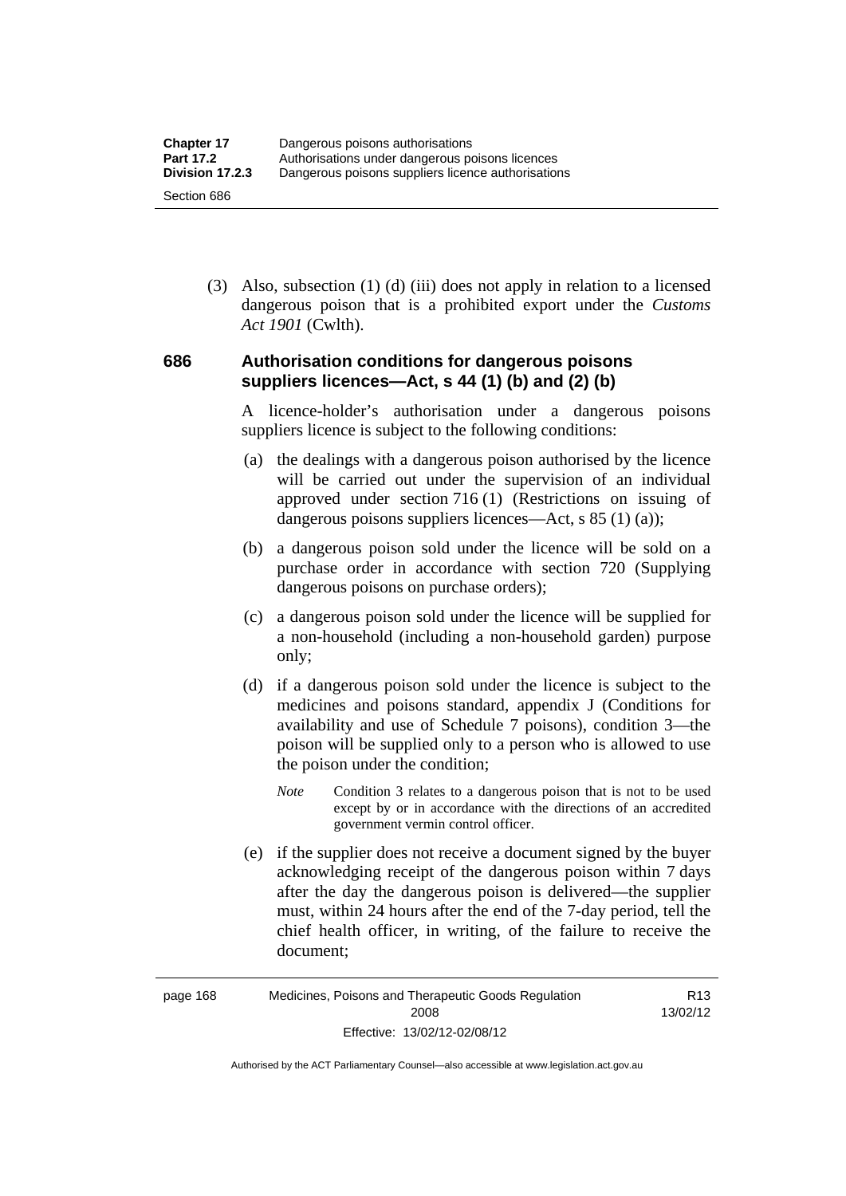(3) Also, subsection (1) (d) (iii) does not apply in relation to a licensed dangerous poison that is a prohibited export under the *Customs Act 1901* (Cwlth).

### 686 Authorisation conditions for dangerous poisons suppliers licences—Act, s 44 (1) (b) and (2) (b)

A licence-holder's authorisation under a dangerous poisons suppliers licence is subject to the following conditions:

(a) the dealings with a dangerous poison authorised by the licence will be carried out under the supervision of an individual approved under section 716 (1) (Restrictions on issuing of dangerous poisons suppliers licences—Act, s 85 (1) (a));

(b) a dangerous poison sold under the licence will be sold on a purchase order in accordance with section 720 (Supplying dangerous poisons on purchase orders);

(c) a dangerous poison sold under the licence will be supplied for a non-household (including a non-household garden) purpose only;

(d) if a dangerous poison sold under the licence is subject to the medicines and poisons standard, appendix J (Conditions for availability and use of Schedule 7 poisons), condition 3—the poison will be supplied only to a person who is allowed to use the poison under the condition;

*Note* Condition 3 relates to a dangerous poison that is not to be used except by or in accordance with the directions of an accredited government vermin control officer.

(e) if the supplier does not receive a document signed by the buyer acknowledging receipt of the dangerous poison within 7 days after the day the dangerous poison is delivered—the supplier must, within 24 hours after the end of the 7-day period, tell the chief health officer, in writing, of the failure to receive the document;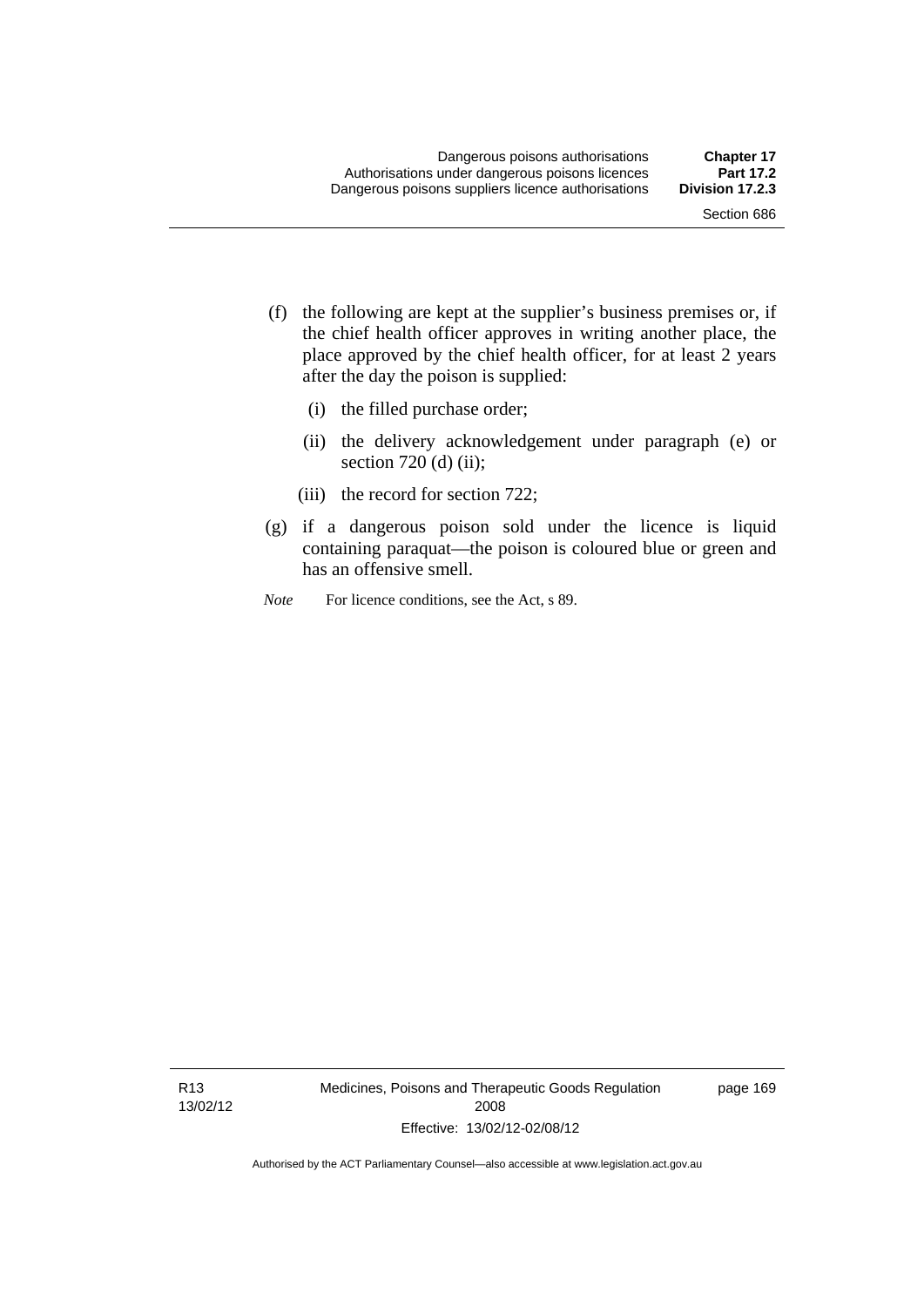(f) the following are kept at the supplier's business premises or, if the chief health officer approves in writing another place, the place approved by the chief health officer, for at least 2 years after the day the poison is supplied:

   (i) the filled purchase order;

   (ii) the delivery acknowledgement under paragraph (e) or section 720 (d) (ii);

   (iii) the record for section 722;

(g) if a dangerous poison sold under the licence is liquid containing paraquat—the poison is coloured blue or green and has an offensive smell.

*Note* For licence conditions, see the Act, s 89.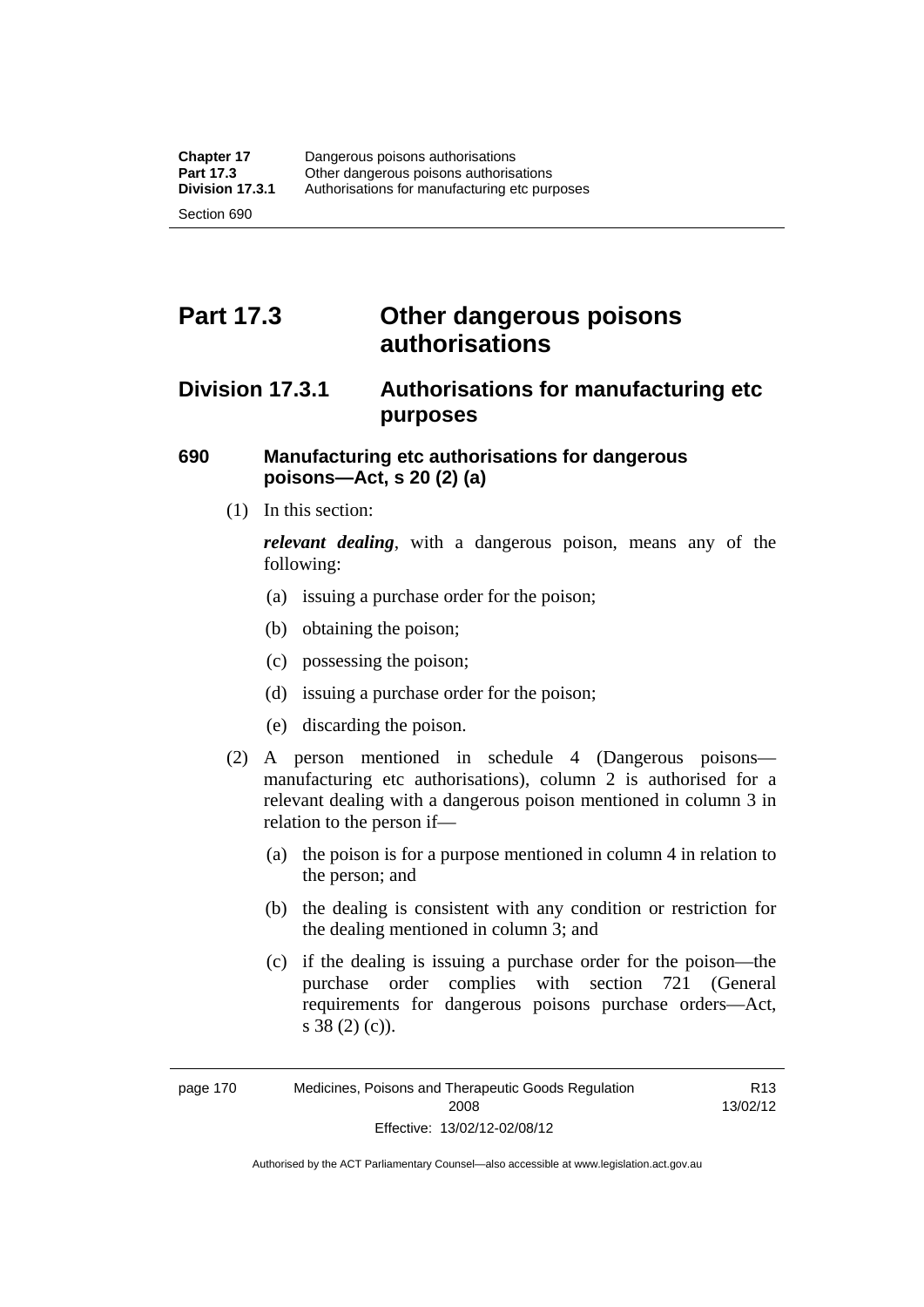# Part 17.3 Other dangerous poisons authorisations

## Division 17.3.1 Authorisations for manufacturing etc purposes

### 690 Manufacturing etc authorisations for dangerous poisons—Act, s 20 (2) (a)

(1) In this section:

***relevant dealing***, with a dangerous poison, means any of the following:

(a) issuing a purchase order for the poison;

(b) obtaining the poison;

(c) possessing the poison;

(d) issuing a purchase order for the poison;

(e) discarding the poison.

(2) A person mentioned in schedule 4 (Dangerous poisons—manufacturing etc authorisations), column 2 is authorised for a relevant dealing with a dangerous poison mentioned in column 3 in relation to the person if—

(a) the poison is for a purpose mentioned in column 4 in relation to the person; and

(b) the dealing is consistent with any condition or restriction for the dealing mentioned in column 3; and

(c) if the dealing is issuing a purchase order for the poison—the purchase order complies with section 721 (General requirements for dangerous poisons purchase orders—Act, s 38 (2) (c)).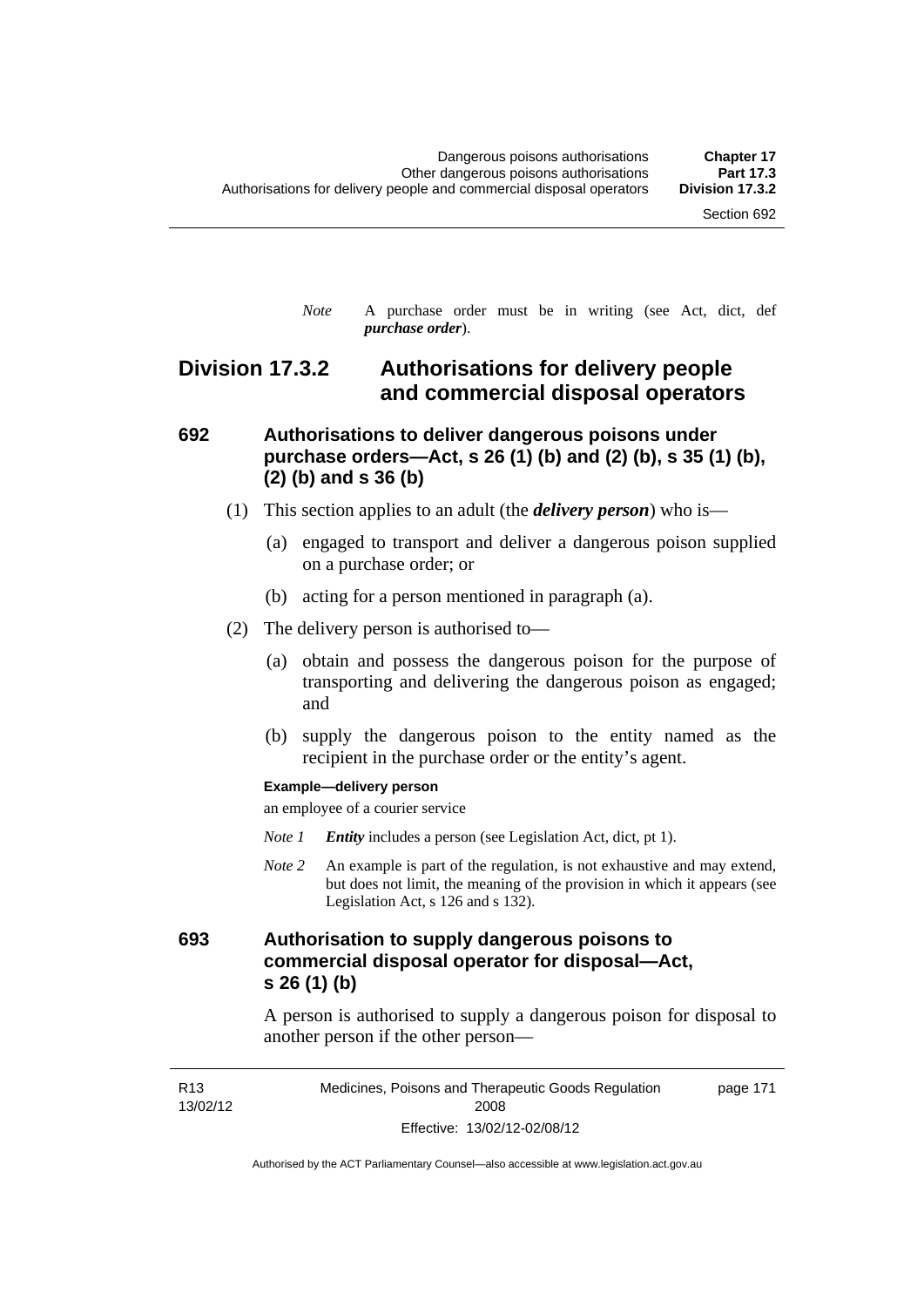*Note* A purchase order must be in writing (see Act, dict, def ***purchase order***).

## Division 17.3.2 Authorisations for delivery people and commercial disposal operators

### 692 Authorisations to deliver dangerous poisons under purchase orders—Act, s 26 (1) (b) and (2) (b), s 35 (1) (b), (2) (b) and s 36 (b)

(1) This section applies to an adult (the ***delivery person***) who is—

(a) engaged to transport and deliver a dangerous poison supplied on a purchase order; or

(b) acting for a person mentioned in paragraph (a).

(2) The delivery person is authorised to—

(a) obtain and possess the dangerous poison for the purpose of transporting and delivering the dangerous poison as engaged; and

(b) supply the dangerous poison to the entity named as the recipient in the purchase order or the entity's agent.

**Example—delivery person**

an employee of a courier service

*Note 1* ***Entity*** includes a person (see Legislation Act, dict, pt 1).

*Note 2* An example is part of the regulation, is not exhaustive and may extend, but does not limit, the meaning of the provision in which it appears (see Legislation Act, s 126 and s 132).

### 693 Authorisation to supply dangerous poisons to commercial disposal operator for disposal—Act, s 26 (1) (b)

A person is authorised to supply a dangerous poison for disposal to another person if the other person—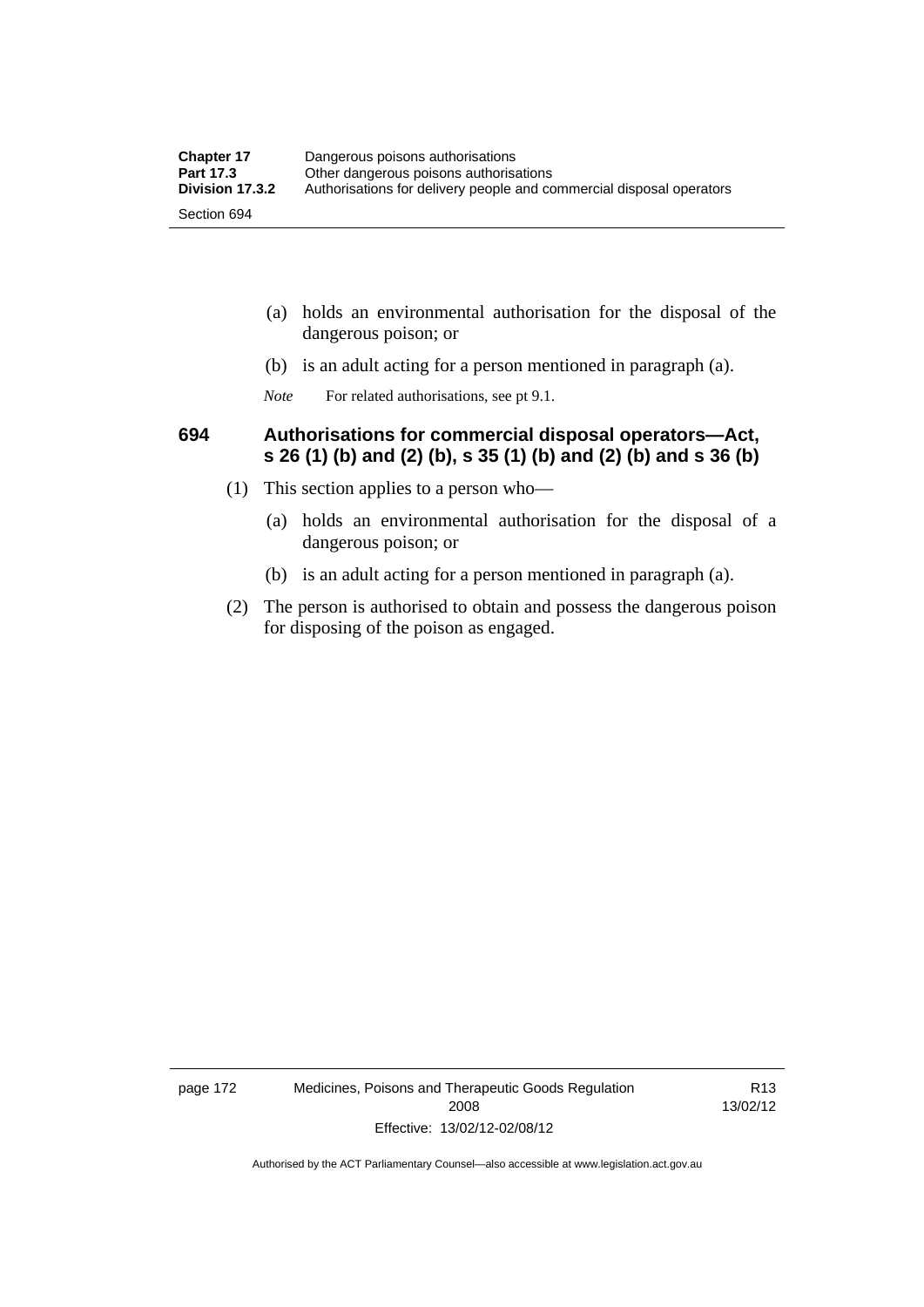(a) holds an environmental authorisation for the disposal of the dangerous poison; or

(b) is an adult acting for a person mentioned in paragraph (a).

*Note* For related authorisations, see pt 9.1.

### 694 Authorisations for commercial disposal operators—Act, s 26 (1) (b) and (2) (b), s 35 (1) (b) and (2) (b) and s 36 (b)

(1) This section applies to a person who—

(a) holds an environmental authorisation for the disposal of a dangerous poison; or

(b) is an adult acting for a person mentioned in paragraph (a).

(2) The person is authorised to obtain and possess the dangerous poison for disposing of the poison as engaged.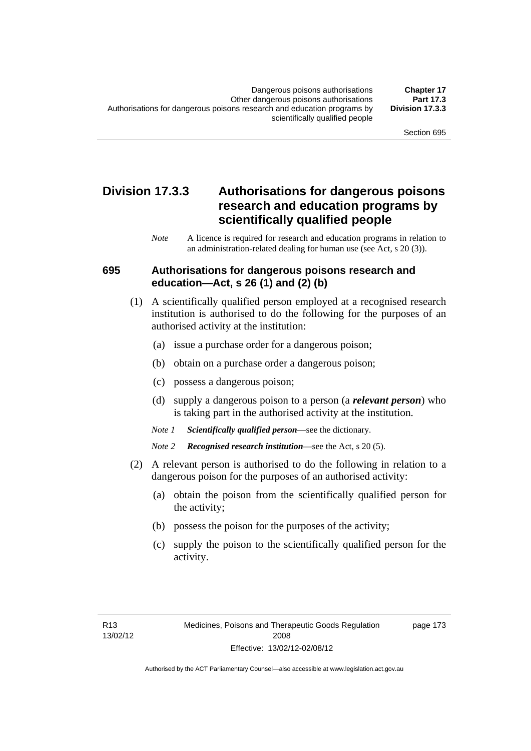## Division 17.3.3 Authorisations for dangerous poisons research and education programs by scientifically qualified people

*Note* A licence is required for research and education programs in relation to an administration-related dealing for human use (see Act, s 20 (3)).

### 695 Authorisations for dangerous poisons research and education—Act, s 26 (1) and (2) (b)

(1) A scientifically qualified person employed at a recognised research institution is authorised to do the following for the purposes of an authorised activity at the institution:

(a) issue a purchase order for a dangerous poison;

(b) obtain on a purchase order a dangerous poison;

(c) possess a dangerous poison;

(d) supply a dangerous poison to a person (a ***relevant person***) who is taking part in the authorised activity at the institution.

*Note 1* ***Scientifically qualified person***—see the dictionary.

*Note 2* ***Recognised research institution***—see the Act, s 20 (5).

(2) A relevant person is authorised to do the following in relation to a dangerous poison for the purposes of an authorised activity:

(a) obtain the poison from the scientifically qualified person for the activity;

(b) possess the poison for the purposes of the activity;

(c) supply the poison to the scientifically qualified person for the activity.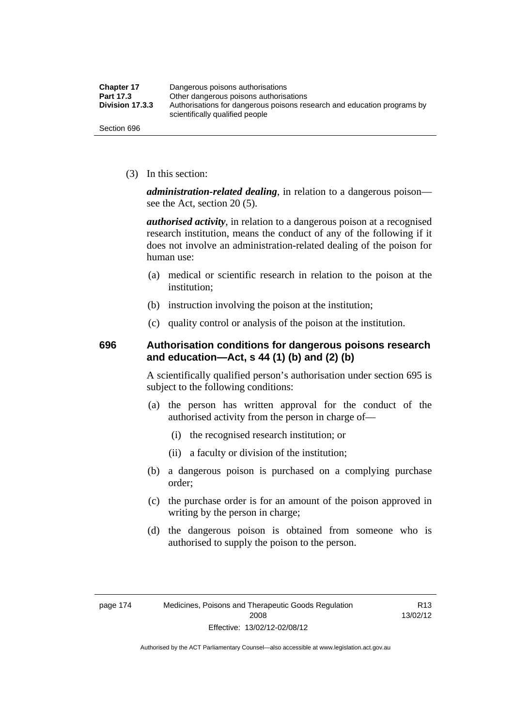(3) In this section:

***administration-related dealing***, in relation to a dangerous poison—see the Act, section 20 (5).

***authorised activity***, in relation to a dangerous poison at a recognised research institution, means the conduct of any of the following if it does not involve an administration-related dealing of the poison for human use:

(a) medical or scientific research in relation to the poison at the institution;

(b) instruction involving the poison at the institution;

(c) quality control or analysis of the poison at the institution.

### 696 Authorisation conditions for dangerous poisons research and education—Act, s 44 (1) (b) and (2) (b)

A scientifically qualified person's authorisation under section 695 is subject to the following conditions:

(a) the person has written approval for the conduct of the authorised activity from the person in charge of—

(i) the recognised research institution; or

(ii) a faculty or division of the institution;

(b) a dangerous poison is purchased on a complying purchase order;

(c) the purchase order is for an amount of the poison approved in writing by the person in charge;

(d) the dangerous poison is obtained from someone who is authorised to supply the poison to the person.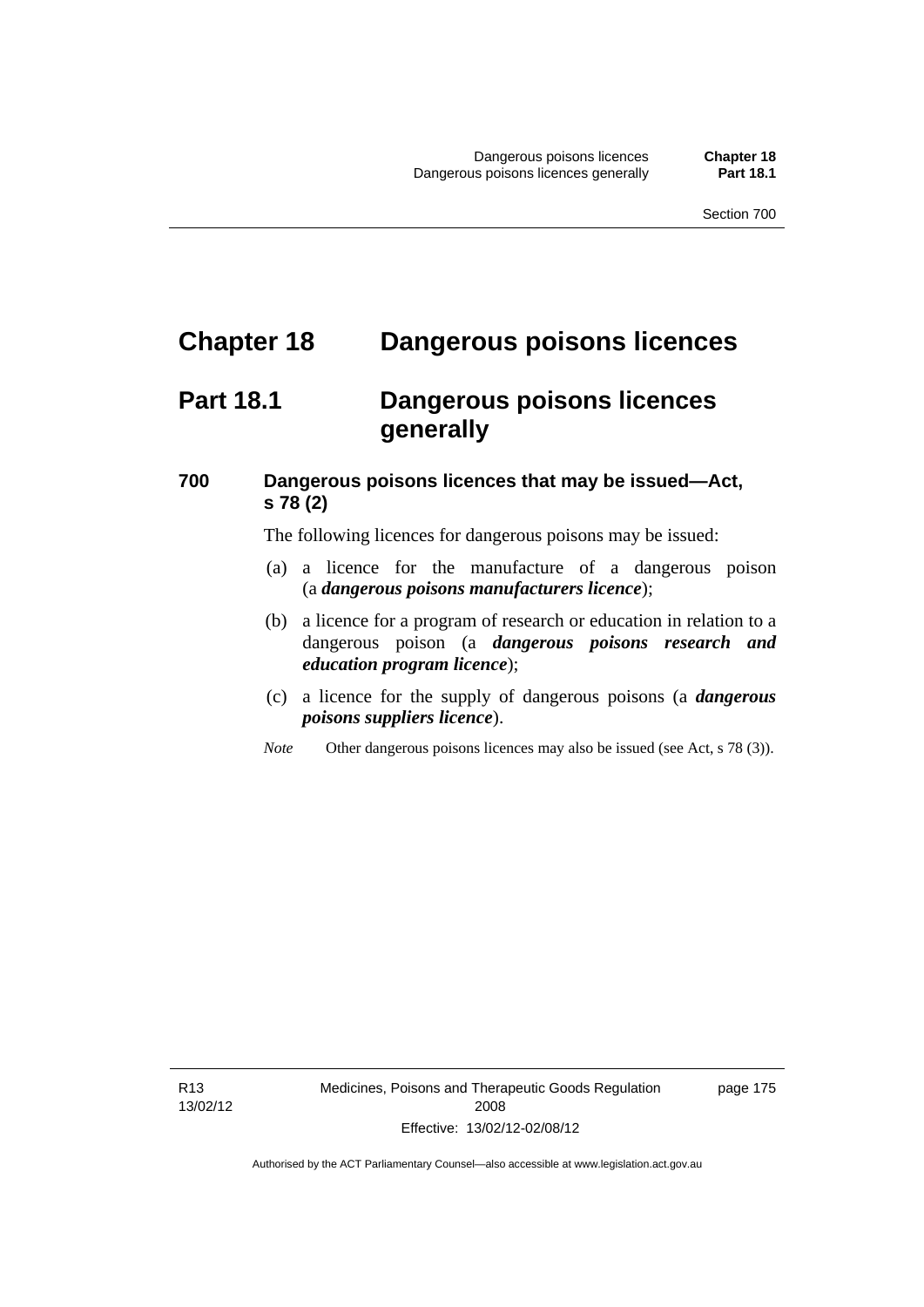# Chapter 18 Dangerous poisons licences

## Part 18.1 Dangerous poisons licences generally

### 700 Dangerous poisons licences that may be issued—Act, s 78 (2)

The following licences for dangerous poisons may be issued:

(a) a licence for the manufacture of a dangerous poison (a ***dangerous poisons manufacturers licence***);

(b) a licence for a program of research or education in relation to a dangerous poison (a ***dangerous poisons research and education program licence***);

(c) a licence for the supply of dangerous poisons (a ***dangerous poisons suppliers licence***).

*Note* Other dangerous poisons licences may also be issued (see Act, s 78 (3)).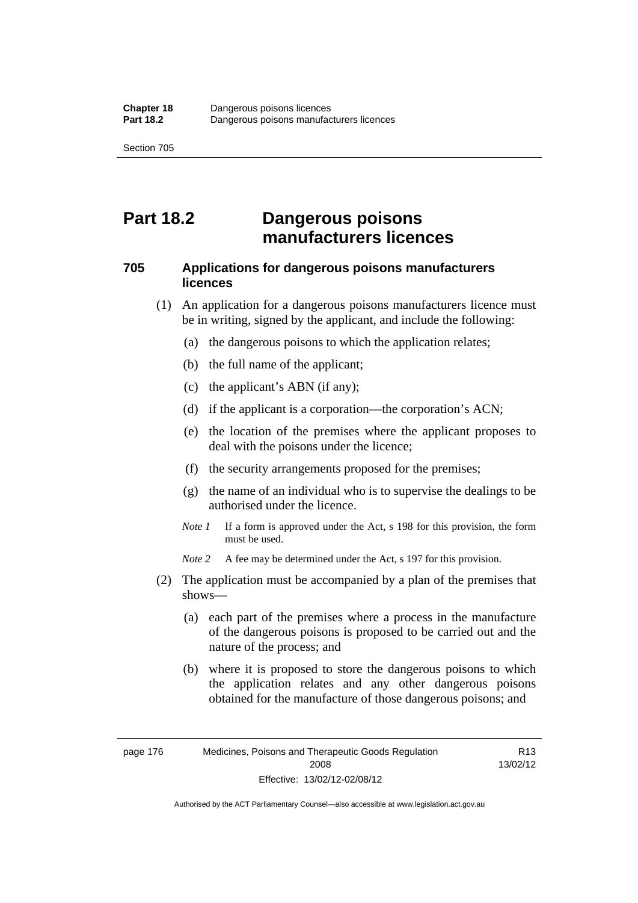# Part 18.2 Dangerous poisons manufacturers licences

### 705 Applications for dangerous poisons manufacturers licences

(1) An application for a dangerous poisons manufacturers licence must be in writing, signed by the applicant, and include the following:

(a) the dangerous poisons to which the application relates;

(b) the full name of the applicant;

(c) the applicant's ABN (if any);

(d) if the applicant is a corporation—the corporation's ACN;

(e) the location of the premises where the applicant proposes to deal with the poisons under the licence;

(f) the security arrangements proposed for the premises;

(g) the name of an individual who is to supervise the dealings to be authorised under the licence.

*Note 1* If a form is approved under the Act, s 198 for this provision, the form must be used.

*Note 2* A fee may be determined under the Act, s 197 for this provision.

(2) The application must be accompanied by a plan of the premises that shows—

(a) each part of the premises where a process in the manufacture of the dangerous poisons is proposed to be carried out and the nature of the process; and

(b) where it is proposed to store the dangerous poisons to which the application relates and any other dangerous poisons obtained for the manufacture of those dangerous poisons; and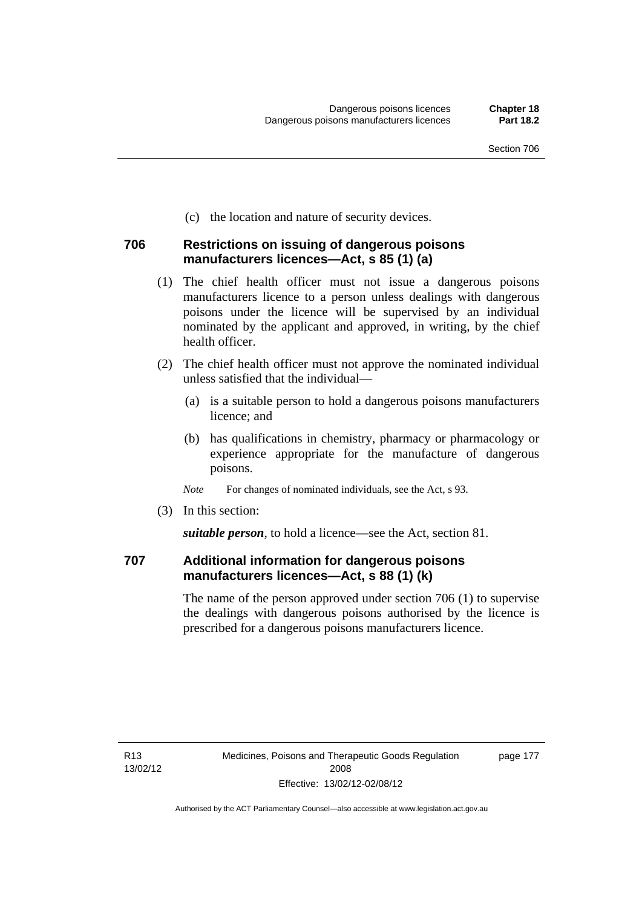(c) the location and nature of security devices.

### 706 Restrictions on issuing of dangerous poisons manufacturers licences—Act, s 85 (1) (a)

(1) The chief health officer must not issue a dangerous poisons manufacturers licence to a person unless dealings with dangerous poisons under the licence will be supervised by an individual nominated by the applicant and approved, in writing, by the chief health officer.

(2) The chief health officer must not approve the nominated individual unless satisfied that the individual—

(a) is a suitable person to hold a dangerous poisons manufacturers licence; and

(b) has qualifications in chemistry, pharmacy or pharmacology or experience appropriate for the manufacture of dangerous poisons.

*Note* For changes of nominated individuals, see the Act, s 93.

(3) In this section:

***suitable person***, to hold a licence—see the Act, section 81.

### 707 Additional information for dangerous poisons manufacturers licences—Act, s 88 (1) (k)

The name of the person approved under section 706 (1) to supervise the dealings with dangerous poisons authorised by the licence is prescribed for a dangerous poisons manufacturers licence.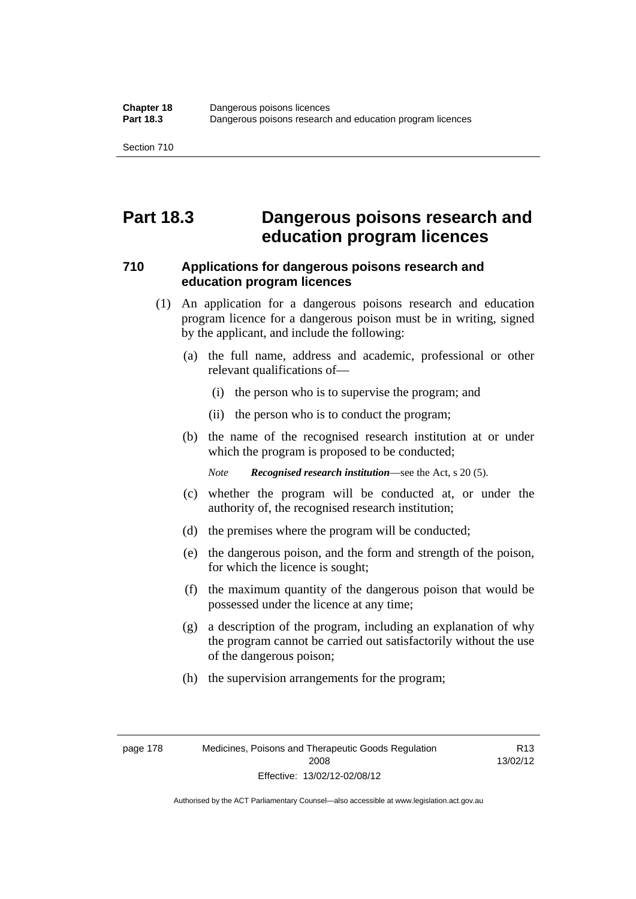# Part 18.3 Dangerous poisons research and education program licences

## 710 Applications for dangerous poisons research and education program licences

(1) An application for a dangerous poisons research and education program licence for a dangerous poison must be in writing, signed by the applicant, and include the following:

(a) the full name, address and academic, professional or other relevant qualifications of—

(i) the person who is to supervise the program; and

(ii) the person who is to conduct the program;

(b) the name of the recognised research institution at or under which the program is proposed to be conducted;

*Note* ***Recognised research institution***—see the Act, s 20 (5).

(c) whether the program will be conducted at, or under the authority of, the recognised research institution;

(d) the premises where the program will be conducted;

(e) the dangerous poison, and the form and strength of the poison, for which the licence is sought;

(f) the maximum quantity of the dangerous poison that would be possessed under the licence at any time;

(g) a description of the program, including an explanation of why the program cannot be carried out satisfactorily without the use of the dangerous poison;

(h) the supervision arrangements for the program;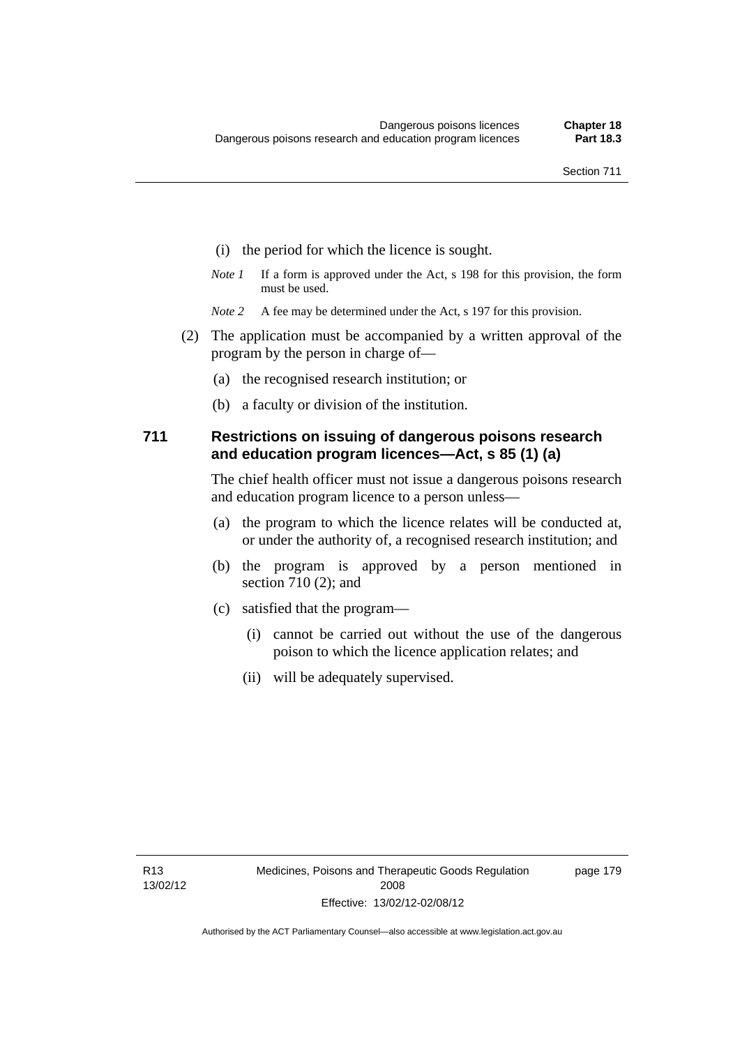(i) the period for which the licence is sought.

*Note 1* If a form is approved under the Act, s 198 for this provision, the form must be used.

*Note 2* A fee may be determined under the Act, s 197 for this provision.

(2) The application must be accompanied by a written approval of the program by the person in charge of—

(a) the recognised research institution; or

(b) a faculty or division of the institution.

### 711 Restrictions on issuing of dangerous poisons research and education program licences—Act, s 85 (1) (a)

The chief health officer must not issue a dangerous poisons research and education program licence to a person unless—

(a) the program to which the licence relates will be conducted at, or under the authority of, a recognised research institution; and

(b) the program is approved by a person mentioned in section 710 (2); and

(c) satisfied that the program—

(i) cannot be carried out without the use of the dangerous poison to which the licence application relates; and

(ii) will be adequately supervised.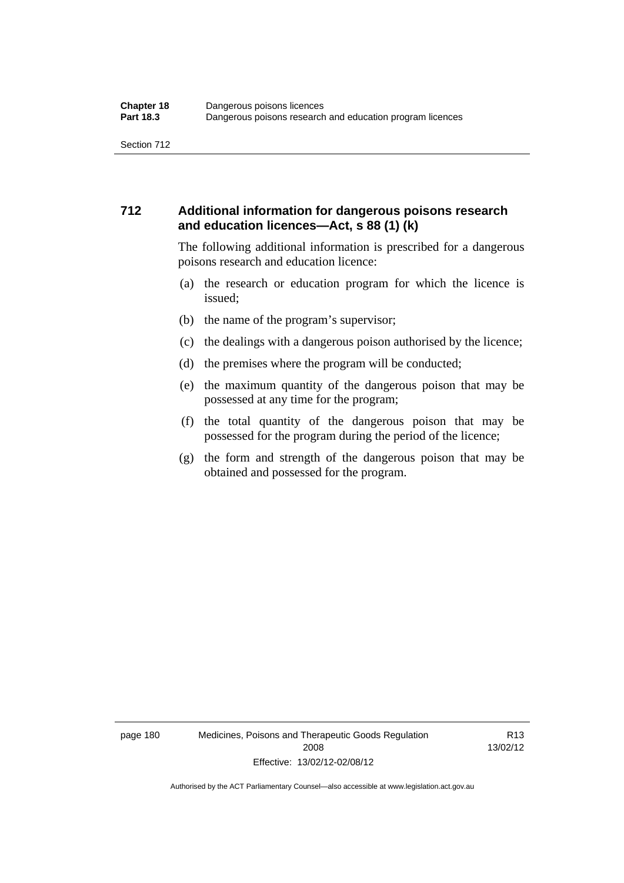## 712 Additional information for dangerous poisons research and education licences—Act, s 88 (1) (k)

The following additional information is prescribed for a dangerous poisons research and education licence:

(a) the research or education program for which the licence is issued;

(b) the name of the program's supervisor;

(c) the dealings with a dangerous poison authorised by the licence;

(d) the premises where the program will be conducted;

(e) the maximum quantity of the dangerous poison that may be possessed at any time for the program;

(f) the total quantity of the dangerous poison that may be possessed for the program during the period of the licence;

(g) the form and strength of the dangerous poison that may be obtained and possessed for the program.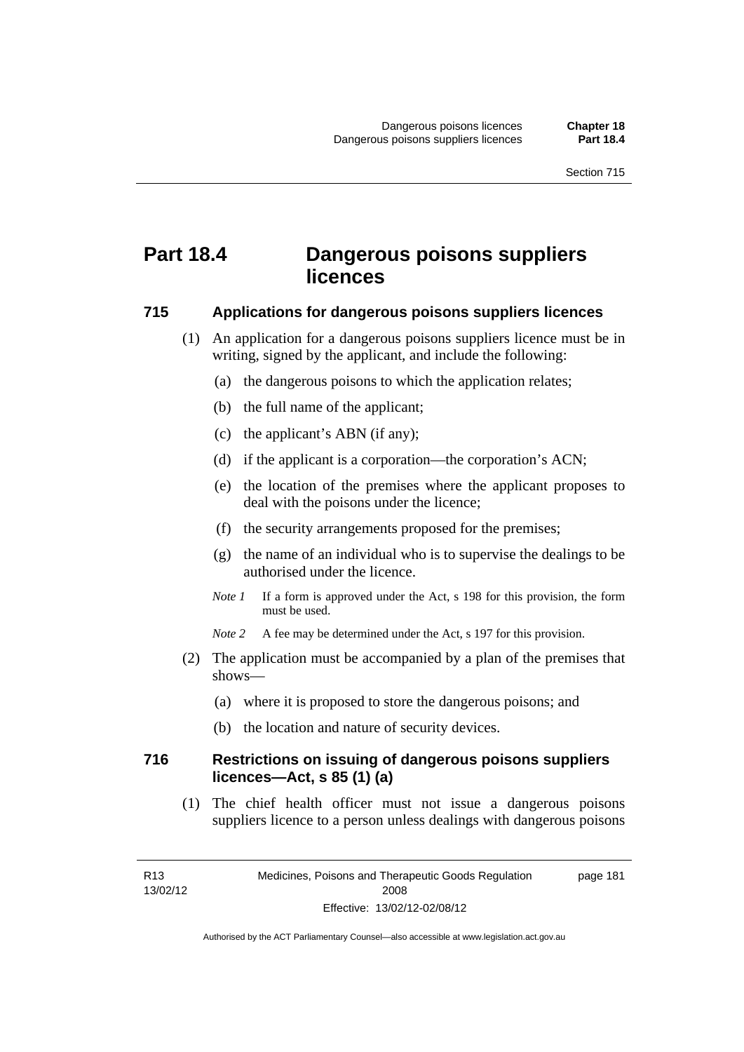## Part 18.4 Dangerous poisons suppliers licences

### 715 Applications for dangerous poisons suppliers licences

(1) An application for a dangerous poisons suppliers licence must be in writing, signed by the applicant, and include the following:

(a) the dangerous poisons to which the application relates;

(b) the full name of the applicant;

(c) the applicant's ABN (if any);

(d) if the applicant is a corporation—the corporation's ACN;

(e) the location of the premises where the applicant proposes to deal with the poisons under the licence;

(f) the security arrangements proposed for the premises;

(g) the name of an individual who is to supervise the dealings to be authorised under the licence.

*Note 1* If a form is approved under the Act, s 198 for this provision, the form must be used.

*Note 2* A fee may be determined under the Act, s 197 for this provision.

(2) The application must be accompanied by a plan of the premises that shows—

(a) where it is proposed to store the dangerous poisons; and

(b) the location and nature of security devices.

### 716 Restrictions on issuing of dangerous poisons suppliers licences—Act, s 85 (1) (a)

(1) The chief health officer must not issue a dangerous poisons suppliers licence to a person unless dealings with dangerous poisons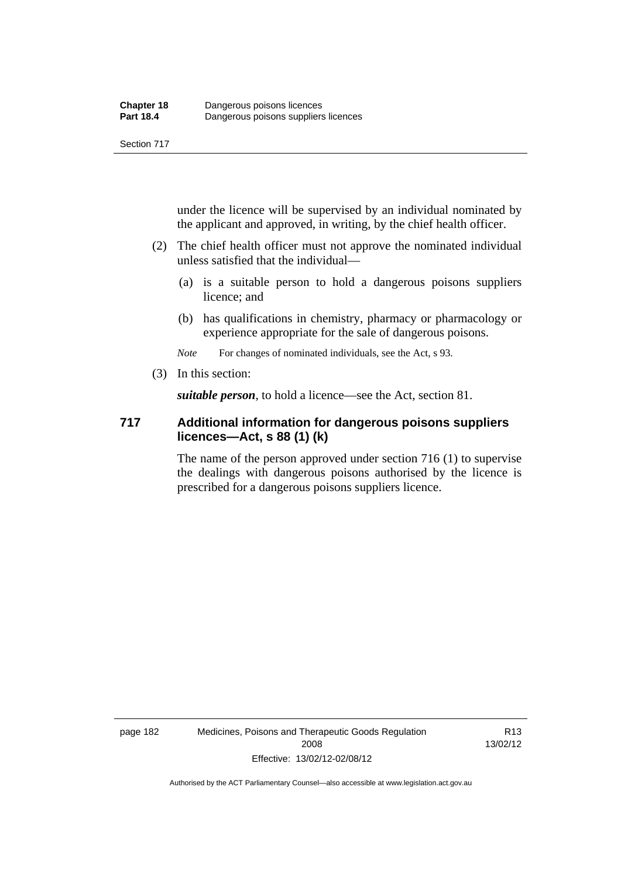under the licence will be supervised by an individual nominated by the applicant and approved, in writing, by the chief health officer.

(2) The chief health officer must not approve the nominated individual unless satisfied that the individual—

(a) is a suitable person to hold a dangerous poisons suppliers licence; and

(b) has qualifications in chemistry, pharmacy or pharmacology or experience appropriate for the sale of dangerous poisons.

*Note* For changes of nominated individuals, see the Act, s 93.

(3) In this section:

***suitable person***, to hold a licence—see the Act, section 81.

### 717 Additional information for dangerous poisons suppliers licences—Act, s 88 (1) (k)

The name of the person approved under section 716 (1) to supervise the dealings with dangerous poisons authorised by the licence is prescribed for a dangerous poisons suppliers licence.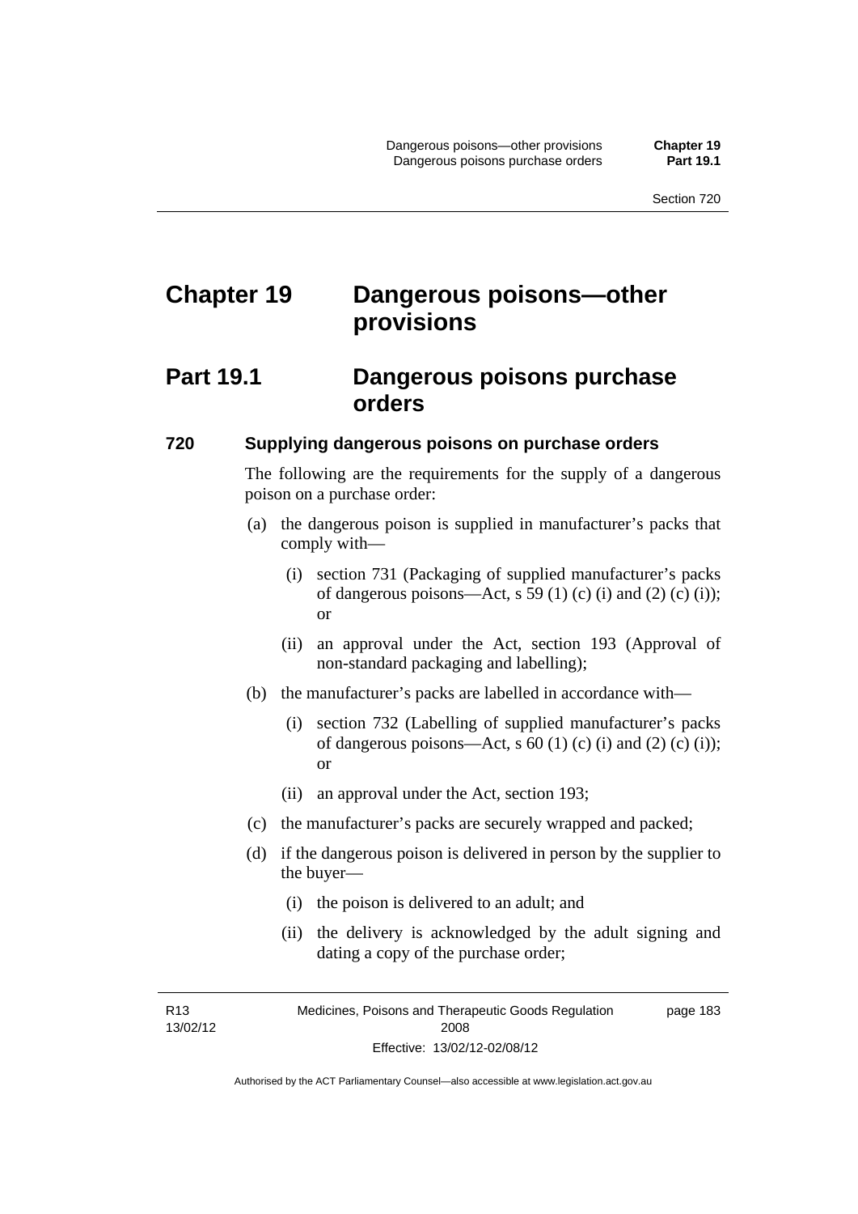# Chapter 19 Dangerous poisons—other provisions

## Part 19.1 Dangerous poisons purchase orders

### 720 Supplying dangerous poisons on purchase orders

The following are the requirements for the supply of a dangerous poison on a purchase order:

(a) the dangerous poison is supplied in manufacturer's packs that comply with—

  (i) section 731 (Packaging of supplied manufacturer's packs of dangerous poisons—Act, s 59 (1) (c) (i) and (2) (c) (i)); or

  (ii) an approval under the Act, section 193 (Approval of non-standard packaging and labelling);

(b) the manufacturer's packs are labelled in accordance with—

  (i) section 732 (Labelling of supplied manufacturer's packs of dangerous poisons—Act, s 60 (1) (c) (i) and (2) (c) (i)); or

  (ii) an approval under the Act, section 193;

(c) the manufacturer's packs are securely wrapped and packed;

(d) if the dangerous poison is delivered in person by the supplier to the buyer—

  (i) the poison is delivered to an adult; and

  (ii) the delivery is acknowledged by the adult signing and dating a copy of the purchase order;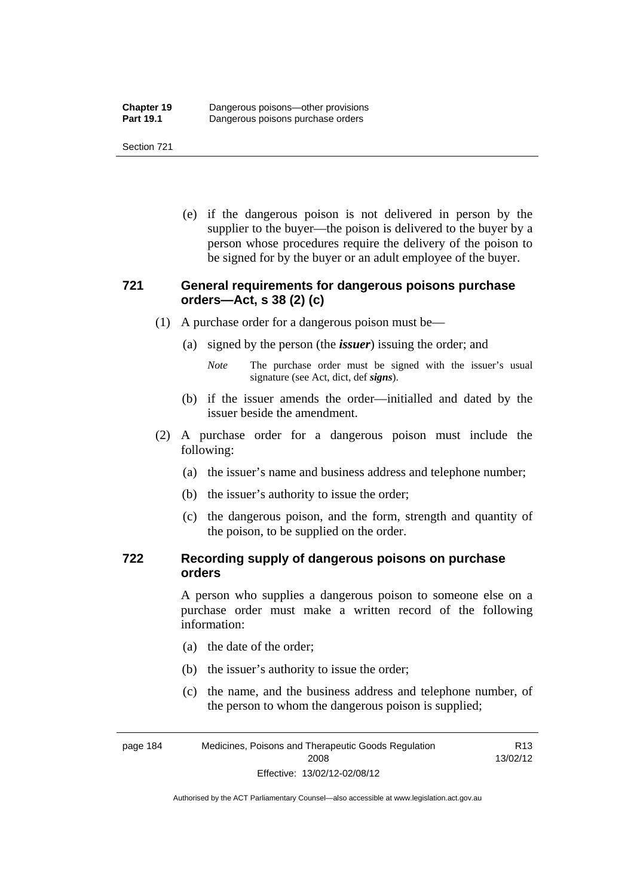(e) if the dangerous poison is not delivered in person by the supplier to the buyer—the poison is delivered to the buyer by a person whose procedures require the delivery of the poison to be signed for by the buyer or an adult employee of the buyer.

### 721 General requirements for dangerous poisons purchase orders—Act, s 38 (2) (c)

(1) A purchase order for a dangerous poison must be—

(a) signed by the person (the ***issuer***) issuing the order; and

*Note* The purchase order must be signed with the issuer's usual signature (see Act, dict, def ***signs***).

(b) if the issuer amends the order—initialled and dated by the issuer beside the amendment.

(2) A purchase order for a dangerous poison must include the following:

(a) the issuer's name and business address and telephone number;

(b) the issuer's authority to issue the order;

(c) the dangerous poison, and the form, strength and quantity of the poison, to be supplied on the order.

### 722 Recording supply of dangerous poisons on purchase orders

A person who supplies a dangerous poison to someone else on a purchase order must make a written record of the following information:

(a) the date of the order;

(b) the issuer's authority to issue the order;

(c) the name, and the business address and telephone number, of the person to whom the dangerous poison is supplied;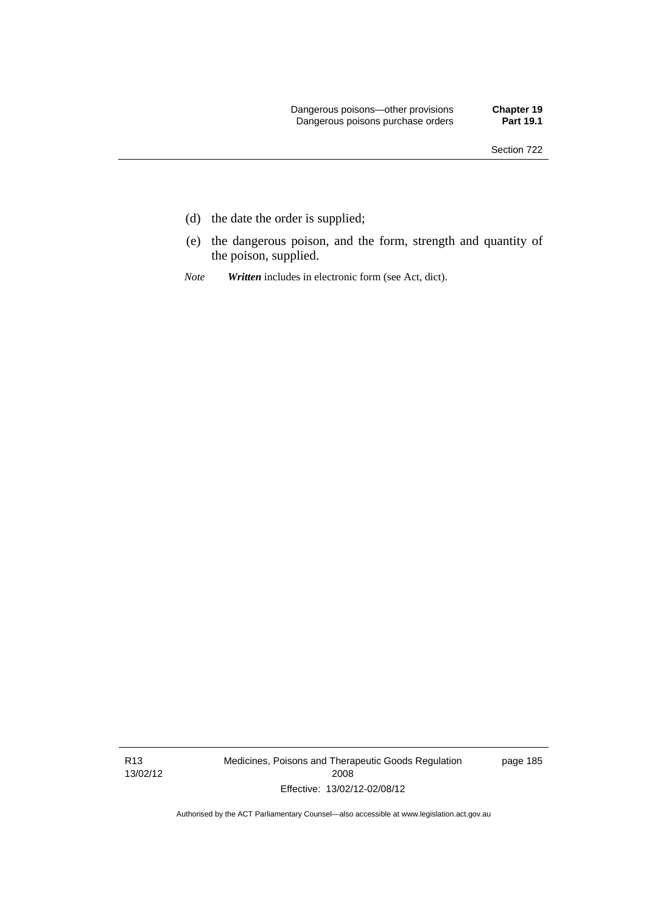(d) the date the order is supplied;

(e) the dangerous poison, and the form, strength and quantity of the poison, supplied.

*Note* ***Written*** includes in electronic form (see Act, dict).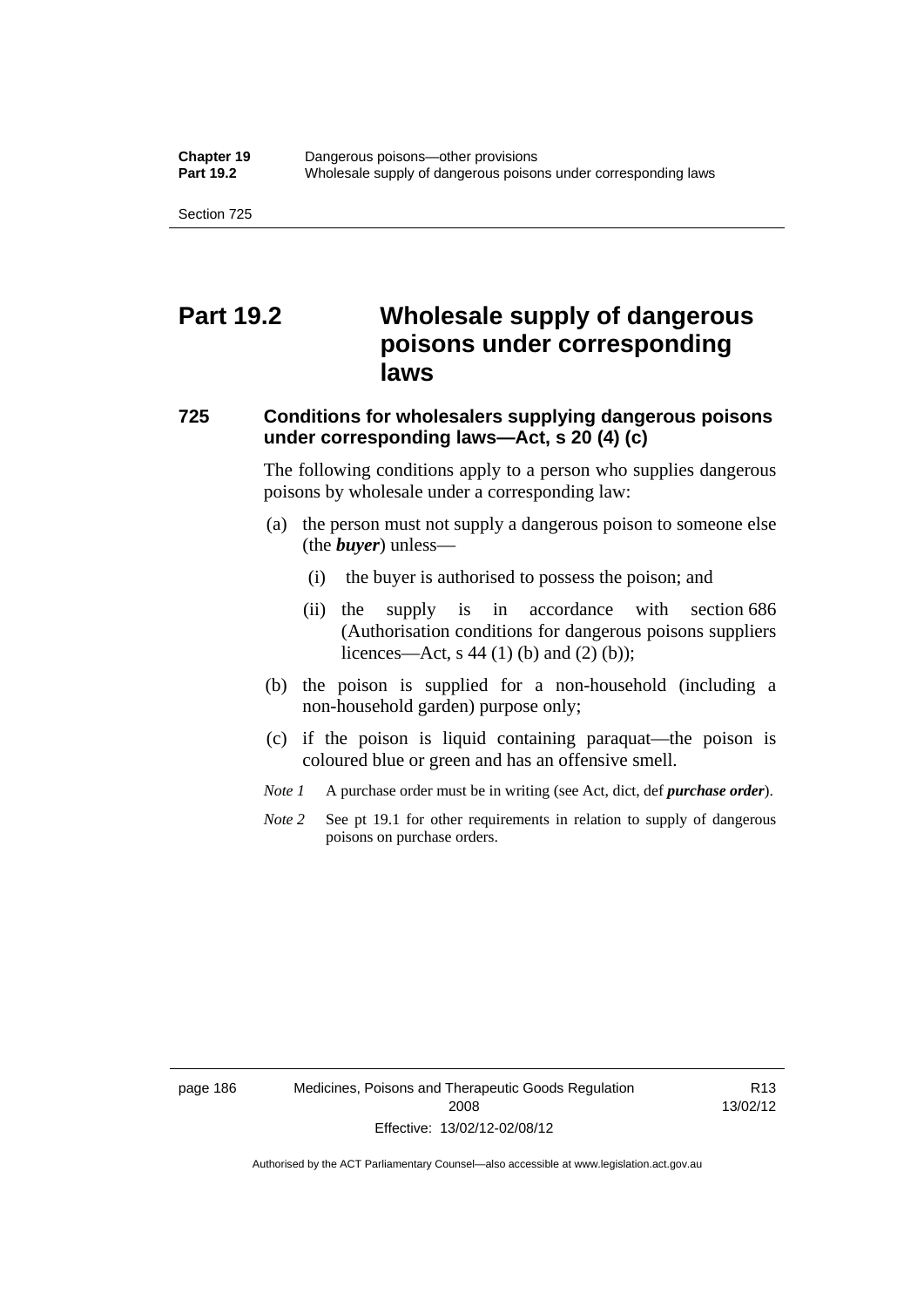# Part 19.2 Wholesale supply of dangerous poisons under corresponding laws

## 725 Conditions for wholesalers supplying dangerous poisons under corresponding laws—Act, s 20 (4) (c)

The following conditions apply to a person who supplies dangerous poisons by wholesale under a corresponding law:

(a) the person must not supply a dangerous poison to someone else (the ***buyer***) unless—

  (i) the buyer is authorised to possess the poison; and

  (ii) the supply is in accordance with section 686 (Authorisation conditions for dangerous poisons suppliers licences—Act, s 44 (1) (b) and (2) (b));

(b) the poison is supplied for a non-household (including a non-household garden) purpose only;

(c) if the poison is liquid containing paraquat—the poison is coloured blue or green and has an offensive smell.

*Note 1* A purchase order must be in writing (see Act, dict, def ***purchase order***).

*Note 2* See pt 19.1 for other requirements in relation to supply of dangerous poisons on purchase orders.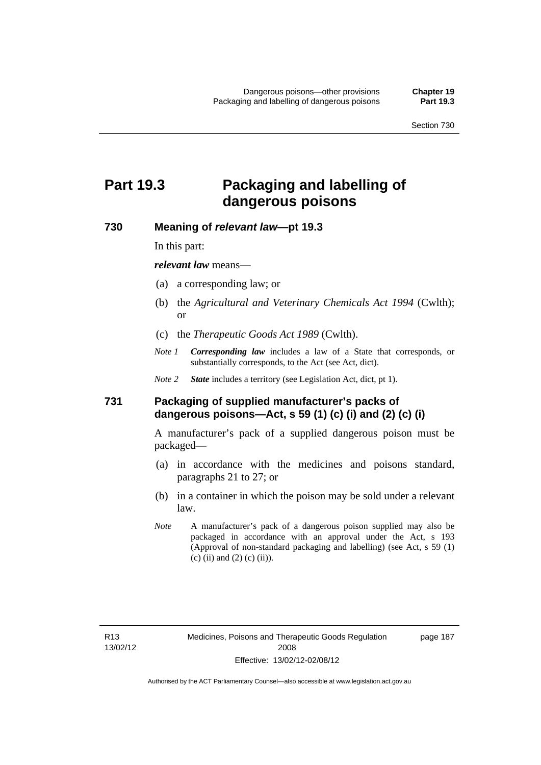# Part 19.3 Packaging and labelling of dangerous poisons

## 730 Meaning of *relevant law*—pt 19.3

In this part:

***relevant law*** means—

(a) a corresponding law; or

(b) the *Agricultural and Veterinary Chemicals Act 1994* (Cwlth); or

(c) the *Therapeutic Goods Act 1989* (Cwlth).

*Note 1* ***Corresponding law*** includes a law of a State that corresponds, or substantially corresponds, to the Act (see Act, dict).

*Note 2* ***State*** includes a territory (see Legislation Act, dict, pt 1).

## 731 Packaging of supplied manufacturer's packs of dangerous poisons—Act, s 59 (1) (c) (i) and (2) (c) (i)

A manufacturer's pack of a supplied dangerous poison must be packaged—

(a) in accordance with the medicines and poisons standard, paragraphs 21 to 27; or

(b) in a container in which the poison may be sold under a relevant law.

*Note* A manufacturer's pack of a dangerous poison supplied may also be packaged in accordance with an approval under the Act, s 193 (Approval of non-standard packaging and labelling) (see Act, s 59 (1) (c) (ii) and (2) (c) (ii)).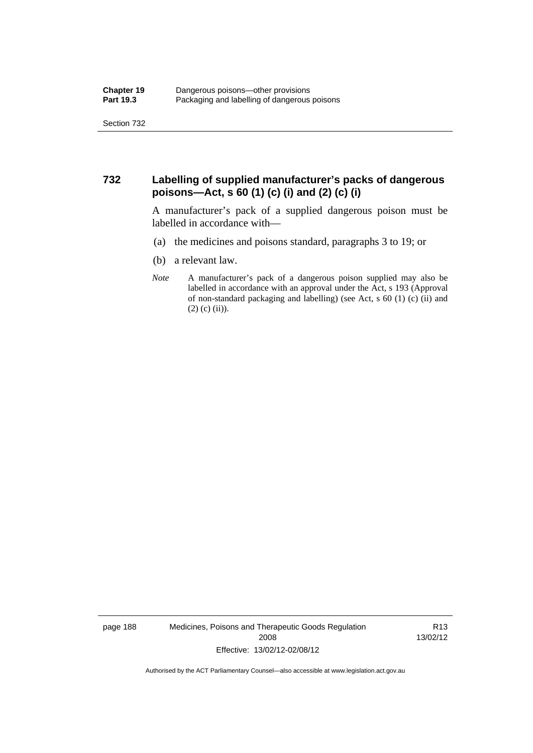## 732 Labelling of supplied manufacturer's packs of dangerous poisons—Act, s 60 (1) (c) (i) and (2) (c) (i)

A manufacturer's pack of a supplied dangerous poison must be labelled in accordance with—

(a) the medicines and poisons standard, paragraphs 3 to 19; or

(b) a relevant law.

*Note* A manufacturer's pack of a dangerous poison supplied may also be labelled in accordance with an approval under the Act, s 193 (Approval of non-standard packaging and labelling) (see Act, s 60 (1) (c) (ii) and (2) (c) (ii)).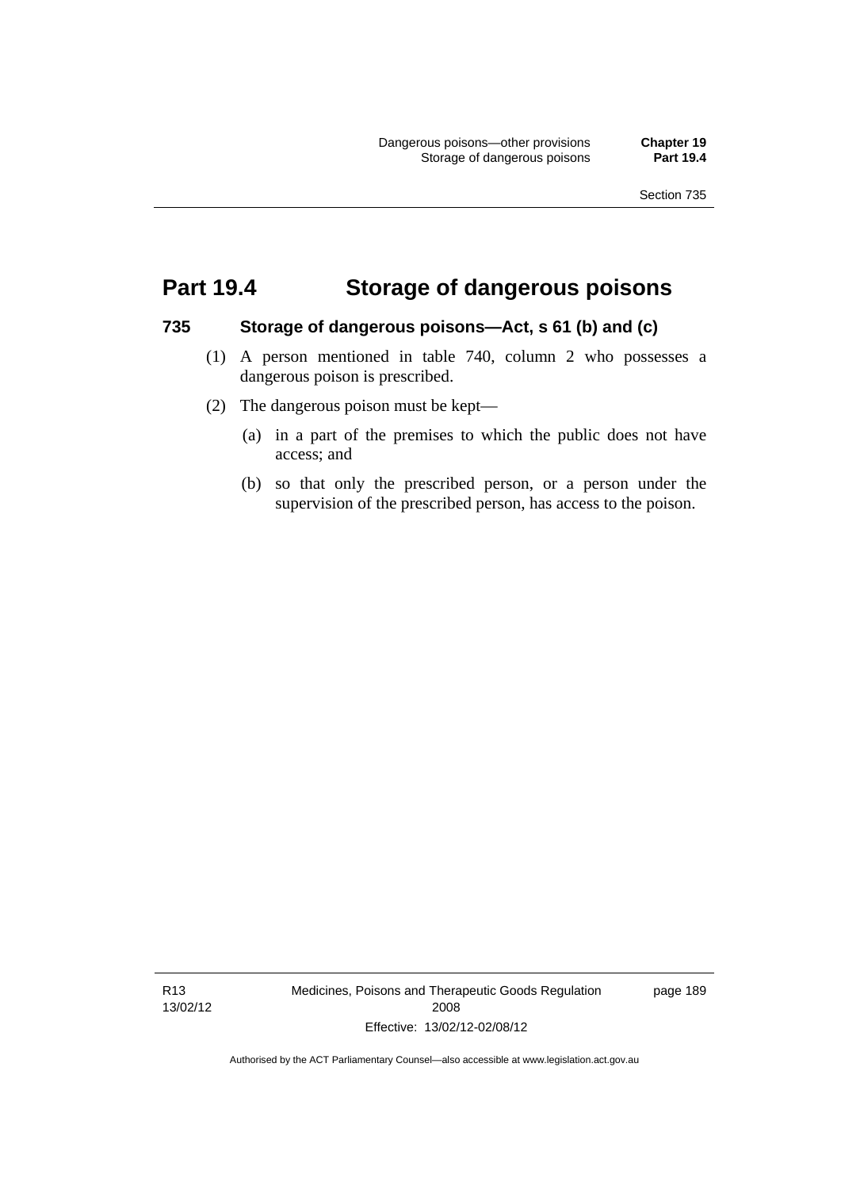# Part 19.4 Storage of dangerous poisons

## 735 Storage of dangerous poisons—Act, s 61 (b) and (c)

(1) A person mentioned in table 740, column 2 who possesses a dangerous poison is prescribed.

(2) The dangerous poison must be kept—

(a) in a part of the premises to which the public does not have access; and

(b) so that only the prescribed person, or a person under the supervision of the prescribed person, has access to the poison.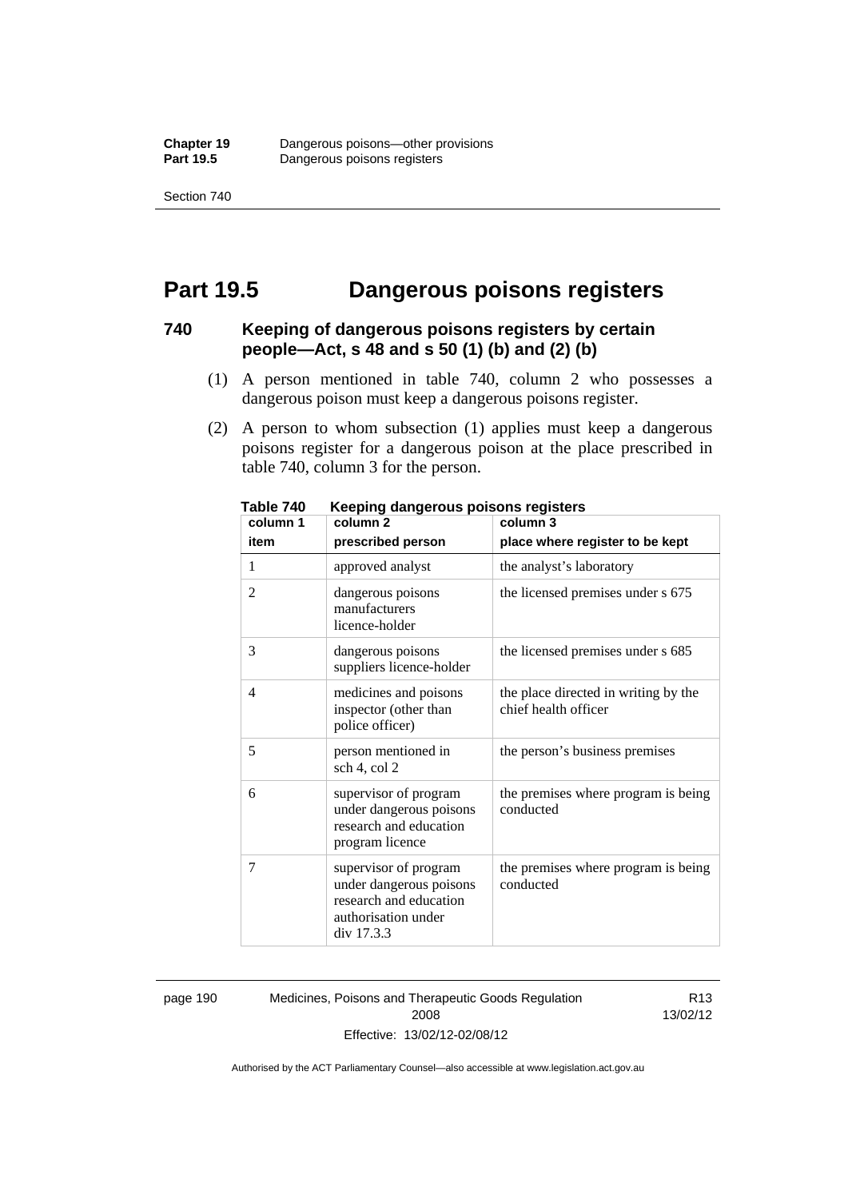# Part 19.5 Dangerous poisons registers

## 740 Keeping of dangerous poisons registers by certain people—Act, s 48 and s 50 (1) (b) and (2) (b)

(1) A person mentioned in table 740, column 2 who possesses a dangerous poison must keep a dangerous poisons register.

(2) A person to whom subsection (1) applies must keep a dangerous poisons register for a dangerous poison at the place prescribed in table 740, column 3 for the person.

**Table 740 Keeping dangerous poisons registers**

| column 1<br>item | column 2<br>prescribed person | column 3<br>place where register to be kept |
|---|---|---|
| 1 | approved analyst | the analyst's laboratory |
| 2 | dangerous poisons manufacturers licence-holder | the licensed premises under s 675 |
| 3 | dangerous poisons suppliers licence-holder | the licensed premises under s 685 |
| 4 | medicines and poisons inspector (other than police officer) | the place directed in writing by the chief health officer |
| 5 | person mentioned in sch 4, col 2 | the person's business premises |
| 6 | supervisor of program under dangerous poisons research and education program licence | the premises where program is being conducted |
| 7 | supervisor of program under dangerous poisons research and education authorisation under div 17.3.3 | the premises where program is being conducted |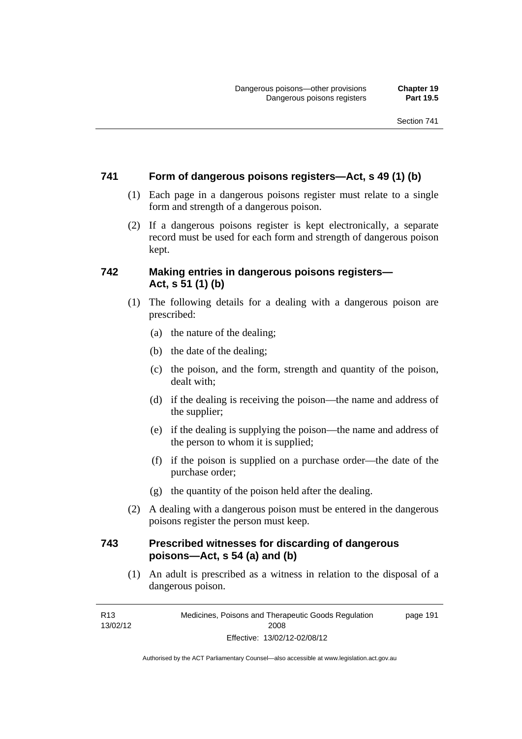### 741 Form of dangerous poisons registers—Act, s 49 (1) (b)

(1) Each page in a dangerous poisons register must relate to a single form and strength of a dangerous poison.

(2) If a dangerous poisons register is kept electronically, a separate record must be used for each form and strength of dangerous poison kept.

### 742 Making entries in dangerous poisons registers—Act, s 51 (1) (b)

(1) The following details for a dealing with a dangerous poison are prescribed:

(a) the nature of the dealing;

(b) the date of the dealing;

(c) the poison, and the form, strength and quantity of the poison, dealt with;

(d) if the dealing is receiving the poison—the name and address of the supplier;

(e) if the dealing is supplying the poison—the name and address of the person to whom it is supplied;

(f) if the poison is supplied on a purchase order—the date of the purchase order;

(g) the quantity of the poison held after the dealing.

(2) A dealing with a dangerous poison must be entered in the dangerous poisons register the person must keep.

### 743 Prescribed witnesses for discarding of dangerous poisons—Act, s 54 (a) and (b)

(1) An adult is prescribed as a witness in relation to the disposal of a dangerous poison.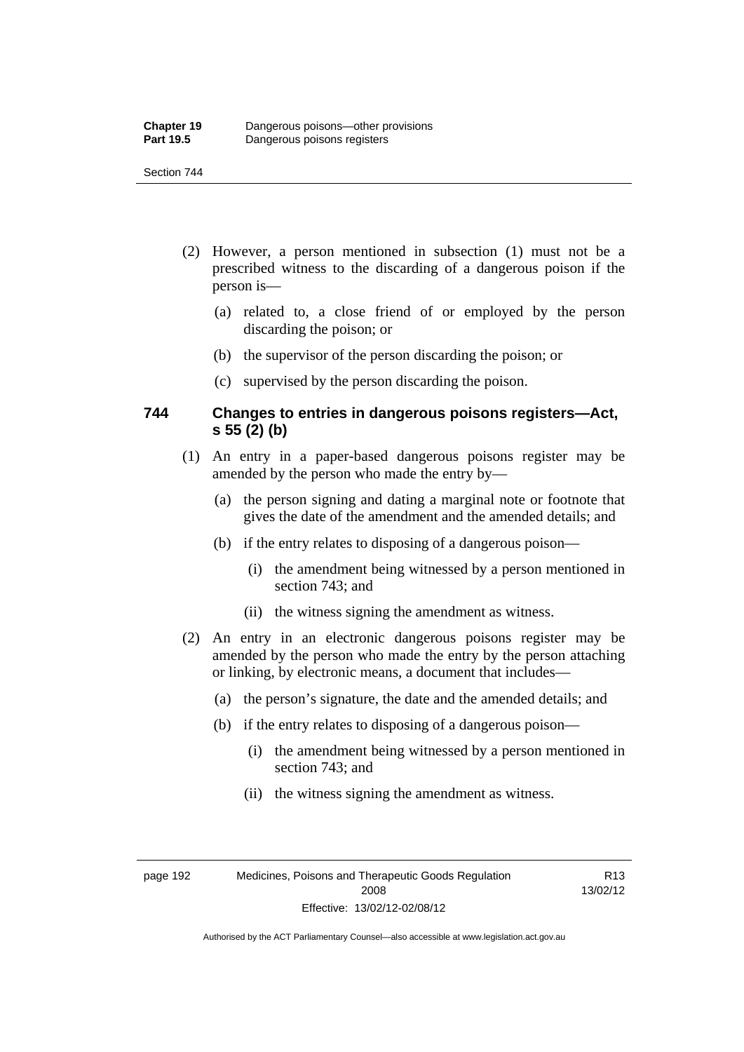(2) However, a person mentioned in subsection (1) must not be a prescribed witness to the discarding of a dangerous poison if the person is—

(a) related to, a close friend of or employed by the person discarding the poison; or

(b) the supervisor of the person discarding the poison; or

(c) supervised by the person discarding the poison.

### 744 Changes to entries in dangerous poisons registers—Act, s 55 (2) (b)

(1) An entry in a paper-based dangerous poisons register may be amended by the person who made the entry by—

(a) the person signing and dating a marginal note or footnote that gives the date of the amendment and the amended details; and

(b) if the entry relates to disposing of a dangerous poison—

(i) the amendment being witnessed by a person mentioned in section 743; and

(ii) the witness signing the amendment as witness.

(2) An entry in an electronic dangerous poisons register may be amended by the person who made the entry by the person attaching or linking, by electronic means, a document that includes—

(a) the person's signature, the date and the amended details; and

(b) if the entry relates to disposing of a dangerous poison—

(i) the amendment being witnessed by a person mentioned in section 743; and

(ii) the witness signing the amendment as witness.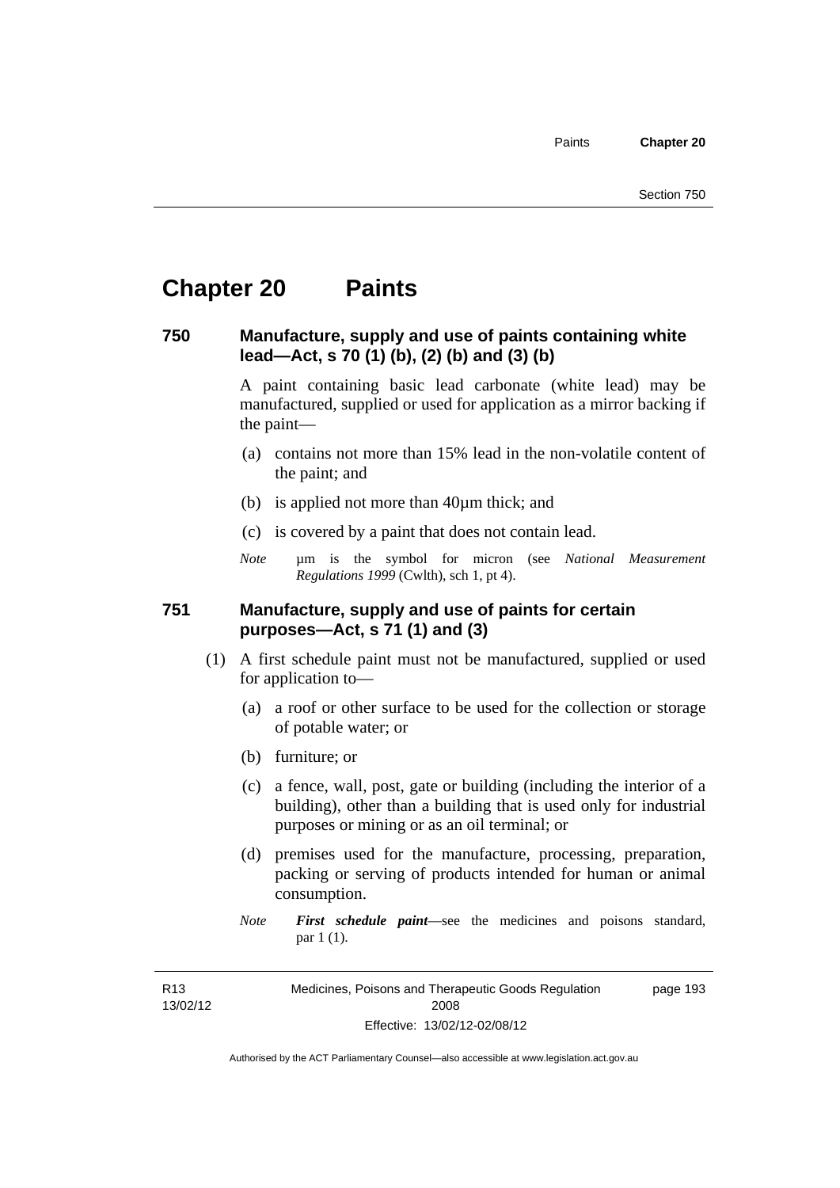# Chapter 20 Paints

## 750 Manufacture, supply and use of paints containing white lead—Act, s 70 (1) (b), (2) (b) and (3) (b)

A paint containing basic lead carbonate (white lead) may be manufactured, supplied or used for application as a mirror backing if the paint—

(a) contains not more than 15% lead in the non-volatile content of the paint; and

(b) is applied not more than 40µm thick; and

(c) is covered by a paint that does not contain lead.

*Note* µm is the symbol for micron (see *National Measurement Regulations 1999* (Cwlth), sch 1, pt 4).

## 751 Manufacture, supply and use of paints for certain purposes—Act, s 71 (1) and (3)

(1) A first schedule paint must not be manufactured, supplied or used for application to—

(a) a roof or other surface to be used for the collection or storage of potable water; or

(b) furniture; or

(c) a fence, wall, post, gate or building (including the interior of a building), other than a building that is used only for industrial purposes or mining or as an oil terminal; or

(d) premises used for the manufacture, processing, preparation, packing or serving of products intended for human or animal consumption.

*Note* ***First schedule paint***—see the medicines and poisons standard, par 1 (1).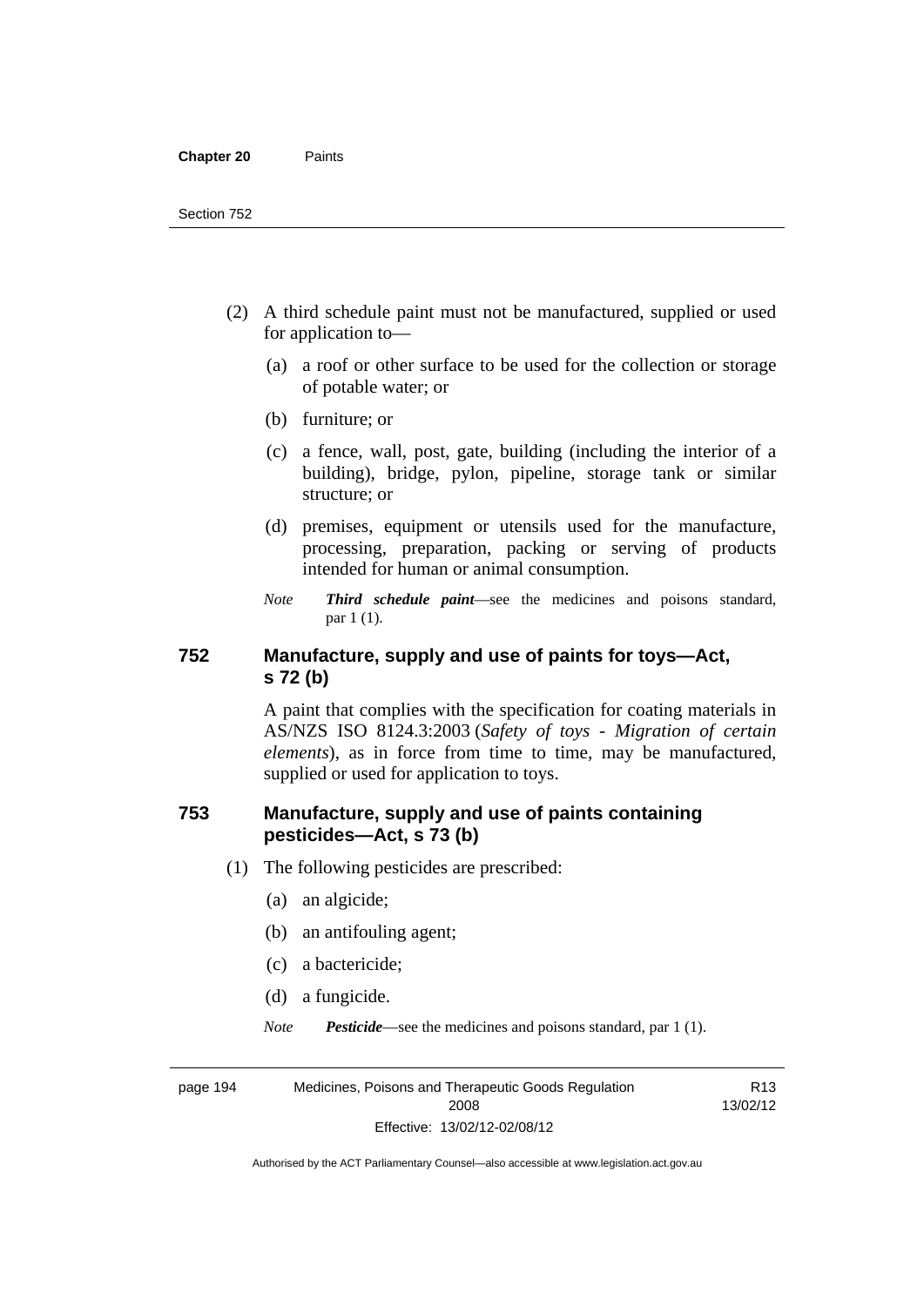(2) A third schedule paint must not be manufactured, supplied or used for application to—

(a) a roof or other surface to be used for the collection or storage of potable water; or

(b) furniture; or

(c) a fence, wall, post, gate, building (including the interior of a building), bridge, pylon, pipeline, storage tank or similar structure; or

(d) premises, equipment or utensils used for the manufacture, processing, preparation, packing or serving of products intended for human or animal consumption.

*Note* ***Third schedule paint***—see the medicines and poisons standard, par 1 (1).

### 752 Manufacture, supply and use of paints for toys—Act, s 72 (b)

A paint that complies with the specification for coating materials in AS/NZS ISO 8124.3:2003 (*Safety of toys - Migration of certain elements*), as in force from time to time, may be manufactured, supplied or used for application to toys.

### 753 Manufacture, supply and use of paints containing pesticides—Act, s 73 (b)

(1) The following pesticides are prescribed:

(a) an algicide;

(b) an antifouling agent;

(c) a bactericide;

(d) a fungicide.

*Note* ***Pesticide***—see the medicines and poisons standard, par 1 (1).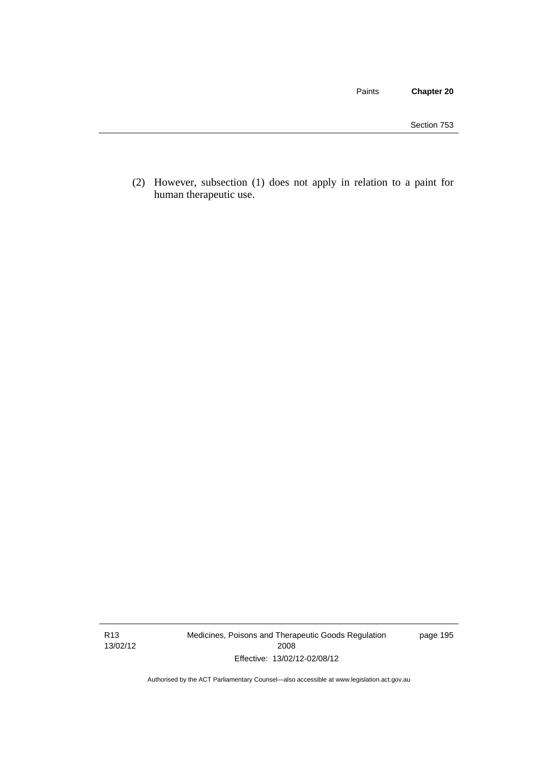(2) However, subsection (1) does not apply in relation to a paint for human therapeutic use.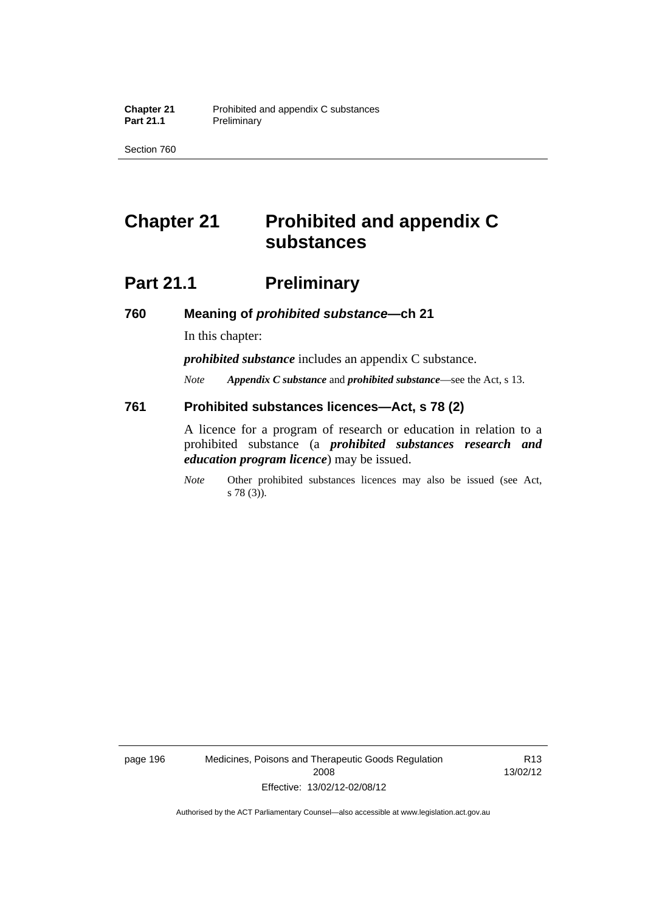# Chapter 21 Prohibited and appendix C substances

## Part 21.1 Preliminary

### 760 Meaning of *prohibited substance*—ch 21

In this chapter:

***prohibited substance*** includes an appendix C substance.

*Note* ***Appendix C substance*** and ***prohibited substance***—see the Act, s 13.

### 761 Prohibited substances licences—Act, s 78 (2)

A licence for a program of research or education in relation to a prohibited substance (a ***prohibited substances research and education program licence***) may be issued.

*Note* Other prohibited substances licences may also be issued (see Act, s 78 (3)).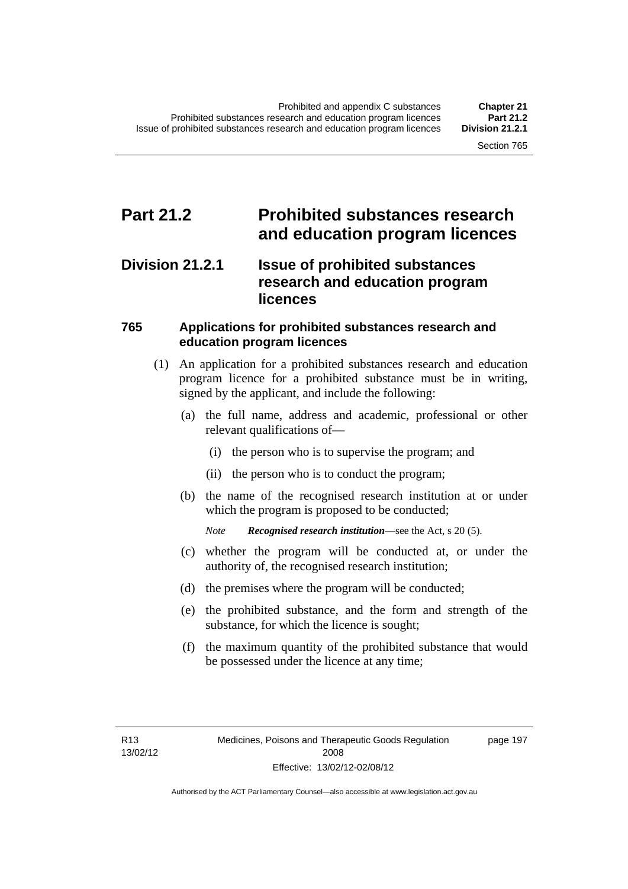# Part 21.2 Prohibited substances research and education program licences

## Division 21.2.1 Issue of prohibited substances research and education program licences

### 765 Applications for prohibited substances research and education program licences

(1) An application for a prohibited substances research and education program licence for a prohibited substance must be in writing, signed by the applicant, and include the following:

(a) the full name, address and academic, professional or other relevant qualifications of—

(i) the person who is to supervise the program; and

(ii) the person who is to conduct the program;

(b) the name of the recognised research institution at or under which the program is proposed to be conducted;

*Note* ***Recognised research institution***—see the Act, s 20 (5).

(c) whether the program will be conducted at, or under the authority of, the recognised research institution;

(d) the premises where the program will be conducted;

(e) the prohibited substance, and the form and strength of the substance, for which the licence is sought;

(f) the maximum quantity of the prohibited substance that would be possessed under the licence at any time;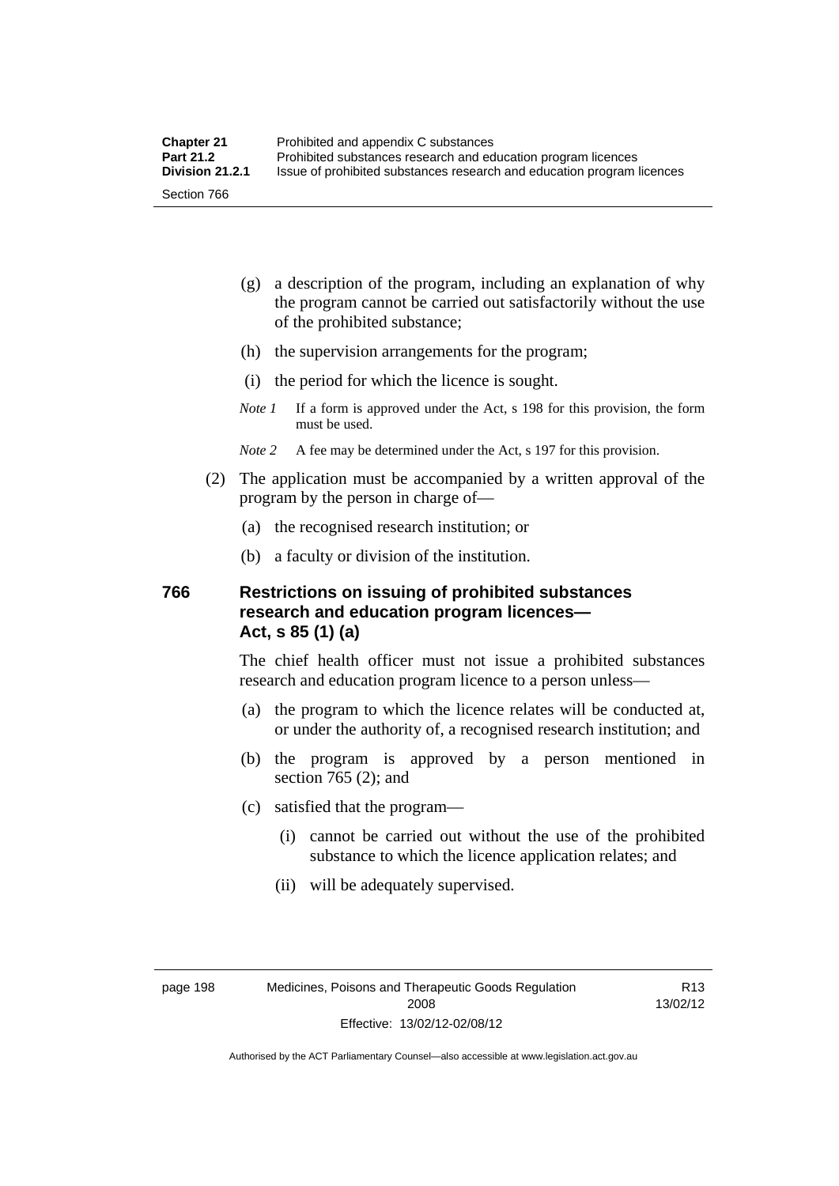(g) a description of the program, including an explanation of why the program cannot be carried out satisfactorily without the use of the prohibited substance;

(h) the supervision arrangements for the program;

(i) the period for which the licence is sought.

*Note 1* If a form is approved under the Act, s 198 for this provision, the form must be used.

*Note 2* A fee may be determined under the Act, s 197 for this provision.

(2) The application must be accompanied by a written approval of the program by the person in charge of—

(a) the recognised research institution; or

(b) a faculty or division of the institution.

### 766 Restrictions on issuing of prohibited substances research and education program licences—Act, s 85 (1) (a)

The chief health officer must not issue a prohibited substances research and education program licence to a person unless—

(a) the program to which the licence relates will be conducted at, or under the authority of, a recognised research institution; and

(b) the program is approved by a person mentioned in section 765 (2); and

(c) satisfied that the program—

(i) cannot be carried out without the use of the prohibited substance to which the licence application relates; and

(ii) will be adequately supervised.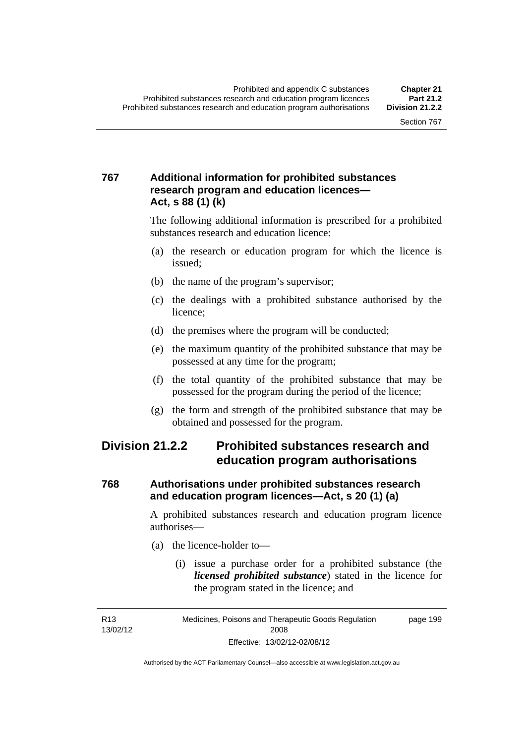### 767 Additional information for prohibited substances research program and education licences—Act, s 88 (1) (k)

The following additional information is prescribed for a prohibited substances research and education licence:

(a) the research or education program for which the licence is issued;

(b) the name of the program's supervisor;

(c) the dealings with a prohibited substance authorised by the licence;

(d) the premises where the program will be conducted;

(e) the maximum quantity of the prohibited substance that may be possessed at any time for the program;

(f) the total quantity of the prohibited substance that may be possessed for the program during the period of the licence;

(g) the form and strength of the prohibited substance that may be obtained and possessed for the program.

## Division 21.2.2 Prohibited substances research and education program authorisations

### 768 Authorisations under prohibited substances research and education program licences—Act, s 20 (1) (a)

A prohibited substances research and education program licence authorises—

(a) the licence-holder to—

(i) issue a purchase order for a prohibited substance (the ***licensed prohibited substance***) stated in the licence for the program stated in the licence; and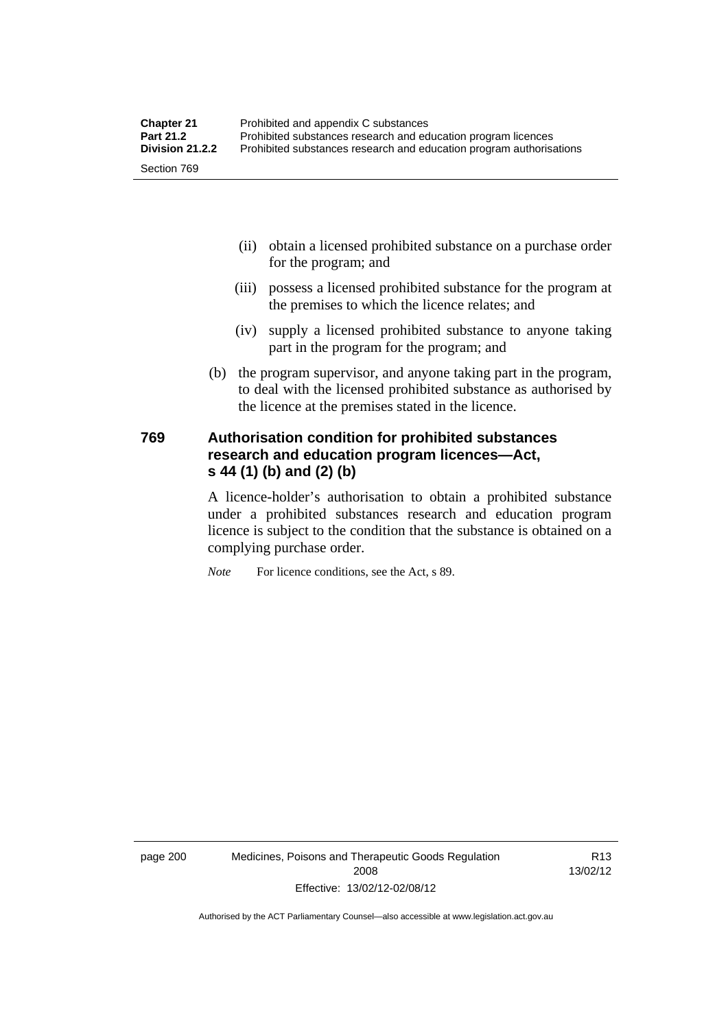(ii) obtain a licensed prohibited substance on a purchase order for the program; and

(iii) possess a licensed prohibited substance for the program at the premises to which the licence relates; and

(iv) supply a licensed prohibited substance to anyone taking part in the program for the program; and

(b) the program supervisor, and anyone taking part in the program, to deal with the licensed prohibited substance as authorised by the licence at the premises stated in the licence.

### 769 Authorisation condition for prohibited substances research and education program licences—Act, s 44 (1) (b) and (2) (b)

A licence-holder's authorisation to obtain a prohibited substance under a prohibited substances research and education program licence is subject to the condition that the substance is obtained on a complying purchase order.

*Note* For licence conditions, see the Act, s 89.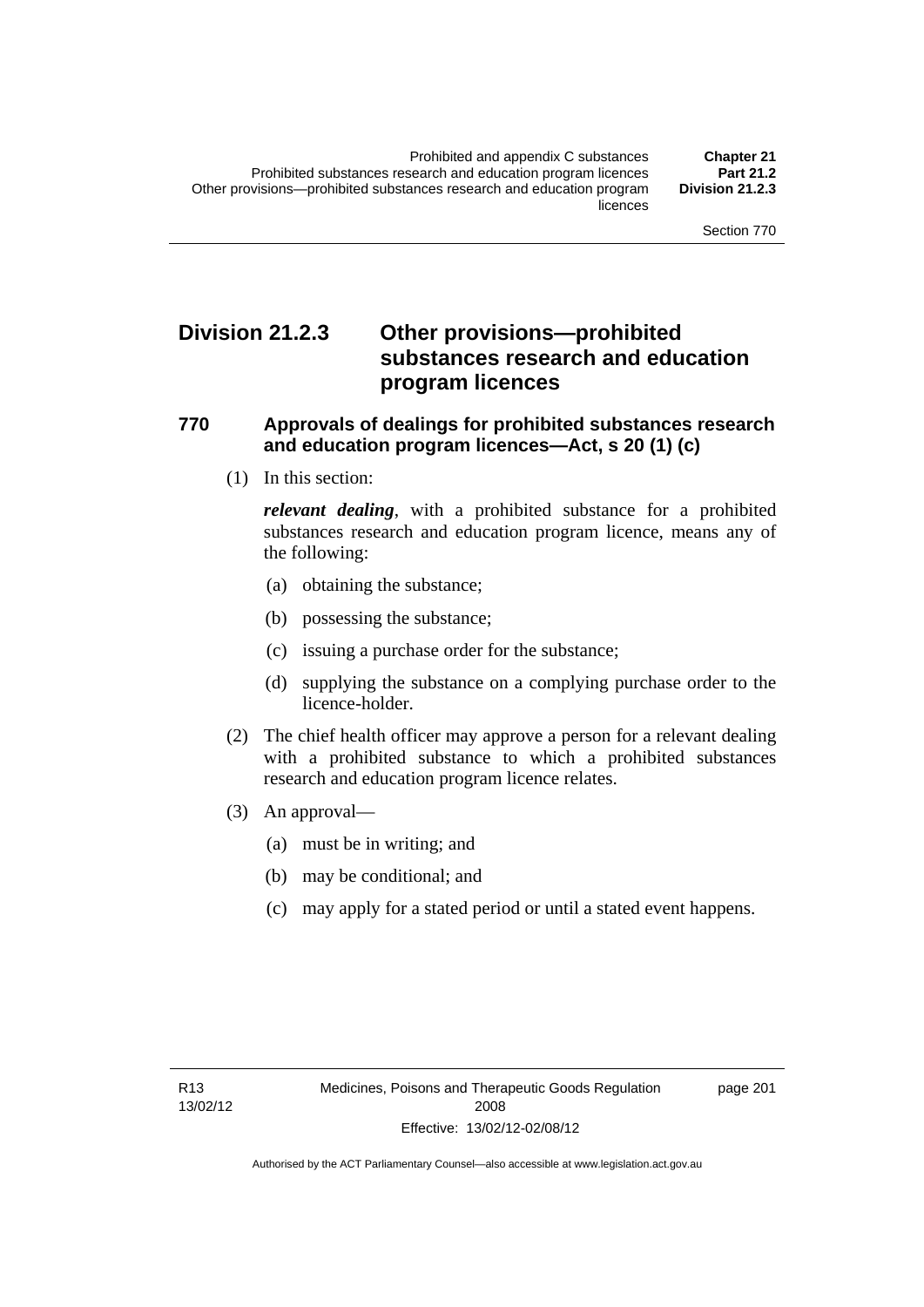## Division 21.2.3 Other provisions—prohibited substances research and education program licences

### 770 Approvals of dealings for prohibited substances research and education program licences—Act, s 20 (1) (c)

(1) In this section:

***relevant dealing***, with a prohibited substance for a prohibited substances research and education program licence, means any of the following:

(a) obtaining the substance;

(b) possessing the substance;

(c) issuing a purchase order for the substance;

(d) supplying the substance on a complying purchase order to the licence-holder.

(2) The chief health officer may approve a person for a relevant dealing with a prohibited substance to which a prohibited substances research and education program licence relates.

(3) An approval—

(a) must be in writing; and

(b) may be conditional; and

(c) may apply for a stated period or until a stated event happens.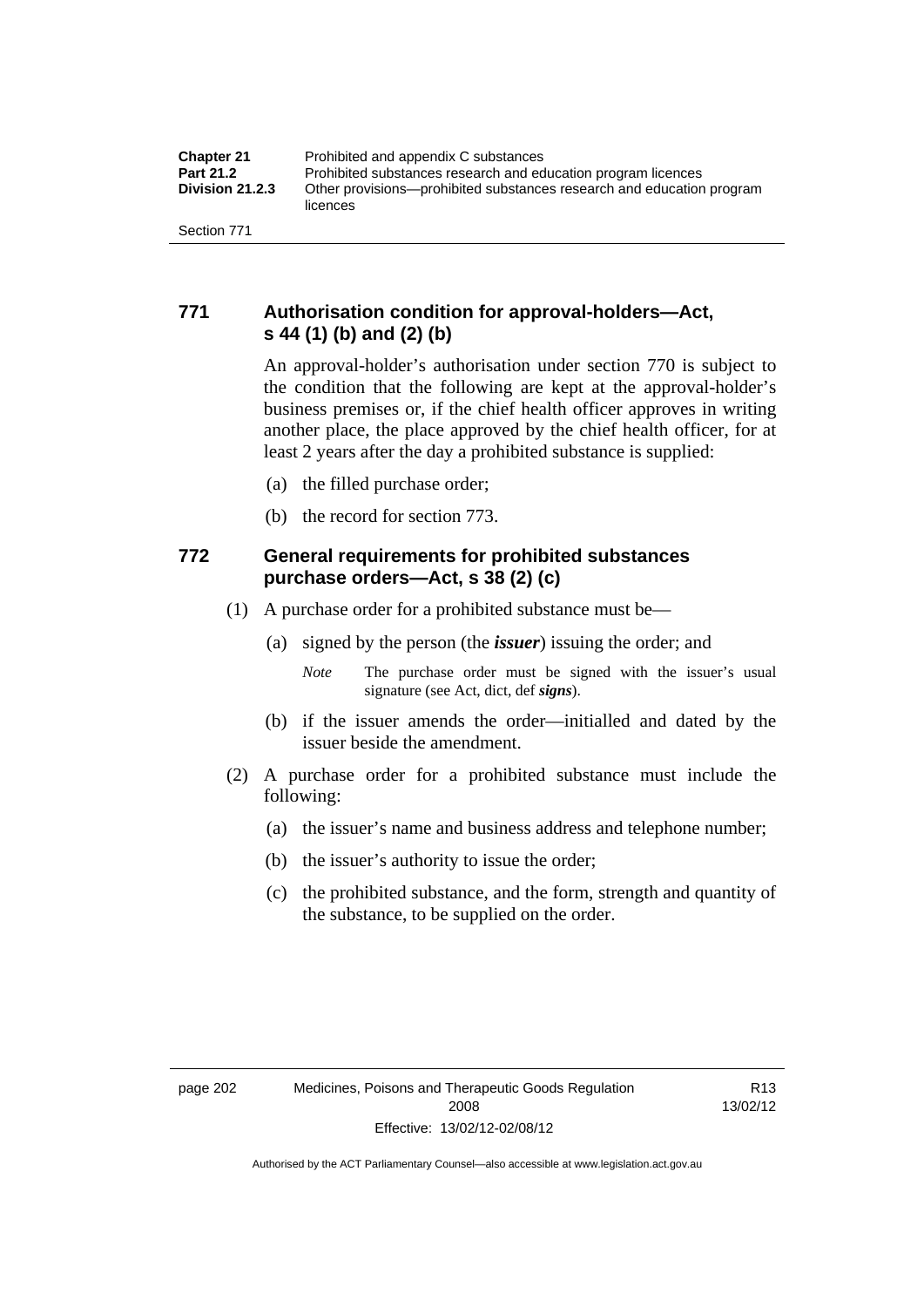## 771 Authorisation condition for approval-holders—Act, s 44 (1) (b) and (2) (b)

An approval-holder's authorisation under section 770 is subject to the condition that the following are kept at the approval-holder's business premises or, if the chief health officer approves in writing another place, the place approved by the chief health officer, for at least 2 years after the day a prohibited substance is supplied:

(a) the filled purchase order;

(b) the record for section 773.

## 772 General requirements for prohibited substances purchase orders—Act, s 38 (2) (c)

(1) A purchase order for a prohibited substance must be—

(a) signed by the person (the ***issuer***) issuing the order; and

*Note* The purchase order must be signed with the issuer's usual signature (see Act, dict, def ***signs***).

(b) if the issuer amends the order—initialled and dated by the issuer beside the amendment.

(2) A purchase order for a prohibited substance must include the following:

(a) the issuer's name and business address and telephone number;

(b) the issuer's authority to issue the order;

(c) the prohibited substance, and the form, strength and quantity of the substance, to be supplied on the order.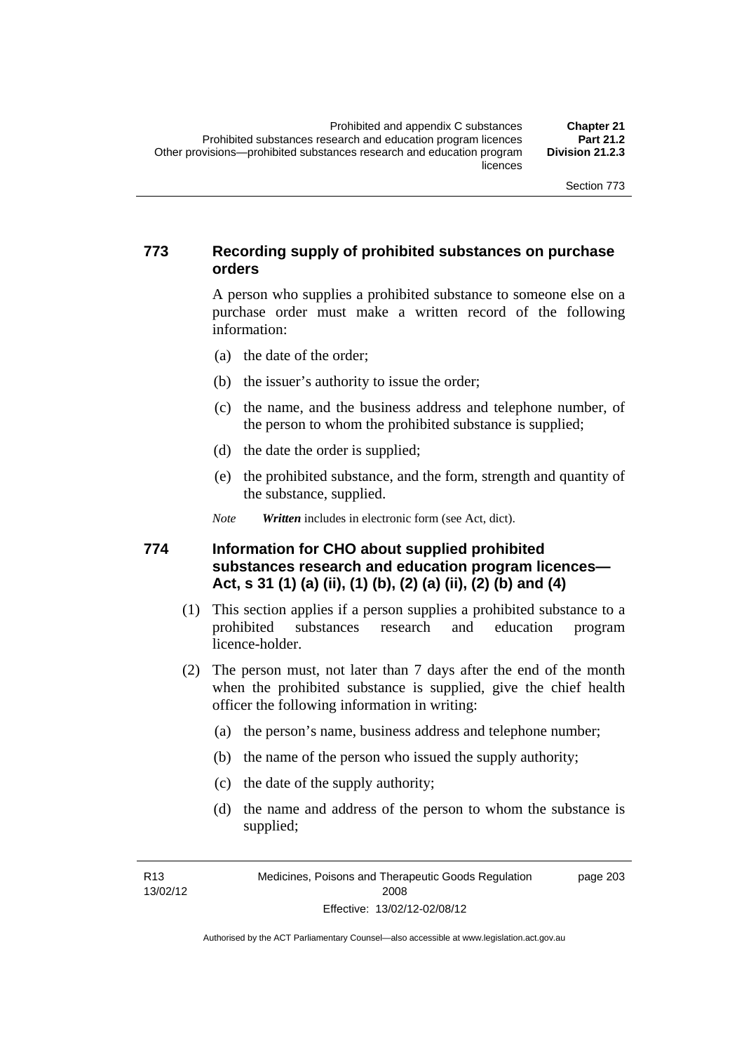## 773 Recording supply of prohibited substances on purchase orders

A person who supplies a prohibited substance to someone else on a purchase order must make a written record of the following information:

(a) the date of the order;

(b) the issuer's authority to issue the order;

(c) the name, and the business address and telephone number, of the person to whom the prohibited substance is supplied;

(d) the date the order is supplied;

(e) the prohibited substance, and the form, strength and quantity of the substance, supplied.

*Note* ***Written*** includes in electronic form (see Act, dict).

## 774 Information for CHO about supplied prohibited substances research and education program licences—Act, s 31 (1) (a) (ii), (1) (b), (2) (a) (ii), (2) (b) and (4)

(1) This section applies if a person supplies a prohibited substance to a prohibited substances research and education program licence-holder.

(2) The person must, not later than 7 days after the end of the month when the prohibited substance is supplied, give the chief health officer the following information in writing:

(a) the person's name, business address and telephone number;

(b) the name of the person who issued the supply authority;

(c) the date of the supply authority;

(d) the name and address of the person to whom the substance is supplied;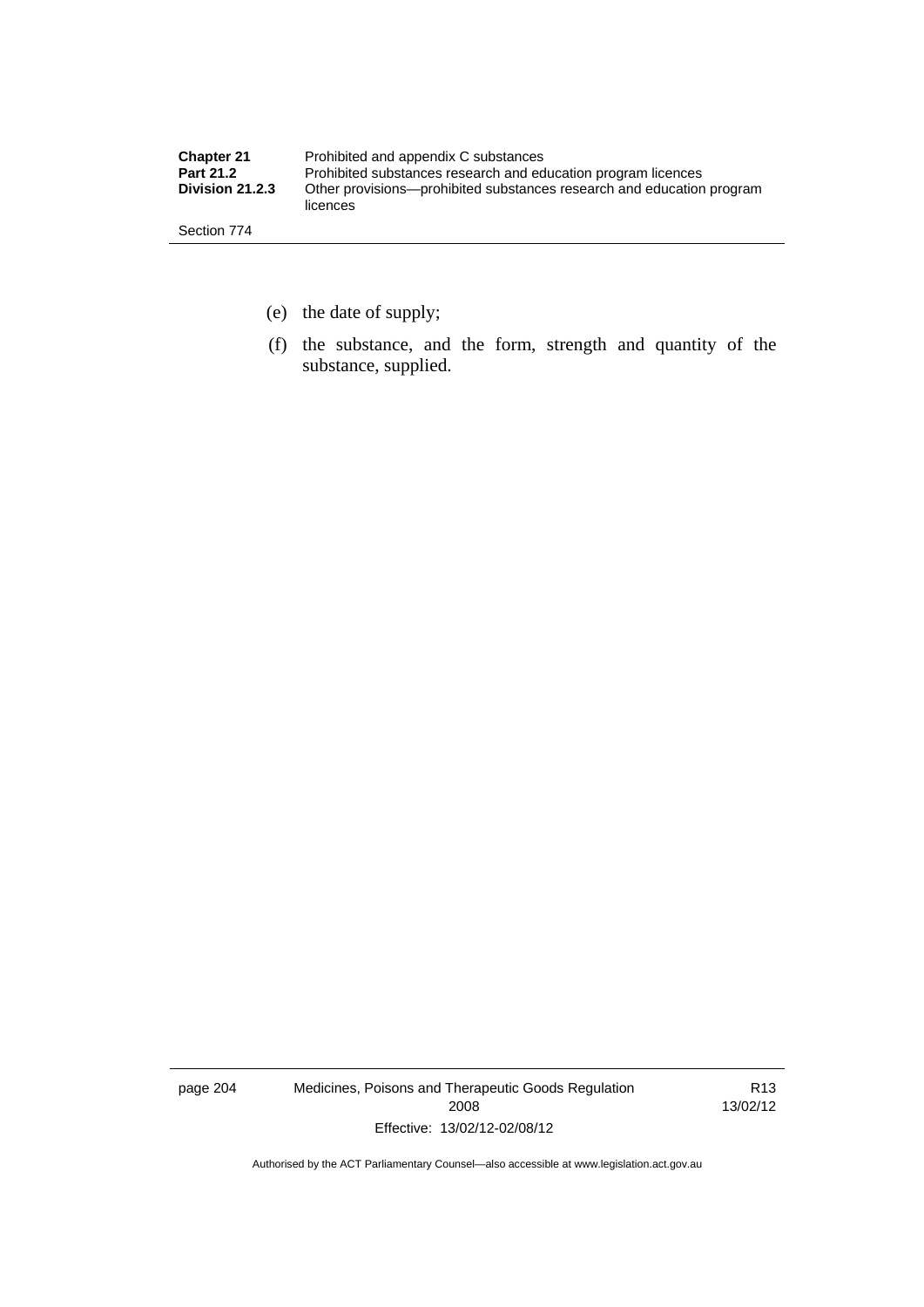(e) the date of supply;

(f) the substance, and the form, strength and quantity of the substance, supplied.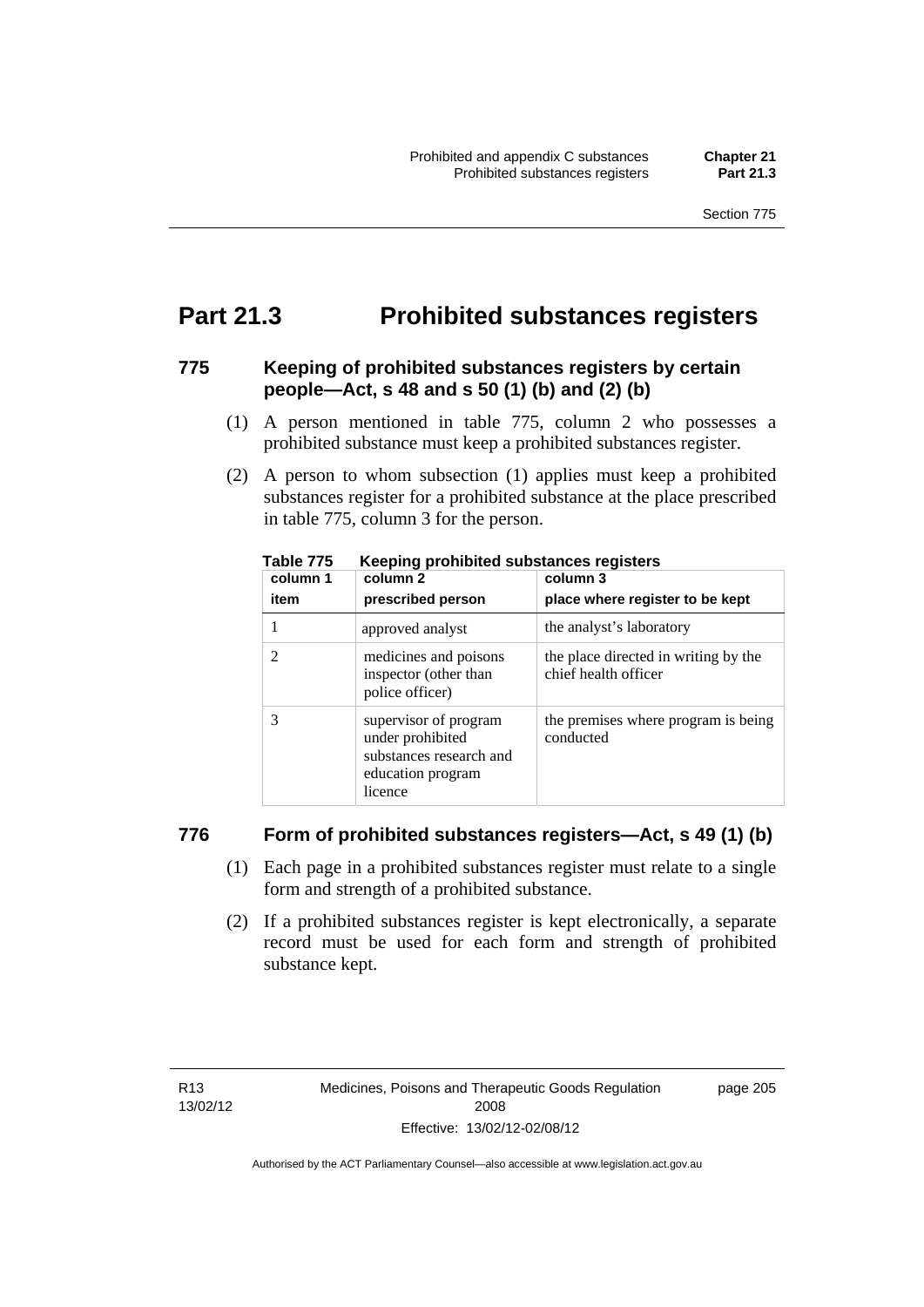# Part 21.3 Prohibited substances registers

## 775 Keeping of prohibited substances registers by certain people—Act, s 48 and s 50 (1) (b) and (2) (b)

(1) A person mentioned in table 775, column 2 who possesses a prohibited substance must keep a prohibited substances register.

(2) A person to whom subsection (1) applies must keep a prohibited substances register for a prohibited substance at the place prescribed in table 775, column 3 for the person.

**Table 775 Keeping prohibited substances registers**

| column 1<br>item | column 2<br>prescribed person | column 3<br>place where register to be kept |
|---|---|---|
| 1 | approved analyst | the analyst's laboratory |
| 2 | medicines and poisons inspector (other than police officer) | the place directed in writing by the chief health officer |
| 3 | supervisor of program under prohibited substances research and education program licence | the premises where program is being conducted |

## 776 Form of prohibited substances registers—Act, s 49 (1) (b)

(1) Each page in a prohibited substances register must relate to a single form and strength of a prohibited substance.

(2) If a prohibited substances register is kept electronically, a separate record must be used for each form and strength of prohibited substance kept.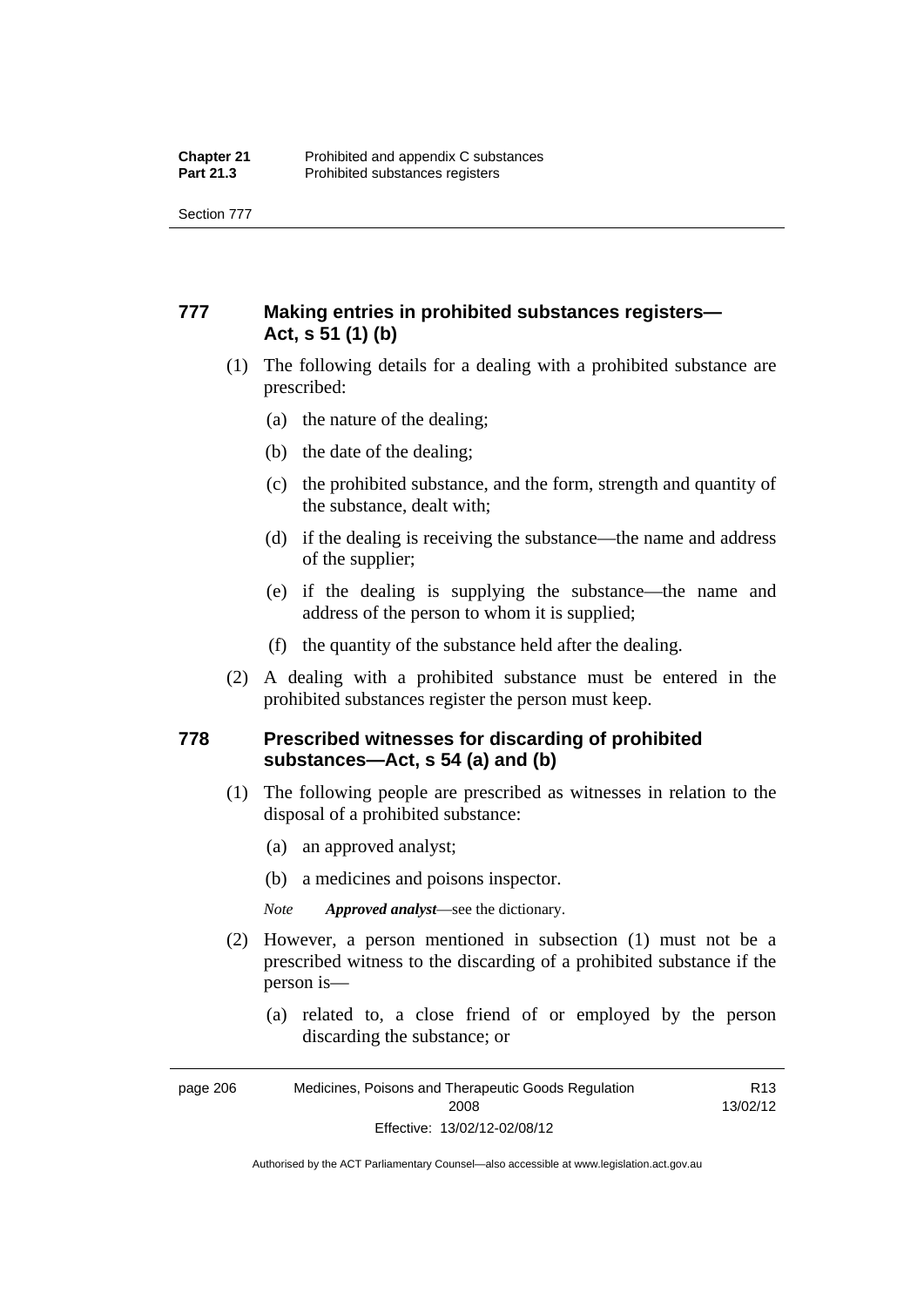## 777 Making entries in prohibited substances registers—Act, s 51 (1) (b)

(1) The following details for a dealing with a prohibited substance are prescribed:

(a) the nature of the dealing;

(b) the date of the dealing;

(c) the prohibited substance, and the form, strength and quantity of the substance, dealt with;

(d) if the dealing is receiving the substance—the name and address of the supplier;

(e) if the dealing is supplying the substance—the name and address of the person to whom it is supplied;

(f) the quantity of the substance held after the dealing.

(2) A dealing with a prohibited substance must be entered in the prohibited substances register the person must keep.

## 778 Prescribed witnesses for discarding of prohibited substances—Act, s 54 (a) and (b)

(1) The following people are prescribed as witnesses in relation to the disposal of a prohibited substance:

(a) an approved analyst;

(b) a medicines and poisons inspector.

*Note* ***Approved analyst***—see the dictionary.

(2) However, a person mentioned in subsection (1) must not be a prescribed witness to the discarding of a prohibited substance if the person is—

(a) related to, a close friend of or employed by the person discarding the substance; or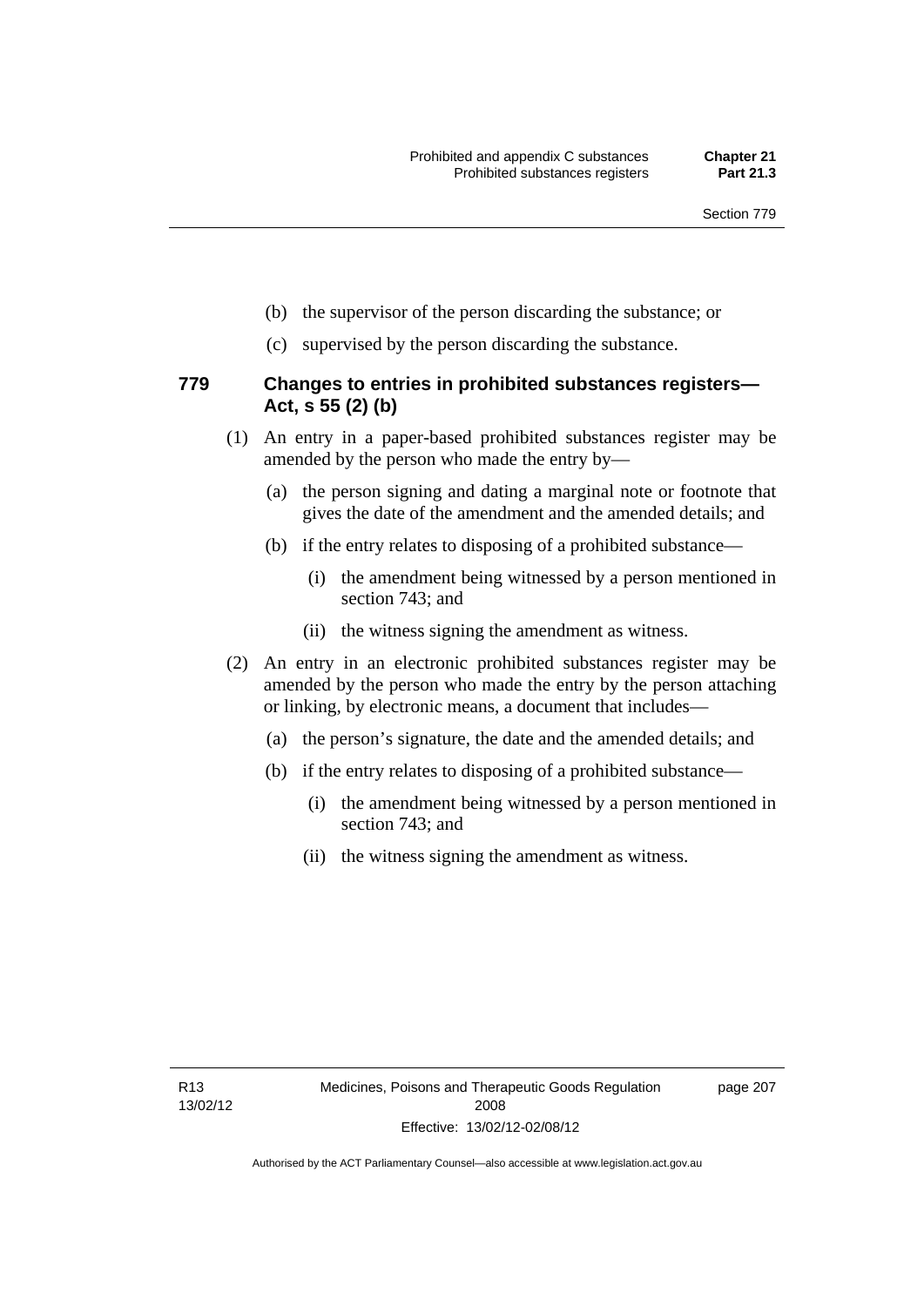(b) the supervisor of the person discarding the substance; or

(c) supervised by the person discarding the substance.

### 779 Changes to entries in prohibited substances registers—Act, s 55 (2) (b)

(1) An entry in a paper-based prohibited substances register may be amended by the person who made the entry by—

(a) the person signing and dating a marginal note or footnote that gives the date of the amendment and the amended details; and

(b) if the entry relates to disposing of a prohibited substance—

(i) the amendment being witnessed by a person mentioned in section 743; and

(ii) the witness signing the amendment as witness.

(2) An entry in an electronic prohibited substances register may be amended by the person who made the entry by the person attaching or linking, by electronic means, a document that includes—

(a) the person's signature, the date and the amended details; and

(b) if the entry relates to disposing of a prohibited substance—

(i) the amendment being witnessed by a person mentioned in section 743; and

(ii) the witness signing the amendment as witness.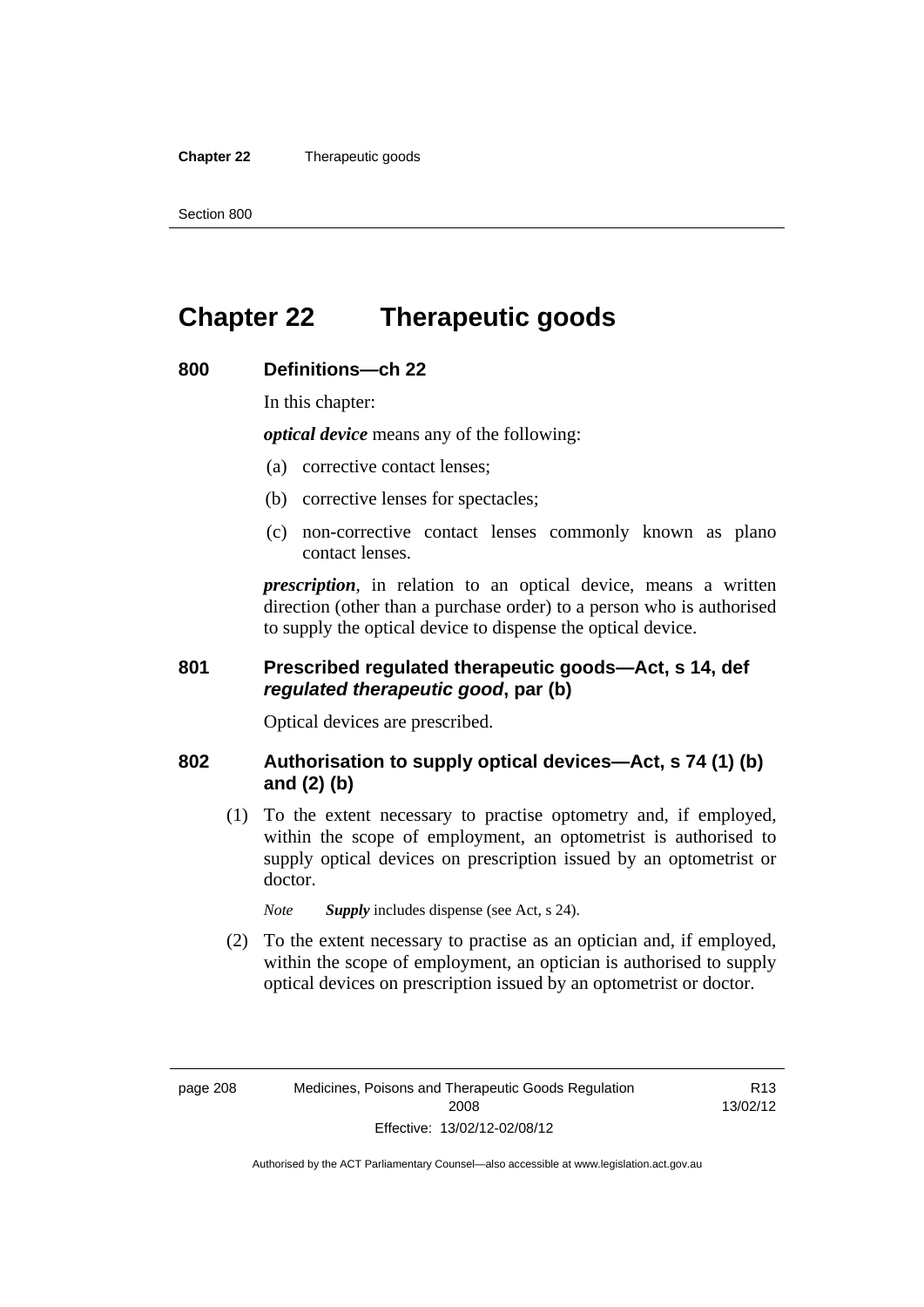# Chapter 22 Therapeutic goods

## 800 Definitions—ch 22

In this chapter:

***optical device*** means any of the following:

(a) corrective contact lenses;

(b) corrective lenses for spectacles;

(c) non-corrective contact lenses commonly known as plano contact lenses.

***prescription***, in relation to an optical device, means a written direction (other than a purchase order) to a person who is authorised to supply the optical device to dispense the optical device.

## 801 Prescribed regulated therapeutic goods—Act, s 14, def *regulated therapeutic good*, par (b)

Optical devices are prescribed.

## 802 Authorisation to supply optical devices—Act, s 74 (1) (b) and (2) (b)

(1) To the extent necessary to practise optometry and, if employed, within the scope of employment, an optometrist is authorised to supply optical devices on prescription issued by an optometrist or doctor.

*Note* ***Supply*** includes dispense (see Act, s 24).

(2) To the extent necessary to practise as an optician and, if employed, within the scope of employment, an optician is authorised to supply optical devices on prescription issued by an optometrist or doctor.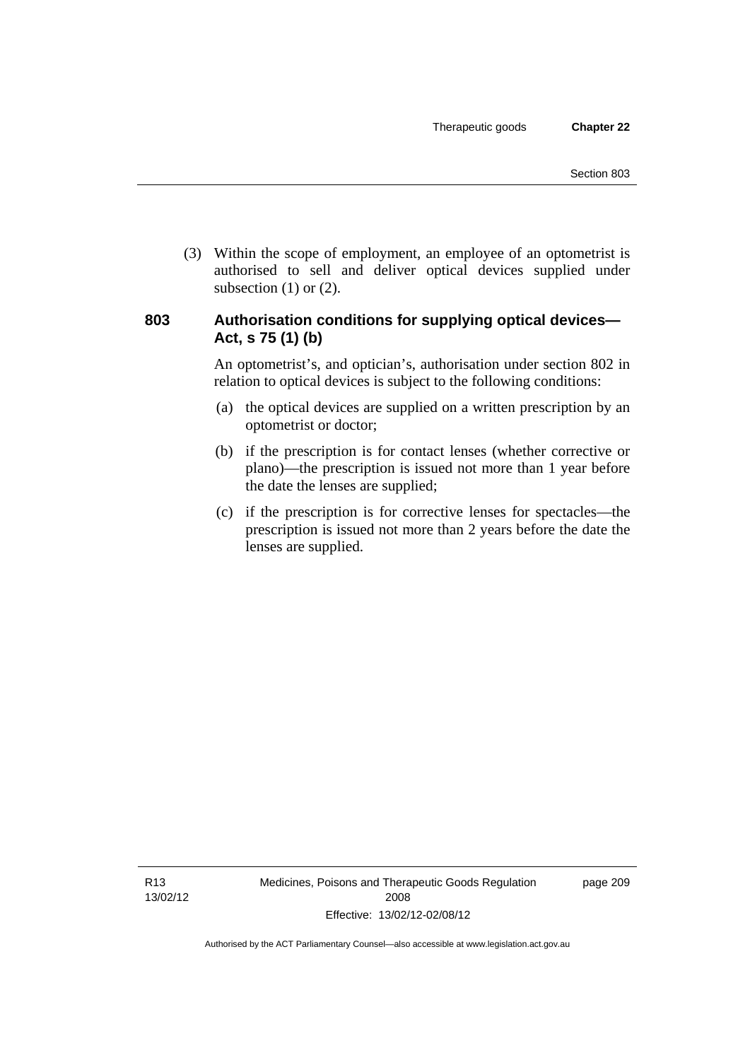(3) Within the scope of employment, an employee of an optometrist is authorised to sell and deliver optical devices supplied under subsection (1) or (2).

### 803 Authorisation conditions for supplying optical devices—Act, s 75 (1) (b)

An optometrist's, and optician's, authorisation under section 802 in relation to optical devices is subject to the following conditions:

(a) the optical devices are supplied on a written prescription by an optometrist or doctor;

(b) if the prescription is for contact lenses (whether corrective or plano)—the prescription is issued not more than 1 year before the date the lenses are supplied;

(c) if the prescription is for corrective lenses for spectacles—the prescription is issued not more than 2 years before the date the lenses are supplied.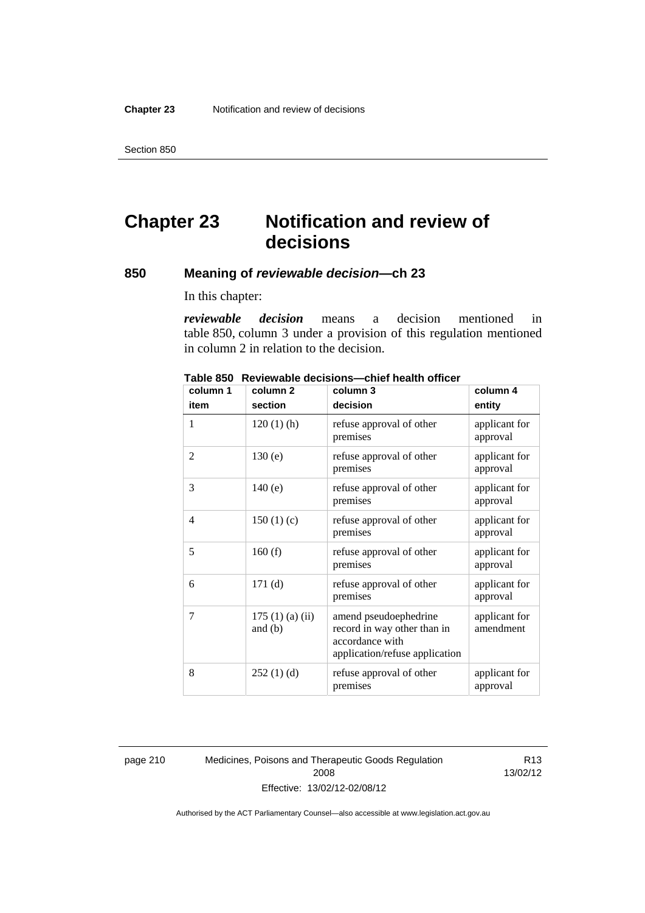# Chapter 23 Notification and review of decisions

## 850 Meaning of *reviewable decision*—ch 23

In this chapter:

***reviewable decision*** means a decision mentioned in table 850, column 3 under a provision of this regulation mentioned in column 2 in relation to the decision.

**Table 850 Reviewable decisions—chief health officer**

| column 1<br>item | column 2<br>section | column 3<br>decision | column 4<br>entity |
|---|---|---|---|
| 1 | 120 (1) (h) | refuse approval of other premises | applicant for approval |
| 2 | 130 (e) | refuse approval of other premises | applicant for approval |
| 3 | 140 (e) | refuse approval of other premises | applicant for approval |
| 4 | 150 (1) (c) | refuse approval of other premises | applicant for approval |
| 5 | 160 (f) | refuse approval of other premises | applicant for approval |
| 6 | 171 (d) | refuse approval of other premises | applicant for approval |
| 7 | 175 (1) (a) (ii) and (b) | amend pseudoephedrine record in way other than in accordance with application/refuse application | applicant for amendment |
| 8 | 252 (1) (d) | refuse approval of other premises | applicant for approval |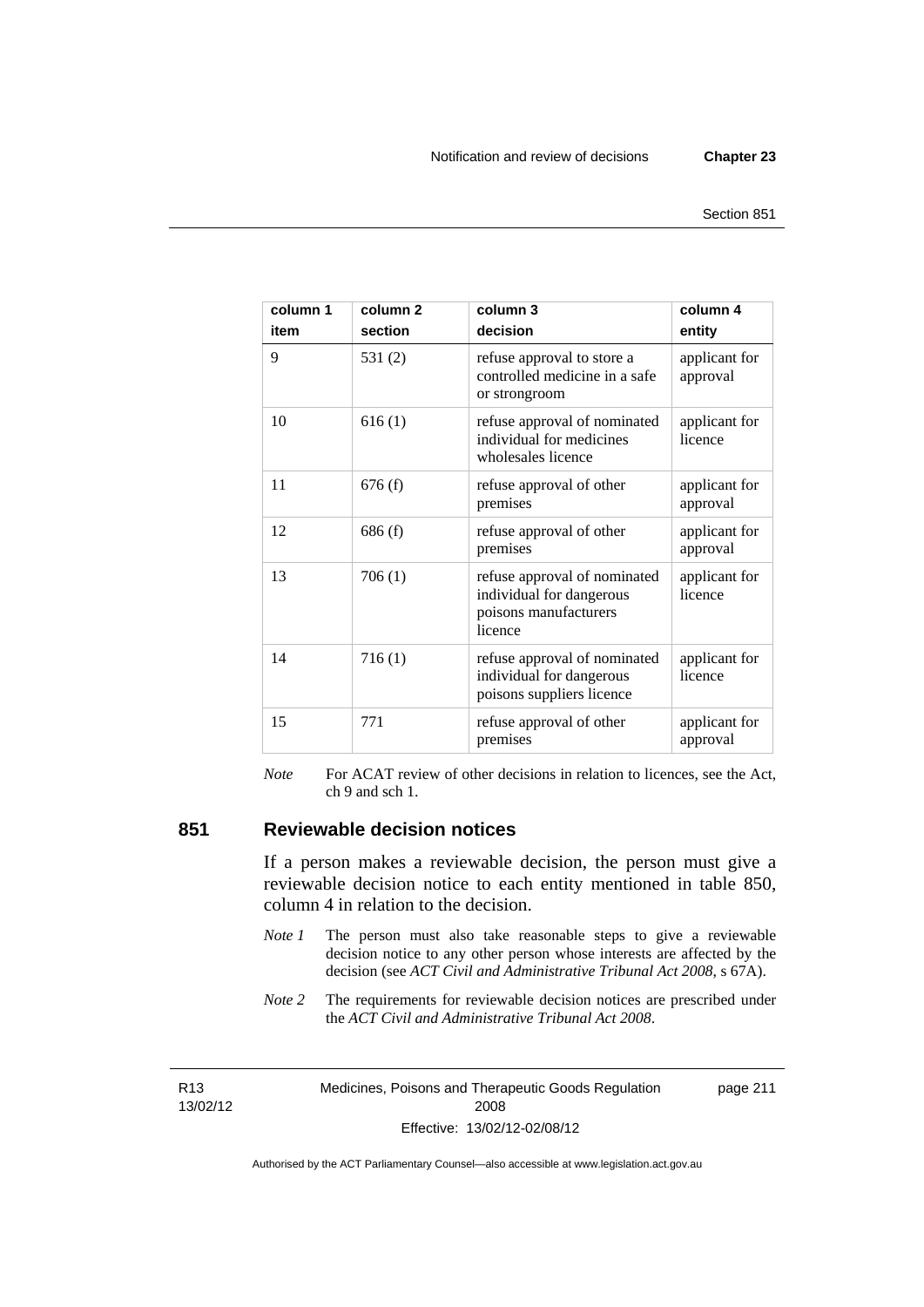| column 1 item | column 2 section | column 3 decision | column 4 entity |
|---|---|---|---|
| 9 | 531 (2) | refuse approval to store a controlled medicine in a safe or strongroom | applicant for approval |
| 10 | 616 (1) | refuse approval of nominated individual for medicines wholesales licence | applicant for licence |
| 11 | 676 (f) | refuse approval of other premises | applicant for approval |
| 12 | 686 (f) | refuse approval of other premises | applicant for approval |
| 13 | 706 (1) | refuse approval of nominated individual for dangerous poisons manufacturers licence | applicant for licence |
| 14 | 716 (1) | refuse approval of nominated individual for dangerous poisons suppliers licence | applicant for licence |
| 15 | 771 | refuse approval of other premises | applicant for approval |

*Note* For ACAT review of other decisions in relation to licences, see the Act, ch 9 and sch 1.

## 851 Reviewable decision notices

If a person makes a reviewable decision, the person must give a reviewable decision notice to each entity mentioned in table 850, column 4 in relation to the decision.

*Note 1* The person must also take reasonable steps to give a reviewable decision notice to any other person whose interests are affected by the decision (see *ACT Civil and Administrative Tribunal Act 2008*, s 67A).

*Note 2* The requirements for reviewable decision notices are prescribed under the *ACT Civil and Administrative Tribunal Act 2008*.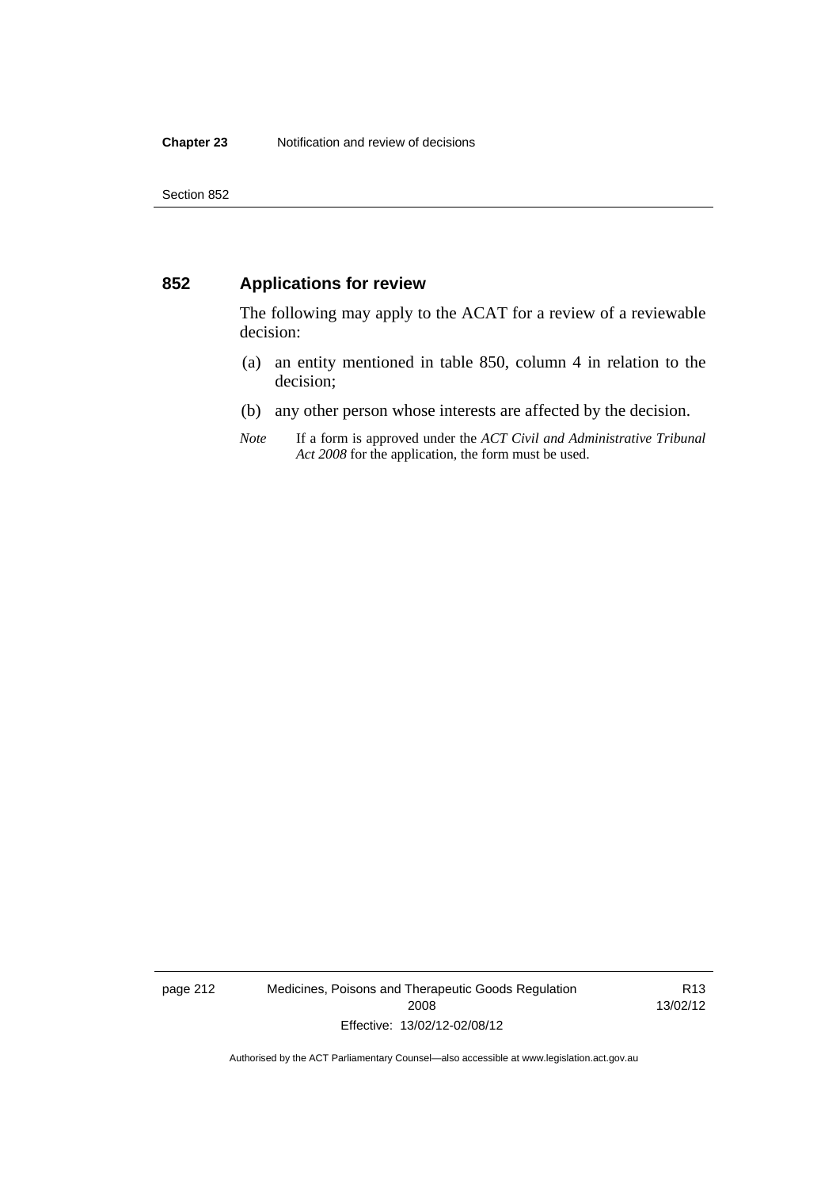## 852 Applications for review

The following may apply to the ACAT for a review of a reviewable decision:

(a) an entity mentioned in table 850, column 4 in relation to the decision;

(b) any other person whose interests are affected by the decision.

*Note* If a form is approved under the *ACT Civil and Administrative Tribunal Act 2008* for the application, the form must be used.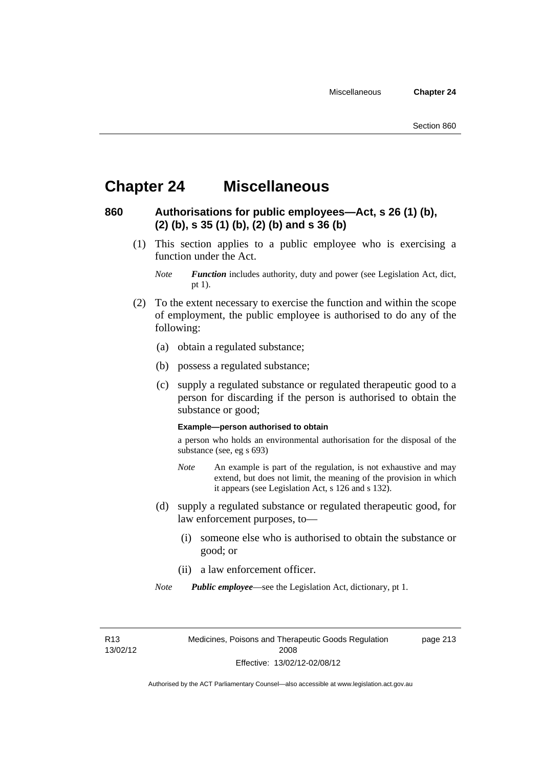# Chapter 24 Miscellaneous

## 860 Authorisations for public employees—Act, s 26 (1) (b), (2) (b), s 35 (1) (b), (2) (b) and s 36 (b)

(1) This section applies to a public employee who is exercising a function under the Act.

*Note* ***Function*** includes authority, duty and power (see Legislation Act, dict, pt 1).

(2) To the extent necessary to exercise the function and within the scope of employment, the public employee is authorised to do any of the following:

(a) obtain a regulated substance;

(b) possess a regulated substance;

(c) supply a regulated substance or regulated therapeutic good to a person for discarding if the person is authorised to obtain the substance or good;

**Example—person authorised to obtain**

a person who holds an environmental authorisation for the disposal of the substance (see, eg s 693)

*Note* An example is part of the regulation, is not exhaustive and may extend, but does not limit, the meaning of the provision in which it appears (see Legislation Act, s 126 and s 132).

(d) supply a regulated substance or regulated therapeutic good, for law enforcement purposes, to—

(i) someone else who is authorised to obtain the substance or good; or

(ii) a law enforcement officer.

*Note* ***Public employee***—see the Legislation Act, dictionary, pt 1.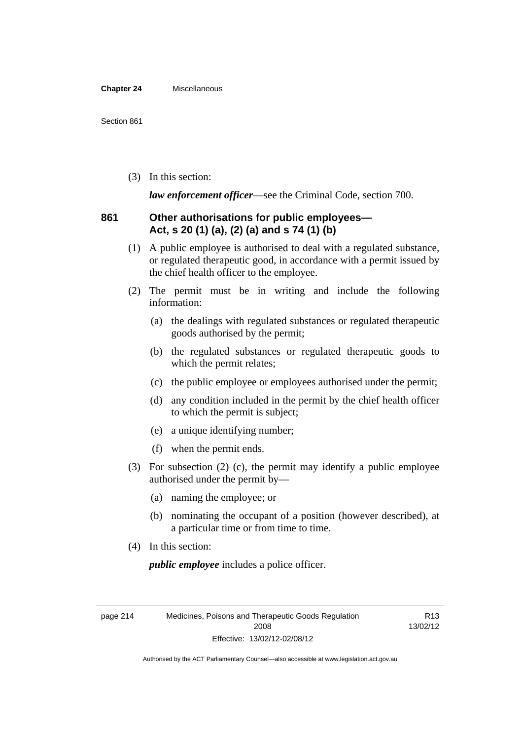(3) In this section:

***law enforcement officer***—see the Criminal Code, section 700.

### 861 Other authorisations for public employees—Act, s 20 (1) (a), (2) (a) and s 74 (1) (b)

(1) A public employee is authorised to deal with a regulated substance, or regulated therapeutic good, in accordance with a permit issued by the chief health officer to the employee.

(2) The permit must be in writing and include the following information:

(a) the dealings with regulated substances or regulated therapeutic goods authorised by the permit;

(b) the regulated substances or regulated therapeutic goods to which the permit relates;

(c) the public employee or employees authorised under the permit;

(d) any condition included in the permit by the chief health officer to which the permit is subject;

(e) a unique identifying number;

(f) when the permit ends.

(3) For subsection (2) (c), the permit may identify a public employee authorised under the permit by—

(a) naming the employee; or

(b) nominating the occupant of a position (however described), at a particular time or from time to time.

(4) In this section:

***public employee*** includes a police officer.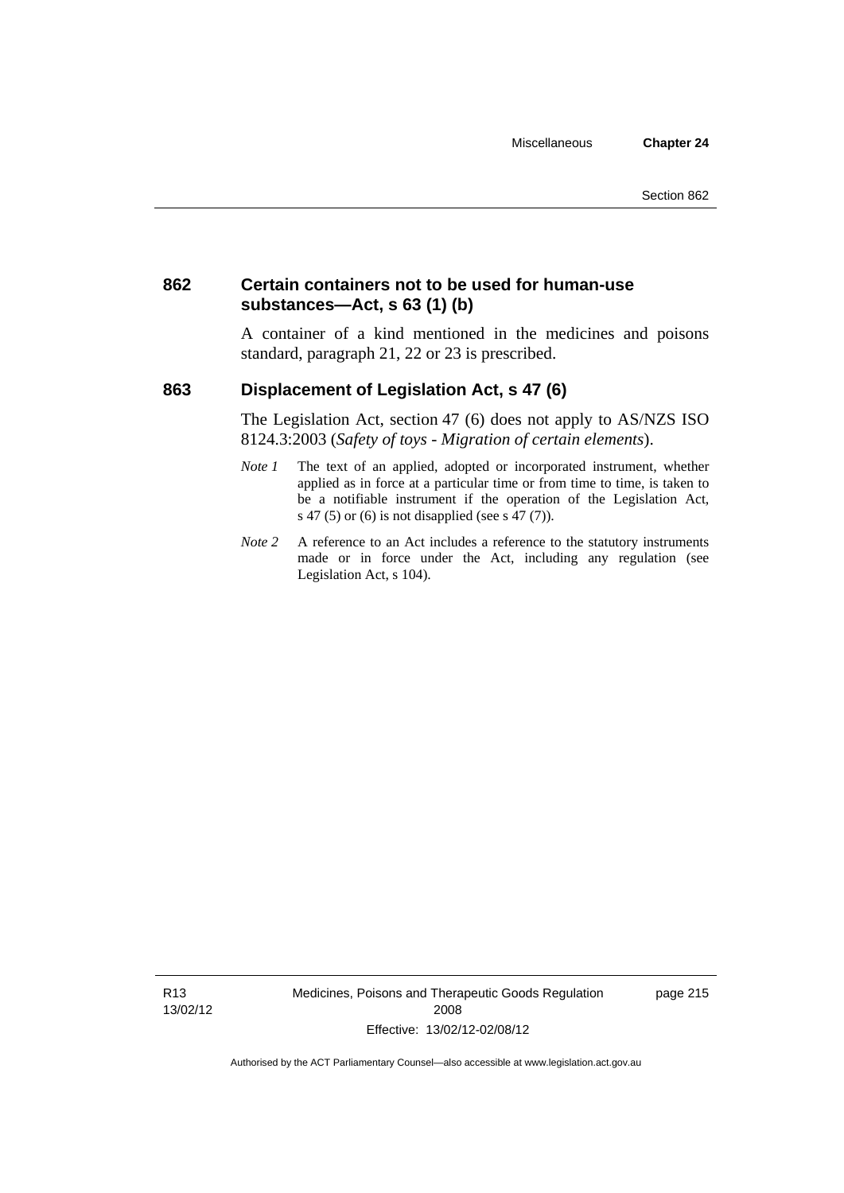### 862 Certain containers not to be used for human-use substances—Act, s 63 (1) (b)

A container of a kind mentioned in the medicines and poisons standard, paragraph 21, 22 or 23 is prescribed.

### 863 Displacement of Legislation Act, s 47 (6)

The Legislation Act, section 47 (6) does not apply to AS/NZS ISO 8124.3:2003 (*Safety of toys - Migration of certain elements*).

*Note 1* The text of an applied, adopted or incorporated instrument, whether applied as in force at a particular time or from time to time, is taken to be a notifiable instrument if the operation of the Legislation Act, s 47 (5) or (6) is not disapplied (see s 47 (7)).

*Note 2* A reference to an Act includes a reference to the statutory instruments made or in force under the Act, including any regulation (see Legislation Act, s 104).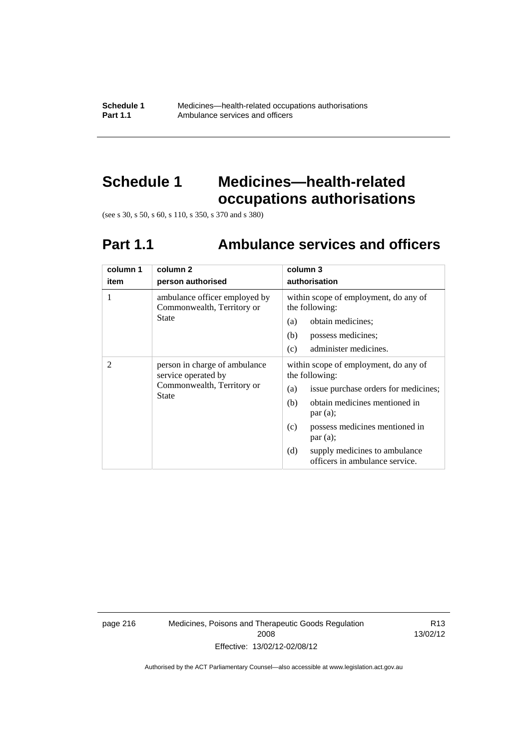# Schedule 1 Medicines—health-related occupations authorisations

(see s 30, s 50, s 60, s 110, s 350, s 370 and s 380)

## Part 1.1 Ambulance services and officers

| column 1<br>item | column 2<br>person authorised | column 3<br>authorisation |
|---|---|---|
| 1 | ambulance officer employed by Commonwealth, Territory or State | within scope of employment, do any of the following:<br>(a) obtain medicines;<br>(b) possess medicines;<br>(c) administer medicines. |
| 2 | person in charge of ambulance service operated by Commonwealth, Territory or State | within scope of employment, do any of the following:<br>(a) issue purchase orders for medicines;<br>(b) obtain medicines mentioned in par (a);<br>(c) possess medicines mentioned in par (a);<br>(d) supply medicines to ambulance officers in ambulance service. |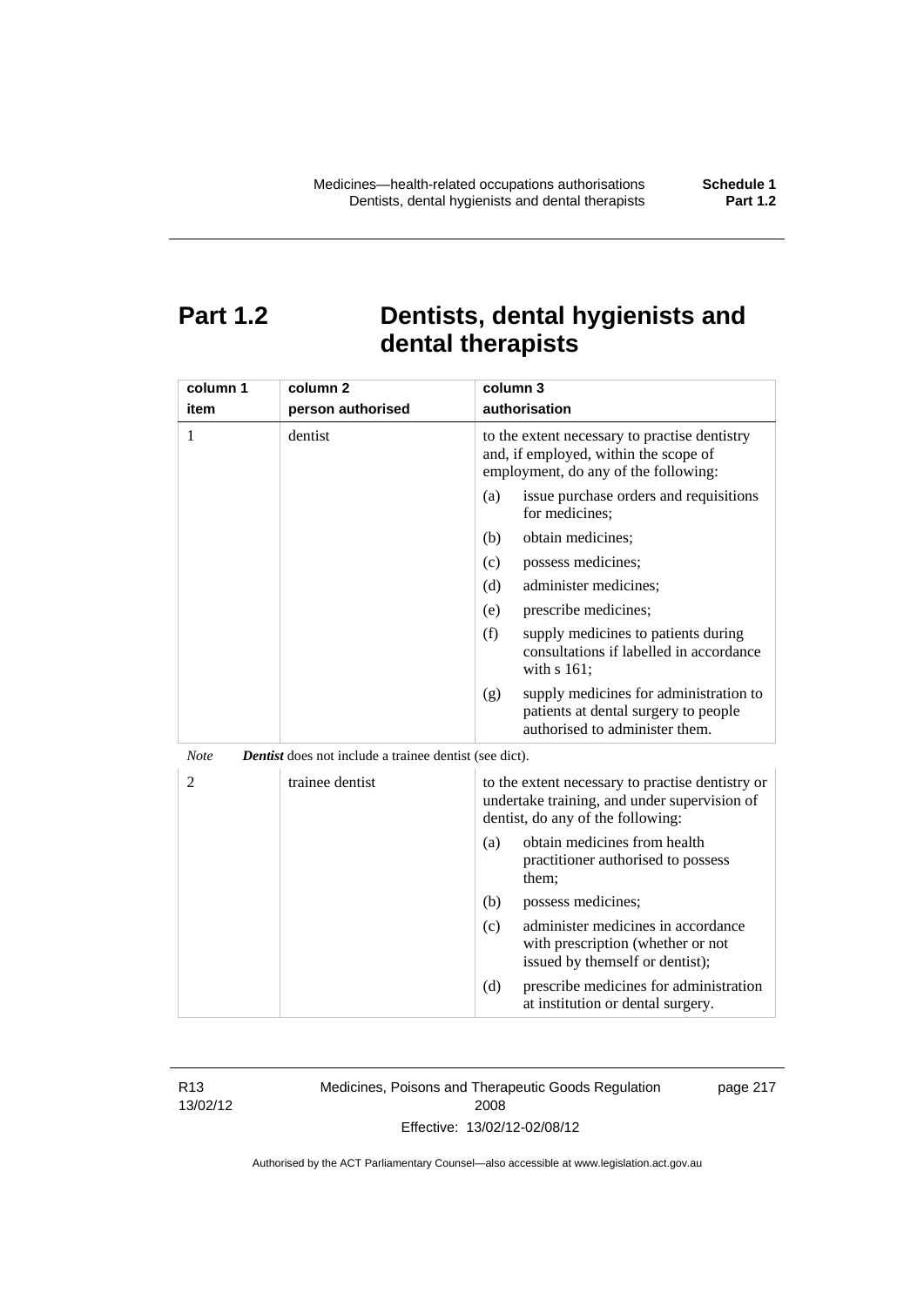# Part 1.2 Dentists, dental hygienists and dental therapists

| column 1<br>item | column 2<br>person authorised | column 3<br>authorisation |
|---|---|---|
| 1 | dentist | to the extent necessary to practise dentistry and, if employed, within the scope of employment, do any of the following:<br>(a) issue purchase orders and requisitions for medicines;<br>(b) obtain medicines;<br>(c) possess medicines;<br>(d) administer medicines;<br>(e) prescribe medicines;<br>(f) supply medicines to patients during consultations if labelled in accordance with s 161;<br>(g) supply medicines for administration to patients at dental surgery to people authorised to administer them. |

*Note* ***Dentist*** does not include a trainee dentist (see dict).

| column 1<br>item | column 2<br>person authorised | column 3<br>authorisation |
|---|---|---|
| 2 | trainee dentist | to the extent necessary to practise dentistry or undertake training, and under supervision of dentist, do any of the following:<br>(a) obtain medicines from health practitioner authorised to possess them;<br>(b) possess medicines;<br>(c) administer medicines in accordance with prescription (whether or not issued by themself or dentist);<br>(d) prescribe medicines for administration at institution or dental surgery. |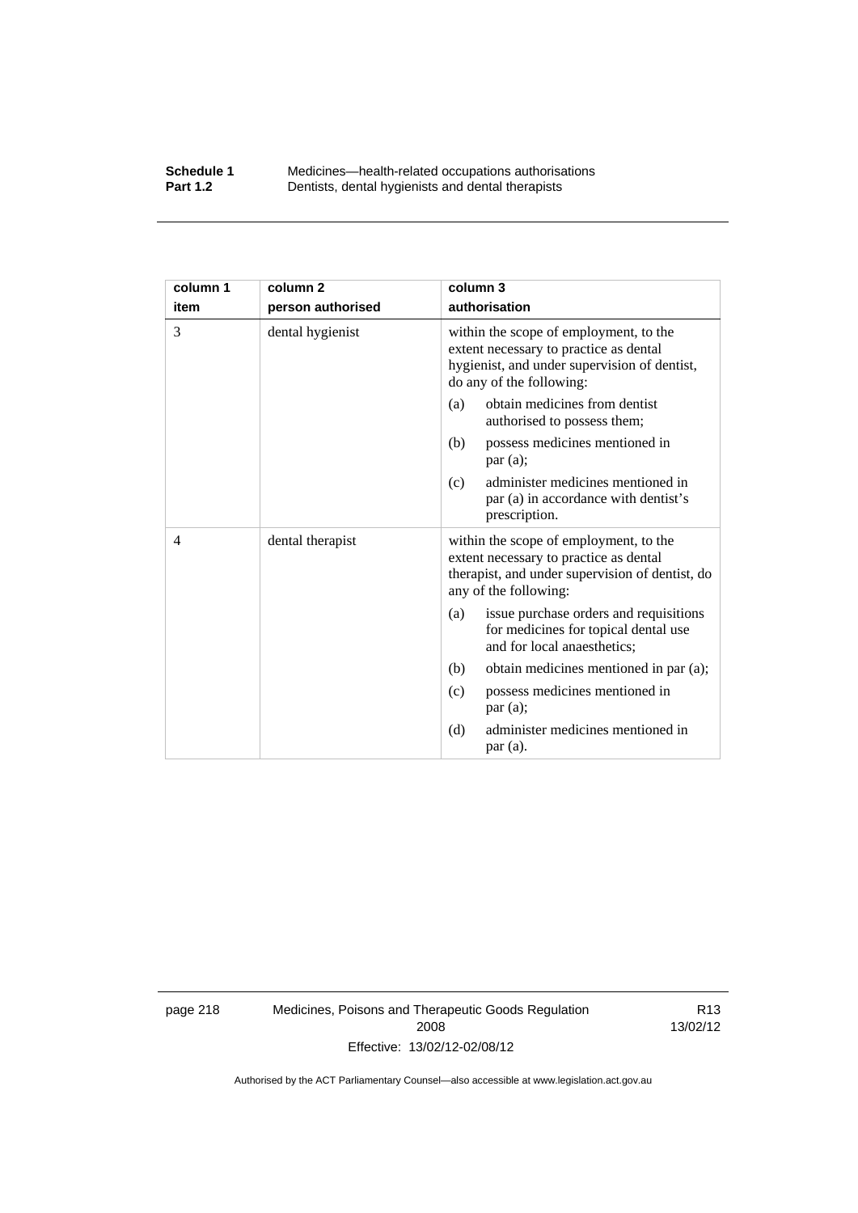| column 1 item | column 2 person authorised | column 3 authorisation |
|---|---|---|
| 3 | dental hygienist | within the scope of employment, to the extent necessary to practice as dental hygienist, and under supervision of dentist, do any of the following:<br>(a) obtain medicines from dentist authorised to possess them;<br>(b) possess medicines mentioned in par (a);<br>(c) administer medicines mentioned in par (a) in accordance with dentist's prescription. |
| 4 | dental therapist | within the scope of employment, to the extent necessary to practice as dental therapist, and under supervision of dentist, do any of the following:<br>(a) issue purchase orders and requisitions for medicines for topical dental use and for local anaesthetics;<br>(b) obtain medicines mentioned in par (a);<br>(c) possess medicines mentioned in par (a);<br>(d) administer medicines mentioned in par (a). |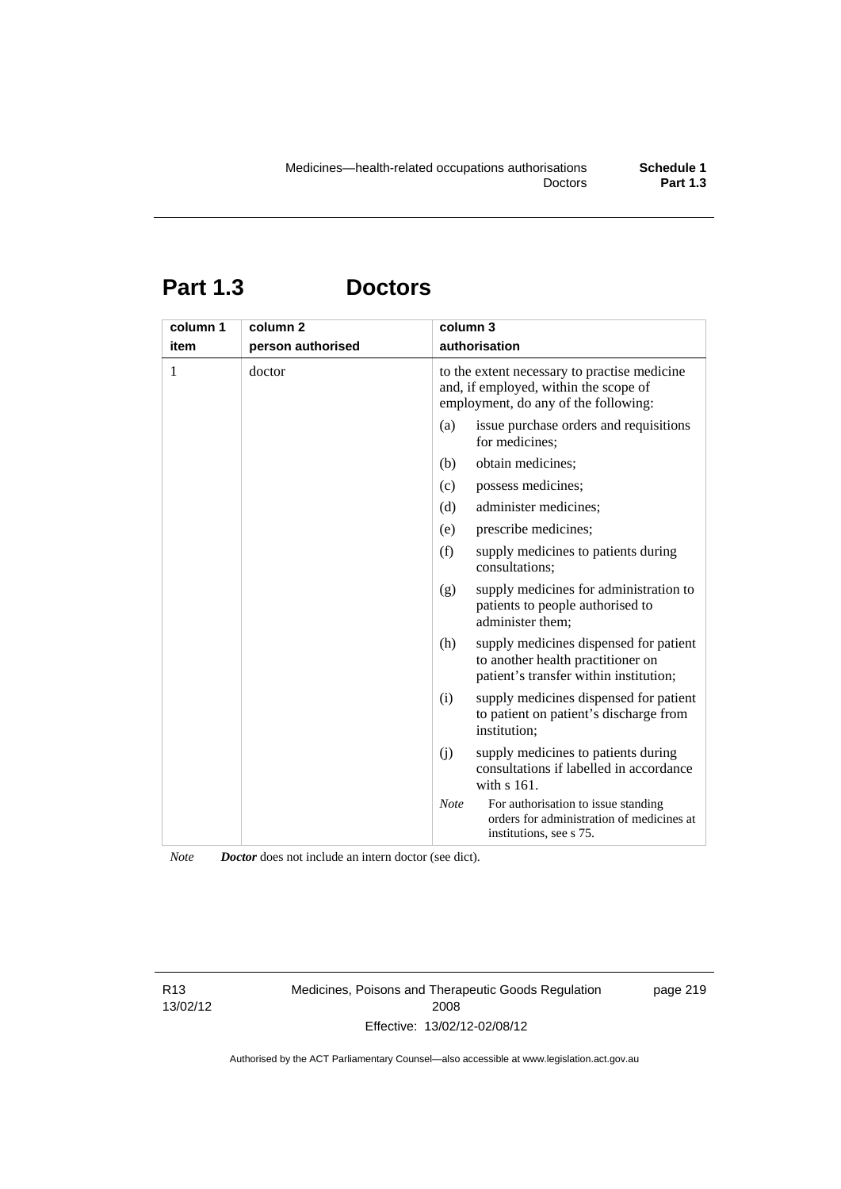# Part 1.3 Doctors

| column 1 item | column 2 person authorised | column 3 authorisation |
|---|---|---|
| 1 | doctor | to the extent necessary to practise medicine and, if employed, within the scope of employment, do any of the following:<br>(a) issue purchase orders and requisitions for medicines;<br>(b) obtain medicines;<br>(c) possess medicines;<br>(d) administer medicines;<br>(e) prescribe medicines;<br>(f) supply medicines to patients during consultations;<br>(g) supply medicines for administration to patients to people authorised to administer them;<br>(h) supply medicines dispensed for patient to another health practitioner on patient's transfer within institution;<br>(i) supply medicines dispensed for patient to patient on patient's discharge from institution;<br>(j) supply medicines to patients during consultations if labelled in accordance with s 161.<br>*Note* For authorisation to issue standing orders for administration of medicines at institutions, see s 75. |

*Note* ***Doctor*** does not include an intern doctor (see dict).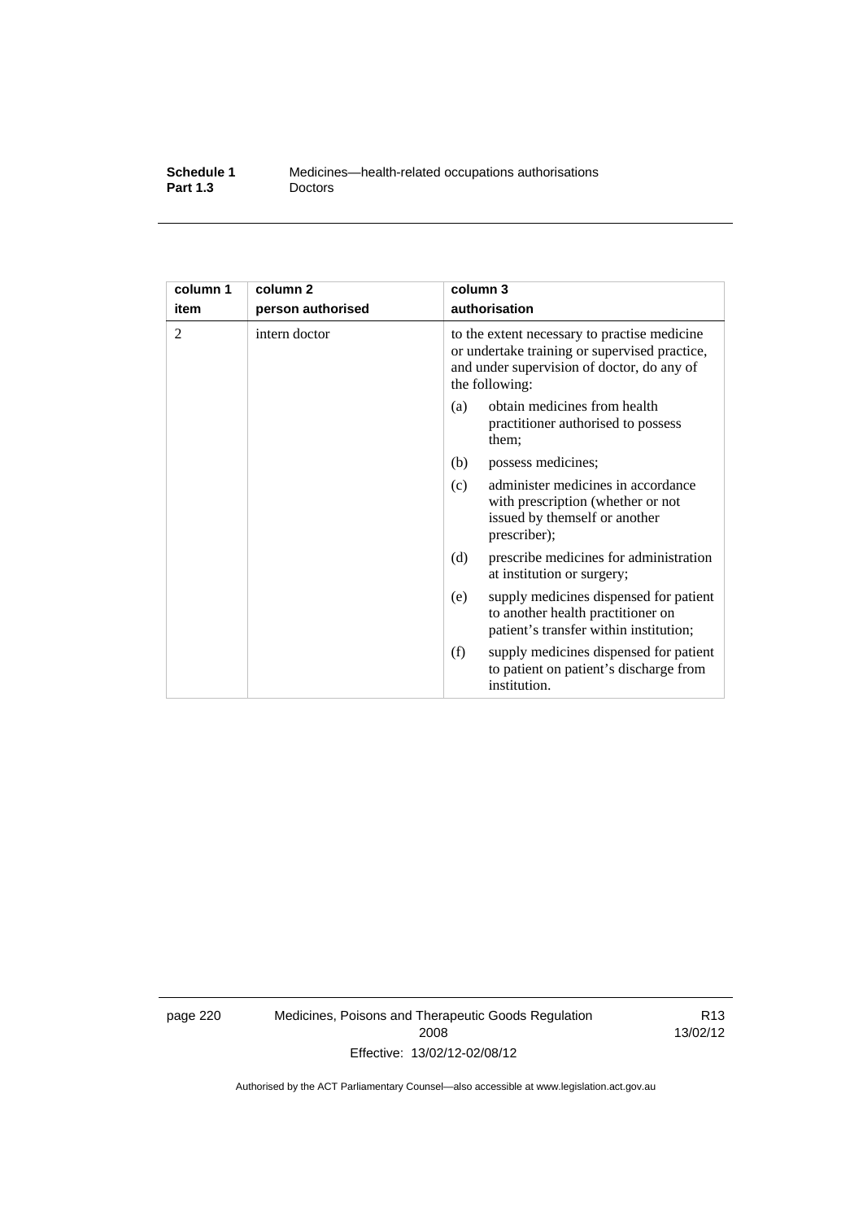| column 1 item | column 2 person authorised | column 3 authorisation |
|---|---|---|
| 2 | intern doctor | to the extent necessary to practise medicine or undertake training or supervised practice, and under supervision of doctor, do any of the following:<br>(a) obtain medicines from health practitioner authorised to possess them;<br>(b) possess medicines;<br>(c) administer medicines in accordance with prescription (whether or not issued by themself or another prescriber);<br>(d) prescribe medicines for administration at institution or surgery;<br>(e) supply medicines dispensed for patient to another health practitioner on patient's transfer within institution;<br>(f) supply medicines dispensed for patient to patient on patient's discharge from institution. |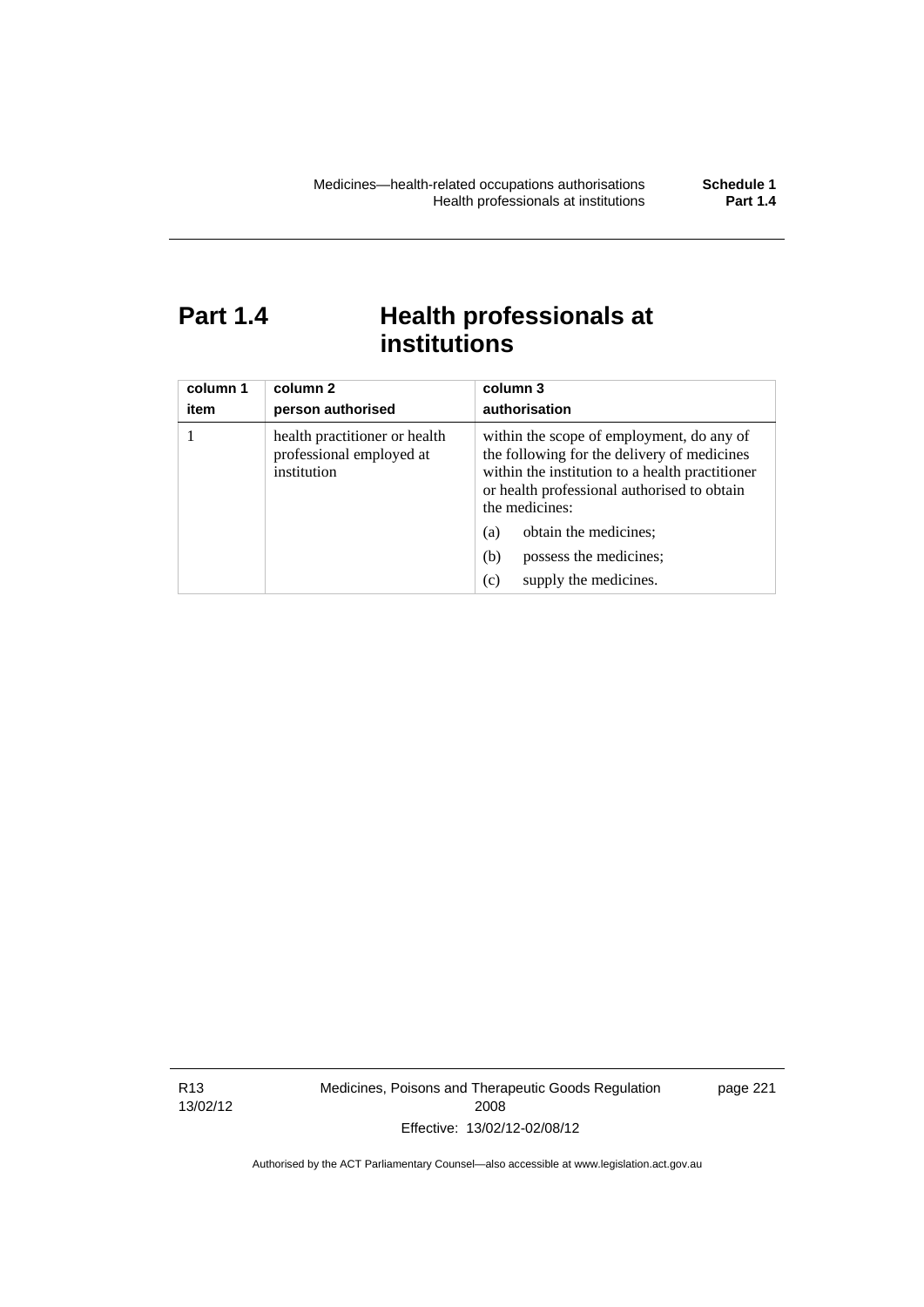# Part 1.4 Health professionals at institutions

| column 1<br>item | column 2<br>person authorised | column 3<br>authorisation |
|---|---|---|
| 1 | health practitioner or health professional employed at institution | within the scope of employment, do any of the following for the delivery of medicines within the institution to a health practitioner or health professional authorised to obtain the medicines:<br>(a) obtain the medicines;<br>(b) possess the medicines;<br>(c) supply the medicines. |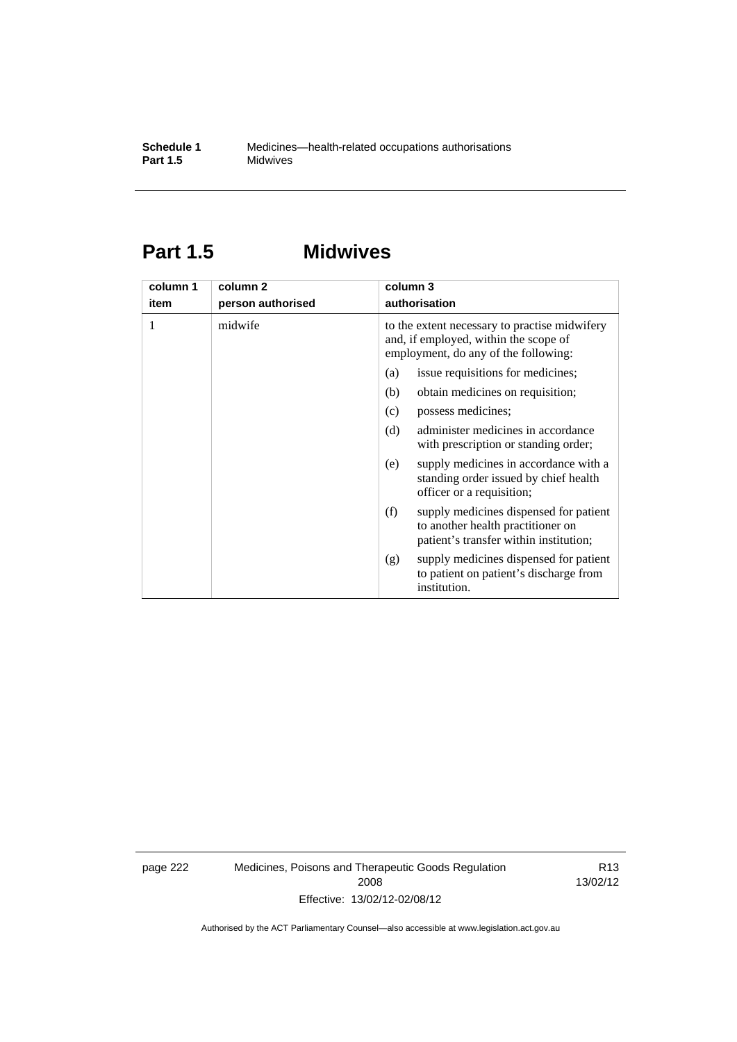# Part 1.5 Midwives

| column 1<br>item | column 2<br>person authorised | column 3<br>authorisation |
|---|---|---|
| 1 | midwife | to the extent necessary to practise midwifery and, if employed, within the scope of employment, do any of the following:<br>(a) issue requisitions for medicines;<br>(b) obtain medicines on requisition;<br>(c) possess medicines;<br>(d) administer medicines in accordance with prescription or standing order;<br>(e) supply medicines in accordance with a standing order issued by chief health officer or a requisition;<br>(f) supply medicines dispensed for patient to another health practitioner on patient's transfer within institution;<br>(g) supply medicines dispensed for patient to patient on patient's discharge from institution. |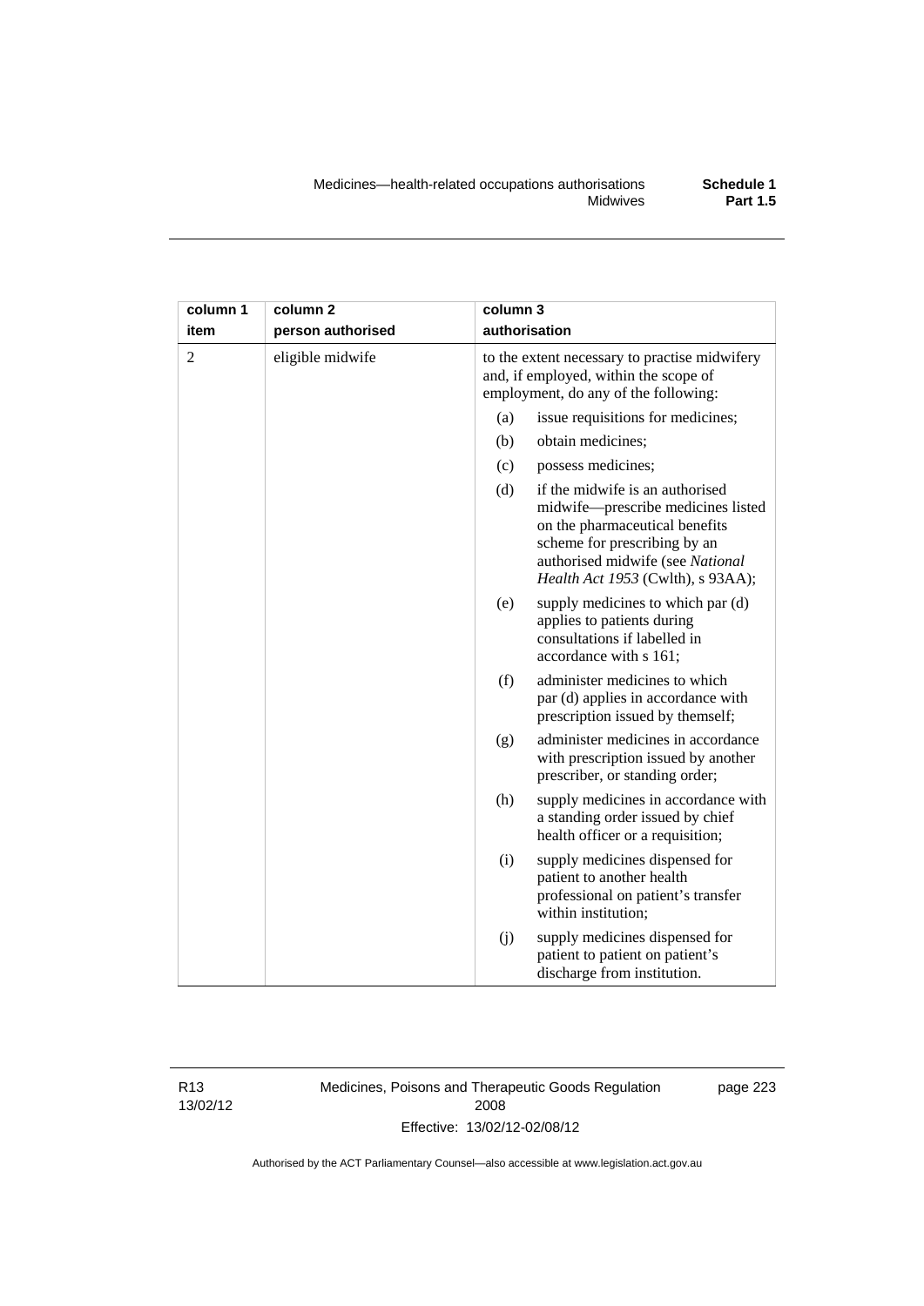| column 1 item | column 2 person authorised | column 3 authorisation |
|---|---|---|
| 2 | eligible midwife | to the extent necessary to practise midwifery and, if employed, within the scope of employment, do any of the following:<br>(a) issue requisitions for medicines;<br>(b) obtain medicines;<br>(c) possess medicines;<br>(d) if the midwife is an authorised midwife—prescribe medicines listed on the pharmaceutical benefits scheme for prescribing by an authorised midwife (see *National Health Act 1953* (Cwlth), s 93AA);<br>(e) supply medicines to which par (d) applies to patients during consultations if labelled in accordance with s 161;<br>(f) administer medicines to which par (d) applies in accordance with prescription issued by themself;<br>(g) administer medicines in accordance with prescription issued by another prescriber, or standing order;<br>(h) supply medicines in accordance with a standing order issued by chief health officer or a requisition;<br>(i) supply medicines dispensed for patient to another health professional on patient's transfer within institution;<br>(j) supply medicines dispensed for patient to patient on patient's discharge from institution. |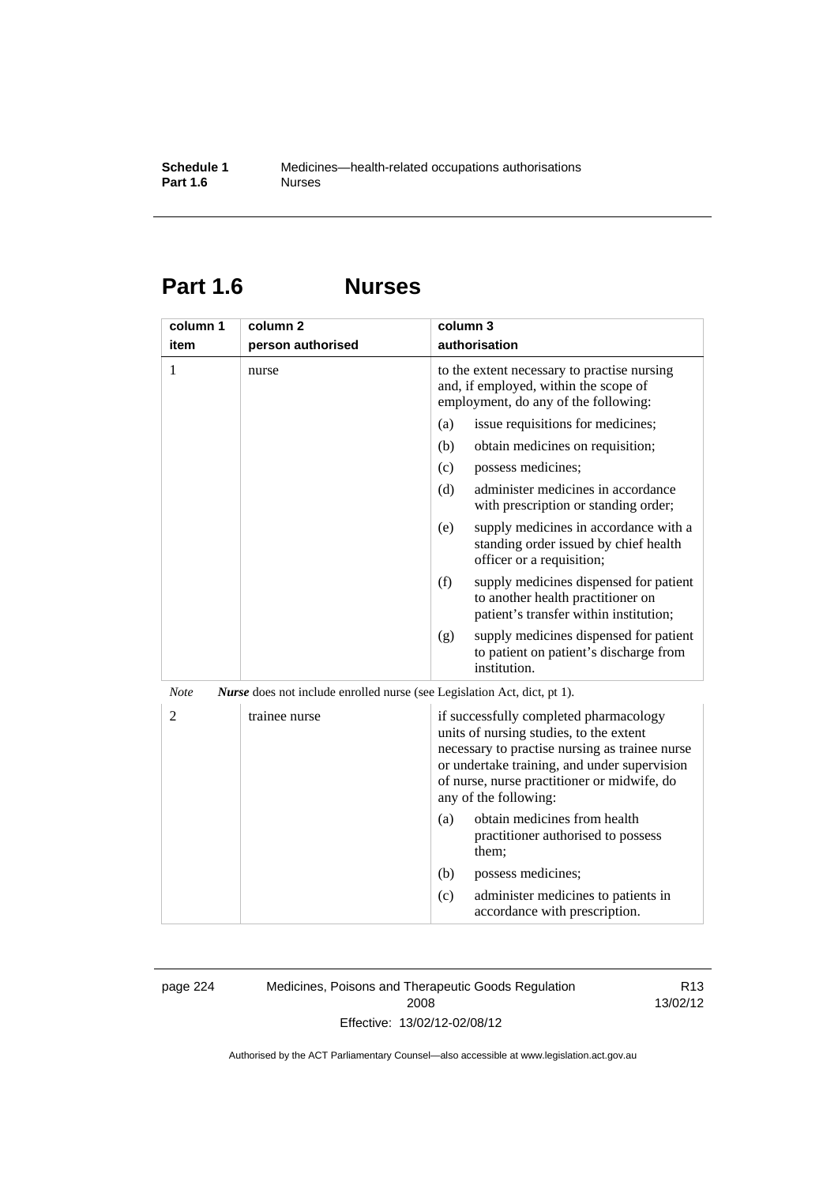## Part 1.6 Nurses

| column 1 item | column 2 person authorised | column 3 authorisation |
|---|---|---|
| 1 | nurse | to the extent necessary to practise nursing and, if employed, within the scope of employment, do any of the following:<br>(a) issue requisitions for medicines;<br>(b) obtain medicines on requisition;<br>(c) possess medicines;<br>(d) administer medicines in accordance with prescription or standing order;<br>(e) supply medicines in accordance with a standing order issued by chief health officer or a requisition;<br>(f) supply medicines dispensed for patient to another health practitioner on patient's transfer within institution;<br>(g) supply medicines dispensed for patient to patient on patient's discharge from institution. |

*Note* ***Nurse*** does not include enrolled nurse (see Legislation Act, dict, pt 1).

| column 1 item | column 2 person authorised | column 3 authorisation |
|---|---|---|
| 2 | trainee nurse | if successfully completed pharmacology units of nursing studies, to the extent necessary to practise nursing as trainee nurse or undertake training, and under supervision of nurse, nurse practitioner or midwife, do any of the following:<br>(a) obtain medicines from health practitioner authorised to possess them;<br>(b) possess medicines;<br>(c) administer medicines to patients in accordance with prescription. |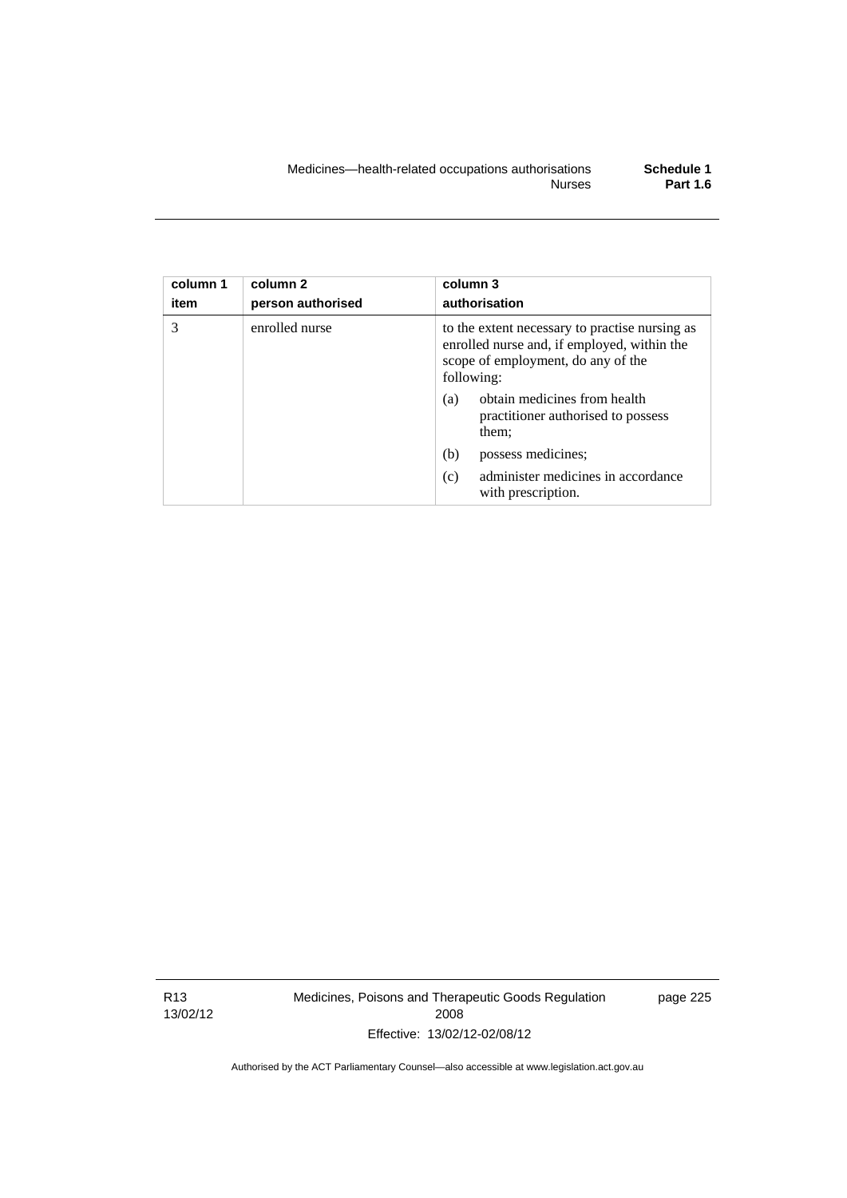| column 1 item | column 2 person authorised | column 3 authorisation |
|---|---|---|
| 3 | enrolled nurse | to the extent necessary to practise nursing as enrolled nurse and, if employed, within the scope of employment, do any of the following: (a) obtain medicines from health practitioner authorised to possess them; (b) possess medicines; (c) administer medicines in accordance with prescription. |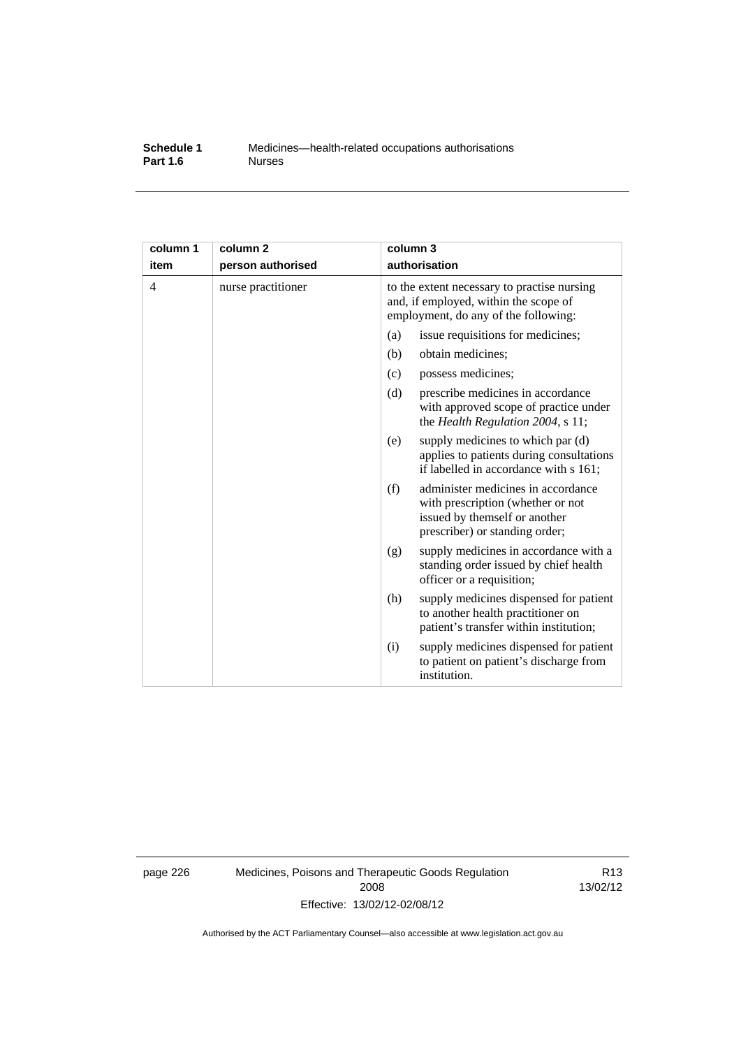| column 1<br>item | column 2<br>person authorised | column 3<br>authorisation |
|---|---|---|
| 4 | nurse practitioner | to the extent necessary to practise nursing and, if employed, within the scope of employment, do any of the following:<br>(a) issue requisitions for medicines;<br>(b) obtain medicines;<br>(c) possess medicines;<br>(d) prescribe medicines in accordance with approved scope of practice under the *Health Regulation 2004*, s 11;<br>(e) supply medicines to which par (d) applies to patients during consultations if labelled in accordance with s 161;<br>(f) administer medicines in accordance with prescription (whether or not issued by themself or another prescriber) or standing order;<br>(g) supply medicines in accordance with a standing order issued by chief health officer or a requisition;<br>(h) supply medicines dispensed for patient to another health practitioner on patient's transfer within institution;<br>(i) supply medicines dispensed for patient to patient on patient's discharge from institution. |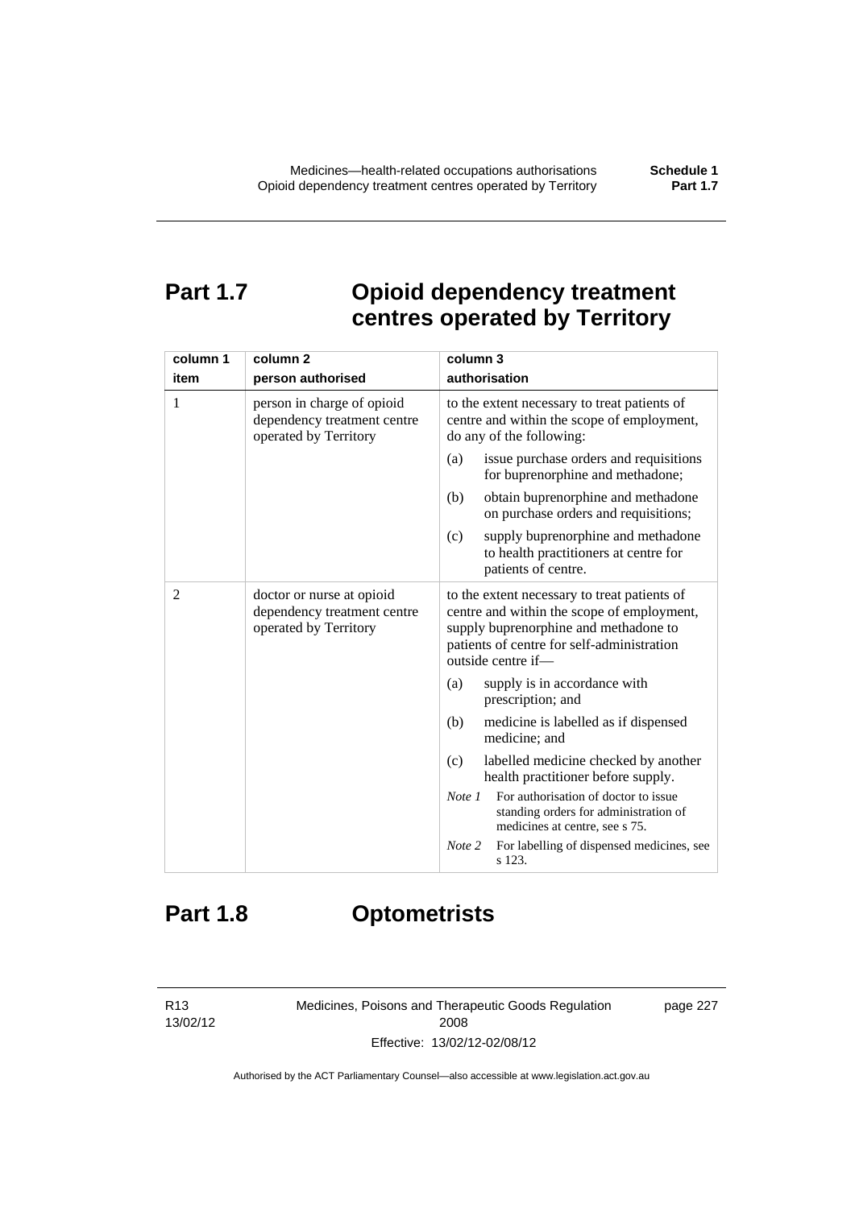# Part 1.7 Opioid dependency treatment centres operated by Territory

| column 1<br>item | column 2<br>person authorised | column 3<br>authorisation |
|---|---|---|
| 1 | person in charge of opioid dependency treatment centre operated by Territory | to the extent necessary to treat patients of centre and within the scope of employment, do any of the following:<br>(a) issue purchase orders and requisitions for buprenorphine and methadone;<br>(b) obtain buprenorphine and methadone on purchase orders and requisitions;<br>(c) supply buprenorphine and methadone to health practitioners at centre for patients of centre. |
| 2 | doctor or nurse at opioid dependency treatment centre operated by Territory | to the extent necessary to treat patients of centre and within the scope of employment, supply buprenorphine and methadone to patients of centre for self-administration outside centre if—<br>(a) supply is in accordance with prescription; and<br>(b) medicine is labelled as if dispensed medicine; and<br>(c) labelled medicine checked by another health practitioner before supply.<br>*Note 1* For authorisation of doctor to issue standing orders for administration of medicines at centre, see s 75.<br>*Note 2* For labelling of dispensed medicines, see s 123. |

# Part 1.8 Optometrists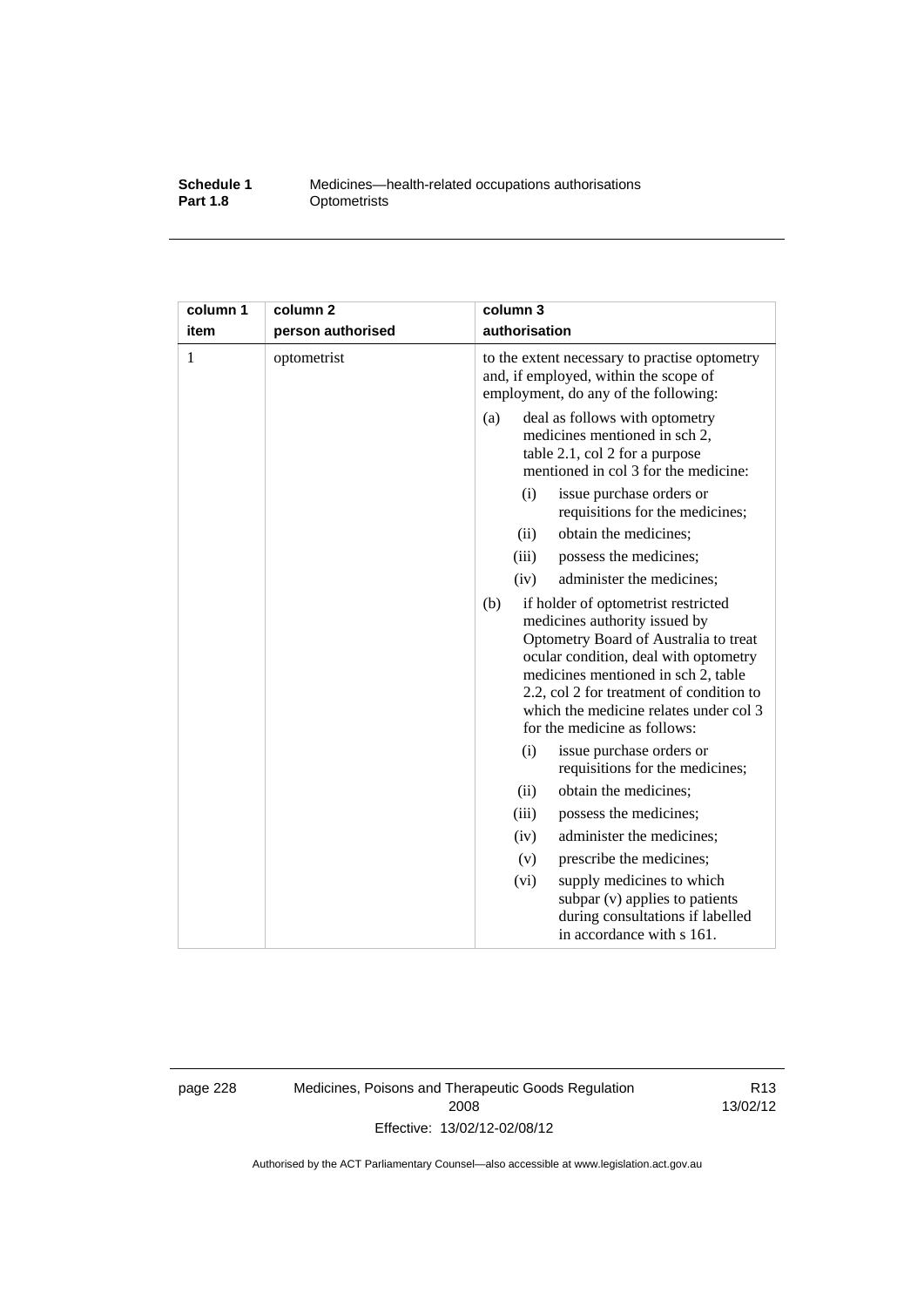| column 1<br>item | column 2<br>person authorised | column 3<br>authorisation |
|---|---|---|
| 1 | optometrist | to the extent necessary to practise optometry and, if employed, within the scope of employment, do any of the following:<br>(a) deal as follows with optometry medicines mentioned in sch 2, table 2.1, col 2 for a purpose mentioned in col 3 for the medicine:<br>(i) issue purchase orders or requisitions for the medicines;<br>(ii) obtain the medicines;<br>(iii) possess the medicines;<br>(iv) administer the medicines;<br>(b) if holder of optometrist restricted medicines authority issued by Optometry Board of Australia to treat ocular condition, deal with optometry medicines mentioned in sch 2, table 2.2, col 2 for treatment of condition to which the medicine relates under col 3 for the medicine as follows:<br>(i) issue purchase orders or requisitions for the medicines;<br>(ii) obtain the medicines;<br>(iii) possess the medicines;<br>(iv) administer the medicines;<br>(v) prescribe the medicines;<br>(vi) supply medicines to which subpar (v) applies to patients during consultations if labelled in accordance with s 161. |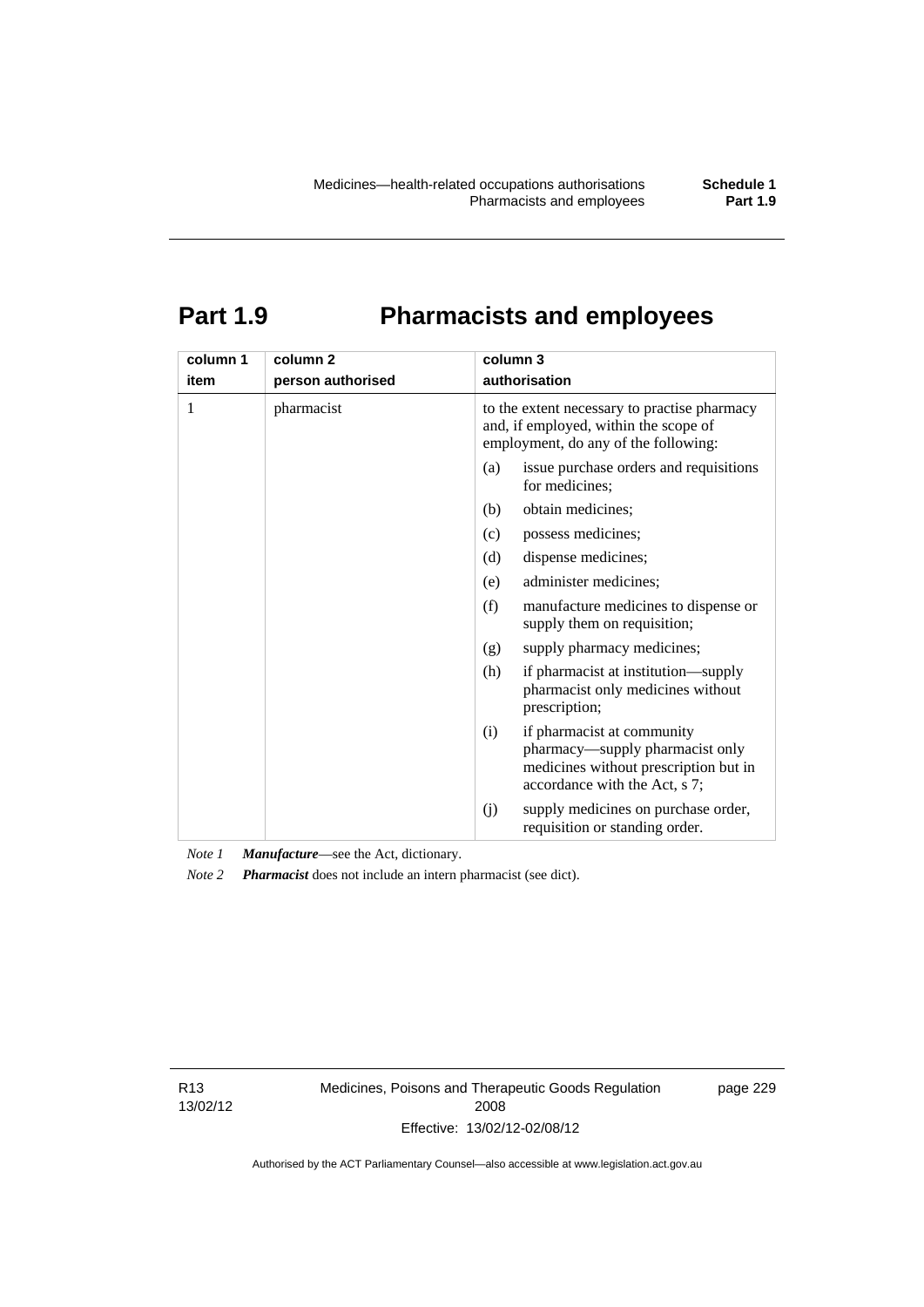# Part 1.9 Pharmacists and employees

| column 1 item | column 2 person authorised | column 3 authorisation |
|---|---|---|
| 1 | pharmacist | to the extent necessary to practise pharmacy and, if employed, within the scope of employment, do any of the following: (a) issue purchase orders and requisitions for medicines; (b) obtain medicines; (c) possess medicines; (d) dispense medicines; (e) administer medicines; (f) manufacture medicines to dispense or supply them on requisition; (g) supply pharmacy medicines; (h) if pharmacist at institution—supply pharmacist only medicines without prescription; (i) if pharmacist at community pharmacy—supply pharmacist only medicines without prescription but in accordance with the Act, s 7; (j) supply medicines on purchase order, requisition or standing order. |

*Note 1* ***Manufacture***—see the Act, dictionary.

*Note 2* ***Pharmacist*** does not include an intern pharmacist (see dict).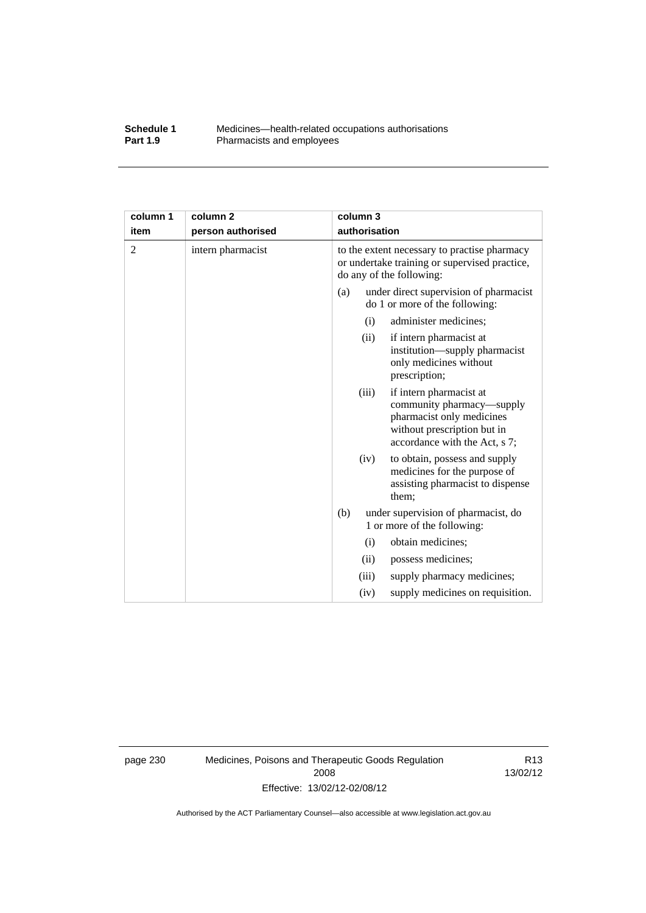| column 1<br>item | column 2<br>person authorised | column 3<br>authorisation |
|---|---|---|
| 2 | intern pharmacist | to the extent necessary to practise pharmacy or undertake training or supervised practice, do any of the following:<br>(a) under direct supervision of pharmacist do 1 or more of the following:<br>(i) administer medicines;<br>(ii) if intern pharmacist at institution—supply pharmacist only medicines without prescription;<br>(iii) if intern pharmacist at community pharmacy—supply pharmacist only medicines without prescription but in accordance with the Act, s 7;<br>(iv) to obtain, possess and supply medicines for the purpose of assisting pharmacist to dispense them;<br>(b) under supervision of pharmacist, do 1 or more of the following:<br>(i) obtain medicines;<br>(ii) possess medicines;<br>(iii) supply pharmacy medicines;<br>(iv) supply medicines on requisition. |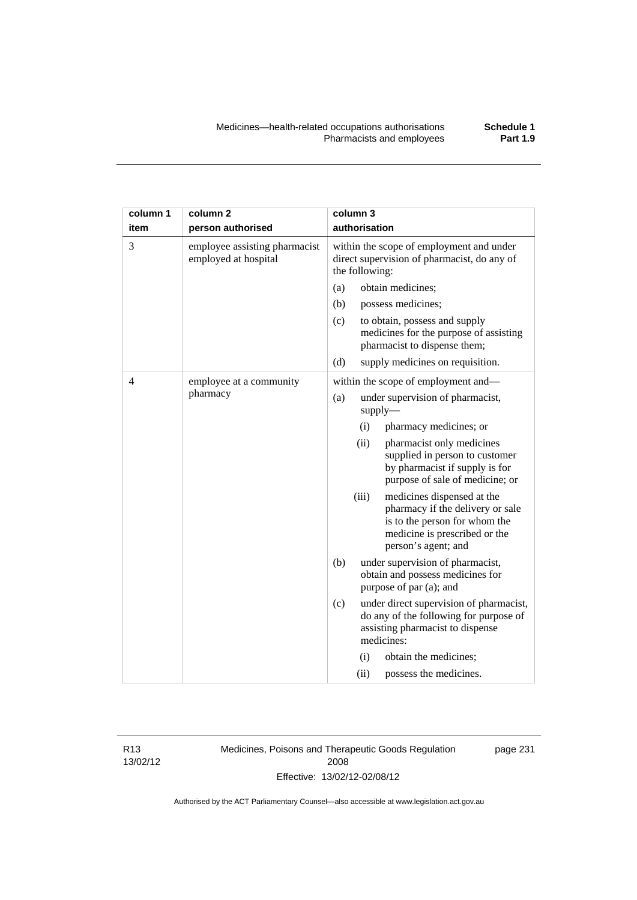| column 1 item | column 2 person authorised | column 3 authorisation |
|---|---|---|
| 3 | employee assisting pharmacist employed at hospital | within the scope of employment and under direct supervision of pharmacist, do any of the following:<br>(a) obtain medicines;<br>(b) possess medicines;<br>(c) to obtain, possess and supply medicines for the purpose of assisting pharmacist to dispense them;<br>(d) supply medicines on requisition. |
| 4 | employee at a community pharmacy | within the scope of employment and—<br>(a) under supervision of pharmacist, supply—<br>(i) pharmacy medicines; or<br>(ii) pharmacist only medicines supplied in person to customer by pharmacist if supply is for purpose of sale of medicine; or<br>(iii) medicines dispensed at the pharmacy if the delivery or sale is to the person for whom the medicine is prescribed or the person's agent; and<br>(b) under supervision of pharmacist, obtain and possess medicines for purpose of par (a); and<br>(c) under direct supervision of pharmacist, do any of the following for purpose of assisting pharmacist to dispense medicines:<br>(i) obtain the medicines;<br>(ii) possess the medicines. |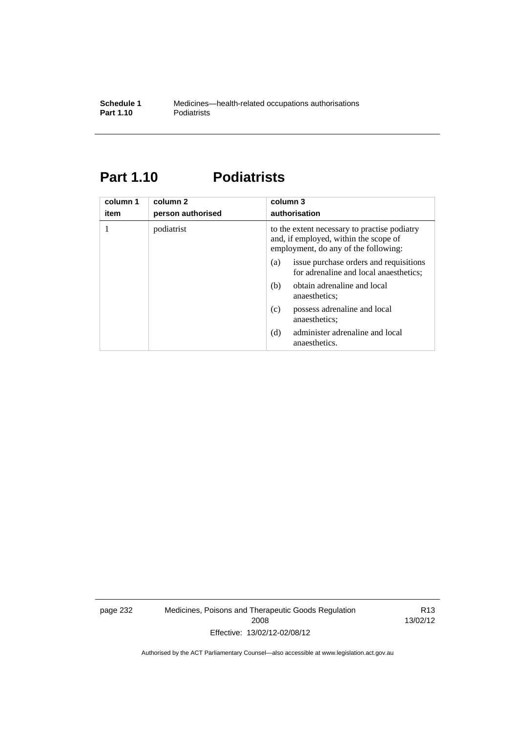# Part 1.10 Podiatrists

| column 1<br>item | column 2<br>person authorised | column 3<br>authorisation |
|---|---|---|
| 1 | podiatrist | to the extent necessary to practise podiatry and, if employed, within the scope of employment, do any of the following:<br>(a) issue purchase orders and requisitions for adrenaline and local anaesthetics;<br>(b) obtain adrenaline and local anaesthetics;<br>(c) possess adrenaline and local anaesthetics;<br>(d) administer adrenaline and local anaesthetics. |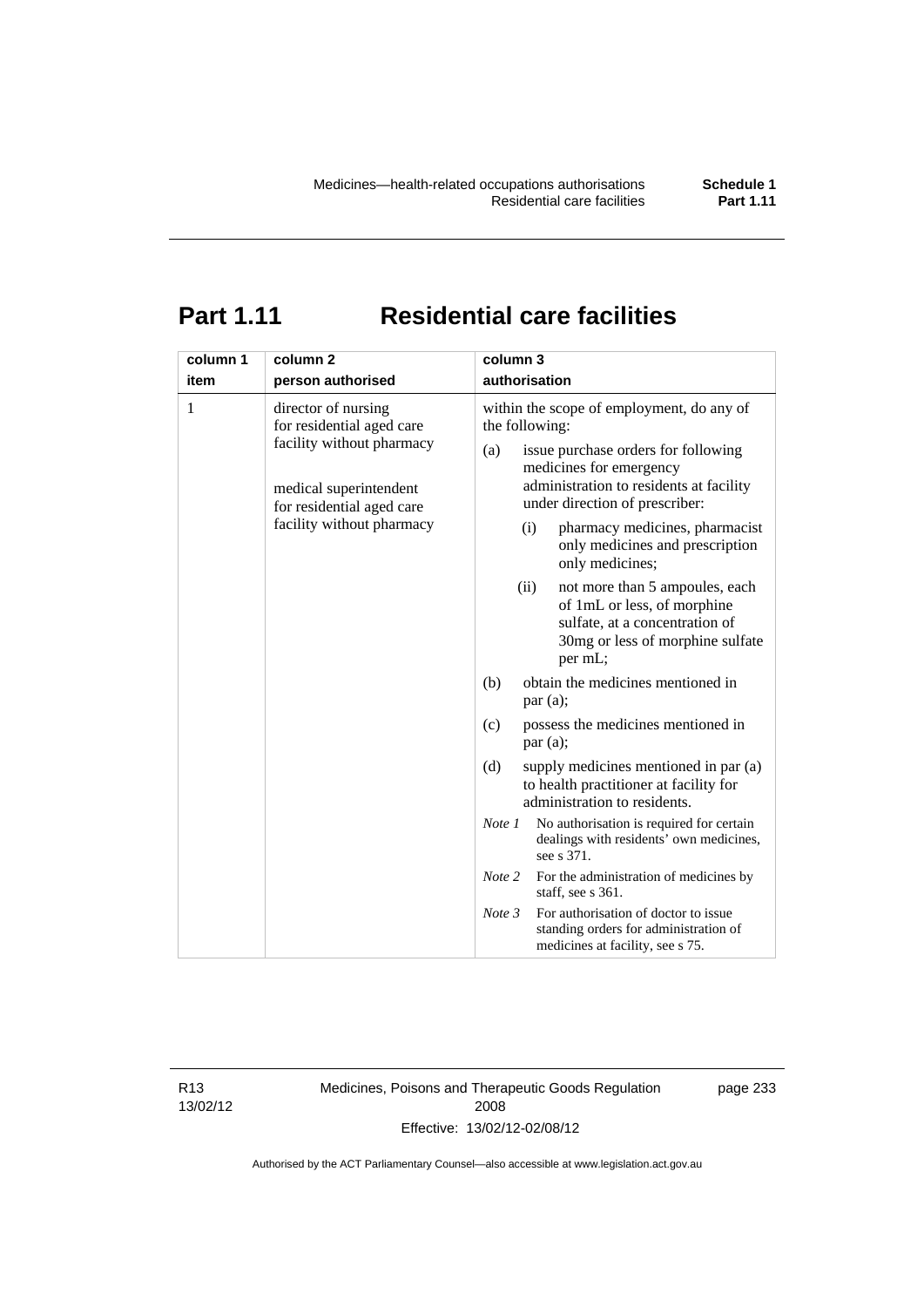# Part 1.11 Residential care facilities

| column 1<br>item | column 2<br>person authorised | column 3<br>authorisation |
|---|---|---|
| 1 | director of nursing for residential aged care facility without pharmacy<br><br>medical superintendent for residential aged care facility without pharmacy | within the scope of employment, do any of the following:<br>(a) issue purchase orders for following medicines for emergency administration to residents at facility under direction of prescriber:<br>(i) pharmacy medicines, pharmacist only medicines and prescription only medicines;<br>(ii) not more than 5 ampoules, each of 1mL or less, of morphine sulfate, at a concentration of 30mg or less of morphine sulfate per mL;<br>(b) obtain the medicines mentioned in par (a);<br>(c) possess the medicines mentioned in par (a);<br>(d) supply medicines mentioned in par (a) to health practitioner at facility for administration to residents.<br>*Note 1* No authorisation is required for certain dealings with residents' own medicines, see s 371.<br>*Note 2* For the administration of medicines by staff, see s 361.<br>*Note 3* For authorisation of doctor to issue standing orders for administration of medicines at facility, see s 75. |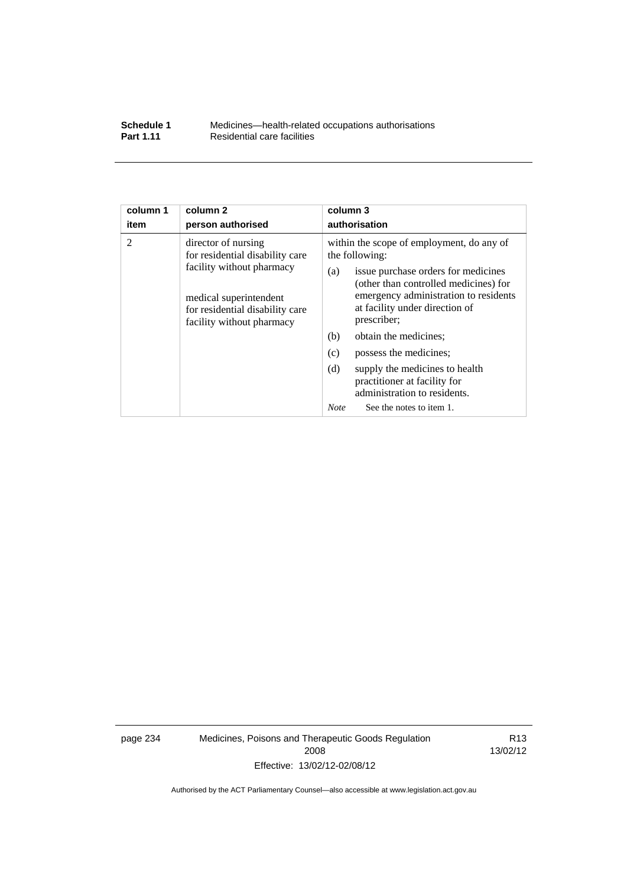| column 1 item | column 2 person authorised | column 3 authorisation |
|---|---|---|
| 2 | director of nursing for residential disability care facility without pharmacy<br><br>medical superintendent for residential disability care facility without pharmacy | within the scope of employment, do any of the following:<br>(a) issue purchase orders for medicines (other than controlled medicines) for emergency administration to residents at facility under direction of prescriber;<br>(b) obtain the medicines;<br>(c) possess the medicines;<br>(d) supply the medicines to health practitioner at facility for administration to residents.<br>*Note* See the notes to item 1. |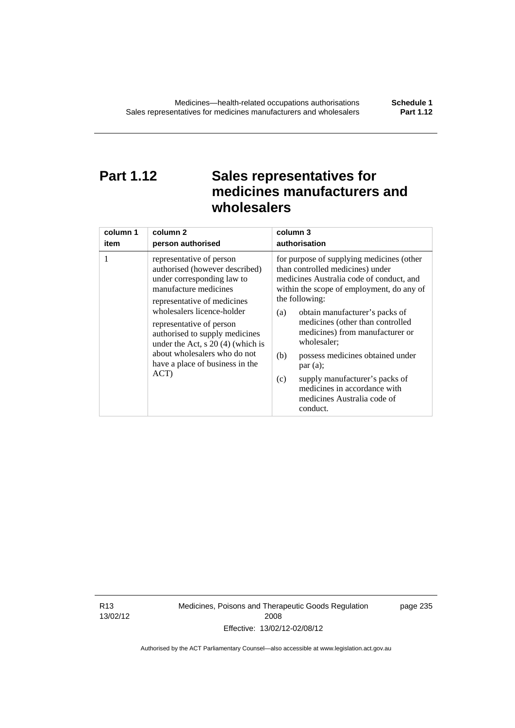# Part 1.12 Sales representatives for medicines manufacturers and wholesalers

| column 1 item | column 2 person authorised | column 3 authorisation |
|---|---|---|
| 1 | representative of person authorised (however described) under corresponding law to manufacture medicines<br><br>representative of medicines wholesalers licence-holder<br><br>representative of person authorised to supply medicines under the Act, s 20 (4) (which is about wholesalers who do not have a place of business in the ACT) | for purpose of supplying medicines (other than controlled medicines) under medicines Australia code of conduct, and within the scope of employment, do any of the following:<br><br>(a) obtain manufacturer's packs of medicines (other than controlled medicines) from manufacturer or wholesaler;<br><br>(b) possess medicines obtained under par (a);<br><br>(c) supply manufacturer's packs of medicines in accordance with medicines Australia code of conduct. |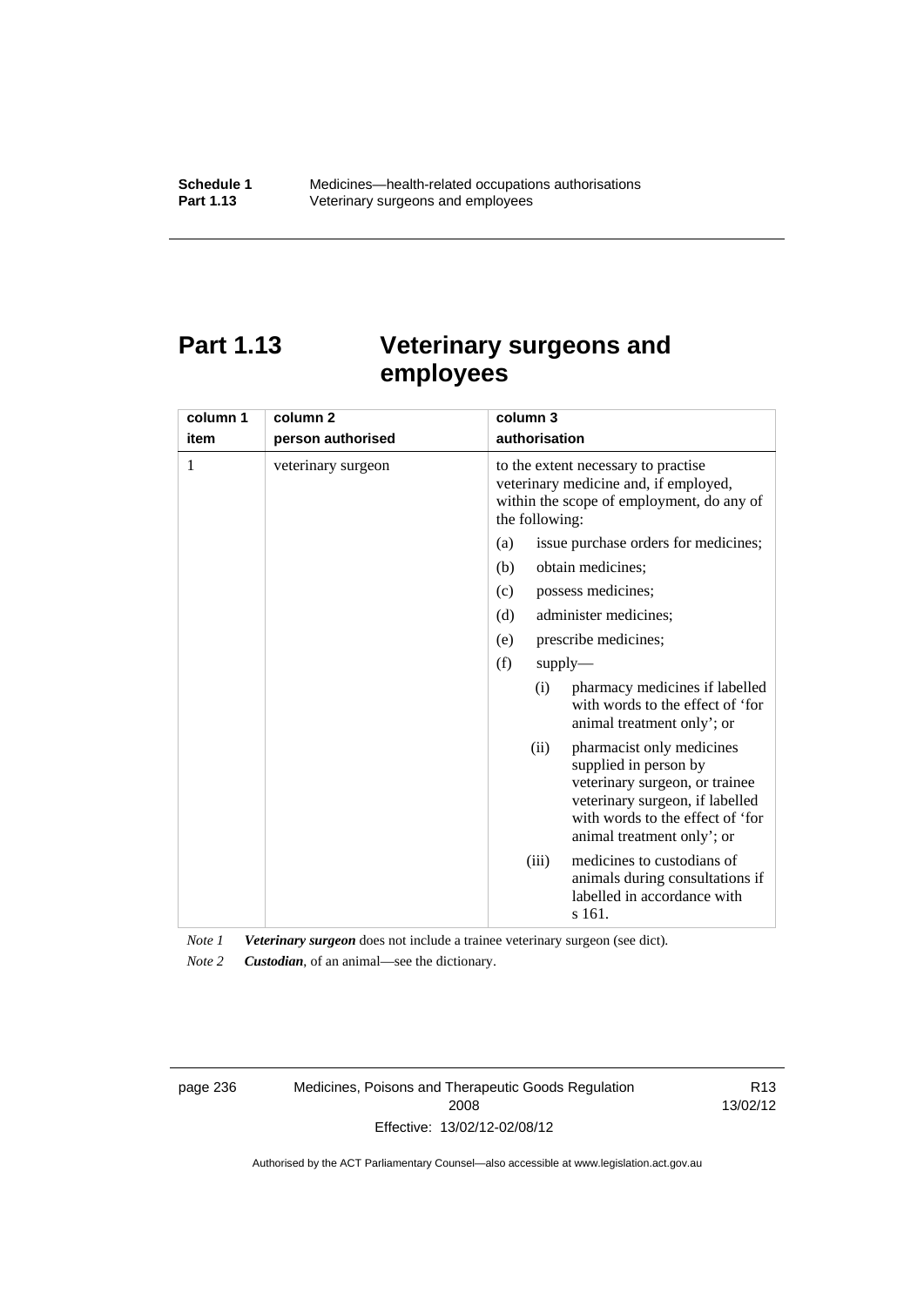# Part 1.13 Veterinary surgeons and employees

| column 1<br>item | column 2<br>person authorised | column 3<br>authorisation |
|---|---|---|
| 1 | veterinary surgeon | to the extent necessary to practise veterinary medicine and, if employed, within the scope of employment, do any of the following:<br>(a) issue purchase orders for medicines;<br>(b) obtain medicines;<br>(c) possess medicines;<br>(d) administer medicines;<br>(e) prescribe medicines;<br>(f) supply—<br>(i) pharmacy medicines if labelled with words to the effect of 'for animal treatment only'; or<br>(ii) pharmacist only medicines supplied in person by veterinary surgeon, or trainee veterinary surgeon, if labelled with words to the effect of 'for animal treatment only'; or<br>(iii) medicines to custodians of animals during consultations if labelled in accordance with s 161. |

*Note 1* ***Veterinary surgeon*** does not include a trainee veterinary surgeon (see dict).

*Note 2* ***Custodian***, of an animal—see the dictionary.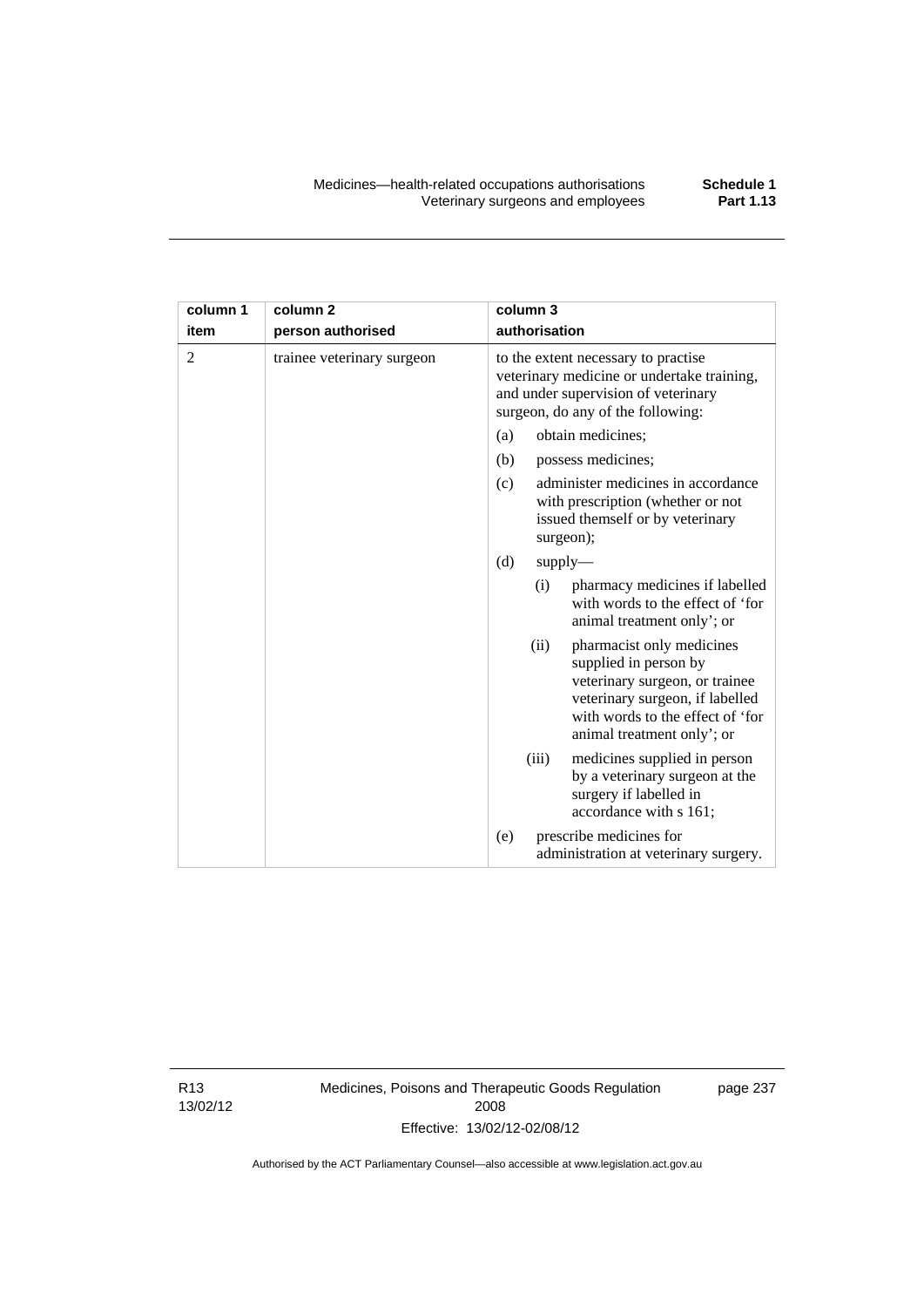| column 1<br>item | column 2<br>person authorised | column 3<br>authorisation |
|---|---|---|
| 2 | trainee veterinary surgeon | to the extent necessary to practise veterinary medicine or undertake training, and under supervision of veterinary surgeon, do any of the following:<br>(a) obtain medicines;<br>(b) possess medicines;<br>(c) administer medicines in accordance with prescription (whether or not issued themself or by veterinary surgeon);<br>(d) supply—<br>(i) pharmacy medicines if labelled with words to the effect of 'for animal treatment only'; or<br>(ii) pharmacist only medicines supplied in person by veterinary surgeon, or trainee veterinary surgeon, if labelled with words to the effect of 'for animal treatment only'; or<br>(iii) medicines supplied in person by a veterinary surgeon at the surgery if labelled in accordance with s 161;<br>(e) prescribe medicines for administration at veterinary surgery. |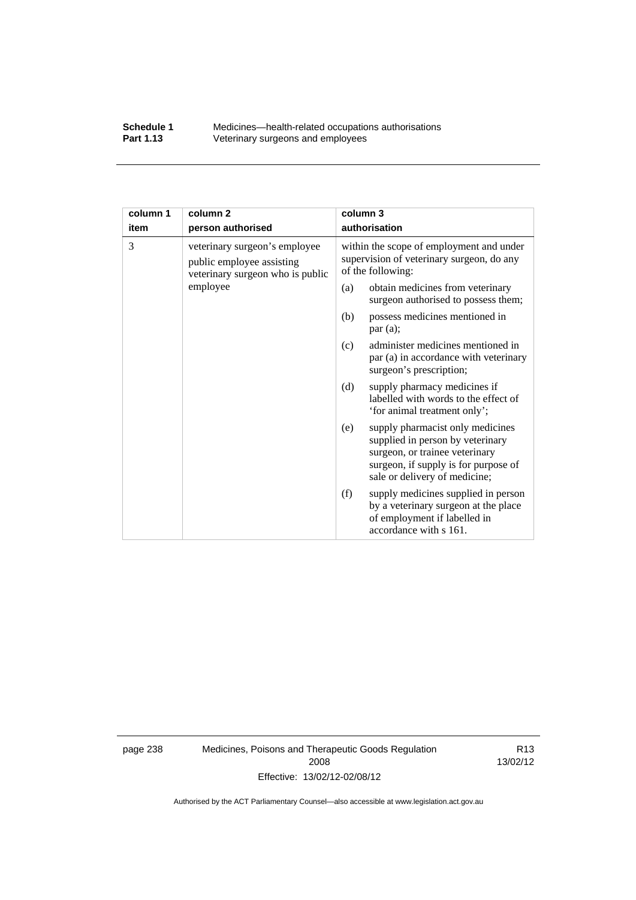| column 1 item | column 2 person authorised | column 3 authorisation |
| --- | --- | --- |
| 3 | veterinary surgeon's employee public employee assisting veterinary surgeon who is public employee | within the scope of employment and under supervision of veterinary surgeon, do any of the following:<br>(a) obtain medicines from veterinary surgeon authorised to possess them;<br>(b) possess medicines mentioned in par (a);<br>(c) administer medicines mentioned in par (a) in accordance with veterinary surgeon's prescription;<br>(d) supply pharmacy medicines if labelled with words to the effect of 'for animal treatment only';<br>(e) supply pharmacist only medicines supplied in person by veterinary surgeon, or trainee veterinary surgeon, if supply is for purpose of sale or delivery of medicine;<br>(f) supply medicines supplied in person by a veterinary surgeon at the place of employment if labelled in accordance with s 161. |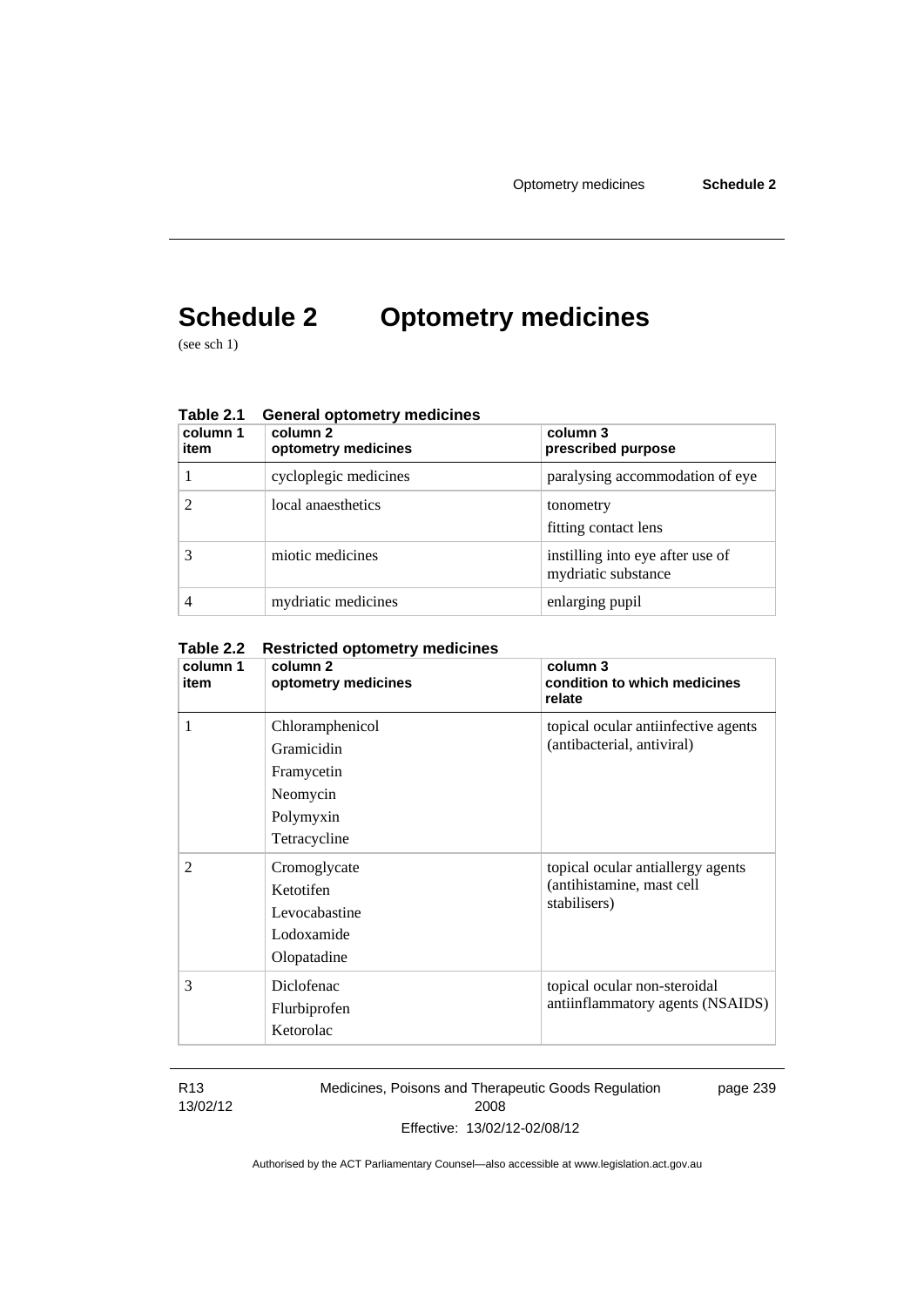# Schedule 2 Optometry medicines

(see sch 1)

**Table 2.1 General optometry medicines**

| column 1 item | column 2 optometry medicines | column 3 prescribed purpose |
|---|---|---|
| 1 | cycloplegic medicines | paralysing accommodation of eye |
| 2 | local anaesthetics | tonometry<br>fitting contact lens |
| 3 | miotic medicines | instilling into eye after use of mydriatic substance |
| 4 | mydriatic medicines | enlarging pupil |

**Table 2.2 Restricted optometry medicines**

| column 1 item | column 2 optometry medicines | column 3 condition to which medicines relate |
|---|---|---|
| 1 | Chloramphenicol<br>Gramicidin<br>Framycetin<br>Neomycin<br>Polymyxin<br>Tetracycline | topical ocular antiinfective agents (antibacterial, antiviral) |
| 2 | Cromoglycate<br>Ketotifen<br>Levocabastine<br>Lodoxamide<br>Olopatadine | topical ocular antiallergy agents (antihistamine, mast cell stabilisers) |
| 3 | Diclofenac<br>Flurbiprofen<br>Ketorolac | topical ocular non-steroidal antiinflammatory agents (NSAIDS) |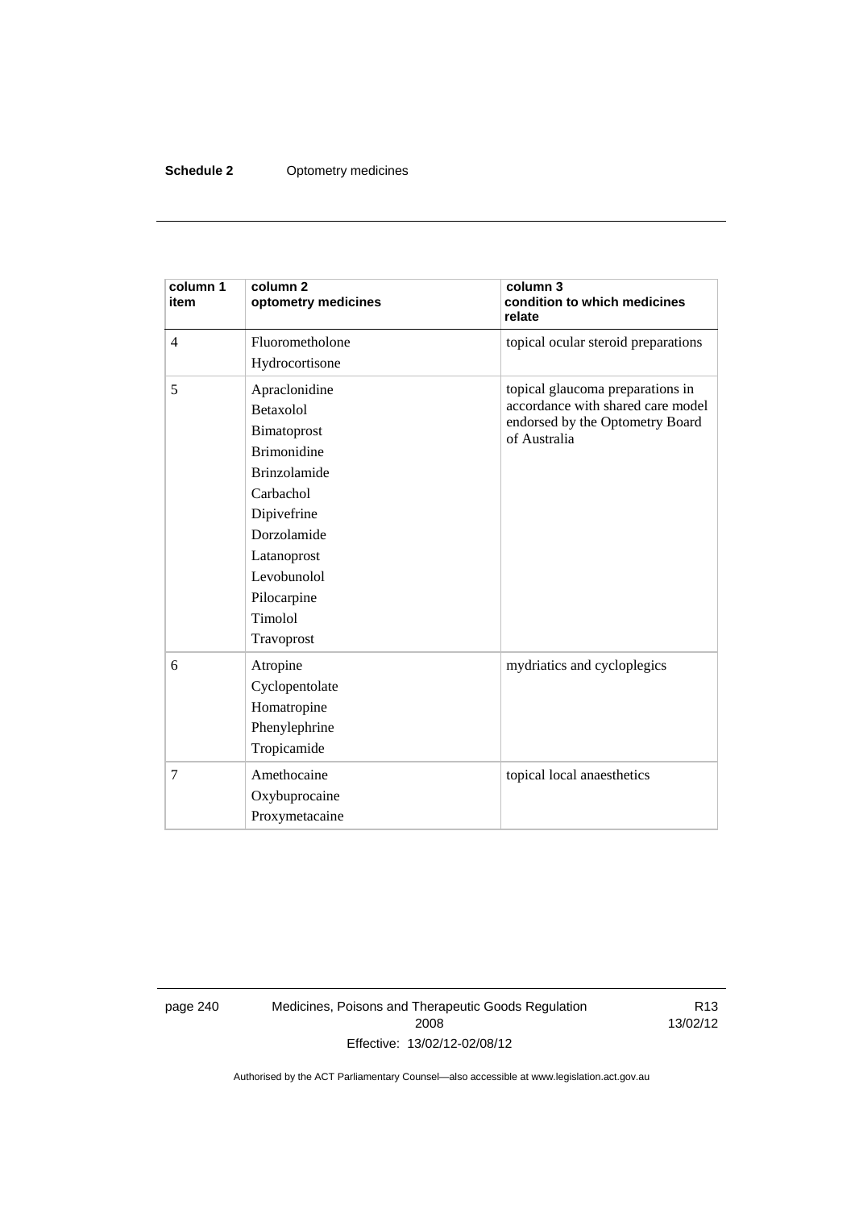| column 1 item | column 2 optometry medicines | column 3 condition to which medicines relate |
|---|---|---|
| 4 | Fluorometholone<br>Hydrocortisone | topical ocular steroid preparations |
| 5 | Apraclonidine<br>Betaxolol<br>Bimatoprost<br>Brimonidine<br>Brinzolamide<br>Carbachol<br>Dipivefrine<br>Dorzolamide<br>Latanoprost<br>Levobunolol<br>Pilocarpine<br>Timolol<br>Travoprost | topical glaucoma preparations in accordance with shared care model endorsed by the Optometry Board of Australia |
| 6 | Atropine<br>Cyclopentolate<br>Homatropine<br>Phenylephrine<br>Tropicamide | mydriatics and cycloplegics |
| 7 | Amethocaine<br>Oxybuprocaine<br>Proxymetacaine | topical local anaesthetics |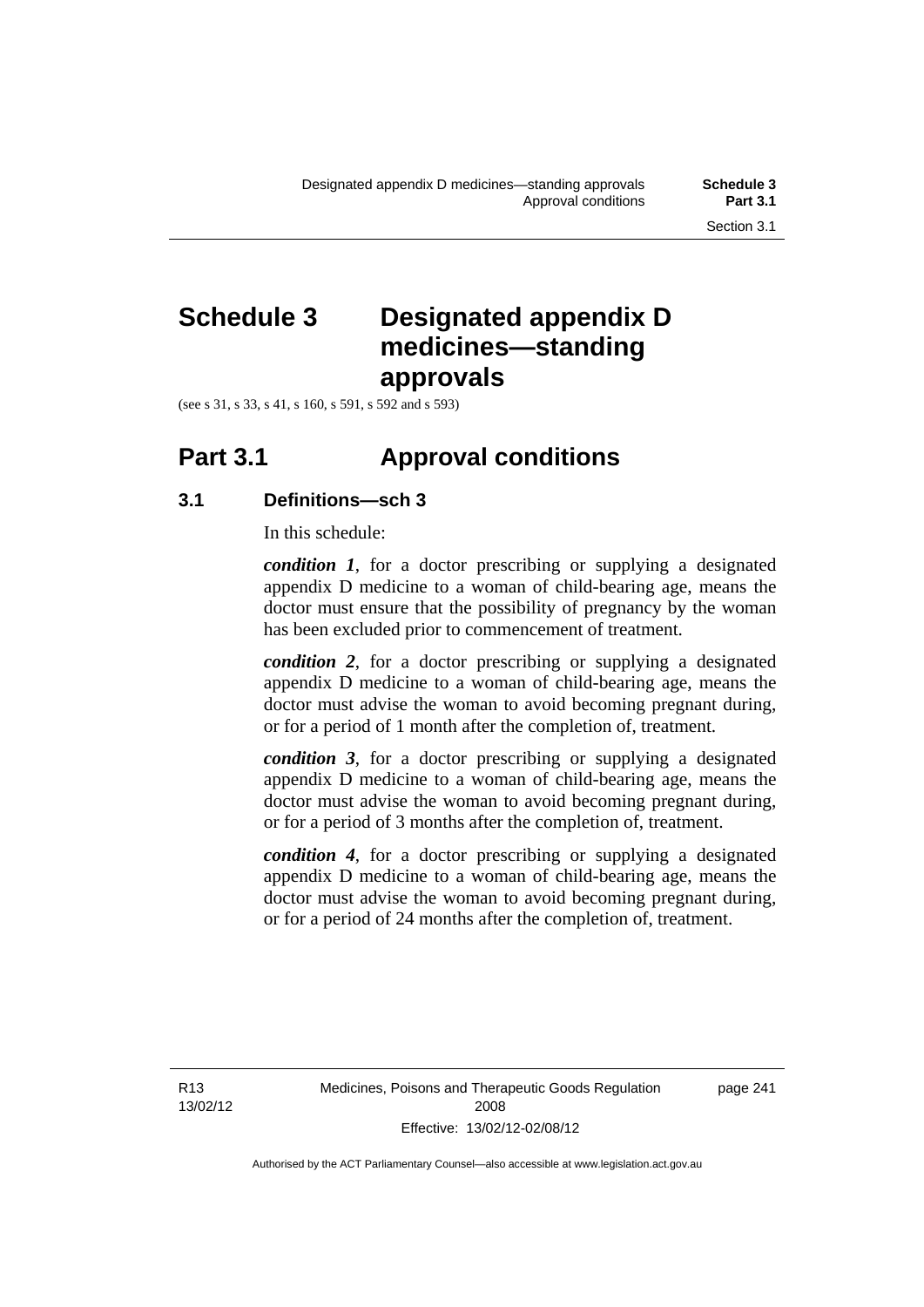# Schedule 3 Designated appendix D medicines—standing approvals

(see s 31, s 33, s 41, s 160, s 591, s 592 and s 593)

## Part 3.1 Approval conditions

### 3.1 Definitions—sch 3

In this schedule:

***condition 1***, for a doctor prescribing or supplying a designated appendix D medicine to a woman of child-bearing age, means the doctor must ensure that the possibility of pregnancy by the woman has been excluded prior to commencement of treatment.

***condition 2***, for a doctor prescribing or supplying a designated appendix D medicine to a woman of child-bearing age, means the doctor must advise the woman to avoid becoming pregnant during, or for a period of 1 month after the completion of, treatment.

***condition 3***, for a doctor prescribing or supplying a designated appendix D medicine to a woman of child-bearing age, means the doctor must advise the woman to avoid becoming pregnant during, or for a period of 3 months after the completion of, treatment.

***condition 4***, for a doctor prescribing or supplying a designated appendix D medicine to a woman of child-bearing age, means the doctor must advise the woman to avoid becoming pregnant during, or for a period of 24 months after the completion of, treatment.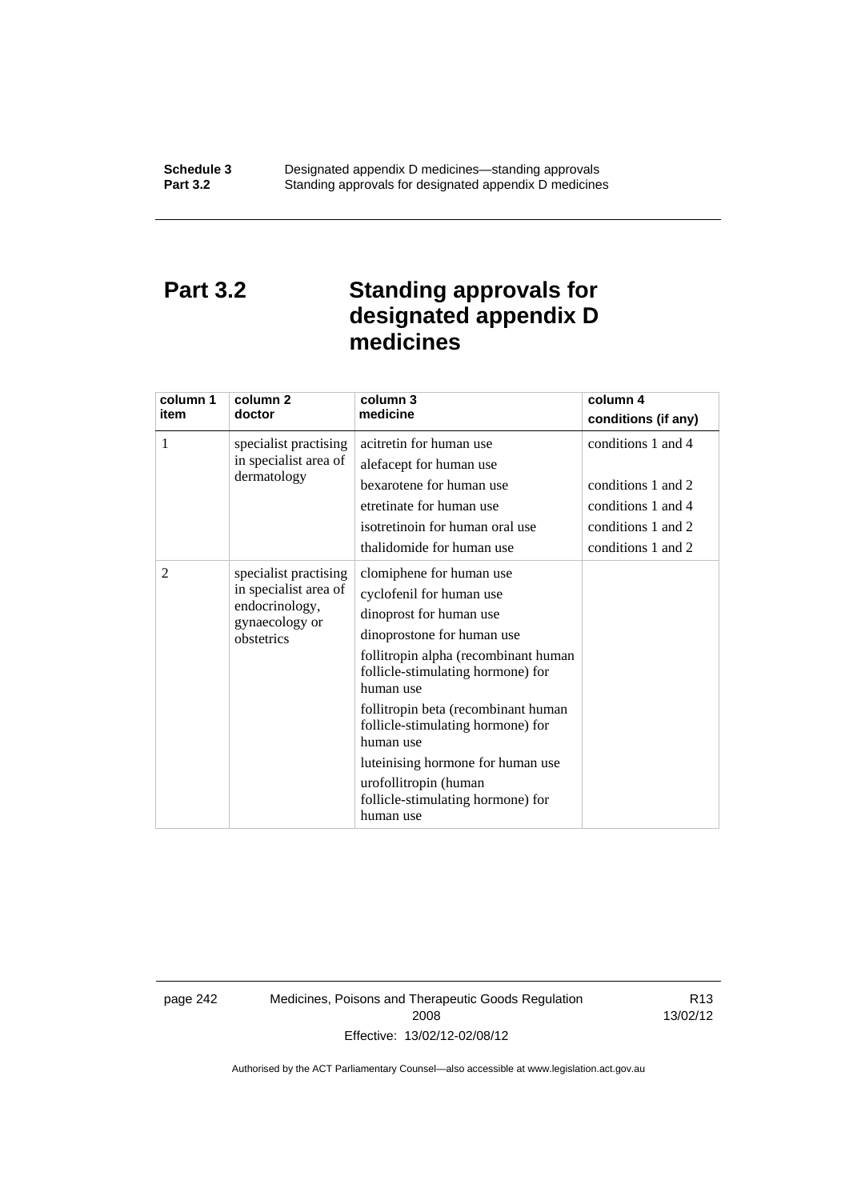# Part 3.2 Standing approvals for designated appendix D medicines

| column 1 item | column 2 doctor | column 3 medicine | column 4 conditions (if any) |
|---|---|---|---|
| 1 | specialist practising in specialist area of dermatology | acitretin for human use | conditions 1 and 4 |
| | | alefacept for human use | |
| | | bexarotene for human use | conditions 1 and 2 |
| | | etretinate for human use | conditions 1 and 4 |
| | | isotretinoin for human oral use | conditions 1 and 2 |
| | | thalidomide for human use | conditions 1 and 2 |
| 2 | specialist practising in specialist area of endocrinology, gynaecology or obstetrics | clomiphene for human use | |
| | | cyclofenil for human use | |
| | | dinoprost for human use | |
| | | dinoprostone for human use | |
| | | follitropin alpha (recombinant human follicle-stimulating hormone) for human use | |
| | | follitropin beta (recombinant human follicle-stimulating hormone) for human use | |
| | | luteinising hormone for human use | |
| | | urofollitropin (human follicle-stimulating hormone) for human use | |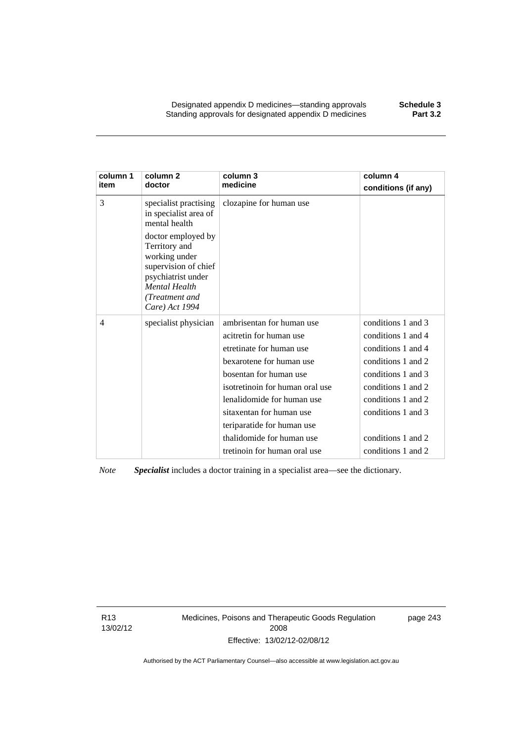| column 1 item | column 2 doctor | column 3 medicine | column 4 conditions (if any) |
|---|---|---|---|
| 3 | specialist practising in specialist area of mental health<br><br>doctor employed by Territory and working under supervision of chief psychiatrist under *Mental Health (Treatment and Care) Act 1994* | clozapine for human use | |
| 4 | specialist physician | ambrisentan for human use | conditions 1 and 3 |
| | | acitretin for human use | conditions 1 and 4 |
| | | etretinate for human use | conditions 1 and 4 |
| | | bexarotene for human use | conditions 1 and 2 |
| | | bosentan for human use | conditions 1 and 3 |
| | | isotretinoin for human oral use | conditions 1 and 2 |
| | | lenalidomide for human use | conditions 1 and 2 |
| | | sitaxentan for human use | conditions 1 and 3 |
| | | teriparatide for human use | |
| | | thalidomide for human use | conditions 1 and 2 |
| | | tretinoin for human oral use | conditions 1 and 2 |

*Note* ***Specialist*** includes a doctor training in a specialist area—see the dictionary.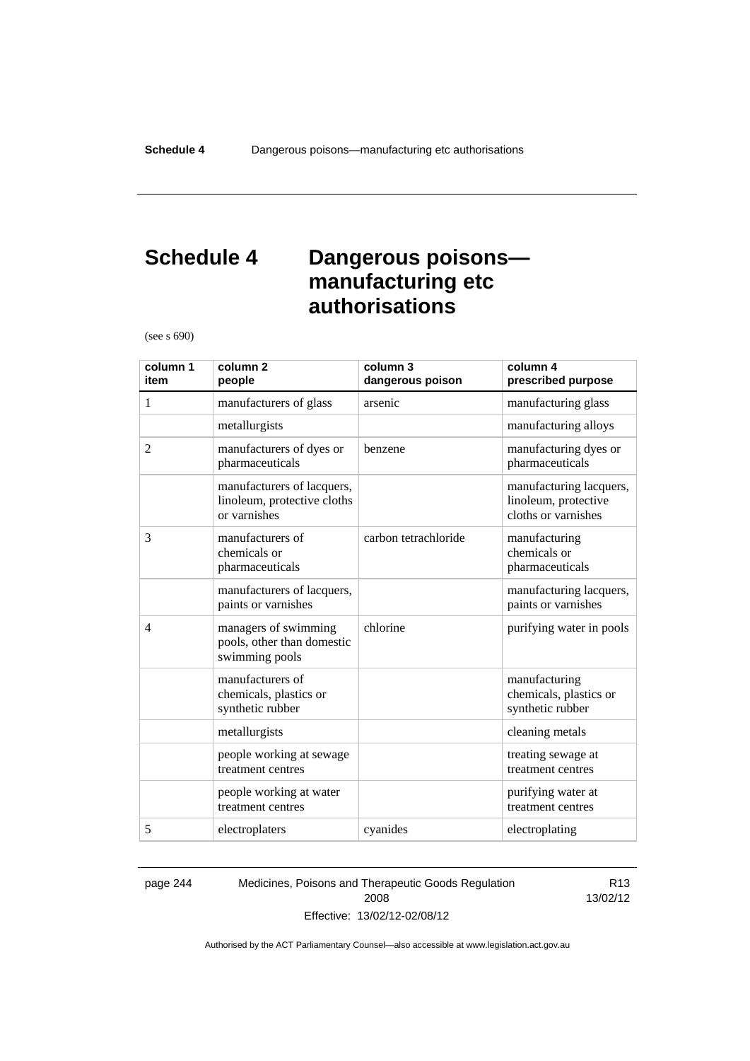# Schedule 4 Dangerous poisons—manufacturing etc authorisations

(see s 690)

| column 1 item | column 2 people | column 3 dangerous poison | column 4 prescribed purpose |
|---|---|---|---|
| 1 | manufacturers of glass | arsenic | manufacturing glass |
| | metallurgists | | manufacturing alloys |
| 2 | manufacturers of dyes or pharmaceuticals | benzene | manufacturing dyes or pharmaceuticals |
| | manufacturers of lacquers, linoleum, protective cloths or varnishes | | manufacturing lacquers, linoleum, protective cloths or varnishes |
| 3 | manufacturers of chemicals or pharmaceuticals | carbon tetrachloride | manufacturing chemicals or pharmaceuticals |
| | manufacturers of lacquers, paints or varnishes | | manufacturing lacquers, paints or varnishes |
| 4 | managers of swimming pools, other than domestic swimming pools | chlorine | purifying water in pools |
| | manufacturers of chemicals, plastics or synthetic rubber | | manufacturing chemicals, plastics or synthetic rubber |
| | metallurgists | | cleaning metals |
| | people working at sewage treatment centres | | treating sewage at treatment centres |
| | people working at water treatment centres | | purifying water at treatment centres |
| 5 | electroplaters | cyanides | electroplating |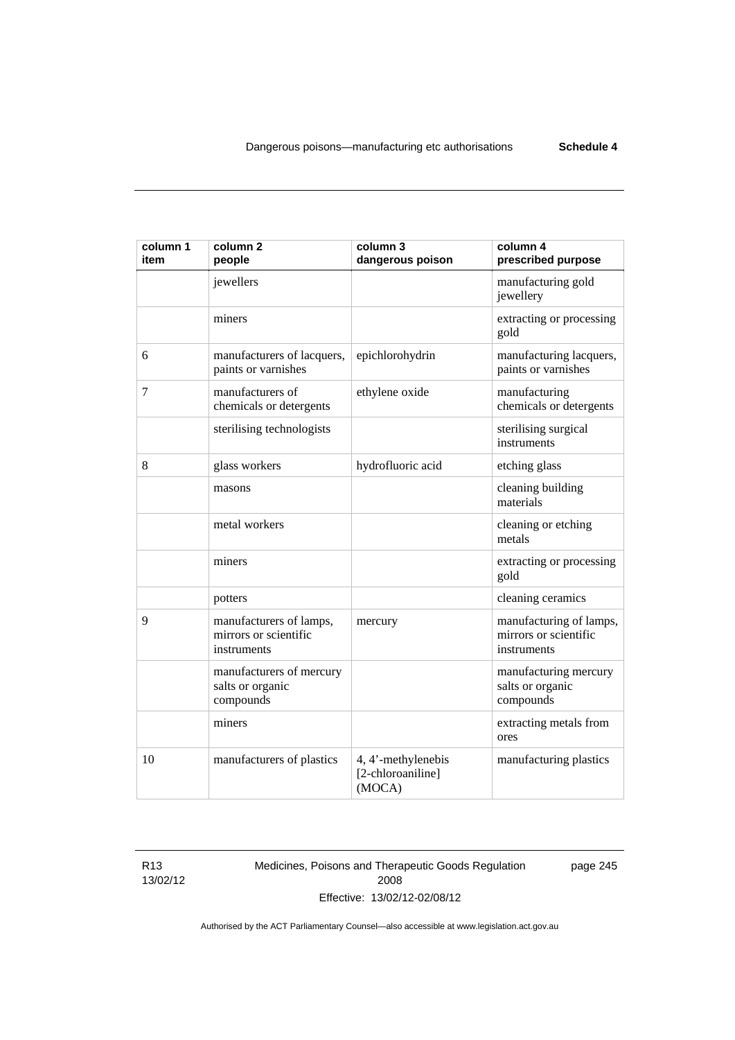| column 1 item | column 2 people | column 3 dangerous poison | column 4 prescribed purpose |
|---|---|---|---|
| | jewellers | | manufacturing gold jewellery |
| | miners | | extracting or processing gold |
| 6 | manufacturers of lacquers, paints or varnishes | epichlorohydrin | manufacturing lacquers, paints or varnishes |
| 7 | manufacturers of chemicals or detergents | ethylene oxide | manufacturing chemicals or detergents |
| | sterilising technologists | | sterilising surgical instruments |
| 8 | glass workers | hydrofluoric acid | etching glass |
| | masons | | cleaning building materials |
| | metal workers | | cleaning or etching metals |
| | miners | | extracting or processing gold |
| | potters | | cleaning ceramics |
| 9 | manufacturers of lamps, mirrors or scientific instruments | mercury | manufacturing of lamps, mirrors or scientific instruments |
| | manufacturers of mercury salts or organic compounds | | manufacturing mercury salts or organic compounds |
| | miners | | extracting metals from ores |
| 10 | manufacturers of plastics | 4, 4'-methylenebis [2-chloroaniline] (MOCA) | manufacturing plastics |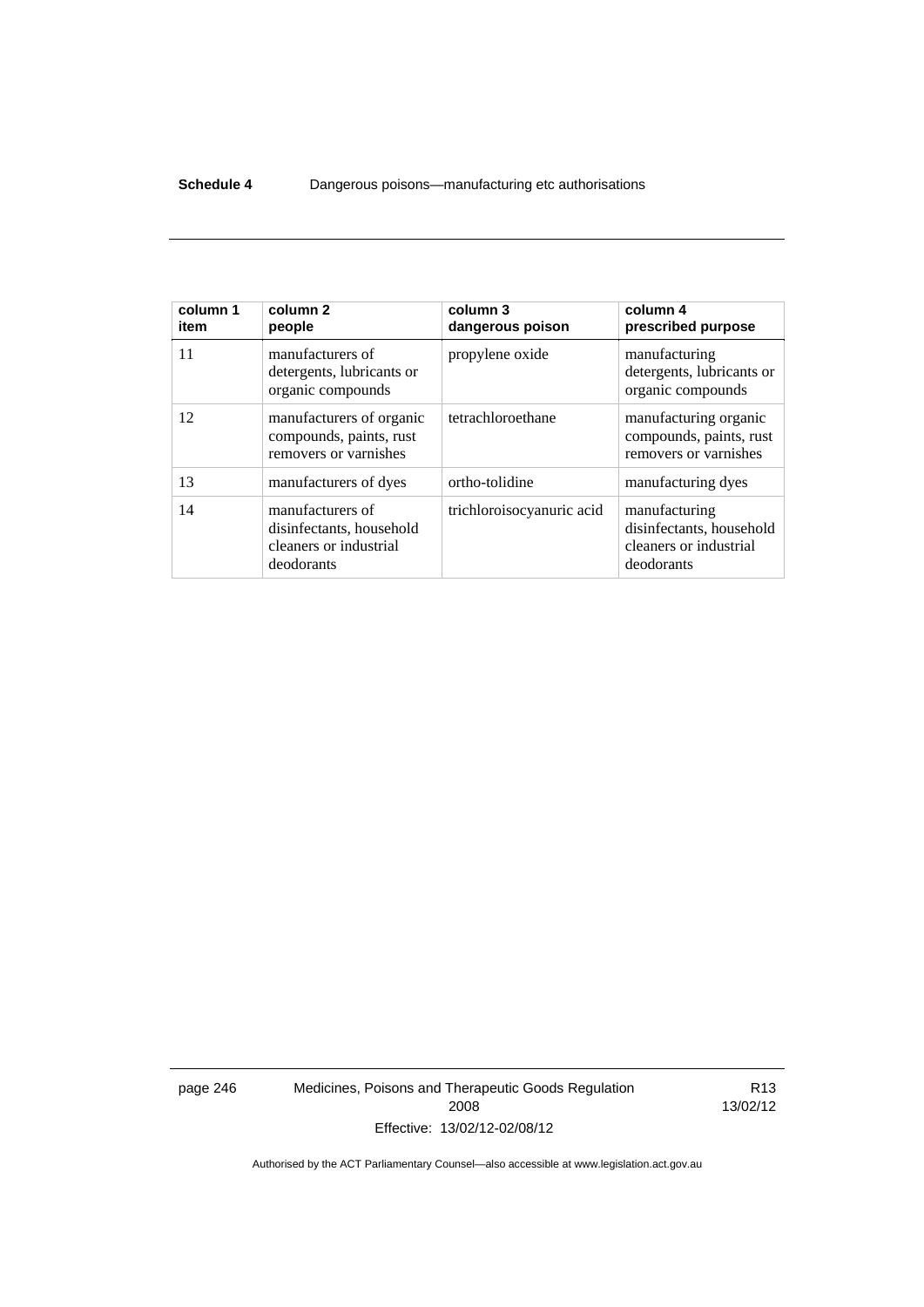| column 1 item | column 2 people | column 3 dangerous poison | column 4 prescribed purpose |
|---|---|---|---|
| 11 | manufacturers of detergents, lubricants or organic compounds | propylene oxide | manufacturing detergents, lubricants or organic compounds |
| 12 | manufacturers of organic compounds, paints, rust removers or varnishes | tetrachloroethane | manufacturing organic compounds, paints, rust removers or varnishes |
| 13 | manufacturers of dyes | ortho-tolidine | manufacturing dyes |
| 14 | manufacturers of disinfectants, household cleaners or industrial deodorants | trichloroisocyanuric acid | manufacturing disinfectants, household cleaners or industrial deodorants |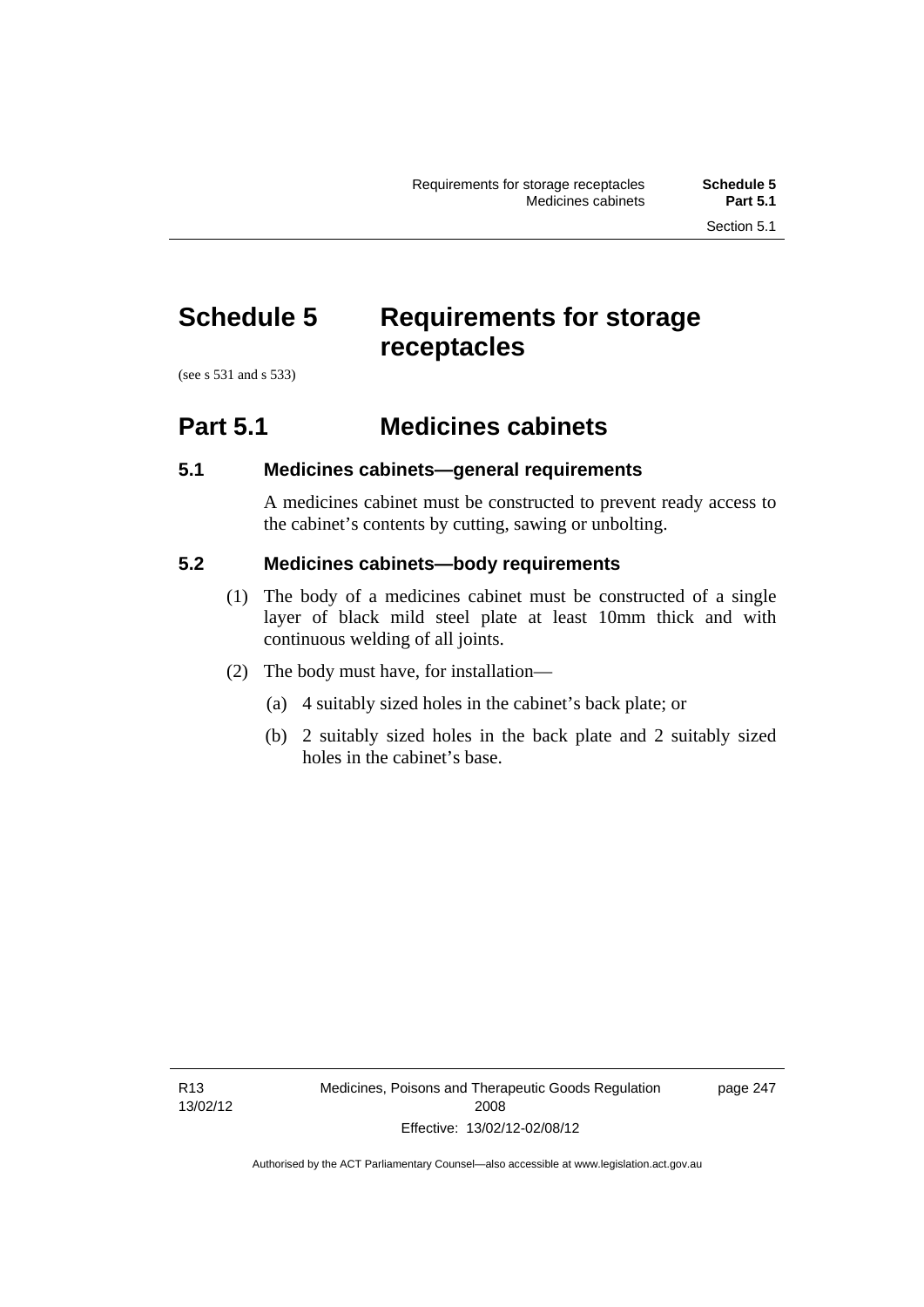# Schedule 5 Requirements for storage receptacles

(see s 531 and s 533)

## Part 5.1 Medicines cabinets

### 5.1 Medicines cabinets—general requirements

A medicines cabinet must be constructed to prevent ready access to the cabinet's contents by cutting, sawing or unbolting.

### 5.2 Medicines cabinets—body requirements

(1) The body of a medicines cabinet must be constructed of a single layer of black mild steel plate at least 10mm thick and with continuous welding of all joints.

(2) The body must have, for installation—

(a) 4 suitably sized holes in the cabinet's back plate; or

(b) 2 suitably sized holes in the back plate and 2 suitably sized holes in the cabinet's base.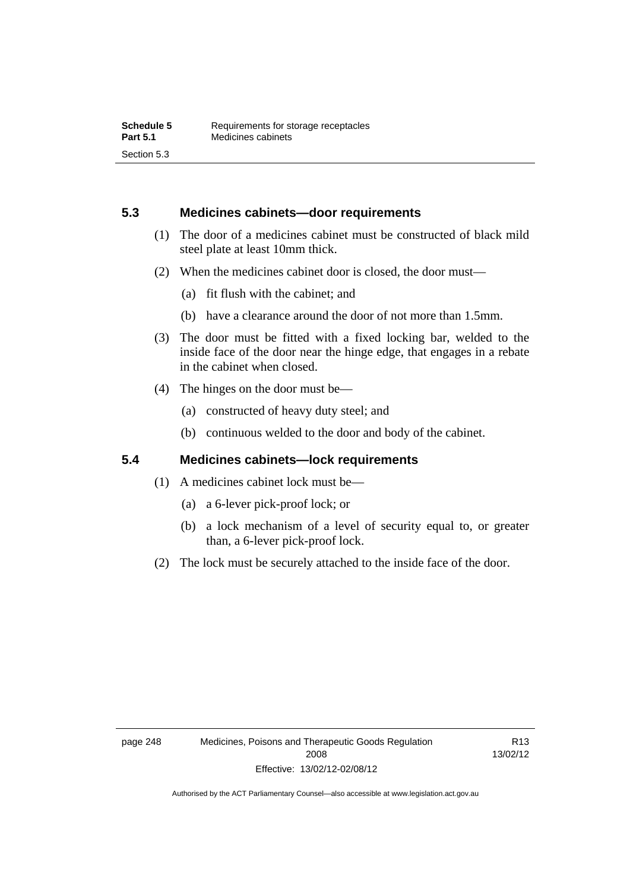## 5.3 Medicines cabinets—door requirements

(1) The door of a medicines cabinet must be constructed of black mild steel plate at least 10mm thick.

(2) When the medicines cabinet door is closed, the door must—

(a) fit flush with the cabinet; and

(b) have a clearance around the door of not more than 1.5mm.

(3) The door must be fitted with a fixed locking bar, welded to the inside face of the door near the hinge edge, that engages in a rebate in the cabinet when closed.

(4) The hinges on the door must be—

(a) constructed of heavy duty steel; and

(b) continuous welded to the door and body of the cabinet.

## 5.4 Medicines cabinets—lock requirements

(1) A medicines cabinet lock must be—

(a) a 6-lever pick-proof lock; or

(b) a lock mechanism of a level of security equal to, or greater than, a 6-lever pick-proof lock.

(2) The lock must be securely attached to the inside face of the door.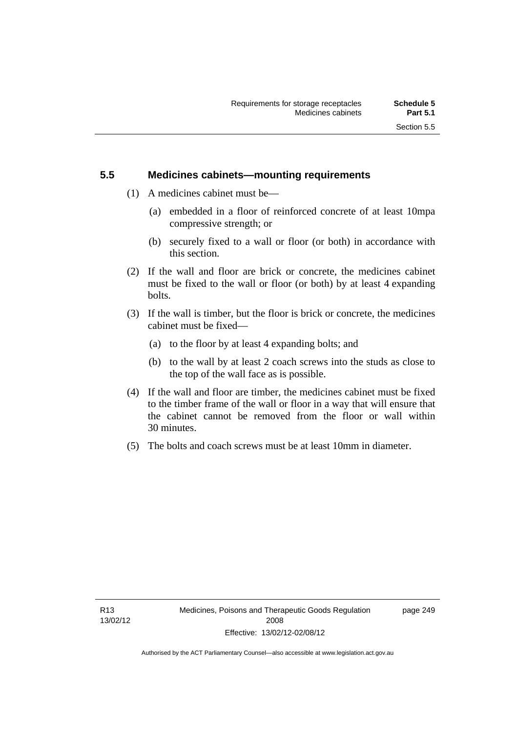## 5.5 Medicines cabinets—mounting requirements

(1) A medicines cabinet must be—

(a) embedded in a floor of reinforced concrete of at least 10mpa compressive strength; or

(b) securely fixed to a wall or floor (or both) in accordance with this section.

(2) If the wall and floor are brick or concrete, the medicines cabinet must be fixed to the wall or floor (or both) by at least 4 expanding bolts.

(3) If the wall is timber, but the floor is brick or concrete, the medicines cabinet must be fixed—

(a) to the floor by at least 4 expanding bolts; and

(b) to the wall by at least 2 coach screws into the studs as close to the top of the wall face as is possible.

(4) If the wall and floor are timber, the medicines cabinet must be fixed to the timber frame of the wall or floor in a way that will ensure that the cabinet cannot be removed from the floor or wall within 30 minutes.

(5) The bolts and coach screws must be at least 10mm in diameter.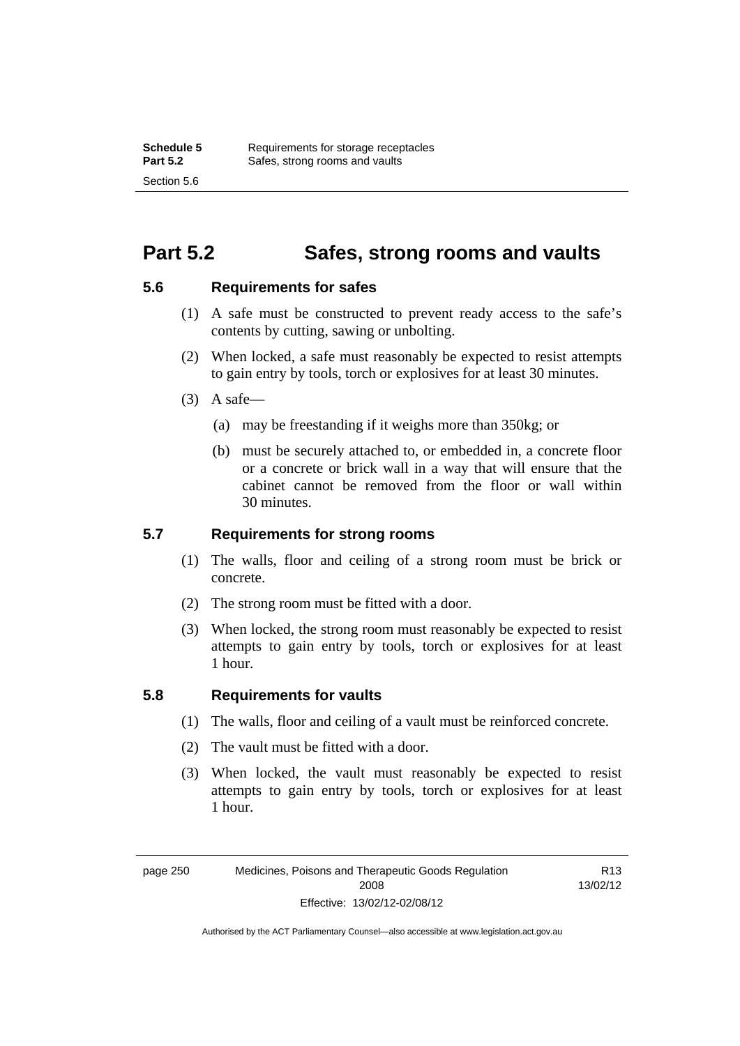# Part 5.2 Safes, strong rooms and vaults

## 5.6 Requirements for safes

(1) A safe must be constructed to prevent ready access to the safe's contents by cutting, sawing or unbolting.

(2) When locked, a safe must reasonably be expected to resist attempts to gain entry by tools, torch or explosives for at least 30 minutes.

(3) A safe—

(a) may be freestanding if it weighs more than 350kg; or

(b) must be securely attached to, or embedded in, a concrete floor or a concrete or brick wall in a way that will ensure that the cabinet cannot be removed from the floor or wall within 30 minutes.

## 5.7 Requirements for strong rooms

(1) The walls, floor and ceiling of a strong room must be brick or concrete.

(2) The strong room must be fitted with a door.

(3) When locked, the strong room must reasonably be expected to resist attempts to gain entry by tools, torch or explosives for at least 1 hour.

## 5.8 Requirements for vaults

(1) The walls, floor and ceiling of a vault must be reinforced concrete.

(2) The vault must be fitted with a door.

(3) When locked, the vault must reasonably be expected to resist attempts to gain entry by tools, torch or explosives for at least 1 hour.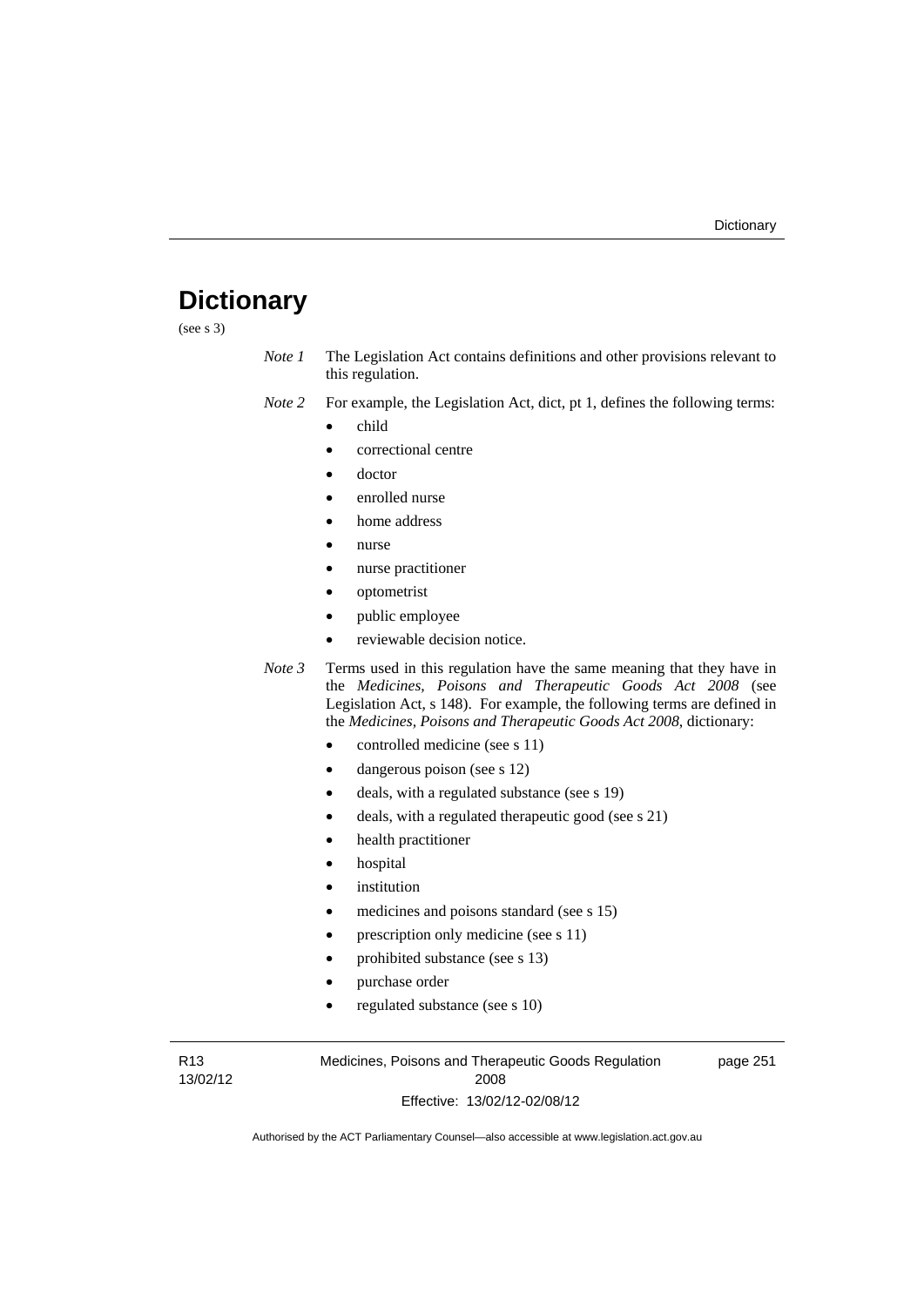# Dictionary

(see s 3)

*Note 1* The Legislation Act contains definitions and other provisions relevant to this regulation.

*Note 2* For example, the Legislation Act, dict, pt 1, defines the following terms:

- child
- correctional centre
- doctor
- enrolled nurse
- home address
- nurse
- nurse practitioner
- optometrist
- public employee
- reviewable decision notice.

*Note 3* Terms used in this regulation have the same meaning that they have in the *Medicines, Poisons and Therapeutic Goods Act 2008* (see Legislation Act, s 148). For example, the following terms are defined in the *Medicines, Poisons and Therapeutic Goods Act 2008*, dictionary:

- controlled medicine (see s 11)
- dangerous poison (see s 12)
- deals, with a regulated substance (see s 19)
- deals, with a regulated therapeutic good (see s 21)
- health practitioner
- hospital
- institution
- medicines and poisons standard (see s 15)
- prescription only medicine (see s 11)
- prohibited substance (see s 13)
- purchase order
- regulated substance (see s 10)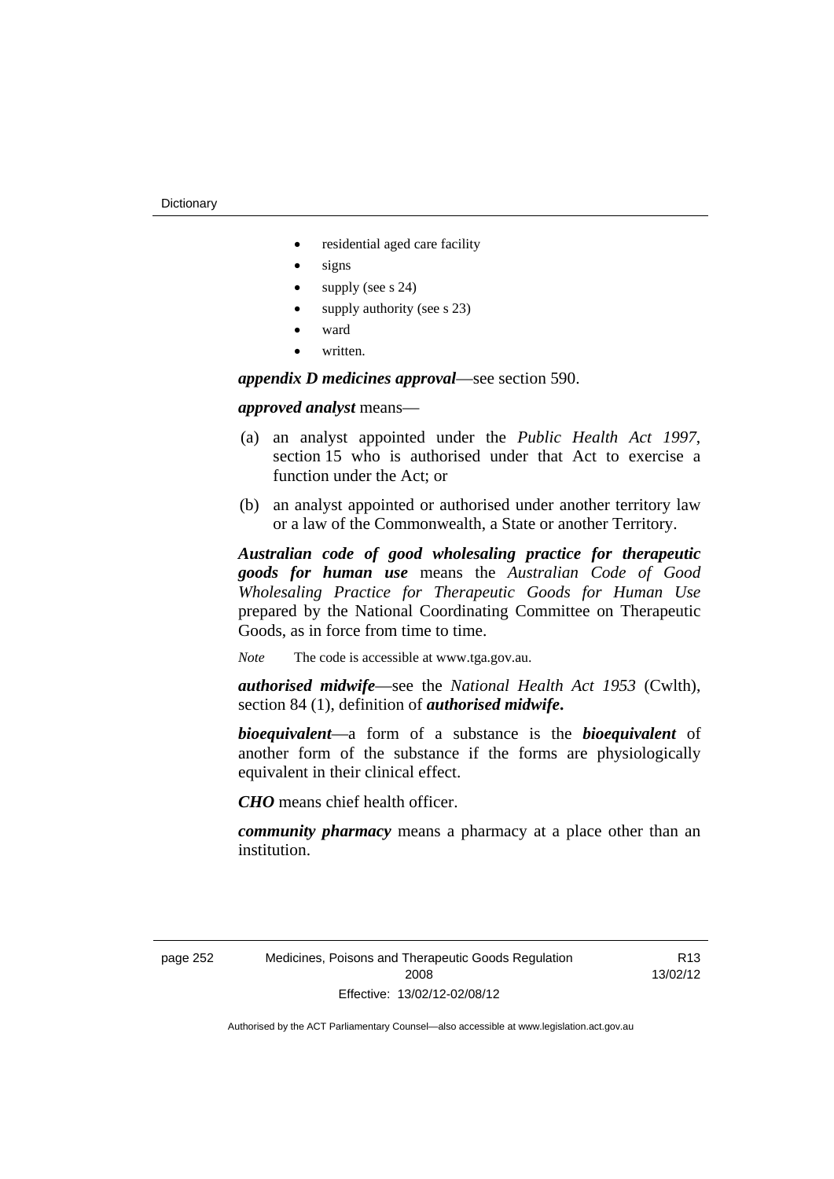- residential aged care facility
- signs
- supply (see s 24)
- supply authority (see s 23)
- ward
- written.

***appendix D medicines approval***—see section 590.

***approved analyst*** means—

(a) an analyst appointed under the *Public Health Act 1997*, section 15 who is authorised under that Act to exercise a function under the Act; or

(b) an analyst appointed or authorised under another territory law or a law of the Commonwealth, a State or another Territory.

***Australian code of good wholesaling practice for therapeutic goods for human use*** means the *Australian Code of Good Wholesaling Practice for Therapeutic Goods for Human Use* prepared by the National Coordinating Committee on Therapeutic Goods, as in force from time to time.

*Note* The code is accessible at www.tga.gov.au.

***authorised midwife***—see the *National Health Act 1953* (Cwlth), section 84 (1), definition of ***authorised midwife*.**

***bioequivalent***—a form of a substance is the ***bioequivalent*** of another form of the substance if the forms are physiologically equivalent in their clinical effect.

***CHO*** means chief health officer.

***community pharmacy*** means a pharmacy at a place other than an institution.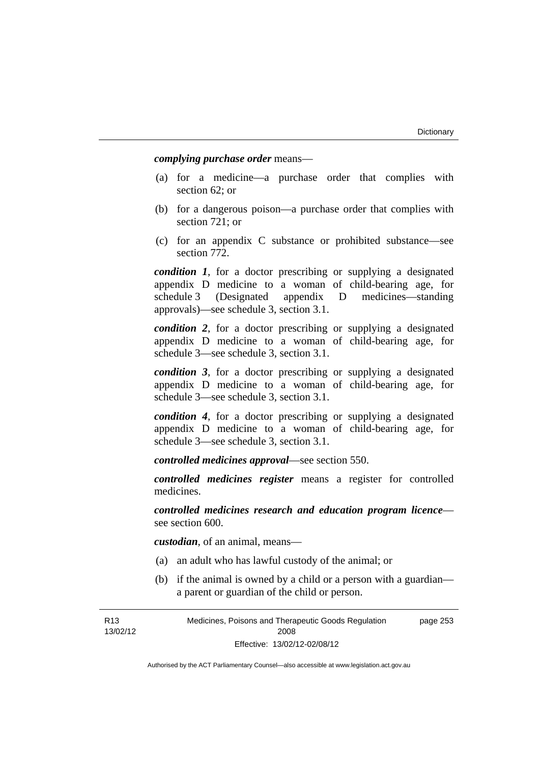***complying purchase order*** means—

(a) for a medicine—a purchase order that complies with section 62; or

(b) for a dangerous poison—a purchase order that complies with section 721; or

(c) for an appendix C substance or prohibited substance—see section 772.

***condition 1***, for a doctor prescribing or supplying a designated appendix D medicine to a woman of child-bearing age, for schedule 3 (Designated appendix D medicines—standing approvals)—see schedule 3, section 3.1.

***condition 2***, for a doctor prescribing or supplying a designated appendix D medicine to a woman of child-bearing age, for schedule 3—see schedule 3, section 3.1.

***condition 3***, for a doctor prescribing or supplying a designated appendix D medicine to a woman of child-bearing age, for schedule 3—see schedule 3, section 3.1.

***condition 4***, for a doctor prescribing or supplying a designated appendix D medicine to a woman of child-bearing age, for schedule 3—see schedule 3, section 3.1.

***controlled medicines approval***—see section 550.

***controlled medicines register*** means a register for controlled medicines.

***controlled medicines research and education program licence***—see section 600.

***custodian***, of an animal, means—

(a) an adult who has lawful custody of the animal; or

(b) if the animal is owned by a child or a person with a guardian—a parent or guardian of the child or person.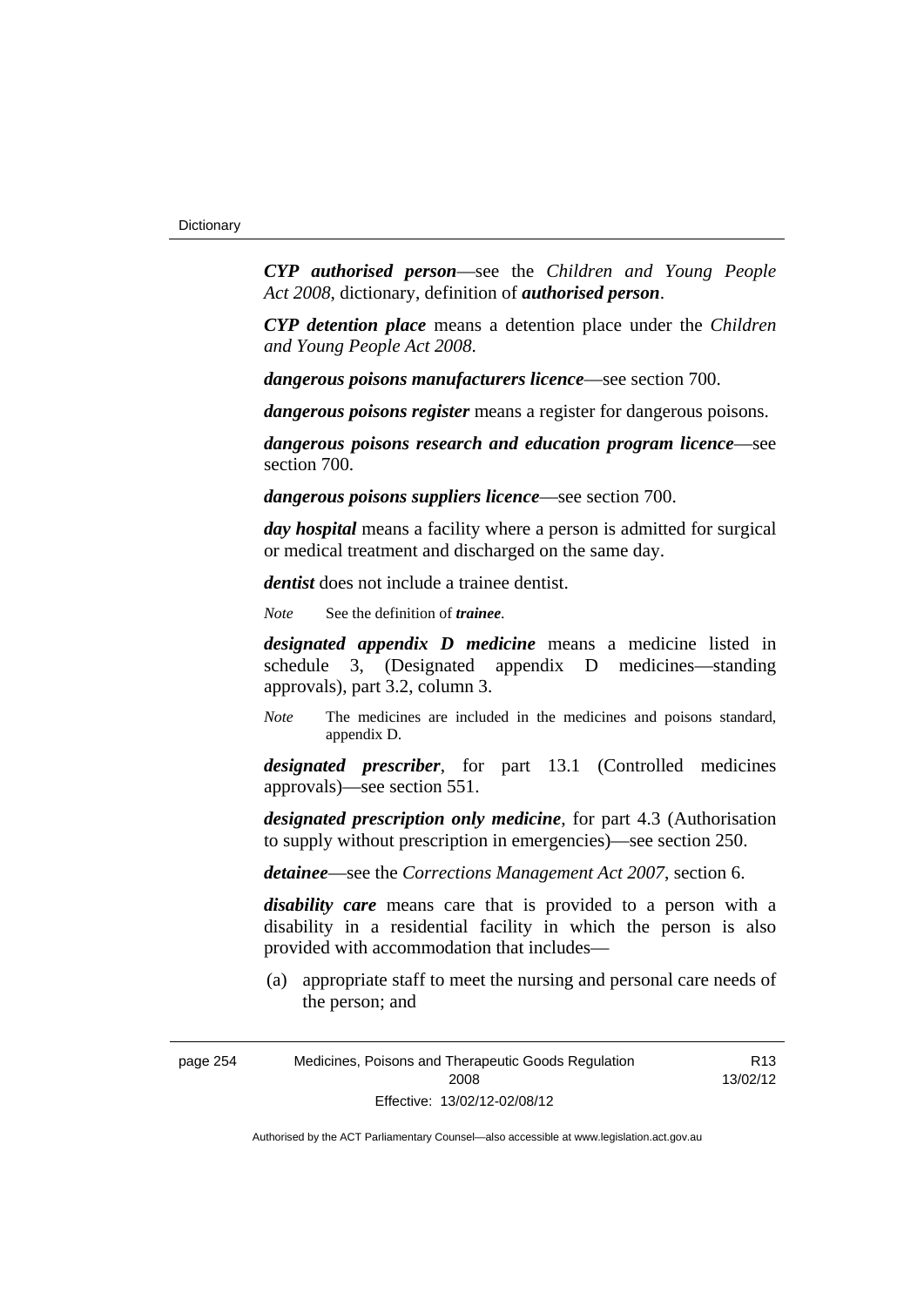***CYP authorised person***—see the *Children and Young People Act 2008*, dictionary, definition of ***authorised person***.

***CYP detention place*** means a detention place under the *Children and Young People Act 2008*.

***dangerous poisons manufacturers licence***—see section 700.

***dangerous poisons register*** means a register for dangerous poisons.

***dangerous poisons research and education program licence***—see section 700.

***dangerous poisons suppliers licence***—see section 700.

***day hospital*** means a facility where a person is admitted for surgical or medical treatment and discharged on the same day.

***dentist*** does not include a trainee dentist.

*Note* See the definition of ***trainee***.

***designated appendix D medicine*** means a medicine listed in schedule 3, (Designated appendix D medicines—standing approvals), part 3.2, column 3.

*Note* The medicines are included in the medicines and poisons standard, appendix D.

***designated prescriber***, for part 13.1 (Controlled medicines approvals)—see section 551.

***designated prescription only medicine***, for part 4.3 (Authorisation to supply without prescription in emergencies)—see section 250.

***detainee***—see the *Corrections Management Act 2007*, section 6.

***disability care*** means care that is provided to a person with a disability in a residential facility in which the person is also provided with accommodation that includes—

(a) appropriate staff to meet the nursing and personal care needs of the person; and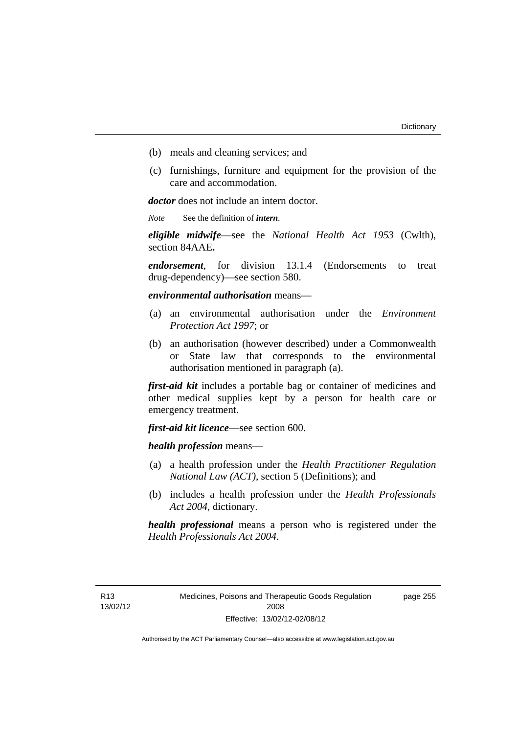(b) meals and cleaning services; and

(c) furnishings, furniture and equipment for the provision of the care and accommodation.

***doctor*** does not include an intern doctor.

*Note* See the definition of ***intern***.

***eligible midwife***—see the *National Health Act 1953* (Cwlth), section 84AAE**.**

***endorsement***, for division 13.1.4 (Endorsements to treat drug-dependency)—see section 580.

***environmental authorisation*** means—

(a) an environmental authorisation under the *Environment Protection Act 1997*; or

(b) an authorisation (however described) under a Commonwealth or State law that corresponds to the environmental authorisation mentioned in paragraph (a).

***first-aid kit*** includes a portable bag or container of medicines and other medical supplies kept by a person for health care or emergency treatment.

***first-aid kit licence***—see section 600.

***health profession*** means—

(a) a health profession under the *Health Practitioner Regulation National Law (ACT)*, section 5 (Definitions); and

(b) includes a health profession under the *Health Professionals Act 2004*, dictionary.

***health professional*** means a person who is registered under the *Health Professionals Act 2004*.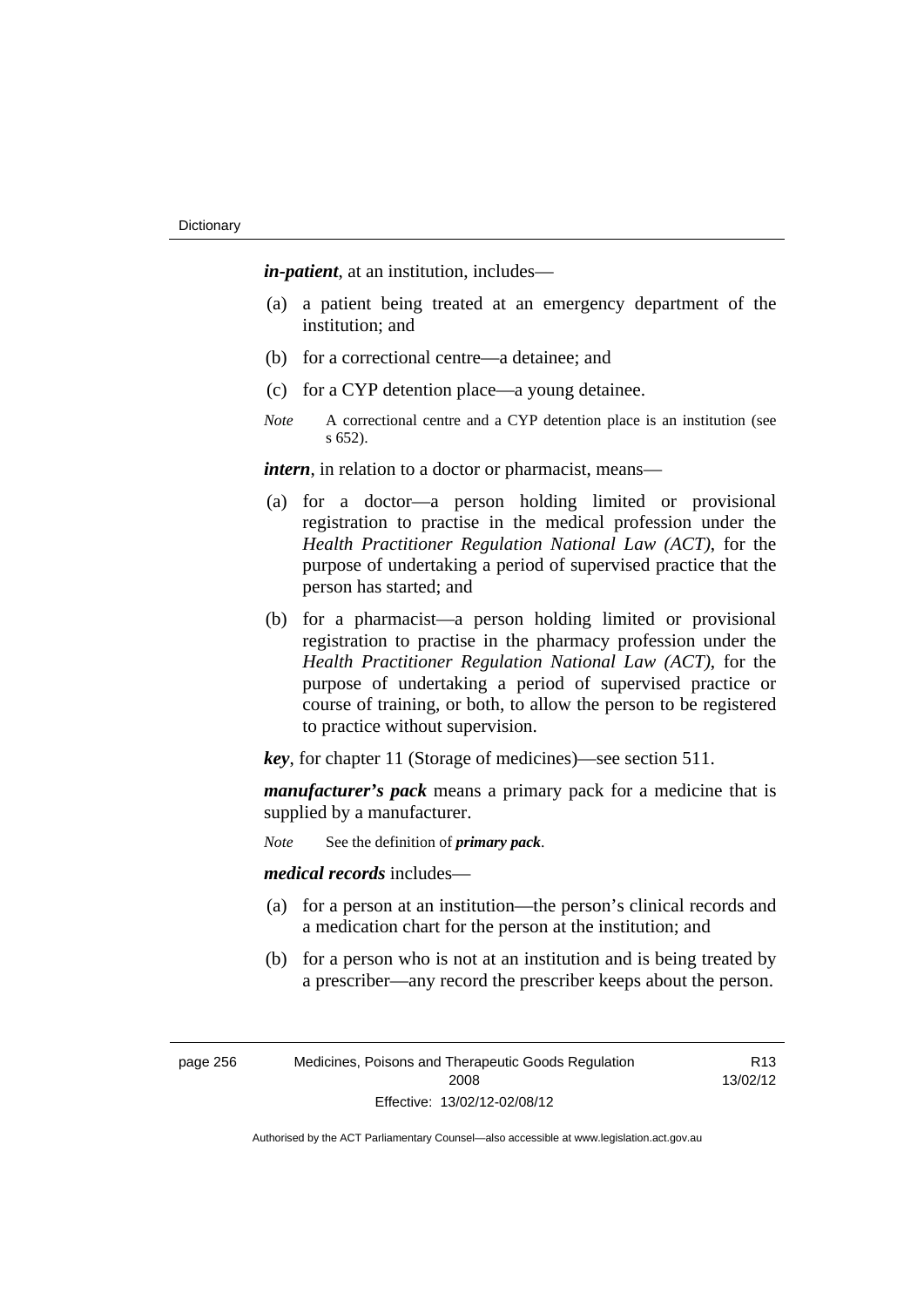***in-patient***, at an institution, includes—

(a) a patient being treated at an emergency department of the institution; and

(b) for a correctional centre—a detainee; and

(c) for a CYP detention place—a young detainee.

*Note* A correctional centre and a CYP detention place is an institution (see s 652).

***intern***, in relation to a doctor or pharmacist, means—

(a) for a doctor—a person holding limited or provisional registration to practise in the medical profession under the *Health Practitioner Regulation National Law (ACT)*, for the purpose of undertaking a period of supervised practice that the person has started; and

(b) for a pharmacist—a person holding limited or provisional registration to practise in the pharmacy profession under the *Health Practitioner Regulation National Law (ACT)*, for the purpose of undertaking a period of supervised practice or course of training, or both, to allow the person to be registered to practice without supervision.

***key***, for chapter 11 (Storage of medicines)—see section 511.

***manufacturer's pack*** means a primary pack for a medicine that is supplied by a manufacturer.

*Note* See the definition of ***primary pack***.

***medical records*** includes—

(a) for a person at an institution—the person's clinical records and a medication chart for the person at the institution; and

(b) for a person who is not at an institution and is being treated by a prescriber—any record the prescriber keeps about the person.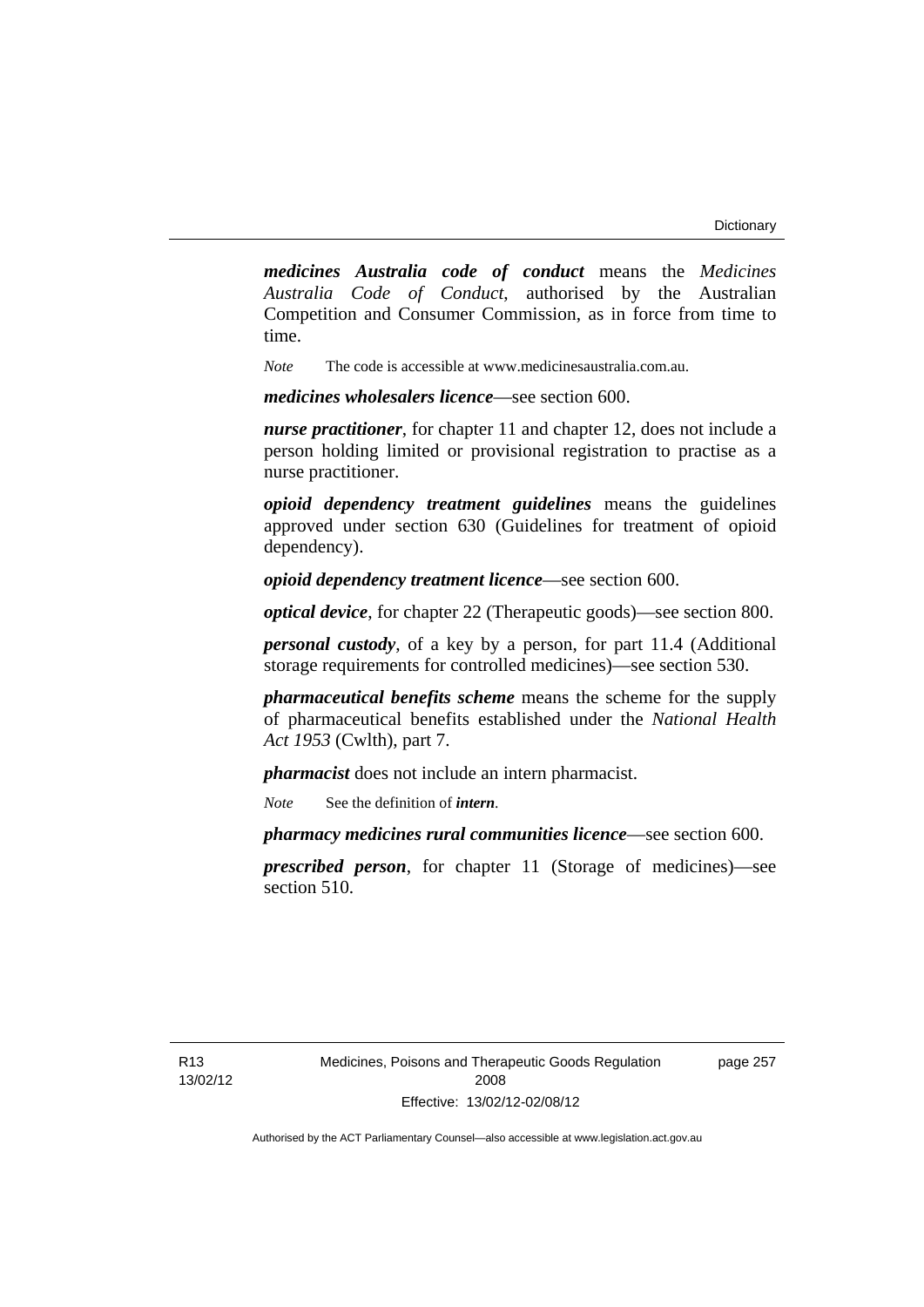***medicines Australia code of conduct*** means the *Medicines Australia Code of Conduct*, authorised by the Australian Competition and Consumer Commission, as in force from time to time.

*Note* The code is accessible at www.medicinesaustralia.com.au.

***medicines wholesalers licence***—see section 600.

***nurse practitioner***, for chapter 11 and chapter 12, does not include a person holding limited or provisional registration to practise as a nurse practitioner.

***opioid dependency treatment guidelines*** means the guidelines approved under section 630 (Guidelines for treatment of opioid dependency).

***opioid dependency treatment licence***—see section 600.

***optical device***, for chapter 22 (Therapeutic goods)—see section 800.

***personal custody***, of a key by a person, for part 11.4 (Additional storage requirements for controlled medicines)—see section 530.

***pharmaceutical benefits scheme*** means the scheme for the supply of pharmaceutical benefits established under the *National Health Act 1953* (Cwlth), part 7.

***pharmacist*** does not include an intern pharmacist.

*Note* See the definition of ***intern***.

***pharmacy medicines rural communities licence***—see section 600.

***prescribed person***, for chapter 11 (Storage of medicines)—see section 510.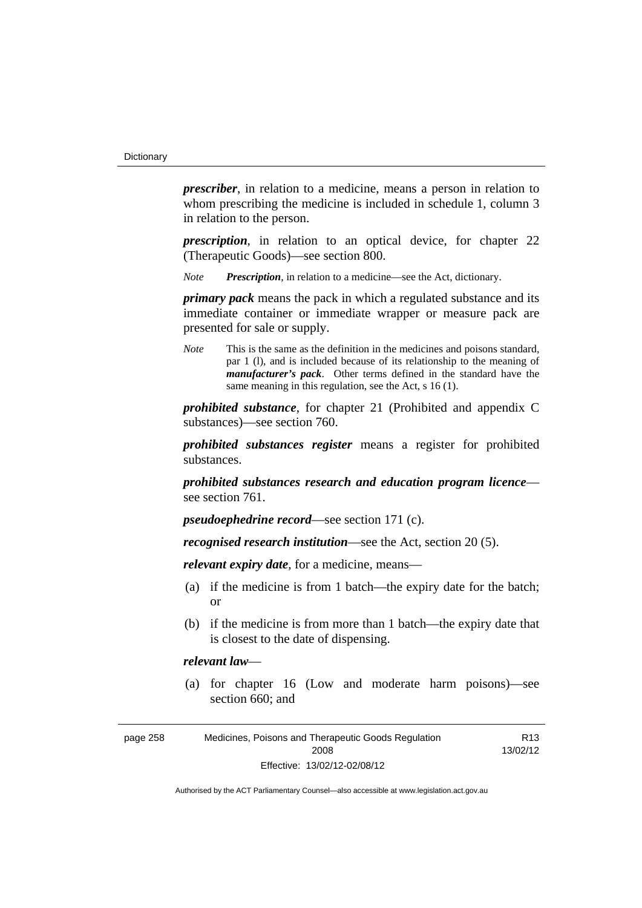***prescriber***, in relation to a medicine, means a person in relation to whom prescribing the medicine is included in schedule 1, column 3 in relation to the person.

***prescription***, in relation to an optical device, for chapter 22 (Therapeutic Goods)—see section 800.

*Note* ***Prescription***, in relation to a medicine—see the Act, dictionary.

***primary pack*** means the pack in which a regulated substance and its immediate container or immediate wrapper or measure pack are presented for sale or supply.

*Note* This is the same as the definition in the medicines and poisons standard, par 1 (l), and is included because of its relationship to the meaning of ***manufacturer's pack***. Other terms defined in the standard have the same meaning in this regulation, see the Act, s 16 (1).

***prohibited substance***, for chapter 21 (Prohibited and appendix C substances)—see section 760.

***prohibited substances register*** means a register for prohibited substances.

***prohibited substances research and education program licence***—see section 761.

***pseudoephedrine record***—see section 171 (c).

***recognised research institution***—see the Act, section 20 (5).

***relevant expiry date***, for a medicine, means—

(a) if the medicine is from 1 batch—the expiry date for the batch; or

(b) if the medicine is from more than 1 batch—the expiry date that is closest to the date of dispensing.

***relevant law***—

(a) for chapter 16 (Low and moderate harm poisons)—see section 660; and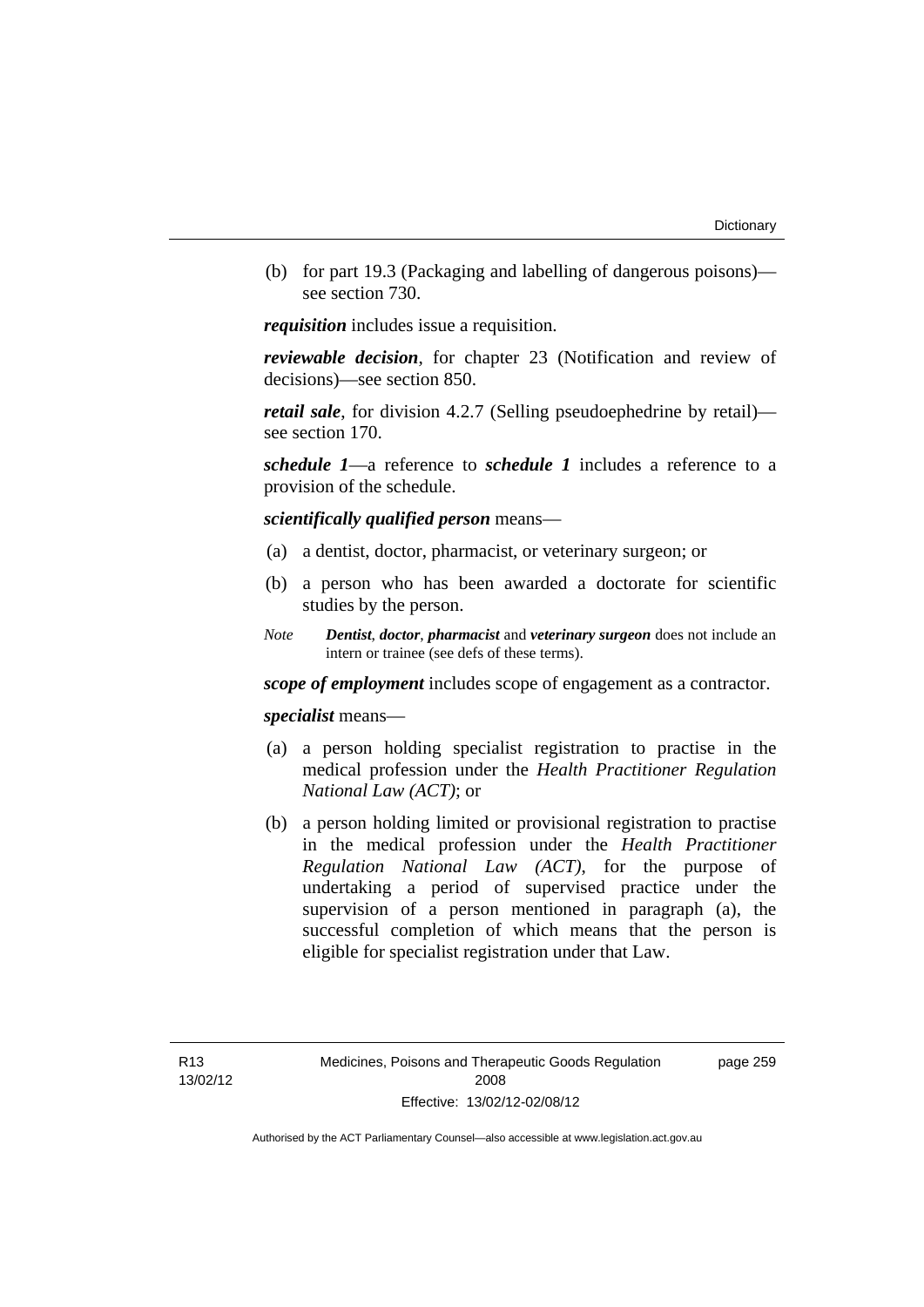(b) for part 19.3 (Packaging and labelling of dangerous poisons)—see section 730.

***requisition*** includes issue a requisition.

***reviewable decision***, for chapter 23 (Notification and review of decisions)—see section 850.

***retail sale***, for division 4.2.7 (Selling pseudoephedrine by retail)—see section 170.

***schedule 1***—a reference to ***schedule 1*** includes a reference to a provision of the schedule.

***scientifically qualified person*** means—

(a) a dentist, doctor, pharmacist, or veterinary surgeon; or

(b) a person who has been awarded a doctorate for scientific studies by the person.

*Note* ***Dentist***, ***doctor***, ***pharmacist*** and ***veterinary surgeon*** does not include an intern or trainee (see defs of these terms).

***scope of employment*** includes scope of engagement as a contractor.

***specialist*** means—

(a) a person holding specialist registration to practise in the medical profession under the *Health Practitioner Regulation National Law (ACT)*; or

(b) a person holding limited or provisional registration to practise in the medical profession under the *Health Practitioner Regulation National Law (ACT)*, for the purpose of undertaking a period of supervised practice under the supervision of a person mentioned in paragraph (a), the successful completion of which means that the person is eligible for specialist registration under that Law.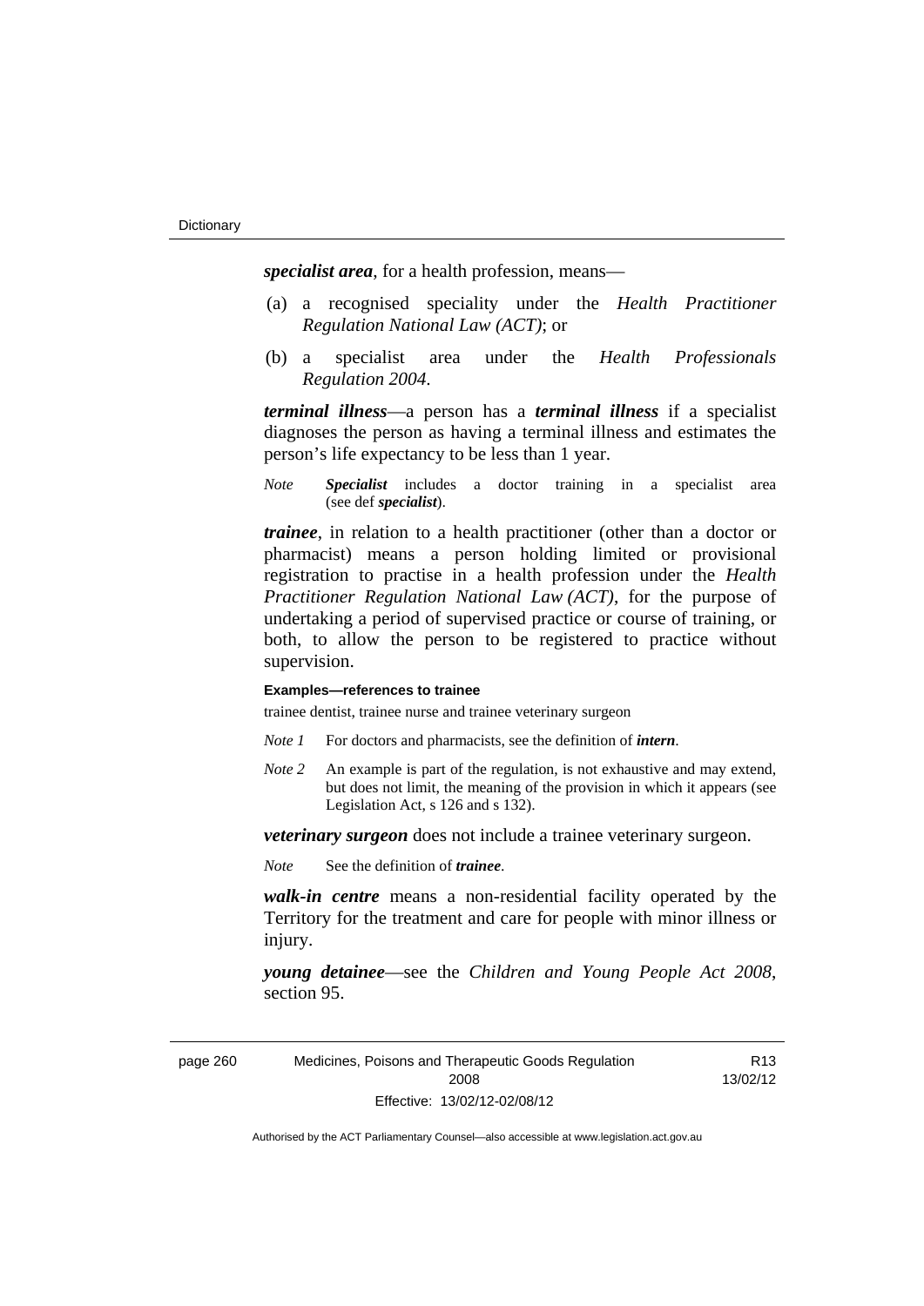***specialist area***, for a health profession, means—

(a) a recognised speciality under the *Health Practitioner Regulation National Law (ACT)*; or

(b) a specialist area under the *Health Professionals Regulation 2004*.

***terminal illness***—a person has a ***terminal illness*** if a specialist diagnoses the person as having a terminal illness and estimates the person's life expectancy to be less than 1 year.

*Note* ***Specialist*** includes a doctor training in a specialist area (see def ***specialist***).

***trainee***, in relation to a health practitioner (other than a doctor or pharmacist) means a person holding limited or provisional registration to practise in a health profession under the *Health Practitioner Regulation National Law (ACT)*, for the purpose of undertaking a period of supervised practice or course of training, or both, to allow the person to be registered to practice without supervision.

**Examples—references to trainee**

trainee dentist, trainee nurse and trainee veterinary surgeon

*Note 1* For doctors and pharmacists, see the definition of ***intern***.

*Note 2* An example is part of the regulation, is not exhaustive and may extend, but does not limit, the meaning of the provision in which it appears (see Legislation Act, s 126 and s 132).

***veterinary surgeon*** does not include a trainee veterinary surgeon.

*Note* See the definition of ***trainee***.

***walk-in centre*** means a non-residential facility operated by the Territory for the treatment and care for people with minor illness or injury.

***young detainee***—see the *Children and Young People Act 2008*, section 95.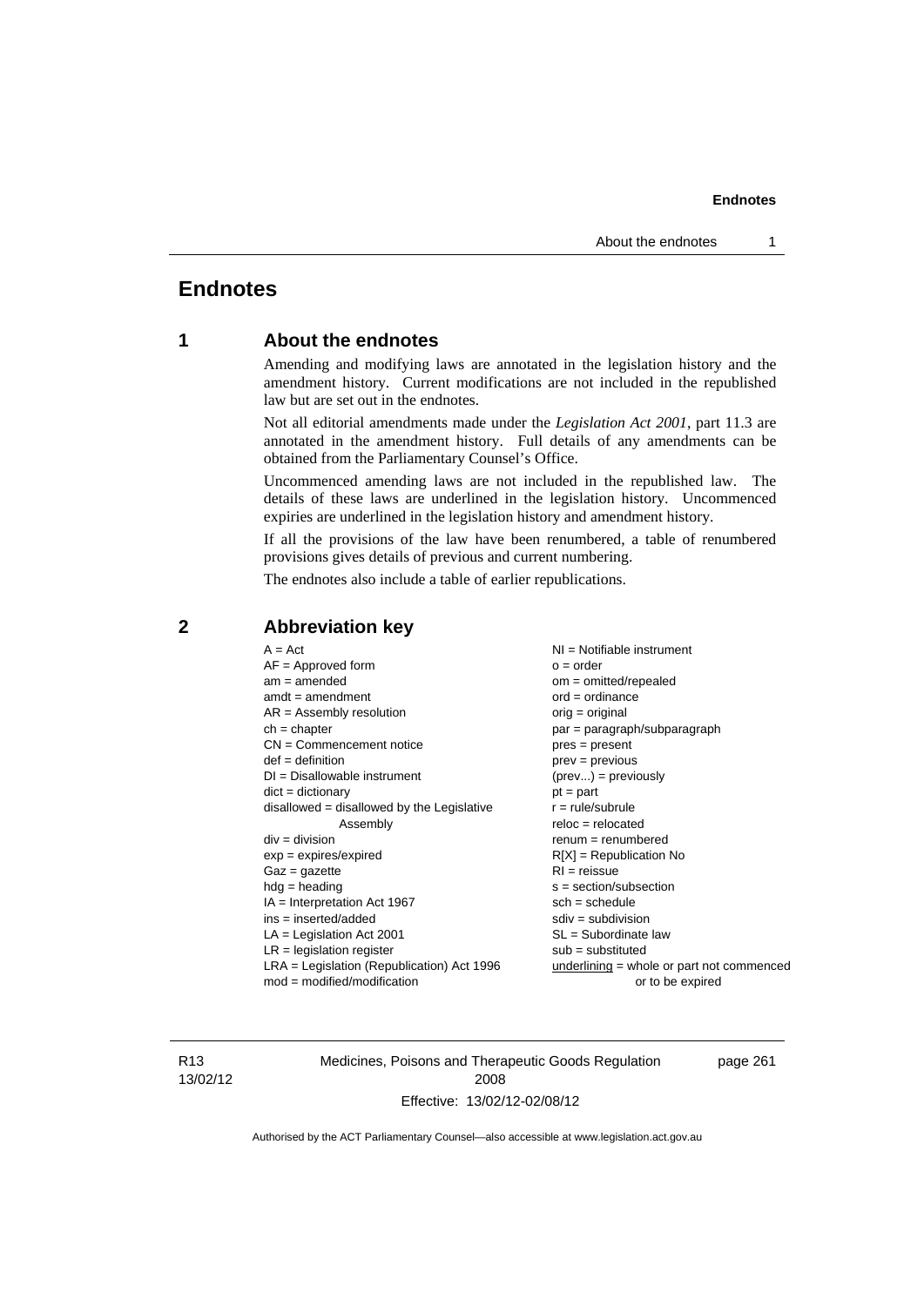# Endnotes

## 1 About the endnotes

Amending and modifying laws are annotated in the legislation history and the amendment history. Current modifications are not included in the republished law but are set out in the endnotes.

Not all editorial amendments made under the *Legislation Act 2001*, part 11.3 are annotated in the amendment history. Full details of any amendments can be obtained from the Parliamentary Counsel's Office.

Uncommenced amending laws are not included in the republished law. The details of these laws are underlined in the legislation history. Uncommenced expiries are underlined in the legislation history and amendment history.

If all the provisions of the law have been renumbered, a table of renumbered provisions gives details of previous and current numbering.

The endnotes also include a table of earlier republications.

## 2 Abbreviation key

A = Act
AF = Approved form
am = amended
amdt = amendment
AR = Assembly resolution
ch = chapter
CN = Commencement notice
def = definition
DI = Disallowable instrument
dict = dictionary
disallowed = disallowed by the Legislative Assembly
div = division
exp = expires/expired
Gaz = gazette
hdg = heading
IA = Interpretation Act 1967
ins = inserted/added
LA = Legislation Act 2001
LR = legislation register
LRA = Legislation (Republication) Act 1996
mod = modified/modification
NI = Notifiable instrument
o = order
om = omitted/repealed
ord = ordinance
orig = original
par = paragraph/subparagraph
pres = present
prev = previous
(prev...) = previously
pt = part
r = rule/subrule
reloc = relocated
renum = renumbered
R[X] = Republication No
RI = reissue
s = section/subsection
sch = schedule
sdiv = subdivision
SL = Subordinate law
sub = substituted
<u>underlining</u> = whole or part not commenced or to be expired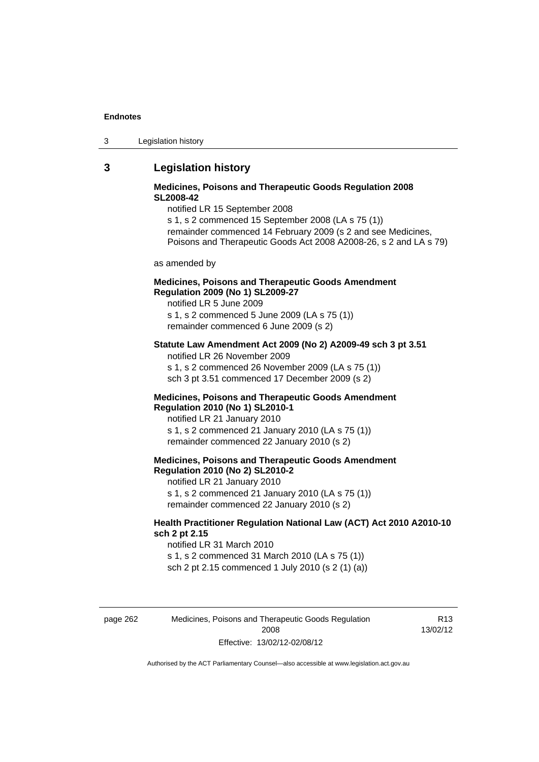## 3 Legislation history

**Medicines, Poisons and Therapeutic Goods Regulation 2008 SL2008-42**

notified LR 15 September 2008

s 1, s 2 commenced 15 September 2008 (LA s 75 (1))

remainder commenced 14 February 2009 (s 2 and see Medicines, Poisons and Therapeutic Goods Act 2008 A2008-26, s 2 and LA s 79)

as amended by

**Medicines, Poisons and Therapeutic Goods Amendment Regulation 2009 (No 1) SL2009-27**

notified LR 5 June 2009

s 1, s 2 commenced 5 June 2009 (LA s 75 (1))

remainder commenced 6 June 2009 (s 2)

**Statute Law Amendment Act 2009 (No 2) A2009-49 sch 3 pt 3.51**

notified LR 26 November 2009

s 1, s 2 commenced 26 November 2009 (LA s 75 (1))

sch 3 pt 3.51 commenced 17 December 2009 (s 2)

**Medicines, Poisons and Therapeutic Goods Amendment Regulation 2010 (No 1) SL2010-1**

notified LR 21 January 2010

s 1, s 2 commenced 21 January 2010 (LA s 75 (1))

remainder commenced 22 January 2010 (s 2)

**Medicines, Poisons and Therapeutic Goods Amendment Regulation 2010 (No 2) SL2010-2**

notified LR 21 January 2010

s 1, s 2 commenced 21 January 2010 (LA s 75 (1))

remainder commenced 22 January 2010 (s 2)

**Health Practitioner Regulation National Law (ACT) Act 2010 A2010-10 sch 2 pt 2.15**

notified LR 31 March 2010

s 1, s 2 commenced 31 March 2010 (LA s 75 (1))

sch 2 pt 2.15 commenced 1 July 2010 (s 2 (1) (a))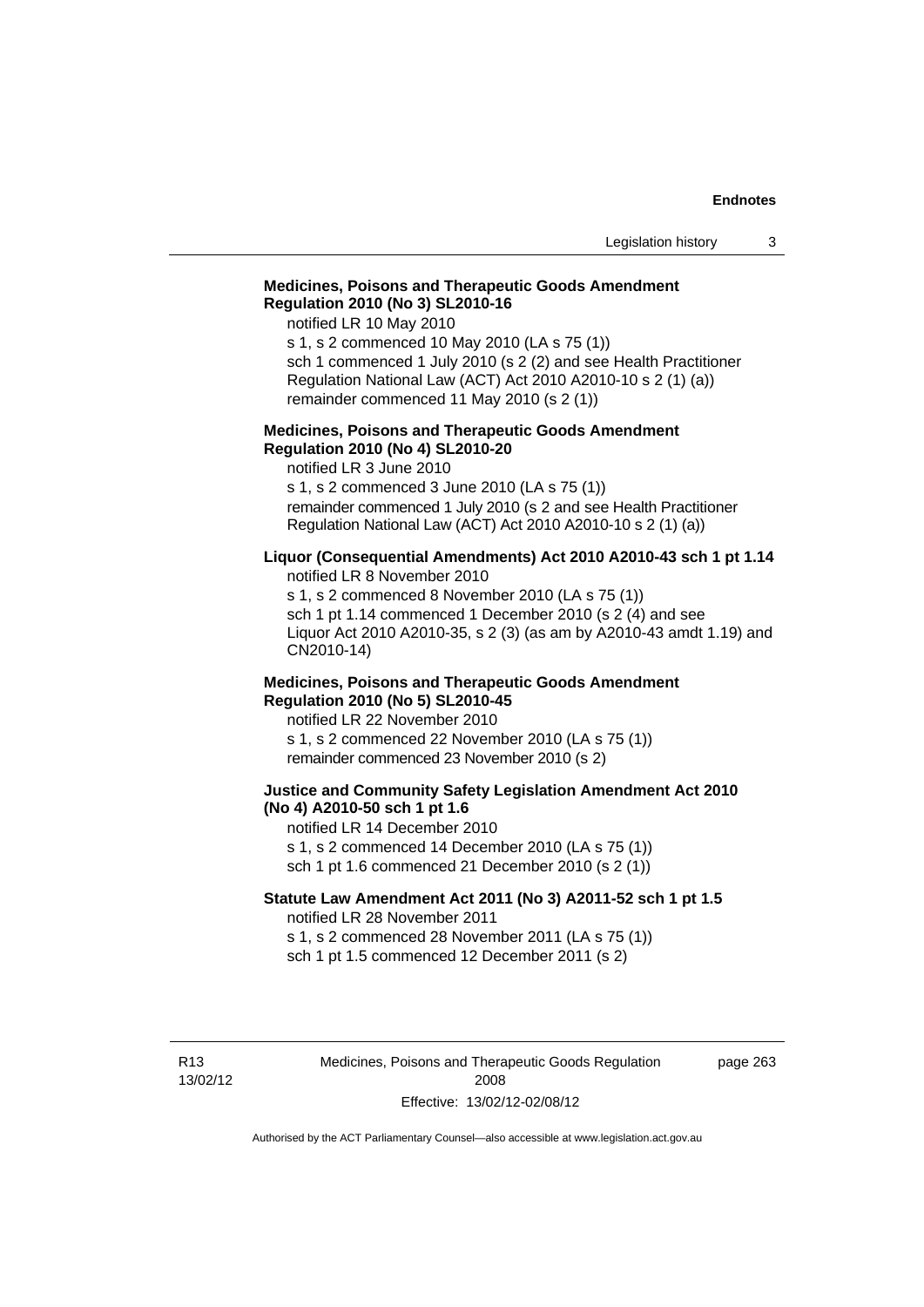**Medicines, Poisons and Therapeutic Goods Amendment Regulation 2010 (No 3) SL2010-16**

notified LR 10 May 2010

s 1, s 2 commenced 10 May 2010 (LA s 75 (1))

sch 1 commenced 1 July 2010 (s 2 (2) and see Health Practitioner Regulation National Law (ACT) Act 2010 A2010-10 s 2 (1) (a))

remainder commenced 11 May 2010 (s 2 (1))

**Medicines, Poisons and Therapeutic Goods Amendment Regulation 2010 (No 4) SL2010-20**

notified LR 3 June 2010

s 1, s 2 commenced 3 June 2010 (LA s 75 (1))

remainder commenced 1 July 2010 (s 2 and see Health Practitioner Regulation National Law (ACT) Act 2010 A2010-10 s 2 (1) (a))

**Liquor (Consequential Amendments) Act 2010 A2010-43 sch 1 pt 1.14**

notified LR 8 November 2010

s 1, s 2 commenced 8 November 2010 (LA s 75 (1))

sch 1 pt 1.14 commenced 1 December 2010 (s 2 (4) and see Liquor Act 2010 A2010-35, s 2 (3) (as am by A2010-43 amdt 1.19) and CN2010-14)

**Medicines, Poisons and Therapeutic Goods Amendment Regulation 2010 (No 5) SL2010-45**

notified LR 22 November 2010

s 1, s 2 commenced 22 November 2010 (LA s 75 (1))

remainder commenced 23 November 2010 (s 2)

**Justice and Community Safety Legislation Amendment Act 2010 (No 4) A2010-50 sch 1 pt 1.6**

notified LR 14 December 2010

s 1, s 2 commenced 14 December 2010 (LA s 75 (1))

sch 1 pt 1.6 commenced 21 December 2010 (s 2 (1))

**Statute Law Amendment Act 2011 (No 3) A2011-52 sch 1 pt 1.5**

notified LR 28 November 2011

s 1, s 2 commenced 28 November 2011 (LA s 75 (1))

sch 1 pt 1.5 commenced 12 December 2011 (s 2)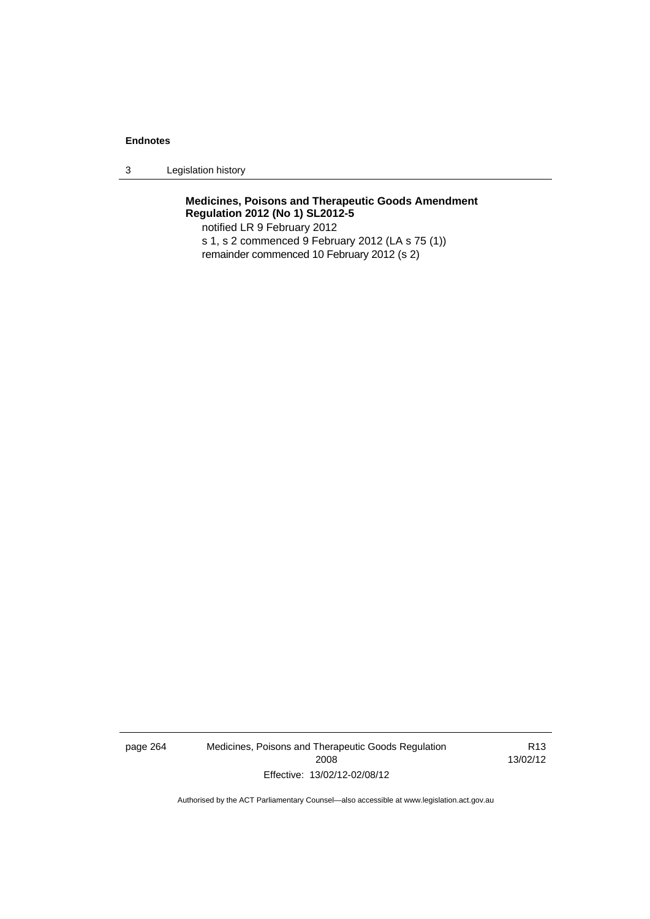**Medicines, Poisons and Therapeutic Goods Amendment Regulation 2012 (No 1) SL2012-5**

notified LR 9 February 2012

s 1, s 2 commenced 9 February 2012 (LA s 75 (1))

remainder commenced 10 February 2012 (s 2)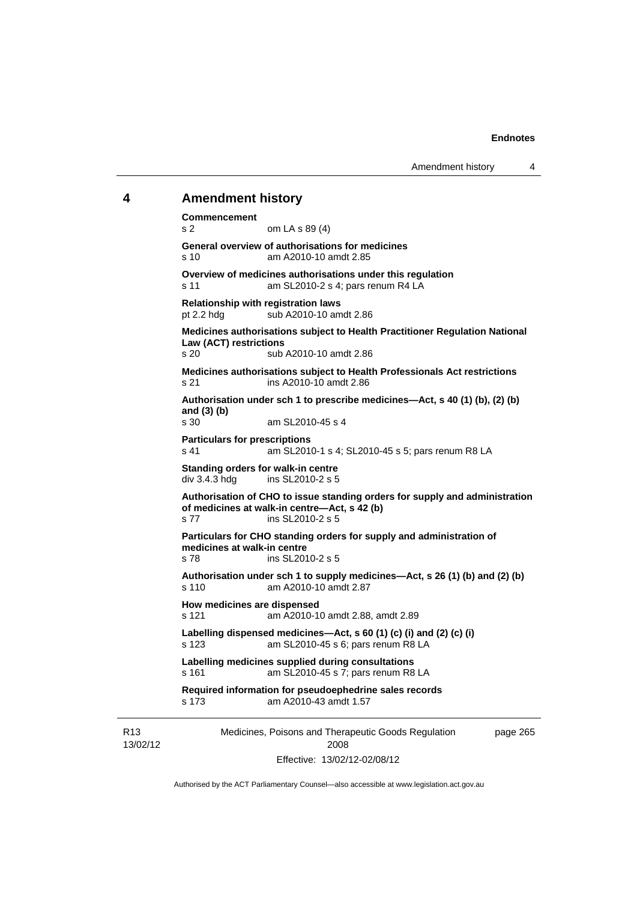## 4 Amendment history

**Commencement**
s 2 om LA s 89 (4)

**General overview of authorisations for medicines**
s 10 am A2010-10 amdt 2.85

**Overview of medicines authorisations under this regulation**
s 11 am SL2010-2 s 4; pars renum R4 LA

**Relationship with registration laws**
pt 2.2 hdg sub A2010-10 amdt 2.86

**Medicines authorisations subject to Health Practitioner Regulation National Law (ACT) restrictions**
s 20 sub A2010-10 amdt 2.86

**Medicines authorisations subject to Health Professionals Act restrictions**
s 21 ins A2010-10 amdt 2.86

**Authorisation under sch 1 to prescribe medicines—Act, s 40 (1) (b), (2) (b) and (3) (b)**
s 30 am SL2010-45 s 4

**Particulars for prescriptions**
s 41 am SL2010-1 s 4; SL2010-45 s 5; pars renum R8 LA

**Standing orders for walk-in centre**
div 3.4.3 hdg ins SL2010-2 s 5

**Authorisation of CHO to issue standing orders for supply and administration of medicines at walk-in centre—Act, s 42 (b)**
s 77 ins SL2010-2 s 5

**Particulars for CHO standing orders for supply and administration of medicines at walk-in centre**
s 78 ins SL2010-2 s 5

**Authorisation under sch 1 to supply medicines—Act, s 26 (1) (b) and (2) (b)**
s 110 am A2010-10 amdt 2.87

**How medicines are dispensed**
s 121 am A2010-10 amdt 2.88, amdt 2.89

**Labelling dispensed medicines—Act, s 60 (1) (c) (i) and (2) (c) (i)**
s 123 am SL2010-45 s 6; pars renum R8 LA

**Labelling medicines supplied during consultations**
s 161 am SL2010-45 s 7; pars renum R8 LA

**Required information for pseudoephedrine sales records**
s 173 am A2010-43 amdt 1.57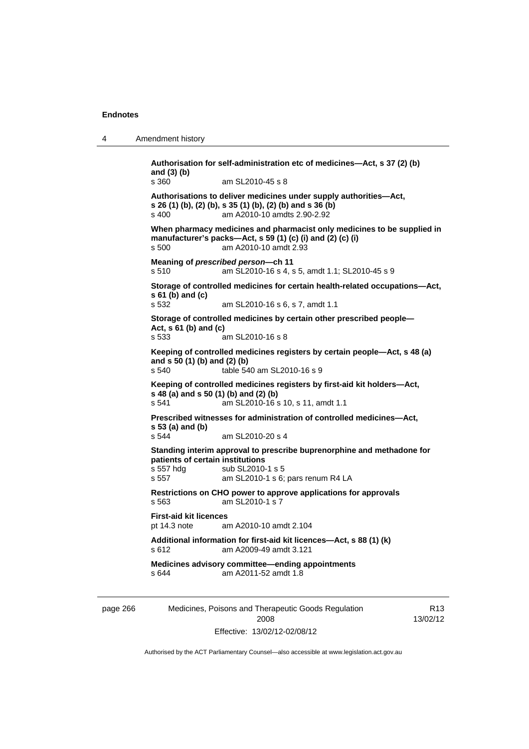**Authorisation for self-administration etc of medicines—Act, s 37 (2) (b) and (3) (b)**
s 360 am SL2010-45 s 8

**Authorisations to deliver medicines under supply authorities—Act, s 26 (1) (b), (2) (b), s 35 (1) (b), (2) (b) and s 36 (b)**
s 400 am A2010-10 amdts 2.90-2.92

**When pharmacy medicines and pharmacist only medicines to be supplied in manufacturer's packs—Act, s 59 (1) (c) (i) and (2) (c) (i)**
s 500 am A2010-10 amdt 2.93

**Meaning of *prescribed person*—ch 11**
s 510 am SL2010-16 s 4, s 5, amdt 1.1; SL2010-45 s 9

**Storage of controlled medicines for certain health-related occupations—Act, s 61 (b) and (c)**
s 532 am SL2010-16 s 6, s 7, amdt 1.1

**Storage of controlled medicines by certain other prescribed people—Act, s 61 (b) and (c)**
s 533 am SL2010-16 s 8

**Keeping of controlled medicines registers by certain people—Act, s 48 (a) and s 50 (1) (b) and (2) (b)**
s 540 table 540 am SL2010-16 s 9

**Keeping of controlled medicines registers by first-aid kit holders—Act, s 48 (a) and s 50 (1) (b) and (2) (b)**
s 541 am SL2010-16 s 10, s 11, amdt 1.1

**Prescribed witnesses for administration of controlled medicines—Act, s 53 (a) and (b)**
s 544 am SL2010-20 s 4

**Standing interim approval to prescribe buprenorphine and methadone for patients of certain institutions**
s 557 hdg sub SL2010-1 s 5
s 557 am SL2010-1 s 6; pars renum R4 LA

**Restrictions on CHO power to approve applications for approvals**
s 563 am SL2010-1 s 7

**First-aid kit licences**
pt 14.3 note am A2010-10 amdt 2.104

**Additional information for first-aid kit licences—Act, s 88 (1) (k)**
s 612 am A2009-49 amdt 3.121

**Medicines advisory committee—ending appointments**
s 644 am A2011-52 amdt 1.8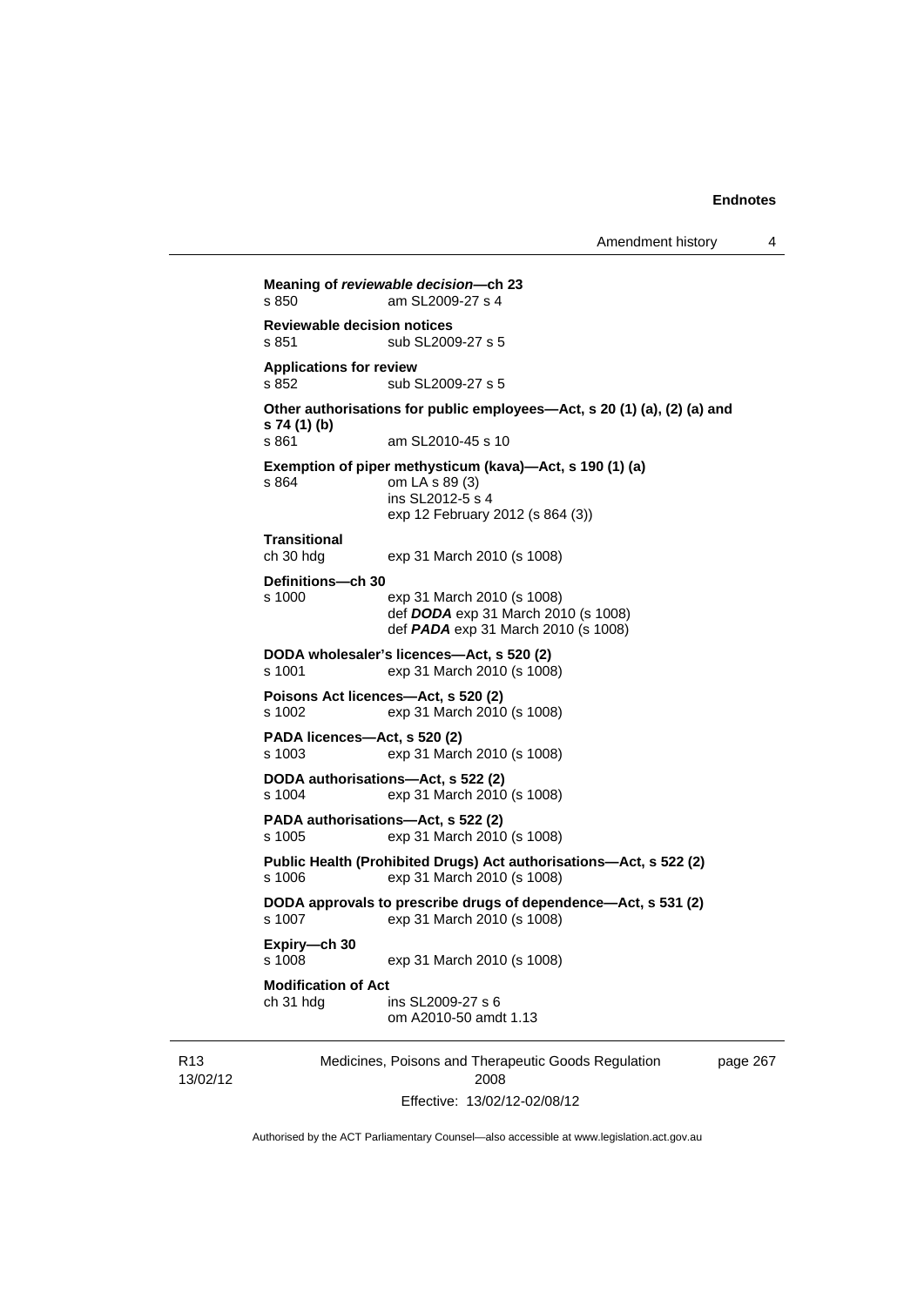**Meaning of *reviewable decision*—ch 23**
s 850 am SL2009-27 s 4

**Reviewable decision notices**
s 851 sub SL2009-27 s 5

**Applications for review**
s 852 sub SL2009-27 s 5

**Other authorisations for public employees—Act, s 20 (1) (a), (2) (a) and s 74 (1) (b)**
s 861 am SL2010-45 s 10

**Exemption of piper methysticum (kava)—Act, s 190 (1) (a)**
s 864 om LA s 89 (3)
ins SL2012-5 s 4
exp 12 February 2012 (s 864 (3))

**Transitional**
ch 30 hdg exp 31 March 2010 (s 1008)

**Definitions—ch 30**
s 1000 exp 31 March 2010 (s 1008)
def ***DODA*** exp 31 March 2010 (s 1008)
def ***PADA*** exp 31 March 2010 (s 1008)

**DODA wholesaler's licences—Act, s 520 (2)**
s 1001 exp 31 March 2010 (s 1008)

**Poisons Act licences—Act, s 520 (2)**
s 1002 exp 31 March 2010 (s 1008)

**PADA licences—Act, s 520 (2)**
s 1003 exp 31 March 2010 (s 1008)

**DODA authorisations—Act, s 522 (2)**
s 1004 exp 31 March 2010 (s 1008)

**PADA authorisations—Act, s 522 (2)**
s 1005 exp 31 March 2010 (s 1008)

**Public Health (Prohibited Drugs) Act authorisations—Act, s 522 (2)**
s 1006 exp 31 March 2010 (s 1008)

**DODA approvals to prescribe drugs of dependence—Act, s 531 (2)**
s 1007 exp 31 March 2010 (s 1008)

**Expiry—ch 30**
s 1008 exp 31 March 2010 (s 1008)

**Modification of Act**
ch 31 hdg ins SL2009-27 s 6
om A2010-50 amdt 1.13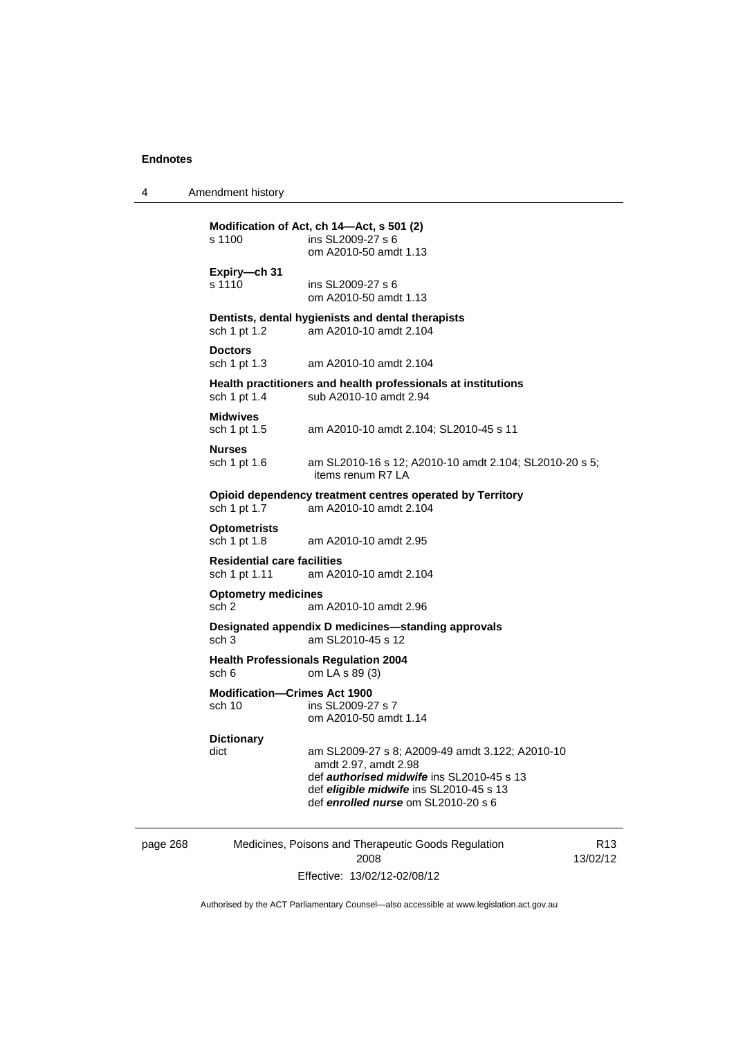**Modification of Act, ch 14—Act, s 501 (2)**
s 1100 ins SL2009-27 s 6
om A2010-50 amdt 1.13

**Expiry—ch 31**
s 1110 ins SL2009-27 s 6
om A2010-50 amdt 1.13

**Dentists, dental hygienists and dental therapists**
sch 1 pt 1.2 am A2010-10 amdt 2.104

**Doctors**
sch 1 pt 1.3 am A2010-10 amdt 2.104

**Health practitioners and health professionals at institutions**
sch 1 pt 1.4 sub A2010-10 amdt 2.94

**Midwives**
sch 1 pt 1.5 am A2010-10 amdt 2.104; SL2010-45 s 11

**Nurses**
sch 1 pt 1.6 am SL2010-16 s 12; A2010-10 amdt 2.104; SL2010-20 s 5; items renum R7 LA

**Opioid dependency treatment centres operated by Territory**
sch 1 pt 1.7 am A2010-10 amdt 2.104

**Optometrists**
sch 1 pt 1.8 am A2010-10 amdt 2.95

**Residential care facilities**
sch 1 pt 1.11 am A2010-10 amdt 2.104

**Optometry medicines**
sch 2 am A2010-10 amdt 2.96

**Designated appendix D medicines—standing approvals**
sch 3 am SL2010-45 s 12

**Health Professionals Regulation 2004**
sch 6 om LA s 89 (3)

**Modification—Crimes Act 1900**
sch 10 ins SL2009-27 s 7
om A2010-50 amdt 1.14

**Dictionary**
dict am SL2009-27 s 8; A2009-49 amdt 3.122; A2010-10 amdt 2.97, amdt 2.98
def ***authorised midwife*** ins SL2010-45 s 13
def ***eligible midwife*** ins SL2010-45 s 13
def ***enrolled nurse*** om SL2010-20 s 6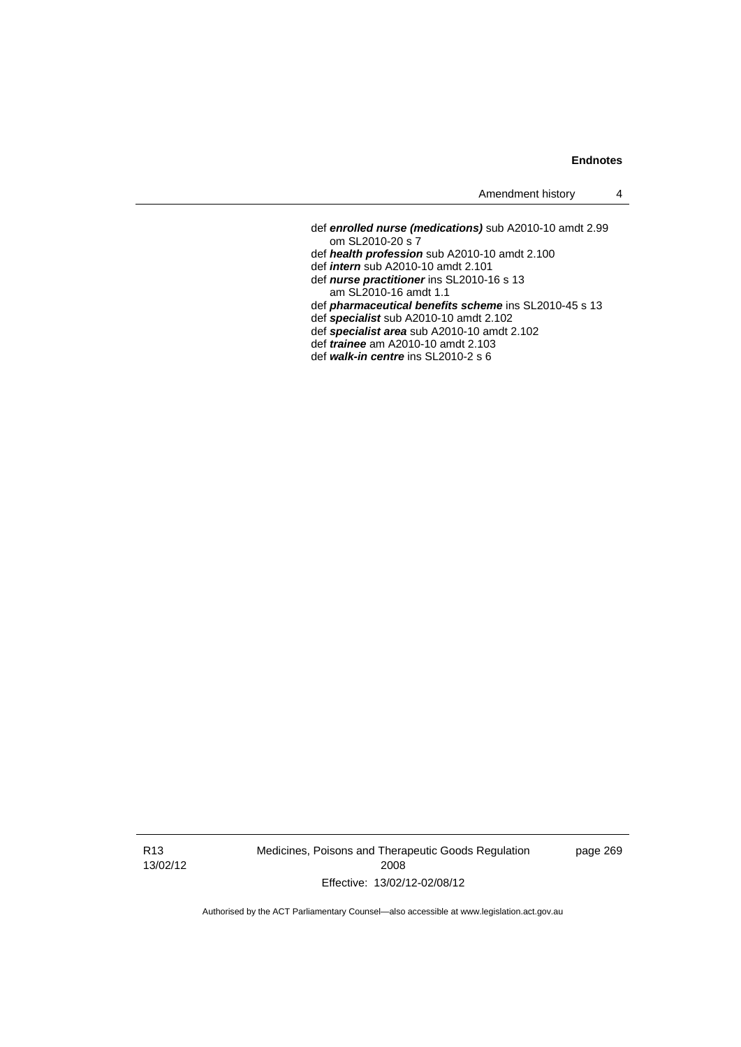def ***enrolled nurse (medications)*** sub A2010-10 amdt 2.99
  om SL2010-20 s 7

def ***health profession*** sub A2010-10 amdt 2.100

def ***intern*** sub A2010-10 amdt 2.101

def ***nurse practitioner*** ins SL2010-16 s 13
  am SL2010-16 amdt 1.1

def ***pharmaceutical benefits scheme*** ins SL2010-45 s 13

def ***specialist*** sub A2010-10 amdt 2.102

def ***specialist area*** sub A2010-10 amdt 2.102

def ***trainee*** am A2010-10 amdt 2.103

def ***walk-in centre*** ins SL2010-2 s 6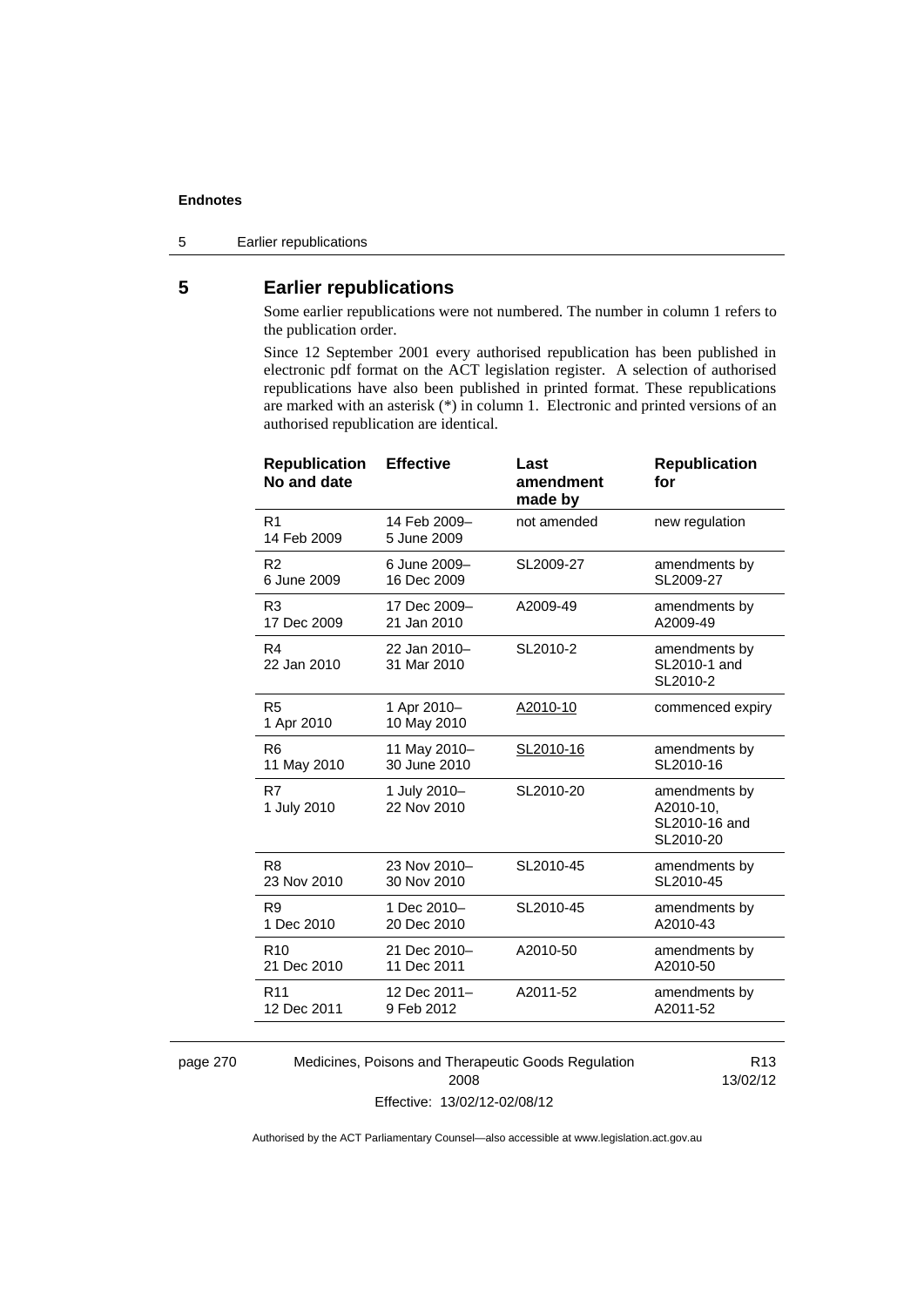## 5 Earlier republications

Some earlier republications were not numbered. The number in column 1 refers to the publication order.

Since 12 September 2001 every authorised republication has been published in electronic pdf format on the ACT legislation register. A selection of authorised republications have also been published in printed format. These republications are marked with an asterisk (*) in column 1. Electronic and printed versions of an authorised republication are identical.

| Republication No and date | Effective | Last amendment made by | Republication for |
|---|---|---|---|
| R1 14 Feb 2009 | 14 Feb 2009–5 June 2009 | not amended | new regulation |
| R2 6 June 2009 | 6 June 2009–16 Dec 2009 | SL2009-27 | amendments by SL2009-27 |
| R3 17 Dec 2009 | 17 Dec 2009–21 Jan 2010 | A2009-49 | amendments by A2009-49 |
| R4 22 Jan 2010 | 22 Jan 2010–31 Mar 2010 | SL2010-2 | amendments by SL2010-1 and SL2010-2 |
| R5 1 Apr 2010 | 1 Apr 2010–10 May 2010 | A2010-10 | commenced expiry |
| R6 11 May 2010 | 11 May 2010–30 June 2010 | SL2010-16 | amendments by SL2010-16 |
| R7 1 July 2010 | 1 July 2010–22 Nov 2010 | SL2010-20 | amendments by A2010-10, SL2010-16 and SL2010-20 |
| R8 23 Nov 2010 | 23 Nov 2010–30 Nov 2010 | SL2010-45 | amendments by SL2010-45 |
| R9 1 Dec 2010 | 1 Dec 2010–20 Dec 2010 | SL2010-45 | amendments by A2010-43 |
| R10 21 Dec 2010 | 21 Dec 2010–11 Dec 2011 | A2010-50 | amendments by A2010-50 |
| R11 12 Dec 2011 | 12 Dec 2011–9 Feb 2012 | A2011-52 | amendments by A2011-52 |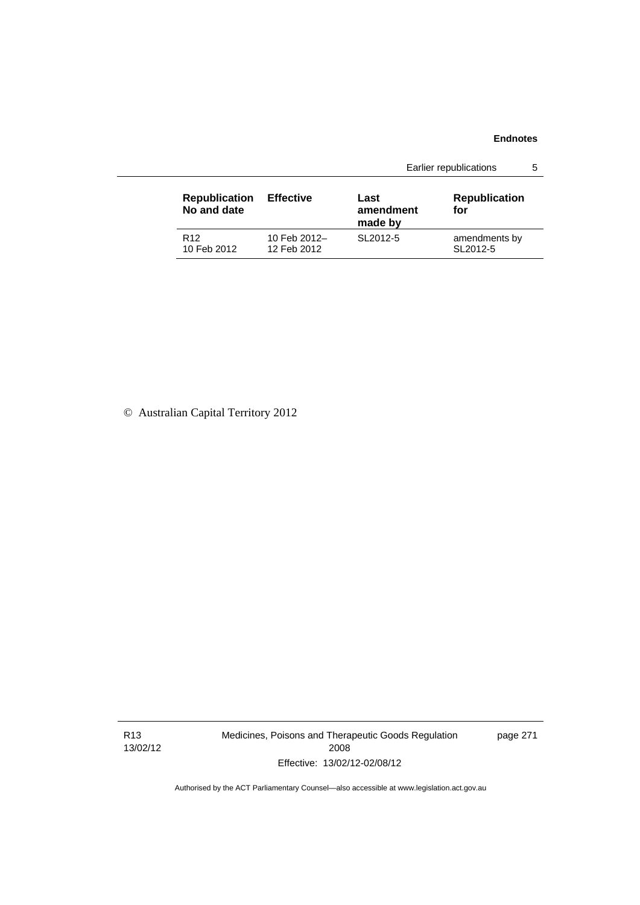| Republication No and date | Effective | Last amendment made by | Republication for |
|---|---|---|---|
| R12 10 Feb 2012 | 10 Feb 2012– 12 Feb 2012 | SL2012-5 | amendments by SL2012-5 |

© Australian Capital Territory 2012